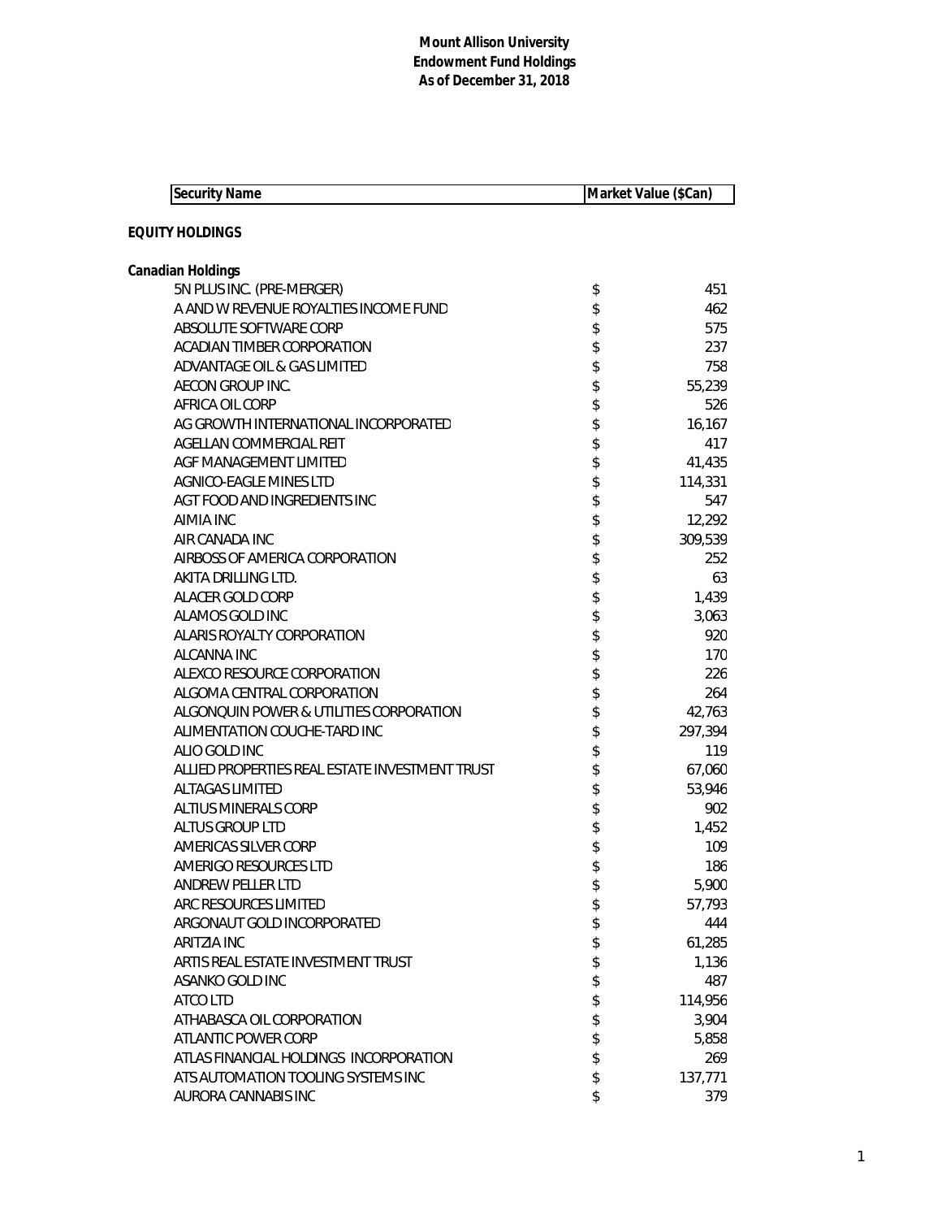# Mount Allison University
## Endowment Fund Holdings
### As of December 31, 2018

| Security Name | Market Value ($Can) |
|---|---|
| **EQUITY HOLDINGS** | |
| **Canadian Holdings** | |
| 5N PLUS INC. (PRE-MERGER) | $ 451 |
| A AND W REVENUE ROYALTIES INCOME FUND | $ 462 |
| ABSOLUTE SOFTWARE CORP | $ 575 |
| ACADIAN TIMBER CORPORATION | $ 237 |
| ADVANTAGE OIL & GAS LIMITED | $ 758 |
| AECON GROUP INC. | $ 55,239 |
| AFRICA OIL CORP | $ 526 |
| AG GROWTH INTERNATIONAL INCORPORATED | $ 16,167 |
| AGELLAN COMMERCIAL REIT | $ 417 |
| AGF MANAGEMENT LIMITED | $ 41,435 |
| AGNICO-EAGLE MINES LTD | $ 114,331 |
| AGT FOOD AND INGREDIENTS INC | $ 547 |
| AIMIA INC | $ 12,292 |
| AIR CANADA INC | $ 309,539 |
| AIRBOSS OF AMERICA CORPORATION | $ 252 |
| AKITA DRILLING LTD. | $ 63 |
| ALACER GOLD CORP | $ 1,439 |
| ALAMOS GOLD INC | $ 3,063 |
| ALARIS ROYALTY CORPORATION | $ 920 |
| ALCANNA INC | $ 170 |
| ALEXCO RESOURCE CORPORATION | $ 226 |
| ALGOMA CENTRAL CORPORATION | $ 264 |
| ALGONQUIN POWER & UTILITIES CORPORATION | $ 42,763 |
| ALIMENTATION COUCHE-TARD INC | $ 297,394 |
| ALIO GOLD INC | $ 119 |
| ALLIED PROPERTIES REAL ESTATE INVESTMENT TRUST | $ 67,060 |
| ALTAGAS LIMITED | $ 53,946 |
| ALTIUS MINERALS CORP | $ 902 |
| ALTUS GROUP LTD | $ 1,452 |
| AMERICAS SILVER CORP | $ 109 |
| AMERIGO RESOURCES LTD | $ 186 |
| ANDREW PELLER LTD | $ 5,900 |
| ARC RESOURCES LIMITED | $ 57,793 |
| ARGONAUT GOLD INCORPORATED | $ 444 |
| ARITZIA INC | $ 61,285 |
| ARTIS REAL ESTATE INVESTMENT TRUST | $ 1,136 |
| ASANKO GOLD INC | $ 487 |
| ATCO LTD | $ 114,956 |
| ATHABASCA OIL CORPORATION | $ 3,904 |
| ATLANTIC POWER CORP | $ 5,858 |
| ATLAS FINANCIAL HOLDINGS INCORPORATION | $ 269 |
| ATS AUTOMATION TOOLING SYSTEMS INC | $ 137,771 |
| AURORA CANNABIS INC | $ 379 |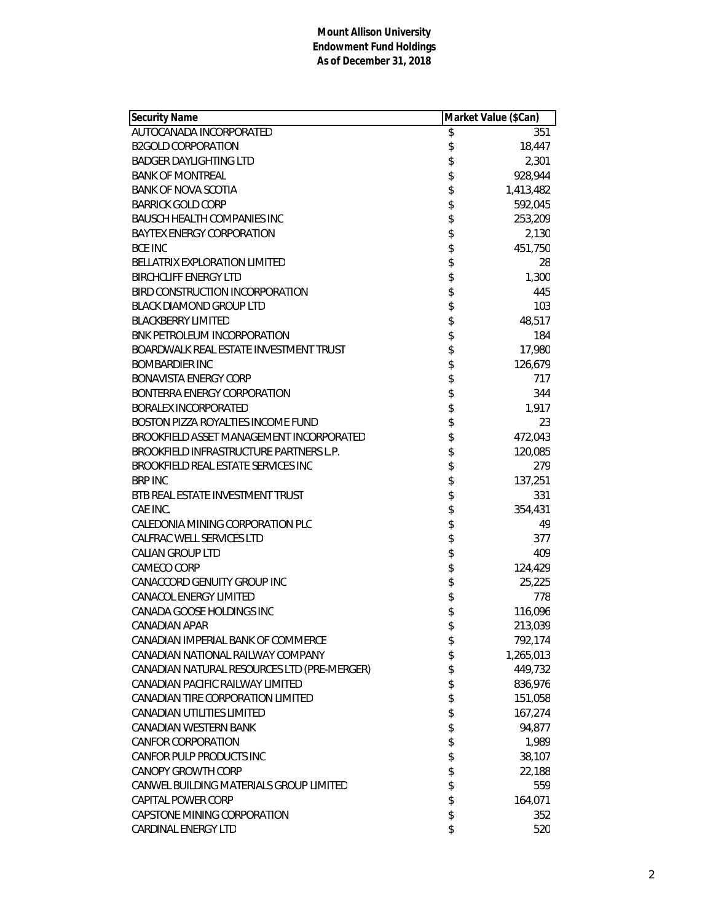**Mount Allison University**
**Endowment Fund Holdings**
**As of December 31, 2018**

| Security Name | Market Value ($Can) |
|---|---|
| AUTOCANADA INCORPORATED | $ 351 |
| B2GOLD CORPORATION | $ 18,447 |
| BADGER DAYLIGHTING LTD | $ 2,301 |
| BANK OF MONTREAL | $ 928,944 |
| BANK OF NOVA SCOTIA | $ 1,413,482 |
| BARRICK GOLD CORP | $ 592,045 |
| BAUSCH HEALTH COMPANIES INC | $ 253,209 |
| BAYTEX ENERGY CORPORATION | $ 2,130 |
| BCE INC | $ 451,750 |
| BELLATRIX EXPLORATION LIMITED | $ 28 |
| BIRCHCLIFF ENERGY LTD | $ 1,300 |
| BIRD CONSTRUCTION INCORPORATION | $ 445 |
| BLACK DIAMOND GROUP LTD | $ 103 |
| BLACKBERRY LIMITED | $ 48,517 |
| BNK PETROLEUM INCORPORATION | $ 184 |
| BOARDWALK REAL ESTATE INVESTMENT TRUST | $ 17,980 |
| BOMBARDIER INC | $ 126,679 |
| BONAVISTA ENERGY CORP | $ 717 |
| BONTERRA ENERGY CORPORATION | $ 344 |
| BORALEX INCORPORATED | $ 1,917 |
| BOSTON PIZZA ROYALTIES INCOME FUND | $ 23 |
| BROOKFIELD ASSET MANAGEMENT INCORPORATED | $ 472,043 |
| BROOKFIELD INFRASTRUCTURE PARTNERS L.P. | $ 120,085 |
| BROOKFIELD REAL ESTATE SERVICES INC | $ 279 |
| BRP INC | $ 137,251 |
| BTB REAL ESTATE INVESTMENT TRUST | $ 331 |
| CAE INC. | $ 354,431 |
| CALEDONIA MINING CORPORATION PLC | $ 49 |
| CALFRAC WELL SERVICES LTD | $ 377 |
| CALIAN GROUP LTD | $ 409 |
| CAMECO CORP | $ 124,429 |
| CANACCORD GENUITY GROUP INC | $ 25,225 |
| CANACOL ENERGY LIMITED | $ 778 |
| CANADA GOOSE HOLDINGS INC | $ 116,096 |
| CANADIAN APAR | $ 213,039 |
| CANADIAN IMPERIAL BANK OF COMMERCE | $ 792,174 |
| CANADIAN NATIONAL RAILWAY COMPANY | $ 1,265,013 |
| CANADIAN NATURAL RESOURCES LTD (PRE-MERGER) | $ 449,732 |
| CANADIAN PACIFIC RAILWAY LIMITED | $ 836,976 |
| CANADIAN TIRE CORPORATION LIMITED | $ 151,058 |
| CANADIAN UTILITIES LIMITED | $ 167,274 |
| CANADIAN WESTERN BANK | $ 94,877 |
| CANFOR CORPORATION | $ 1,989 |
| CANFOR PULP PRODUCTS INC | $ 38,107 |
| CANOPY GROWTH CORP | $ 22,188 |
| CANWEL BUILDING MATERIALS GROUP LIMITED | $ 559 |
| CAPITAL POWER CORP | $ 164,071 |
| CAPSTONE MINING CORPORATION | $ 352 |
| CARDINAL ENERGY LTD | $ 520 |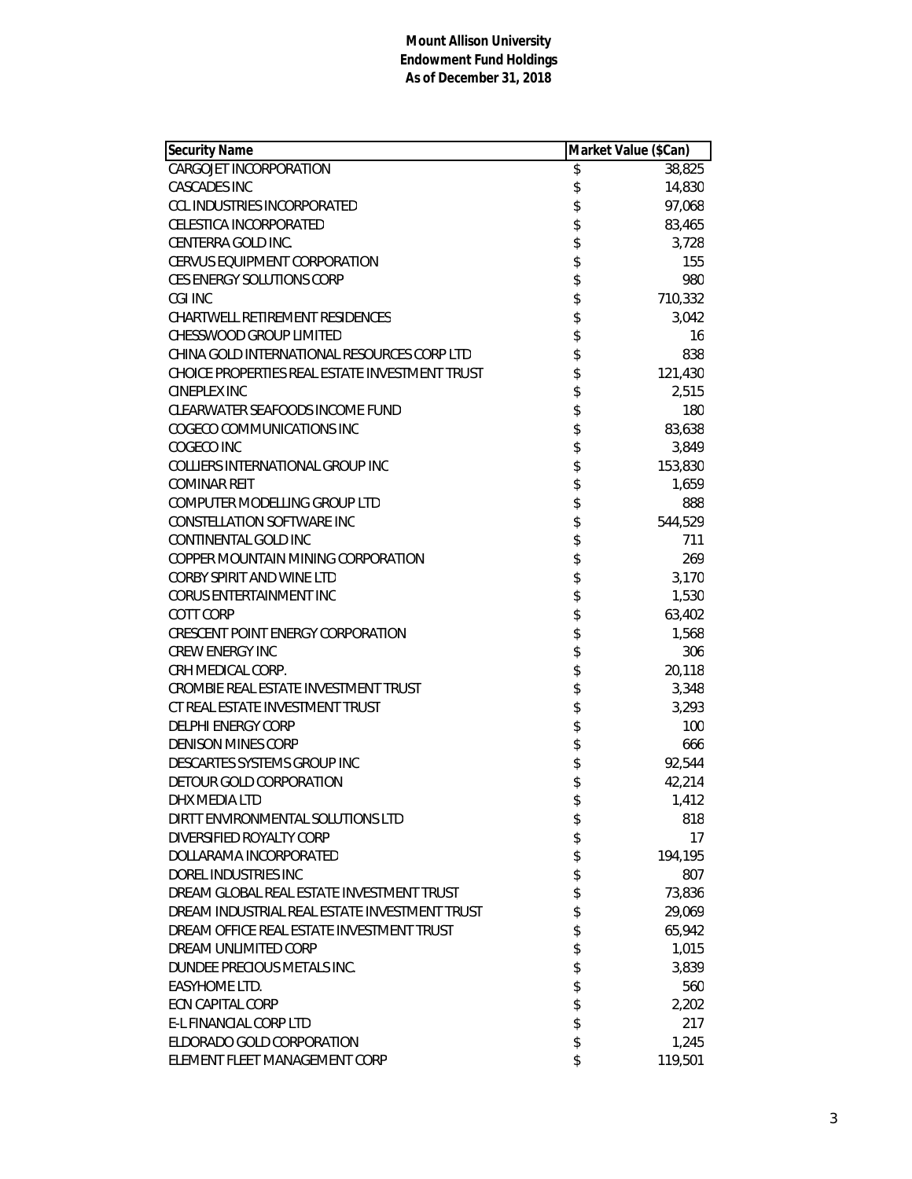**Mount Allison University**
**Endowment Fund Holdings**
**As of December 31, 2018**

| Security Name | Market Value ($Can) |
|---|---|
| CARGOJET INCORPORATION | $ 38,825 |
| CASCADES INC | $ 14,830 |
| CCL INDUSTRIES INCORPORATED | $ 97,068 |
| CELESTICA INCORPORATED | $ 83,465 |
| CENTERRA GOLD INC. | $ 3,728 |
| CERVUS EQUIPMENT CORPORATION | $ 155 |
| CES ENERGY SOLUTIONS CORP | $ 980 |
| CGI INC | $ 710,332 |
| CHARTWELL RETIREMENT RESIDENCES | $ 3,042 |
| CHESSWOOD GROUP LIMITED | $ 16 |
| CHINA GOLD INTERNATIONAL RESOURCES CORP LTD | $ 838 |
| CHOICE PROPERTIES REAL ESTATE INVESTMENT TRUST | $ 121,430 |
| CINEPLEX INC | $ 2,515 |
| CLEARWATER SEAFOODS INCOME FUND | $ 180 |
| COGECO COMMUNICATIONS INC | $ 83,638 |
| COGECO INC | $ 3,849 |
| COLLIERS INTERNATIONAL GROUP INC | $ 153,830 |
| COMINAR REIT | $ 1,659 |
| COMPUTER MODELLING GROUP LTD | $ 888 |
| CONSTELLATION SOFTWARE INC | $ 544,529 |
| CONTINENTAL GOLD INC | $ 711 |
| COPPER MOUNTAIN MINING CORPORATION | $ 269 |
| CORBY SPIRIT AND WINE LTD | $ 3,170 |
| CORUS ENTERTAINMENT INC | $ 1,530 |
| COTT CORP | $ 63,402 |
| CRESCENT POINT ENERGY CORPORATION | $ 1,568 |
| CREW ENERGY INC | $ 306 |
| CRH MEDICAL CORP. | $ 20,118 |
| CROMBIE REAL ESTATE INVESTMENT TRUST | $ 3,348 |
| CT REAL ESTATE INVESTMENT TRUST | $ 3,293 |
| DELPHI ENERGY CORP | $ 100 |
| DENISON MINES CORP | $ 666 |
| DESCARTES SYSTEMS GROUP INC | $ 92,544 |
| DETOUR GOLD CORPORATION | $ 42,214 |
| DHX MEDIA LTD | $ 1,412 |
| DIRTT ENVIRONMENTAL SOLUTIONS LTD | $ 818 |
| DIVERSIFIED ROYALTY CORP | $ 17 |
| DOLLARAMA INCORPORATED | $ 194,195 |
| DOREL INDUSTRIES INC | $ 807 |
| DREAM GLOBAL REAL ESTATE INVESTMENT TRUST | $ 73,836 |
| DREAM INDUSTRIAL REAL ESTATE INVESTMENT TRUST | $ 29,069 |
| DREAM OFFICE REAL ESTATE INVESTMENT TRUST | $ 65,942 |
| DREAM UNLIMITED CORP | $ 1,015 |
| DUNDEE PRECIOUS METALS INC. | $ 3,839 |
| EASYHOME LTD. | $ 560 |
| ECN CAPITAL CORP | $ 2,202 |
| E-L FINANCIAL CORP LTD | $ 217 |
| ELDORADO GOLD CORPORATION | $ 1,245 |
| ELEMENT FLEET MANAGEMENT CORP | $ 119,501 |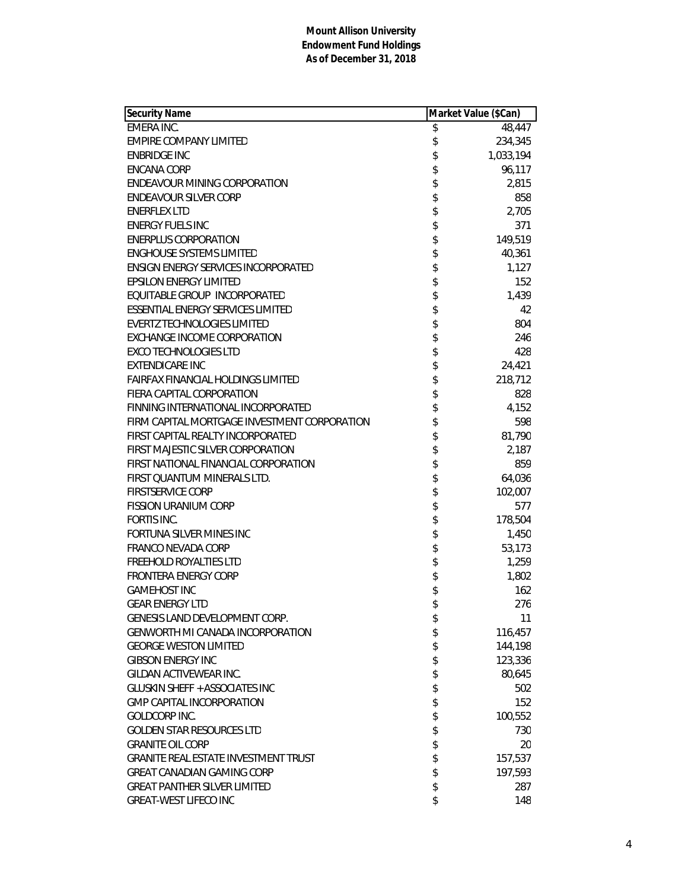**Mount Allison University**
**Endowment Fund Holdings**
**As of December 31, 2018**

| Security Name | Market Value ($Can) |
|---|---|
| EMERA INC. | $ 48,447 |
| EMPIRE COMPANY LIMITED | $ 234,345 |
| ENBRIDGE INC | $ 1,033,194 |
| ENCANA CORP | $ 96,117 |
| ENDEAVOUR MINING CORPORATION | $ 2,815 |
| ENDEAVOUR SILVER CORP | $ 858 |
| ENERFLEX LTD | $ 2,705 |
| ENERGY FUELS INC | $ 371 |
| ENERPLUS CORPORATION | $ 149,519 |
| ENGHOUSE SYSTEMS LIMITED | $ 40,361 |
| ENSIGN ENERGY SERVICES INCORPORATED | $ 1,127 |
| EPSILON ENERGY LIMITED | $ 152 |
| EQUITABLE GROUP INCORPORATED | $ 1,439 |
| ESSENTIAL ENERGY SERVICES LIMITED | $ 42 |
| EVERTZ TECHNOLOGIES LIMITED | $ 804 |
| EXCHANGE INCOME CORPORATION | $ 246 |
| EXCO TECHNOLOGIES LTD | $ 428 |
| EXTENDICARE INC | $ 24,421 |
| FAIRFAX FINANCIAL HOLDINGS LIMITED | $ 218,712 |
| FIERA CAPITAL CORPORATION | $ 828 |
| FINNING INTERNATIONAL INCORPORATED | $ 4,152 |
| FIRM CAPITAL MORTGAGE INVESTMENT CORPORATION | $ 598 |
| FIRST CAPITAL REALTY INCORPORATED | $ 81,790 |
| FIRST MAJESTIC SILVER CORPORATION | $ 2,187 |
| FIRST NATIONAL FINANCIAL CORPORATION | $ 859 |
| FIRST QUANTUM MINERALS LTD. | $ 64,036 |
| FIRSTSERVICE CORP | $ 102,007 |
| FISSION URANIUM CORP | $ 577 |
| FORTIS INC. | $ 178,504 |
| FORTUNA SILVER MINES INC | $ 1,450 |
| FRANCO NEVADA CORP | $ 53,173 |
| FREEHOLD ROYALTIES LTD | $ 1,259 |
| FRONTERA ENERGY CORP | $ 1,802 |
| GAMEHOST INC | $ 162 |
| GEAR ENERGY LTD | $ 276 |
| GENESIS LAND DEVELOPMENT CORP. | $ 11 |
| GENWORTH MI CANADA INCORPORATION | $ 116,457 |
| GEORGE WESTON LIMITED | $ 144,198 |
| GIBSON ENERGY INC | $ 123,336 |
| GILDAN ACTIVEWEAR INC. | $ 80,645 |
| GLUSKIN SHEFF + ASSOCIATES INC | $ 502 |
| GMP CAPITAL INCORPORATION | $ 152 |
| GOLDCORP INC. | $ 100,552 |
| GOLDEN STAR RESOURCES LTD | $ 730 |
| GRANITE OIL CORP | $ 20 |
| GRANITE REAL ESTATE INVESTMENT TRUST | $ 157,537 |
| GREAT CANADIAN GAMING CORP | $ 197,593 |
| GREAT PANTHER SILVER LIMITED | $ 287 |
| GREAT-WEST LIFECO INC | $ 148 |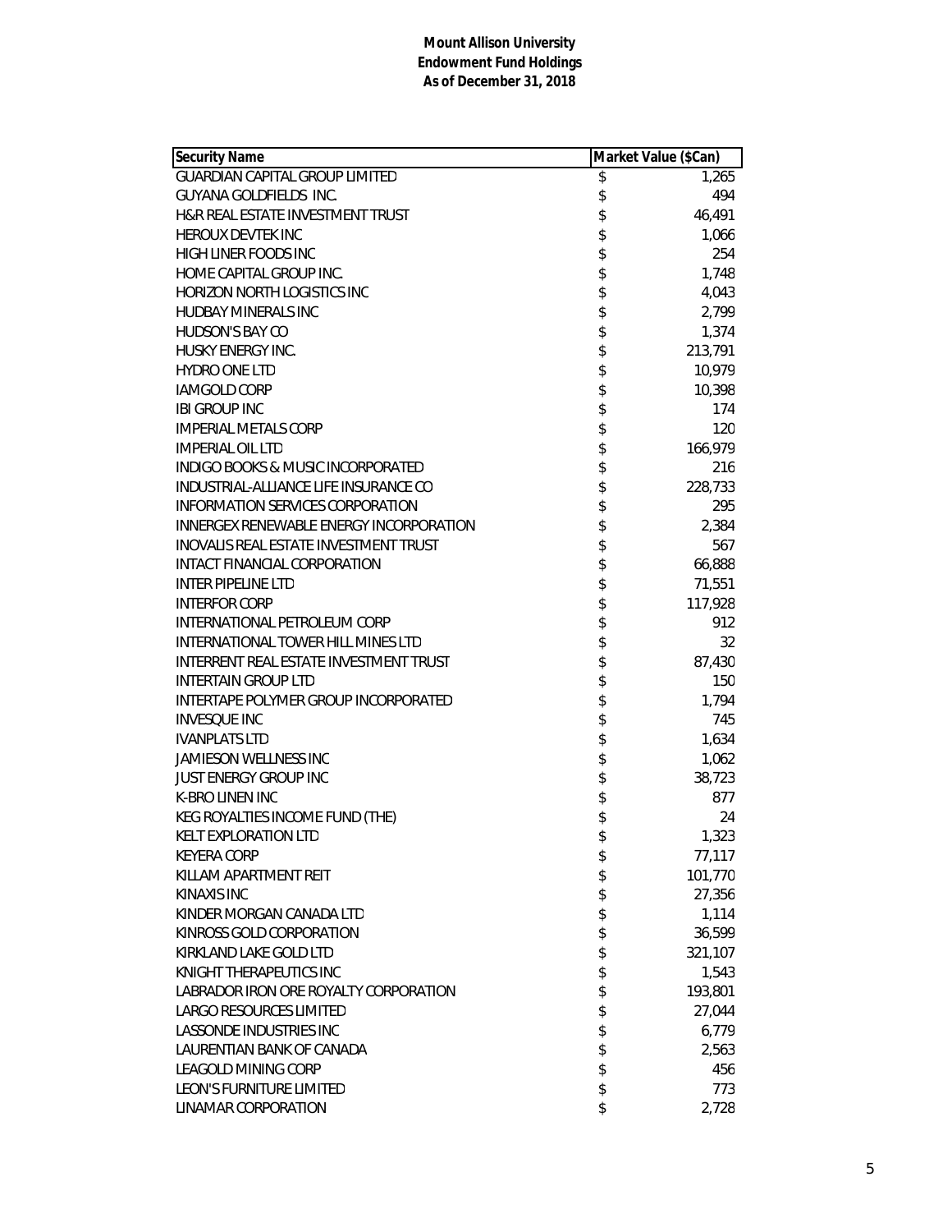**Mount Allison University**
**Endowment Fund Holdings**
**As of December 31, 2018**

| Security Name | Market Value ($Can) |
| --- | --- |
| GUARDIAN CAPITAL GROUP LIMITED | $ 1,265 |
| GUYANA GOLDFIELDS INC. | $ 494 |
| H&R REAL ESTATE INVESTMENT TRUST | $ 46,491 |
| HEROUX DEVTEK INC | $ 1,066 |
| HIGH LINER FOODS INC | $ 254 |
| HOME CAPITAL GROUP INC. | $ 1,748 |
| HORIZON NORTH LOGISTICS INC | $ 4,043 |
| HUDBAY MINERALS INC | $ 2,799 |
| HUDSON'S BAY CO | $ 1,374 |
| HUSKY ENERGY INC. | $ 213,791 |
| HYDRO ONE LTD | $ 10,979 |
| IAMGOLD CORP | $ 10,398 |
| IBI GROUP INC | $ 174 |
| IMPERIAL METALS CORP | $ 120 |
| IMPERIAL OIL LTD | $ 166,979 |
| INDIGO BOOKS & MUSIC INCORPORATED | $ 216 |
| INDUSTRIAL-ALLIANCE LIFE INSURANCE CO | $ 228,733 |
| INFORMATION SERVICES CORPORATION | $ 295 |
| INNERGEX RENEWABLE ENERGY INCORPORATION | $ 2,384 |
| INOVALIS REAL ESTATE INVESTMENT TRUST | $ 567 |
| INTACT FINANCIAL CORPORATION | $ 66,888 |
| INTER PIPELINE LTD | $ 71,551 |
| INTERFOR CORP | $ 117,928 |
| INTERNATIONAL PETROLEUM CORP | $ 912 |
| INTERNATIONAL TOWER HILL MINES LTD | $ 32 |
| INTERRENT REAL ESTATE INVESTMENT TRUST | $ 87,430 |
| INTERTAIN GROUP LTD | $ 150 |
| INTERTAPE POLYMER GROUP INCORPORATED | $ 1,794 |
| INVESQUE INC | $ 745 |
| IVANPLATS LTD | $ 1,634 |
| JAMIESON WELLNESS INC | $ 1,062 |
| JUST ENERGY GROUP INC | $ 38,723 |
| K-BRO LINEN INC | $ 877 |
| KEG ROYALTIES INCOME FUND (THE) | $ 24 |
| KELT EXPLORATION LTD | $ 1,323 |
| KEYERA CORP | $ 77,117 |
| KILLAM APARTMENT REIT | $ 101,770 |
| KINAXIS INC | $ 27,356 |
| KINDER MORGAN CANADA LTD | $ 1,114 |
| KINROSS GOLD CORPORATION | $ 36,599 |
| KIRKLAND LAKE GOLD LTD | $ 321,107 |
| KNIGHT THERAPEUTICS INC | $ 1,543 |
| LABRADOR IRON ORE ROYALTY CORPORATION | $ 193,801 |
| LARGO RESOURCES LIMITED | $ 27,044 |
| LASSONDE INDUSTRIES INC | $ 6,779 |
| LAURENTIAN BANK OF CANADA | $ 2,563 |
| LEAGOLD MINING CORP | $ 456 |
| LEON'S FURNITURE LIMITED | $ 773 |
| LINAMAR CORPORATION | $ 2,728 |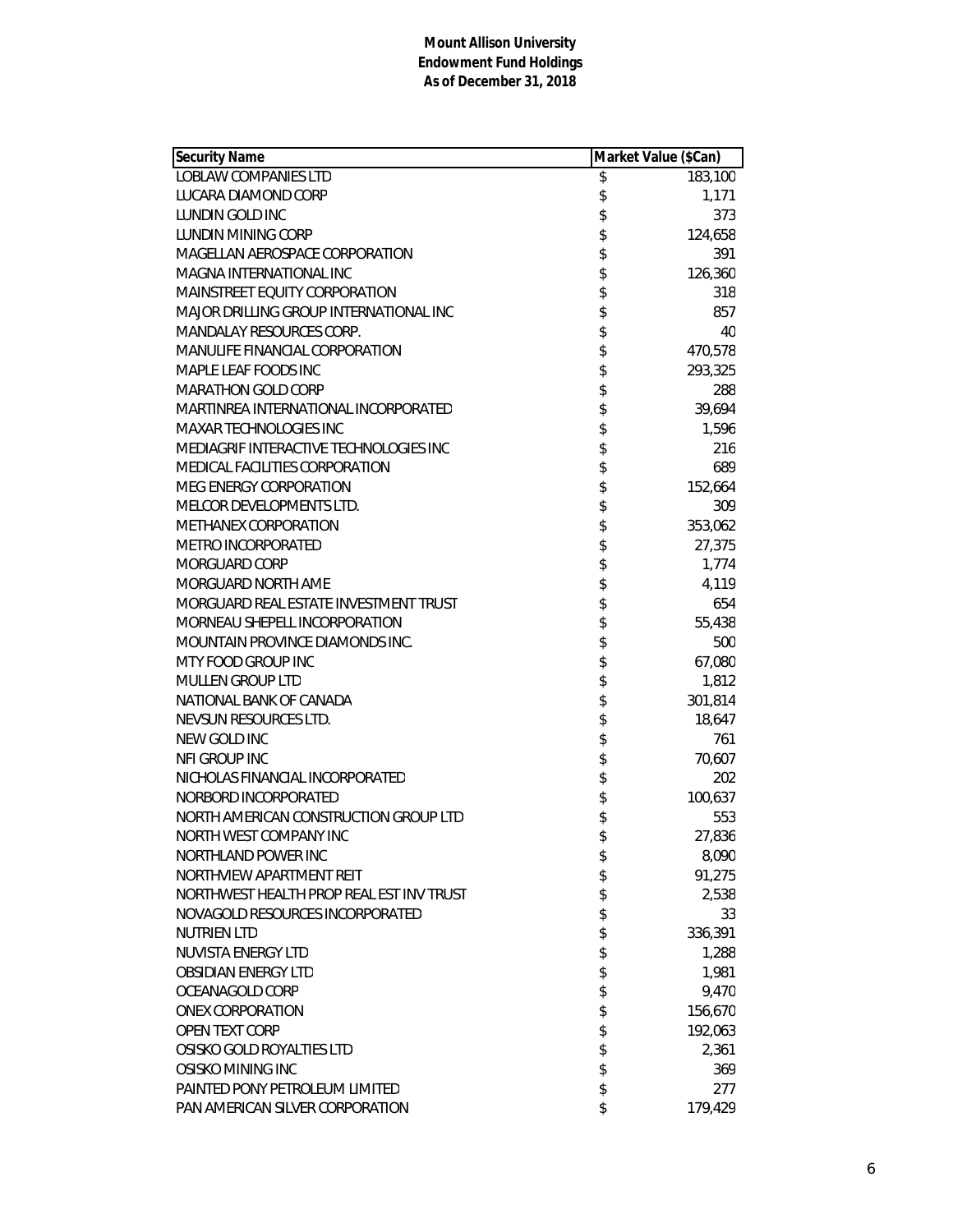**Mount Allison University**
**Endowment Fund Holdings**
**As of December 31, 2018**

| Security Name | Market Value ($Can) |
|---|---|
| LOBLAW COMPANIES LTD | $ 183,100 |
| LUCARA DIAMOND CORP | $ 1,171 |
| LUNDIN GOLD INC | $ 373 |
| LUNDIN MINING CORP | $ 124,658 |
| MAGELLAN AEROSPACE CORPORATION | $ 391 |
| MAGNA INTERNATIONAL INC | $ 126,360 |
| MAINSTREET EQUITY CORPORATION | $ 318 |
| MAJOR DRILLING GROUP INTERNATIONAL INC | $ 857 |
| MANDALAY RESOURCES CORP. | $ 40 |
| MANULIFE FINANCIAL CORPORATION | $ 470,578 |
| MAPLE LEAF FOODS INC | $ 293,325 |
| MARATHON GOLD CORP | $ 288 |
| MARTINREA INTERNATIONAL INCORPORATED | $ 39,694 |
| MAXAR TECHNOLOGIES INC | $ 1,596 |
| MEDIAGRIF INTERACTIVE TECHNOLOGIES INC | $ 216 |
| MEDICAL FACILITIES CORPORATION | $ 689 |
| MEG ENERGY CORPORATION | $ 152,664 |
| MELCOR DEVELOPMENTS LTD. | $ 309 |
| METHANEX CORPORATION | $ 353,062 |
| METRO INCORPORATED | $ 27,375 |
| MORGUARD CORP | $ 1,774 |
| MORGUARD NORTH AME | $ 4,119 |
| MORGUARD REAL ESTATE INVESTMENT TRUST | $ 654 |
| MORNEAU SHEPELL INCORPORATION | $ 55,438 |
| MOUNTAIN PROVINCE DIAMONDS INC. | $ 500 |
| MTY FOOD GROUP INC | $ 67,080 |
| MULLEN GROUP LTD | $ 1,812 |
| NATIONAL BANK OF CANADA | $ 301,814 |
| NEVSUN RESOURCES LTD. | $ 18,647 |
| NEW GOLD INC | $ 761 |
| NFI GROUP INC | $ 70,607 |
| NICHOLAS FINANCIAL INCORPORATED | $ 202 |
| NORBORD INCORPORATED | $ 100,637 |
| NORTH AMERICAN CONSTRUCTION GROUP LTD | $ 553 |
| NORTH WEST COMPANY INC | $ 27,836 |
| NORTHLAND POWER INC | $ 8,090 |
| NORTHVIEW APARTMENT REIT | $ 91,275 |
| NORTHWEST HEALTH PROP REAL EST INV TRUST | $ 2,538 |
| NOVAGOLD RESOURCES INCORPORATED | $ 33 |
| NUTRIEN LTD | $ 336,391 |
| NUVISTA ENERGY LTD | $ 1,288 |
| OBSIDIAN ENERGY LTD | $ 1,981 |
| OCEANAGOLD CORP | $ 9,470 |
| ONEX CORPORATION | $ 156,670 |
| OPEN TEXT CORP | $ 192,063 |
| OSISKO GOLD ROYALTIES LTD | $ 2,361 |
| OSISKO MINING INC | $ 369 |
| PAINTED PONY PETROLEUM LIMITED | $ 277 |
| PAN AMERICAN SILVER CORPORATION | $ 179,429 |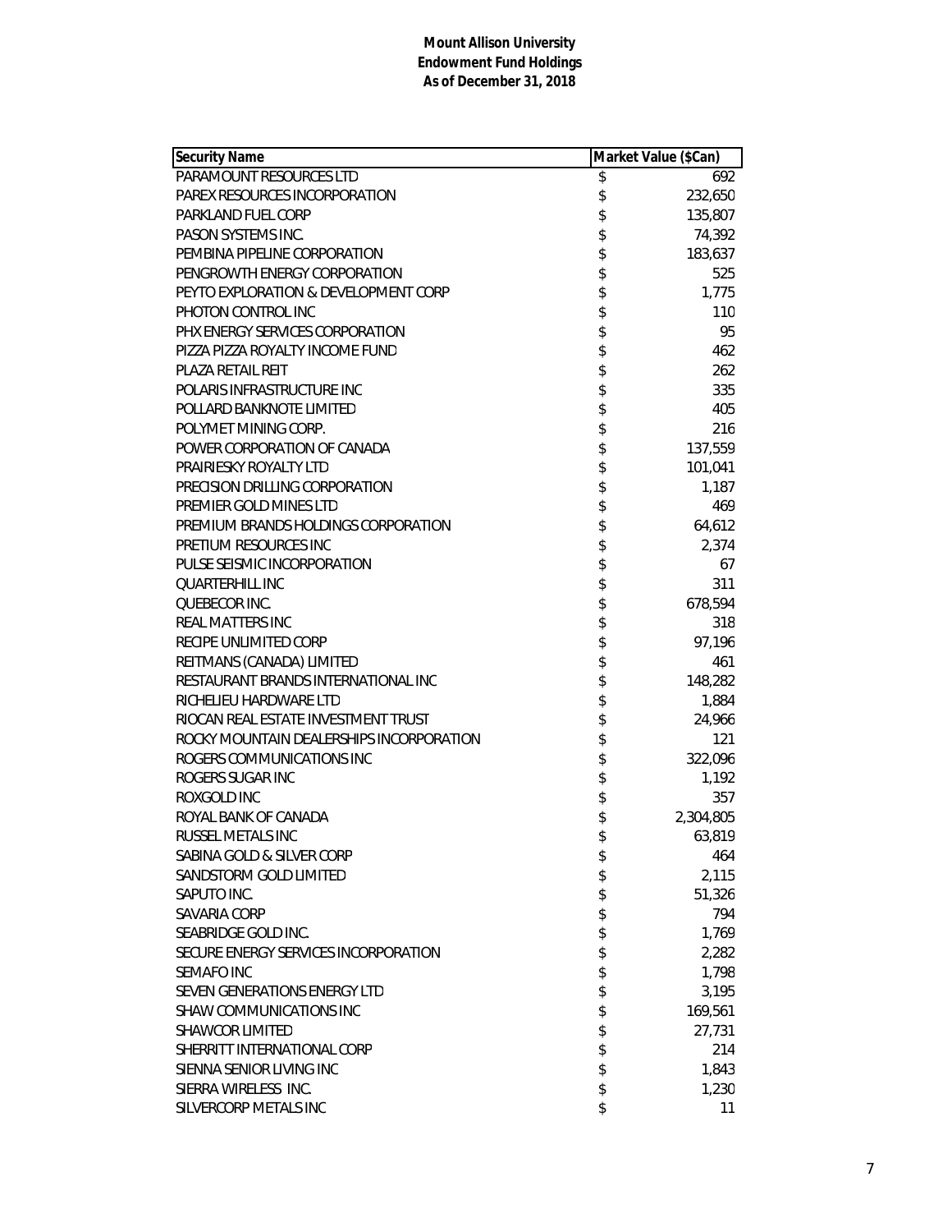**Mount Allison University**
**Endowment Fund Holdings**
**As of December 31, 2018**

| Security Name | Market Value ($Can) |
|---|---|
| PARAMOUNT RESOURCES LTD | $ 692 |
| PAREX RESOURCES INCORPORATION | $ 232,650 |
| PARKLAND FUEL CORP | $ 135,807 |
| PASON SYSTEMS INC. | $ 74,392 |
| PEMBINA PIPELINE CORPORATION | $ 183,637 |
| PENGROWTH ENERGY CORPORATION | $ 525 |
| PEYTO EXPLORATION & DEVELOPMENT CORP | $ 1,775 |
| PHOTON CONTROL INC | $ 110 |
| PHX ENERGY SERVICES CORPORATION | $ 95 |
| PIZZA PIZZA ROYALTY INCOME FUND | $ 462 |
| PLAZA RETAIL REIT | $ 262 |
| POLARIS INFRASTRUCTURE INC | $ 335 |
| POLLARD BANKNOTE LIMITED | $ 405 |
| POLYMET MINING CORP. | $ 216 |
| POWER CORPORATION OF CANADA | $ 137,559 |
| PRAIRIESKY ROYALTY LTD | $ 101,041 |
| PRECISION DRILLING CORPORATION | $ 1,187 |
| PREMIER GOLD MINES LTD | $ 469 |
| PREMIUM BRANDS HOLDINGS CORPORATION | $ 64,612 |
| PRETIUM RESOURCES INC | $ 2,374 |
| PULSE SEISMIC INCORPORATION | $ 67 |
| QUARTERHILL INC | $ 311 |
| QUEBECOR INC. | $ 678,594 |
| REAL MATTERS INC | $ 318 |
| RECIPE UNLIMITED CORP | $ 97,196 |
| REITMANS (CANADA) LIMITED | $ 461 |
| RESTAURANT BRANDS INTERNATIONAL INC | $ 148,282 |
| RICHELIEU HARDWARE LTD | $ 1,884 |
| RIOCAN REAL ESTATE INVESTMENT TRUST | $ 24,966 |
| ROCKY MOUNTAIN DEALERSHIPS INCORPORATION | $ 121 |
| ROGERS COMMUNICATIONS INC | $ 322,096 |
| ROGERS SUGAR INC | $ 1,192 |
| ROXGOLD INC | $ 357 |
| ROYAL BANK OF CANADA | $ 2,304,805 |
| RUSSEL METALS INC | $ 63,819 |
| SABINA GOLD & SILVER CORP | $ 464 |
| SANDSTORM GOLD LIMITED | $ 2,115 |
| SAPUTO INC. | $ 51,326 |
| SAVARIA CORP | $ 794 |
| SEABRIDGE GOLD INC. | $ 1,769 |
| SECURE ENERGY SERVICES INCORPORATION | $ 2,282 |
| SEMAFO INC | $ 1,798 |
| SEVEN GENERATIONS ENERGY LTD | $ 3,195 |
| SHAW COMMUNICATIONS INC | $ 169,561 |
| SHAWCOR LIMITED | $ 27,731 |
| SHERRITT INTERNATIONAL CORP | $ 214 |
| SIENNA SENIOR LIVING INC | $ 1,843 |
| SIERRA WIRELESS INC. | $ 1,230 |
| SILVERCORP METALS INC | $ 11 |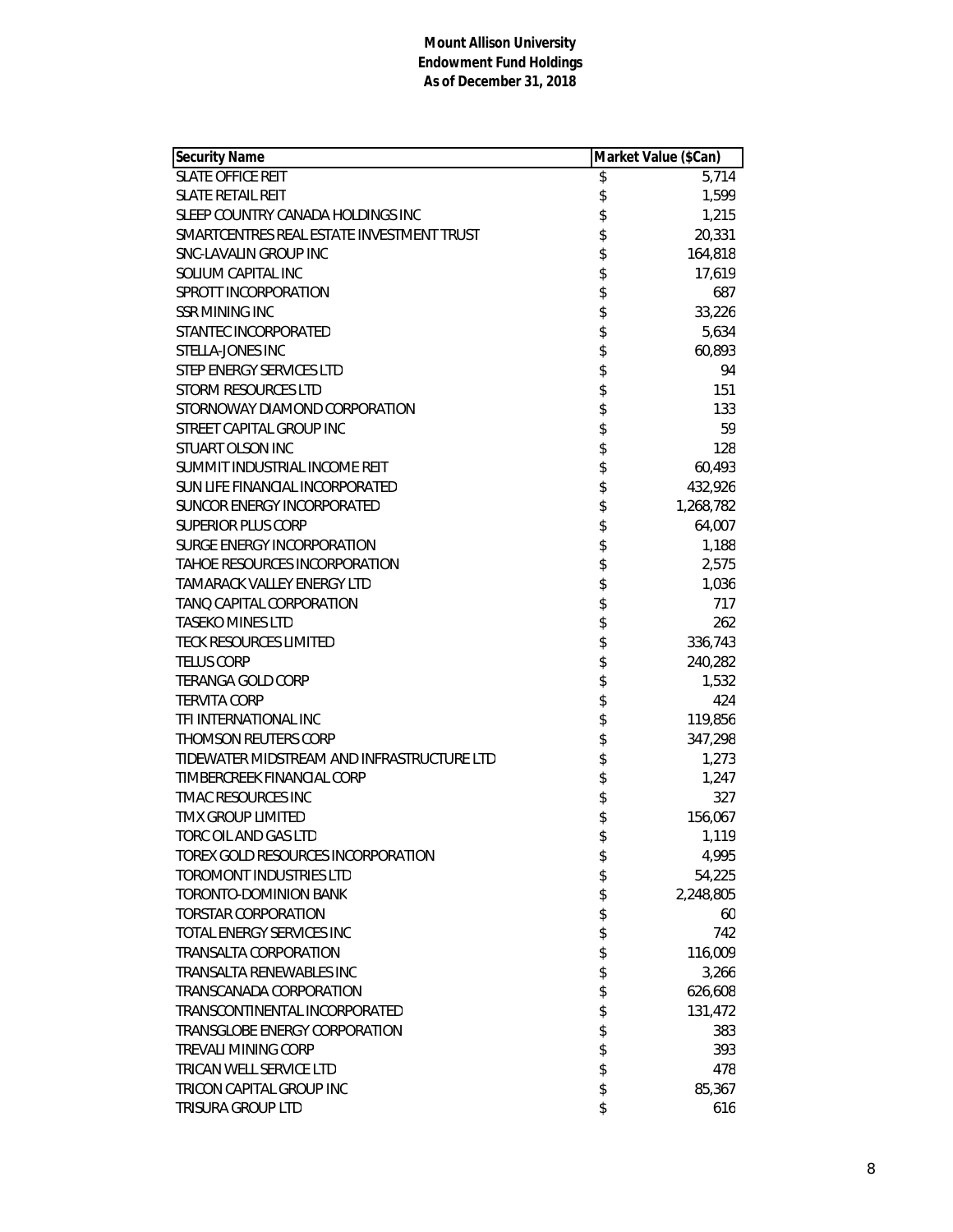**Mount Allison University**
**Endowment Fund Holdings**
**As of December 31, 2018**

| Security Name | Market Value ($Can) |
|---|---|
| SLATE OFFICE REIT | $ 5,714 |
| SLATE RETAIL REIT | $ 1,599 |
| SLEEP COUNTRY CANADA HOLDINGS INC | $ 1,215 |
| SMARTCENTRES REAL ESTATE INVESTMENT TRUST | $ 20,331 |
| SNC-LAVALIN GROUP INC | $ 164,818 |
| SOLIUM CAPITAL INC | $ 17,619 |
| SPROTT INCORPORATION | $ 687 |
| SSR MINING INC | $ 33,226 |
| STANTEC INCORPORATED | $ 5,634 |
| STELLA-JONES INC | $ 60,893 |
| STEP ENERGY SERVICES LTD | $ 94 |
| STORM RESOURCES LTD | $ 151 |
| STORNOWAY DIAMOND CORPORATION | $ 133 |
| STREET CAPITAL GROUP INC | $ 59 |
| STUART OLSON INC | $ 128 |
| SUMMIT INDUSTRIAL INCOME REIT | $ 60,493 |
| SUN LIFE FINANCIAL INCORPORATED | $ 432,926 |
| SUNCOR ENERGY INCORPORATED | $ 1,268,782 |
| SUPERIOR PLUS CORP | $ 64,007 |
| SURGE ENERGY INCORPORATION | $ 1,188 |
| TAHOE RESOURCES INCORPORATION | $ 2,575 |
| TAMARACK VALLEY ENERGY LTD | $ 1,036 |
| TANQ CAPITAL CORPORATION | $ 717 |
| TASEKO MINES LTD | $ 262 |
| TECK RESOURCES LIMITED | $ 336,743 |
| TELUS CORP | $ 240,282 |
| TERANGA GOLD CORP | $ 1,532 |
| TERVITA CORP | $ 424 |
| TFI INTERNATIONAL INC | $ 119,856 |
| THOMSON REUTERS CORP | $ 347,298 |
| TIDEWATER MIDSTREAM AND INFRASTRUCTURE LTD | $ 1,273 |
| TIMBERCREEK FINANCIAL CORP | $ 1,247 |
| TMAC RESOURCES INC | $ 327 |
| TMX GROUP LIMITED | $ 156,067 |
| TORC OIL AND GAS LTD | $ 1,119 |
| TOREX GOLD RESOURCES INCORPORATION | $ 4,995 |
| TOROMONT INDUSTRIES LTD | $ 54,225 |
| TORONTO-DOMINION BANK | $ 2,248,805 |
| TORSTAR CORPORATION | $ 60 |
| TOTAL ENERGY SERVICES INC | $ 742 |
| TRANSALTA CORPORATION | $ 116,009 |
| TRANSALTA RENEWABLES INC | $ 3,266 |
| TRANSCANADA CORPORATION | $ 626,608 |
| TRANSCONTINENTAL INCORPORATED | $ 131,472 |
| TRANSGLOBE ENERGY CORPORATION | $ 383 |
| TREVALI MINING CORP | $ 393 |
| TRICAN WELL SERVICE LTD | $ 478 |
| TRICON CAPITAL GROUP INC | $ 85,367 |
| TRISURA GROUP LTD | $ 616 |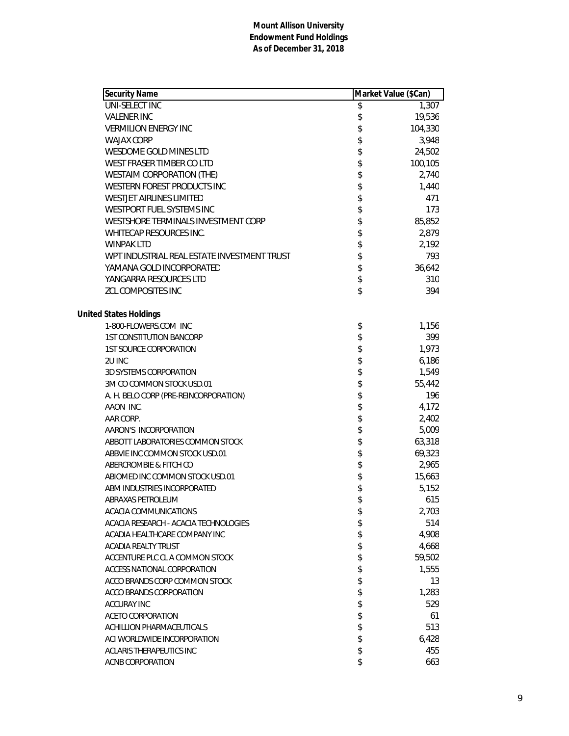# Mount Allison University
## Endowment Fund Holdings
### As of December 31, 2018

| Security Name | Market Value ($Can) |
|---|---|
| UNI-SELECT INC | $ 1,307 |
| VALENER INC | $ 19,536 |
| VERMILION ENERGY INC | $ 104,330 |
| WAJAX CORP | $ 3,948 |
| WESDOME GOLD MINES LTD | $ 24,502 |
| WEST FRASER TIMBER CO LTD | $ 100,105 |
| WESTAIM CORPORATION (THE) | $ 2,740 |
| WESTERN FOREST PRODUCTS INC | $ 1,440 |
| WESTJET AIRLINES LIMITED | $ 471 |
| WESTPORT FUEL SYSTEMS INC | $ 173 |
| WESTSHORE TERMINALS INVESTMENT CORP | $ 85,852 |
| WHITECAP RESOURCES INC. | $ 2,879 |
| WINPAK LTD | $ 2,192 |
| WPT INDUSTRIAL REAL ESTATE INVESTMENT TRUST | $ 793 |
| YAMANA GOLD INCORPORATED | $ 36,642 |
| YANGARRA RESOURCES LTD | $ 310 |
| ZCL COMPOSITES INC | $ 394 |
| **United States Holdings** | |
| 1-800-FLOWERS.COM INC | $ 1,156 |
| 1ST CONSTITUTION BANCORP | $ 399 |
| 1ST SOURCE CORPORATION | $ 1,973 |
| 2U INC | $ 6,186 |
| 3D SYSTEMS CORPORATION | $ 1,549 |
| 3M CO COMMON STOCK USD.01 | $ 55,442 |
| A. H. BELO CORP (PRE-REINCORPORATION) | $ 196 |
| AAON INC. | $ 4,172 |
| AAR CORP. | $ 2,402 |
| AARON'S INCORPORATION | $ 5,009 |
| ABBOTT LABORATORIES COMMON STOCK | $ 63,318 |
| ABBVIE INC COMMON STOCK USD.01 | $ 69,323 |
| ABERCROMBIE & FITCH CO | $ 2,965 |
| ABIOMED INC COMMON STOCK USD.01 | $ 15,663 |
| ABM INDUSTRIES INCORPORATED | $ 5,152 |
| ABRAXAS PETROLEUM | $ 615 |
| ACACIA COMMUNICATIONS | $ 2,703 |
| ACACIA RESEARCH - ACACIA TECHNOLOGIES | $ 514 |
| ACADIA HEALTHCARE COMPANY INC | $ 4,908 |
| ACADIA REALTY TRUST | $ 4,668 |
| ACCENTURE PLC CL A COMMON STOCK | $ 59,502 |
| ACCESS NATIONAL CORPORATION | $ 1,555 |
| ACCO BRANDS CORP COMMON STOCK | $ 13 |
| ACCO BRANDS CORPORATION | $ 1,283 |
| ACCURAY INC | $ 529 |
| ACETO CORPORATION | $ 61 |
| ACHILLION PHARMACEUTICALS | $ 513 |
| ACI WORLDWIDE INCORPORATION | $ 6,428 |
| ACLARIS THERAPEUTICS INC | $ 455 |
| ACNB CORPORATION | $ 663 |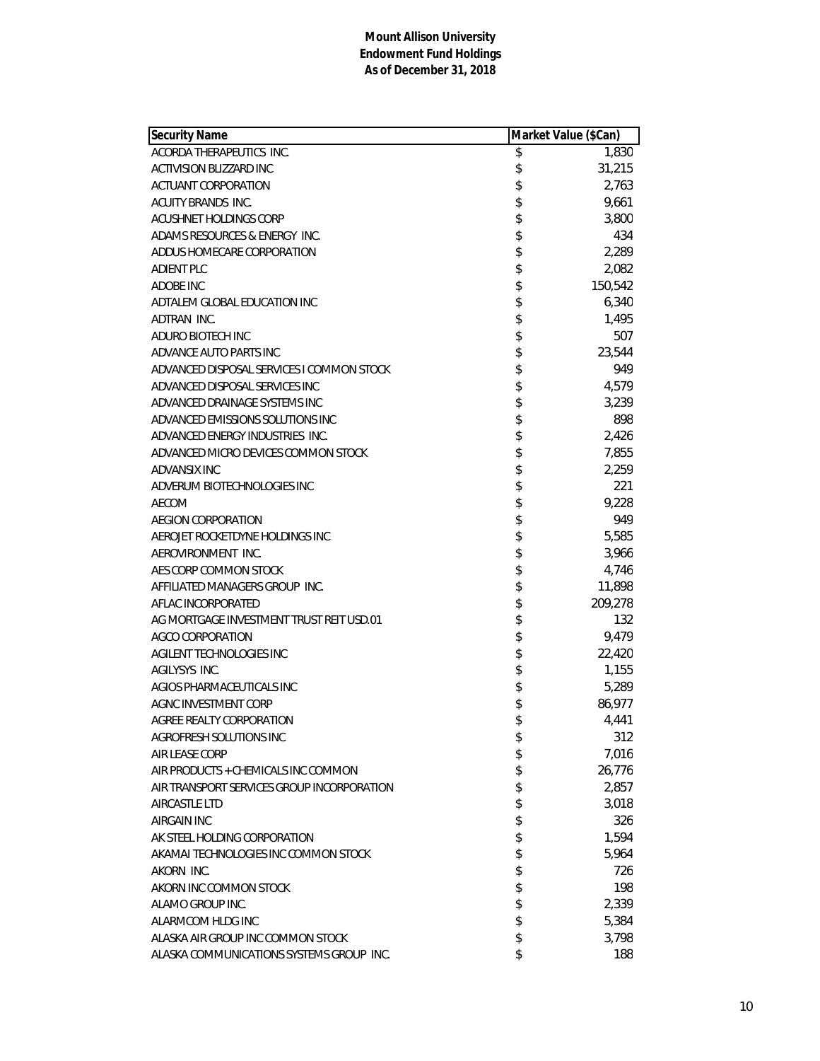**Mount Allison University**
**Endowment Fund Holdings**
**As of December 31, 2018**

| Security Name | Market Value ($Can) |
|---|---|
| ACORDA THERAPEUTICS INC. | $ 1,830 |
| ACTIVISION BLIZZARD INC | $ 31,215 |
| ACTUANT CORPORATION | $ 2,763 |
| ACUITY BRANDS INC. | $ 9,661 |
| ACUSHNET HOLDINGS CORP | $ 3,800 |
| ADAMS RESOURCES & ENERGY INC. | $ 434 |
| ADDUS HOMECARE CORPORATION | $ 2,289 |
| ADIENT PLC | $ 2,082 |
| ADOBE INC | $ 150,542 |
| ADTALEM GLOBAL EDUCATION INC | $ 6,340 |
| ADTRAN INC. | $ 1,495 |
| ADURO BIOTECH INC | $ 507 |
| ADVANCE AUTO PARTS INC | $ 23,544 |
| ADVANCED DISPOSAL SERVICES I COMMON STOCK | $ 949 |
| ADVANCED DISPOSAL SERVICES INC | $ 4,579 |
| ADVANCED DRAINAGE SYSTEMS INC | $ 3,239 |
| ADVANCED EMISSIONS SOLUTIONS INC | $ 898 |
| ADVANCED ENERGY INDUSTRIES INC. | $ 2,426 |
| ADVANCED MICRO DEVICES COMMON STOCK | $ 7,855 |
| ADVANSIX INC | $ 2,259 |
| ADVERUM BIOTECHNOLOGIES INC | $ 221 |
| AECOM | $ 9,228 |
| AEGION CORPORATION | $ 949 |
| AEROJET ROCKETDYNE HOLDINGS INC | $ 5,585 |
| AEROVIRONMENT INC. | $ 3,966 |
| AES CORP COMMON STOCK | $ 4,746 |
| AFFILIATED MANAGERS GROUP INC. | $ 11,898 |
| AFLAC INCORPORATED | $ 209,278 |
| AG MORTGAGE INVESTMENT TRUST REIT USD.01 | $ 132 |
| AGCO CORPORATION | $ 9,479 |
| AGILENT TECHNOLOGIES INC | $ 22,420 |
| AGILYSYS INC. | $ 1,155 |
| AGIOS PHARMACEUTICALS INC | $ 5,289 |
| AGNC INVESTMENT CORP | $ 86,977 |
| AGREE REALTY CORPORATION | $ 4,441 |
| AGROFRESH SOLUTIONS INC | $ 312 |
| AIR LEASE CORP | $ 7,016 |
| AIR PRODUCTS + CHEMICALS INC COMMON | $ 26,776 |
| AIR TRANSPORT SERVICES GROUP INCORPORATION | $ 2,857 |
| AIRCASTLE LTD | $ 3,018 |
| AIRGAIN INC | $ 326 |
| AK STEEL HOLDING CORPORATION | $ 1,594 |
| AKAMAI TECHNOLOGIES INC COMMON STOCK | $ 5,964 |
| AKORN INC. | $ 726 |
| AKORN INC COMMON STOCK | $ 198 |
| ALAMO GROUP INC. | $ 2,339 |
| ALARMCOM HLDG INC | $ 5,384 |
| ALASKA AIR GROUP INC COMMON STOCK | $ 3,798 |
| ALASKA COMMUNICATIONS SYSTEMS GROUP INC. | $ 188 |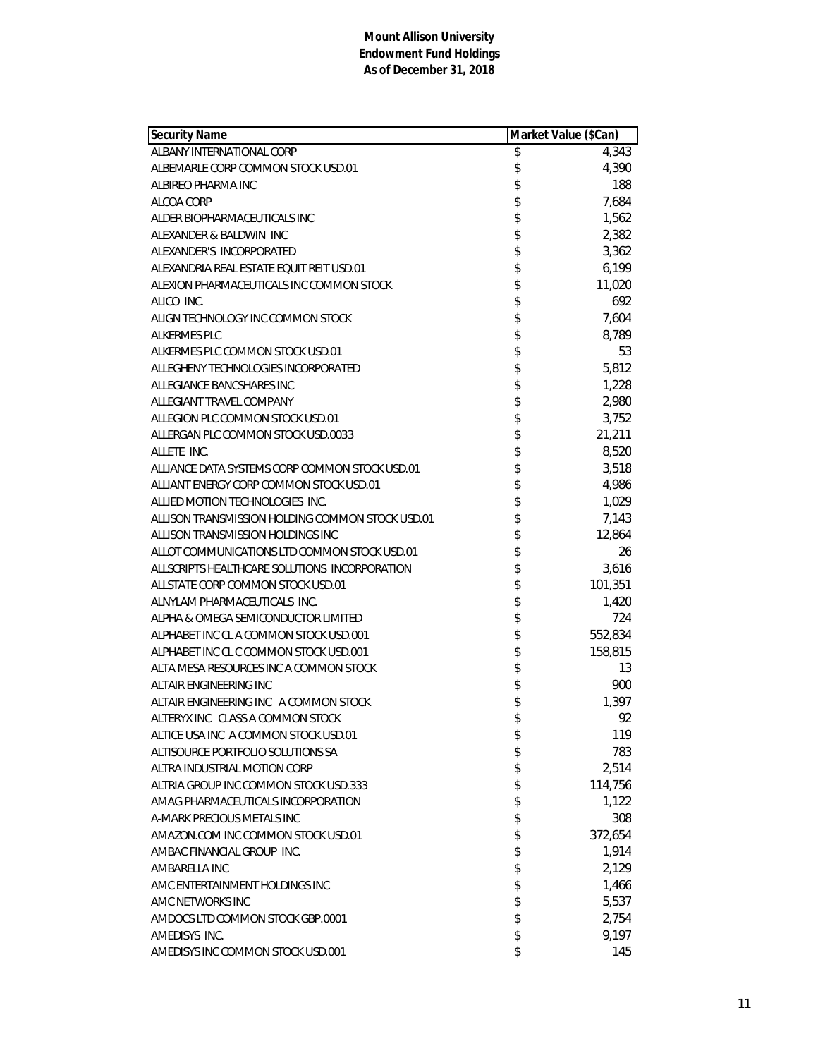**Mount Allison University**
**Endowment Fund Holdings**
**As of December 31, 2018**

| Security Name | Market Value ($Can) |
|---|---|
| ALBANY INTERNATIONAL CORP | $ 4,343 |
| ALBEMARLE CORP COMMON STOCK USD.01 | $ 4,390 |
| ALBIREO PHARMA INC | $ 188 |
| ALCOA CORP | $ 7,684 |
| ALDER BIOPHARMACEUTICALS INC | $ 1,562 |
| ALEXANDER & BALDWIN INC | $ 2,382 |
| ALEXANDER'S INCORPORATED | $ 3,362 |
| ALEXANDRIA REAL ESTATE EQUIT REIT USD.01 | $ 6,199 |
| ALEXION PHARMACEUTICALS INC COMMON STOCK | $ 11,020 |
| ALICO INC. | $ 692 |
| ALIGN TECHNOLOGY INC COMMON STOCK | $ 7,604 |
| ALKERMES PLC | $ 8,789 |
| ALKERMES PLC COMMON STOCK USD.01 | $ 53 |
| ALLEGHENY TECHNOLOGIES INCORPORATED | $ 5,812 |
| ALLEGIANCE BANCSHARES INC | $ 1,228 |
| ALLEGIANT TRAVEL COMPANY | $ 2,980 |
| ALLEGION PLC COMMON STOCK USD.01 | $ 3,752 |
| ALLERGAN PLC COMMON STOCK USD.0033 | $ 21,211 |
| ALLETE INC. | $ 8,520 |
| ALLIANCE DATA SYSTEMS CORP COMMON STOCK USD.01 | $ 3,518 |
| ALLIANT ENERGY CORP COMMON STOCK USD.01 | $ 4,986 |
| ALLIED MOTION TECHNOLOGIES INC. | $ 1,029 |
| ALLISON TRANSMISSION HOLDING COMMON STOCK USD.01 | $ 7,143 |
| ALLISON TRANSMISSION HOLDINGS INC | $ 12,864 |
| ALLOT COMMUNICATIONS LTD COMMON STOCK USD.01 | $ 26 |
| ALLSCRIPTS HEALTHCARE SOLUTIONS INCORPORATION | $ 3,616 |
| ALLSTATE CORP COMMON STOCK USD.01 | $ 101,351 |
| ALNYLAM PHARMACEUTICALS INC. | $ 1,420 |
| ALPHA & OMEGA SEMICONDUCTOR LIMITED | $ 724 |
| ALPHABET INC CL A COMMON STOCK USD.001 | $ 552,834 |
| ALPHABET INC CL C COMMON STOCK USD.001 | $ 158,815 |
| ALTA MESA RESOURCES INC A COMMON STOCK | $ 13 |
| ALTAIR ENGINEERING INC | $ 900 |
| ALTAIR ENGINEERING INC A COMMON STOCK | $ 1,397 |
| ALTERYX INC CLASS A COMMON STOCK | $ 92 |
| ALTICE USA INC A COMMON STOCK USD.01 | $ 119 |
| ALTISOURCE PORTFOLIO SOLUTIONS SA | $ 783 |
| ALTRA INDUSTRIAL MOTION CORP | $ 2,514 |
| ALTRIA GROUP INC COMMON STOCK USD.333 | $ 114,756 |
| AMAG PHARMACEUTICALS INCORPORATION | $ 1,122 |
| A-MARK PRECIOUS METALS INC | $ 308 |
| AMAZON.COM INC COMMON STOCK USD.01 | $ 372,654 |
| AMBAC FINANCIAL GROUP INC. | $ 1,914 |
| AMBARELLA INC | $ 2,129 |
| AMC ENTERTAINMENT HOLDINGS INC | $ 1,466 |
| AMC NETWORKS INC | $ 5,537 |
| AMDOCS LTD COMMON STOCK GBP.0001 | $ 2,754 |
| AMEDISYS INC. | $ 9,197 |
| AMEDISYS INC COMMON STOCK USD.001 | $ 145 |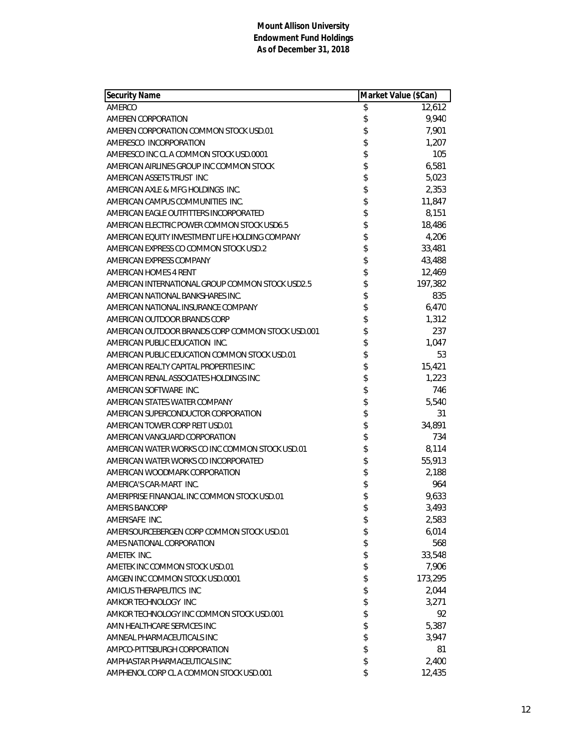**Mount Allison University**
**Endowment Fund Holdings**
**As of December 31, 2018**

| Security Name | Market Value ($Can) |
|---|---|
| AMERCO | $ 12,612 |
| AMEREN CORPORATION | $ 9,940 |
| AMEREN CORPORATION COMMON STOCK USD.01 | $ 7,901 |
| AMERESCO INCORPORATION | $ 1,207 |
| AMERESCO INC CL A COMMON STOCK USD.0001 | $ 105 |
| AMERICAN AIRLINES GROUP INC COMMON STOCK | $ 6,581 |
| AMERICAN ASSETS TRUST INC | $ 5,023 |
| AMERICAN AXLE & MFG HOLDINGS INC. | $ 2,353 |
| AMERICAN CAMPUS COMMUNITIES INC. | $ 11,847 |
| AMERICAN EAGLE OUTFITTERS INCORPORATED | $ 8,151 |
| AMERICAN ELECTRIC POWER COMMON STOCK USD6.5 | $ 18,486 |
| AMERICAN EQUITY INVESTMENT LIFE HOLDING COMPANY | $ 4,206 |
| AMERICAN EXPRESS CO COMMON STOCK USD.2 | $ 33,481 |
| AMERICAN EXPRESS COMPANY | $ 43,488 |
| AMERICAN HOMES 4 RENT | $ 12,469 |
| AMERICAN INTERNATIONAL GROUP COMMON STOCK USD2.5 | $ 197,382 |
| AMERICAN NATIONAL BANKSHARES INC. | $ 835 |
| AMERICAN NATIONAL INSURANCE COMPANY | $ 6,470 |
| AMERICAN OUTDOOR BRANDS CORP | $ 1,312 |
| AMERICAN OUTDOOR BRANDS CORP COMMON STOCK USD.001 | $ 237 |
| AMERICAN PUBLIC EDUCATION INC. | $ 1,047 |
| AMERICAN PUBLIC EDUCATION COMMON STOCK USD.01 | $ 53 |
| AMERICAN REALTY CAPITAL PROPERTIES INC | $ 15,421 |
| AMERICAN RENAL ASSOCIATES HOLDINGS INC | $ 1,223 |
| AMERICAN SOFTWARE INC. | $ 746 |
| AMERICAN STATES WATER COMPANY | $ 5,540 |
| AMERICAN SUPERCONDUCTOR CORPORATION | $ 31 |
| AMERICAN TOWER CORP REIT USD.01 | $ 34,891 |
| AMERICAN VANGUARD CORPORATION | $ 734 |
| AMERICAN WATER WORKS CO INC COMMON STOCK USD.01 | $ 8,114 |
| AMERICAN WATER WORKS CO INCORPORATED | $ 55,913 |
| AMERICAN WOODMARK CORPORATION | $ 2,188 |
| AMERICA'S CAR-MART INC. | $ 964 |
| AMERIPRISE FINANCIAL INC COMMON STOCK USD.01 | $ 9,633 |
| AMERIS BANCORP | $ 3,493 |
| AMERISAFE INC. | $ 2,583 |
| AMERISOURCEBERGEN CORP COMMON STOCK USD.01 | $ 6,014 |
| AMES NATIONAL CORPORATION | $ 568 |
| AMETEK INC. | $ 33,548 |
| AMETEK INC COMMON STOCK USD.01 | $ 7,906 |
| AMGEN INC COMMON STOCK USD.0001 | $ 173,295 |
| AMICUS THERAPEUTICS INC | $ 2,044 |
| AMKOR TECHNOLOGY INC | $ 3,271 |
| AMKOR TECHNOLOGY INC COMMON STOCK USD.001 | $ 92 |
| AMN HEALTHCARE SERVICES INC | $ 5,387 |
| AMNEAL PHARMACEUTICALS INC | $ 3,947 |
| AMPCO-PITTSBURGH CORPORATION | $ 81 |
| AMPHASTAR PHARMACEUTICALS INC | $ 2,400 |
| AMPHENOL CORP CL A COMMON STOCK USD.001 | $ 12,435 |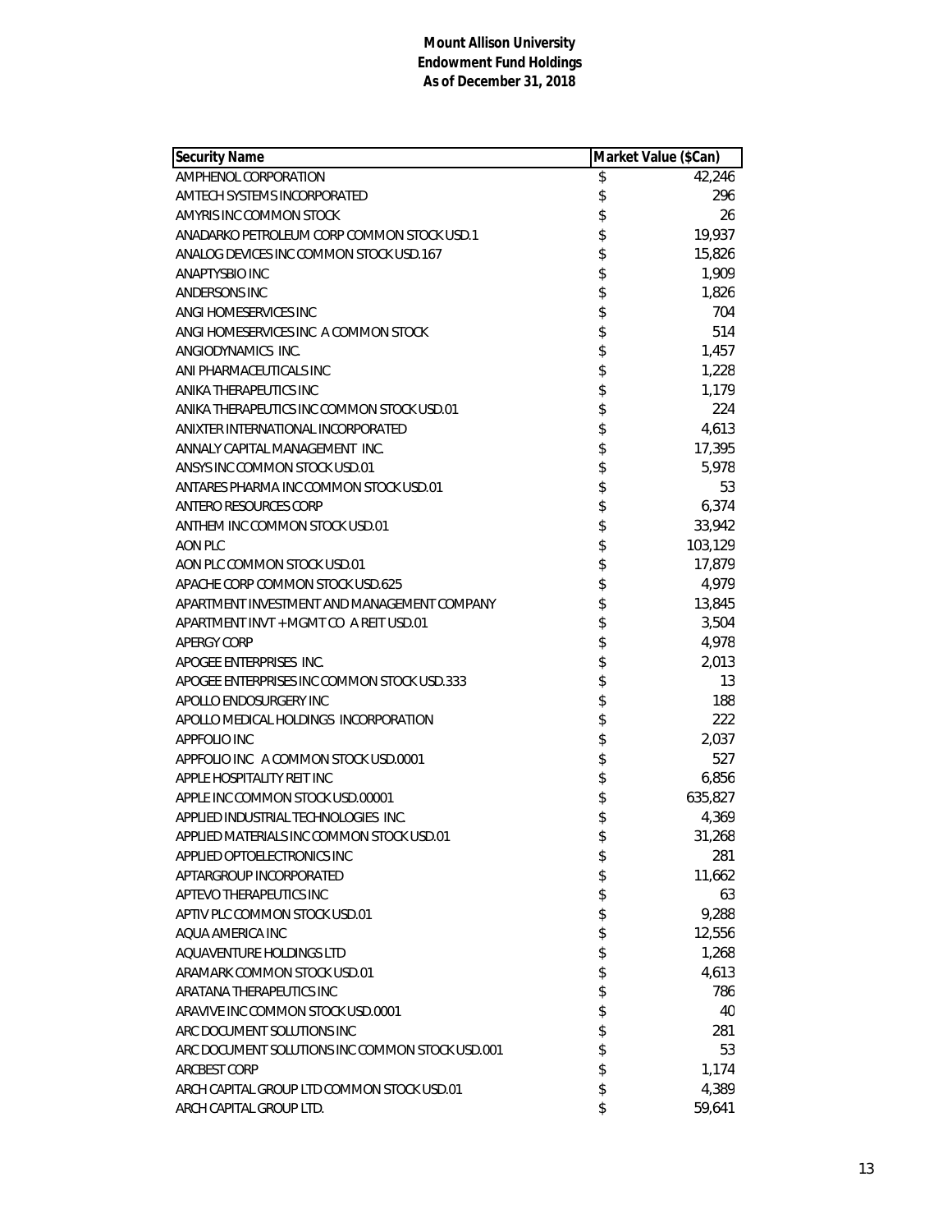**Mount Allison University**
**Endowment Fund Holdings**
**As of December 31, 2018**

| Security Name | Market Value ($Can) |
|---|---|
| AMPHENOL CORPORATION | $ 42,246 |
| AMTECH SYSTEMS INCORPORATED | $ 296 |
| AMYRIS INC COMMON STOCK | $ 26 |
| ANADARKO PETROLEUM CORP COMMON STOCK USD.1 | $ 19,937 |
| ANALOG DEVICES INC COMMON STOCK USD.167 | $ 15,826 |
| ANAPTYSBIO INC | $ 1,909 |
| ANDERSONS INC | $ 1,826 |
| ANGI HOMESERVICES INC | $ 704 |
| ANGI HOMESERVICES INC A COMMON STOCK | $ 514 |
| ANGIODYNAMICS INC. | $ 1,457 |
| ANI PHARMACEUTICALS INC | $ 1,228 |
| ANIKA THERAPEUTICS INC | $ 1,179 |
| ANIKA THERAPEUTICS INC COMMON STOCK USD.01 | $ 224 |
| ANIXTER INTERNATIONAL INCORPORATED | $ 4,613 |
| ANNALY CAPITAL MANAGEMENT INC. | $ 17,395 |
| ANSYS INC COMMON STOCK USD.01 | $ 5,978 |
| ANTARES PHARMA INC COMMON STOCK USD.01 | $ 53 |
| ANTERO RESOURCES CORP | $ 6,374 |
| ANTHEM INC COMMON STOCK USD.01 | $ 33,942 |
| AON PLC | $ 103,129 |
| AON PLC COMMON STOCK USD.01 | $ 17,879 |
| APACHE CORP COMMON STOCK USD.625 | $ 4,979 |
| APARTMENT INVESTMENT AND MANAGEMENT COMPANY | $ 13,845 |
| APARTMENT INVT + MGMT CO A REIT USD.01 | $ 3,504 |
| APERGY CORP | $ 4,978 |
| APOGEE ENTERPRISES INC. | $ 2,013 |
| APOGEE ENTERPRISES INC COMMON STOCK USD.333 | $ 13 |
| APOLLO ENDOSURGERY INC | $ 188 |
| APOLLO MEDICAL HOLDINGS INCORPORATION | $ 222 |
| APPFOLIO INC | $ 2,037 |
| APPFOLIO INC A COMMON STOCK USD.0001 | $ 527 |
| APPLE HOSPITALITY REIT INC | $ 6,856 |
| APPLE INC COMMON STOCK USD.00001 | $ 635,827 |
| APPLIED INDUSTRIAL TECHNOLOGIES INC. | $ 4,369 |
| APPLIED MATERIALS INC COMMON STOCK USD.01 | $ 31,268 |
| APPLIED OPTOELECTRONICS INC | $ 281 |
| APTARGROUP INCORPORATED | $ 11,662 |
| APTEVO THERAPEUTICS INC | $ 63 |
| APTIV PLC COMMON STOCK USD.01 | $ 9,288 |
| AQUA AMERICA INC | $ 12,556 |
| AQUAVENTURE HOLDINGS LTD | $ 1,268 |
| ARAMARK COMMON STOCK USD.01 | $ 4,613 |
| ARATANA THERAPEUTICS INC | $ 786 |
| ARAVIVE INC COMMON STOCK USD.0001 | $ 40 |
| ARC DOCUMENT SOLUTIONS INC | $ 281 |
| ARC DOCUMENT SOLUTIONS INC COMMON STOCK USD.001 | $ 53 |
| ARCBEST CORP | $ 1,174 |
| ARCH CAPITAL GROUP LTD COMMON STOCK USD.01 | $ 4,389 |
| ARCH CAPITAL GROUP LTD. | $ 59,641 |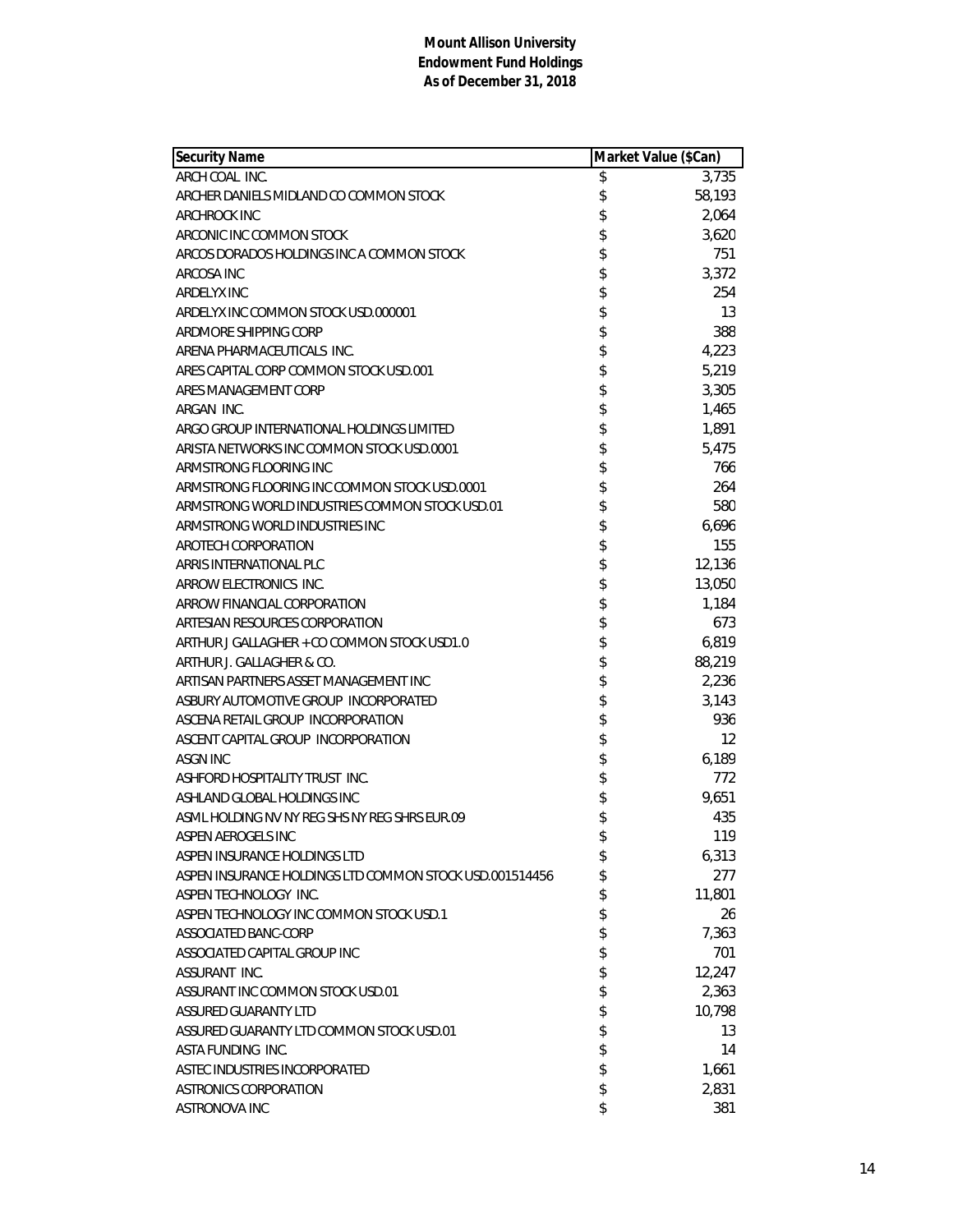**Mount Allison University**
**Endowment Fund Holdings**
**As of December 31, 2018**

| Security Name | Market Value ($Can) |
|---|---|
| ARCH COAL INC. | $ 3,735 |
| ARCHER DANIELS MIDLAND CO COMMON STOCK | $ 58,193 |
| ARCHROCK INC | $ 2,064 |
| ARCONIC INC COMMON STOCK | $ 3,620 |
| ARCOS DORADOS HOLDINGS INC A COMMON STOCK | $ 751 |
| ARCOSA INC | $ 3,372 |
| ARDELYX INC | $ 254 |
| ARDELYX INC COMMON STOCK USD.000001 | $ 13 |
| ARDMORE SHIPPING CORP | $ 388 |
| ARENA PHARMACEUTICALS INC. | $ 4,223 |
| ARES CAPITAL CORP COMMON STOCK USD.001 | $ 5,219 |
| ARES MANAGEMENT CORP | $ 3,305 |
| ARGAN INC. | $ 1,465 |
| ARGO GROUP INTERNATIONAL HOLDINGS LIMITED | $ 1,891 |
| ARISTA NETWORKS INC COMMON STOCK USD.0001 | $ 5,475 |
| ARMSTRONG FLOORING INC | $ 766 |
| ARMSTRONG FLOORING INC COMMON STOCK USD.0001 | $ 264 |
| ARMSTRONG WORLD INDUSTRIES COMMON STOCK USD.01 | $ 580 |
| ARMSTRONG WORLD INDUSTRIES INC | $ 6,696 |
| AROTECH CORPORATION | $ 155 |
| ARRIS INTERNATIONAL PLC | $ 12,136 |
| ARROW ELECTRONICS INC. | $ 13,050 |
| ARROW FINANCIAL CORPORATION | $ 1,184 |
| ARTESIAN RESOURCES CORPORATION | $ 673 |
| ARTHUR J GALLAGHER + CO COMMON STOCK USD1.0 | $ 6,819 |
| ARTHUR J. GALLAGHER & CO. | $ 88,219 |
| ARTISAN PARTNERS ASSET MANAGEMENT INC | $ 2,236 |
| ASBURY AUTOMOTIVE GROUP INCORPORATED | $ 3,143 |
| ASCENA RETAIL GROUP INCORPORATION | $ 936 |
| ASCENT CAPITAL GROUP INCORPORATION | $ 12 |
| ASGN INC | $ 6,189 |
| ASHFORD HOSPITALITY TRUST INC. | $ 772 |
| ASHLAND GLOBAL HOLDINGS INC | $ 9,651 |
| ASML HOLDING NV NY REG SHS NY REG SHRS EUR.09 | $ 435 |
| ASPEN AEROGELS INC | $ 119 |
| ASPEN INSURANCE HOLDINGS LTD | $ 6,313 |
| ASPEN INSURANCE HOLDINGS LTD COMMON STOCK USD.001514456 | $ 277 |
| ASPEN TECHNOLOGY INC. | $ 11,801 |
| ASPEN TECHNOLOGY INC COMMON STOCK USD.1 | $ 26 |
| ASSOCIATED BANC-CORP | $ 7,363 |
| ASSOCIATED CAPITAL GROUP INC | $ 701 |
| ASSURANT INC. | $ 12,247 |
| ASSURANT INC COMMON STOCK USD.01 | $ 2,363 |
| ASSURED GUARANTY LTD | $ 10,798 |
| ASSURED GUARANTY LTD COMMON STOCK USD.01 | $ 13 |
| ASTA FUNDING INC. | $ 14 |
| ASTEC INDUSTRIES INCORPORATED | $ 1,661 |
| ASTRONICS CORPORATION | $ 2,831 |
| ASTRONOVA INC | $ 381 |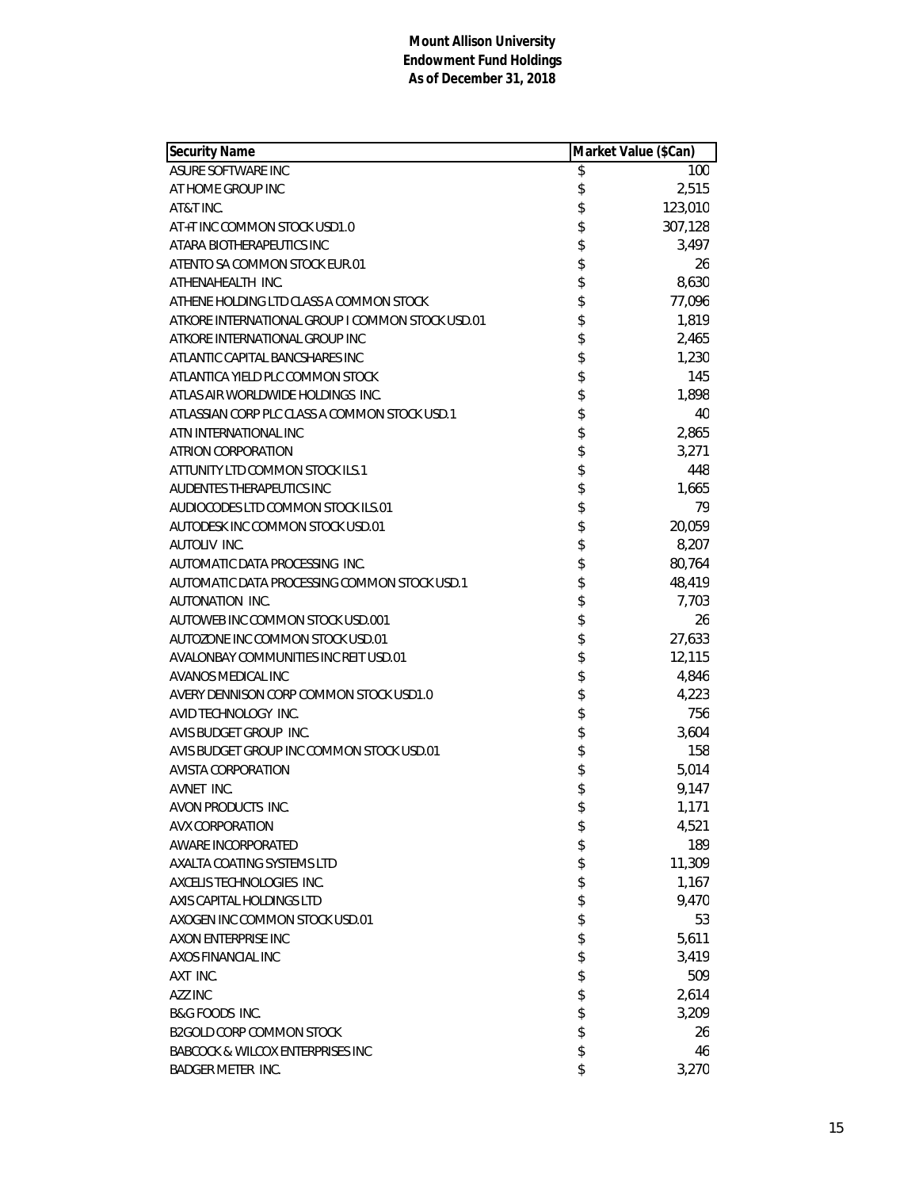**Mount Allison University**
**Endowment Fund Holdings**
**As of December 31, 2018**

| Security Name | Market Value ($Can) |
|---|---|
| ASURE SOFTWARE INC | $ 100 |
| AT HOME GROUP INC | $ 2,515 |
| AT&T INC. | $ 123,010 |
| AT+T INC COMMON STOCK USD1.0 | $ 307,128 |
| ATARA BIOTHERAPEUTICS INC | $ 3,497 |
| ATENTO SA COMMON STOCK EUR.01 | $ 26 |
| ATHENAHEALTH INC. | $ 8,630 |
| ATHENE HOLDING LTD CLASS A COMMON STOCK | $ 77,096 |
| ATKORE INTERNATIONAL GROUP I COMMON STOCK USD.01 | $ 1,819 |
| ATKORE INTERNATIONAL GROUP INC | $ 2,465 |
| ATLANTIC CAPITAL BANCSHARES INC | $ 1,230 |
| ATLANTICA YIELD PLC COMMON STOCK | $ 145 |
| ATLAS AIR WORLDWIDE HOLDINGS INC. | $ 1,898 |
| ATLASSIAN CORP PLC CLASS A COMMON STOCK USD.1 | $ 40 |
| ATN INTERNATIONAL INC | $ 2,865 |
| ATRION CORPORATION | $ 3,271 |
| ATTUNITY LTD COMMON STOCK ILS.1 | $ 448 |
| AUDENTES THERAPEUTICS INC | $ 1,665 |
| AUDIOCODES LTD COMMON STOCK ILS.01 | $ 79 |
| AUTODESK INC COMMON STOCK USD.01 | $ 20,059 |
| AUTOLIV INC. | $ 8,207 |
| AUTOMATIC DATA PROCESSING INC. | $ 80,764 |
| AUTOMATIC DATA PROCESSING COMMON STOCK USD.1 | $ 48,419 |
| AUTONATION INC. | $ 7,703 |
| AUTOWEB INC COMMON STOCK USD.001 | $ 26 |
| AUTOZONE INC COMMON STOCK USD.01 | $ 27,633 |
| AVALONBAY COMMUNITIES INC REIT USD.01 | $ 12,115 |
| AVANOS MEDICAL INC | $ 4,846 |
| AVERY DENNISON CORP COMMON STOCK USD1.0 | $ 4,223 |
| AVID TECHNOLOGY INC. | $ 756 |
| AVIS BUDGET GROUP INC. | $ 3,604 |
| AVIS BUDGET GROUP INC COMMON STOCK USD.01 | $ 158 |
| AVISTA CORPORATION | $ 5,014 |
| AVNET INC. | $ 9,147 |
| AVON PRODUCTS INC. | $ 1,171 |
| AVX CORPORATION | $ 4,521 |
| AWARE INCORPORATED | $ 189 |
| AXALTA COATING SYSTEMS LTD | $ 11,309 |
| AXCELIS TECHNOLOGIES INC. | $ 1,167 |
| AXIS CAPITAL HOLDINGS LTD | $ 9,470 |
| AXOGEN INC COMMON STOCK USD.01 | $ 53 |
| AXON ENTERPRISE INC | $ 5,611 |
| AXOS FINANCIAL INC | $ 3,419 |
| AXT INC. | $ 509 |
| AZZ INC | $ 2,614 |
| B&G FOODS INC. | $ 3,209 |
| B2GOLD CORP COMMON STOCK | $ 26 |
| BABCOCK & WILCOX ENTERPRISES INC | $ 46 |
| BADGER METER INC. | $ 3,270 |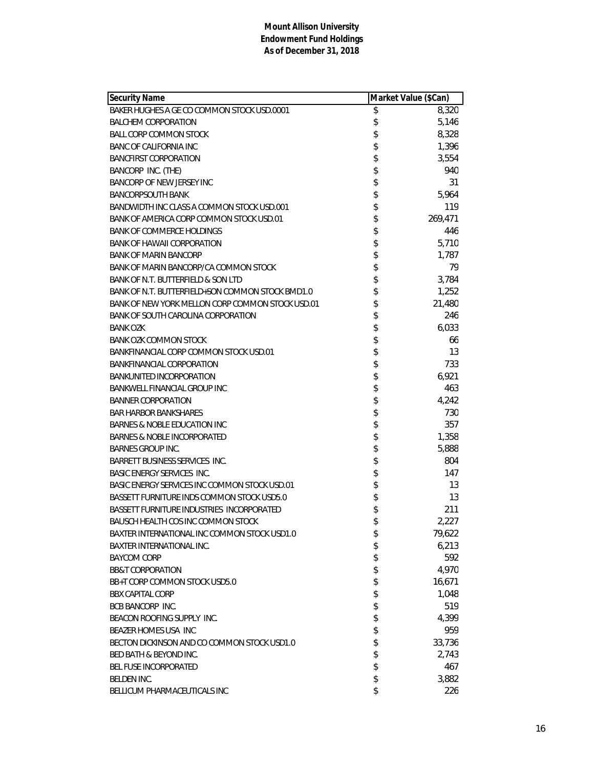**Mount Allison University**
**Endowment Fund Holdings**
**As of December 31, 2018**

| Security Name | Market Value ($Can) |
|---|---|
| BAKER HUGHES A GE CO COMMON STOCK USD.0001 | $ 8,320 |
| BALCHEM CORPORATION | $ 5,146 |
| BALL CORP COMMON STOCK | $ 8,328 |
| BANC OF CALIFORNIA INC | $ 1,396 |
| BANCFIRST CORPORATION | $ 3,554 |
| BANCORP INC. (THE) | $ 940 |
| BANCORP OF NEW JERSEY INC | $ 31 |
| BANCORPSOUTH BANK | $ 5,964 |
| BANDWIDTH INC CLASS A COMMON STOCK USD.001 | $ 119 |
| BANK OF AMERICA CORP COMMON STOCK USD.01 | $ 269,471 |
| BANK OF COMMERCE HOLDINGS | $ 446 |
| BANK OF HAWAII CORPORATION | $ 5,710 |
| BANK OF MARIN BANCORP | $ 1,787 |
| BANK OF MARIN BANCORP/CA COMMON STOCK | $ 79 |
| BANK OF N.T. BUTTERFIELD & SON LTD | $ 3,784 |
| BANK OF N.T. BUTTERFIELD+SON COMMON STOCK BMD1.0 | $ 1,252 |
| BANK OF NEW YORK MELLON CORP COMMON STOCK USD.01 | $ 21,480 |
| BANK OF SOUTH CAROLINA CORPORATION | $ 246 |
| BANK OZK | $ 6,033 |
| BANK OZK COMMON STOCK | $ 66 |
| BANKFINANCIAL CORP COMMON STOCK USD.01 | $ 13 |
| BANKFINANCIAL CORPORATION | $ 733 |
| BANKUNITED INCORPORATION | $ 6,921 |
| BANKWELL FINANCIAL GROUP INC | $ 463 |
| BANNER CORPORATION | $ 4,242 |
| BAR HARBOR BANKSHARES | $ 730 |
| BARNES & NOBLE EDUCATION INC | $ 357 |
| BARNES & NOBLE INCORPORATED | $ 1,358 |
| BARNES GROUP INC. | $ 5,888 |
| BARRETT BUSINESS SERVICES INC. | $ 804 |
| BASIC ENERGY SERVICES INC. | $ 147 |
| BASIC ENERGY SERVICES INC COMMON STOCK USD.01 | $ 13 |
| BASSETT FURNITURE INDS COMMON STOCK USD5.0 | $ 13 |
| BASSETT FURNITURE INDUSTRIES INCORPORATED | $ 211 |
| BAUSCH HEALTH COS INC COMMON STOCK | $ 2,227 |
| BAXTER INTERNATIONAL INC COMMON STOCK USD1.0 | $ 79,622 |
| BAXTER INTERNATIONAL INC. | $ 6,213 |
| BAYCOM CORP | $ 592 |
| BB&T CORPORATION | $ 4,970 |
| BB+T CORP COMMON STOCK USD5.0 | $ 16,671 |
| BBX CAPITAL CORP | $ 1,048 |
| BCB BANCORP INC. | $ 519 |
| BEACON ROOFING SUPPLY INC. | $ 4,399 |
| BEAZER HOMES USA INC | $ 959 |
| BECTON DICKINSON AND CO COMMON STOCK USD1.0 | $ 33,736 |
| BED BATH & BEYOND INC. | $ 2,743 |
| BEL FUSE INCORPORATED | $ 467 |
| BELDEN INC. | $ 3,882 |
| BELLICUM PHARMACEUTICALS INC | $ 226 |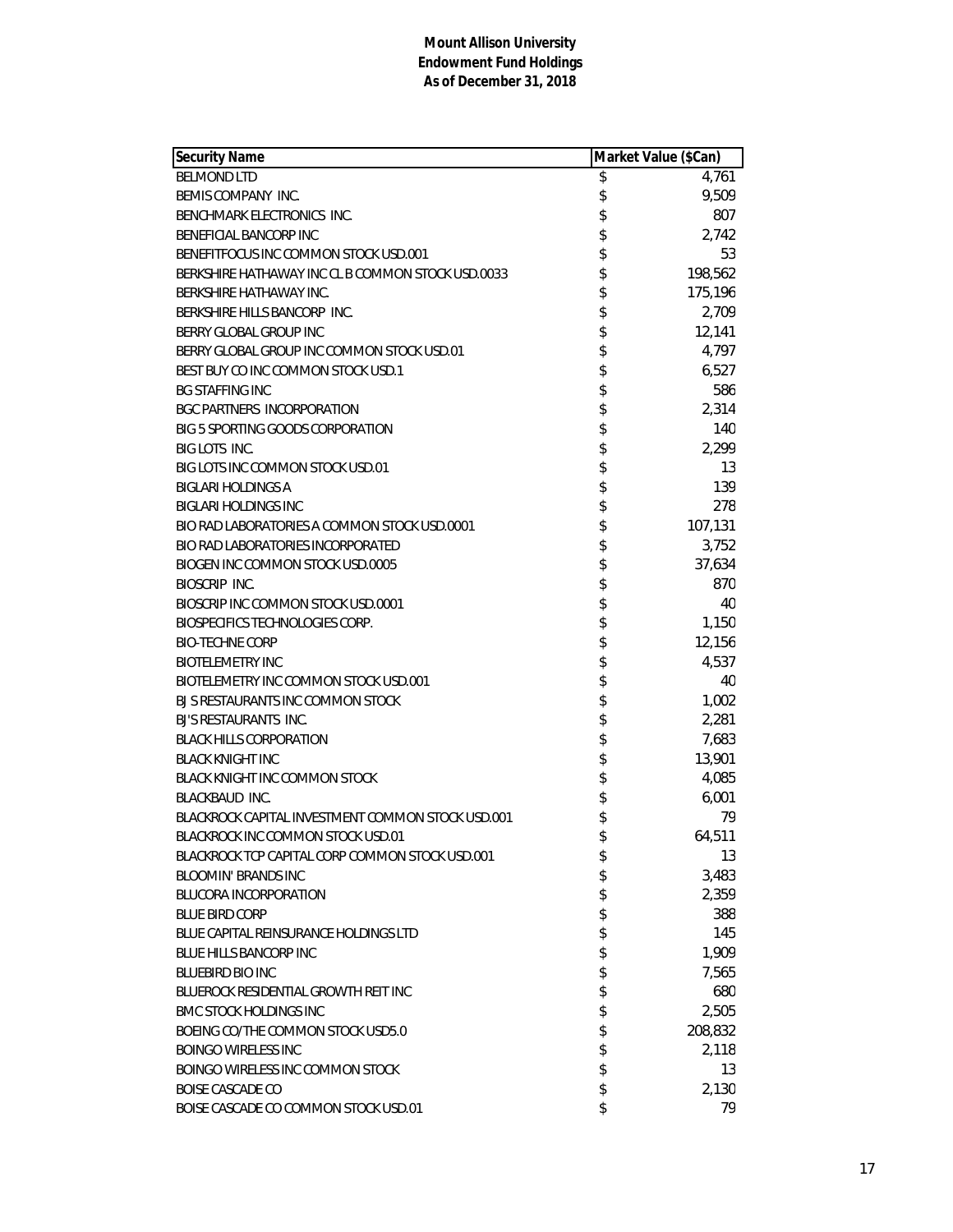**Mount Allison University**
**Endowment Fund Holdings**
**As of December 31, 2018**

| Security Name | Market Value ($Can) |
|---|---|
| BELMOND LTD | $ 4,761 |
| BEMIS COMPANY INC. | $ 9,509 |
| BENCHMARK ELECTRONICS INC. | $ 807 |
| BENEFICIAL BANCORP INC | $ 2,742 |
| BENEFITFOCUS INC COMMON STOCK USD.001 | $ 53 |
| BERKSHIRE HATHAWAY INC CL B COMMON STOCK USD.0033 | $ 198,562 |
| BERKSHIRE HATHAWAY INC. | $ 175,196 |
| BERKSHIRE HILLS BANCORP INC. | $ 2,709 |
| BERRY GLOBAL GROUP INC | $ 12,141 |
| BERRY GLOBAL GROUP INC COMMON STOCK USD.01 | $ 4,797 |
| BEST BUY CO INC COMMON STOCK USD.1 | $ 6,527 |
| BG STAFFING INC | $ 586 |
| BGC PARTNERS INCORPORATION | $ 2,314 |
| BIG 5 SPORTING GOODS CORPORATION | $ 140 |
| BIG LOTS INC. | $ 2,299 |
| BIG LOTS INC COMMON STOCK USD.01 | $ 13 |
| BIGLARI HOLDINGS A | $ 139 |
| BIGLARI HOLDINGS INC | $ 278 |
| BIO RAD LABORATORIES A COMMON STOCK USD.0001 | $ 107,131 |
| BIO RAD LABORATORIES INCORPORATED | $ 3,752 |
| BIOGEN INC COMMON STOCK USD.0005 | $ 37,634 |
| BIOSCRIP INC. | $ 870 |
| BIOSCRIP INC COMMON STOCK USD.0001 | $ 40 |
| BIOSPECIFICS TECHNOLOGIES CORP. | $ 1,150 |
| BIO-TECHNE CORP | $ 12,156 |
| BIOTELEMETRY INC | $ 4,537 |
| BIOTELEMETRY INC COMMON STOCK USD.001 | $ 40 |
| BJ S RESTAURANTS INC COMMON STOCK | $ 1,002 |
| BJ'S RESTAURANTS INC. | $ 2,281 |
| BLACK HILLS CORPORATION | $ 7,683 |
| BLACK KNIGHT INC | $ 13,901 |
| BLACK KNIGHT INC COMMON STOCK | $ 4,085 |
| BLACKBAUD INC. | $ 6,001 |
| BLACKROCK CAPITAL INVESTMENT COMMON STOCK USD.001 | $ 79 |
| BLACKROCK INC COMMON STOCK USD.01 | $ 64,511 |
| BLACKROCK TCP CAPITAL CORP COMMON STOCK USD.001 | $ 13 |
| BLOOMIN' BRANDS INC | $ 3,483 |
| BLUCORA INCORPORATION | $ 2,359 |
| BLUE BIRD CORP | $ 388 |
| BLUE CAPITAL REINSURANCE HOLDINGS LTD | $ 145 |
| BLUE HILLS BANCORP INC | $ 1,909 |
| BLUEBIRD BIO INC | $ 7,565 |
| BLUEROCK RESIDENTIAL GROWTH REIT INC | $ 680 |
| BMC STOCK HOLDINGS INC | $ 2,505 |
| BOEING CO/THE COMMON STOCK USD5.0 | $ 208,832 |
| BOINGO WIRELESS INC | $ 2,118 |
| BOINGO WIRELESS INC COMMON STOCK | $ 13 |
| BOISE CASCADE CO | $ 2,130 |
| BOISE CASCADE CO COMMON STOCK USD.01 | $ 79 |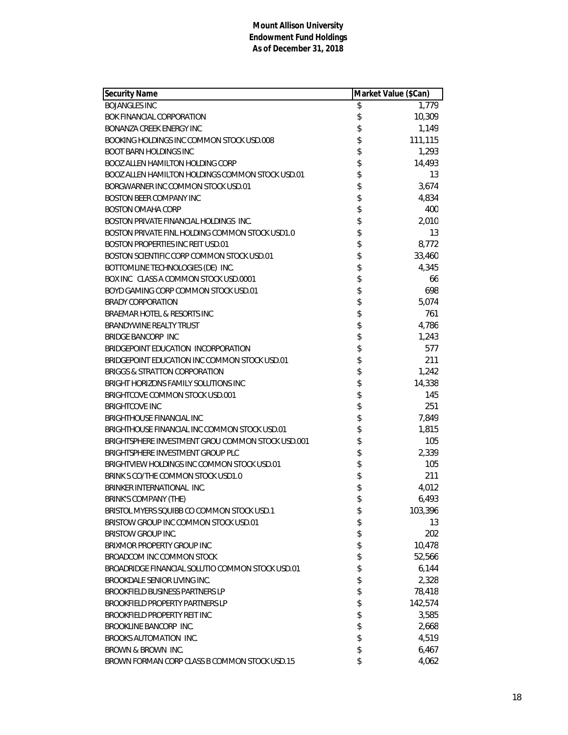**Mount Allison University**
**Endowment Fund Holdings**
**As of December 31, 2018**

| Security Name | Market Value ($Can) |
|---|---|
| BOJANGLES INC | $ 1,779 |
| BOK FINANCIAL CORPORATION | $ 10,309 |
| BONANZA CREEK ENERGY INC | $ 1,149 |
| BOOKING HOLDINGS INC COMMON STOCK USD.008 | $ 111,115 |
| BOOT BARN HOLDINGS INC | $ 1,293 |
| BOOZ ALLEN HAMILTON HOLDING CORP | $ 14,493 |
| BOOZ ALLEN HAMILTON HOLDINGS COMMON STOCK USD.01 | $ 13 |
| BORGWARNER INC COMMON STOCK USD.01 | $ 3,674 |
| BOSTON BEER COMPANY INC | $ 4,834 |
| BOSTON OMAHA CORP | $ 400 |
| BOSTON PRIVATE FINANCIAL HOLDINGS INC. | $ 2,010 |
| BOSTON PRIVATE FINL HOLDING COMMON STOCK USD1.0 | $ 13 |
| BOSTON PROPERTIES INC REIT USD.01 | $ 8,772 |
| BOSTON SCIENTIFIC CORP COMMON STOCK USD.01 | $ 33,460 |
| BOTTOMLINE TECHNOLOGIES (DE) INC. | $ 4,345 |
| BOX INC CLASS A COMMON STOCK USD.0001 | $ 66 |
| BOYD GAMING CORP COMMON STOCK USD.01 | $ 698 |
| BRADY CORPORATION | $ 5,074 |
| BRAEMAR HOTEL & RESORTS INC | $ 761 |
| BRANDYWINE REALTY TRUST | $ 4,786 |
| BRIDGE BANCORP INC | $ 1,243 |
| BRIDGEPOINT EDUCATION INCORPORATION | $ 577 |
| BRIDGEPOINT EDUCATION INC COMMON STOCK USD.01 | $ 211 |
| BRIGGS & STRATTON CORPORATION | $ 1,242 |
| BRIGHT HORIZONS FAMILY SOLUTIONS INC | $ 14,338 |
| BRIGHTCOVE COMMON STOCK USD.001 | $ 145 |
| BRIGHTCOVE INC | $ 251 |
| BRIGHTHOUSE FINANCIAL INC | $ 7,849 |
| BRIGHTHOUSE FINANCIAL INC COMMON STOCK USD.01 | $ 1,815 |
| BRIGHTSPHERE INVESTMENT GROU COMMON STOCK USD.001 | $ 105 |
| BRIGHTSPHERE INVESTMENT GROUP PLC | $ 2,339 |
| BRIGHTVIEW HOLDINGS INC COMMON STOCK USD.01 | $ 105 |
| BRINK S CO/THE COMMON STOCK USD1.0 | $ 211 |
| BRINKER INTERNATIONAL INC. | $ 4,012 |
| BRINK'S COMPANY (THE) | $ 6,493 |
| BRISTOL MYERS SQUIBB CO COMMON STOCK USD.1 | $ 103,396 |
| BRISTOW GROUP INC COMMON STOCK USD.01 | $ 13 |
| BRISTOW GROUP INC. | $ 202 |
| BRIXMOR PROPERTY GROUP INC | $ 10,478 |
| BROADCOM INC COMMON STOCK | $ 52,566 |
| BROADRIDGE FINANCIAL SOLUTIO COMMON STOCK USD.01 | $ 6,144 |
| BROOKDALE SENIOR LIVING INC. | $ 2,328 |
| BROOKFIELD BUSINESS PARTNERS LP | $ 78,418 |
| BROOKFIELD PROPERTY PARTNERS LP | $ 142,574 |
| BROOKFIELD PROPERTY REIT INC | $ 3,585 |
| BROOKLINE BANCORP INC. | $ 2,668 |
| BROOKS AUTOMATION INC. | $ 4,519 |
| BROWN & BROWN INC. | $ 6,467 |
| BROWN FORMAN CORP CLASS B COMMON STOCK USD.15 | $ 4,062 |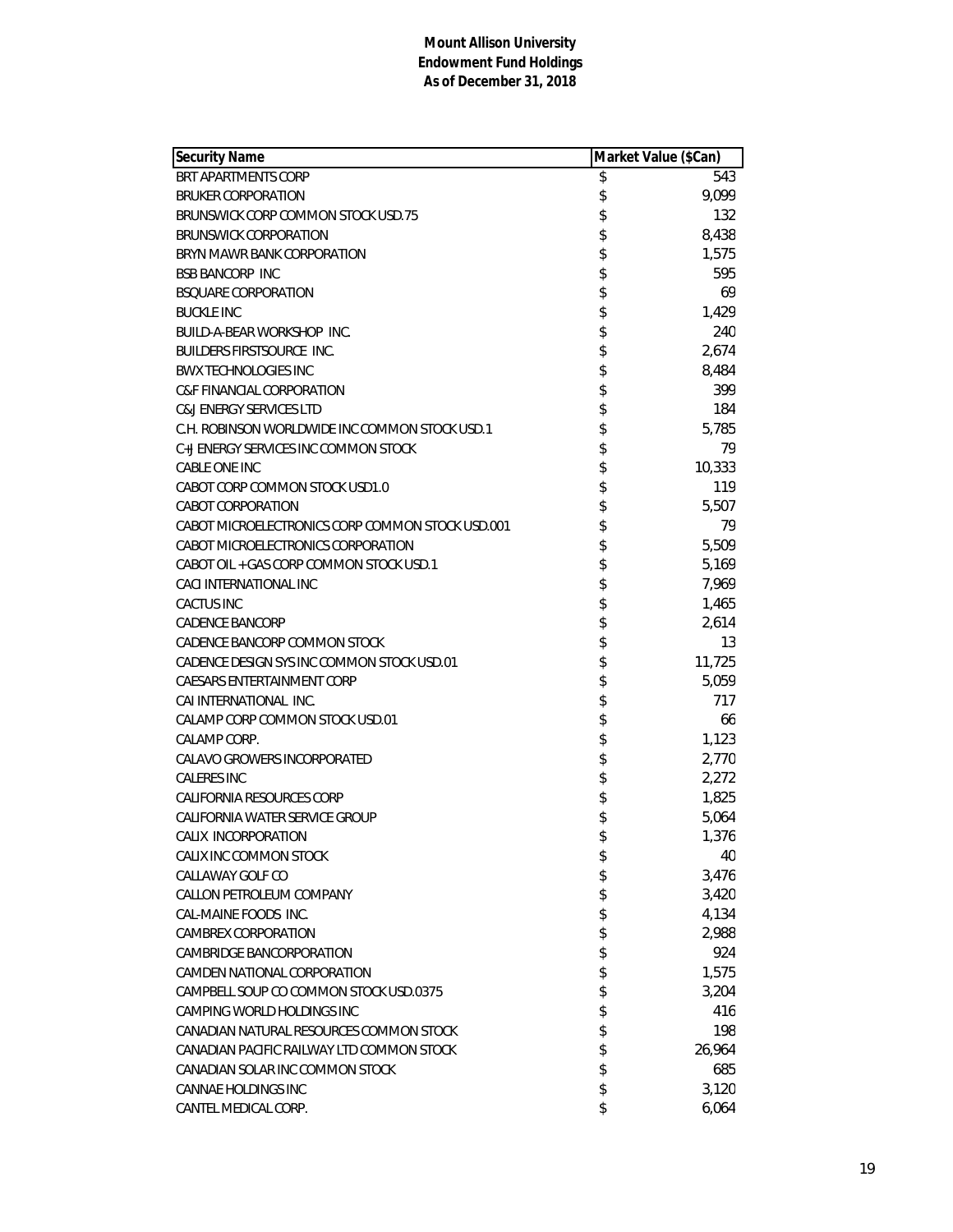**Mount Allison University**
**Endowment Fund Holdings**
**As of December 31, 2018**

| Security Name | Market Value ($Can) |
|---|---|
| BRT APARTMENTS CORP | $ 543 |
| BRUKER CORPORATION | $ 9,099 |
| BRUNSWICK CORP COMMON STOCK USD.75 | $ 132 |
| BRUNSWICK CORPORATION | $ 8,438 |
| BRYN MAWR BANK CORPORATION | $ 1,575 |
| BSB BANCORP INC | $ 595 |
| BSQUARE CORPORATION | $ 69 |
| BUCKLE INC | $ 1,429 |
| BUILD-A-BEAR WORKSHOP INC. | $ 240 |
| BUILDERS FIRSTSOURCE INC. | $ 2,674 |
| BWX TECHNOLOGIES INC | $ 8,484 |
| C&F FINANCIAL CORPORATION | $ 399 |
| C&J ENERGY SERVICES LTD | $ 184 |
| C.H. ROBINSON WORLDWIDE INC COMMON STOCK USD.1 | $ 5,785 |
| C+J ENERGY SERVICES INC COMMON STOCK | $ 79 |
| CABLE ONE INC | $ 10,333 |
| CABOT CORP COMMON STOCK USD1.0 | $ 119 |
| CABOT CORPORATION | $ 5,507 |
| CABOT MICROELECTRONICS CORP COMMON STOCK USD.001 | $ 79 |
| CABOT MICROELECTRONICS CORPORATION | $ 5,509 |
| CABOT OIL + GAS CORP COMMON STOCK USD.1 | $ 5,169 |
| CACI INTERNATIONAL INC | $ 7,969 |
| CACTUS INC | $ 1,465 |
| CADENCE BANCORP | $ 2,614 |
| CADENCE BANCORP COMMON STOCK | $ 13 |
| CADENCE DESIGN SYS INC COMMON STOCK USD.01 | $ 11,725 |
| CAESARS ENTERTAINMENT CORP | $ 5,059 |
| CAI INTERNATIONAL INC. | $ 717 |
| CALAMP CORP COMMON STOCK USD.01 | $ 66 |
| CALAMP CORP. | $ 1,123 |
| CALAVO GROWERS INCORPORATED | $ 2,770 |
| CALERES INC | $ 2,272 |
| CALIFORNIA RESOURCES CORP | $ 1,825 |
| CALIFORNIA WATER SERVICE GROUP | $ 5,064 |
| CALIX INCORPORATION | $ 1,376 |
| CALIX INC COMMON STOCK | $ 40 |
| CALLAWAY GOLF CO | $ 3,476 |
| CALLON PETROLEUM COMPANY | $ 3,420 |
| CAL-MAINE FOODS INC. | $ 4,134 |
| CAMBREX CORPORATION | $ 2,988 |
| CAMBRIDGE BANCORPORATION | $ 924 |
| CAMDEN NATIONAL CORPORATION | $ 1,575 |
| CAMPBELL SOUP CO COMMON STOCK USD.0375 | $ 3,204 |
| CAMPING WORLD HOLDINGS INC | $ 416 |
| CANADIAN NATURAL RESOURCES COMMON STOCK | $ 198 |
| CANADIAN PACIFIC RAILWAY LTD COMMON STOCK | $ 26,964 |
| CANADIAN SOLAR INC COMMON STOCK | $ 685 |
| CANNAE HOLDINGS INC | $ 3,120 |
| CANTEL MEDICAL CORP. | $ 6,064 |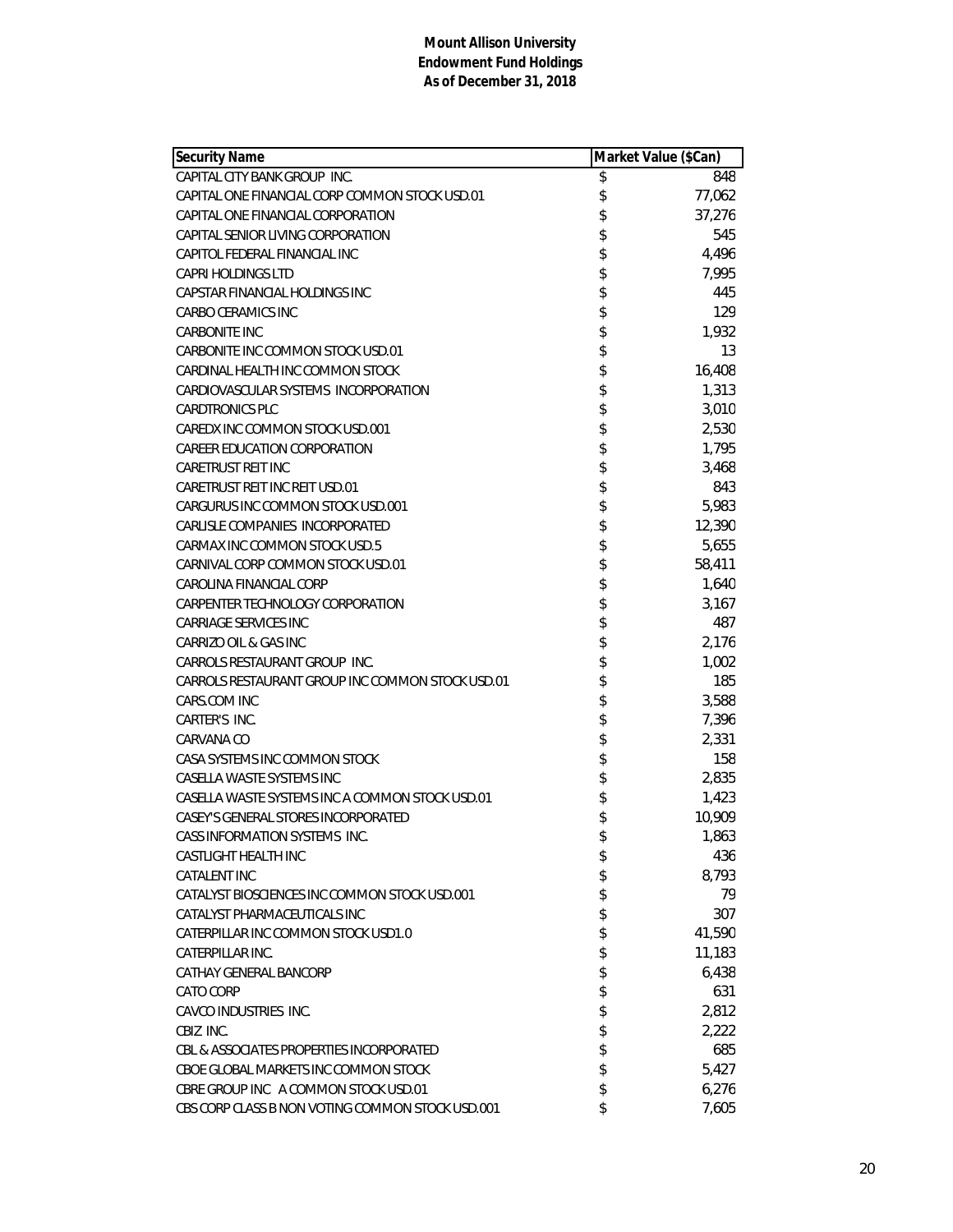**Mount Allison University**
**Endowment Fund Holdings**
**As of December 31, 2018**

| Security Name | Market Value ($Can) |
|---|---|
| CAPITAL CITY BANK GROUP INC. | $ 848 |
| CAPITAL ONE FINANCIAL CORP COMMON STOCK USD.01 | $ 77,062 |
| CAPITAL ONE FINANCIAL CORPORATION | $ 37,276 |
| CAPITAL SENIOR LIVING CORPORATION | $ 545 |
| CAPITOL FEDERAL FINANCIAL INC | $ 4,496 |
| CAPRI HOLDINGS LTD | $ 7,995 |
| CAPSTAR FINANCIAL HOLDINGS INC | $ 445 |
| CARBO CERAMICS INC | $ 129 |
| CARBONITE INC | $ 1,932 |
| CARBONITE INC COMMON STOCK USD.01 | $ 13 |
| CARDINAL HEALTH INC COMMON STOCK | $ 16,408 |
| CARDIOVASCULAR SYSTEMS INCORPORATION | $ 1,313 |
| CARDTRONICS PLC | $ 3,010 |
| CAREDX INC COMMON STOCK USD.001 | $ 2,530 |
| CAREER EDUCATION CORPORATION | $ 1,795 |
| CARETRUST REIT INC | $ 3,468 |
| CARETRUST REIT INC REIT USD.01 | $ 843 |
| CARGURUS INC COMMON STOCK USD.001 | $ 5,983 |
| CARLISLE COMPANIES INCORPORATED | $ 12,390 |
| CARMAX INC COMMON STOCK USD.5 | $ 5,655 |
| CARNIVAL CORP COMMON STOCK USD.01 | $ 58,411 |
| CAROLINA FINANCIAL CORP | $ 1,640 |
| CARPENTER TECHNOLOGY CORPORATION | $ 3,167 |
| CARRIAGE SERVICES INC | $ 487 |
| CARRIZO OIL & GAS INC | $ 2,176 |
| CARROLS RESTAURANT GROUP INC. | $ 1,002 |
| CARROLS RESTAURANT GROUP INC COMMON STOCK USD.01 | $ 185 |
| CARS.COM INC | $ 3,588 |
| CARTER'S INC. | $ 7,396 |
| CARVANA CO | $ 2,331 |
| CASA SYSTEMS INC COMMON STOCK | $ 158 |
| CASELLA WASTE SYSTEMS INC | $ 2,835 |
| CASELLA WASTE SYSTEMS INC A COMMON STOCK USD.01 | $ 1,423 |
| CASEY'S GENERAL STORES INCORPORATED | $ 10,909 |
| CASS INFORMATION SYSTEMS INC. | $ 1,863 |
| CASTLIGHT HEALTH INC | $ 436 |
| CATALENT INC | $ 8,793 |
| CATALYST BIOSCIENCES INC COMMON STOCK USD.001 | $ 79 |
| CATALYST PHARMACEUTICALS INC | $ 307 |
| CATERPILLAR INC COMMON STOCK USD1.0 | $ 41,590 |
| CATERPILLAR INC. | $ 11,183 |
| CATHAY GENERAL BANCORP | $ 6,438 |
| CATO CORP | $ 631 |
| CAVCO INDUSTRIES INC. | $ 2,812 |
| CBIZ INC. | $ 2,222 |
| CBL & ASSOCIATES PROPERTIES INCORPORATED | $ 685 |
| CBOE GLOBAL MARKETS INC COMMON STOCK | $ 5,427 |
| CBRE GROUP INC A COMMON STOCK USD.01 | $ 6,276 |
| CBS CORP CLASS B NON VOTING COMMON STOCK USD.001 | $ 7,605 |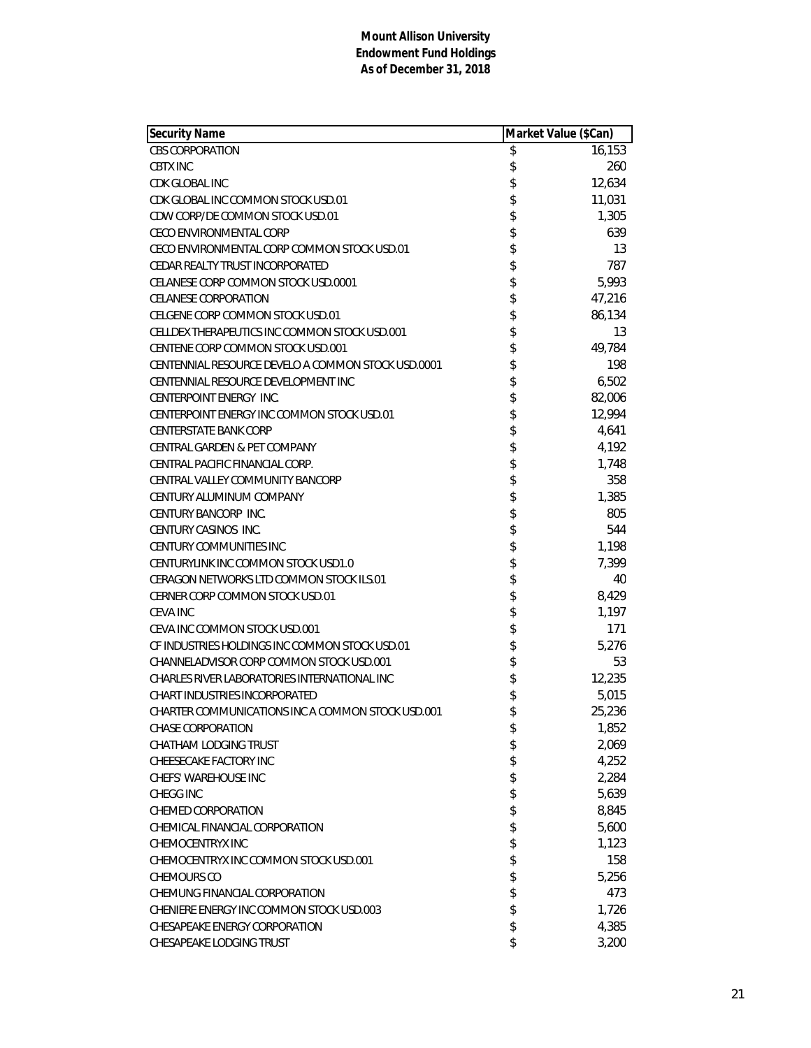**Mount Allison University**
**Endowment Fund Holdings**
**As of December 31, 2018**

| Security Name | Market Value ($Can) |
|---|---|
| CBS CORPORATION | $ 16,153 |
| CBTX INC | $ 260 |
| CDK GLOBAL INC | $ 12,634 |
| CDK GLOBAL INC COMMON STOCK USD.01 | $ 11,031 |
| CDW CORP/DE COMMON STOCK USD.01 | $ 1,305 |
| CECO ENVIRONMENTAL CORP | $ 639 |
| CECO ENVIRONMENTAL CORP COMMON STOCK USD.01 | $ 13 |
| CEDAR REALTY TRUST INCORPORATED | $ 787 |
| CELANESE CORP COMMON STOCK USD.0001 | $ 5,993 |
| CELANESE CORPORATION | $ 47,216 |
| CELGENE CORP COMMON STOCK USD.01 | $ 86,134 |
| CELLDEX THERAPEUTICS INC COMMON STOCK USD.001 | $ 13 |
| CENTENE CORP COMMON STOCK USD.001 | $ 49,784 |
| CENTENNIAL RESOURCE DEVELO A COMMON STOCK USD.0001 | $ 198 |
| CENTENNIAL RESOURCE DEVELOPMENT INC | $ 6,502 |
| CENTERPOINT ENERGY INC. | $ 82,006 |
| CENTERPOINT ENERGY INC COMMON STOCK USD.01 | $ 12,994 |
| CENTERSTATE BANK CORP | $ 4,641 |
| CENTRAL GARDEN & PET COMPANY | $ 4,192 |
| CENTRAL PACIFIC FINANCIAL CORP. | $ 1,748 |
| CENTRAL VALLEY COMMUNITY BANCORP | $ 358 |
| CENTURY ALUMINUM COMPANY | $ 1,385 |
| CENTURY BANCORP INC. | $ 805 |
| CENTURY CASINOS INC. | $ 544 |
| CENTURY COMMUNITIES INC | $ 1,198 |
| CENTURYLINK INC COMMON STOCK USD1.0 | $ 7,399 |
| CERAGON NETWORKS LTD COMMON STOCK ILS.01 | $ 40 |
| CERNER CORP COMMON STOCK USD.01 | $ 8,429 |
| CEVA INC | $ 1,197 |
| CEVA INC COMMON STOCK USD.001 | $ 171 |
| CF INDUSTRIES HOLDINGS INC COMMON STOCK USD.01 | $ 5,276 |
| CHANNELADVISOR CORP COMMON STOCK USD.001 | $ 53 |
| CHARLES RIVER LABORATORIES INTERNATIONAL INC | $ 12,235 |
| CHART INDUSTRIES INCORPORATED | $ 5,015 |
| CHARTER COMMUNICATIONS INC A COMMON STOCK USD.001 | $ 25,236 |
| CHASE CORPORATION | $ 1,852 |
| CHATHAM LODGING TRUST | $ 2,069 |
| CHEESECAKE FACTORY INC | $ 4,252 |
| CHEFS' WAREHOUSE INC | $ 2,284 |
| CHEGG INC | $ 5,639 |
| CHEMED CORPORATION | $ 8,845 |
| CHEMICAL FINANCIAL CORPORATION | $ 5,600 |
| CHEMOCENTRYX INC | $ 1,123 |
| CHEMOCENTRYX INC COMMON STOCK USD.001 | $ 158 |
| CHEMOURS CO | $ 5,256 |
| CHEMUNG FINANCIAL CORPORATION | $ 473 |
| CHENIERE ENERGY INC COMMON STOCK USD.003 | $ 1,726 |
| CHESAPEAKE ENERGY CORPORATION | $ 4,385 |
| CHESAPEAKE LODGING TRUST | $ 3,200 |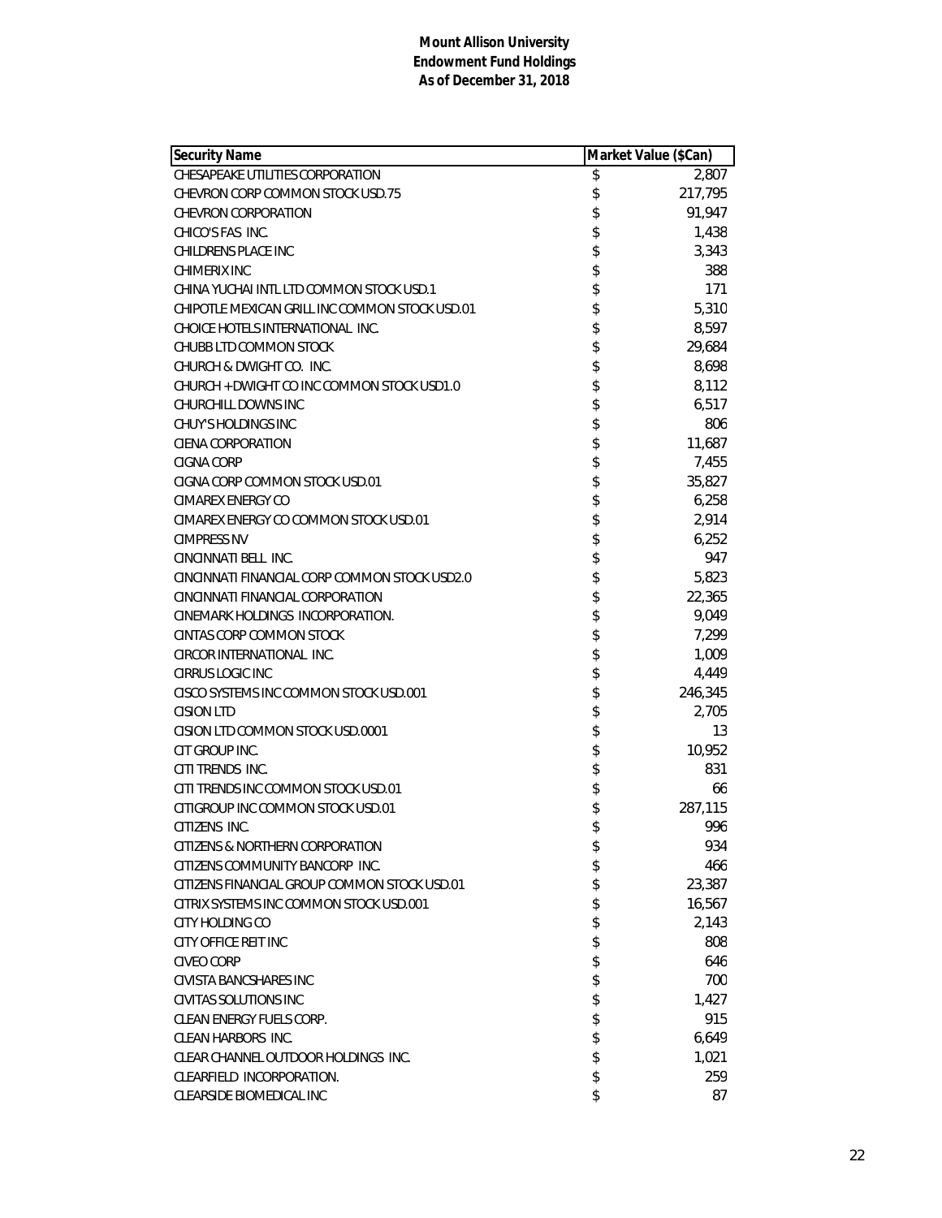**Mount Allison University**
**Endowment Fund Holdings**
**As of December 31, 2018**

| Security Name | Market Value ($Can) |
|---|---|
| CHESAPEAKE UTILITIES CORPORATION | $ 2,807 |
| CHEVRON CORP COMMON STOCK USD.75 | $ 217,795 |
| CHEVRON CORPORATION | $ 91,947 |
| CHICO'S FAS INC. | $ 1,438 |
| CHILDRENS PLACE INC | $ 3,343 |
| CHIMERIX INC | $ 388 |
| CHINA YUCHAI INTL LTD COMMON STOCK USD.1 | $ 171 |
| CHIPOTLE MEXICAN GRILL INC COMMON STOCK USD.01 | $ 5,310 |
| CHOICE HOTELS INTERNATIONAL INC. | $ 8,597 |
| CHUBB LTD COMMON STOCK | $ 29,684 |
| CHURCH & DWIGHT CO. INC. | $ 8,698 |
| CHURCH + DWIGHT CO INC COMMON STOCK USD1.0 | $ 8,112 |
| CHURCHILL DOWNS INC | $ 6,517 |
| CHUY'S HOLDINGS INC | $ 806 |
| CIENA CORPORATION | $ 11,687 |
| CIGNA CORP | $ 7,455 |
| CIGNA CORP COMMON STOCK USD.01 | $ 35,827 |
| CIMAREX ENERGY CO | $ 6,258 |
| CIMAREX ENERGY CO COMMON STOCK USD.01 | $ 2,914 |
| CIMPRESS NV | $ 6,252 |
| CINCINNATI BELL INC. | $ 947 |
| CINCINNATI FINANCIAL CORP COMMON STOCK USD2.0 | $ 5,823 |
| CINCINNATI FINANCIAL CORPORATION | $ 22,365 |
| CINEMARK HOLDINGS INCORPORATION. | $ 9,049 |
| CINTAS CORP COMMON STOCK | $ 7,299 |
| CIRCOR INTERNATIONAL INC. | $ 1,009 |
| CIRRUS LOGIC INC | $ 4,449 |
| CISCO SYSTEMS INC COMMON STOCK USD.001 | $ 246,345 |
| CISION LTD | $ 2,705 |
| CISION LTD COMMON STOCK USD.0001 | $ 13 |
| CIT GROUP INC. | $ 10,952 |
| CITI TRENDS INC. | $ 831 |
| CITI TRENDS INC COMMON STOCK USD.01 | $ 66 |
| CITIGROUP INC COMMON STOCK USD.01 | $ 287,115 |
| CITIZENS INC. | $ 996 |
| CITIZENS & NORTHERN CORPORATION | $ 934 |
| CITIZENS COMMUNITY BANCORP INC. | $ 466 |
| CITIZENS FINANCIAL GROUP COMMON STOCK USD.01 | $ 23,387 |
| CITRIX SYSTEMS INC COMMON STOCK USD.001 | $ 16,567 |
| CITY HOLDING CO | $ 2,143 |
| CITY OFFICE REIT INC | $ 808 |
| CIVEO CORP | $ 646 |
| CIVISTA BANCSHARES INC | $ 700 |
| CIVITAS SOLUTIONS INC | $ 1,427 |
| CLEAN ENERGY FUELS CORP. | $ 915 |
| CLEAN HARBORS INC. | $ 6,649 |
| CLEAR CHANNEL OUTDOOR HOLDINGS INC. | $ 1,021 |
| CLEARFIELD INCORPORATION. | $ 259 |
| CLEARSIDE BIOMEDICAL INC | $ 87 |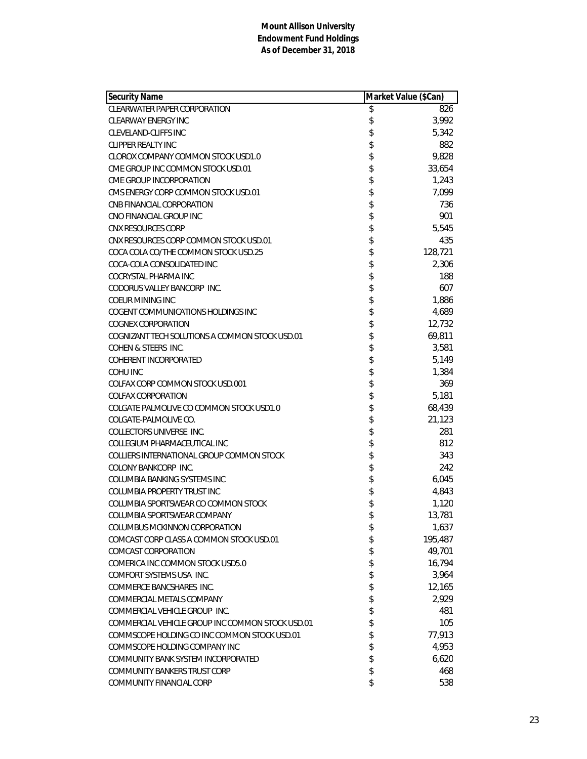**Mount Allison University**
**Endowment Fund Holdings**
**As of December 31, 2018**

| Security Name | Market Value ($Can) |
|---|---|
| CLEARWATER PAPER CORPORATION | $ 826 |
| CLEARWAY ENERGY INC | $ 3,992 |
| CLEVELAND-CLIFFS INC | $ 5,342 |
| CLIPPER REALTY INC | $ 882 |
| CLOROX COMPANY COMMON STOCK USD1.0 | $ 9,828 |
| CME GROUP INC COMMON STOCK USD.01 | $ 33,654 |
| CME GROUP INCORPORATION | $ 1,243 |
| CMS ENERGY CORP COMMON STOCK USD.01 | $ 7,099 |
| CNB FINANCIAL CORPORATION | $ 736 |
| CNO FINANCIAL GROUP INC | $ 901 |
| CNX RESOURCES CORP | $ 5,545 |
| CNX RESOURCES CORP COMMON STOCK USD.01 | $ 435 |
| COCA COLA CO/THE COMMON STOCK USD.25 | $ 128,721 |
| COCA-COLA CONSOLIDATED INC | $ 2,306 |
| COCRYSTAL PHARMA INC | $ 188 |
| CODORUS VALLEY BANCORP INC. | $ 607 |
| COEUR MINING INC | $ 1,886 |
| COGENT COMMUNICATIONS HOLDINGS INC | $ 4,689 |
| COGNEX CORPORATION | $ 12,732 |
| COGNIZANT TECH SOLUTIONS A COMMON STOCK USD.01 | $ 69,811 |
| COHEN & STEERS INC. | $ 3,581 |
| COHERENT INCORPORATED | $ 5,149 |
| COHU INC | $ 1,384 |
| COLFAX CORP COMMON STOCK USD.001 | $ 369 |
| COLFAX CORPORATION | $ 5,181 |
| COLGATE PALMOLIVE CO COMMON STOCK USD1.0 | $ 68,439 |
| COLGATE-PALMOLIVE CO. | $ 21,123 |
| COLLECTORS UNIVERSE INC. | $ 281 |
| COLLEGIUM PHARMACEUTICAL INC | $ 812 |
| COLLIERS INTERNATIONAL GROUP COMMON STOCK | $ 343 |
| COLONY BANKCORP INC. | $ 242 |
| COLUMBIA BANKING SYSTEMS INC | $ 6,045 |
| COLUMBIA PROPERTY TRUST INC | $ 4,843 |
| COLUMBIA SPORTSWEAR CO COMMON STOCK | $ 1,120 |
| COLUMBIA SPORTSWEAR COMPANY | $ 13,781 |
| COLUMBUS MCKINNON CORPORATION | $ 1,637 |
| COMCAST CORP CLASS A COMMON STOCK USD.01 | $ 195,487 |
| COMCAST CORPORATION | $ 49,701 |
| COMERICA INC COMMON STOCK USD5.0 | $ 16,794 |
| COMFORT SYSTEMS USA INC. | $ 3,964 |
| COMMERCE BANCSHARES INC. | $ 12,165 |
| COMMERCIAL METALS COMPANY | $ 2,929 |
| COMMERCIAL VEHICLE GROUP INC. | $ 481 |
| COMMERCIAL VEHICLE GROUP INC COMMON STOCK USD.01 | $ 105 |
| COMMSCOPE HOLDING CO INC COMMON STOCK USD.01 | $ 77,913 |
| COMMSCOPE HOLDING COMPANY INC | $ 4,953 |
| COMMUNITY BANK SYSTEM INCORPORATED | $ 6,620 |
| COMMUNITY BANKERS TRUST CORP | $ 468 |
| COMMUNITY FINANCIAL CORP | $ 538 |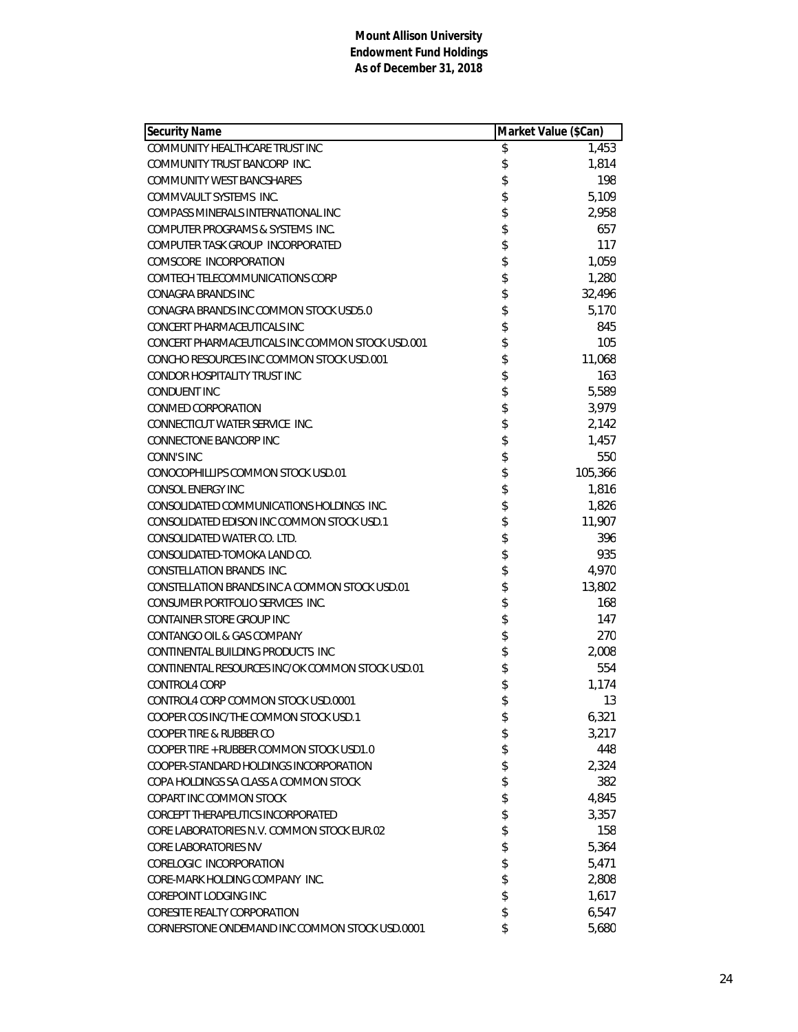**Mount Allison University**
**Endowment Fund Holdings**
**As of December 31, 2018**

| Security Name | Market Value ($Can) |
|---|---|
| COMMUNITY HEALTHCARE TRUST INC | $ 1,453 |
| COMMUNITY TRUST BANCORP INC. | $ 1,814 |
| COMMUNITY WEST BANCSHARES | $ 198 |
| COMMVAULT SYSTEMS INC. | $ 5,109 |
| COMPASS MINERALS INTERNATIONAL INC | $ 2,958 |
| COMPUTER PROGRAMS & SYSTEMS INC. | $ 657 |
| COMPUTER TASK GROUP INCORPORATED | $ 117 |
| COMSCORE INCORPORATION | $ 1,059 |
| COMTECH TELECOMMUNICATIONS CORP | $ 1,280 |
| CONAGRA BRANDS INC | $ 32,496 |
| CONAGRA BRANDS INC COMMON STOCK USD5.0 | $ 5,170 |
| CONCERT PHARMACEUTICALS INC | $ 845 |
| CONCERT PHARMACEUTICALS INC COMMON STOCK USD.001 | $ 105 |
| CONCHO RESOURCES INC COMMON STOCK USD.001 | $ 11,068 |
| CONDOR HOSPITALITY TRUST INC | $ 163 |
| CONDUENT INC | $ 5,589 |
| CONMED CORPORATION | $ 3,979 |
| CONNECTICUT WATER SERVICE INC. | $ 2,142 |
| CONNECTONE BANCORP INC | $ 1,457 |
| CONN'S INC | $ 550 |
| CONOCOPHILLIPS COMMON STOCK USD.01 | $ 105,366 |
| CONSOL ENERGY INC | $ 1,816 |
| CONSOLIDATED COMMUNICATIONS HOLDINGS INC. | $ 1,826 |
| CONSOLIDATED EDISON INC COMMON STOCK USD.1 | $ 11,907 |
| CONSOLIDATED WATER CO. LTD. | $ 396 |
| CONSOLIDATED-TOMOKA LAND CO. | $ 935 |
| CONSTELLATION BRANDS INC. | $ 4,970 |
| CONSTELLATION BRANDS INC A COMMON STOCK USD.01 | $ 13,802 |
| CONSUMER PORTFOLIO SERVICES INC. | $ 168 |
| CONTAINER STORE GROUP INC | $ 147 |
| CONTANGO OIL & GAS COMPANY | $ 270 |
| CONTINENTAL BUILDING PRODUCTS INC | $ 2,008 |
| CONTINENTAL RESOURCES INC/OK COMMON STOCK USD.01 | $ 554 |
| CONTROL4 CORP | $ 1,174 |
| CONTROL4 CORP COMMON STOCK USD.0001 | $ 13 |
| COOPER COS INC/THE COMMON STOCK USD.1 | $ 6,321 |
| COOPER TIRE & RUBBER CO | $ 3,217 |
| COOPER TIRE + RUBBER COMMON STOCK USD1.0 | $ 448 |
| COOPER-STANDARD HOLDINGS INCORPORATION | $ 2,324 |
| COPA HOLDINGS SA CLASS A COMMON STOCK | $ 382 |
| COPART INC COMMON STOCK | $ 4,845 |
| CORCEPT THERAPEUTICS INCORPORATED | $ 3,357 |
| CORE LABORATORIES N.V. COMMON STOCK EUR.02 | $ 158 |
| CORE LABORATORIES NV | $ 5,364 |
| CORELOGIC INCORPORATION | $ 5,471 |
| CORE-MARK HOLDING COMPANY INC. | $ 2,808 |
| COREPOINT LODGING INC | $ 1,617 |
| CORESITE REALTY CORPORATION | $ 6,547 |
| CORNERSTONE ONDEMAND INC COMMON STOCK USD.0001 | $ 5,680 |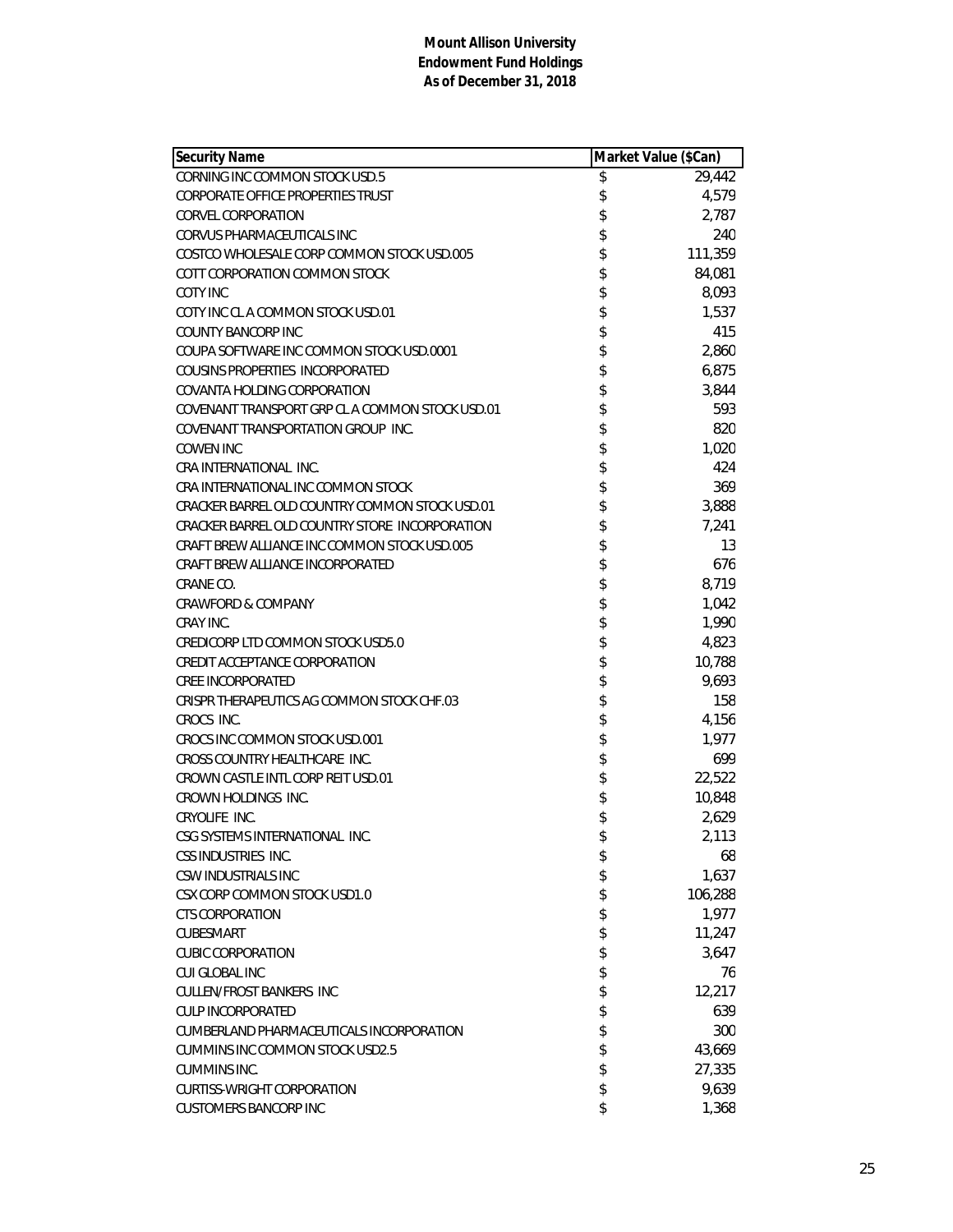**Mount Allison University**
**Endowment Fund Holdings**
**As of December 31, 2018**

| Security Name | Market Value ($Can) |
|---|---|
| CORNING INC COMMON STOCK USD.5 | $ 29,442 |
| CORPORATE OFFICE PROPERTIES TRUST | $ 4,579 |
| CORVEL CORPORATION | $ 2,787 |
| CORVUS PHARMACEUTICALS INC | $ 240 |
| COSTCO WHOLESALE CORP COMMON STOCK USD.005 | $ 111,359 |
| COTT CORPORATION COMMON STOCK | $ 84,081 |
| COTY INC | $ 8,093 |
| COTY INC CL A COMMON STOCK USD.01 | $ 1,537 |
| COUNTY BANCORP INC | $ 415 |
| COUPA SOFTWARE INC COMMON STOCK USD.0001 | $ 2,860 |
| COUSINS PROPERTIES INCORPORATED | $ 6,875 |
| COVANTA HOLDING CORPORATION | $ 3,844 |
| COVENANT TRANSPORT GRP CL A COMMON STOCK USD.01 | $ 593 |
| COVENANT TRANSPORTATION GROUP INC. | $ 820 |
| COWEN INC | $ 1,020 |
| CRA INTERNATIONAL INC. | $ 424 |
| CRA INTERNATIONAL INC COMMON STOCK | $ 369 |
| CRACKER BARREL OLD COUNTRY COMMON STOCK USD.01 | $ 3,888 |
| CRACKER BARREL OLD COUNTRY STORE INCORPORATION | $ 7,241 |
| CRAFT BREW ALLIANCE INC COMMON STOCK USD.005 | $ 13 |
| CRAFT BREW ALLIANCE INCORPORATED | $ 676 |
| CRANE CO. | $ 8,719 |
| CRAWFORD & COMPANY | $ 1,042 |
| CRAY INC. | $ 1,990 |
| CREDICORP LTD COMMON STOCK USD5.0 | $ 4,823 |
| CREDIT ACCEPTANCE CORPORATION | $ 10,788 |
| CREE INCORPORATED | $ 9,693 |
| CRISPR THERAPEUTICS AG COMMON STOCK CHF.03 | $ 158 |
| CROCS INC. | $ 4,156 |
| CROCS INC COMMON STOCK USD.001 | $ 1,977 |
| CROSS COUNTRY HEALTHCARE INC. | $ 699 |
| CROWN CASTLE INTL CORP REIT USD.01 | $ 22,522 |
| CROWN HOLDINGS INC. | $ 10,848 |
| CRYOLIFE INC. | $ 2,629 |
| CSG SYSTEMS INTERNATIONAL INC. | $ 2,113 |
| CSS INDUSTRIES INC. | $ 68 |
| CSW INDUSTRIALS INC | $ 1,637 |
| CSX CORP COMMON STOCK USD1.0 | $ 106,288 |
| CTS CORPORATION | $ 1,977 |
| CUBESMART | $ 11,247 |
| CUBIC CORPORATION | $ 3,647 |
| CUI GLOBAL INC | $ 76 |
| CULLEN/FROST BANKERS INC | $ 12,217 |
| CULP INCORPORATED | $ 639 |
| CUMBERLAND PHARMACEUTICALS INCORPORATION | $ 300 |
| CUMMINS INC COMMON STOCK USD2.5 | $ 43,669 |
| CUMMINS INC. | $ 27,335 |
| CURTISS-WRIGHT CORPORATION | $ 9,639 |
| CUSTOMERS BANCORP INC | $ 1,368 |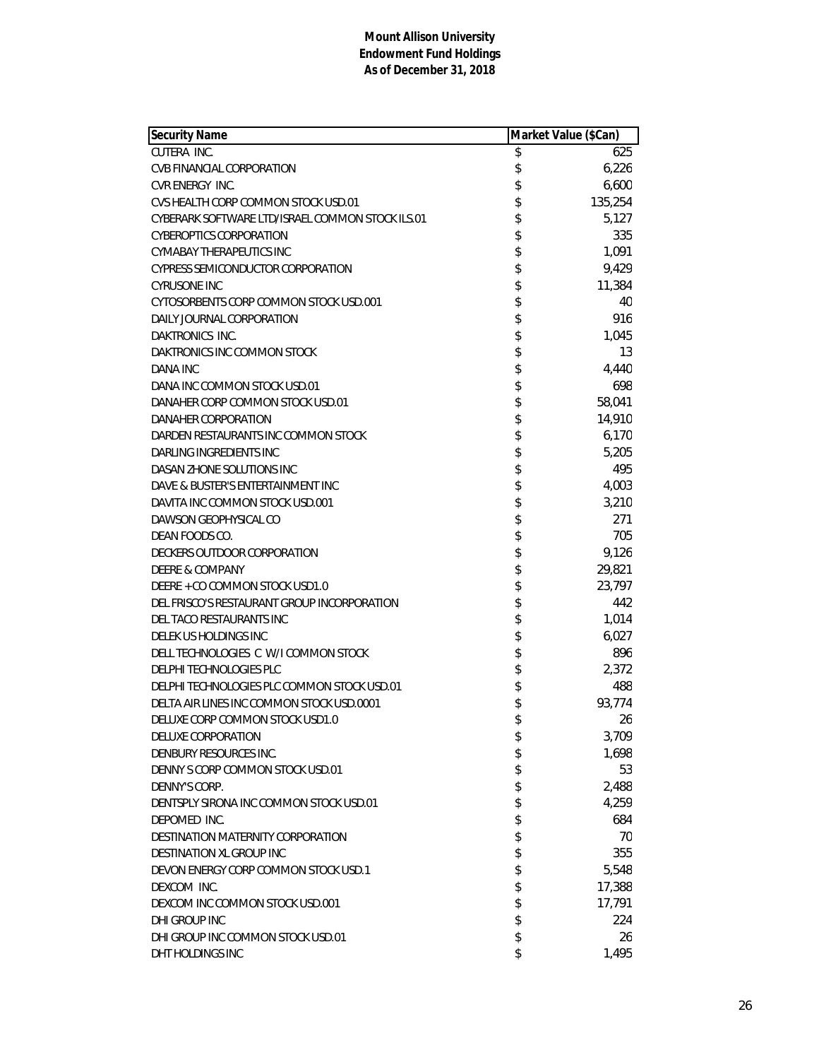**Mount Allison University**
**Endowment Fund Holdings**
**As of December 31, 2018**

| Security Name | Market Value ($Can) |
|---|---|
| CUTERA INC. | $ 625 |
| CVB FINANCIAL CORPORATION | $ 6,226 |
| CVR ENERGY INC. | $ 6,600 |
| CVS HEALTH CORP COMMON STOCK USD.01 | $ 135,254 |
| CYBERARK SOFTWARE LTD/ISRAEL COMMON STOCK ILS.01 | $ 5,127 |
| CYBEROPTICS CORPORATION | $ 335 |
| CYMABAY THERAPEUTICS INC | $ 1,091 |
| CYPRESS SEMICONDUCTOR CORPORATION | $ 9,429 |
| CYRUSONE INC | $ 11,384 |
| CYTOSORBENTS CORP COMMON STOCK USD.001 | $ 40 |
| DAILY JOURNAL CORPORATION | $ 916 |
| DAKTRONICS INC. | $ 1,045 |
| DAKTRONICS INC COMMON STOCK | $ 13 |
| DANA INC | $ 4,440 |
| DANA INC COMMON STOCK USD.01 | $ 698 |
| DANAHER CORP COMMON STOCK USD.01 | $ 58,041 |
| DANAHER CORPORATION | $ 14,910 |
| DARDEN RESTAURANTS INC COMMON STOCK | $ 6,170 |
| DARLING INGREDIENTS INC | $ 5,205 |
| DASAN ZHONE SOLUTIONS INC | $ 495 |
| DAVE & BUSTER'S ENTERTAINMENT INC | $ 4,003 |
| DAVITA INC COMMON STOCK USD.001 | $ 3,210 |
| DAWSON GEOPHYSICAL CO | $ 271 |
| DEAN FOODS CO. | $ 705 |
| DECKERS OUTDOOR CORPORATION | $ 9,126 |
| DEERE & COMPANY | $ 29,821 |
| DEERE + CO COMMON STOCK USD1.0 | $ 23,797 |
| DEL FRISCO'S RESTAURANT GROUP INCORPORATION | $ 442 |
| DEL TACO RESTAURANTS INC | $ 1,014 |
| DELEK US HOLDINGS INC | $ 6,027 |
| DELL TECHNOLOGIES C W/I COMMON STOCK | $ 896 |
| DELPHI TECHNOLOGIES PLC | $ 2,372 |
| DELPHI TECHNOLOGIES PLC COMMON STOCK USD.01 | $ 488 |
| DELTA AIR LINES INC COMMON STOCK USD.0001 | $ 93,774 |
| DELUXE CORP COMMON STOCK USD1.0 | $ 26 |
| DELUXE CORPORATION | $ 3,709 |
| DENBURY RESOURCES INC. | $ 1,698 |
| DENNY S CORP COMMON STOCK USD.01 | $ 53 |
| DENNY'S CORP. | $ 2,488 |
| DENTSPLY SIRONA INC COMMON STOCK USD.01 | $ 4,259 |
| DEPOMED INC. | $ 684 |
| DESTINATION MATERNITY CORPORATION | $ 70 |
| DESTINATION XL GROUP INC | $ 355 |
| DEVON ENERGY CORP COMMON STOCK USD.1 | $ 5,548 |
| DEXCOM INC. | $ 17,388 |
| DEXCOM INC COMMON STOCK USD.001 | $ 17,791 |
| DHI GROUP INC | $ 224 |
| DHI GROUP INC COMMON STOCK USD.01 | $ 26 |
| DHT HOLDINGS INC | $ 1,495 |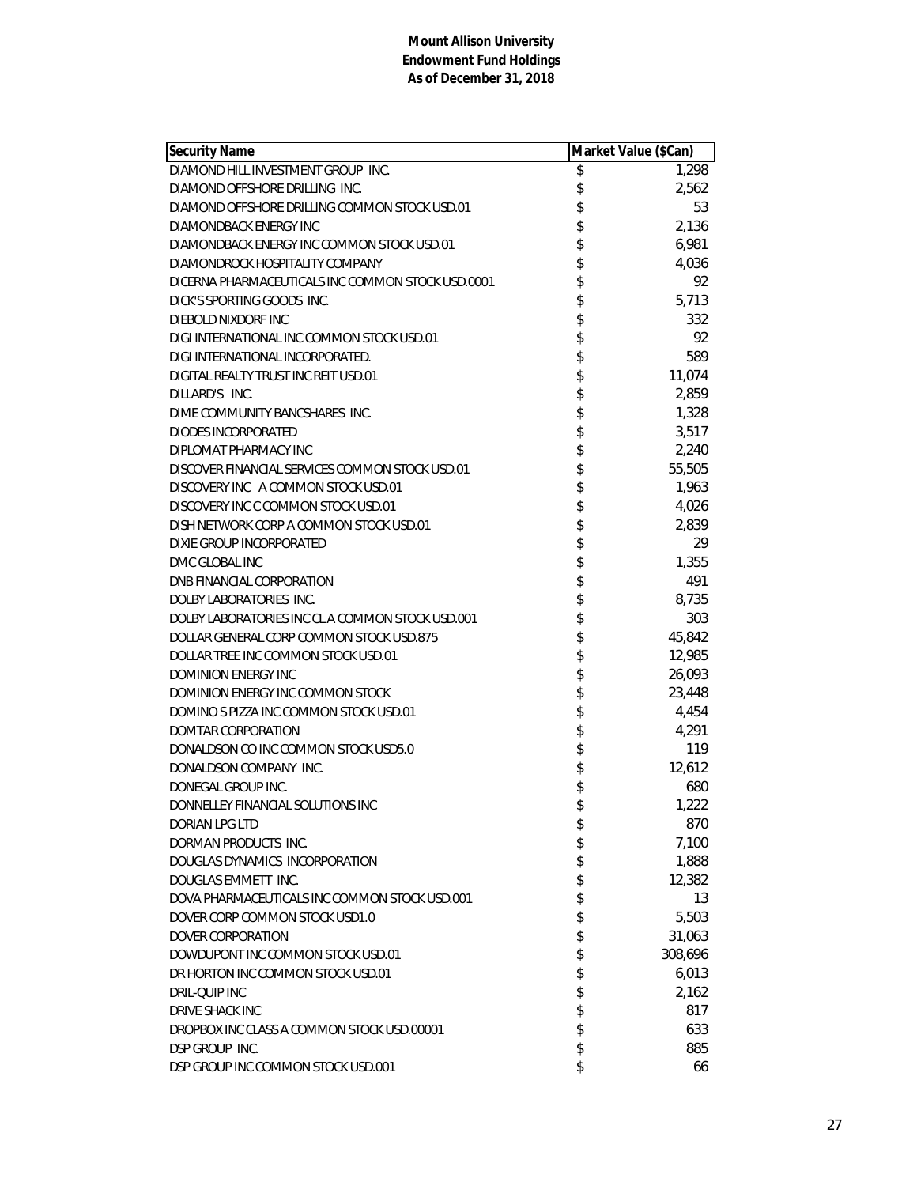**Mount Allison University**
**Endowment Fund Holdings**
**As of December 31, 2018**

| Security Name | Market Value ($Can) |
|---|---|
| DIAMOND HILL INVESTMENT GROUP INC. | $ 1,298 |
| DIAMOND OFFSHORE DRILLING INC. | $ 2,562 |
| DIAMOND OFFSHORE DRILLING COMMON STOCK USD.01 | $ 53 |
| DIAMONDBACK ENERGY INC | $ 2,136 |
| DIAMONDBACK ENERGY INC COMMON STOCK USD.01 | $ 6,981 |
| DIAMONDROCK HOSPITALITY COMPANY | $ 4,036 |
| DICERNA PHARMACEUTICALS INC COMMON STOCK USD.0001 | $ 92 |
| DICK'S SPORTING GOODS INC. | $ 5,713 |
| DIEBOLD NIXDORF INC | $ 332 |
| DIGI INTERNATIONAL INC COMMON STOCK USD.01 | $ 92 |
| DIGI INTERNATIONAL INCORPORATED. | $ 589 |
| DIGITAL REALTY TRUST INC REIT USD.01 | $ 11,074 |
| DILLARD'S INC. | $ 2,859 |
| DIME COMMUNITY BANCSHARES INC. | $ 1,328 |
| DIODES INCORPORATED | $ 3,517 |
| DIPLOMAT PHARMACY INC | $ 2,240 |
| DISCOVER FINANCIAL SERVICES COMMON STOCK USD.01 | $ 55,505 |
| DISCOVERY INC A COMMON STOCK USD.01 | $ 1,963 |
| DISCOVERY INC C COMMON STOCK USD.01 | $ 4,026 |
| DISH NETWORK CORP A COMMON STOCK USD.01 | $ 2,839 |
| DIXIE GROUP INCORPORATED | $ 29 |
| DMC GLOBAL INC | $ 1,355 |
| DNB FINANCIAL CORPORATION | $ 491 |
| DOLBY LABORATORIES INC. | $ 8,735 |
| DOLBY LABORATORIES INC CL A COMMON STOCK USD.001 | $ 303 |
| DOLLAR GENERAL CORP COMMON STOCK USD.875 | $ 45,842 |
| DOLLAR TREE INC COMMON STOCK USD.01 | $ 12,985 |
| DOMINION ENERGY INC | $ 26,093 |
| DOMINION ENERGY INC COMMON STOCK | $ 23,448 |
| DOMINO S PIZZA INC COMMON STOCK USD.01 | $ 4,454 |
| DOMTAR CORPORATION | $ 4,291 |
| DONALDSON CO INC COMMON STOCK USD5.0 | $ 119 |
| DONALDSON COMPANY INC. | $ 12,612 |
| DONEGAL GROUP INC. | $ 680 |
| DONNELLEY FINANCIAL SOLUTIONS INC | $ 1,222 |
| DORIAN LPG LTD | $ 870 |
| DORMAN PRODUCTS INC. | $ 7,100 |
| DOUGLAS DYNAMICS INCORPORATION | $ 1,888 |
| DOUGLAS EMMETT INC. | $ 12,382 |
| DOVA PHARMACEUTICALS INC COMMON STOCK USD.001 | $ 13 |
| DOVER CORP COMMON STOCK USD1.0 | $ 5,503 |
| DOVER CORPORATION | $ 31,063 |
| DOWDUPONT INC COMMON STOCK USD.01 | $ 308,696 |
| DR HORTON INC COMMON STOCK USD.01 | $ 6,013 |
| DRIL-QUIP INC | $ 2,162 |
| DRIVE SHACK INC | $ 817 |
| DROPBOX INC CLASS A COMMON STOCK USD.00001 | $ 633 |
| DSP GROUP INC. | $ 885 |
| DSP GROUP INC COMMON STOCK USD.001 | $ 66 |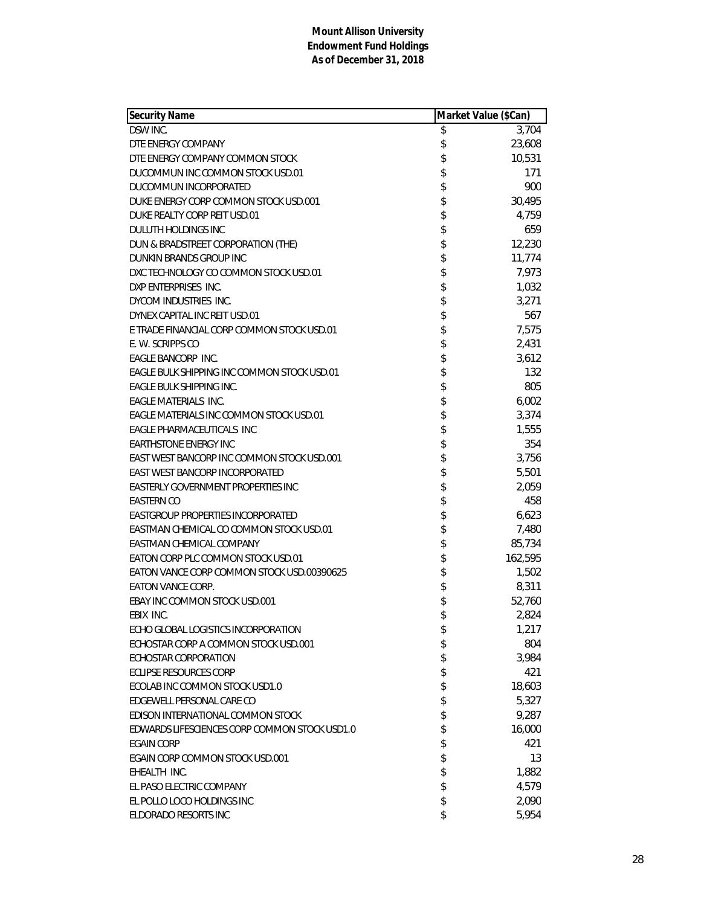**Mount Allison University**
**Endowment Fund Holdings**
**As of December 31, 2018**

| Security Name | Market Value ($Can) |
|---|---|
| DSW INC. | $ 3,704 |
| DTE ENERGY COMPANY | $ 23,608 |
| DTE ENERGY COMPANY COMMON STOCK | $ 10,531 |
| DUCOMMUN INC COMMON STOCK USD.01 | $ 171 |
| DUCOMMUN INCORPORATED | $ 900 |
| DUKE ENERGY CORP COMMON STOCK USD.001 | $ 30,495 |
| DUKE REALTY CORP REIT USD.01 | $ 4,759 |
| DULUTH HOLDINGS INC | $ 659 |
| DUN & BRADSTREET CORPORATION (THE) | $ 12,230 |
| DUNKIN BRANDS GROUP INC | $ 11,774 |
| DXC TECHNOLOGY CO COMMON STOCK USD.01 | $ 7,973 |
| DXP ENTERPRISES INC. | $ 1,032 |
| DYCOM INDUSTRIES INC. | $ 3,271 |
| DYNEX CAPITAL INC REIT USD.01 | $ 567 |
| E TRADE FINANCIAL CORP COMMON STOCK USD.01 | $ 7,575 |
| E. W. SCRIPPS CO | $ 2,431 |
| EAGLE BANCORP INC. | $ 3,612 |
| EAGLE BULK SHIPPING INC COMMON STOCK USD.01 | $ 132 |
| EAGLE BULK SHIPPING INC. | $ 805 |
| EAGLE MATERIALS INC. | $ 6,002 |
| EAGLE MATERIALS INC COMMON STOCK USD.01 | $ 3,374 |
| EAGLE PHARMACEUTICALS INC | $ 1,555 |
| EARTHSTONE ENERGY INC | $ 354 |
| EAST WEST BANCORP INC COMMON STOCK USD.001 | $ 3,756 |
| EAST WEST BANCORP INCORPORATED | $ 5,501 |
| EASTERLY GOVERNMENT PROPERTIES INC | $ 2,059 |
| EASTERN CO | $ 458 |
| EASTGROUP PROPERTIES INCORPORATED | $ 6,623 |
| EASTMAN CHEMICAL CO COMMON STOCK USD.01 | $ 7,480 |
| EASTMAN CHEMICAL COMPANY | $ 85,734 |
| EATON CORP PLC COMMON STOCK USD.01 | $ 162,595 |
| EATON VANCE CORP COMMON STOCK USD.00390625 | $ 1,502 |
| EATON VANCE CORP. | $ 8,311 |
| EBAY INC COMMON STOCK USD.001 | $ 52,760 |
| EBIX INC. | $ 2,824 |
| ECHO GLOBAL LOGISTICS INCORPORATION | $ 1,217 |
| ECHOSTAR CORP A COMMON STOCK USD.001 | $ 804 |
| ECHOSTAR CORPORATION | $ 3,984 |
| ECLIPSE RESOURCES CORP | $ 421 |
| ECOLAB INC COMMON STOCK USD1.0 | $ 18,603 |
| EDGEWELL PERSONAL CARE CO | $ 5,327 |
| EDISON INTERNATIONAL COMMON STOCK | $ 9,287 |
| EDWARDS LIFESCIENCES CORP COMMON STOCK USD1.0 | $ 16,000 |
| EGAIN CORP | $ 421 |
| EGAIN CORP COMMON STOCK USD.001 | $ 13 |
| EHEALTH INC. | $ 1,882 |
| EL PASO ELECTRIC COMPANY | $ 4,579 |
| EL POLLO LOCO HOLDINGS INC | $ 2,090 |
| ELDORADO RESORTS INC | $ 5,954 |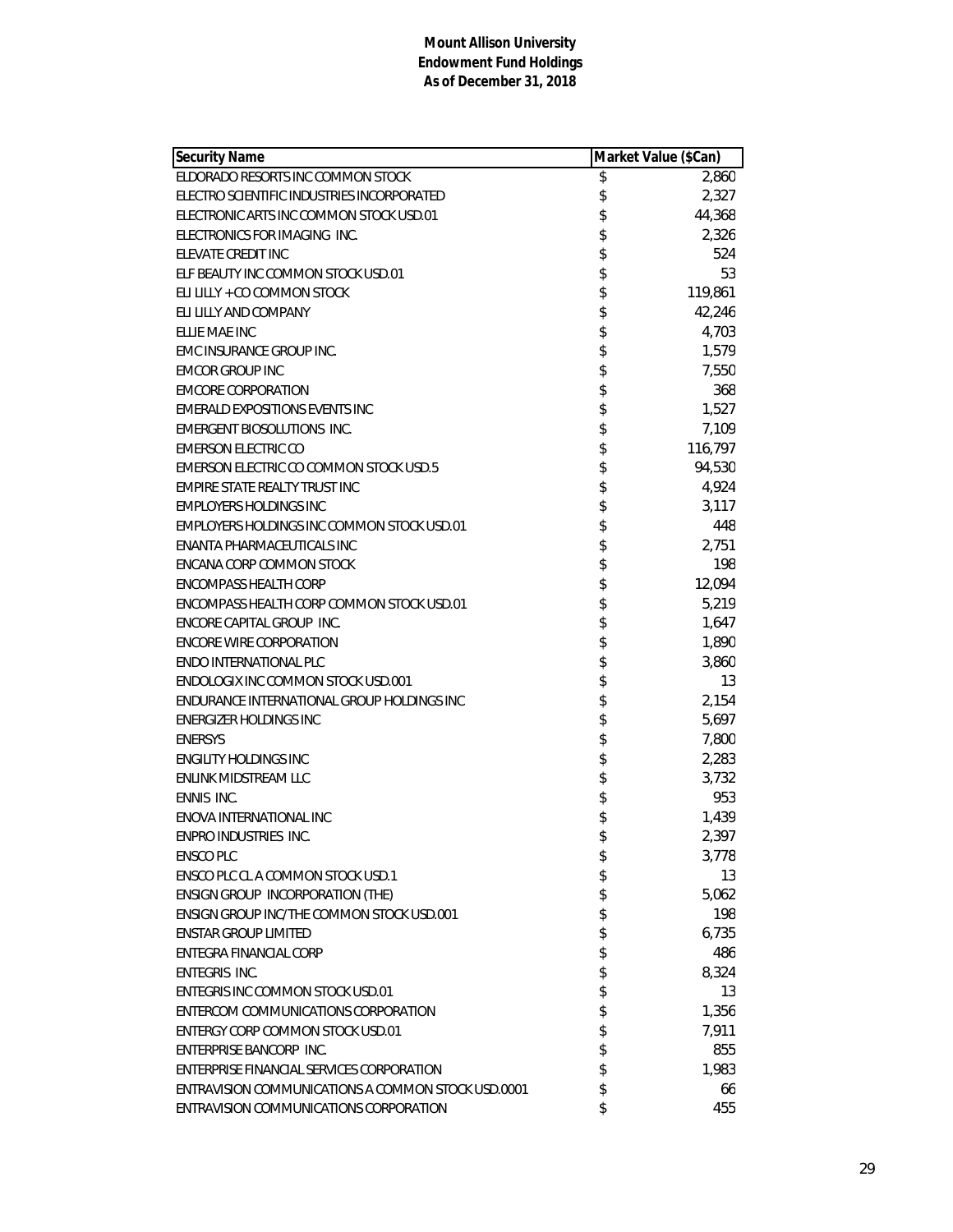**Mount Allison University**
**Endowment Fund Holdings**
**As of December 31, 2018**

| Security Name | Market Value ($Can) |
|---|---|
| ELDORADO RESORTS INC COMMON STOCK | $ 2,860 |
| ELECTRO SCIENTIFIC INDUSTRIES INCORPORATED | $ 2,327 |
| ELECTRONIC ARTS INC COMMON STOCK USD.01 | $ 44,368 |
| ELECTRONICS FOR IMAGING INC. | $ 2,326 |
| ELEVATE CREDIT INC | $ 524 |
| ELF BEAUTY INC COMMON STOCK USD.01 | $ 53 |
| ELI LILLY + CO COMMON STOCK | $ 119,861 |
| ELI LILLY AND COMPANY | $ 42,246 |
| ELLIE MAE INC | $ 4,703 |
| EMC INSURANCE GROUP INC. | $ 1,579 |
| EMCOR GROUP INC | $ 7,550 |
| EMCORE CORPORATION | $ 368 |
| EMERALD EXPOSITIONS EVENTS INC | $ 1,527 |
| EMERGENT BIOSOLUTIONS INC. | $ 7,109 |
| EMERSON ELECTRIC CO | $ 116,797 |
| EMERSON ELECTRIC CO COMMON STOCK USD.5 | $ 94,530 |
| EMPIRE STATE REALTY TRUST INC | $ 4,924 |
| EMPLOYERS HOLDINGS INC | $ 3,117 |
| EMPLOYERS HOLDINGS INC COMMON STOCK USD.01 | $ 448 |
| ENANTA PHARMACEUTICALS INC | $ 2,751 |
| ENCANA CORP COMMON STOCK | $ 198 |
| ENCOMPASS HEALTH CORP | $ 12,094 |
| ENCOMPASS HEALTH CORP COMMON STOCK USD.01 | $ 5,219 |
| ENCORE CAPITAL GROUP INC. | $ 1,647 |
| ENCORE WIRE CORPORATION | $ 1,890 |
| ENDO INTERNATIONAL PLC | $ 3,860 |
| ENDOLOGIX INC COMMON STOCK USD.001 | $ 13 |
| ENDURANCE INTERNATIONAL GROUP HOLDINGS INC | $ 2,154 |
| ENERGIZER HOLDINGS INC | $ 5,697 |
| ENERSYS | $ 7,800 |
| ENGILITY HOLDINGS INC | $ 2,283 |
| ENLINK MIDSTREAM LLC | $ 3,732 |
| ENNIS INC. | $ 953 |
| ENOVA INTERNATIONAL INC | $ 1,439 |
| ENPRO INDUSTRIES INC. | $ 2,397 |
| ENSCO PLC | $ 3,778 |
| ENSCO PLC CL A COMMON STOCK USD.1 | $ 13 |
| ENSIGN GROUP INCORPORATION (THE) | $ 5,062 |
| ENSIGN GROUP INC/THE COMMON STOCK USD.001 | $ 198 |
| ENSTAR GROUP LIMITED | $ 6,735 |
| ENTEGRA FINANCIAL CORP | $ 486 |
| ENTEGRIS INC. | $ 8,324 |
| ENTEGRIS INC COMMON STOCK USD.01 | $ 13 |
| ENTERCOM COMMUNICATIONS CORPORATION | $ 1,356 |
| ENTERGY CORP COMMON STOCK USD.01 | $ 7,911 |
| ENTERPRISE BANCORP INC. | $ 855 |
| ENTERPRISE FINANCIAL SERVICES CORPORATION | $ 1,983 |
| ENTRAVISION COMMUNICATIONS A COMMON STOCK USD.0001 | $ 66 |
| ENTRAVISION COMMUNICATIONS CORPORATION | $ 455 |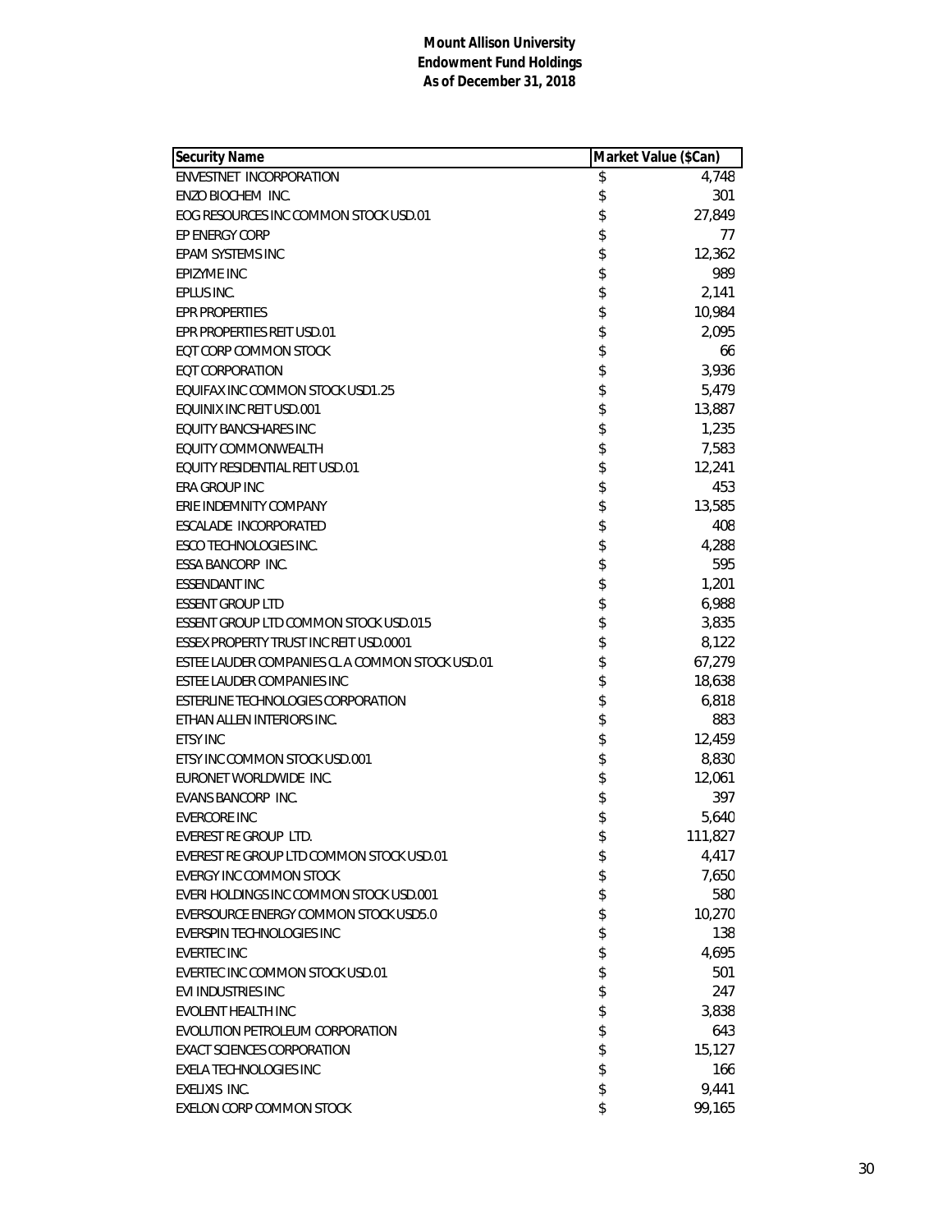**Mount Allison University**
**Endowment Fund Holdings**
**As of December 31, 2018**

| Security Name | Market Value ($Can) |
|---|---|
| ENVESTNET INCORPORATION | $ 4,748 |
| ENZO BIOCHEM INC. | $ 301 |
| EOG RESOURCES INC COMMON STOCK USD.01 | $ 27,849 |
| EP ENERGY CORP | $ 77 |
| EPAM SYSTEMS INC | $ 12,362 |
| EPIZYME INC | $ 989 |
| EPLUS INC. | $ 2,141 |
| EPR PROPERTIES | $ 10,984 |
| EPR PROPERTIES REIT USD.01 | $ 2,095 |
| EQT CORP COMMON STOCK | $ 66 |
| EQT CORPORATION | $ 3,936 |
| EQUIFAX INC COMMON STOCK USD1.25 | $ 5,479 |
| EQUINIX INC REIT USD.001 | $ 13,887 |
| EQUITY BANCSHARES INC | $ 1,235 |
| EQUITY COMMONWEALTH | $ 7,583 |
| EQUITY RESIDENTIAL REIT USD.01 | $ 12,241 |
| ERA GROUP INC | $ 453 |
| ERIE INDEMNITY COMPANY | $ 13,585 |
| ESCALADE INCORPORATED | $ 408 |
| ESCO TECHNOLOGIES INC. | $ 4,288 |
| ESSA BANCORP INC. | $ 595 |
| ESSENDANT INC | $ 1,201 |
| ESSENT GROUP LTD | $ 6,988 |
| ESSENT GROUP LTD COMMON STOCK USD.015 | $ 3,835 |
| ESSEX PROPERTY TRUST INC REIT USD.0001 | $ 8,122 |
| ESTEE LAUDER COMPANIES CL A COMMON STOCK USD.01 | $ 67,279 |
| ESTEE LAUDER COMPANIES INC | $ 18,638 |
| ESTERLINE TECHNOLOGIES CORPORATION | $ 6,818 |
| ETHAN ALLEN INTERIORS INC. | $ 883 |
| ETSY INC | $ 12,459 |
| ETSY INC COMMON STOCK USD.001 | $ 8,830 |
| EURONET WORLDWIDE INC. | $ 12,061 |
| EVANS BANCORP INC. | $ 397 |
| EVERCORE INC | $ 5,640 |
| EVEREST RE GROUP LTD. | $ 111,827 |
| EVEREST RE GROUP LTD COMMON STOCK USD.01 | $ 4,417 |
| EVERGY INC COMMON STOCK | $ 7,650 |
| EVERI HOLDINGS INC COMMON STOCK USD.001 | $ 580 |
| EVERSOURCE ENERGY COMMON STOCK USD5.0 | $ 10,270 |
| EVERSPIN TECHNOLOGIES INC | $ 138 |
| EVERTEC INC | $ 4,695 |
| EVERTEC INC COMMON STOCK USD.01 | $ 501 |
| EVI INDUSTRIES INC | $ 247 |
| EVOLENT HEALTH INC | $ 3,838 |
| EVOLUTION PETROLEUM CORPORATION | $ 643 |
| EXACT SCIENCES CORPORATION | $ 15,127 |
| EXELA TECHNOLOGIES INC | $ 166 |
| EXELIXIS INC. | $ 9,441 |
| EXELON CORP COMMON STOCK | $ 99,165 |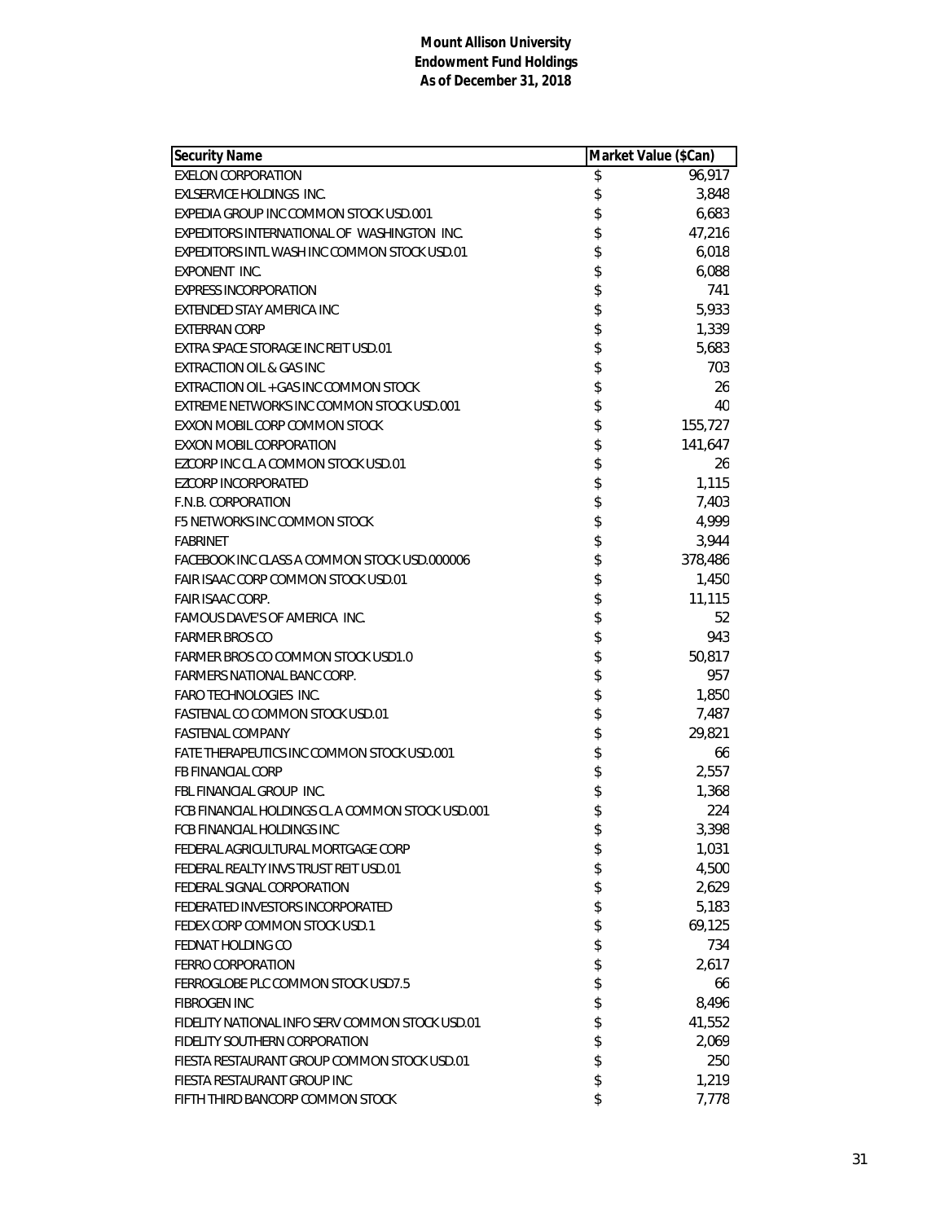**Mount Allison University**
**Endowment Fund Holdings**
**As of December 31, 2018**

| Security Name | Market Value ($Can) |
|---|---|
| EXELON CORPORATION | $ 96,917 |
| EXLSERVICE HOLDINGS INC. | $ 3,848 |
| EXPEDIA GROUP INC COMMON STOCK USD.001 | $ 6,683 |
| EXPEDITORS INTERNATIONAL OF WASHINGTON INC. | $ 47,216 |
| EXPEDITORS INTL WASH INC COMMON STOCK USD.01 | $ 6,018 |
| EXPONENT INC. | $ 6,088 |
| EXPRESS INCORPORATION | $ 741 |
| EXTENDED STAY AMERICA INC | $ 5,933 |
| EXTERRAN CORP | $ 1,339 |
| EXTRA SPACE STORAGE INC REIT USD.01 | $ 5,683 |
| EXTRACTION OIL & GAS INC | $ 703 |
| EXTRACTION OIL + GAS INC COMMON STOCK | $ 26 |
| EXTREME NETWORKS INC COMMON STOCK USD.001 | $ 40 |
| EXXON MOBIL CORP COMMON STOCK | $ 155,727 |
| EXXON MOBIL CORPORATION | $ 141,647 |
| EZCORP INC CL A COMMON STOCK USD.01 | $ 26 |
| EZCORP INCORPORATED | $ 1,115 |
| F.N.B. CORPORATION | $ 7,403 |
| F5 NETWORKS INC COMMON STOCK | $ 4,999 |
| FABRINET | $ 3,944 |
| FACEBOOK INC CLASS A COMMON STOCK USD.000006 | $ 378,486 |
| FAIR ISAAC CORP COMMON STOCK USD.01 | $ 1,450 |
| FAIR ISAAC CORP. | $ 11,115 |
| FAMOUS DAVE'S OF AMERICA INC. | $ 52 |
| FARMER BROS CO | $ 943 |
| FARMER BROS CO COMMON STOCK USD1.0 | $ 50,817 |
| FARMERS NATIONAL BANC CORP. | $ 957 |
| FARO TECHNOLOGIES INC. | $ 1,850 |
| FASTENAL CO COMMON STOCK USD.01 | $ 7,487 |
| FASTENAL COMPANY | $ 29,821 |
| FATE THERAPEUTICS INC COMMON STOCK USD.001 | $ 66 |
| FB FINANCIAL CORP | $ 2,557 |
| FBL FINANCIAL GROUP INC. | $ 1,368 |
| FCB FINANCIAL HOLDINGS CL A COMMON STOCK USD.001 | $ 224 |
| FCB FINANCIAL HOLDINGS INC | $ 3,398 |
| FEDERAL AGRICULTURAL MORTGAGE CORP | $ 1,031 |
| FEDERAL REALTY INVS TRUST REIT USD.01 | $ 4,500 |
| FEDERAL SIGNAL CORPORATION | $ 2,629 |
| FEDERATED INVESTORS INCORPORATED | $ 5,183 |
| FEDEX CORP COMMON STOCK USD.1 | $ 69,125 |
| FEDNAT HOLDING CO | $ 734 |
| FERRO CORPORATION | $ 2,617 |
| FERROGLOBE PLC COMMON STOCK USD7.5 | $ 66 |
| FIBROGEN INC | $ 8,496 |
| FIDELITY NATIONAL INFO SERV COMMON STOCK USD.01 | $ 41,552 |
| FIDELITY SOUTHERN CORPORATION | $ 2,069 |
| FIESTA RESTAURANT GROUP COMMON STOCK USD.01 | $ 250 |
| FIESTA RESTAURANT GROUP INC | $ 1,219 |
| FIFTH THIRD BANCORP COMMON STOCK | $ 7,778 |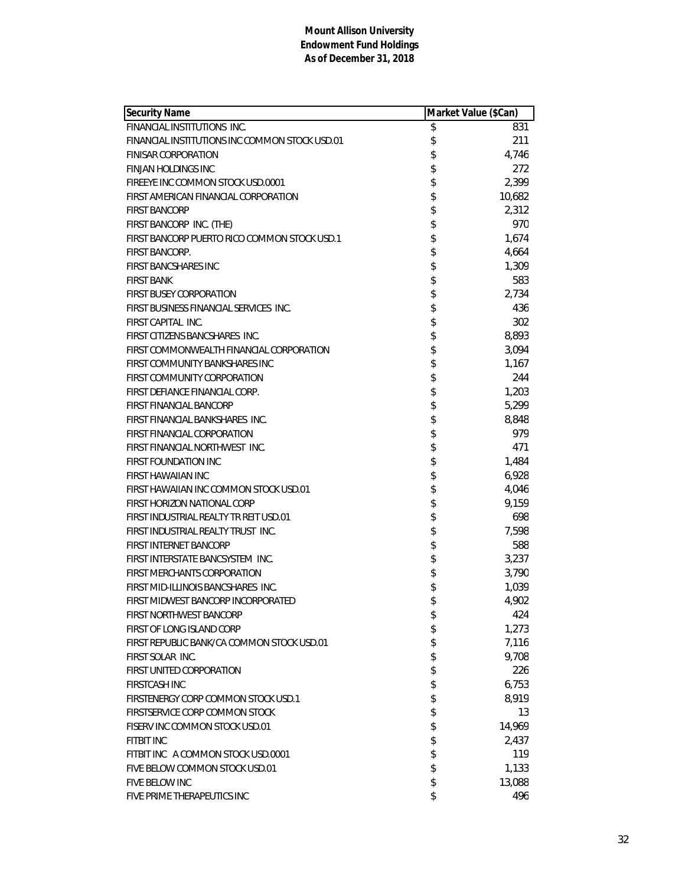**Mount Allison University**
**Endowment Fund Holdings**
**As of December 31, 2018**

| Security Name | Market Value ($Can) |
|---|---|
| FINANCIAL INSTITUTIONS INC. | $ 831 |
| FINANCIAL INSTITUTIONS INC COMMON STOCK USD.01 | $ 211 |
| FINISAR CORPORATION | $ 4,746 |
| FINJAN HOLDINGS INC | $ 272 |
| FIREEYE INC COMMON STOCK USD.0001 | $ 2,399 |
| FIRST AMERICAN FINANCIAL CORPORATION | $ 10,682 |
| FIRST BANCORP | $ 2,312 |
| FIRST BANCORP INC. (THE) | $ 970 |
| FIRST BANCORP PUERTO RICO COMMON STOCK USD.1 | $ 1,674 |
| FIRST BANCORP. | $ 4,664 |
| FIRST BANCSHARES INC | $ 1,309 |
| FIRST BANK | $ 583 |
| FIRST BUSEY CORPORATION | $ 2,734 |
| FIRST BUSINESS FINANCIAL SERVICES INC. | $ 436 |
| FIRST CAPITAL INC. | $ 302 |
| FIRST CITIZENS BANCSHARES INC. | $ 8,893 |
| FIRST COMMONWEALTH FINANCIAL CORPORATION | $ 3,094 |
| FIRST COMMUNITY BANKSHARES INC | $ 1,167 |
| FIRST COMMUNITY CORPORATION | $ 244 |
| FIRST DEFIANCE FINANCIAL CORP. | $ 1,203 |
| FIRST FINANCIAL BANCORP | $ 5,299 |
| FIRST FINANCIAL BANKSHARES INC. | $ 8,848 |
| FIRST FINANCIAL CORPORATION | $ 979 |
| FIRST FINANCIAL NORTHWEST INC. | $ 471 |
| FIRST FOUNDATION INC | $ 1,484 |
| FIRST HAWAIIAN INC | $ 6,928 |
| FIRST HAWAIIAN INC COMMON STOCK USD.01 | $ 4,046 |
| FIRST HORIZON NATIONAL CORP | $ 9,159 |
| FIRST INDUSTRIAL REALTY TR REIT USD.01 | $ 698 |
| FIRST INDUSTRIAL REALTY TRUST INC. | $ 7,598 |
| FIRST INTERNET BANCORP | $ 588 |
| FIRST INTERSTATE BANCSYSTEM INC. | $ 3,237 |
| FIRST MERCHANTS CORPORATION | $ 3,790 |
| FIRST MID-ILLINOIS BANCSHARES INC. | $ 1,039 |
| FIRST MIDWEST BANCORP INCORPORATED | $ 4,902 |
| FIRST NORTHWEST BANCORP | $ 424 |
| FIRST OF LONG ISLAND CORP | $ 1,273 |
| FIRST REPUBLIC BANK/CA COMMON STOCK USD.01 | $ 7,116 |
| FIRST SOLAR INC. | $ 9,708 |
| FIRST UNITED CORPORATION | $ 226 |
| FIRSTCASH INC | $ 6,753 |
| FIRSTENERGY CORP COMMON STOCK USD.1 | $ 8,919 |
| FIRSTSERVICE CORP COMMON STOCK | $ 13 |
| FISERV INC COMMON STOCK USD.01 | $ 14,969 |
| FITBIT INC | $ 2,437 |
| FITBIT INC A COMMON STOCK USD.0001 | $ 119 |
| FIVE BELOW COMMON STOCK USD.01 | $ 1,133 |
| FIVE BELOW INC | $ 13,088 |
| FIVE PRIME THERAPEUTICS INC | $ 496 |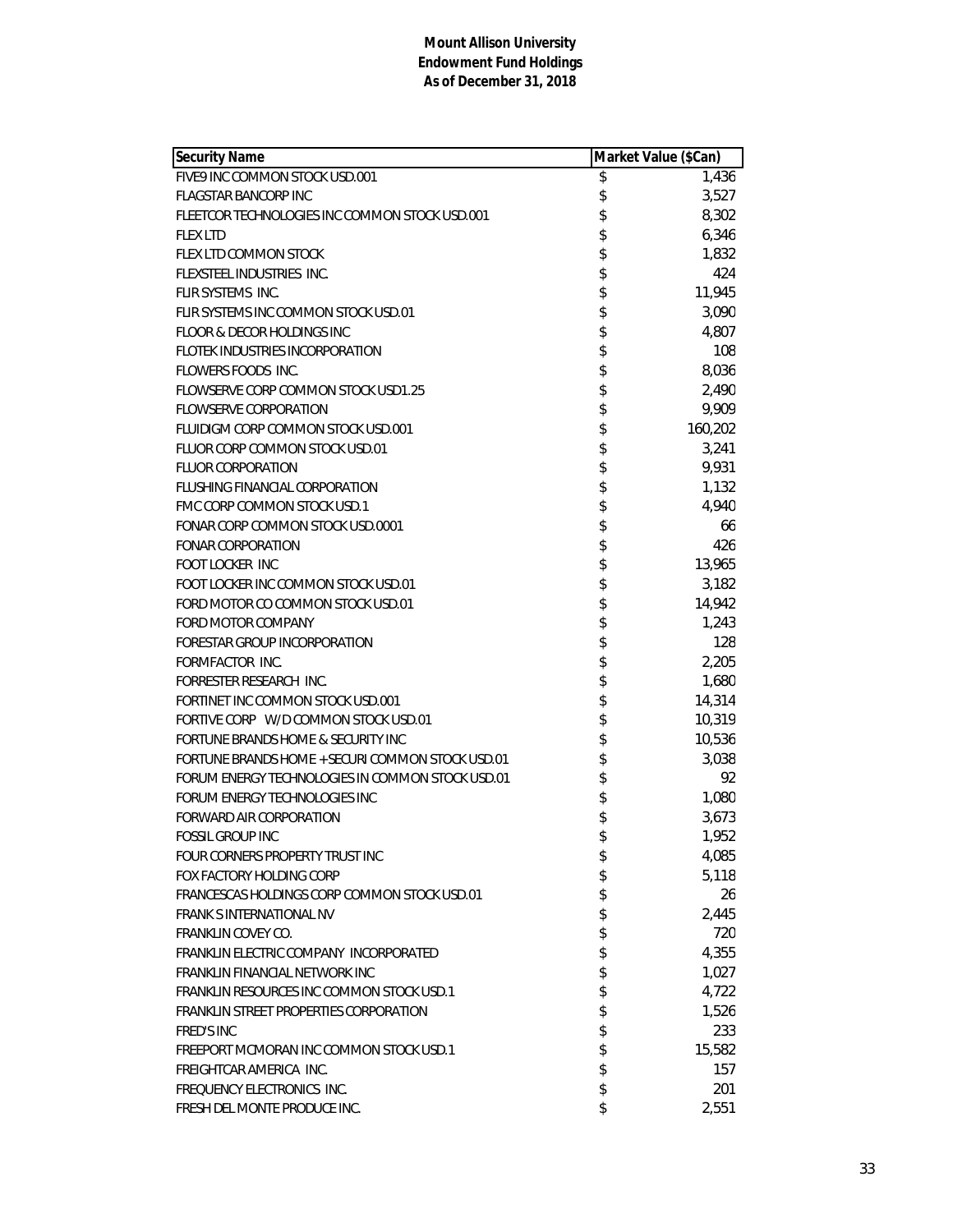**Mount Allison University**
**Endowment Fund Holdings**
**As of December 31, 2018**

| Security Name | Market Value ($Can) |
|---|---|
| FIVE9 INC COMMON STOCK USD.001 | $ 1,436 |
| FLAGSTAR BANCORP INC | $ 3,527 |
| FLEETCOR TECHNOLOGIES INC COMMON STOCK USD.001 | $ 8,302 |
| FLEX LTD | $ 6,346 |
| FLEX LTD COMMON STOCK | $ 1,832 |
| FLEXSTEEL INDUSTRIES INC. | $ 424 |
| FLIR SYSTEMS INC. | $ 11,945 |
| FLIR SYSTEMS INC COMMON STOCK USD.01 | $ 3,090 |
| FLOOR & DECOR HOLDINGS INC | $ 4,807 |
| FLOTEK INDUSTRIES INCORPORATION | $ 108 |
| FLOWERS FOODS INC. | $ 8,036 |
| FLOWSERVE CORP COMMON STOCK USD1.25 | $ 2,490 |
| FLOWSERVE CORPORATION | $ 9,909 |
| FLUIDIGM CORP COMMON STOCK USD.001 | $ 160,202 |
| FLUOR CORP COMMON STOCK USD.01 | $ 3,241 |
| FLUOR CORPORATION | $ 9,931 |
| FLUSHING FINANCIAL CORPORATION | $ 1,132 |
| FMC CORP COMMON STOCK USD.1 | $ 4,940 |
| FONAR CORP COMMON STOCK USD.0001 | $ 66 |
| FONAR CORPORATION | $ 426 |
| FOOT LOCKER INC | $ 13,965 |
| FOOT LOCKER INC COMMON STOCK USD.01 | $ 3,182 |
| FORD MOTOR CO COMMON STOCK USD.01 | $ 14,942 |
| FORD MOTOR COMPANY | $ 1,243 |
| FORESTAR GROUP INCORPORATION | $ 128 |
| FORMFACTOR INC. | $ 2,205 |
| FORRESTER RESEARCH INC. | $ 1,680 |
| FORTINET INC COMMON STOCK USD.001 | $ 14,314 |
| FORTIVE CORP W/D COMMON STOCK USD.01 | $ 10,319 |
| FORTUNE BRANDS HOME & SECURITY INC | $ 10,536 |
| FORTUNE BRANDS HOME + SECURI COMMON STOCK USD.01 | $ 3,038 |
| FORUM ENERGY TECHNOLOGIES IN COMMON STOCK USD.01 | $ 92 |
| FORUM ENERGY TECHNOLOGIES INC | $ 1,080 |
| FORWARD AIR CORPORATION | $ 3,673 |
| FOSSIL GROUP INC | $ 1,952 |
| FOUR CORNERS PROPERTY TRUST INC | $ 4,085 |
| FOX FACTORY HOLDING CORP | $ 5,118 |
| FRANCESCAS HOLDINGS CORP COMMON STOCK USD.01 | $ 26 |
| FRANK S INTERNATIONAL NV | $ 2,445 |
| FRANKLIN COVEY CO. | $ 720 |
| FRANKLIN ELECTRIC COMPANY INCORPORATED | $ 4,355 |
| FRANKLIN FINANCIAL NETWORK INC | $ 1,027 |
| FRANKLIN RESOURCES INC COMMON STOCK USD.1 | $ 4,722 |
| FRANKLIN STREET PROPERTIES CORPORATION | $ 1,526 |
| FRED'S INC | $ 233 |
| FREEPORT MCMORAN INC COMMON STOCK USD.1 | $ 15,582 |
| FREIGHTCAR AMERICA INC. | $ 157 |
| FREQUENCY ELECTRONICS INC. | $ 201 |
| FRESH DEL MONTE PRODUCE INC. | $ 2,551 |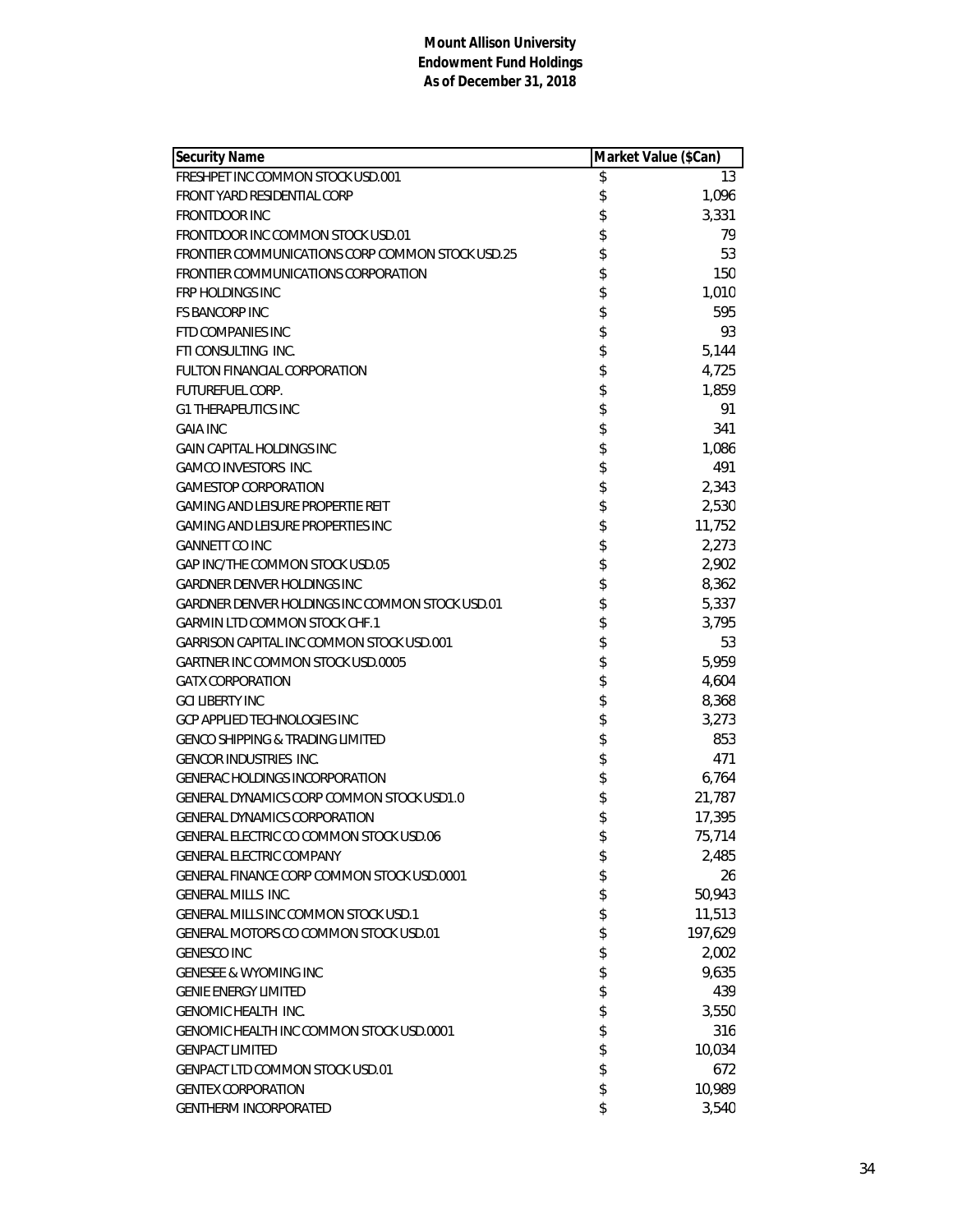**Mount Allison University**
**Endowment Fund Holdings**
**As of December 31, 2018**

| Security Name | Market Value ($Can) |
|---|---|
| FRESHPET INC COMMON STOCK USD.001 | $ 13 |
| FRONT YARD RESIDENTIAL CORP | $ 1,096 |
| FRONTDOOR INC | $ 3,331 |
| FRONTDOOR INC COMMON STOCK USD.01 | $ 79 |
| FRONTIER COMMUNICATIONS CORP COMMON STOCK USD.25 | $ 53 |
| FRONTIER COMMUNICATIONS CORPORATION | $ 150 |
| FRP HOLDINGS INC | $ 1,010 |
| FS BANCORP INC | $ 595 |
| FTD COMPANIES INC | $ 93 |
| FTI CONSULTING INC. | $ 5,144 |
| FULTON FINANCIAL CORPORATION | $ 4,725 |
| FUTUREFUEL CORP. | $ 1,859 |
| G1 THERAPEUTICS INC | $ 91 |
| GAIA INC | $ 341 |
| GAIN CAPITAL HOLDINGS INC | $ 1,086 |
| GAMCO INVESTORS INC. | $ 491 |
| GAMESTOP CORPORATION | $ 2,343 |
| GAMING AND LEISURE PROPERTIE REIT | $ 2,530 |
| GAMING AND LEISURE PROPERTIES INC | $ 11,752 |
| GANNETT CO INC | $ 2,273 |
| GAP INC/THE COMMON STOCK USD.05 | $ 2,902 |
| GARDNER DENVER HOLDINGS INC | $ 8,362 |
| GARDNER DENVER HOLDINGS INC COMMON STOCK USD.01 | $ 5,337 |
| GARMIN LTD COMMON STOCK CHF.1 | $ 3,795 |
| GARRISON CAPITAL INC COMMON STOCK USD.001 | $ 53 |
| GARTNER INC COMMON STOCK USD.0005 | $ 5,959 |
| GATX CORPORATION | $ 4,604 |
| GCI LIBERTY INC | $ 8,368 |
| GCP APPLIED TECHNOLOGIES INC | $ 3,273 |
| GENCO SHIPPING & TRADING LIMITED | $ 853 |
| GENCOR INDUSTRIES INC. | $ 471 |
| GENERAC HOLDINGS INCORPORATION | $ 6,764 |
| GENERAL DYNAMICS CORP COMMON STOCK USD1.0 | $ 21,787 |
| GENERAL DYNAMICS CORPORATION | $ 17,395 |
| GENERAL ELECTRIC CO COMMON STOCK USD.06 | $ 75,714 |
| GENERAL ELECTRIC COMPANY | $ 2,485 |
| GENERAL FINANCE CORP COMMON STOCK USD.0001 | $ 26 |
| GENERAL MILLS INC. | $ 50,943 |
| GENERAL MILLS INC COMMON STOCK USD.1 | $ 11,513 |
| GENERAL MOTORS CO COMMON STOCK USD.01 | $ 197,629 |
| GENESCO INC | $ 2,002 |
| GENESEE & WYOMING INC | $ 9,635 |
| GENIE ENERGY LIMITED | $ 439 |
| GENOMIC HEALTH INC. | $ 3,550 |
| GENOMIC HEALTH INC COMMON STOCK USD.0001 | $ 316 |
| GENPACT LIMITED | $ 10,034 |
| GENPACT LTD COMMON STOCK USD.01 | $ 672 |
| GENTEX CORPORATION | $ 10,989 |
| GENTHERM INCORPORATED | $ 3,540 |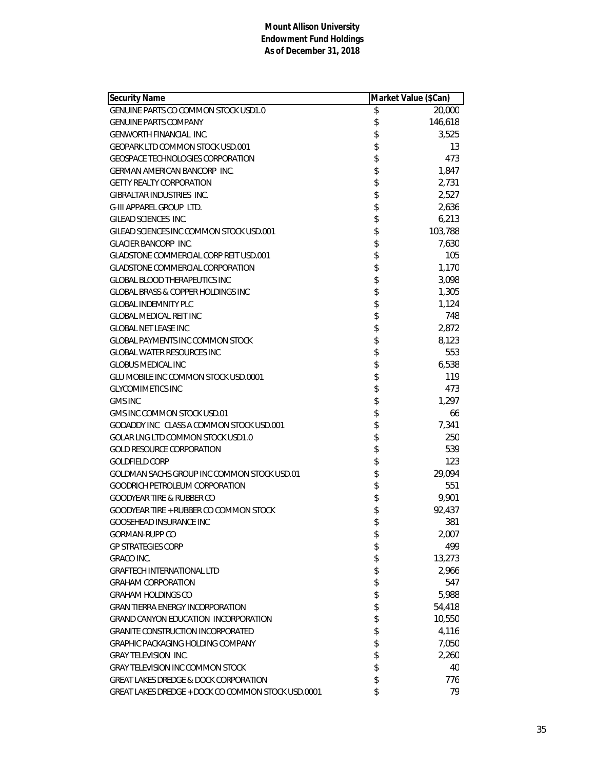**Mount Allison University**
**Endowment Fund Holdings**
**As of December 31, 2018**

| Security Name | Market Value ($Can) |
|---|---|
| GENUINE PARTS CO COMMON STOCK USD1.0 | $ 20,000 |
| GENUINE PARTS COMPANY | $ 146,618 |
| GENWORTH FINANCIAL INC. | $ 3,525 |
| GEOPARK LTD COMMON STOCK USD.001 | $ 13 |
| GEOSPACE TECHNOLOGIES CORPORATION | $ 473 |
| GERMAN AMERICAN BANCORP INC. | $ 1,847 |
| GETTY REALTY CORPORATION | $ 2,731 |
| GIBRALTAR INDUSTRIES INC. | $ 2,527 |
| G-III APPAREL GROUP LTD. | $ 2,636 |
| GILEAD SCIENCES INC. | $ 6,213 |
| GILEAD SCIENCES INC COMMON STOCK USD.001 | $ 103,788 |
| GLACIER BANCORP INC. | $ 7,630 |
| GLADSTONE COMMERCIAL CORP REIT USD.001 | $ 105 |
| GLADSTONE COMMERCIAL CORPORATION | $ 1,170 |
| GLOBAL BLOOD THERAPEUTICS INC | $ 3,098 |
| GLOBAL BRASS & COPPER HOLDINGS INC | $ 1,305 |
| GLOBAL INDEMNITY PLC | $ 1,124 |
| GLOBAL MEDICAL REIT INC | $ 748 |
| GLOBAL NET LEASE INC | $ 2,872 |
| GLOBAL PAYMENTS INC COMMON STOCK | $ 8,123 |
| GLOBAL WATER RESOURCES INC | $ 553 |
| GLOBUS MEDICAL INC | $ 6,538 |
| GLU MOBILE INC COMMON STOCK USD.0001 | $ 119 |
| GLYCOMIMETICS INC | $ 473 |
| GMS INC | $ 1,297 |
| GMS INC COMMON STOCK USD.01 | $ 66 |
| GODADDY INC CLASS A COMMON STOCK USD.001 | $ 7,341 |
| GOLAR LNG LTD COMMON STOCK USD1.0 | $ 250 |
| GOLD RESOURCE CORPORATION | $ 539 |
| GOLDFIELD CORP | $ 123 |
| GOLDMAN SACHS GROUP INC COMMON STOCK USD.01 | $ 29,094 |
| GOODRICH PETROLEUM CORPORATION | $ 551 |
| GOODYEAR TIRE & RUBBER CO | $ 9,901 |
| GOODYEAR TIRE + RUBBER CO COMMON STOCK | $ 92,437 |
| GOOSEHEAD INSURANCE INC | $ 381 |
| GORMAN-RUPP CO | $ 2,007 |
| GP STRATEGIES CORP | $ 499 |
| GRACO INC. | $ 13,273 |
| GRAFTECH INTERNATIONAL LTD | $ 2,966 |
| GRAHAM CORPORATION | $ 547 |
| GRAHAM HOLDINGS CO | $ 5,988 |
| GRAN TIERRA ENERGY INCORPORATION | $ 54,418 |
| GRAND CANYON EDUCATION INCORPORATION | $ 10,550 |
| GRANITE CONSTRUCTION INCORPORATED | $ 4,116 |
| GRAPHIC PACKAGING HOLDING COMPANY | $ 7,050 |
| GRAY TELEVISION INC. | $ 2,260 |
| GRAY TELEVISION INC COMMON STOCK | $ 40 |
| GREAT LAKES DREDGE & DOCK CORPORATION | $ 776 |
| GREAT LAKES DREDGE + DOCK CO COMMON STOCK USD.0001 | $ 79 |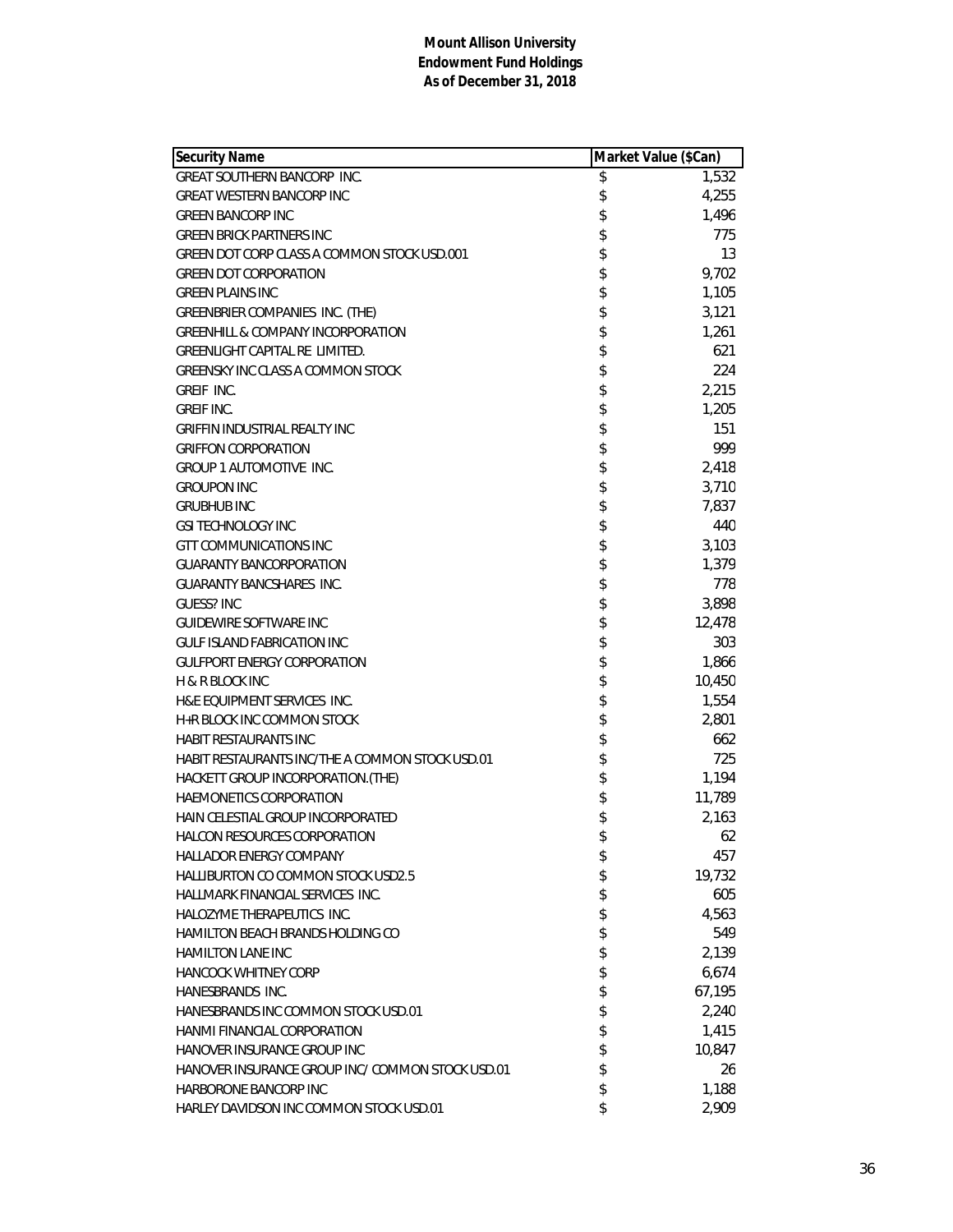**Mount Allison University**
**Endowment Fund Holdings**
**As of December 31, 2018**

| Security Name | Market Value ($Can) |
|---|---|
| GREAT SOUTHERN BANCORP INC. | $ 1,532 |
| GREAT WESTERN BANCORP INC | $ 4,255 |
| GREEN BANCORP INC | $ 1,496 |
| GREEN BRICK PARTNERS INC | $ 775 |
| GREEN DOT CORP CLASS A COMMON STOCK USD.001 | $ 13 |
| GREEN DOT CORPORATION | $ 9,702 |
| GREEN PLAINS INC | $ 1,105 |
| GREENBRIER COMPANIES INC. (THE) | $ 3,121 |
| GREENHILL & COMPANY INCORPORATION | $ 1,261 |
| GREENLIGHT CAPITAL RE LIMITED. | $ 621 |
| GREENSKY INC CLASS A COMMON STOCK | $ 224 |
| GREIF INC. | $ 2,215 |
| GREIF INC. | $ 1,205 |
| GRIFFIN INDUSTRIAL REALTY INC | $ 151 |
| GRIFFON CORPORATION | $ 999 |
| GROUP 1 AUTOMOTIVE INC. | $ 2,418 |
| GROUPON INC | $ 3,710 |
| GRUBHUB INC | $ 7,837 |
| GSI TECHNOLOGY INC | $ 440 |
| GTT COMMUNICATIONS INC | $ 3,103 |
| GUARANTY BANCORPORATION | $ 1,379 |
| GUARANTY BANCSHARES INC. | $ 778 |
| GUESS? INC | $ 3,898 |
| GUIDEWIRE SOFTWARE INC | $ 12,478 |
| GULF ISLAND FABRICATION INC | $ 303 |
| GULFPORT ENERGY CORPORATION | $ 1,866 |
| H & R BLOCK INC | $ 10,450 |
| H&E EQUIPMENT SERVICES INC. | $ 1,554 |
| H+R BLOCK INC COMMON STOCK | $ 2,801 |
| HABIT RESTAURANTS INC | $ 662 |
| HABIT RESTAURANTS INC/THE A COMMON STOCK USD.01 | $ 725 |
| HACKETT GROUP INCORPORATION.(THE) | $ 1,194 |
| HAEMONETICS CORPORATION | $ 11,789 |
| HAIN CELESTIAL GROUP INCORPORATED | $ 2,163 |
| HALCON RESOURCES CORPORATION | $ 62 |
| HALLADOR ENERGY COMPANY | $ 457 |
| HALLIBURTON CO COMMON STOCK USD2.5 | $ 19,732 |
| HALLMARK FINANCIAL SERVICES INC. | $ 605 |
| HALOZYME THERAPEUTICS INC. | $ 4,563 |
| HAMILTON BEACH BRANDS HOLDING CO | $ 549 |
| HAMILTON LANE INC | $ 2,139 |
| HANCOCK WHITNEY CORP | $ 6,674 |
| HANESBRANDS INC. | $ 67,195 |
| HANESBRANDS INC COMMON STOCK USD.01 | $ 2,240 |
| HANMI FINANCIAL CORPORATION | $ 1,415 |
| HANOVER INSURANCE GROUP INC | $ 10,847 |
| HANOVER INSURANCE GROUP INC/ COMMON STOCK USD.01 | $ 26 |
| HARBORONE BANCORP INC | $ 1,188 |
| HARLEY DAVIDSON INC COMMON STOCK USD.01 | $ 2,909 |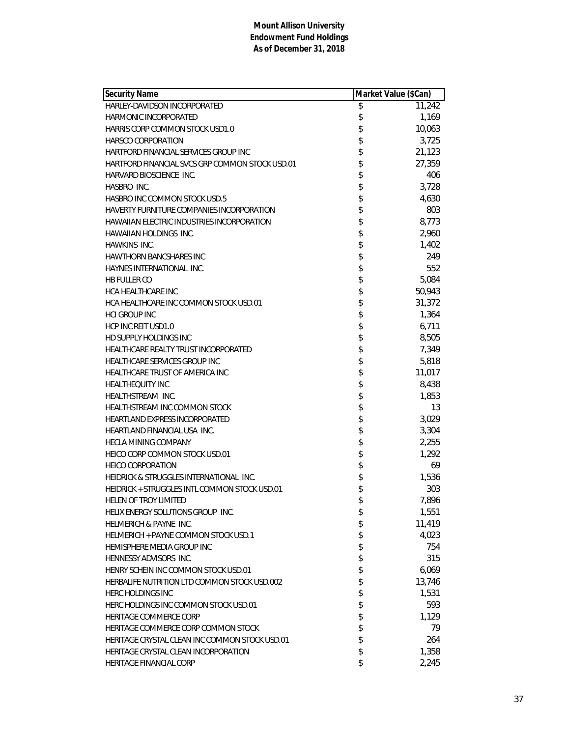**Mount Allison University**
**Endowment Fund Holdings**
**As of December 31, 2018**

| Security Name | Market Value ($Can) |
|---|---|
| HARLEY-DAVIDSON INCORPORATED | $ 11,242 |
| HARMONIC INCORPORATED | $ 1,169 |
| HARRIS CORP COMMON STOCK USD1.0 | $ 10,063 |
| HARSCO CORPORATION | $ 3,725 |
| HARTFORD FINANCIAL SERVICES GROUP INC | $ 21,123 |
| HARTFORD FINANCIAL SVCS GRP COMMON STOCK USD.01 | $ 27,359 |
| HARVARD BIOSCIENCE INC. | $ 406 |
| HASBRO INC. | $ 3,728 |
| HASBRO INC COMMON STOCK USD.5 | $ 4,630 |
| HAVERTY FURNITURE COMPANIES INCORPORATION | $ 803 |
| HAWAIIAN ELECTRIC INDUSTRIES INCORPORATION | $ 8,773 |
| HAWAIIAN HOLDINGS INC. | $ 2,960 |
| HAWKINS INC. | $ 1,402 |
| HAWTHORN BANCSHARES INC | $ 249 |
| HAYNES INTERNATIONAL INC. | $ 552 |
| HB FULLER CO | $ 5,084 |
| HCA HEALTHCARE INC | $ 50,943 |
| HCA HEALTHCARE INC COMMON STOCK USD.01 | $ 31,372 |
| HCI GROUP INC | $ 1,364 |
| HCP INC REIT USD1.0 | $ 6,711 |
| HD SUPPLY HOLDINGS INC | $ 8,505 |
| HEALTHCARE REALTY TRUST INCORPORATED | $ 7,349 |
| HEALTHCARE SERVICES GROUP INC | $ 5,818 |
| HEALTHCARE TRUST OF AMERICA INC | $ 11,017 |
| HEALTHEQUITY INC | $ 8,438 |
| HEALTHSTREAM INC. | $ 1,853 |
| HEALTHSTREAM INC COMMON STOCK | $ 13 |
| HEARTLAND EXPRESS INCORPORATED | $ 3,029 |
| HEARTLAND FINANCIAL USA INC. | $ 3,304 |
| HECLA MINING COMPANY | $ 2,255 |
| HEICO CORP COMMON STOCK USD.01 | $ 1,292 |
| HEICO CORPORATION | $ 69 |
| HEIDRICK & STRUGGLES INTERNATIONAL INC. | $ 1,536 |
| HEIDRICK + STRUGGLES INTL COMMON STOCK USD.01 | $ 303 |
| HELEN OF TROY LIMITED | $ 7,896 |
| HELIX ENERGY SOLUTIONS GROUP INC. | $ 1,551 |
| HELMERICH & PAYNE INC. | $ 11,419 |
| HELMERICH + PAYNE COMMON STOCK USD.1 | $ 4,023 |
| HEMISPHERE MEDIA GROUP INC | $ 754 |
| HENNESSY ADVISORS INC. | $ 315 |
| HENRY SCHEIN INC COMMON STOCK USD.01 | $ 6,069 |
| HERBALIFE NUTRITION LTD COMMON STOCK USD.002 | $ 13,746 |
| HERC HOLDINGS INC | $ 1,531 |
| HERC HOLDINGS INC COMMON STOCK USD.01 | $ 593 |
| HERITAGE COMMERCE CORP | $ 1,129 |
| HERITAGE COMMERCE CORP COMMON STOCK | $ 79 |
| HERITAGE CRYSTAL CLEAN INC COMMON STOCK USD.01 | $ 264 |
| HERITAGE CRYSTAL CLEAN INCORPORATION | $ 1,358 |
| HERITAGE FINANCIAL CORP | $ 2,245 |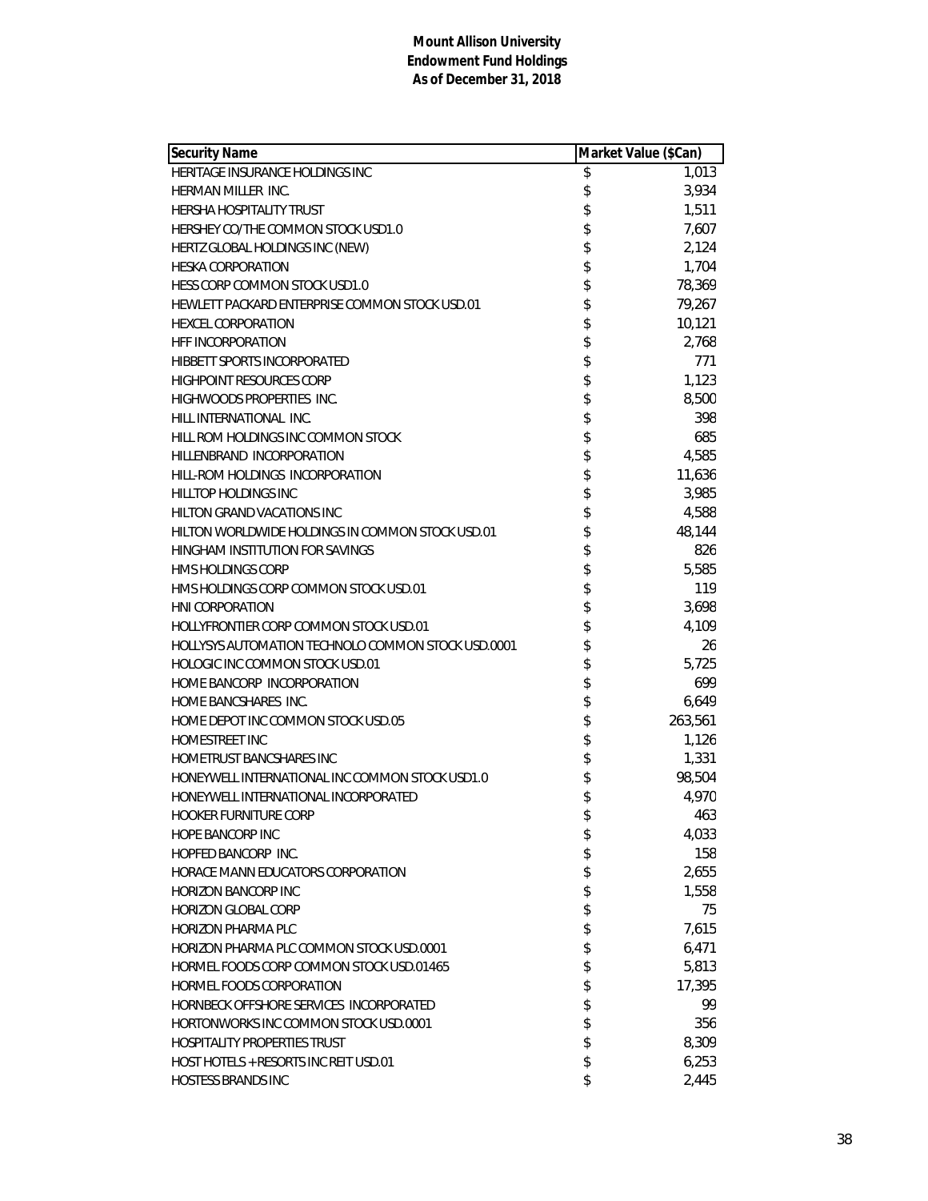**Mount Allison University**
**Endowment Fund Holdings**
**As of December 31, 2018**

| Security Name | Market Value ($Can) |
|---|---|
| HERITAGE INSURANCE HOLDINGS INC | $ 1,013 |
| HERMAN MILLER INC. | $ 3,934 |
| HERSHA HOSPITALITY TRUST | $ 1,511 |
| HERSHEY CO/THE COMMON STOCK USD1.0 | $ 7,607 |
| HERTZ GLOBAL HOLDINGS INC (NEW) | $ 2,124 |
| HESKA CORPORATION | $ 1,704 |
| HESS CORP COMMON STOCK USD1.0 | $ 78,369 |
| HEWLETT PACKARD ENTERPRISE COMMON STOCK USD.01 | $ 79,267 |
| HEXCEL CORPORATION | $ 10,121 |
| HFF INCORPORATION | $ 2,768 |
| HIBBETT SPORTS INCORPORATED | $ 771 |
| HIGHPOINT RESOURCES CORP | $ 1,123 |
| HIGHWOODS PROPERTIES INC. | $ 8,500 |
| HILL INTERNATIONAL INC. | $ 398 |
| HILL ROM HOLDINGS INC COMMON STOCK | $ 685 |
| HILLENBRAND INCORPORATION | $ 4,585 |
| HILL-ROM HOLDINGS INCORPORATION | $ 11,636 |
| HILLTOP HOLDINGS INC | $ 3,985 |
| HILTON GRAND VACATIONS INC | $ 4,588 |
| HILTON WORLDWIDE HOLDINGS IN COMMON STOCK USD.01 | $ 48,144 |
| HINGHAM INSTITUTION FOR SAVINGS | $ 826 |
| HMS HOLDINGS CORP | $ 5,585 |
| HMS HOLDINGS CORP COMMON STOCK USD.01 | $ 119 |
| HNI CORPORATION | $ 3,698 |
| HOLLYFRONTIER CORP COMMON STOCK USD.01 | $ 4,109 |
| HOLLYSYS AUTOMATION TECHNOLO COMMON STOCK USD.0001 | $ 26 |
| HOLOGIC INC COMMON STOCK USD.01 | $ 5,725 |
| HOME BANCORP INCORPORATION | $ 699 |
| HOME BANCSHARES INC. | $ 6,649 |
| HOME DEPOT INC COMMON STOCK USD.05 | $ 263,561 |
| HOMESTREET INC | $ 1,126 |
| HOMETRUST BANCSHARES INC | $ 1,331 |
| HONEYWELL INTERNATIONAL INC COMMON STOCK USD1.0 | $ 98,504 |
| HONEYWELL INTERNATIONAL INCORPORATED | $ 4,970 |
| HOOKER FURNITURE CORP | $ 463 |
| HOPE BANCORP INC | $ 4,033 |
| HOPFED BANCORP INC. | $ 158 |
| HORACE MANN EDUCATORS CORPORATION | $ 2,655 |
| HORIZON BANCORP INC | $ 1,558 |
| HORIZON GLOBAL CORP | $ 75 |
| HORIZON PHARMA PLC | $ 7,615 |
| HORIZON PHARMA PLC COMMON STOCK USD.0001 | $ 6,471 |
| HORMEL FOODS CORP COMMON STOCK USD.01465 | $ 5,813 |
| HORMEL FOODS CORPORATION | $ 17,395 |
| HORNBECK OFFSHORE SERVICES INCORPORATED | $ 99 |
| HORTONWORKS INC COMMON STOCK USD.0001 | $ 356 |
| HOSPITALITY PROPERTIES TRUST | $ 8,309 |
| HOST HOTELS + RESORTS INC REIT USD.01 | $ 6,253 |
| HOSTESS BRANDS INC | $ 2,445 |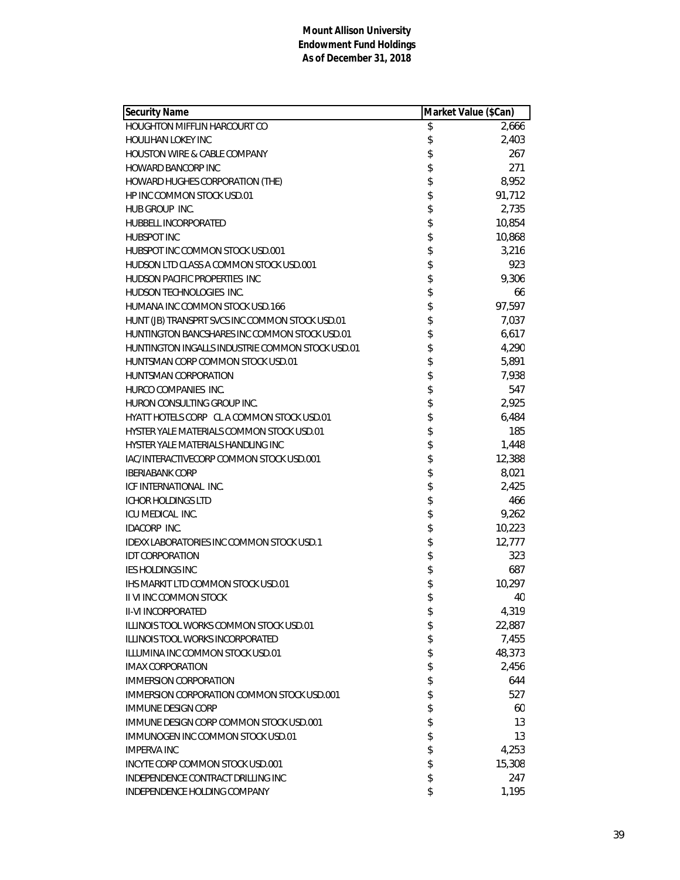**Mount Allison University**
**Endowment Fund Holdings**
**As of December 31, 2018**

| Security Name | Market Value ($Can) |
|---|---|
| HOUGHTON MIFFLIN HARCOURT CO | $ 2,666 |
| HOULIHAN LOKEY INC | $ 2,403 |
| HOUSTON WIRE & CABLE COMPANY | $ 267 |
| HOWARD BANCORP INC | $ 271 |
| HOWARD HUGHES CORPORATION (THE) | $ 8,952 |
| HP INC COMMON STOCK USD.01 | $ 91,712 |
| HUB GROUP INC. | $ 2,735 |
| HUBBELL INCORPORATED | $ 10,854 |
| HUBSPOT INC | $ 10,868 |
| HUBSPOT INC COMMON STOCK USD.001 | $ 3,216 |
| HUDSON LTD CLASS A COMMON STOCK USD.001 | $ 923 |
| HUDSON PACIFIC PROPERTIES INC | $ 9,306 |
| HUDSON TECHNOLOGIES INC. | $ 66 |
| HUMANA INC COMMON STOCK USD.166 | $ 97,597 |
| HUNT (JB) TRANSPRT SVCS INC COMMON STOCK USD.01 | $ 7,037 |
| HUNTINGTON BANCSHARES INC COMMON STOCK USD.01 | $ 6,617 |
| HUNTINGTON INGALLS INDUSTRIE COMMON STOCK USD.01 | $ 4,290 |
| HUNTSMAN CORP COMMON STOCK USD.01 | $ 5,891 |
| HUNTSMAN CORPORATION | $ 7,938 |
| HURCO COMPANIES INC. | $ 547 |
| HURON CONSULTING GROUP INC. | $ 2,925 |
| HYATT HOTELS CORP CL A COMMON STOCK USD.01 | $ 6,484 |
| HYSTER YALE MATERIALS COMMON STOCK USD.01 | $ 185 |
| HYSTER YALE MATERIALS HANDLING INC | $ 1,448 |
| IAC/INTERACTIVECORP COMMON STOCK USD.001 | $ 12,388 |
| IBERIABANK CORP | $ 8,021 |
| ICF INTERNATIONAL INC. | $ 2,425 |
| ICHOR HOLDINGS LTD | $ 466 |
| ICU MEDICAL INC. | $ 9,262 |
| IDACORP INC. | $ 10,223 |
| IDEXX LABORATORIES INC COMMON STOCK USD.1 | $ 12,777 |
| IDT CORPORATION | $ 323 |
| IES HOLDINGS INC | $ 687 |
| IHS MARKIT LTD COMMON STOCK USD.01 | $ 10,297 |
| II VI INC COMMON STOCK | $ 40 |
| II-VI INCORPORATED | $ 4,319 |
| ILLINOIS TOOL WORKS COMMON STOCK USD.01 | $ 22,887 |
| ILLINOIS TOOL WORKS INCORPORATED | $ 7,455 |
| ILLUMINA INC COMMON STOCK USD.01 | $ 48,373 |
| IMAX CORPORATION | $ 2,456 |
| IMMERSION CORPORATION | $ 644 |
| IMMERSION CORPORATION COMMON STOCK USD.001 | $ 527 |
| IMMUNE DESIGN CORP | $ 60 |
| IMMUNE DESIGN CORP COMMON STOCK USD.001 | $ 13 |
| IMMUNOGEN INC COMMON STOCK USD.01 | $ 13 |
| IMPERVA INC | $ 4,253 |
| INCYTE CORP COMMON STOCK USD.001 | $ 15,308 |
| INDEPENDENCE CONTRACT DRILLING INC | $ 247 |
| INDEPENDENCE HOLDING COMPANY | $ 1,195 |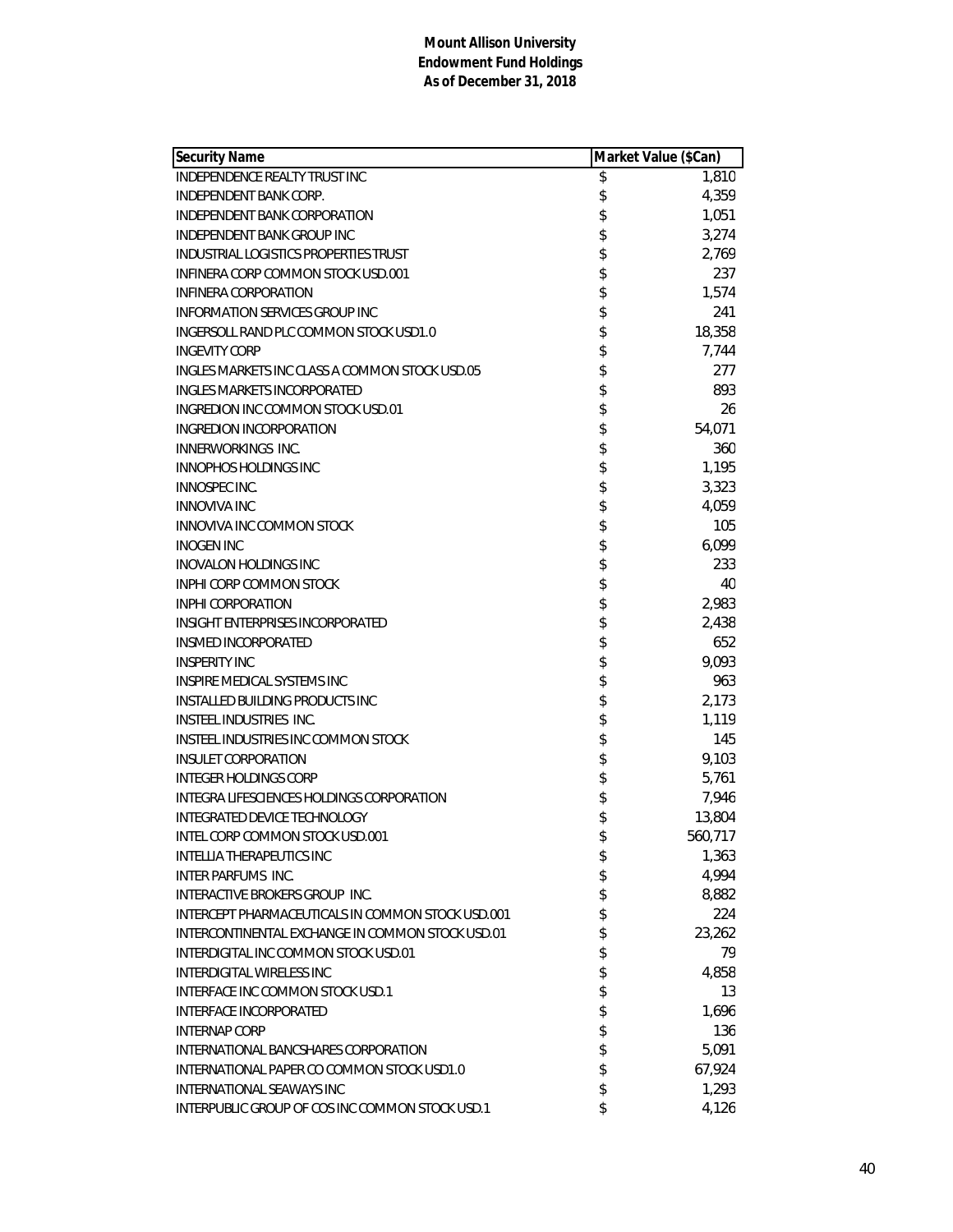**Mount Allison University**
**Endowment Fund Holdings**
**As of December 31, 2018**

| Security Name | Market Value ($Can) |
|---|---|
| INDEPENDENCE REALTY TRUST INC | $ 1,810 |
| INDEPENDENT BANK CORP. | $ 4,359 |
| INDEPENDENT BANK CORPORATION | $ 1,051 |
| INDEPENDENT BANK GROUP INC | $ 3,274 |
| INDUSTRIAL LOGISTICS PROPERTIES TRUST | $ 2,769 |
| INFINERA CORP COMMON STOCK USD.001 | $ 237 |
| INFINERA CORPORATION | $ 1,574 |
| INFORMATION SERVICES GROUP INC | $ 241 |
| INGERSOLL RAND PLC COMMON STOCK USD1.0 | $ 18,358 |
| INGEVITY CORP | $ 7,744 |
| INGLES MARKETS INC CLASS A COMMON STOCK USD.05 | $ 277 |
| INGLES MARKETS INCORPORATED | $ 893 |
| INGREDION INC COMMON STOCK USD.01 | $ 26 |
| INGREDION INCORPORATION | $ 54,071 |
| INNERWORKINGS INC. | $ 360 |
| INNOPHOS HOLDINGS INC | $ 1,195 |
| INNOSPEC INC. | $ 3,323 |
| INNOVIVA INC | $ 4,059 |
| INNOVIVA INC COMMON STOCK | $ 105 |
| INOGEN INC | $ 6,099 |
| INOVALON HOLDINGS INC | $ 233 |
| INPHI CORP COMMON STOCK | $ 40 |
| INPHI CORPORATION | $ 2,983 |
| INSIGHT ENTERPRISES INCORPORATED | $ 2,438 |
| INSMED INCORPORATED | $ 652 |
| INSPERITY INC | $ 9,093 |
| INSPIRE MEDICAL SYSTEMS INC | $ 963 |
| INSTALLED BUILDING PRODUCTS INC | $ 2,173 |
| INSTEEL INDUSTRIES INC. | $ 1,119 |
| INSTEEL INDUSTRIES INC COMMON STOCK | $ 145 |
| INSULET CORPORATION | $ 9,103 |
| INTEGER HOLDINGS CORP | $ 5,761 |
| INTEGRA LIFESCIENCES HOLDINGS CORPORATION | $ 7,946 |
| INTEGRATED DEVICE TECHNOLOGY | $ 13,804 |
| INTEL CORP COMMON STOCK USD.001 | $ 560,717 |
| INTELLIA THERAPEUTICS INC | $ 1,363 |
| INTER PARFUMS INC. | $ 4,994 |
| INTERACTIVE BROKERS GROUP INC. | $ 8,882 |
| INTERCEPT PHARMACEUTICALS IN COMMON STOCK USD.001 | $ 224 |
| INTERCONTINENTAL EXCHANGE IN COMMON STOCK USD.01 | $ 23,262 |
| INTERDIGITAL INC COMMON STOCK USD.01 | $ 79 |
| INTERDIGITAL WIRELESS INC | $ 4,858 |
| INTERFACE INC COMMON STOCK USD.1 | $ 13 |
| INTERFACE INCORPORATED | $ 1,696 |
| INTERNAP CORP | $ 136 |
| INTERNATIONAL BANCSHARES CORPORATION | $ 5,091 |
| INTERNATIONAL PAPER CO COMMON STOCK USD1.0 | $ 67,924 |
| INTERNATIONAL SEAWAYS INC | $ 1,293 |
| INTERPUBLIC GROUP OF COS INC COMMON STOCK USD.1 | $ 4,126 |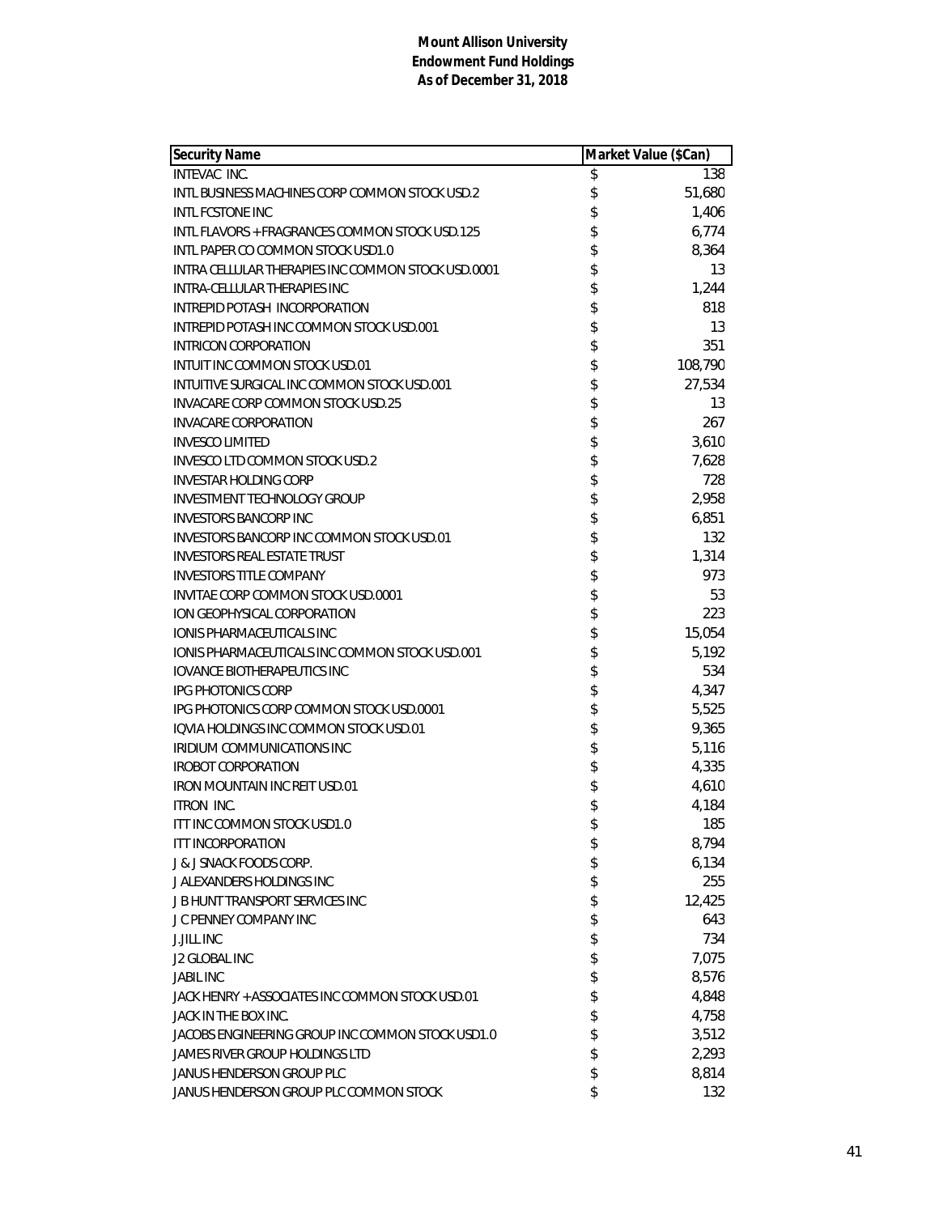**Mount Allison University**
**Endowment Fund Holdings**
**As of December 31, 2018**

| Security Name | Market Value ($Can) |
|---|---|
| INTEVAC INC. | $ 138 |
| INTL BUSINESS MACHINES CORP COMMON STOCK USD.2 | $ 51,680 |
| INTL FCSTONE INC | $ 1,406 |
| INTL FLAVORS + FRAGRANCES COMMON STOCK USD.125 | $ 6,774 |
| INTL PAPER CO COMMON STOCK USD1.0 | $ 8,364 |
| INTRA CELLULAR THERAPIES INC COMMON STOCK USD.0001 | $ 13 |
| INTRA-CELLULAR THERAPIES INC | $ 1,244 |
| INTREPID POTASH INCORPORATION | $ 818 |
| INTREPID POTASH INC COMMON STOCK USD.001 | $ 13 |
| INTRICON CORPORATION | $ 351 |
| INTUIT INC COMMON STOCK USD.01 | $ 108,790 |
| INTUITIVE SURGICAL INC COMMON STOCK USD.001 | $ 27,534 |
| INVACARE CORP COMMON STOCK USD.25 | $ 13 |
| INVACARE CORPORATION | $ 267 |
| INVESCO LIMITED | $ 3,610 |
| INVESCO LTD COMMON STOCK USD.2 | $ 7,628 |
| INVESTAR HOLDING CORP | $ 728 |
| INVESTMENT TECHNOLOGY GROUP | $ 2,958 |
| INVESTORS BANCORP INC | $ 6,851 |
| INVESTORS BANCORP INC COMMON STOCK USD.01 | $ 132 |
| INVESTORS REAL ESTATE TRUST | $ 1,314 |
| INVESTORS TITLE COMPANY | $ 973 |
| INVITAE CORP COMMON STOCK USD.0001 | $ 53 |
| ION GEOPHYSICAL CORPORATION | $ 223 |
| IONIS PHARMACEUTICALS INC | $ 15,054 |
| IONIS PHARMACEUTICALS INC COMMON STOCK USD.001 | $ 5,192 |
| IOVANCE BIOTHERAPEUTICS INC | $ 534 |
| IPG PHOTONICS CORP | $ 4,347 |
| IPG PHOTONICS CORP COMMON STOCK USD.0001 | $ 5,525 |
| IQVIA HOLDINGS INC COMMON STOCK USD.01 | $ 9,365 |
| IRIDIUM COMMUNICATIONS INC | $ 5,116 |
| IROBOT CORPORATION | $ 4,335 |
| IRON MOUNTAIN INC REIT USD.01 | $ 4,610 |
| ITRON INC. | $ 4,184 |
| ITT INC COMMON STOCK USD1.0 | $ 185 |
| ITT INCORPORATION | $ 8,794 |
| J & J SNACK FOODS CORP. | $ 6,134 |
| J ALEXANDERS HOLDINGS INC | $ 255 |
| J B HUNT TRANSPORT SERVICES INC | $ 12,425 |
| J C PENNEY COMPANY INC | $ 643 |
| J.JILL INC | $ 734 |
| J2 GLOBAL INC | $ 7,075 |
| JABIL INC | $ 8,576 |
| JACK HENRY + ASSOCIATES INC COMMON STOCK USD.01 | $ 4,848 |
| JACK IN THE BOX INC. | $ 4,758 |
| JACOBS ENGINEERING GROUP INC COMMON STOCK USD1.0 | $ 3,512 |
| JAMES RIVER GROUP HOLDINGS LTD | $ 2,293 |
| JANUS HENDERSON GROUP PLC | $ 8,814 |
| JANUS HENDERSON GROUP PLC COMMON STOCK | $ 132 |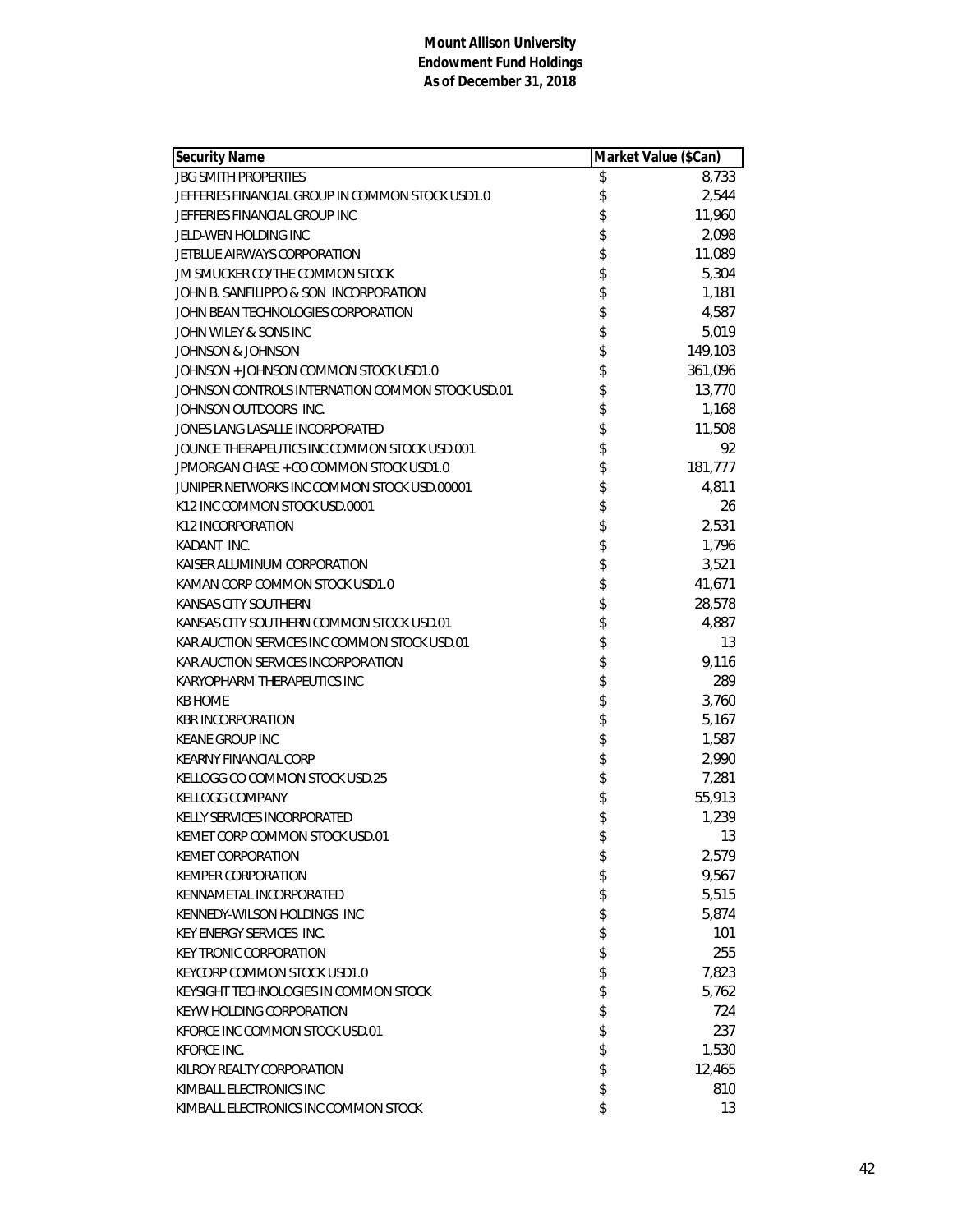**Mount Allison University**
**Endowment Fund Holdings**
**As of December 31, 2018**

| Security Name | Market Value ($Can) |
|---|---|
| JBG SMITH PROPERTIES | $ 8,733 |
| JEFFERIES FINANCIAL GROUP IN COMMON STOCK USD1.0 | $ 2,544 |
| JEFFERIES FINANCIAL GROUP INC | $ 11,960 |
| JELD-WEN HOLDING INC | $ 2,098 |
| JETBLUE AIRWAYS CORPORATION | $ 11,089 |
| JM SMUCKER CO/THE COMMON STOCK | $ 5,304 |
| JOHN B. SANFILIPPO & SON INCORPORATION | $ 1,181 |
| JOHN BEAN TECHNOLOGIES CORPORATION | $ 4,587 |
| JOHN WILEY & SONS INC | $ 5,019 |
| JOHNSON & JOHNSON | $ 149,103 |
| JOHNSON + JOHNSON COMMON STOCK USD1.0 | $ 361,096 |
| JOHNSON CONTROLS INTERNATION COMMON STOCK USD.01 | $ 13,770 |
| JOHNSON OUTDOORS INC. | $ 1,168 |
| JONES LANG LASALLE INCORPORATED | $ 11,508 |
| JOUNCE THERAPEUTICS INC COMMON STOCK USD.001 | $ 92 |
| JPMORGAN CHASE + CO COMMON STOCK USD1.0 | $ 181,777 |
| JUNIPER NETWORKS INC COMMON STOCK USD.00001 | $ 4,811 |
| K12 INC COMMON STOCK USD.0001 | $ 26 |
| K12 INCORPORATION | $ 2,531 |
| KADANT INC. | $ 1,796 |
| KAISER ALUMINUM CORPORATION | $ 3,521 |
| KAMAN CORP COMMON STOCK USD1.0 | $ 41,671 |
| KANSAS CITY SOUTHERN | $ 28,578 |
| KANSAS CITY SOUTHERN COMMON STOCK USD.01 | $ 4,887 |
| KAR AUCTION SERVICES INC COMMON STOCK USD.01 | $ 13 |
| KAR AUCTION SERVICES INCORPORATION | $ 9,116 |
| KARYOPHARM THERAPEUTICS INC | $ 289 |
| KB HOME | $ 3,760 |
| KBR INCORPORATION | $ 5,167 |
| KEANE GROUP INC | $ 1,587 |
| KEARNY FINANCIAL CORP | $ 2,990 |
| KELLOGG CO COMMON STOCK USD.25 | $ 7,281 |
| KELLOGG COMPANY | $ 55,913 |
| KELLY SERVICES INCORPORATED | $ 1,239 |
| KEMET CORP COMMON STOCK USD.01 | $ 13 |
| KEMET CORPORATION | $ 2,579 |
| KEMPER CORPORATION | $ 9,567 |
| KENNAMETAL INCORPORATED | $ 5,515 |
| KENNEDY-WILSON HOLDINGS INC | $ 5,874 |
| KEY ENERGY SERVICES INC. | $ 101 |
| KEY TRONIC CORPORATION | $ 255 |
| KEYCORP COMMON STOCK USD1.0 | $ 7,823 |
| KEYSIGHT TECHNOLOGIES IN COMMON STOCK | $ 5,762 |
| KEYW HOLDING CORPORATION | $ 724 |
| KFORCE INC COMMON STOCK USD.01 | $ 237 |
| KFORCE INC. | $ 1,530 |
| KILROY REALTY CORPORATION | $ 12,465 |
| KIMBALL ELECTRONICS INC | $ 810 |
| KIMBALL ELECTRONICS INC COMMON STOCK | $ 13 |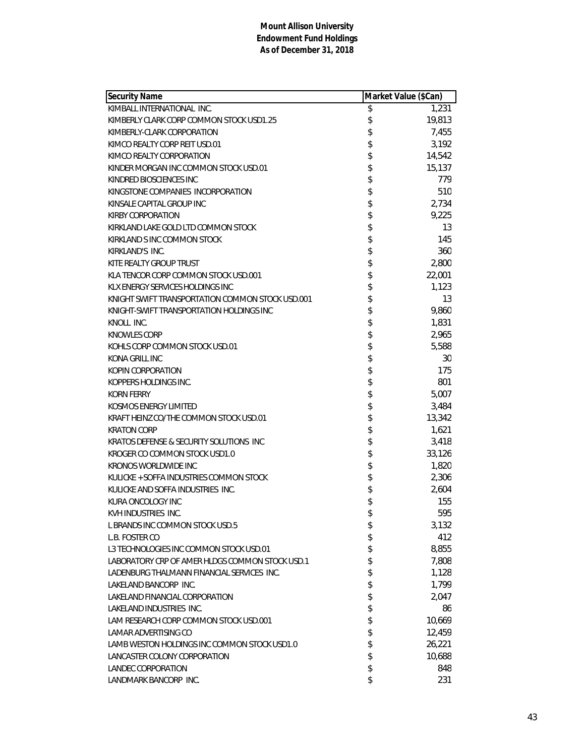**Mount Allison University**
**Endowment Fund Holdings**
**As of December 31, 2018**

| Security Name | Market Value ($Can) |
|---|---|
| KIMBALL INTERNATIONAL INC. | $ 1,231 |
| KIMBERLY CLARK CORP COMMON STOCK USD1.25 | $ 19,813 |
| KIMBERLY-CLARK CORPORATION | $ 7,455 |
| KIMCO REALTY CORP REIT USD.01 | $ 3,192 |
| KIMCO REALTY CORPORATION | $ 14,542 |
| KINDER MORGAN INC COMMON STOCK USD.01 | $ 15,137 |
| KINDRED BIOSCIENCES INC | $ 779 |
| KINGSTONE COMPANIES INCORPORATION | $ 510 |
| KINSALE CAPITAL GROUP INC | $ 2,734 |
| KIRBY CORPORATION | $ 9,225 |
| KIRKLAND LAKE GOLD LTD COMMON STOCK | $ 13 |
| KIRKLAND S INC COMMON STOCK | $ 145 |
| KIRKLAND'S INC. | $ 360 |
| KITE REALTY GROUP TRUST | $ 2,800 |
| KLA TENCOR CORP COMMON STOCK USD.001 | $ 22,001 |
| KLX ENERGY SERVICES HOLDINGS INC | $ 1,123 |
| KNIGHT SWIFT TRANSPORTATION COMMON STOCK USD.001 | $ 13 |
| KNIGHT-SWIFT TRANSPORTATION HOLDINGS INC | $ 9,860 |
| KNOLL INC. | $ 1,831 |
| KNOWLES CORP | $ 2,965 |
| KOHLS CORP COMMON STOCK USD.01 | $ 5,588 |
| KONA GRILL INC | $ 30 |
| KOPIN CORPORATION | $ 175 |
| KOPPERS HOLDINGS INC. | $ 801 |
| KORN FERRY | $ 5,007 |
| KOSMOS ENERGY LIMITED | $ 3,484 |
| KRAFT HEINZ CO/THE COMMON STOCK USD.01 | $ 13,342 |
| KRATON CORP | $ 1,621 |
| KRATOS DEFENSE & SECURITY SOLUTIONS INC | $ 3,418 |
| KROGER CO COMMON STOCK USD1.0 | $ 33,126 |
| KRONOS WORLDWIDE INC | $ 1,820 |
| KULICKE + SOFFA INDUSTRIES COMMON STOCK | $ 2,306 |
| KULICKE AND SOFFA INDUSTRIES INC. | $ 2,604 |
| KURA ONCOLOGY INC | $ 155 |
| KVH INDUSTRIES INC. | $ 595 |
| L BRANDS INC COMMON STOCK USD.5 | $ 3,132 |
| L.B. FOSTER CO | $ 412 |
| L3 TECHNOLOGIES INC COMMON STOCK USD.01 | $ 8,855 |
| LABORATORY CRP OF AMER HLDGS COMMON STOCK USD.1 | $ 7,808 |
| LADENBURG THALMANN FINANCIAL SERVICES INC. | $ 1,128 |
| LAKELAND BANCORP INC. | $ 1,799 |
| LAKELAND FINANCIAL CORPORATION | $ 2,047 |
| LAKELAND INDUSTRIES INC. | $ 86 |
| LAM RESEARCH CORP COMMON STOCK USD.001 | $ 10,669 |
| LAMAR ADVERTISING CO | $ 12,459 |
| LAMB WESTON HOLDINGS INC COMMON STOCK USD1.0 | $ 26,221 |
| LANCASTER COLONY CORPORATION | $ 10,688 |
| LANDEC CORPORATION | $ 848 |
| LANDMARK BANCORP INC. | $ 231 |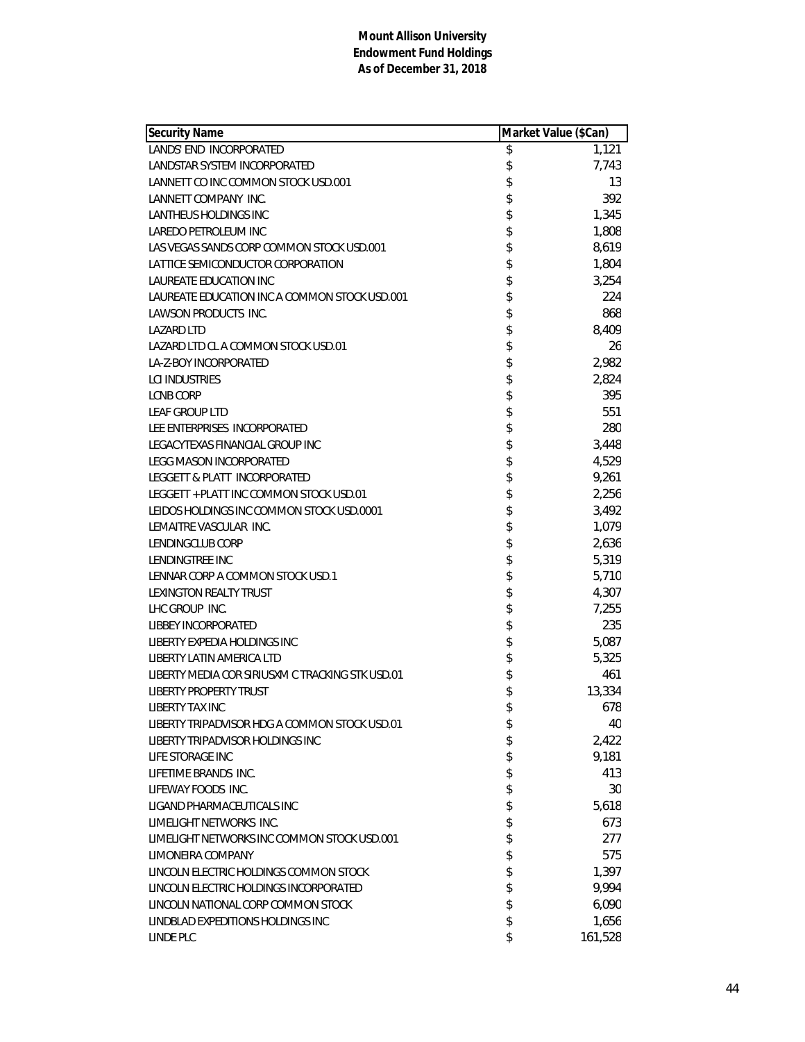**Mount Allison University**
**Endowment Fund Holdings**
**As of December 31, 2018**

| Security Name | Market Value ($Can) |
|---|---|
| LANDS' END INCORPORATED | $ 1,121 |
| LANDSTAR SYSTEM INCORPORATED | $ 7,743 |
| LANNETT CO INC COMMON STOCK USD.001 | $ 13 |
| LANNETT COMPANY INC. | $ 392 |
| LANTHEUS HOLDINGS INC | $ 1,345 |
| LAREDO PETROLEUM INC | $ 1,808 |
| LAS VEGAS SANDS CORP COMMON STOCK USD.001 | $ 8,619 |
| LATTICE SEMICONDUCTOR CORPORATION | $ 1,804 |
| LAUREATE EDUCATION INC | $ 3,254 |
| LAUREATE EDUCATION INC A COMMON STOCK USD.001 | $ 224 |
| LAWSON PRODUCTS INC. | $ 868 |
| LAZARD LTD | $ 8,409 |
| LAZARD LTD CL A COMMON STOCK USD.01 | $ 26 |
| LA-Z-BOY INCORPORATED | $ 2,982 |
| LCI INDUSTRIES | $ 2,824 |
| LCNB CORP | $ 395 |
| LEAF GROUP LTD | $ 551 |
| LEE ENTERPRISES INCORPORATED | $ 280 |
| LEGACYTEXAS FINANCIAL GROUP INC | $ 3,448 |
| LEGG MASON INCORPORATED | $ 4,529 |
| LEGGETT & PLATT INCORPORATED | $ 9,261 |
| LEGGETT + PLATT INC COMMON STOCK USD.01 | $ 2,256 |
| LEIDOS HOLDINGS INC COMMON STOCK USD.0001 | $ 3,492 |
| LEMAITRE VASCULAR INC. | $ 1,079 |
| LENDINGCLUB CORP | $ 2,636 |
| LENDINGTREE INC | $ 5,319 |
| LENNAR CORP A COMMON STOCK USD.1 | $ 5,710 |
| LEXINGTON REALTY TRUST | $ 4,307 |
| LHC GROUP INC. | $ 7,255 |
| LIBBEY INCORPORATED | $ 235 |
| LIBERTY EXPEDIA HOLDINGS INC | $ 5,087 |
| LIBERTY LATIN AMERICA LTD | $ 5,325 |
| LIBERTY MEDIA COR SIRIUSXM C TRACKING STK USD.01 | $ 461 |
| LIBERTY PROPERTY TRUST | $ 13,334 |
| LIBERTY TAX INC | $ 678 |
| LIBERTY TRIPADVISOR HDG A COMMON STOCK USD.01 | $ 40 |
| LIBERTY TRIPADVISOR HOLDINGS INC | $ 2,422 |
| LIFE STORAGE INC | $ 9,181 |
| LIFETIME BRANDS INC. | $ 413 |
| LIFEWAY FOODS INC. | $ 30 |
| LIGAND PHARMACEUTICALS INC | $ 5,618 |
| LIMELIGHT NETWORKS INC. | $ 673 |
| LIMELIGHT NETWORKS INC COMMON STOCK USD.001 | $ 277 |
| LIMONEIRA COMPANY | $ 575 |
| LINCOLN ELECTRIC HOLDINGS COMMON STOCK | $ 1,397 |
| LINCOLN ELECTRIC HOLDINGS INCORPORATED | $ 9,994 |
| LINCOLN NATIONAL CORP COMMON STOCK | $ 6,090 |
| LINDBLAD EXPEDITIONS HOLDINGS INC | $ 1,656 |
| LINDE PLC | $ 161,528 |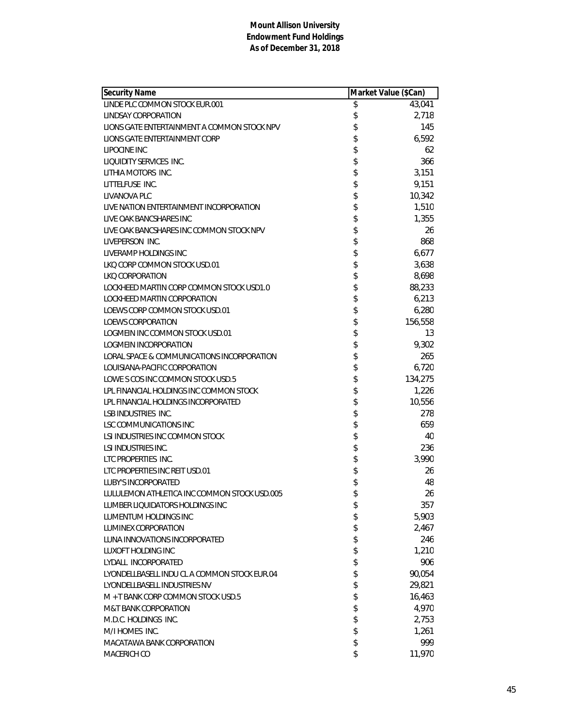**Mount Allison University**
**Endowment Fund Holdings**
**As of December 31, 2018**

| Security Name | Market Value ($Can) |
|---|---|
| LINDE PLC COMMON STOCK EUR.001 | $ 43,041 |
| LINDSAY CORPORATION | $ 2,718 |
| LIONS GATE ENTERTAINMENT A COMMON STOCK NPV | $ 145 |
| LIONS GATE ENTERTAINMENT CORP | $ 6,592 |
| LIPOCINE INC | $ 62 |
| LIQUIDITY SERVICES INC. | $ 366 |
| LITHIA MOTORS INC. | $ 3,151 |
| LITTELFUSE INC. | $ 9,151 |
| LIVANOVA PLC | $ 10,342 |
| LIVE NATION ENTERTAINMENT INCORPORATION | $ 1,510 |
| LIVE OAK BANCSHARES INC | $ 1,355 |
| LIVE OAK BANCSHARES INC COMMON STOCK NPV | $ 26 |
| LIVEPERSON INC. | $ 868 |
| LIVERAMP HOLDINGS INC | $ 6,677 |
| LKQ CORP COMMON STOCK USD.01 | $ 3,638 |
| LKQ CORPORATION | $ 8,698 |
| LOCKHEED MARTIN CORP COMMON STOCK USD1.0 | $ 88,233 |
| LOCKHEED MARTIN CORPORATION | $ 6,213 |
| LOEWS CORP COMMON STOCK USD.01 | $ 6,280 |
| LOEWS CORPORATION | $ 156,558 |
| LOGMEIN INC COMMON STOCK USD.01 | $ 13 |
| LOGMEIN INCORPORATION | $ 9,302 |
| LORAL SPACE & COMMUNICATIONS INCORPORATION | $ 265 |
| LOUISIANA-PACIFIC CORPORATION | $ 6,720 |
| LOWE S COS INC COMMON STOCK USD.5 | $ 134,275 |
| LPL FINANCIAL HOLDINGS INC COMMON STOCK | $ 1,226 |
| LPL FINANCIAL HOLDINGS INCORPORATED | $ 10,556 |
| LSB INDUSTRIES INC. | $ 278 |
| LSC COMMUNICATIONS INC | $ 659 |
| LSI INDUSTRIES INC COMMON STOCK | $ 40 |
| LSI INDUSTRIES INC. | $ 236 |
| LTC PROPERTIES INC. | $ 3,990 |
| LTC PROPERTIES INC REIT USD.01 | $ 26 |
| LUBY'S INCORPORATED | $ 48 |
| LULULEMON ATHLETICA INC COMMON STOCK USD.005 | $ 26 |
| LUMBER LIQUIDATORS HOLDINGS INC | $ 357 |
| LUMENTUM HOLDINGS INC | $ 5,903 |
| LUMINEX CORPORATION | $ 2,467 |
| LUNA INNOVATIONS INCORPORATED | $ 246 |
| LUXOFT HOLDING INC | $ 1,210 |
| LYDALL INCORPORATED | $ 906 |
| LYONDELLBASELL INDU CL A COMMON STOCK EUR.04 | $ 90,054 |
| LYONDELLBASELL INDUSTRIES NV | $ 29,821 |
| M + T BANK CORP COMMON STOCK USD.5 | $ 16,463 |
| M&T BANK CORPORATION | $ 4,970 |
| M.D.C. HOLDINGS INC. | $ 2,753 |
| M/I HOMES INC. | $ 1,261 |
| MACATAWA BANK CORPORATION | $ 999 |
| MACERICH CO | $ 11,970 |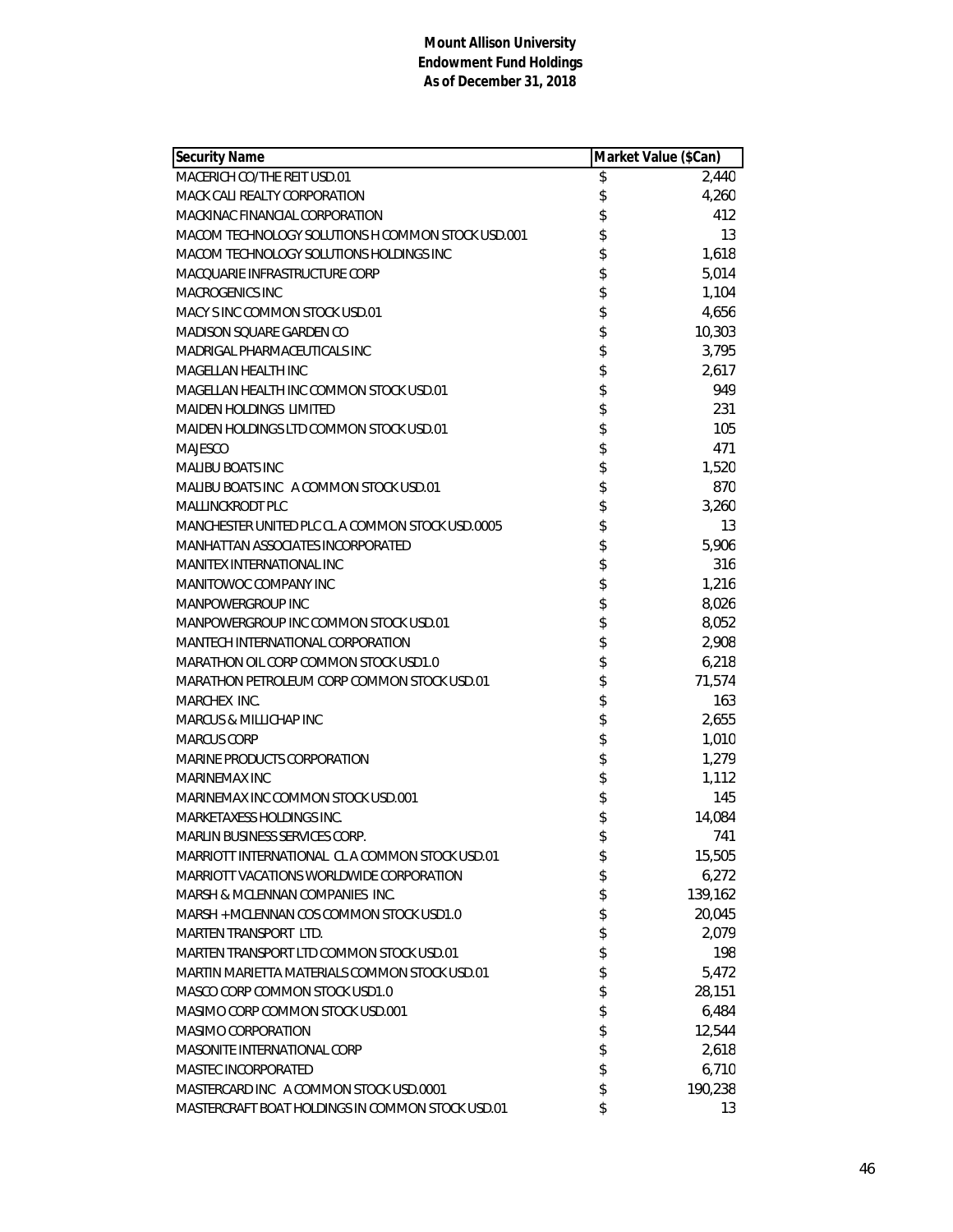**Mount Allison University**
**Endowment Fund Holdings**
**As of December 31, 2018**

| Security Name | Market Value ($Can) |
|---|---|
| MACERICH CO/THE REIT USD.01 | $ 2,440 |
| MACK CALI REALTY CORPORATION | $ 4,260 |
| MACKINAC FINANCIAL CORPORATION | $ 412 |
| MACOM TECHNOLOGY SOLUTIONS H COMMON STOCK USD.001 | $ 13 |
| MACOM TECHNOLOGY SOLUTIONS HOLDINGS INC | $ 1,618 |
| MACQUARIE INFRASTRUCTURE CORP | $ 5,014 |
| MACROGENICS INC | $ 1,104 |
| MACY S INC COMMON STOCK USD.01 | $ 4,656 |
| MADISON SQUARE GARDEN CO | $ 10,303 |
| MADRIGAL PHARMACEUTICALS INC | $ 3,795 |
| MAGELLAN HEALTH INC | $ 2,617 |
| MAGELLAN HEALTH INC COMMON STOCK USD.01 | $ 949 |
| MAIDEN HOLDINGS LIMITED | $ 231 |
| MAIDEN HOLDINGS LTD COMMON STOCK USD.01 | $ 105 |
| MAJESCO | $ 471 |
| MALIBU BOATS INC | $ 1,520 |
| MALIBU BOATS INC A COMMON STOCK USD.01 | $ 870 |
| MALLINCKRODT PLC | $ 3,260 |
| MANCHESTER UNITED PLC CL A COMMON STOCK USD.0005 | $ 13 |
| MANHATTAN ASSOCIATES INCORPORATED | $ 5,906 |
| MANITEX INTERNATIONAL INC | $ 316 |
| MANITOWOC COMPANY INC | $ 1,216 |
| MANPOWERGROUP INC | $ 8,026 |
| MANPOWERGROUP INC COMMON STOCK USD.01 | $ 8,052 |
| MANTECH INTERNATIONAL CORPORATION | $ 2,908 |
| MARATHON OIL CORP COMMON STOCK USD1.0 | $ 6,218 |
| MARATHON PETROLEUM CORP COMMON STOCK USD.01 | $ 71,574 |
| MARCHEX INC. | $ 163 |
| MARCUS & MILLICHAP INC | $ 2,655 |
| MARCUS CORP | $ 1,010 |
| MARINE PRODUCTS CORPORATION | $ 1,279 |
| MARINEMAX INC | $ 1,112 |
| MARINEMAX INC COMMON STOCK USD.001 | $ 145 |
| MARKETAXESS HOLDINGS INC. | $ 14,084 |
| MARLIN BUSINESS SERVICES CORP. | $ 741 |
| MARRIOTT INTERNATIONAL CL A COMMON STOCK USD.01 | $ 15,505 |
| MARRIOTT VACATIONS WORLDWIDE CORPORATION | $ 6,272 |
| MARSH & MCLENNAN COMPANIES INC. | $ 139,162 |
| MARSH + MCLENNAN COS COMMON STOCK USD1.0 | $ 20,045 |
| MARTEN TRANSPORT LTD. | $ 2,079 |
| MARTEN TRANSPORT LTD COMMON STOCK USD.01 | $ 198 |
| MARTIN MARIETTA MATERIALS COMMON STOCK USD.01 | $ 5,472 |
| MASCO CORP COMMON STOCK USD1.0 | $ 28,151 |
| MASIMO CORP COMMON STOCK USD.001 | $ 6,484 |
| MASIMO CORPORATION | $ 12,544 |
| MASONITE INTERNATIONAL CORP | $ 2,618 |
| MASTEC INCORPORATED | $ 6,710 |
| MASTERCARD INC A COMMON STOCK USD.0001 | $ 190,238 |
| MASTERCRAFT BOAT HOLDINGS IN COMMON STOCK USD.01 | $ 13 |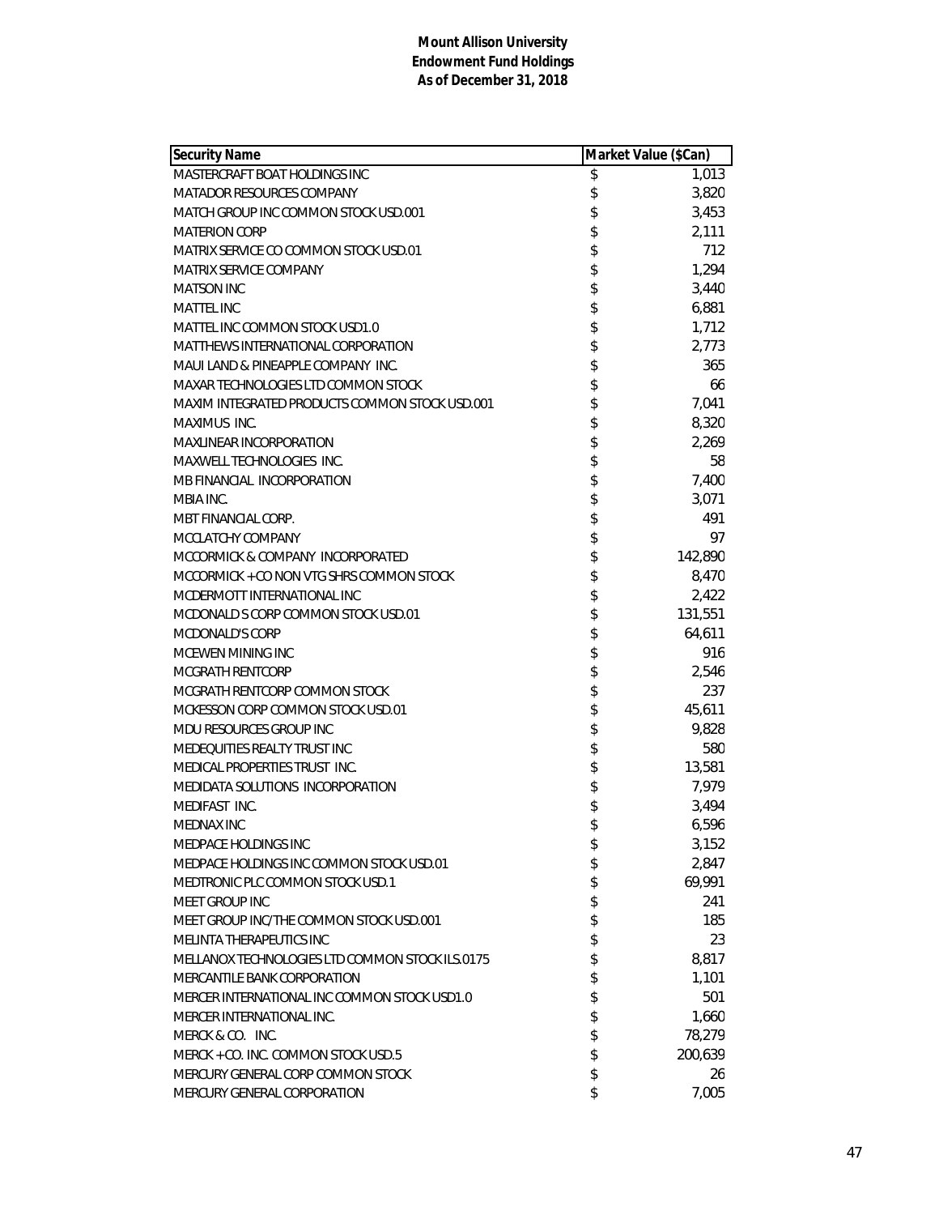**Mount Allison University**
**Endowment Fund Holdings**
**As of December 31, 2018**

| Security Name | Market Value ($Can) |
|---|---|
| MASTERCRAFT BOAT HOLDINGS INC | $ 1,013 |
| MATADOR RESOURCES COMPANY | $ 3,820 |
| MATCH GROUP INC COMMON STOCK USD.001 | $ 3,453 |
| MATERION CORP | $ 2,111 |
| MATRIX SERVICE CO COMMON STOCK USD.01 | $ 712 |
| MATRIX SERVICE COMPANY | $ 1,294 |
| MATSON INC | $ 3,440 |
| MATTEL INC | $ 6,881 |
| MATTEL INC COMMON STOCK USD1.0 | $ 1,712 |
| MATTHEWS INTERNATIONAL CORPORATION | $ 2,773 |
| MAUI LAND & PINEAPPLE COMPANY INC. | $ 365 |
| MAXAR TECHNOLOGIES LTD COMMON STOCK | $ 66 |
| MAXIM INTEGRATED PRODUCTS COMMON STOCK USD.001 | $ 7,041 |
| MAXIMUS INC. | $ 8,320 |
| MAXLINEAR INCORPORATION | $ 2,269 |
| MAXWELL TECHNOLOGIES INC. | $ 58 |
| MB FINANCIAL INCORPORATION | $ 7,400 |
| MBIA INC. | $ 3,071 |
| MBT FINANCIAL CORP. | $ 491 |
| MCCLATCHY COMPANY | $ 97 |
| MCCORMICK & COMPANY INCORPORATED | $ 142,890 |
| MCCORMICK + CO NON VTG SHRS COMMON STOCK | $ 8,470 |
| MCDERMOTT INTERNATIONAL INC | $ 2,422 |
| MCDONALD S CORP COMMON STOCK USD.01 | $ 131,551 |
| MCDONALD'S CORP | $ 64,611 |
| MCEWEN MINING INC | $ 916 |
| MCGRATH RENTCORP | $ 2,546 |
| MCGRATH RENTCORP COMMON STOCK | $ 237 |
| MCKESSON CORP COMMON STOCK USD.01 | $ 45,611 |
| MDU RESOURCES GROUP INC | $ 9,828 |
| MEDEQUITIES REALTY TRUST INC | $ 580 |
| MEDICAL PROPERTIES TRUST INC. | $ 13,581 |
| MEDIDATA SOLUTIONS INCORPORATION | $ 7,979 |
| MEDIFAST INC. | $ 3,494 |
| MEDNAX INC | $ 6,596 |
| MEDPACE HOLDINGS INC | $ 3,152 |
| MEDPACE HOLDINGS INC COMMON STOCK USD.01 | $ 2,847 |
| MEDTRONIC PLC COMMON STOCK USD.1 | $ 69,991 |
| MEET GROUP INC | $ 241 |
| MEET GROUP INC/THE COMMON STOCK USD.001 | $ 185 |
| MELINTA THERAPEUTICS INC | $ 23 |
| MELLANOX TECHNOLOGIES LTD COMMON STOCK ILS.0175 | $ 8,817 |
| MERCANTILE BANK CORPORATION | $ 1,101 |
| MERCER INTERNATIONAL INC COMMON STOCK USD1.0 | $ 501 |
| MERCER INTERNATIONAL INC. | $ 1,660 |
| MERCK & CO. INC. | $ 78,279 |
| MERCK + CO. INC. COMMON STOCK USD.5 | $ 200,639 |
| MERCURY GENERAL CORP COMMON STOCK | $ 26 |
| MERCURY GENERAL CORPORATION | $ 7,005 |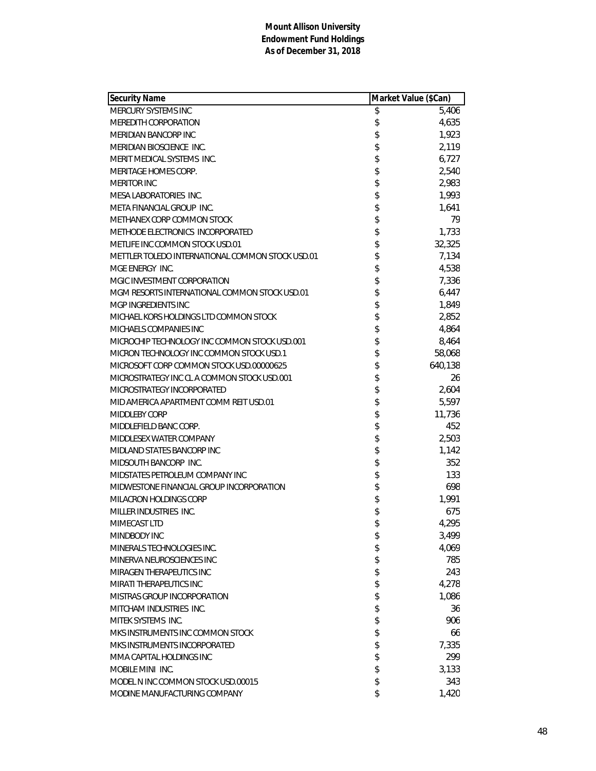**Mount Allison University**
**Endowment Fund Holdings**
**As of December 31, 2018**

| Security Name | Market Value ($Can) |
|---|---|
| MERCURY SYSTEMS INC | $ 5,406 |
| MEREDITH CORPORATION | $ 4,635 |
| MERIDIAN BANCORP INC | $ 1,923 |
| MERIDIAN BIOSCIENCE INC. | $ 2,119 |
| MERIT MEDICAL SYSTEMS INC. | $ 6,727 |
| MERITAGE HOMES CORP. | $ 2,540 |
| MERITOR INC | $ 2,983 |
| MESA LABORATORIES INC. | $ 1,993 |
| META FINANCIAL GROUP INC. | $ 1,641 |
| METHANEX CORP COMMON STOCK | $ 79 |
| METHODE ELECTRONICS INCORPORATED | $ 1,733 |
| METLIFE INC COMMON STOCK USD.01 | $ 32,325 |
| METTLER TOLEDO INTERNATIONAL COMMON STOCK USD.01 | $ 7,134 |
| MGE ENERGY INC. | $ 4,538 |
| MGIC INVESTMENT CORPORATION | $ 7,336 |
| MGM RESORTS INTERNATIONAL COMMON STOCK USD.01 | $ 6,447 |
| MGP INGREDIENTS INC | $ 1,849 |
| MICHAEL KORS HOLDINGS LTD COMMON STOCK | $ 2,852 |
| MICHAELS COMPANIES INC | $ 4,864 |
| MICROCHIP TECHNOLOGY INC COMMON STOCK USD.001 | $ 8,464 |
| MICRON TECHNOLOGY INC COMMON STOCK USD.1 | $ 58,068 |
| MICROSOFT CORP COMMON STOCK USD.00000625 | $ 640,138 |
| MICROSTRATEGY INC CL A COMMON STOCK USD.001 | $ 26 |
| MICROSTRATEGY INCORPORATED | $ 2,604 |
| MID AMERICA APARTMENT COMM REIT USD.01 | $ 5,597 |
| MIDDLEBY CORP | $ 11,736 |
| MIDDLEFIELD BANC CORP. | $ 452 |
| MIDDLESEX WATER COMPANY | $ 2,503 |
| MIDLAND STATES BANCORP INC | $ 1,142 |
| MIDSOUTH BANCORP INC. | $ 352 |
| MIDSTATES PETROLEUM COMPANY INC | $ 133 |
| MIDWESTONE FINANCIAL GROUP INCORPORATION | $ 698 |
| MILACRON HOLDINGS CORP | $ 1,991 |
| MILLER INDUSTRIES INC. | $ 675 |
| MIMECAST LTD | $ 4,295 |
| MINDBODY INC | $ 3,499 |
| MINERALS TECHNOLOGIES INC. | $ 4,069 |
| MINERVA NEUROSCIENCES INC | $ 785 |
| MIRAGEN THERAPEUTICS INC | $ 243 |
| MIRATI THERAPEUTICS INC | $ 4,278 |
| MISTRAS GROUP INCORPORATION | $ 1,086 |
| MITCHAM INDUSTRIES INC. | $ 36 |
| MITEK SYSTEMS INC. | $ 906 |
| MKS INSTRUMENTS INC COMMON STOCK | $ 66 |
| MKS INSTRUMENTS INCORPORATED | $ 7,335 |
| MMA CAPITAL HOLDINGS INC | $ 299 |
| MOBILE MINI INC. | $ 3,133 |
| MODEL N INC COMMON STOCK USD.00015 | $ 343 |
| MODINE MANUFACTURING COMPANY | $ 1,420 |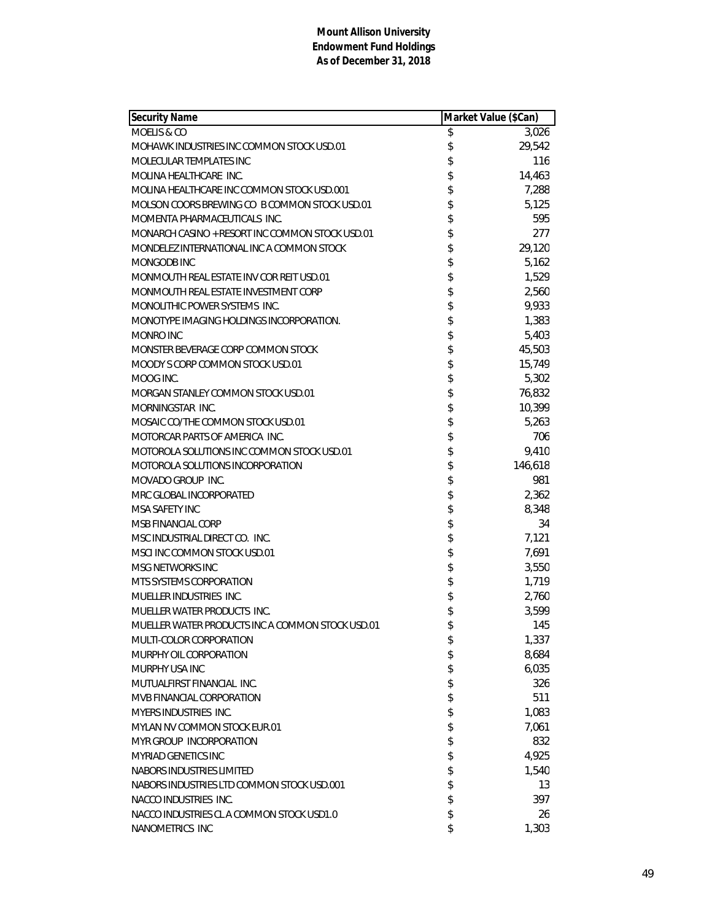**Mount Allison University**
**Endowment Fund Holdings**
**As of December 31, 2018**

| Security Name | Market Value ($Can) |
|---|---|
| MOELIS & CO | $ 3,026 |
| MOHAWK INDUSTRIES INC COMMON STOCK USD.01 | $ 29,542 |
| MOLECULAR TEMPLATES INC | $ 116 |
| MOLINA HEALTHCARE INC. | $ 14,463 |
| MOLINA HEALTHCARE INC COMMON STOCK USD.001 | $ 7,288 |
| MOLSON COORS BREWING CO B COMMON STOCK USD.01 | $ 5,125 |
| MOMENTA PHARMACEUTICALS INC. | $ 595 |
| MONARCH CASINO + RESORT INC COMMON STOCK USD.01 | $ 277 |
| MONDELEZ INTERNATIONAL INC A COMMON STOCK | $ 29,120 |
| MONGODB INC | $ 5,162 |
| MONMOUTH REAL ESTATE INV COR REIT USD.01 | $ 1,529 |
| MONMOUTH REAL ESTATE INVESTMENT CORP | $ 2,560 |
| MONOLITHIC POWER SYSTEMS INC. | $ 9,933 |
| MONOTYPE IMAGING HOLDINGS INCORPORATION. | $ 1,383 |
| MONRO INC | $ 5,403 |
| MONSTER BEVERAGE CORP COMMON STOCK | $ 45,503 |
| MOODY S CORP COMMON STOCK USD.01 | $ 15,749 |
| MOOG INC. | $ 5,302 |
| MORGAN STANLEY COMMON STOCK USD.01 | $ 76,832 |
| MORNINGSTAR INC. | $ 10,399 |
| MOSAIC CO/THE COMMON STOCK USD.01 | $ 5,263 |
| MOTORCAR PARTS OF AMERICA INC. | $ 706 |
| MOTOROLA SOLUTIONS INC COMMON STOCK USD.01 | $ 9,410 |
| MOTOROLA SOLUTIONS INCORPORATION | $ 146,618 |
| MOVADO GROUP INC. | $ 981 |
| MRC GLOBAL INCORPORATED | $ 2,362 |
| MSA SAFETY INC | $ 8,348 |
| MSB FINANCIAL CORP | $ 34 |
| MSC INDUSTRIAL DIRECT CO. INC. | $ 7,121 |
| MSCI INC COMMON STOCK USD.01 | $ 7,691 |
| MSG NETWORKS INC | $ 3,550 |
| MTS SYSTEMS CORPORATION | $ 1,719 |
| MUELLER INDUSTRIES INC. | $ 2,760 |
| MUELLER WATER PRODUCTS INC. | $ 3,599 |
| MUELLER WATER PRODUCTS INC A COMMON STOCK USD.01 | $ 145 |
| MULTI-COLOR CORPORATION | $ 1,337 |
| MURPHY OIL CORPORATION | $ 8,684 |
| MURPHY USA INC | $ 6,035 |
| MUTUALFIRST FINANCIAL INC. | $ 326 |
| MVB FINANCIAL CORPORATION | $ 511 |
| MYERS INDUSTRIES INC. | $ 1,083 |
| MYLAN NV COMMON STOCK EUR.01 | $ 7,061 |
| MYR GROUP INCORPORATION | $ 832 |
| MYRIAD GENETICS INC | $ 4,925 |
| NABORS INDUSTRIES LIMITED | $ 1,540 |
| NABORS INDUSTRIES LTD COMMON STOCK USD.001 | $ 13 |
| NACCO INDUSTRIES INC. | $ 397 |
| NACCO INDUSTRIES CL A COMMON STOCK USD1.0 | $ 26 |
| NANOMETRICS INC | $ 1,303 |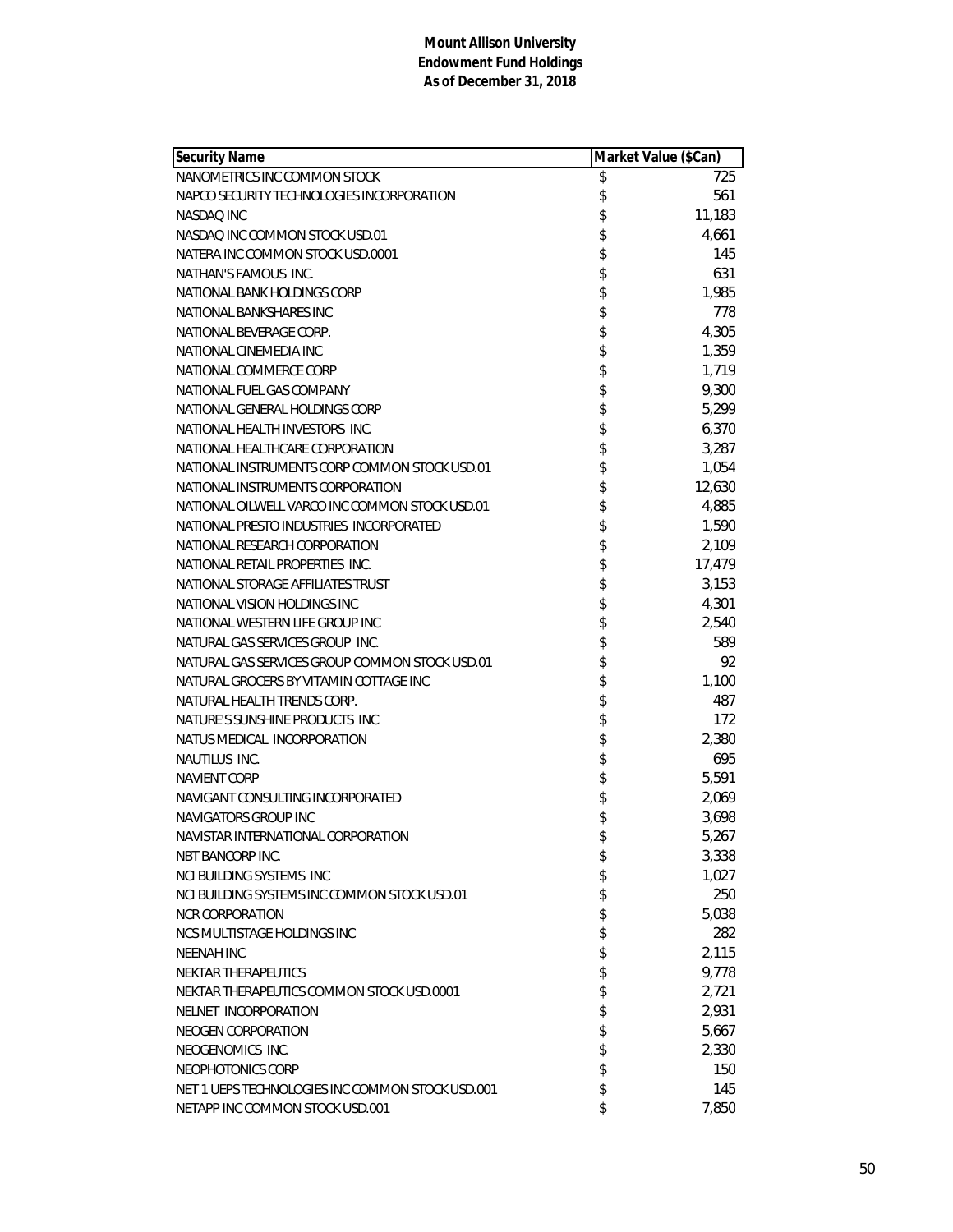**Mount Allison University**
**Endowment Fund Holdings**
**As of December 31, 2018**

| Security Name | Market Value ($Can) |
|---|---|
| NANOMETRICS INC COMMON STOCK | $ 725 |
| NAPCO SECURITY TECHNOLOGIES INCORPORATION | $ 561 |
| NASDAQ INC | $ 11,183 |
| NASDAQ INC COMMON STOCK USD.01 | $ 4,661 |
| NATERA INC COMMON STOCK USD.0001 | $ 145 |
| NATHAN'S FAMOUS INC. | $ 631 |
| NATIONAL BANK HOLDINGS CORP | $ 1,985 |
| NATIONAL BANKSHARES INC | $ 778 |
| NATIONAL BEVERAGE CORP. | $ 4,305 |
| NATIONAL CINEMEDIA INC | $ 1,359 |
| NATIONAL COMMERCE CORP | $ 1,719 |
| NATIONAL FUEL GAS COMPANY | $ 9,300 |
| NATIONAL GENERAL HOLDINGS CORP | $ 5,299 |
| NATIONAL HEALTH INVESTORS INC. | $ 6,370 |
| NATIONAL HEALTHCARE CORPORATION | $ 3,287 |
| NATIONAL INSTRUMENTS CORP COMMON STOCK USD.01 | $ 1,054 |
| NATIONAL INSTRUMENTS CORPORATION | $ 12,630 |
| NATIONAL OILWELL VARCO INC COMMON STOCK USD.01 | $ 4,885 |
| NATIONAL PRESTO INDUSTRIES INCORPORATED | $ 1,590 |
| NATIONAL RESEARCH CORPORATION | $ 2,109 |
| NATIONAL RETAIL PROPERTIES INC. | $ 17,479 |
| NATIONAL STORAGE AFFILIATES TRUST | $ 3,153 |
| NATIONAL VISION HOLDINGS INC | $ 4,301 |
| NATIONAL WESTERN LIFE GROUP INC | $ 2,540 |
| NATURAL GAS SERVICES GROUP INC. | $ 589 |
| NATURAL GAS SERVICES GROUP COMMON STOCK USD.01 | $ 92 |
| NATURAL GROCERS BY VITAMIN COTTAGE INC | $ 1,100 |
| NATURAL HEALTH TRENDS CORP. | $ 487 |
| NATURE'S SUNSHINE PRODUCTS INC | $ 172 |
| NATUS MEDICAL INCORPORATION | $ 2,380 |
| NAUTILUS INC. | $ 695 |
| NAVIENT CORP | $ 5,591 |
| NAVIGANT CONSULTING INCORPORATED | $ 2,069 |
| NAVIGATORS GROUP INC | $ 3,698 |
| NAVISTAR INTERNATIONAL CORPORATION | $ 5,267 |
| NBT BANCORP INC. | $ 3,338 |
| NCI BUILDING SYSTEMS INC | $ 1,027 |
| NCI BUILDING SYSTEMS INC COMMON STOCK USD.01 | $ 250 |
| NCR CORPORATION | $ 5,038 |
| NCS MULTISTAGE HOLDINGS INC | $ 282 |
| NEENAH INC | $ 2,115 |
| NEKTAR THERAPEUTICS | $ 9,778 |
| NEKTAR THERAPEUTICS COMMON STOCK USD.0001 | $ 2,721 |
| NELNET INCORPORATION | $ 2,931 |
| NEOGEN CORPORATION | $ 5,667 |
| NEOGENOMICS INC. | $ 2,330 |
| NEOPHOTONICS CORP | $ 150 |
| NET 1 UEPS TECHNOLOGIES INC COMMON STOCK USD.001 | $ 145 |
| NETAPP INC COMMON STOCK USD.001 | $ 7,850 |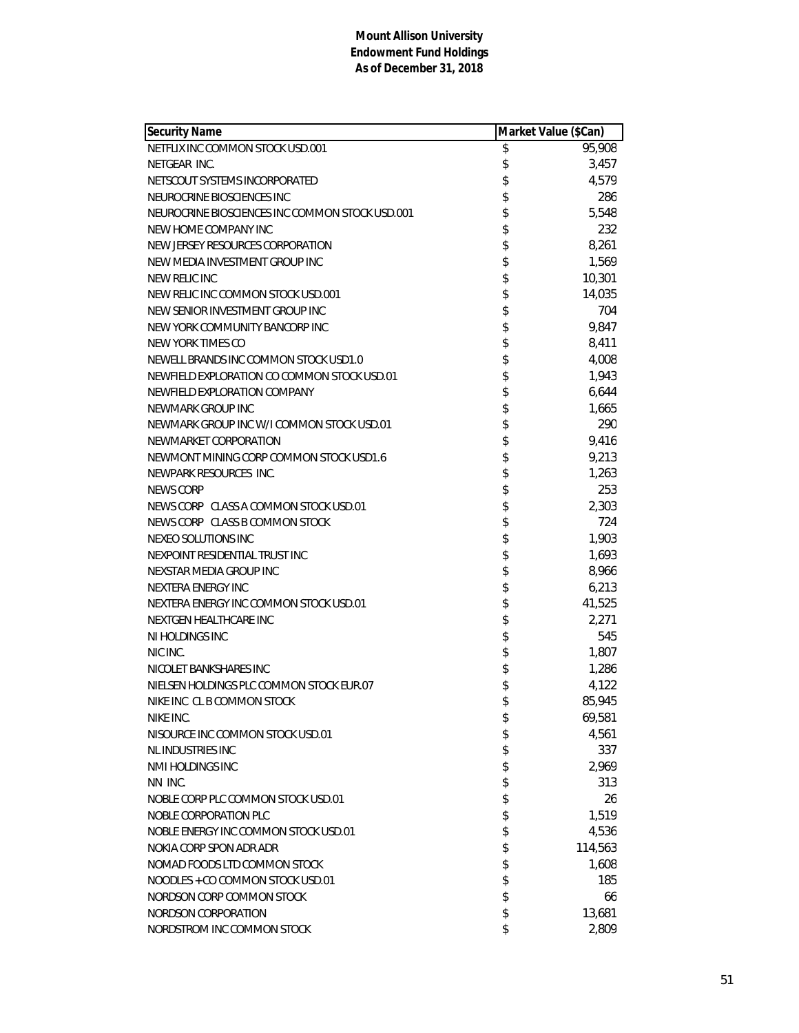**Mount Allison University**
**Endowment Fund Holdings**
**As of December 31, 2018**

| Security Name | Market Value ($Can) |
|---|---|
| NETFLIX INC COMMON STOCK USD.001 | $ 95,908 |
| NETGEAR INC. | $ 3,457 |
| NETSCOUT SYSTEMS INCORPORATED | $ 4,579 |
| NEUROCRINE BIOSCIENCES INC | $ 286 |
| NEUROCRINE BIOSCIENCES INC COMMON STOCK USD.001 | $ 5,548 |
| NEW HOME COMPANY INC | $ 232 |
| NEW JERSEY RESOURCES CORPORATION | $ 8,261 |
| NEW MEDIA INVESTMENT GROUP INC | $ 1,569 |
| NEW RELIC INC | $ 10,301 |
| NEW RELIC INC COMMON STOCK USD.001 | $ 14,035 |
| NEW SENIOR INVESTMENT GROUP INC | $ 704 |
| NEW YORK COMMUNITY BANCORP INC | $ 9,847 |
| NEW YORK TIMES CO | $ 8,411 |
| NEWELL BRANDS INC COMMON STOCK USD1.0 | $ 4,008 |
| NEWFIELD EXPLORATION CO COMMON STOCK USD.01 | $ 1,943 |
| NEWFIELD EXPLORATION COMPANY | $ 6,644 |
| NEWMARK GROUP INC | $ 1,665 |
| NEWMARK GROUP INC W/I COMMON STOCK USD.01 | $ 290 |
| NEWMARKET CORPORATION | $ 9,416 |
| NEWMONT MINING CORP COMMON STOCK USD1.6 | $ 9,213 |
| NEWPARK RESOURCES INC. | $ 1,263 |
| NEWS CORP | $ 253 |
| NEWS CORP CLASS A COMMON STOCK USD.01 | $ 2,303 |
| NEWS CORP CLASS B COMMON STOCK | $ 724 |
| NEXEO SOLUTIONS INC | $ 1,903 |
| NEXPOINT RESIDENTIAL TRUST INC | $ 1,693 |
| NEXSTAR MEDIA GROUP INC | $ 8,966 |
| NEXTERA ENERGY INC | $ 6,213 |
| NEXTERA ENERGY INC COMMON STOCK USD.01 | $ 41,525 |
| NEXTGEN HEALTHCARE INC | $ 2,271 |
| NI HOLDINGS INC | $ 545 |
| NIC INC. | $ 1,807 |
| NICOLET BANKSHARES INC | $ 1,286 |
| NIELSEN HOLDINGS PLC COMMON STOCK EUR.07 | $ 4,122 |
| NIKE INC CL B COMMON STOCK | $ 85,945 |
| NIKE INC. | $ 69,581 |
| NISOURCE INC COMMON STOCK USD.01 | $ 4,561 |
| NL INDUSTRIES INC | $ 337 |
| NMI HOLDINGS INC | $ 2,969 |
| NN INC. | $ 313 |
| NOBLE CORP PLC COMMON STOCK USD.01 | $ 26 |
| NOBLE CORPORATION PLC | $ 1,519 |
| NOBLE ENERGY INC COMMON STOCK USD.01 | $ 4,536 |
| NOKIA CORP SPON ADR ADR | $ 114,563 |
| NOMAD FOODS LTD COMMON STOCK | $ 1,608 |
| NOODLES + CO COMMON STOCK USD.01 | $ 185 |
| NORDSON CORP COMMON STOCK | $ 66 |
| NORDSON CORPORATION | $ 13,681 |
| NORDSTROM INC COMMON STOCK | $ 2,809 |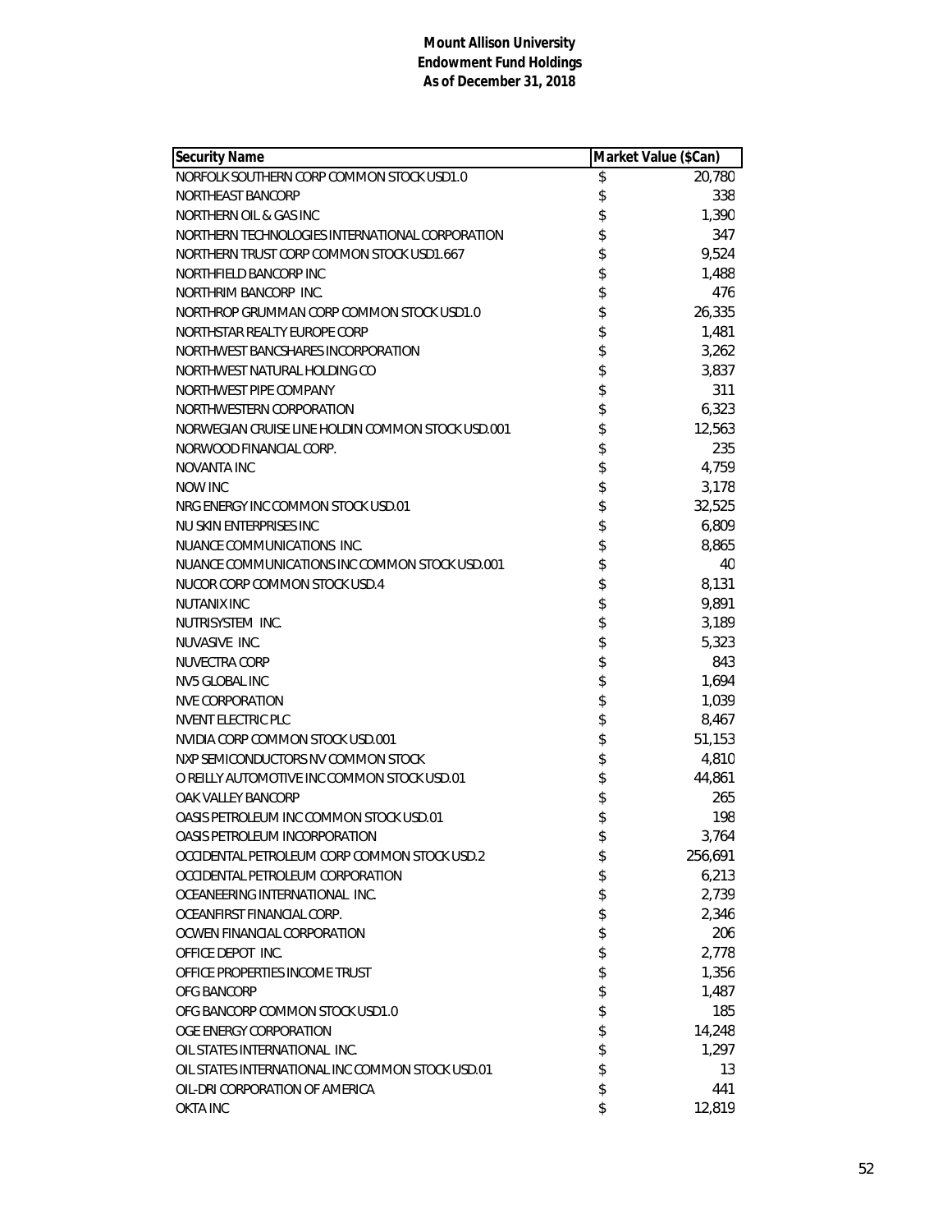**Mount Allison University**
**Endowment Fund Holdings**
**As of December 31, 2018**

| Security Name | Market Value ($Can) |
|---|---|
| NORFOLK SOUTHERN CORP COMMON STOCK USD1.0 | $ 20,780 |
| NORTHEAST BANCORP | $ 338 |
| NORTHERN OIL & GAS INC | $ 1,390 |
| NORTHERN TECHNOLOGIES INTERNATIONAL CORPORATION | $ 347 |
| NORTHERN TRUST CORP COMMON STOCK USD1.667 | $ 9,524 |
| NORTHFIELD BANCORP INC | $ 1,488 |
| NORTHRIM BANCORP INC. | $ 476 |
| NORTHROP GRUMMAN CORP COMMON STOCK USD1.0 | $ 26,335 |
| NORTHSTAR REALTY EUROPE CORP | $ 1,481 |
| NORTHWEST BANCSHARES INCORPORATION | $ 3,262 |
| NORTHWEST NATURAL HOLDING CO | $ 3,837 |
| NORTHWEST PIPE COMPANY | $ 311 |
| NORTHWESTERN CORPORATION | $ 6,323 |
| NORWEGIAN CRUISE LINE HOLDIN COMMON STOCK USD.001 | $ 12,563 |
| NORWOOD FINANCIAL CORP. | $ 235 |
| NOVANTA INC | $ 4,759 |
| NOW INC | $ 3,178 |
| NRG ENERGY INC COMMON STOCK USD.01 | $ 32,525 |
| NU SKIN ENTERPRISES INC | $ 6,809 |
| NUANCE COMMUNICATIONS INC. | $ 8,865 |
| NUANCE COMMUNICATIONS INC COMMON STOCK USD.001 | $ 40 |
| NUCOR CORP COMMON STOCK USD.4 | $ 8,131 |
| NUTANIX INC | $ 9,891 |
| NUTRISYSTEM INC. | $ 3,189 |
| NUVASIVE INC. | $ 5,323 |
| NUVECTRA CORP | $ 843 |
| NV5 GLOBAL INC | $ 1,694 |
| NVE CORPORATION | $ 1,039 |
| NVENT ELECTRIC PLC | $ 8,467 |
| NVIDIA CORP COMMON STOCK USD.001 | $ 51,153 |
| NXP SEMICONDUCTORS NV COMMON STOCK | $ 4,810 |
| O REILLY AUTOMOTIVE INC COMMON STOCK USD.01 | $ 44,861 |
| OAK VALLEY BANCORP | $ 265 |
| OASIS PETROLEUM INC COMMON STOCK USD.01 | $ 198 |
| OASIS PETROLEUM INCORPORATION | $ 3,764 |
| OCCIDENTAL PETROLEUM CORP COMMON STOCK USD.2 | $ 256,691 |
| OCCIDENTAL PETROLEUM CORPORATION | $ 6,213 |
| OCEANEERING INTERNATIONAL INC. | $ 2,739 |
| OCEANFIRST FINANCIAL CORP. | $ 2,346 |
| OCWEN FINANCIAL CORPORATION | $ 206 |
| OFFICE DEPOT INC. | $ 2,778 |
| OFFICE PROPERTIES INCOME TRUST | $ 1,356 |
| OFG BANCORP | $ 1,487 |
| OFG BANCORP COMMON STOCK USD1.0 | $ 185 |
| OGE ENERGY CORPORATION | $ 14,248 |
| OIL STATES INTERNATIONAL INC. | $ 1,297 |
| OIL STATES INTERNATIONAL INC COMMON STOCK USD.01 | $ 13 |
| OIL-DRI CORPORATION OF AMERICA | $ 441 |
| OKTA INC | $ 12,819 |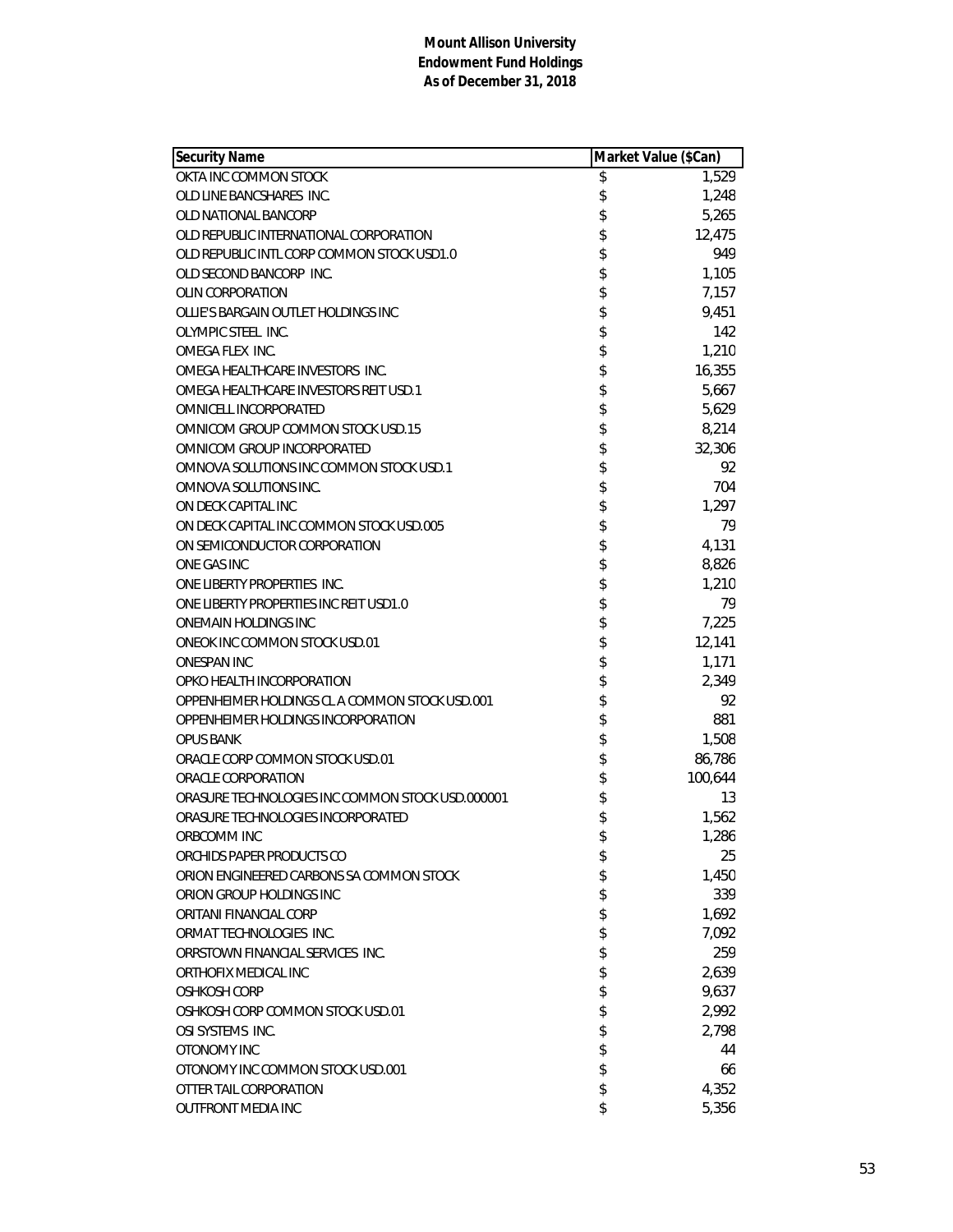**Mount Allison University**
**Endowment Fund Holdings**
**As of December 31, 2018**

| Security Name | Market Value ($Can) |
|---|---|
| OKTA INC COMMON STOCK | $ 1,529 |
| OLD LINE BANCSHARES INC. | $ 1,248 |
| OLD NATIONAL BANCORP | $ 5,265 |
| OLD REPUBLIC INTERNATIONAL CORPORATION | $ 12,475 |
| OLD REPUBLIC INTL CORP COMMON STOCK USD1.0 | $ 949 |
| OLD SECOND BANCORP INC. | $ 1,105 |
| OLIN CORPORATION | $ 7,157 |
| OLLIE'S BARGAIN OUTLET HOLDINGS INC | $ 9,451 |
| OLYMPIC STEEL INC. | $ 142 |
| OMEGA FLEX INC. | $ 1,210 |
| OMEGA HEALTHCARE INVESTORS INC. | $ 16,355 |
| OMEGA HEALTHCARE INVESTORS REIT USD.1 | $ 5,667 |
| OMNICELL INCORPORATED | $ 5,629 |
| OMNICOM GROUP COMMON STOCK USD.15 | $ 8,214 |
| OMNICOM GROUP INCORPORATED | $ 32,306 |
| OMNOVA SOLUTIONS INC COMMON STOCK USD.1 | $ 92 |
| OMNOVA SOLUTIONS INC. | $ 704 |
| ON DECK CAPITAL INC | $ 1,297 |
| ON DECK CAPITAL INC COMMON STOCK USD.005 | $ 79 |
| ON SEMICONDUCTOR CORPORATION | $ 4,131 |
| ONE GAS INC | $ 8,826 |
| ONE LIBERTY PROPERTIES INC. | $ 1,210 |
| ONE LIBERTY PROPERTIES INC REIT USD1.0 | $ 79 |
| ONEMAIN HOLDINGS INC | $ 7,225 |
| ONEOK INC COMMON STOCK USD.01 | $ 12,141 |
| ONESPAN INC | $ 1,171 |
| OPKO HEALTH INCORPORATION | $ 2,349 |
| OPPENHEIMER HOLDINGS CL A COMMON STOCK USD.001 | $ 92 |
| OPPENHEIMER HOLDINGS INCORPORATION | $ 881 |
| OPUS BANK | $ 1,508 |
| ORACLE CORP COMMON STOCK USD.01 | $ 86,786 |
| ORACLE CORPORATION | $ 100,644 |
| ORASURE TECHNOLOGIES INC COMMON STOCK USD.000001 | $ 13 |
| ORASURE TECHNOLOGIES INCORPORATED | $ 1,562 |
| ORBCOMM INC | $ 1,286 |
| ORCHIDS PAPER PRODUCTS CO | $ 25 |
| ORION ENGINEERED CARBONS SA COMMON STOCK | $ 1,450 |
| ORION GROUP HOLDINGS INC | $ 339 |
| ORITANI FINANCIAL CORP | $ 1,692 |
| ORMAT TECHNOLOGIES INC. | $ 7,092 |
| ORRSTOWN FINANCIAL SERVICES INC. | $ 259 |
| ORTHOFIX MEDICAL INC | $ 2,639 |
| OSHKOSH CORP | $ 9,637 |
| OSHKOSH CORP COMMON STOCK USD.01 | $ 2,992 |
| OSI SYSTEMS INC. | $ 2,798 |
| OTONOMY INC | $ 44 |
| OTONOMY INC COMMON STOCK USD.001 | $ 66 |
| OTTER TAIL CORPORATION | $ 4,352 |
| OUTFRONT MEDIA INC | $ 5,356 |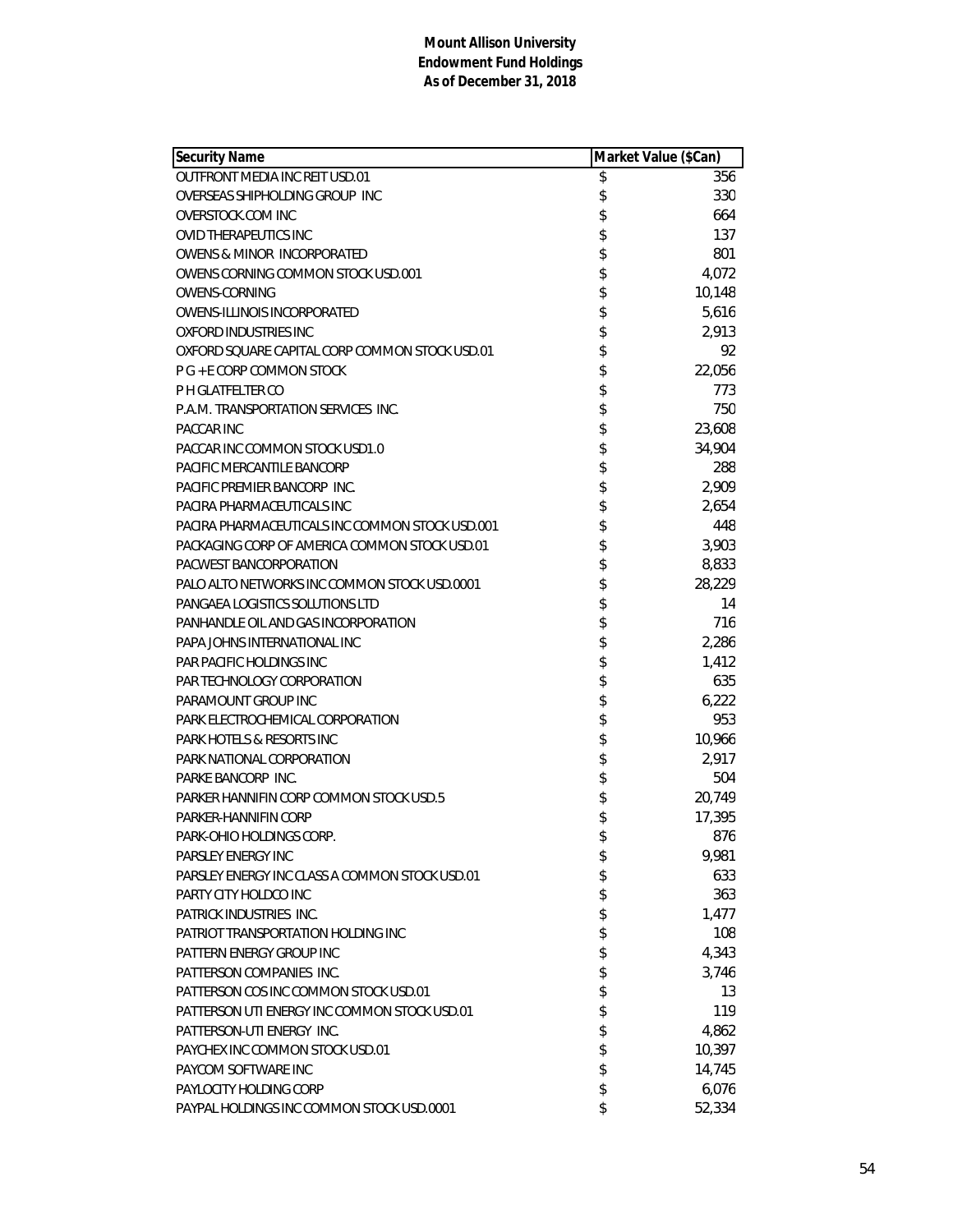**Mount Allison University**
**Endowment Fund Holdings**
**As of December 31, 2018**

| Security Name | Market Value ($Can) |
|---|---|
| OUTFRONT MEDIA INC REIT USD.01 | $ 356 |
| OVERSEAS SHIPHOLDING GROUP INC | $ 330 |
| OVERSTOCK.COM INC | $ 664 |
| OVID THERAPEUTICS INC | $ 137 |
| OWENS & MINOR INCORPORATED | $ 801 |
| OWENS CORNING COMMON STOCK USD.001 | $ 4,072 |
| OWENS-CORNING | $ 10,148 |
| OWENS-ILLINOIS INCORPORATED | $ 5,616 |
| OXFORD INDUSTRIES INC | $ 2,913 |
| OXFORD SQUARE CAPITAL CORP COMMON STOCK USD.01 | $ 92 |
| P G + E CORP COMMON STOCK | $ 22,056 |
| P H GLATFELTER CO | $ 773 |
| P.A.M. TRANSPORTATION SERVICES INC. | $ 750 |
| PACCAR INC | $ 23,608 |
| PACCAR INC COMMON STOCK USD1.0 | $ 34,904 |
| PACIFIC MERCANTILE BANCORP | $ 288 |
| PACIFIC PREMIER BANCORP INC. | $ 2,909 |
| PACIRA PHARMACEUTICALS INC | $ 2,654 |
| PACIRA PHARMACEUTICALS INC COMMON STOCK USD.001 | $ 448 |
| PACKAGING CORP OF AMERICA COMMON STOCK USD.01 | $ 3,903 |
| PACWEST BANCORPORATION | $ 8,833 |
| PALO ALTO NETWORKS INC COMMON STOCK USD.0001 | $ 28,229 |
| PANGAEA LOGISTICS SOLUTIONS LTD | $ 14 |
| PANHANDLE OIL AND GAS INCORPORATION | $ 716 |
| PAPA JOHNS INTERNATIONAL INC | $ 2,286 |
| PAR PACIFIC HOLDINGS INC | $ 1,412 |
| PAR TECHNOLOGY CORPORATION | $ 635 |
| PARAMOUNT GROUP INC | $ 6,222 |
| PARK ELECTROCHEMICAL CORPORATION | $ 953 |
| PARK HOTELS & RESORTS INC | $ 10,966 |
| PARK NATIONAL CORPORATION | $ 2,917 |
| PARKE BANCORP INC. | $ 504 |
| PARKER HANNIFIN CORP COMMON STOCK USD.5 | $ 20,749 |
| PARKER-HANNIFIN CORP | $ 17,395 |
| PARK-OHIO HOLDINGS CORP. | $ 876 |
| PARSLEY ENERGY INC | $ 9,981 |
| PARSLEY ENERGY INC CLASS A COMMON STOCK USD.01 | $ 633 |
| PARTY CITY HOLDCO INC | $ 363 |
| PATRICK INDUSTRIES INC. | $ 1,477 |
| PATRIOT TRANSPORTATION HOLDING INC | $ 108 |
| PATTERN ENERGY GROUP INC | $ 4,343 |
| PATTERSON COMPANIES INC. | $ 3,746 |
| PATTERSON COS INC COMMON STOCK USD.01 | $ 13 |
| PATTERSON UTI ENERGY INC COMMON STOCK USD.01 | $ 119 |
| PATTERSON-UTI ENERGY INC. | $ 4,862 |
| PAYCHEX INC COMMON STOCK USD.01 | $ 10,397 |
| PAYCOM SOFTWARE INC | $ 14,745 |
| PAYLOCITY HOLDING CORP | $ 6,076 |
| PAYPAL HOLDINGS INC COMMON STOCK USD.0001 | $ 52,334 |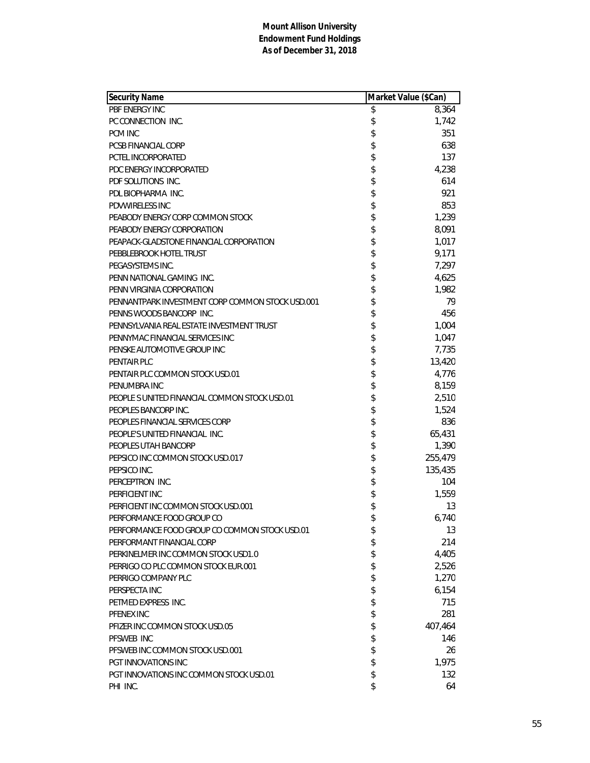**Mount Allison University**
**Endowment Fund Holdings**
**As of December 31, 2018**

| Security Name | Market Value ($Can) |
|---|---|
| PBF ENERGY INC | $ 8,364 |
| PC CONNECTION INC. | $ 1,742 |
| PCM INC | $ 351 |
| PCSB FINANCIAL CORP | $ 638 |
| PCTEL INCORPORATED | $ 137 |
| PDC ENERGY INCORPORATED | $ 4,238 |
| PDF SOLUTIONS INC. | $ 614 |
| PDL BIOPHARMA INC. | $ 921 |
| PDVWIRELESS INC | $ 853 |
| PEABODY ENERGY CORP COMMON STOCK | $ 1,239 |
| PEABODY ENERGY CORPORATION | $ 8,091 |
| PEAPACK-GLADSTONE FINANCIAL CORPORATION | $ 1,017 |
| PEBBLEBROOK HOTEL TRUST | $ 9,171 |
| PEGASYSTEMS INC. | $ 7,297 |
| PENN NATIONAL GAMING INC. | $ 4,625 |
| PENN VIRGINIA CORPORATION | $ 1,982 |
| PENNANTPARK INVESTMENT CORP COMMON STOCK USD.001 | $ 79 |
| PENNS WOODS BANCORP INC. | $ 456 |
| PENNSYLVANIA REAL ESTATE INVESTMENT TRUST | $ 1,004 |
| PENNYMAC FINANCIAL SERVICES INC | $ 1,047 |
| PENSKE AUTOMOTIVE GROUP INC | $ 7,735 |
| PENTAIR PLC | $ 13,420 |
| PENTAIR PLC COMMON STOCK USD.01 | $ 4,776 |
| PENUMBRA INC | $ 8,159 |
| PEOPLE S UNITED FINANCIAL COMMON STOCK USD.01 | $ 2,510 |
| PEOPLES BANCORP INC. | $ 1,524 |
| PEOPLES FINANCIAL SERVICES CORP | $ 836 |
| PEOPLE'S UNITED FINANCIAL INC. | $ 65,431 |
| PEOPLES UTAH BANCORP | $ 1,390 |
| PEPSICO INC COMMON STOCK USD.017 | $ 255,479 |
| PEPSICO INC. | $ 135,435 |
| PERCEPTRON INC. | $ 104 |
| PERFICIENT INC | $ 1,559 |
| PERFICIENT INC COMMON STOCK USD.001 | $ 13 |
| PERFORMANCE FOOD GROUP CO | $ 6,740 |
| PERFORMANCE FOOD GROUP CO COMMON STOCK USD.01 | $ 13 |
| PERFORMANT FINANCIAL CORP | $ 214 |
| PERKINELMER INC COMMON STOCK USD1.0 | $ 4,405 |
| PERRIGO CO PLC COMMON STOCK EUR.001 | $ 2,526 |
| PERRIGO COMPANY PLC | $ 1,270 |
| PERSPECTA INC | $ 6,154 |
| PETMED EXPRESS INC. | $ 715 |
| PFENEX INC | $ 281 |
| PFIZER INC COMMON STOCK USD.05 | $ 407,464 |
| PFSWEB INC | $ 146 |
| PFSWEB INC COMMON STOCK USD.001 | $ 26 |
| PGT INNOVATIONS INC | $ 1,975 |
| PGT INNOVATIONS INC COMMON STOCK USD.01 | $ 132 |
| PHI INC. | $ 64 |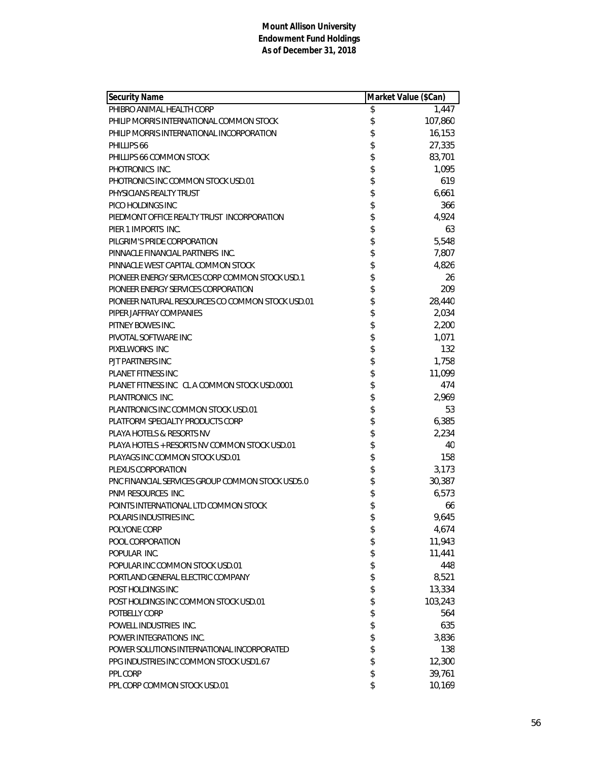**Mount Allison University**
**Endowment Fund Holdings**
**As of December 31, 2018**

| Security Name | Market Value ($Can) |
|---|---|
| PHIBRO ANIMAL HEALTH CORP | $ 1,447 |
| PHILIP MORRIS INTERNATIONAL COMMON STOCK | $ 107,860 |
| PHILIP MORRIS INTERNATIONAL INCORPORATION | $ 16,153 |
| PHILLIPS 66 | $ 27,335 |
| PHILLIPS 66 COMMON STOCK | $ 83,701 |
| PHOTRONICS INC. | $ 1,095 |
| PHOTRONICS INC COMMON STOCK USD.01 | $ 619 |
| PHYSICIANS REALTY TRUST | $ 6,661 |
| PICO HOLDINGS INC | $ 366 |
| PIEDMONT OFFICE REALTY TRUST INCORPORATION | $ 4,924 |
| PIER 1 IMPORTS INC. | $ 63 |
| PILGRIM'S PRIDE CORPORATION | $ 5,548 |
| PINNACLE FINANCIAL PARTNERS INC. | $ 7,807 |
| PINNACLE WEST CAPITAL COMMON STOCK | $ 4,826 |
| PIONEER ENERGY SERVICES CORP COMMON STOCK USD.1 | $ 26 |
| PIONEER ENERGY SERVICES CORPORATION | $ 209 |
| PIONEER NATURAL RESOURCES CO COMMON STOCK USD.01 | $ 28,440 |
| PIPER JAFFRAY COMPANIES | $ 2,034 |
| PITNEY BOWES INC. | $ 2,200 |
| PIVOTAL SOFTWARE INC | $ 1,071 |
| PIXELWORKS INC | $ 132 |
| PJT PARTNERS INC | $ 1,758 |
| PLANET FITNESS INC | $ 11,099 |
| PLANET FITNESS INC CL A COMMON STOCK USD.0001 | $ 474 |
| PLANTRONICS INC. | $ 2,969 |
| PLANTRONICS INC COMMON STOCK USD.01 | $ 53 |
| PLATFORM SPECIALTY PRODUCTS CORP | $ 6,385 |
| PLAYA HOTELS & RESORTS NV | $ 2,234 |
| PLAYA HOTELS + RESORTS NV COMMON STOCK USD.01 | $ 40 |
| PLAYAGS INC COMMON STOCK USD.01 | $ 158 |
| PLEXUS CORPORATION | $ 3,173 |
| PNC FINANCIAL SERVICES GROUP COMMON STOCK USD5.0 | $ 30,387 |
| PNM RESOURCES INC. | $ 6,573 |
| POINTS INTERNATIONAL LTD COMMON STOCK | $ 66 |
| POLARIS INDUSTRIES INC. | $ 9,645 |
| POLYONE CORP | $ 4,674 |
| POOL CORPORATION | $ 11,943 |
| POPULAR INC. | $ 11,441 |
| POPULAR INC COMMON STOCK USD.01 | $ 448 |
| PORTLAND GENERAL ELECTRIC COMPANY | $ 8,521 |
| POST HOLDINGS INC | $ 13,334 |
| POST HOLDINGS INC COMMON STOCK USD.01 | $ 103,243 |
| POTBELLY CORP | $ 564 |
| POWELL INDUSTRIES INC. | $ 635 |
| POWER INTEGRATIONS INC. | $ 3,836 |
| POWER SOLUTIONS INTERNATIONAL INCORPORATED | $ 138 |
| PPG INDUSTRIES INC COMMON STOCK USD1.67 | $ 12,300 |
| PPL CORP | $ 39,761 |
| PPL CORP COMMON STOCK USD.01 | $ 10,169 |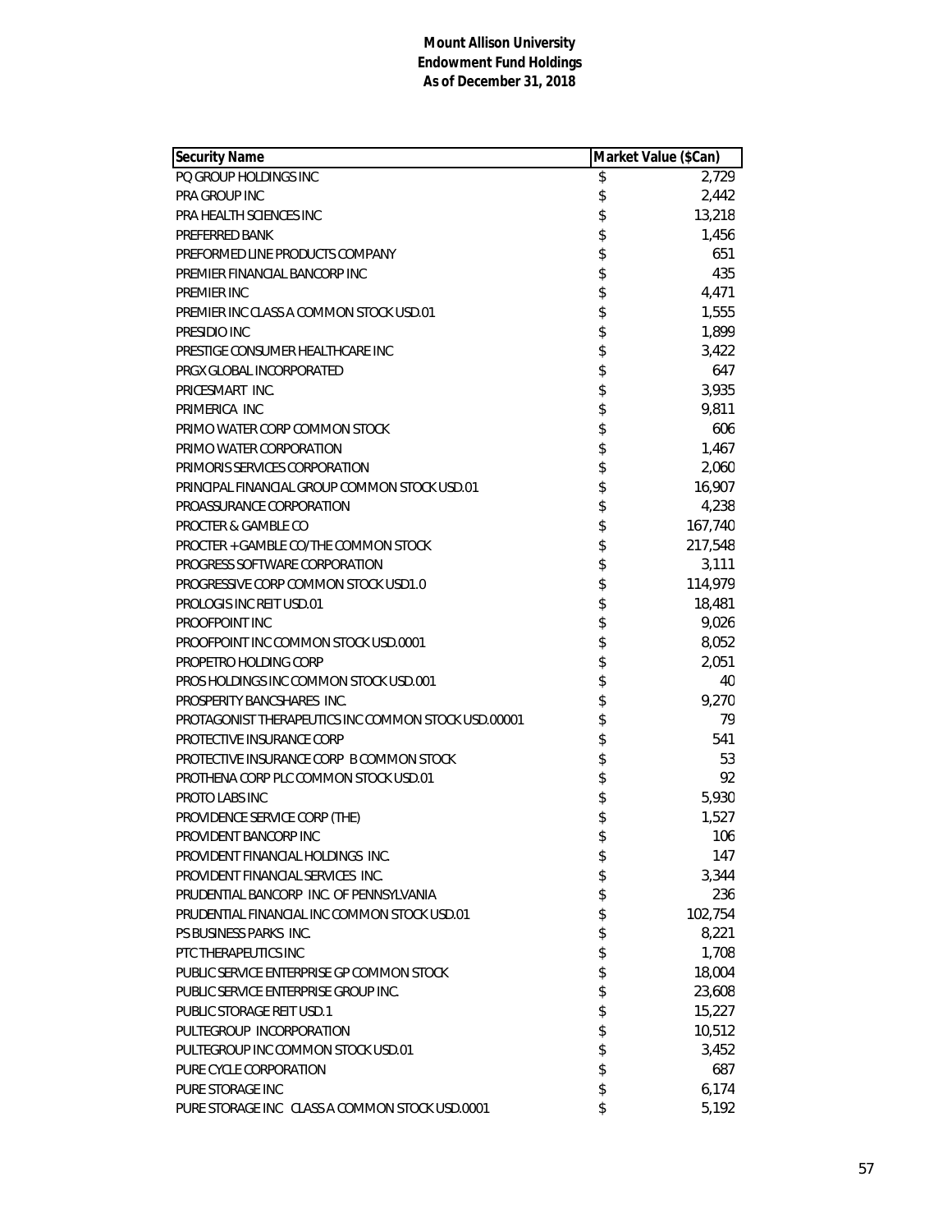**Mount Allison University**
**Endowment Fund Holdings**
**As of December 31, 2018**

| Security Name | Market Value ($Can) |
|---|---|
| PQ GROUP HOLDINGS INC | $ 2,729 |
| PRA GROUP INC | $ 2,442 |
| PRA HEALTH SCIENCES INC | $ 13,218 |
| PREFERRED BANK | $ 1,456 |
| PREFORMED LINE PRODUCTS COMPANY | $ 651 |
| PREMIER FINANCIAL BANCORP INC | $ 435 |
| PREMIER INC | $ 4,471 |
| PREMIER INC CLASS A COMMON STOCK USD.01 | $ 1,555 |
| PRESIDIO INC | $ 1,899 |
| PRESTIGE CONSUMER HEALTHCARE INC | $ 3,422 |
| PRGX GLOBAL INCORPORATED | $ 647 |
| PRICESMART INC. | $ 3,935 |
| PRIMERICA INC | $ 9,811 |
| PRIMO WATER CORP COMMON STOCK | $ 606 |
| PRIMO WATER CORPORATION | $ 1,467 |
| PRIMORIS SERVICES CORPORATION | $ 2,060 |
| PRINCIPAL FINANCIAL GROUP COMMON STOCK USD.01 | $ 16,907 |
| PROASSURANCE CORPORATION | $ 4,238 |
| PROCTER & GAMBLE CO | $ 167,740 |
| PROCTER + GAMBLE CO/THE COMMON STOCK | $ 217,548 |
| PROGRESS SOFTWARE CORPORATION | $ 3,111 |
| PROGRESSIVE CORP COMMON STOCK USD1.0 | $ 114,979 |
| PROLOGIS INC REIT USD.01 | $ 18,481 |
| PROOFPOINT INC | $ 9,026 |
| PROOFPOINT INC COMMON STOCK USD.0001 | $ 8,052 |
| PROPETRO HOLDING CORP | $ 2,051 |
| PROS HOLDINGS INC COMMON STOCK USD.001 | $ 40 |
| PROSPERITY BANCSHARES INC. | $ 9,270 |
| PROTAGONIST THERAPEUTICS INC COMMON STOCK USD.00001 | $ 79 |
| PROTECTIVE INSURANCE CORP | $ 541 |
| PROTECTIVE INSURANCE CORP B COMMON STOCK | $ 53 |
| PROTHENA CORP PLC COMMON STOCK USD.01 | $ 92 |
| PROTO LABS INC | $ 5,930 |
| PROVIDENCE SERVICE CORP (THE) | $ 1,527 |
| PROVIDENT BANCORP INC | $ 106 |
| PROVIDENT FINANCIAL HOLDINGS INC. | $ 147 |
| PROVIDENT FINANCIAL SERVICES INC. | $ 3,344 |
| PRUDENTIAL BANCORP INC. OF PENNSYLVANIA | $ 236 |
| PRUDENTIAL FINANCIAL INC COMMON STOCK USD.01 | $ 102,754 |
| PS BUSINESS PARKS INC. | $ 8,221 |
| PTC THERAPEUTICS INC | $ 1,708 |
| PUBLIC SERVICE ENTERPRISE GP COMMON STOCK | $ 18,004 |
| PUBLIC SERVICE ENTERPRISE GROUP INC. | $ 23,608 |
| PUBLIC STORAGE REIT USD.1 | $ 15,227 |
| PULTEGROUP INCORPORATION | $ 10,512 |
| PULTEGROUP INC COMMON STOCK USD.01 | $ 3,452 |
| PURE CYCLE CORPORATION | $ 687 |
| PURE STORAGE INC | $ 6,174 |
| PURE STORAGE INC CLASS A COMMON STOCK USD.0001 | $ 5,192 |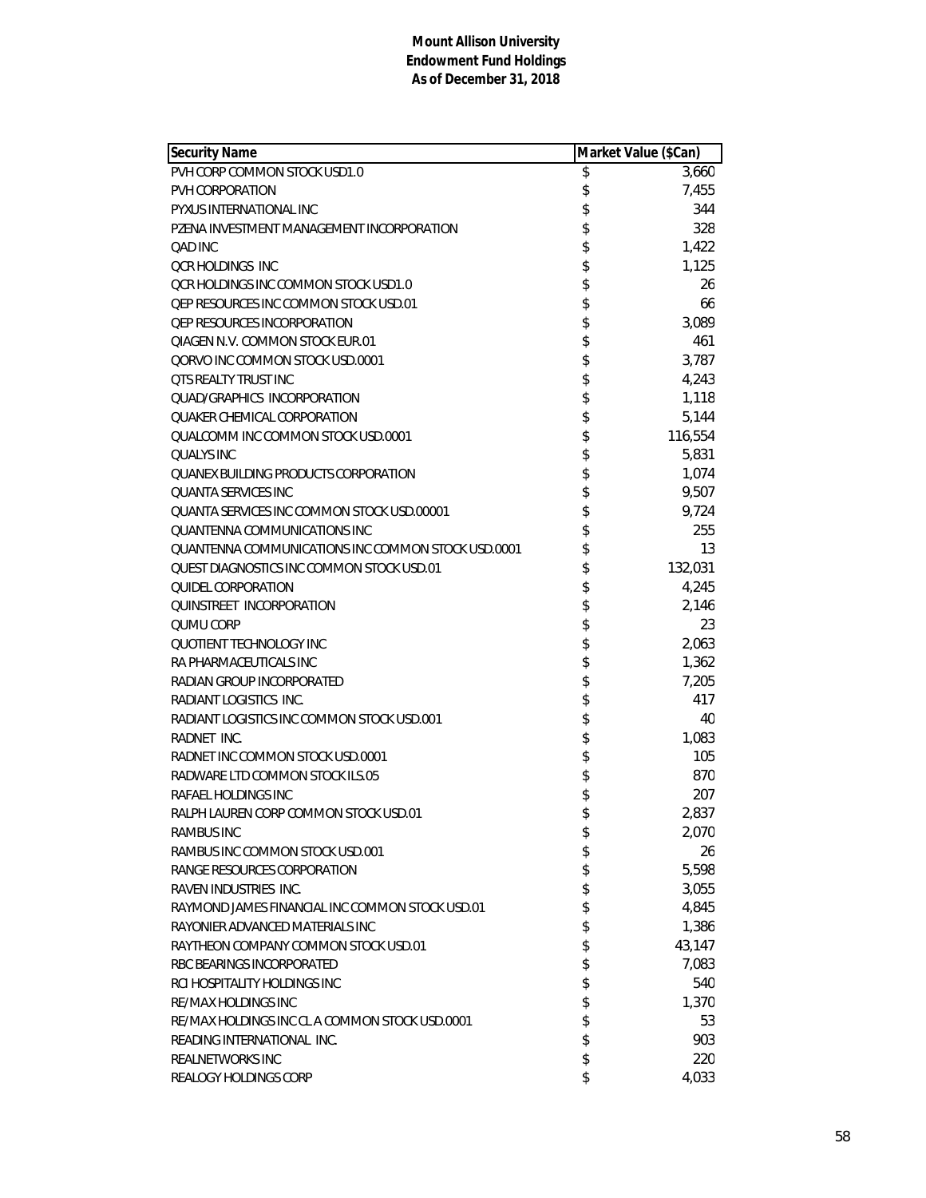**Mount Allison University**
**Endowment Fund Holdings**
**As of December 31, 2018**

| Security Name | Market Value ($Can) |
|---|---|
| PVH CORP COMMON STOCK USD1.0 | $ 3,660 |
| PVH CORPORATION | $ 7,455 |
| PYXUS INTERNATIONAL INC | $ 344 |
| PZENA INVESTMENT MANAGEMENT INCORPORATION | $ 328 |
| QAD INC | $ 1,422 |
| QCR HOLDINGS INC | $ 1,125 |
| QCR HOLDINGS INC COMMON STOCK USD1.0 | $ 26 |
| QEP RESOURCES INC COMMON STOCK USD.01 | $ 66 |
| QEP RESOURCES INCORPORATION | $ 3,089 |
| QIAGEN N.V. COMMON STOCK EUR.01 | $ 461 |
| QORVO INC COMMON STOCK USD.0001 | $ 3,787 |
| QTS REALTY TRUST INC | $ 4,243 |
| QUAD/GRAPHICS INCORPORATION | $ 1,118 |
| QUAKER CHEMICAL CORPORATION | $ 5,144 |
| QUALCOMM INC COMMON STOCK USD.0001 | $ 116,554 |
| QUALYS INC | $ 5,831 |
| QUANEX BUILDING PRODUCTS CORPORATION | $ 1,074 |
| QUANTA SERVICES INC | $ 9,507 |
| QUANTA SERVICES INC COMMON STOCK USD.00001 | $ 9,724 |
| QUANTENNA COMMUNICATIONS INC | $ 255 |
| QUANTENNA COMMUNICATIONS INC COMMON STOCK USD.0001 | $ 13 |
| QUEST DIAGNOSTICS INC COMMON STOCK USD.01 | $ 132,031 |
| QUIDEL CORPORATION | $ 4,245 |
| QUINSTREET INCORPORATION | $ 2,146 |
| QUMU CORP | $ 23 |
| QUOTIENT TECHNOLOGY INC | $ 2,063 |
| RA PHARMACEUTICALS INC | $ 1,362 |
| RADIAN GROUP INCORPORATED | $ 7,205 |
| RADIANT LOGISTICS INC. | $ 417 |
| RADIANT LOGISTICS INC COMMON STOCK USD.001 | $ 40 |
| RADNET INC. | $ 1,083 |
| RADNET INC COMMON STOCK USD.0001 | $ 105 |
| RADWARE LTD COMMON STOCK ILS.05 | $ 870 |
| RAFAEL HOLDINGS INC | $ 207 |
| RALPH LAUREN CORP COMMON STOCK USD.01 | $ 2,837 |
| RAMBUS INC | $ 2,070 |
| RAMBUS INC COMMON STOCK USD.001 | $ 26 |
| RANGE RESOURCES CORPORATION | $ 5,598 |
| RAVEN INDUSTRIES INC. | $ 3,055 |
| RAYMOND JAMES FINANCIAL INC COMMON STOCK USD.01 | $ 4,845 |
| RAYONIER ADVANCED MATERIALS INC | $ 1,386 |
| RAYTHEON COMPANY COMMON STOCK USD.01 | $ 43,147 |
| RBC BEARINGS INCORPORATED | $ 7,083 |
| RCI HOSPITALITY HOLDINGS INC | $ 540 |
| RE/MAX HOLDINGS INC | $ 1,370 |
| RE/MAX HOLDINGS INC CL A COMMON STOCK USD.0001 | $ 53 |
| READING INTERNATIONAL INC. | $ 903 |
| REALNETWORKS INC | $ 220 |
| REALOGY HOLDINGS CORP | $ 4,033 |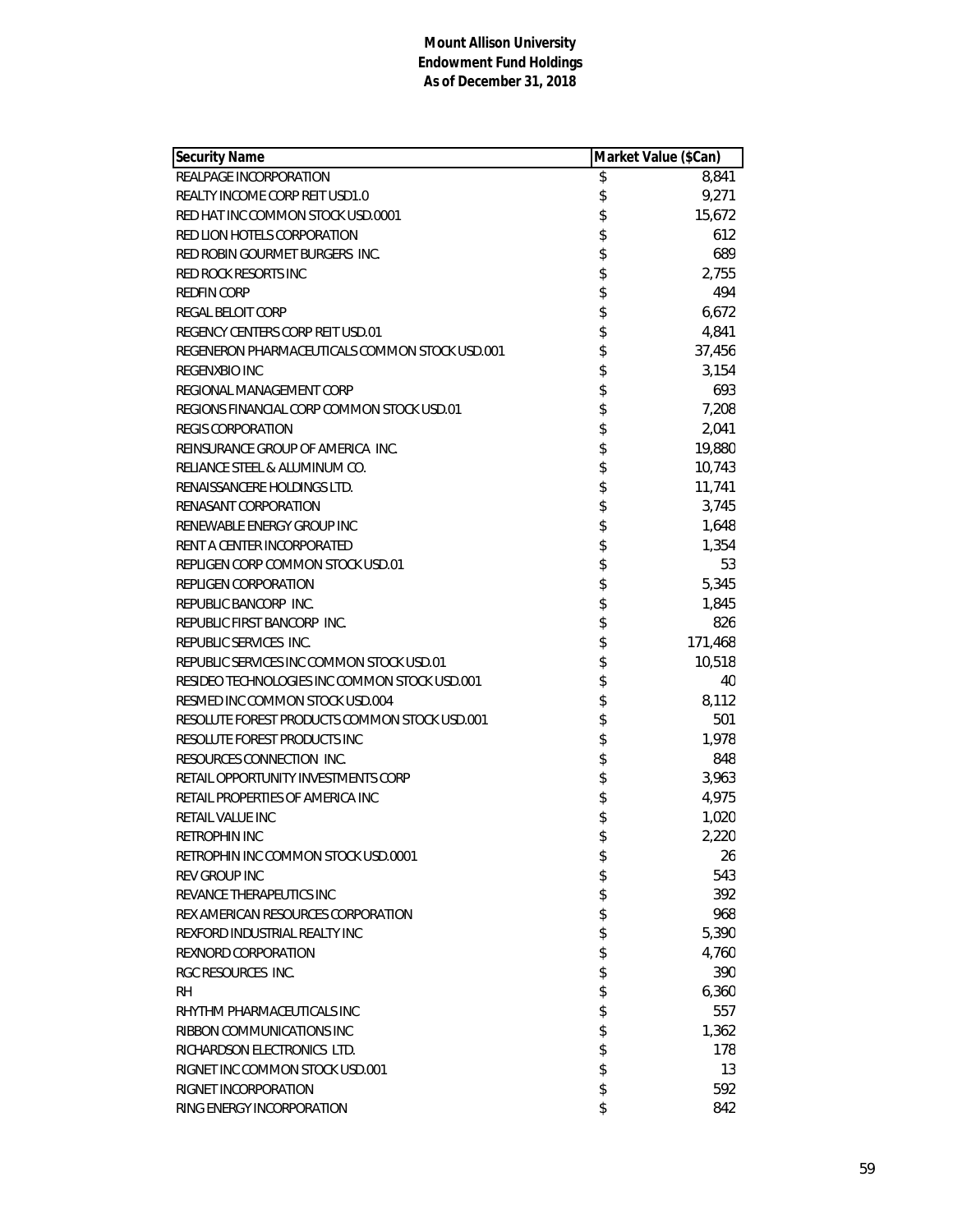**Mount Allison University**
**Endowment Fund Holdings**
**As of December 31, 2018**

| Security Name | Market Value ($Can) |
|---|---|
| REALPAGE INCORPORATION | $ 8,841 |
| REALTY INCOME CORP REIT USD1.0 | $ 9,271 |
| RED HAT INC COMMON STOCK USD.0001 | $ 15,672 |
| RED LION HOTELS CORPORATION | $ 612 |
| RED ROBIN GOURMET BURGERS INC. | $ 689 |
| RED ROCK RESORTS INC | $ 2,755 |
| REDFIN CORP | $ 494 |
| REGAL BELOIT CORP | $ 6,672 |
| REGENCY CENTERS CORP REIT USD.01 | $ 4,841 |
| REGENERON PHARMACEUTICALS COMMON STOCK USD.001 | $ 37,456 |
| REGENXBIO INC | $ 3,154 |
| REGIONAL MANAGEMENT CORP | $ 693 |
| REGIONS FINANCIAL CORP COMMON STOCK USD.01 | $ 7,208 |
| REGIS CORPORATION | $ 2,041 |
| REINSURANCE GROUP OF AMERICA INC. | $ 19,880 |
| RELIANCE STEEL & ALUMINUM CO. | $ 10,743 |
| RENAISSANCERE HOLDINGS LTD. | $ 11,741 |
| RENASANT CORPORATION | $ 3,745 |
| RENEWABLE ENERGY GROUP INC | $ 1,648 |
| RENT A CENTER INCORPORATED | $ 1,354 |
| REPLIGEN CORP COMMON STOCK USD.01 | $ 53 |
| REPLIGEN CORPORATION | $ 5,345 |
| REPUBLIC BANCORP INC. | $ 1,845 |
| REPUBLIC FIRST BANCORP INC. | $ 826 |
| REPUBLIC SERVICES INC. | $ 171,468 |
| REPUBLIC SERVICES INC COMMON STOCK USD.01 | $ 10,518 |
| RESIDEO TECHNOLOGIES INC COMMON STOCK USD.001 | $ 40 |
| RESMED INC COMMON STOCK USD.004 | $ 8,112 |
| RESOLUTE FOREST PRODUCTS COMMON STOCK USD.001 | $ 501 |
| RESOLUTE FOREST PRODUCTS INC | $ 1,978 |
| RESOURCES CONNECTION INC. | $ 848 |
| RETAIL OPPORTUNITY INVESTMENTS CORP | $ 3,963 |
| RETAIL PROPERTIES OF AMERICA INC | $ 4,975 |
| RETAIL VALUE INC | $ 1,020 |
| RETROPHIN INC | $ 2,220 |
| RETROPHIN INC COMMON STOCK USD.0001 | $ 26 |
| REV GROUP INC | $ 543 |
| REVANCE THERAPEUTICS INC | $ 392 |
| REX AMERICAN RESOURCES CORPORATION | $ 968 |
| REXFORD INDUSTRIAL REALTY INC | $ 5,390 |
| REXNORD CORPORATION | $ 4,760 |
| RGC RESOURCES INC. | $ 390 |
| RH | $ 6,360 |
| RHYTHM PHARMACEUTICALS INC | $ 557 |
| RIBBON COMMUNICATIONS INC | $ 1,362 |
| RICHARDSON ELECTRONICS LTD. | $ 178 |
| RIGNET INC COMMON STOCK USD.001 | $ 13 |
| RIGNET INCORPORATION | $ 592 |
| RING ENERGY INCORPORATION | $ 842 |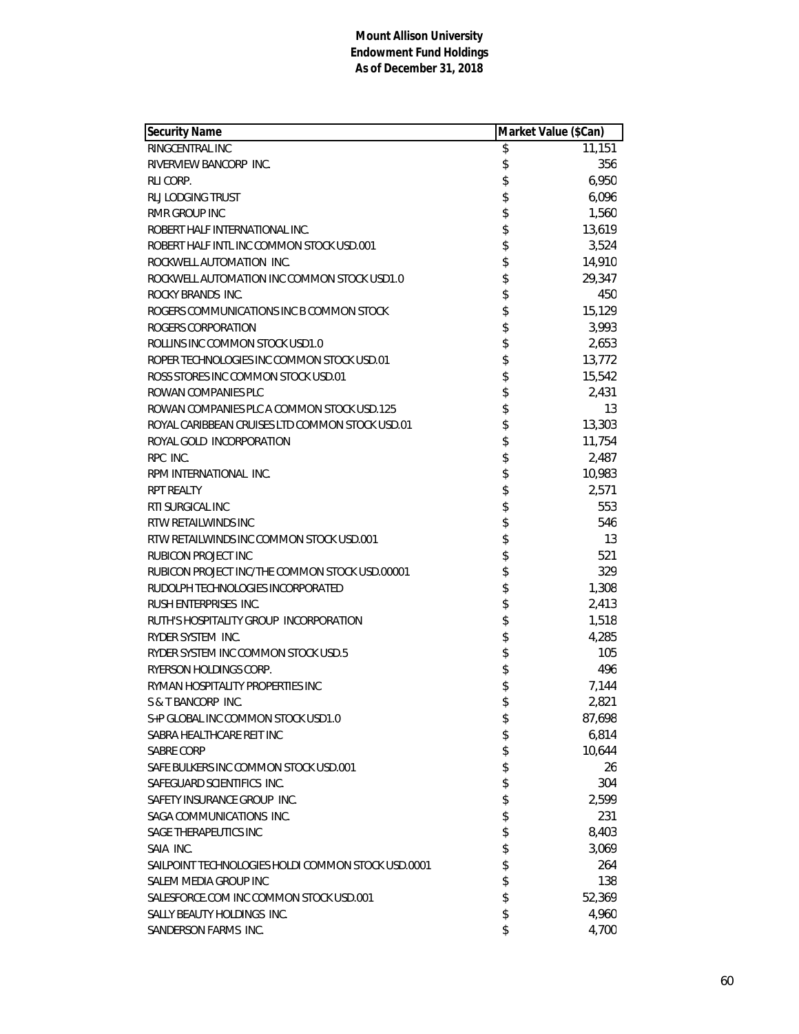**Mount Allison University**
**Endowment Fund Holdings**
**As of December 31, 2018**

| Security Name | Market Value ($Can) |
|---|---|
| RINGCENTRAL INC | $ 11,151 |
| RIVERVIEW BANCORP INC. | $ 356 |
| RLI CORP. | $ 6,950 |
| RLJ LODGING TRUST | $ 6,096 |
| RMR GROUP INC | $ 1,560 |
| ROBERT HALF INTERNATIONAL INC. | $ 13,619 |
| ROBERT HALF INTL INC COMMON STOCK USD.001 | $ 3,524 |
| ROCKWELL AUTOMATION INC. | $ 14,910 |
| ROCKWELL AUTOMATION INC COMMON STOCK USD1.0 | $ 29,347 |
| ROCKY BRANDS INC. | $ 450 |
| ROGERS COMMUNICATIONS INC B COMMON STOCK | $ 15,129 |
| ROGERS CORPORATION | $ 3,993 |
| ROLLINS INC COMMON STOCK USD1.0 | $ 2,653 |
| ROPER TECHNOLOGIES INC COMMON STOCK USD.01 | $ 13,772 |
| ROSS STORES INC COMMON STOCK USD.01 | $ 15,542 |
| ROWAN COMPANIES PLC | $ 2,431 |
| ROWAN COMPANIES PLC A COMMON STOCK USD.125 | $ 13 |
| ROYAL CARIBBEAN CRUISES LTD COMMON STOCK USD.01 | $ 13,303 |
| ROYAL GOLD INCORPORATION | $ 11,754 |
| RPC INC. | $ 2,487 |
| RPM INTERNATIONAL INC. | $ 10,983 |
| RPT REALTY | $ 2,571 |
| RTI SURGICAL INC | $ 553 |
| RTW RETAILWINDS INC | $ 546 |
| RTW RETAILWINDS INC COMMON STOCK USD.001 | $ 13 |
| RUBICON PROJECT INC | $ 521 |
| RUBICON PROJECT INC/THE COMMON STOCK USD.00001 | $ 329 |
| RUDOLPH TECHNOLOGIES INCORPORATED | $ 1,308 |
| RUSH ENTERPRISES INC. | $ 2,413 |
| RUTH'S HOSPITALITY GROUP INCORPORATION | $ 1,518 |
| RYDER SYSTEM INC. | $ 4,285 |
| RYDER SYSTEM INC COMMON STOCK USD.5 | $ 105 |
| RYERSON HOLDINGS CORP. | $ 496 |
| RYMAN HOSPITALITY PROPERTIES INC | $ 7,144 |
| S & T BANCORP INC. | $ 2,821 |
| S+P GLOBAL INC COMMON STOCK USD1.0 | $ 87,698 |
| SABRA HEALTHCARE REIT INC | $ 6,814 |
| SABRE CORP | $ 10,644 |
| SAFE BULKERS INC COMMON STOCK USD.001 | $ 26 |
| SAFEGUARD SCIENTIFICS INC. | $ 304 |
| SAFETY INSURANCE GROUP INC. | $ 2,599 |
| SAGA COMMUNICATIONS INC. | $ 231 |
| SAGE THERAPEUTICS INC | $ 8,403 |
| SAIA INC. | $ 3,069 |
| SAILPOINT TECHNOLOGIES HOLDI COMMON STOCK USD.0001 | $ 264 |
| SALEM MEDIA GROUP INC | $ 138 |
| SALESFORCE.COM INC COMMON STOCK USD.001 | $ 52,369 |
| SALLY BEAUTY HOLDINGS INC. | $ 4,960 |
| SANDERSON FARMS INC. | $ 4,700 |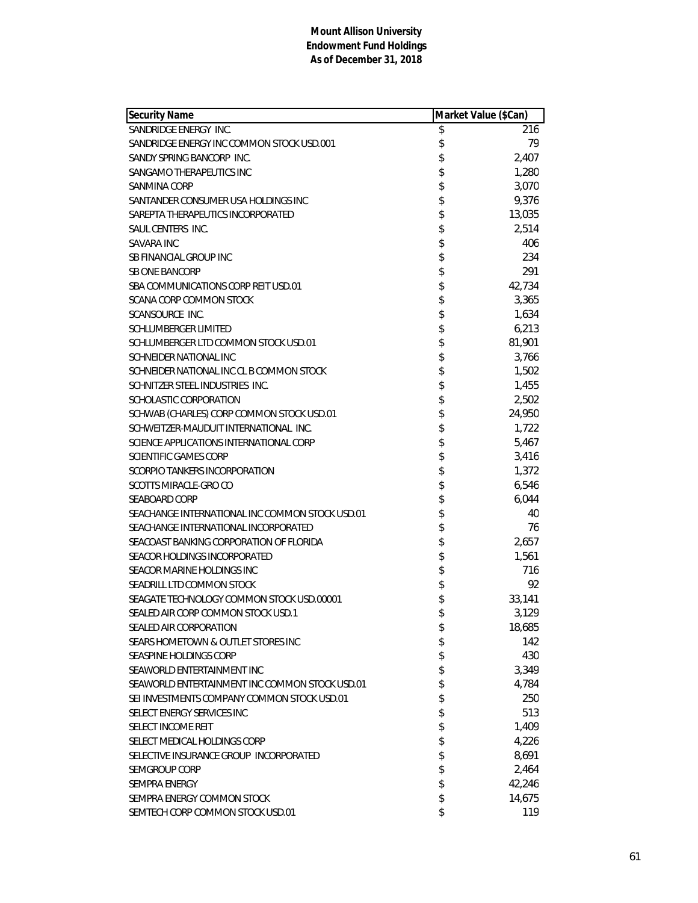**Mount Allison University**
**Endowment Fund Holdings**
**As of December 31, 2018**

| Security Name | Market Value ($Can) |
|---|---|
| SANDRIDGE ENERGY INC. | $ 216 |
| SANDRIDGE ENERGY INC COMMON STOCK USD.001 | $ 79 |
| SANDY SPRING BANCORP INC. | $ 2,407 |
| SANGAMO THERAPEUTICS INC | $ 1,280 |
| SANMINA CORP | $ 3,070 |
| SANTANDER CONSUMER USA HOLDINGS INC | $ 9,376 |
| SAREPTA THERAPEUTICS INCORPORATED | $ 13,035 |
| SAUL CENTERS INC. | $ 2,514 |
| SAVARA INC | $ 406 |
| SB FINANCIAL GROUP INC | $ 234 |
| SB ONE BANCORP | $ 291 |
| SBA COMMUNICATIONS CORP REIT USD.01 | $ 42,734 |
| SCANA CORP COMMON STOCK | $ 3,365 |
| SCANSOURCE INC. | $ 1,634 |
| SCHLUMBERGER LIMITED | $ 6,213 |
| SCHLUMBERGER LTD COMMON STOCK USD.01 | $ 81,901 |
| SCHNEIDER NATIONAL INC | $ 3,766 |
| SCHNEIDER NATIONAL INC CL B COMMON STOCK | $ 1,502 |
| SCHNITZER STEEL INDUSTRIES INC. | $ 1,455 |
| SCHOLASTIC CORPORATION | $ 2,502 |
| SCHWAB (CHARLES) CORP COMMON STOCK USD.01 | $ 24,950 |
| SCHWEITZER-MAUDUIT INTERNATIONAL INC. | $ 1,722 |
| SCIENCE APPLICATIONS INTERNATIONAL CORP | $ 5,467 |
| SCIENTIFIC GAMES CORP | $ 3,416 |
| SCORPIO TANKERS INCORPORATION | $ 1,372 |
| SCOTTS MIRACLE-GRO CO | $ 6,546 |
| SEABOARD CORP | $ 6,044 |
| SEACHANGE INTERNATIONAL INC COMMON STOCK USD.01 | $ 40 |
| SEACHANGE INTERNATIONAL INCORPORATED | $ 76 |
| SEACOAST BANKING CORPORATION OF FLORIDA | $ 2,657 |
| SEACOR HOLDINGS INCORPORATED | $ 1,561 |
| SEACOR MARINE HOLDINGS INC | $ 716 |
| SEADRILL LTD COMMON STOCK | $ 92 |
| SEAGATE TECHNOLOGY COMMON STOCK USD.00001 | $ 33,141 |
| SEALED AIR CORP COMMON STOCK USD.1 | $ 3,129 |
| SEALED AIR CORPORATION | $ 18,685 |
| SEARS HOMETOWN & OUTLET STORES INC | $ 142 |
| SEASPINE HOLDINGS CORP | $ 430 |
| SEAWORLD ENTERTAINMENT INC | $ 3,349 |
| SEAWORLD ENTERTAINMENT INC COMMON STOCK USD.01 | $ 4,784 |
| SEI INVESTMENTS COMPANY COMMON STOCK USD.01 | $ 250 |
| SELECT ENERGY SERVICES INC | $ 513 |
| SELECT INCOME REIT | $ 1,409 |
| SELECT MEDICAL HOLDINGS CORP | $ 4,226 |
| SELECTIVE INSURANCE GROUP INCORPORATED | $ 8,691 |
| SEMGROUP CORP | $ 2,464 |
| SEMPRA ENERGY | $ 42,246 |
| SEMPRA ENERGY COMMON STOCK | $ 14,675 |
| SEMTECH CORP COMMON STOCK USD.01 | $ 119 |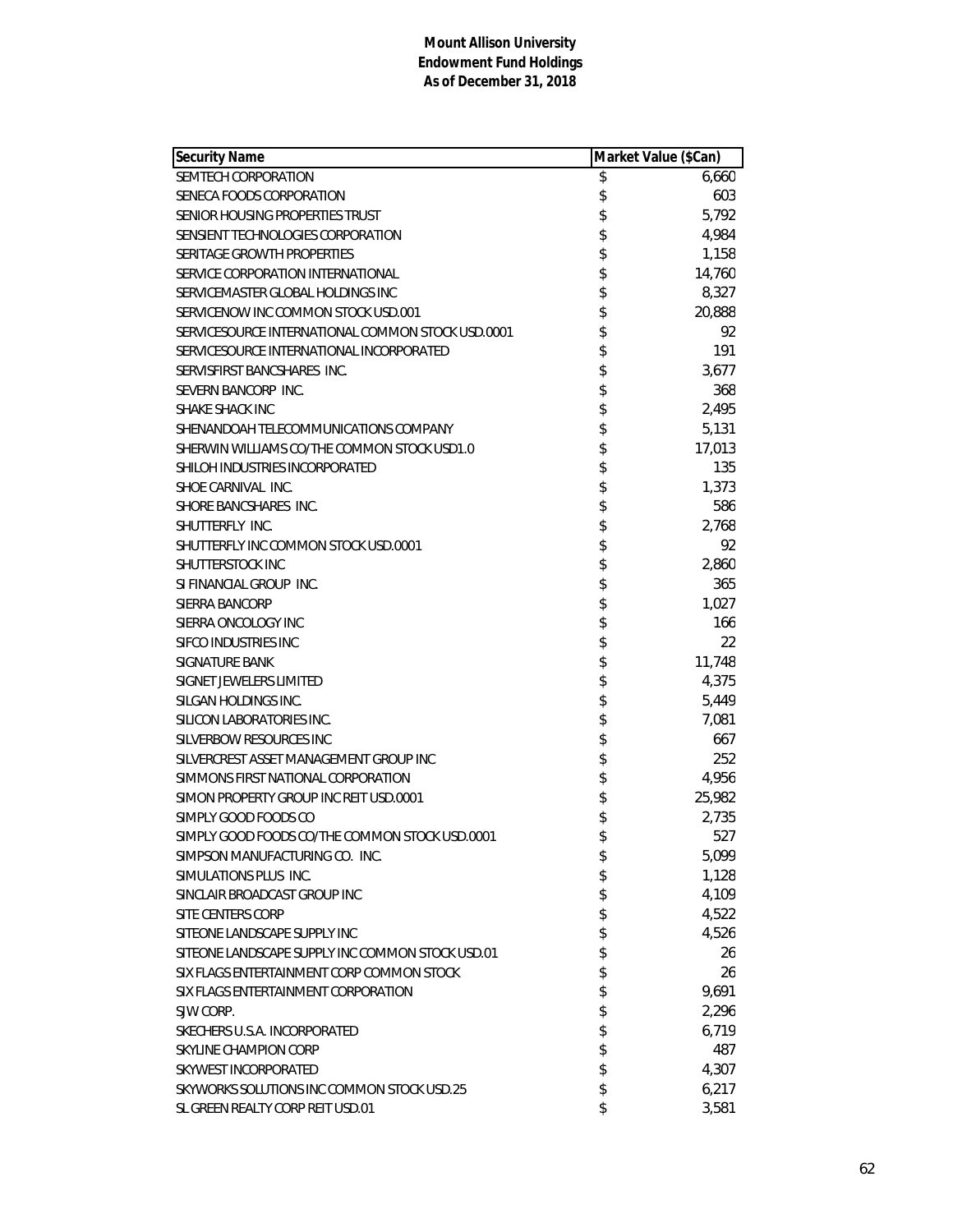**Mount Allison University**
**Endowment Fund Holdings**
**As of December 31, 2018**

| Security Name | Market Value ($Can) |
|---|---|
| SEMTECH CORPORATION | $ 6,660 |
| SENECA FOODS CORPORATION | $ 603 |
| SENIOR HOUSING PROPERTIES TRUST | $ 5,792 |
| SENSIENT TECHNOLOGIES CORPORATION | $ 4,984 |
| SERITAGE GROWTH PROPERTIES | $ 1,158 |
| SERVICE CORPORATION INTERNATIONAL | $ 14,760 |
| SERVICEMASTER GLOBAL HOLDINGS INC | $ 8,327 |
| SERVICENOW INC COMMON STOCK USD.001 | $ 20,888 |
| SERVICESOURCE INTERNATIONAL COMMON STOCK USD.0001 | $ 92 |
| SERVICESOURCE INTERNATIONAL INCORPORATED | $ 191 |
| SERVISFIRST BANCSHARES INC. | $ 3,677 |
| SEVERN BANCORP INC. | $ 368 |
| SHAKE SHACK INC | $ 2,495 |
| SHENANDOAH TELECOMMUNICATIONS COMPANY | $ 5,131 |
| SHERWIN WILLIAMS CO/THE COMMON STOCK USD1.0 | $ 17,013 |
| SHILOH INDUSTRIES INCORPORATED | $ 135 |
| SHOE CARNIVAL INC. | $ 1,373 |
| SHORE BANCSHARES INC. | $ 586 |
| SHUTTERFLY INC. | $ 2,768 |
| SHUTTERFLY INC COMMON STOCK USD.0001 | $ 92 |
| SHUTTERSTOCK INC | $ 2,860 |
| SI FINANCIAL GROUP INC. | $ 365 |
| SIERRA BANCORP | $ 1,027 |
| SIERRA ONCOLOGY INC | $ 166 |
| SIFCO INDUSTRIES INC | $ 22 |
| SIGNATURE BANK | $ 11,748 |
| SIGNET JEWELERS LIMITED | $ 4,375 |
| SILGAN HOLDINGS INC. | $ 5,449 |
| SILICON LABORATORIES INC. | $ 7,081 |
| SILVERBOW RESOURCES INC | $ 667 |
| SILVERCREST ASSET MANAGEMENT GROUP INC | $ 252 |
| SIMMONS FIRST NATIONAL CORPORATION | $ 4,956 |
| SIMON PROPERTY GROUP INC REIT USD.0001 | $ 25,982 |
| SIMPLY GOOD FOODS CO | $ 2,735 |
| SIMPLY GOOD FOODS CO/THE COMMON STOCK USD.0001 | $ 527 |
| SIMPSON MANUFACTURING CO. INC. | $ 5,099 |
| SIMULATIONS PLUS INC. | $ 1,128 |
| SINCLAIR BROADCAST GROUP INC | $ 4,109 |
| SITE CENTERS CORP | $ 4,522 |
| SITEONE LANDSCAPE SUPPLY INC | $ 4,526 |
| SITEONE LANDSCAPE SUPPLY INC COMMON STOCK USD.01 | $ 26 |
| SIX FLAGS ENTERTAINMENT CORP COMMON STOCK | $ 26 |
| SIX FLAGS ENTERTAINMENT CORPORATION | $ 9,691 |
| SJW CORP. | $ 2,296 |
| SKECHERS U.S.A. INCORPORATED | $ 6,719 |
| SKYLINE CHAMPION CORP | $ 487 |
| SKYWEST INCORPORATED | $ 4,307 |
| SKYWORKS SOLUTIONS INC COMMON STOCK USD.25 | $ 6,217 |
| SL GREEN REALTY CORP REIT USD.01 | $ 3,581 |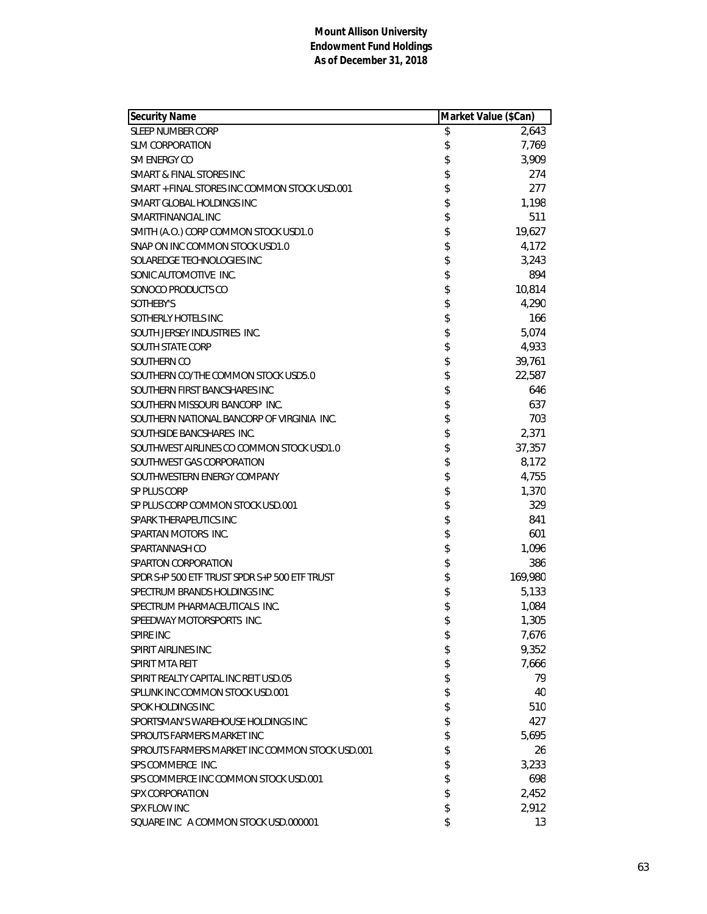**Mount Allison University**
**Endowment Fund Holdings**
**As of December 31, 2018**

| Security Name | Market Value ($Can) |
|---|---|
| SLEEP NUMBER CORP | $ 2,643 |
| SLM CORPORATION | $ 7,769 |
| SM ENERGY CO | $ 3,909 |
| SMART & FINAL STORES INC | $ 274 |
| SMART + FINAL STORES INC COMMON STOCK USD.001 | $ 277 |
| SMART GLOBAL HOLDINGS INC | $ 1,198 |
| SMARTFINANCIAL INC | $ 511 |
| SMITH (A.O.) CORP COMMON STOCK USD1.0 | $ 19,627 |
| SNAP ON INC COMMON STOCK USD1.0 | $ 4,172 |
| SOLAREDGE TECHNOLOGIES INC | $ 3,243 |
| SONIC AUTOMOTIVE INC. | $ 894 |
| SONOCO PRODUCTS CO | $ 10,814 |
| SOTHEBY'S | $ 4,290 |
| SOTHERLY HOTELS INC | $ 166 |
| SOUTH JERSEY INDUSTRIES INC. | $ 5,074 |
| SOUTH STATE CORP | $ 4,933 |
| SOUTHERN CO | $ 39,761 |
| SOUTHERN CO/THE COMMON STOCK USD5.0 | $ 22,587 |
| SOUTHERN FIRST BANCSHARES INC | $ 646 |
| SOUTHERN MISSOURI BANCORP INC. | $ 637 |
| SOUTHERN NATIONAL BANCORP OF VIRGINIA INC. | $ 703 |
| SOUTHSIDE BANCSHARES INC. | $ 2,371 |
| SOUTHWEST AIRLINES CO COMMON STOCK USD1.0 | $ 37,357 |
| SOUTHWEST GAS CORPORATION | $ 8,172 |
| SOUTHWESTERN ENERGY COMPANY | $ 4,755 |
| SP PLUS CORP | $ 1,370 |
| SP PLUS CORP COMMON STOCK USD.001 | $ 329 |
| SPARK THERAPEUTICS INC | $ 841 |
| SPARTAN MOTORS INC. | $ 601 |
| SPARTANNASH CO | $ 1,096 |
| SPARTON CORPORATION | $ 386 |
| SPDR S+P 500 ETF TRUST SPDR S+P 500 ETF TRUST | $ 169,980 |
| SPECTRUM BRANDS HOLDINGS INC | $ 5,133 |
| SPECTRUM PHARMACEUTICALS INC. | $ 1,084 |
| SPEEDWAY MOTORSPORTS INC. | $ 1,305 |
| SPIRE INC | $ 7,676 |
| SPIRIT AIRLINES INC | $ 9,352 |
| SPIRIT MTA REIT | $ 7,666 |
| SPIRIT REALTY CAPITAL INC REIT USD.05 | $ 79 |
| SPLUNK INC COMMON STOCK USD.001 | $ 40 |
| SPOK HOLDINGS INC | $ 510 |
| SPORTSMAN'S WAREHOUSE HOLDINGS INC | $ 427 |
| SPROUTS FARMERS MARKET INC | $ 5,695 |
| SPROUTS FARMERS MARKET INC COMMON STOCK USD.001 | $ 26 |
| SPS COMMERCE INC. | $ 3,233 |
| SPS COMMERCE INC COMMON STOCK USD.001 | $ 698 |
| SPX CORPORATION | $ 2,452 |
| SPX FLOW INC | $ 2,912 |
| SQUARE INC A COMMON STOCK USD.000001 | $ 13 |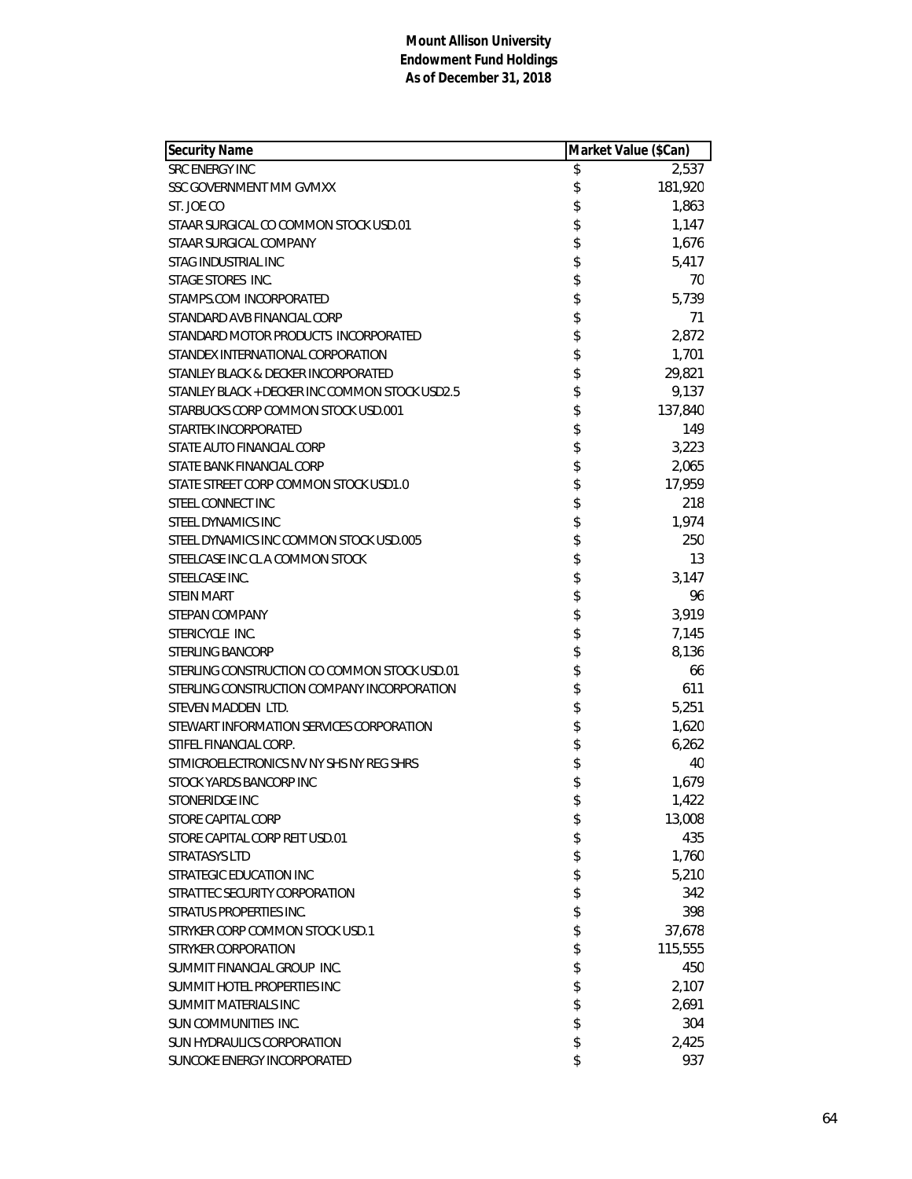**Mount Allison University**
**Endowment Fund Holdings**
**As of December 31, 2018**

| Security Name | Market Value ($Can) |
|---|---|
| SRC ENERGY INC | $ 2,537 |
| SSC GOVERNMENT MM GVMXX | $ 181,920 |
| ST. JOE CO | $ 1,863 |
| STAAR SURGICAL CO COMMON STOCK USD.01 | $ 1,147 |
| STAAR SURGICAL COMPANY | $ 1,676 |
| STAG INDUSTRIAL INC | $ 5,417 |
| STAGE STORES INC. | $ 70 |
| STAMPS.COM INCORPORATED | $ 5,739 |
| STANDARD AVB FINANCIAL CORP | $ 71 |
| STANDARD MOTOR PRODUCTS INCORPORATED | $ 2,872 |
| STANDEX INTERNATIONAL CORPORATION | $ 1,701 |
| STANLEY BLACK & DECKER INCORPORATED | $ 29,821 |
| STANLEY BLACK + DECKER INC COMMON STOCK USD2.5 | $ 9,137 |
| STARBUCKS CORP COMMON STOCK USD.001 | $ 137,840 |
| STARTEK INCORPORATED | $ 149 |
| STATE AUTO FINANCIAL CORP | $ 3,223 |
| STATE BANK FINANCIAL CORP | $ 2,065 |
| STATE STREET CORP COMMON STOCK USD1.0 | $ 17,959 |
| STEEL CONNECT INC | $ 218 |
| STEEL DYNAMICS INC | $ 1,974 |
| STEEL DYNAMICS INC COMMON STOCK USD.005 | $ 250 |
| STEELCASE INC CL A COMMON STOCK | $ 13 |
| STEELCASE INC. | $ 3,147 |
| STEIN MART | $ 96 |
| STEPAN COMPANY | $ 3,919 |
| STERICYCLE INC. | $ 7,145 |
| STERLING BANCORP | $ 8,136 |
| STERLING CONSTRUCTION CO COMMON STOCK USD.01 | $ 66 |
| STERLING CONSTRUCTION COMPANY INCORPORATION | $ 611 |
| STEVEN MADDEN LTD. | $ 5,251 |
| STEWART INFORMATION SERVICES CORPORATION | $ 1,620 |
| STIFEL FINANCIAL CORP. | $ 6,262 |
| STMICROELECTRONICS NV NY SHS NY REG SHRS | $ 40 |
| STOCK YARDS BANCORP INC | $ 1,679 |
| STONERIDGE INC | $ 1,422 |
| STORE CAPITAL CORP | $ 13,008 |
| STORE CAPITAL CORP REIT USD.01 | $ 435 |
| STRATASYS LTD | $ 1,760 |
| STRATEGIC EDUCATION INC | $ 5,210 |
| STRATTEC SECURITY CORPORATION | $ 342 |
| STRATUS PROPERTIES INC. | $ 398 |
| STRYKER CORP COMMON STOCK USD.1 | $ 37,678 |
| STRYKER CORPORATION | $ 115,555 |
| SUMMIT FINANCIAL GROUP INC. | $ 450 |
| SUMMIT HOTEL PROPERTIES INC | $ 2,107 |
| SUMMIT MATERIALS INC | $ 2,691 |
| SUN COMMUNITIES INC. | $ 304 |
| SUN HYDRAULICS CORPORATION | $ 2,425 |
| SUNCOKE ENERGY INCORPORATED | $ 937 |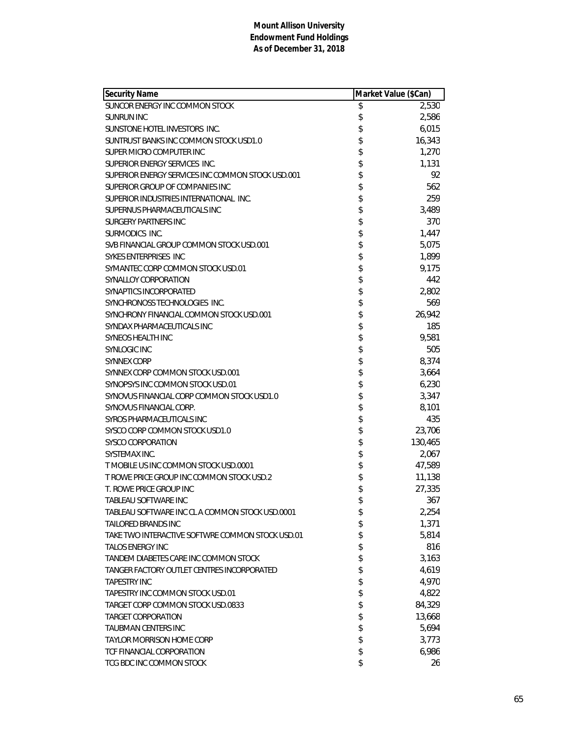**Mount Allison University**
**Endowment Fund Holdings**
**As of December 31, 2018**

| Security Name | Market Value ($Can) |
|---|---|
| SUNCOR ENERGY INC COMMON STOCK | $ 2,530 |
| SUNRUN INC | $ 2,586 |
| SUNSTONE HOTEL INVESTORS INC. | $ 6,015 |
| SUNTRUST BANKS INC COMMON STOCK USD1.0 | $ 16,343 |
| SUPER MICRO COMPUTER INC | $ 1,270 |
| SUPERIOR ENERGY SERVICES INC. | $ 1,131 |
| SUPERIOR ENERGY SERVICES INC COMMON STOCK USD.001 | $ 92 |
| SUPERIOR GROUP OF COMPANIES INC | $ 562 |
| SUPERIOR INDUSTRIES INTERNATIONAL INC. | $ 259 |
| SUPERNUS PHARMACEUTICALS INC | $ 3,489 |
| SURGERY PARTNERS INC | $ 370 |
| SURMODICS INC. | $ 1,447 |
| SVB FINANCIAL GROUP COMMON STOCK USD.001 | $ 5,075 |
| SYKES ENTERPRISES INC | $ 1,899 |
| SYMANTEC CORP COMMON STOCK USD.01 | $ 9,175 |
| SYNALLOY CORPORATION | $ 442 |
| SYNAPTICS INCORPORATED | $ 2,802 |
| SYNCHRONOSS TECHNOLOGIES INC. | $ 569 |
| SYNCHRONY FINANCIAL COMMON STOCK USD.001 | $ 26,942 |
| SYNDAX PHARMACEUTICALS INC | $ 185 |
| SYNEOS HEALTH INC | $ 9,581 |
| SYNLOGIC INC | $ 505 |
| SYNNEX CORP | $ 8,374 |
| SYNNEX CORP COMMON STOCK USD.001 | $ 3,664 |
| SYNOPSYS INC COMMON STOCK USD.01 | $ 6,230 |
| SYNOVUS FINANCIAL CORP COMMON STOCK USD1.0 | $ 3,347 |
| SYNOVUS FINANCIAL CORP. | $ 8,101 |
| SYROS PHARMACEUTICALS INC | $ 435 |
| SYSCO CORP COMMON STOCK USD1.0 | $ 23,706 |
| SYSCO CORPORATION | $ 130,465 |
| SYSTEMAX INC. | $ 2,067 |
| T MOBILE US INC COMMON STOCK USD.0001 | $ 47,589 |
| T ROWE PRICE GROUP INC COMMON STOCK USD.2 | $ 11,138 |
| T. ROWE PRICE GROUP INC | $ 27,335 |
| TABLEAU SOFTWARE INC | $ 367 |
| TABLEAU SOFTWARE INC CL A COMMON STOCK USD.0001 | $ 2,254 |
| TAILORED BRANDS INC | $ 1,371 |
| TAKE TWO INTERACTIVE SOFTWRE COMMON STOCK USD.01 | $ 5,814 |
| TALOS ENERGY INC | $ 816 |
| TANDEM DIABETES CARE INC COMMON STOCK | $ 3,163 |
| TANGER FACTORY OUTLET CENTRES INCORPORATED | $ 4,619 |
| TAPESTRY INC | $ 4,970 |
| TAPESTRY INC COMMON STOCK USD.01 | $ 4,822 |
| TARGET CORP COMMON STOCK USD.0833 | $ 84,329 |
| TARGET CORPORATION | $ 13,668 |
| TAUBMAN CENTERS INC | $ 5,694 |
| TAYLOR MORRISON HOME CORP | $ 3,773 |
| TCF FINANCIAL CORPORATION | $ 6,986 |
| TCG BDC INC COMMON STOCK | $ 26 |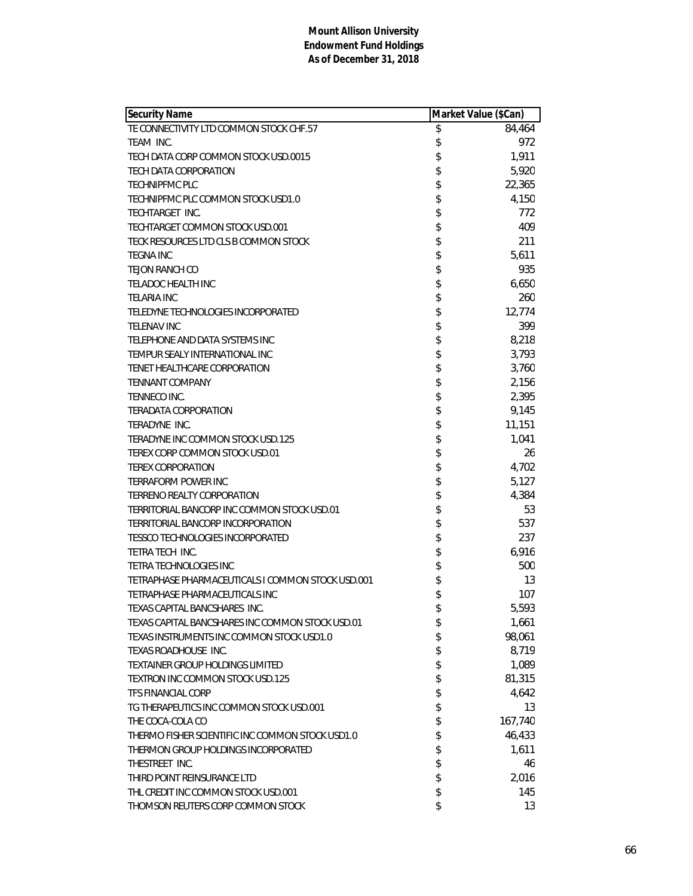**Mount Allison University**
**Endowment Fund Holdings**
**As of December 31, 2018**

| Security Name | Market Value ($Can) |
|---|---|
| TE CONNECTIVITY LTD COMMON STOCK CHF.57 | $ 84,464 |
| TEAM INC. | $ 972 |
| TECH DATA CORP COMMON STOCK USD.0015 | $ 1,911 |
| TECH DATA CORPORATION | $ 5,920 |
| TECHNIPFMC PLC | $ 22,365 |
| TECHNIPFMC PLC COMMON STOCK USD1.0 | $ 4,150 |
| TECHTARGET INC. | $ 772 |
| TECHTARGET COMMON STOCK USD.001 | $ 409 |
| TECK RESOURCES LTD CLS B COMMON STOCK | $ 211 |
| TEGNA INC | $ 5,611 |
| TEJON RANCH CO | $ 935 |
| TELADOC HEALTH INC | $ 6,650 |
| TELARIA INC | $ 260 |
| TELEDYNE TECHNOLOGIES INCORPORATED | $ 12,774 |
| TELENAV INC | $ 399 |
| TELEPHONE AND DATA SYSTEMS INC | $ 8,218 |
| TEMPUR SEALY INTERNATIONAL INC | $ 3,793 |
| TENET HEALTHCARE CORPORATION | $ 3,760 |
| TENNANT COMPANY | $ 2,156 |
| TENNECO INC. | $ 2,395 |
| TERADATA CORPORATION | $ 9,145 |
| TERADYNE INC. | $ 11,151 |
| TERADYNE INC COMMON STOCK USD.125 | $ 1,041 |
| TEREX CORP COMMON STOCK USD.01 | $ 26 |
| TEREX CORPORATION | $ 4,702 |
| TERRAFORM POWER INC | $ 5,127 |
| TERRENO REALTY CORPORATION | $ 4,384 |
| TERRITORIAL BANCORP INC COMMON STOCK USD.01 | $ 53 |
| TERRITORIAL BANCORP INCORPORATION | $ 537 |
| TESSCO TECHNOLOGIES INCORPORATED | $ 237 |
| TETRA TECH INC. | $ 6,916 |
| TETRA TECHNOLOGIES INC | $ 500 |
| TETRAPHASE PHARMACEUTICALS I COMMON STOCK USD.001 | $ 13 |
| TETRAPHASE PHARMACEUTICALS INC | $ 107 |
| TEXAS CAPITAL BANCSHARES INC. | $ 5,593 |
| TEXAS CAPITAL BANCSHARES INC COMMON STOCK USD.01 | $ 1,661 |
| TEXAS INSTRUMENTS INC COMMON STOCK USD1.0 | $ 98,061 |
| TEXAS ROADHOUSE INC. | $ 8,719 |
| TEXTAINER GROUP HOLDINGS LIMITED | $ 1,089 |
| TEXTRON INC COMMON STOCK USD.125 | $ 81,315 |
| TFS FINANCIAL CORP | $ 4,642 |
| TG THERAPEUTICS INC COMMON STOCK USD.001 | $ 13 |
| THE COCA-COLA CO | $ 167,740 |
| THERMO FISHER SCIENTIFIC INC COMMON STOCK USD1.0 | $ 46,433 |
| THERMON GROUP HOLDINGS INCORPORATED | $ 1,611 |
| THESTREET INC. | $ 46 |
| THIRD POINT REINSURANCE LTD | $ 2,016 |
| THL CREDIT INC COMMON STOCK USD.001 | $ 145 |
| THOMSON REUTERS CORP COMMON STOCK | $ 13 |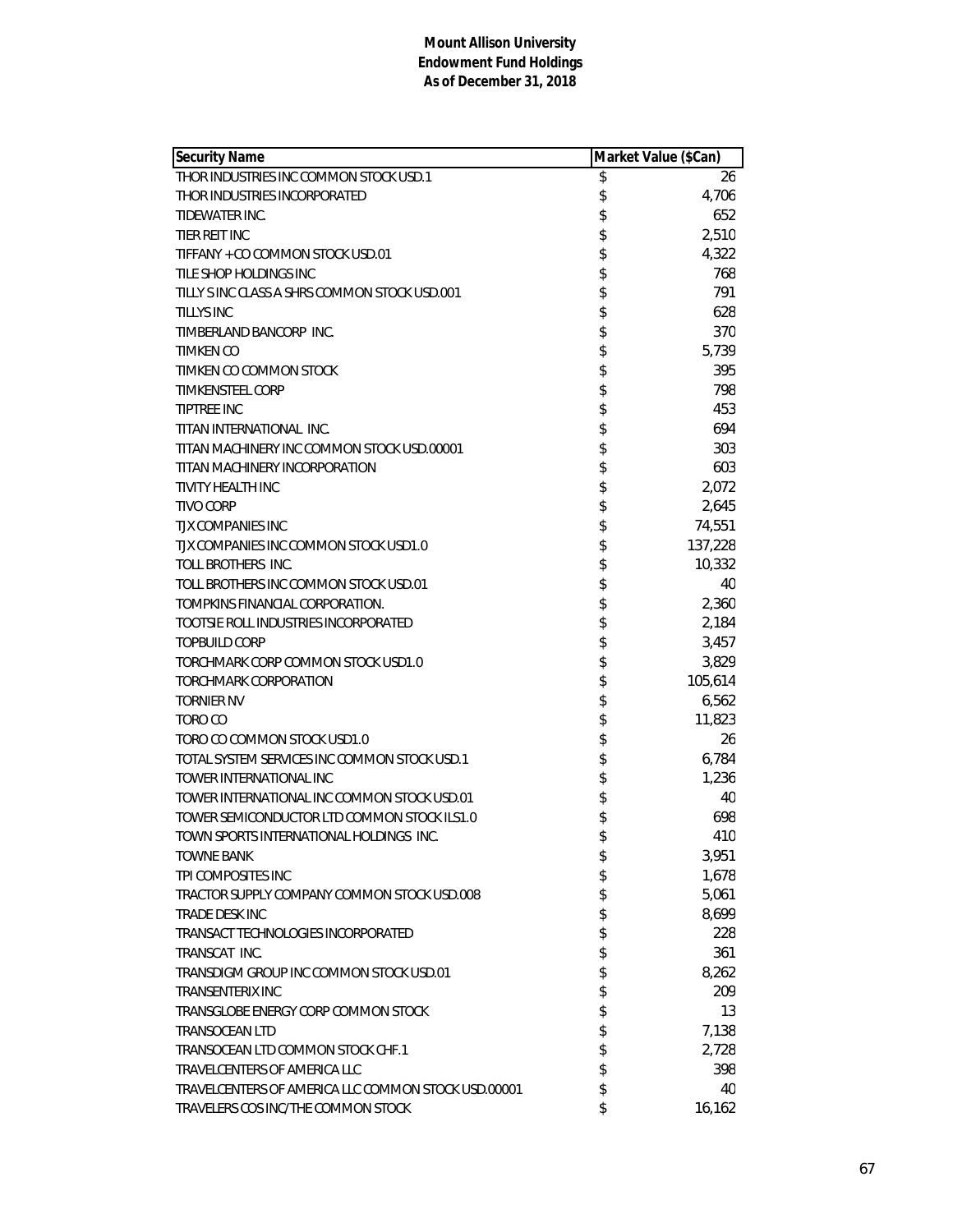**Mount Allison University**
**Endowment Fund Holdings**
**As of December 31, 2018**

| Security Name | Market Value ($Can) |
|---|---|
| THOR INDUSTRIES INC COMMON STOCK USD.1 | $ 26 |
| THOR INDUSTRIES INCORPORATED | $ 4,706 |
| TIDEWATER INC. | $ 652 |
| TIER REIT INC | $ 2,510 |
| TIFFANY + CO COMMON STOCK USD.01 | $ 4,322 |
| TILE SHOP HOLDINGS INC | $ 768 |
| TILLY S INC CLASS A SHRS COMMON STOCK USD.001 | $ 791 |
| TILLYS INC | $ 628 |
| TIMBERLAND BANCORP INC. | $ 370 |
| TIMKEN CO | $ 5,739 |
| TIMKEN CO COMMON STOCK | $ 395 |
| TIMKENSTEEL CORP | $ 798 |
| TIPTREE INC | $ 453 |
| TITAN INTERNATIONAL INC. | $ 694 |
| TITAN MACHINERY INC COMMON STOCK USD.00001 | $ 303 |
| TITAN MACHINERY INCORPORATION | $ 603 |
| TIVITY HEALTH INC | $ 2,072 |
| TIVO CORP | $ 2,645 |
| TJX COMPANIES INC | $ 74,551 |
| TJX COMPANIES INC COMMON STOCK USD1.0 | $ 137,228 |
| TOLL BROTHERS INC. | $ 10,332 |
| TOLL BROTHERS INC COMMON STOCK USD.01 | $ 40 |
| TOMPKINS FINANCIAL CORPORATION. | $ 2,360 |
| TOOTSIE ROLL INDUSTRIES INCORPORATED | $ 2,184 |
| TOPBUILD CORP | $ 3,457 |
| TORCHMARK CORP COMMON STOCK USD1.0 | $ 3,829 |
| TORCHMARK CORPORATION | $ 105,614 |
| TORNIER NV | $ 6,562 |
| TORO CO | $ 11,823 |
| TORO CO COMMON STOCK USD1.0 | $ 26 |
| TOTAL SYSTEM SERVICES INC COMMON STOCK USD.1 | $ 6,784 |
| TOWER INTERNATIONAL INC | $ 1,236 |
| TOWER INTERNATIONAL INC COMMON STOCK USD.01 | $ 40 |
| TOWER SEMICONDUCTOR LTD COMMON STOCK ILS1.0 | $ 698 |
| TOWN SPORTS INTERNATIONAL HOLDINGS INC. | $ 410 |
| TOWNE BANK | $ 3,951 |
| TPI COMPOSITES INC | $ 1,678 |
| TRACTOR SUPPLY COMPANY COMMON STOCK USD.008 | $ 5,061 |
| TRADE DESK INC | $ 8,699 |
| TRANSACT TECHNOLOGIES INCORPORATED | $ 228 |
| TRANSCAT INC. | $ 361 |
| TRANSDIGM GROUP INC COMMON STOCK USD.01 | $ 8,262 |
| TRANSENTERIX INC | $ 209 |
| TRANSGLOBE ENERGY CORP COMMON STOCK | $ 13 |
| TRANSOCEAN LTD | $ 7,138 |
| TRANSOCEAN LTD COMMON STOCK CHF.1 | $ 2,728 |
| TRAVELCENTERS OF AMERICA LLC | $ 398 |
| TRAVELCENTERS OF AMERICA LLC COMMON STOCK USD.00001 | $ 40 |
| TRAVELERS COS INC/THE COMMON STOCK | $ 16,162 |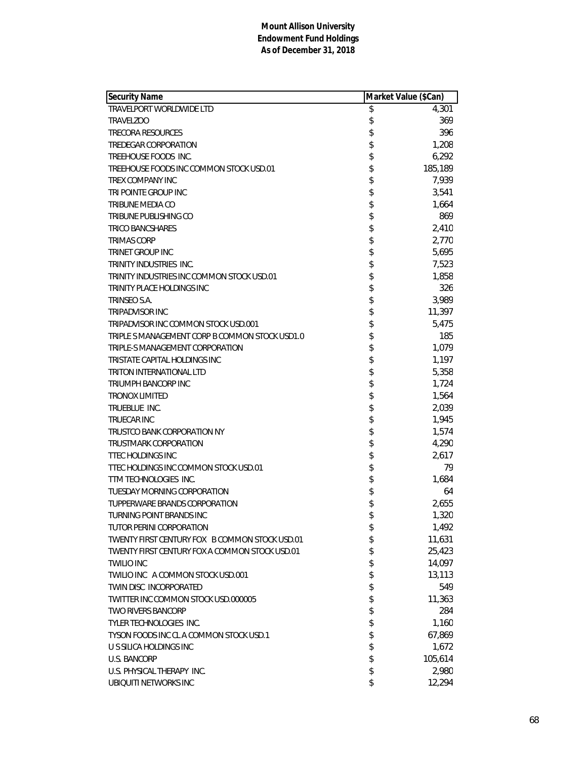**Mount Allison University**
**Endowment Fund Holdings**
**As of December 31, 2018**

| Security Name | Market Value ($Can) |
|---|---|
| TRAVELPORT WORLDWIDE LTD | $ 4,301 |
| TRAVELZOO | $ 369 |
| TRECORA RESOURCES | $ 396 |
| TREDEGAR CORPORATION | $ 1,208 |
| TREEHOUSE FOODS INC. | $ 6,292 |
| TREEHOUSE FOODS INC COMMON STOCK USD.01 | $ 185,189 |
| TREX COMPANY INC | $ 7,939 |
| TRI POINTE GROUP INC | $ 3,541 |
| TRIBUNE MEDIA CO | $ 1,664 |
| TRIBUNE PUBLISHING CO | $ 869 |
| TRICO BANCSHARES | $ 2,410 |
| TRIMAS CORP | $ 2,770 |
| TRINET GROUP INC | $ 5,695 |
| TRINITY INDUSTRIES INC. | $ 7,523 |
| TRINITY INDUSTRIES INC COMMON STOCK USD.01 | $ 1,858 |
| TRINITY PLACE HOLDINGS INC | $ 326 |
| TRINSEO S.A. | $ 3,989 |
| TRIPADVISOR INC | $ 11,397 |
| TRIPADVISOR INC COMMON STOCK USD.001 | $ 5,475 |
| TRIPLE S MANAGEMENT CORP B COMMON STOCK USD1.0 | $ 185 |
| TRIPLE-S MANAGEMENT CORPORATION | $ 1,079 |
| TRISTATE CAPITAL HOLDINGS INC | $ 1,197 |
| TRITON INTERNATIONAL LTD | $ 5,358 |
| TRIUMPH BANCORP INC | $ 1,724 |
| TRONOX LIMITED | $ 1,564 |
| TRUEBLUE INC. | $ 2,039 |
| TRUECAR INC | $ 1,945 |
| TRUSTCO BANK CORPORATION NY | $ 1,574 |
| TRUSTMARK CORPORATION | $ 4,290 |
| TTEC HOLDINGS INC | $ 2,617 |
| TTEC HOLDINGS INC COMMON STOCK USD.01 | $ 79 |
| TTM TECHNOLOGIES INC. | $ 1,684 |
| TUESDAY MORNING CORPORATION | $ 64 |
| TUPPERWARE BRANDS CORPORATION | $ 2,655 |
| TURNING POINT BRANDS INC | $ 1,320 |
| TUTOR PERINI CORPORATION | $ 1,492 |
| TWENTY FIRST CENTURY FOX B COMMON STOCK USD.01 | $ 11,631 |
| TWENTY FIRST CENTURY FOX A COMMON STOCK USD.01 | $ 25,423 |
| TWILIO INC | $ 14,097 |
| TWILIO INC A COMMON STOCK USD.001 | $ 13,113 |
| TWIN DISC INCORPORATED | $ 549 |
| TWITTER INC COMMON STOCK USD.000005 | $ 11,363 |
| TWO RIVERS BANCORP | $ 284 |
| TYLER TECHNOLOGIES INC. | $ 1,160 |
| TYSON FOODS INC CL A COMMON STOCK USD.1 | $ 67,869 |
| U S SILICA HOLDINGS INC | $ 1,672 |
| U.S. BANCORP | $ 105,614 |
| U.S. PHYSICAL THERAPY INC. | $ 2,980 |
| UBIQUITI NETWORKS INC | $ 12,294 |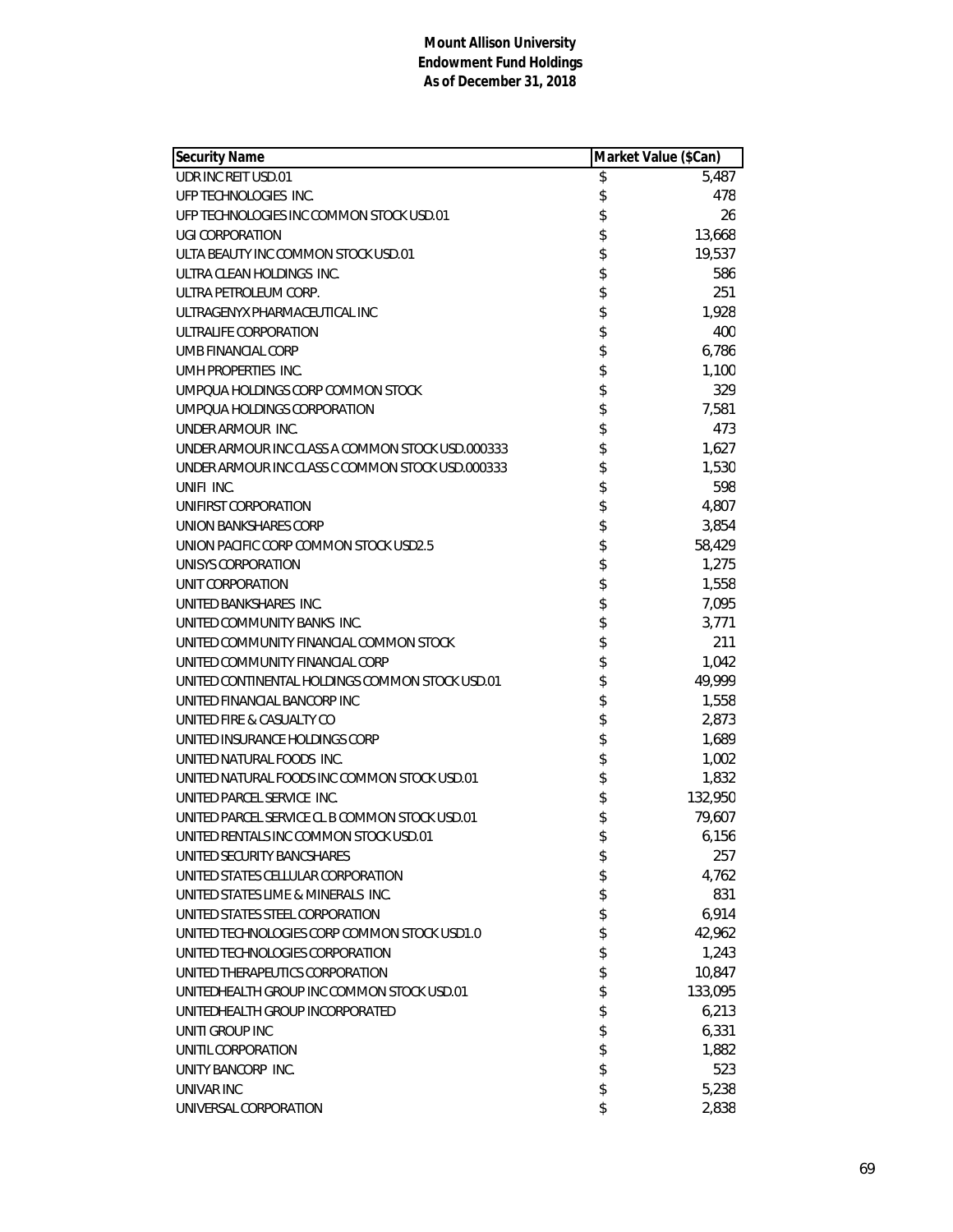**Mount Allison University**
**Endowment Fund Holdings**
**As of December 31, 2018**

| Security Name | Market Value ($Can) |
|---|---|
| UDR INC REIT USD.01 | $ 5,487 |
| UFP TECHNOLOGIES INC. | $ 478 |
| UFP TECHNOLOGIES INC COMMON STOCK USD.01 | $ 26 |
| UGI CORPORATION | $ 13,668 |
| ULTA BEAUTY INC COMMON STOCK USD.01 | $ 19,537 |
| ULTRA CLEAN HOLDINGS INC. | $ 586 |
| ULTRA PETROLEUM CORP. | $ 251 |
| ULTRAGENYX PHARMACEUTICAL INC | $ 1,928 |
| ULTRALIFE CORPORATION | $ 400 |
| UMB FINANCIAL CORP | $ 6,786 |
| UMH PROPERTIES INC. | $ 1,100 |
| UMPQUA HOLDINGS CORP COMMON STOCK | $ 329 |
| UMPQUA HOLDINGS CORPORATION | $ 7,581 |
| UNDER ARMOUR INC. | $ 473 |
| UNDER ARMOUR INC CLASS A COMMON STOCK USD.000333 | $ 1,627 |
| UNDER ARMOUR INC CLASS C COMMON STOCK USD.000333 | $ 1,530 |
| UNIFI INC. | $ 598 |
| UNIFIRST CORPORATION | $ 4,807 |
| UNION BANKSHARES CORP | $ 3,854 |
| UNION PACIFIC CORP COMMON STOCK USD2.5 | $ 58,429 |
| UNISYS CORPORATION | $ 1,275 |
| UNIT CORPORATION | $ 1,558 |
| UNITED BANKSHARES INC. | $ 7,095 |
| UNITED COMMUNITY BANKS INC. | $ 3,771 |
| UNITED COMMUNITY FINANCIAL COMMON STOCK | $ 211 |
| UNITED COMMUNITY FINANCIAL CORP | $ 1,042 |
| UNITED CONTINENTAL HOLDINGS COMMON STOCK USD.01 | $ 49,999 |
| UNITED FINANCIAL BANCORP INC | $ 1,558 |
| UNITED FIRE & CASUALTY CO | $ 2,873 |
| UNITED INSURANCE HOLDINGS CORP | $ 1,689 |
| UNITED NATURAL FOODS INC. | $ 1,002 |
| UNITED NATURAL FOODS INC COMMON STOCK USD.01 | $ 1,832 |
| UNITED PARCEL SERVICE INC. | $ 132,950 |
| UNITED PARCEL SERVICE CL B COMMON STOCK USD.01 | $ 79,607 |
| UNITED RENTALS INC COMMON STOCK USD.01 | $ 6,156 |
| UNITED SECURITY BANCSHARES | $ 257 |
| UNITED STATES CELLULAR CORPORATION | $ 4,762 |
| UNITED STATES LIME & MINERALS INC. | $ 831 |
| UNITED STATES STEEL CORPORATION | $ 6,914 |
| UNITED TECHNOLOGIES CORP COMMON STOCK USD1.0 | $ 42,962 |
| UNITED TECHNOLOGIES CORPORATION | $ 1,243 |
| UNITED THERAPEUTICS CORPORATION | $ 10,847 |
| UNITEDHEALTH GROUP INC COMMON STOCK USD.01 | $ 133,095 |
| UNITEDHEALTH GROUP INCORPORATED | $ 6,213 |
| UNITI GROUP INC | $ 6,331 |
| UNITIL CORPORATION | $ 1,882 |
| UNITY BANCORP INC. | $ 523 |
| UNIVAR INC | $ 5,238 |
| UNIVERSAL CORPORATION | $ 2,838 |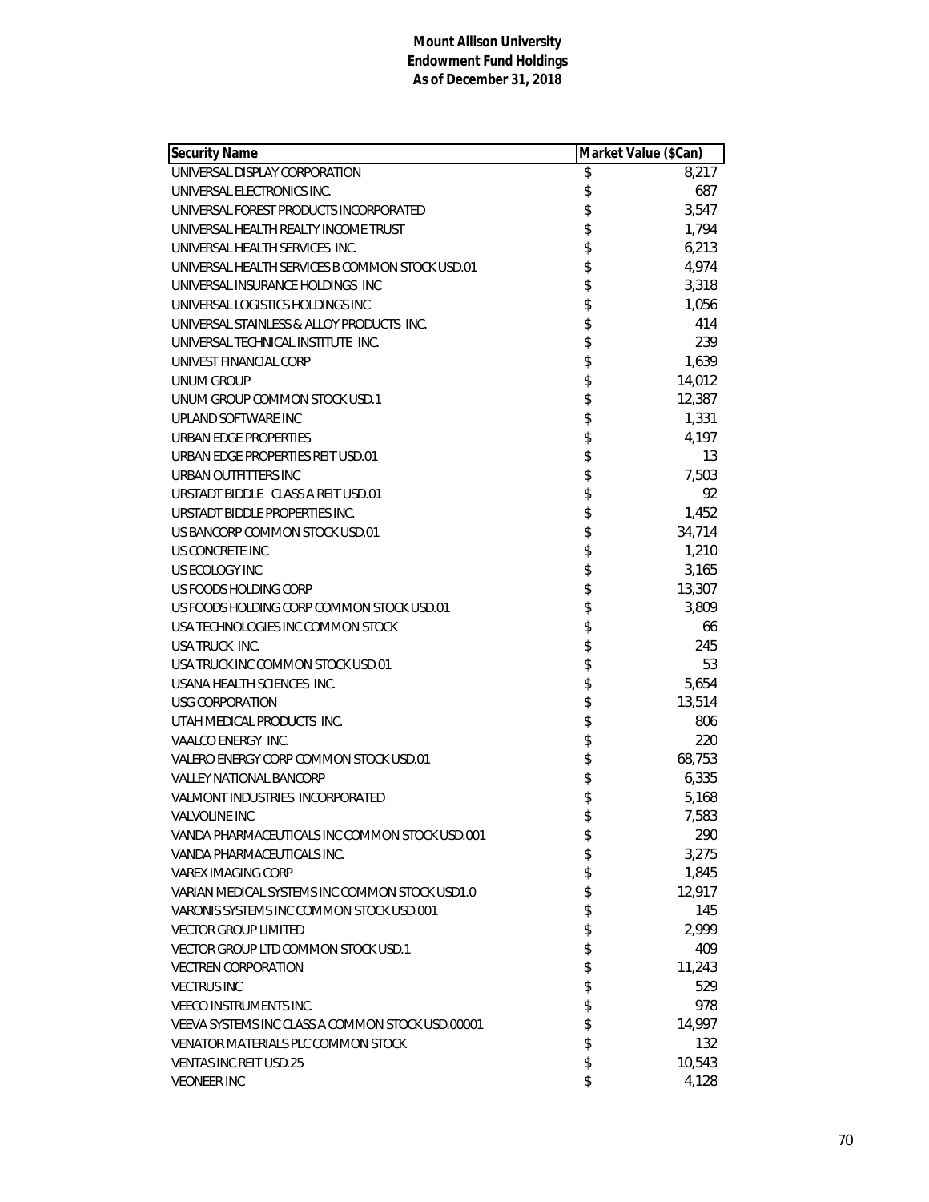**Mount Allison University**
**Endowment Fund Holdings**
**As of December 31, 2018**

| Security Name | Market Value ($Can) |
|---|---|
| UNIVERSAL DISPLAY CORPORATION | $ 8,217 |
| UNIVERSAL ELECTRONICS INC. | $ 687 |
| UNIVERSAL FOREST PRODUCTS INCORPORATED | $ 3,547 |
| UNIVERSAL HEALTH REALTY INCOME TRUST | $ 1,794 |
| UNIVERSAL HEALTH SERVICES INC. | $ 6,213 |
| UNIVERSAL HEALTH SERVICES B COMMON STOCK USD.01 | $ 4,974 |
| UNIVERSAL INSURANCE HOLDINGS INC | $ 3,318 |
| UNIVERSAL LOGISTICS HOLDINGS INC | $ 1,056 |
| UNIVERSAL STAINLESS & ALLOY PRODUCTS INC. | $ 414 |
| UNIVERSAL TECHNICAL INSTITUTE INC. | $ 239 |
| UNIVEST FINANCIAL CORP | $ 1,639 |
| UNUM GROUP | $ 14,012 |
| UNUM GROUP COMMON STOCK USD.1 | $ 12,387 |
| UPLAND SOFTWARE INC | $ 1,331 |
| URBAN EDGE PROPERTIES | $ 4,197 |
| URBAN EDGE PROPERTIES REIT USD.01 | $ 13 |
| URBAN OUTFITTERS INC | $ 7,503 |
| URSTADT BIDDLE CLASS A REIT USD.01 | $ 92 |
| URSTADT BIDDLE PROPERTIES INC. | $ 1,452 |
| US BANCORP COMMON STOCK USD.01 | $ 34,714 |
| US CONCRETE INC | $ 1,210 |
| US ECOLOGY INC | $ 3,165 |
| US FOODS HOLDING CORP | $ 13,307 |
| US FOODS HOLDING CORP COMMON STOCK USD.01 | $ 3,809 |
| USA TECHNOLOGIES INC COMMON STOCK | $ 66 |
| USA TRUCK INC. | $ 245 |
| USA TRUCK INC COMMON STOCK USD.01 | $ 53 |
| USANA HEALTH SCIENCES INC. | $ 5,654 |
| USG CORPORATION | $ 13,514 |
| UTAH MEDICAL PRODUCTS INC. | $ 806 |
| VAALCO ENERGY INC. | $ 220 |
| VALERO ENERGY CORP COMMON STOCK USD.01 | $ 68,753 |
| VALLEY NATIONAL BANCORP | $ 6,335 |
| VALMONT INDUSTRIES INCORPORATED | $ 5,168 |
| VALVOLINE INC | $ 7,583 |
| VANDA PHARMACEUTICALS INC COMMON STOCK USD.001 | $ 290 |
| VANDA PHARMACEUTICALS INC. | $ 3,275 |
| VAREX IMAGING CORP | $ 1,845 |
| VARIAN MEDICAL SYSTEMS INC COMMON STOCK USD1.0 | $ 12,917 |
| VARONIS SYSTEMS INC COMMON STOCK USD.001 | $ 145 |
| VECTOR GROUP LIMITED | $ 2,999 |
| VECTOR GROUP LTD COMMON STOCK USD.1 | $ 409 |
| VECTREN CORPORATION | $ 11,243 |
| VECTRUS INC | $ 529 |
| VEECO INSTRUMENTS INC. | $ 978 |
| VEEVA SYSTEMS INC CLASS A COMMON STOCK USD.00001 | $ 14,997 |
| VENATOR MATERIALS PLC COMMON STOCK | $ 132 |
| VENTAS INC REIT USD.25 | $ 10,543 |
| VEONEER INC | $ 4,128 |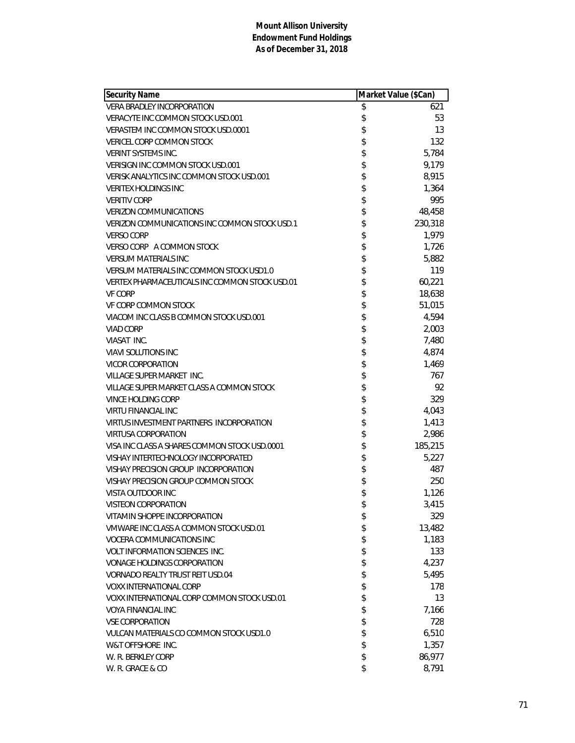**Mount Allison University**
**Endowment Fund Holdings**
**As of December 31, 2018**

| Security Name | Market Value ($Can) |
|---|---|
| VERA BRADLEY INCORPORATION | $ 621 |
| VERACYTE INC COMMON STOCK USD.001 | $ 53 |
| VERASTEM INC COMMON STOCK USD.0001 | $ 13 |
| VERICEL CORP COMMON STOCK | $ 132 |
| VERINT SYSTEMS INC. | $ 5,784 |
| VERISIGN INC COMMON STOCK USD.001 | $ 9,179 |
| VERISK ANALYTICS INC COMMON STOCK USD.001 | $ 8,915 |
| VERITEX HOLDINGS INC | $ 1,364 |
| VERITIV CORP | $ 995 |
| VERIZON COMMUNICATIONS | $ 48,458 |
| VERIZON COMMUNICATIONS INC COMMON STOCK USD.1 | $ 230,318 |
| VERSO CORP | $ 1,979 |
| VERSO CORP A COMMON STOCK | $ 1,726 |
| VERSUM MATERIALS INC | $ 5,882 |
| VERSUM MATERIALS INC COMMON STOCK USD1.0 | $ 119 |
| VERTEX PHARMACEUTICALS INC COMMON STOCK USD.01 | $ 60,221 |
| VF CORP | $ 18,638 |
| VF CORP COMMON STOCK | $ 51,015 |
| VIACOM INC CLASS B COMMON STOCK USD.001 | $ 4,594 |
| VIAD CORP | $ 2,003 |
| VIASAT INC. | $ 7,480 |
| VIAVI SOLUTIONS INC | $ 4,874 |
| VICOR CORPORATION | $ 1,469 |
| VILLAGE SUPER MARKET INC. | $ 767 |
| VILLAGE SUPER MARKET CLASS A COMMON STOCK | $ 92 |
| VINCE HOLDING CORP | $ 329 |
| VIRTU FINANCIAL INC | $ 4,043 |
| VIRTUS INVESTMENT PARTNERS INCORPORATION | $ 1,413 |
| VIRTUSA CORPORATION | $ 2,986 |
| VISA INC CLASS A SHARES COMMON STOCK USD.0001 | $ 185,215 |
| VISHAY INTERTECHNOLOGY INCORPORATED | $ 5,227 |
| VISHAY PRECISION GROUP INCORPORATION | $ 487 |
| VISHAY PRECISION GROUP COMMON STOCK | $ 250 |
| VISTA OUTDOOR INC | $ 1,126 |
| VISTEON CORPORATION | $ 3,415 |
| VITAMIN SHOPPE INCORPORATION | $ 329 |
| VMWARE INC CLASS A COMMON STOCK USD.01 | $ 13,482 |
| VOCERA COMMUNICATIONS INC | $ 1,183 |
| VOLT INFORMATION SCIENCES INC. | $ 133 |
| VONAGE HOLDINGS CORPORATION | $ 4,237 |
| VORNADO REALTY TRUST REIT USD.04 | $ 5,495 |
| VOXX INTERNATIONAL CORP | $ 178 |
| VOXX INTERNATIONAL CORP COMMON STOCK USD.01 | $ 13 |
| VOYA FINANCIAL INC | $ 7,166 |
| VSE CORPORATION | $ 728 |
| VULCAN MATERIALS CO COMMON STOCK USD1.0 | $ 6,510 |
| W&T OFFSHORE INC. | $ 1,357 |
| W. R. BERKLEY CORP | $ 86,977 |
| W. R. GRACE & CO | $ 8,791 |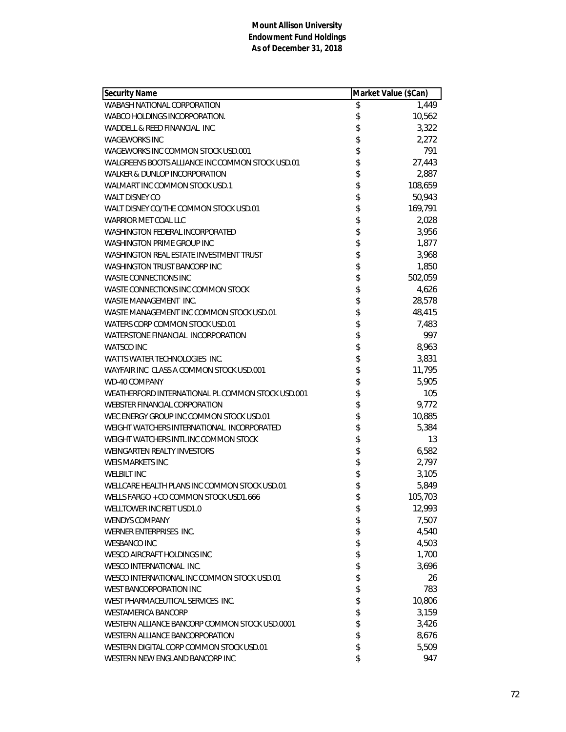**Mount Allison University**
**Endowment Fund Holdings**
**As of December 31, 2018**

| Security Name | Market Value ($Can) |
|---|---|
| WABASH NATIONAL CORPORATION | $ 1,449 |
| WABCO HOLDINGS INCORPORATION. | $ 10,562 |
| WADDELL & REED FINANCIAL INC. | $ 3,322 |
| WAGEWORKS INC | $ 2,272 |
| WAGEWORKS INC COMMON STOCK USD.001 | $ 791 |
| WALGREENS BOOTS ALLIANCE INC COMMON STOCK USD.01 | $ 27,443 |
| WALKER & DUNLOP INCORPORATION | $ 2,887 |
| WALMART INC COMMON STOCK USD.1 | $ 108,659 |
| WALT DISNEY CO | $ 50,943 |
| WALT DISNEY CO/THE COMMON STOCK USD.01 | $ 169,791 |
| WARRIOR MET COAL LLC | $ 2,028 |
| WASHINGTON FEDERAL INCORPORATED | $ 3,956 |
| WASHINGTON PRIME GROUP INC | $ 1,877 |
| WASHINGTON REAL ESTATE INVESTMENT TRUST | $ 3,968 |
| WASHINGTON TRUST BANCORP INC | $ 1,850 |
| WASTE CONNECTIONS INC | $ 502,059 |
| WASTE CONNECTIONS INC COMMON STOCK | $ 4,626 |
| WASTE MANAGEMENT INC. | $ 28,578 |
| WASTE MANAGEMENT INC COMMON STOCK USD.01 | $ 48,415 |
| WATERS CORP COMMON STOCK USD.01 | $ 7,483 |
| WATERSTONE FINANCIAL INCORPORATION | $ 997 |
| WATSCO INC | $ 8,963 |
| WATTS WATER TECHNOLOGIES INC. | $ 3,831 |
| WAYFAIR INC CLASS A COMMON STOCK USD.001 | $ 11,795 |
| WD-40 COMPANY | $ 5,905 |
| WEATHERFORD INTERNATIONAL PL COMMON STOCK USD.001 | $ 105 |
| WEBSTER FINANCIAL CORPORATION | $ 9,772 |
| WEC ENERGY GROUP INC COMMON STOCK USD.01 | $ 10,885 |
| WEIGHT WATCHERS INTERNATIONAL INCORPORATED | $ 5,384 |
| WEIGHT WATCHERS INTL INC COMMON STOCK | $ 13 |
| WEINGARTEN REALTY INVESTORS | $ 6,582 |
| WEIS MARKETS INC | $ 2,797 |
| WELBILT INC | $ 3,105 |
| WELLCARE HEALTH PLANS INC COMMON STOCK USD.01 | $ 5,849 |
| WELLS FARGO + CO COMMON STOCK USD1.666 | $ 105,703 |
| WELLTOWER INC REIT USD1.0 | $ 12,993 |
| WENDYS COMPANY | $ 7,507 |
| WERNER ENTERPRISES INC. | $ 4,540 |
| WESBANCO INC | $ 4,503 |
| WESCO AIRCRAFT HOLDINGS INC | $ 1,700 |
| WESCO INTERNATIONAL INC. | $ 3,696 |
| WESCO INTERNATIONAL INC COMMON STOCK USD.01 | $ 26 |
| WEST BANCORPORATION INC | $ 783 |
| WEST PHARMACEUTICAL SERVICES INC. | $ 10,806 |
| WESTAMERICA BANCORP | $ 3,159 |
| WESTERN ALLIANCE BANCORP COMMON STOCK USD.0001 | $ 3,426 |
| WESTERN ALLIANCE BANCORPORATION | $ 8,676 |
| WESTERN DIGITAL CORP COMMON STOCK USD.01 | $ 5,509 |
| WESTERN NEW ENGLAND BANCORP INC | $ 947 |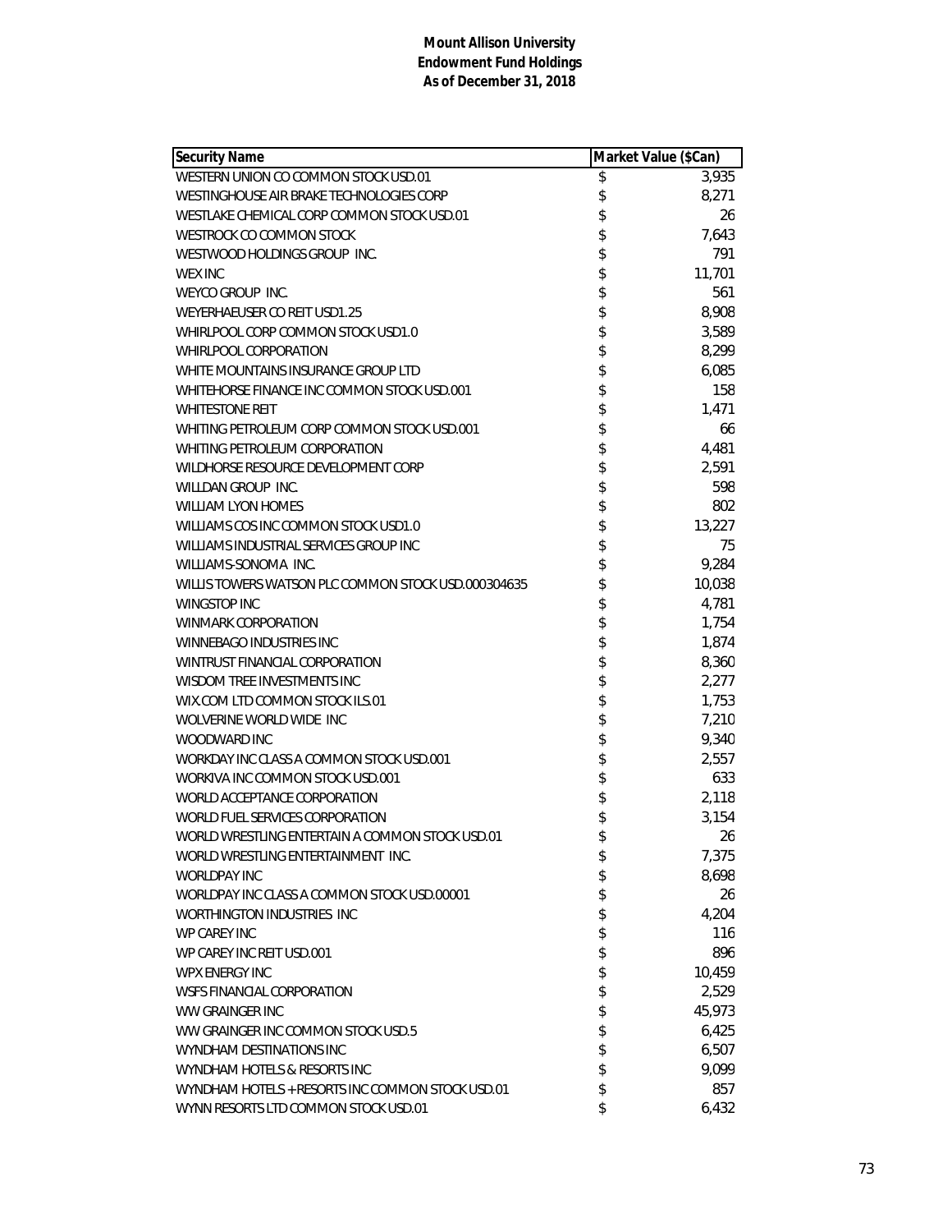**Mount Allison University**
**Endowment Fund Holdings**
**As of December 31, 2018**

| Security Name | Market Value ($Can) |
|---|---|
| WESTERN UNION CO COMMON STOCK USD.01 | $ 3,935 |
| WESTINGHOUSE AIR BRAKE TECHNOLOGIES CORP | $ 8,271 |
| WESTLAKE CHEMICAL CORP COMMON STOCK USD.01 | $ 26 |
| WESTROCK CO COMMON STOCK | $ 7,643 |
| WESTWOOD HOLDINGS GROUP INC. | $ 791 |
| WEX INC | $ 11,701 |
| WEYCO GROUP INC. | $ 561 |
| WEYERHAEUSER CO REIT USD1.25 | $ 8,908 |
| WHIRLPOOL CORP COMMON STOCK USD1.0 | $ 3,589 |
| WHIRLPOOL CORPORATION | $ 8,299 |
| WHITE MOUNTAINS INSURANCE GROUP LTD | $ 6,085 |
| WHITEHORSE FINANCE INC COMMON STOCK USD.001 | $ 158 |
| WHITESTONE REIT | $ 1,471 |
| WHITING PETROLEUM CORP COMMON STOCK USD.001 | $ 66 |
| WHITING PETROLEUM CORPORATION | $ 4,481 |
| WILDHORSE RESOURCE DEVELOPMENT CORP | $ 2,591 |
| WILLDAN GROUP INC. | $ 598 |
| WILLIAM LYON HOMES | $ 802 |
| WILLIAMS COS INC COMMON STOCK USD1.0 | $ 13,227 |
| WILLIAMS INDUSTRIAL SERVICES GROUP INC | $ 75 |
| WILLIAMS-SONOMA INC. | $ 9,284 |
| WILLIS TOWERS WATSON PLC COMMON STOCK USD.000304635 | $ 10,038 |
| WINGSTOP INC | $ 4,781 |
| WINMARK CORPORATION | $ 1,754 |
| WINNEBAGO INDUSTRIES INC | $ 1,874 |
| WINTRUST FINANCIAL CORPORATION | $ 8,360 |
| WISDOM TREE INVESTMENTS INC | $ 2,277 |
| WIX.COM LTD COMMON STOCK ILS.01 | $ 1,753 |
| WOLVERINE WORLD WIDE INC | $ 7,210 |
| WOODWARD INC | $ 9,340 |
| WORKDAY INC CLASS A COMMON STOCK USD.001 | $ 2,557 |
| WORKIVA INC COMMON STOCK USD.001 | $ 633 |
| WORLD ACCEPTANCE CORPORATION | $ 2,118 |
| WORLD FUEL SERVICES CORPORATION | $ 3,154 |
| WORLD WRESTLING ENTERTAIN A COMMON STOCK USD.01 | $ 26 |
| WORLD WRESTLING ENTERTAINMENT INC. | $ 7,375 |
| WORLDPAY INC | $ 8,698 |
| WORLDPAY INC CLASS A COMMON STOCK USD.00001 | $ 26 |
| WORTHINGTON INDUSTRIES INC | $ 4,204 |
| WP CAREY INC | $ 116 |
| WP CAREY INC REIT USD.001 | $ 896 |
| WPX ENERGY INC | $ 10,459 |
| WSFS FINANCIAL CORPORATION | $ 2,529 |
| WW GRAINGER INC | $ 45,973 |
| WW GRAINGER INC COMMON STOCK USD.5 | $ 6,425 |
| WYNDHAM DESTINATIONS INC | $ 6,507 |
| WYNDHAM HOTELS & RESORTS INC | $ 9,099 |
| WYNDHAM HOTELS + RESORTS INC COMMON STOCK USD.01 | $ 857 |
| WYNN RESORTS LTD COMMON STOCK USD.01 | $ 6,432 |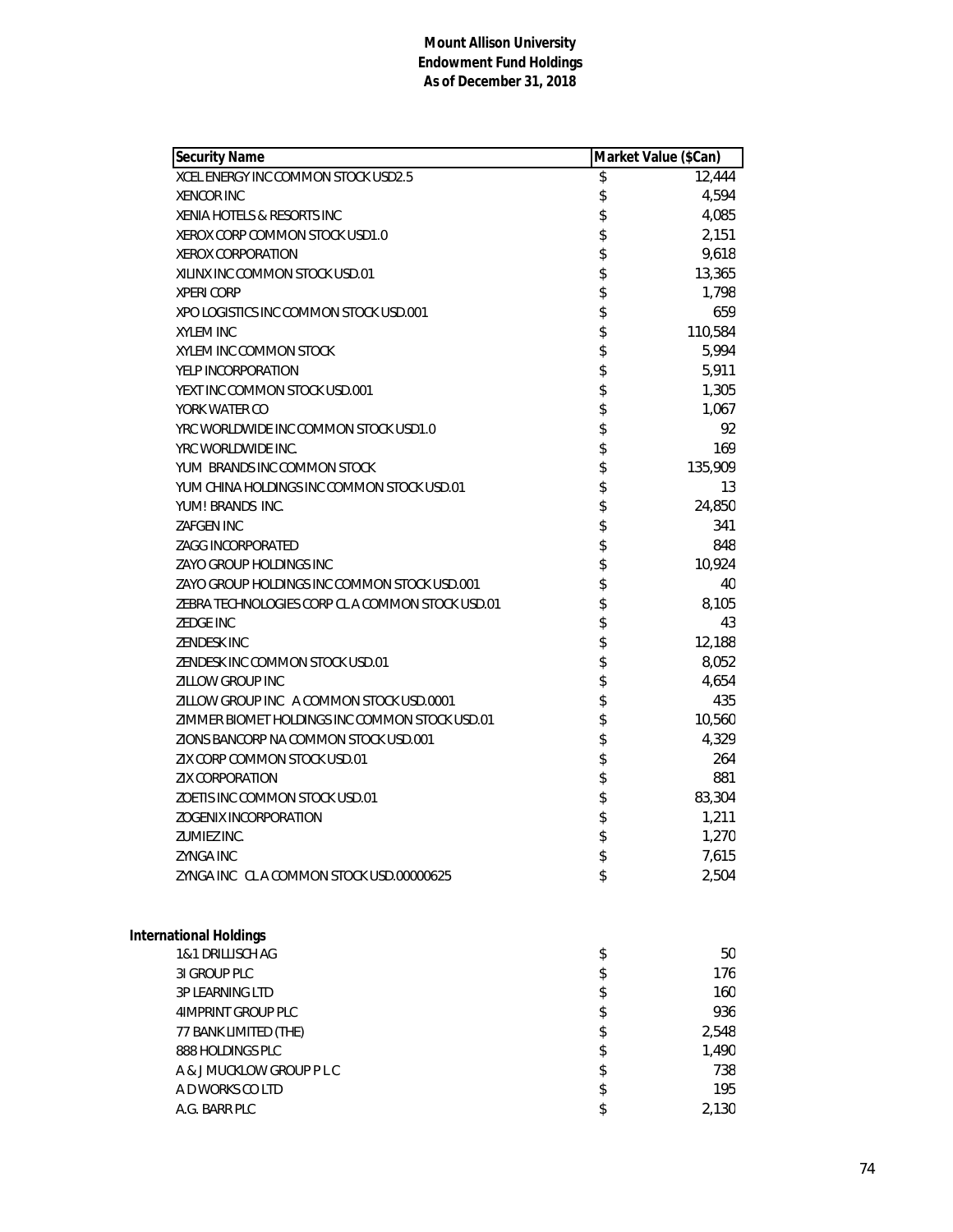# Mount Allison University
## Endowment Fund Holdings
### As of December 31, 2018

| Security Name | Market Value ($Can) |
|---|---|
| XCEL ENERGY INC COMMON STOCK USD2.5 | $ 12,444 |
| XENCOR INC | $ 4,594 |
| XENIA HOTELS & RESORTS INC | $ 4,085 |
| XEROX CORP COMMON STOCK USD1.0 | $ 2,151 |
| XEROX CORPORATION | $ 9,618 |
| XILINX INC COMMON STOCK USD.01 | $ 13,365 |
| XPERI CORP | $ 1,798 |
| XPO LOGISTICS INC COMMON STOCK USD.001 | $ 659 |
| XYLEM INC | $ 110,584 |
| XYLEM INC COMMON STOCK | $ 5,994 |
| YELP INCORPORATION | $ 5,911 |
| YEXT INC COMMON STOCK USD.001 | $ 1,305 |
| YORK WATER CO | $ 1,067 |
| YRC WORLDWIDE INC COMMON STOCK USD1.0 | $ 92 |
| YRC WORLDWIDE INC. | $ 169 |
| YUM BRANDS INC COMMON STOCK | $ 135,909 |
| YUM CHINA HOLDINGS INC COMMON STOCK USD.01 | $ 13 |
| YUM! BRANDS INC. | $ 24,850 |
| ZAFGEN INC | $ 341 |
| ZAGG INCORPORATED | $ 848 |
| ZAYO GROUP HOLDINGS INC | $ 10,924 |
| ZAYO GROUP HOLDINGS INC COMMON STOCK USD.001 | $ 40 |
| ZEBRA TECHNOLOGIES CORP CL A COMMON STOCK USD.01 | $ 8,105 |
| ZEDGE INC | $ 43 |
| ZENDESK INC | $ 12,188 |
| ZENDESK INC COMMON STOCK USD.01 | $ 8,052 |
| ZILLOW GROUP INC | $ 4,654 |
| ZILLOW GROUP INC A COMMON STOCK USD.0001 | $ 435 |
| ZIMMER BIOMET HOLDINGS INC COMMON STOCK USD.01 | $ 10,560 |
| ZIONS BANCORP NA COMMON STOCK USD.001 | $ 4,329 |
| ZIX CORP COMMON STOCK USD.01 | $ 264 |
| ZIX CORPORATION | $ 881 |
| ZOETIS INC COMMON STOCK USD.01 | $ 83,304 |
| ZOGENIX INCORPORATION | $ 1,211 |
| ZUMIEZ INC. | $ 1,270 |
| ZYNGA INC | $ 7,615 |
| ZYNGA INC CL A COMMON STOCK USD.00000625 | $ 2,504 |

**International Holdings**

| Security Name | Market Value ($Can) |
|---|---|
| 1&1 DRILLISCH AG | $ 50 |
| 3I GROUP PLC | $ 176 |
| 3P LEARNING LTD | $ 160 |
| 4IMPRINT GROUP PLC | $ 936 |
| 77 BANK LIMITED (THE) | $ 2,548 |
| 888 HOLDINGS PLC | $ 1,490 |
| A & J MUCKLOW GROUP P L C | $ 738 |
| A D WORKS CO LTD | $ 195 |
| A.G. BARR PLC | $ 2,130 |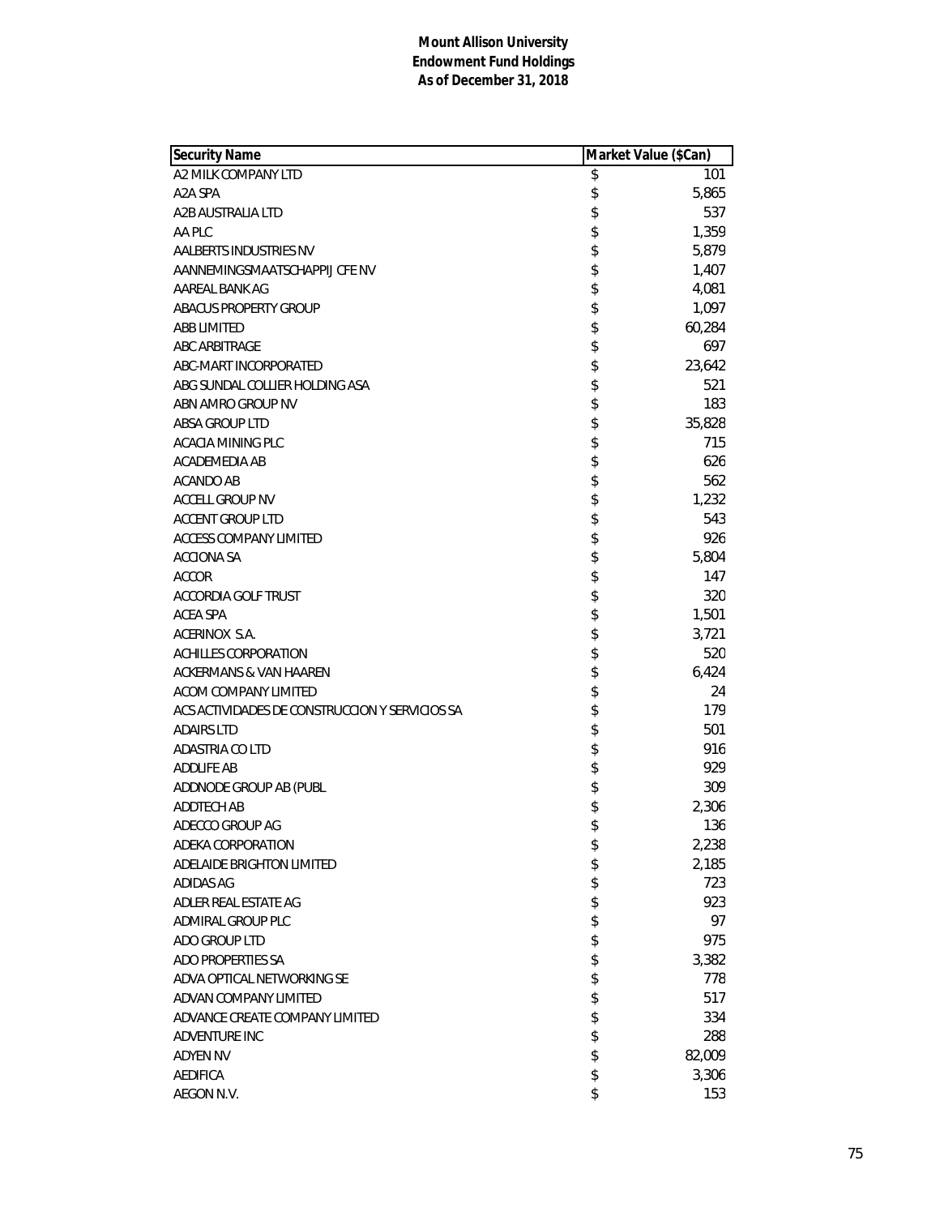**Mount Allison University**
**Endowment Fund Holdings**
**As of December 31, 2018**

| Security Name | Market Value ($Can) |
|---|---|
| A2 MILK COMPANY LTD | $ 101 |
| A2A SPA | $ 5,865 |
| A2B AUSTRALIA LTD | $ 537 |
| AA PLC | $ 1,359 |
| AALBERTS INDUSTRIES NV | $ 5,879 |
| AANNEMINGSMAATSCHAPPIJ CFE NV | $ 1,407 |
| AAREAL BANK AG | $ 4,081 |
| ABACUS PROPERTY GROUP | $ 1,097 |
| ABB LIMITED | $ 60,284 |
| ABC ARBITRAGE | $ 697 |
| ABC-MART INCORPORATED | $ 23,642 |
| ABG SUNDAL COLLIER HOLDING ASA | $ 521 |
| ABN AMRO GROUP NV | $ 183 |
| ABSA GROUP LTD | $ 35,828 |
| ACACIA MINING PLC | $ 715 |
| ACADEMEDIA AB | $ 626 |
| ACANDO AB | $ 562 |
| ACCELL GROUP NV | $ 1,232 |
| ACCENT GROUP LTD | $ 543 |
| ACCESS COMPANY LIMITED | $ 926 |
| ACCIONA SA | $ 5,804 |
| ACCOR | $ 147 |
| ACCORDIA GOLF TRUST | $ 320 |
| ACEA SPA | $ 1,501 |
| ACERINOX S.A. | $ 3,721 |
| ACHILLES CORPORATION | $ 520 |
| ACKERMANS & VAN HAAREN | $ 6,424 |
| ACOM COMPANY LIMITED | $ 24 |
| ACS ACTIVIDADES DE CONSTRUCCION Y SERVICIOS SA | $ 179 |
| ADAIRS LTD | $ 501 |
| ADASTRIA CO LTD | $ 916 |
| ADDLIFE AB | $ 929 |
| ADDNODE GROUP AB (PUBL | $ 309 |
| ADDTECH AB | $ 2,306 |
| ADECCO GROUP AG | $ 136 |
| ADEKA CORPORATION | $ 2,238 |
| ADELAIDE BRIGHTON LIMITED | $ 2,185 |
| ADIDAS AG | $ 723 |
| ADLER REAL ESTATE AG | $ 923 |
| ADMIRAL GROUP PLC | $ 97 |
| ADO GROUP LTD | $ 975 |
| ADO PROPERTIES SA | $ 3,382 |
| ADVA OPTICAL NETWORKING SE | $ 778 |
| ADVAN COMPANY LIMITED | $ 517 |
| ADVANCE CREATE COMPANY LIMITED | $ 334 |
| ADVENTURE INC | $ 288 |
| ADYEN NV | $ 82,009 |
| AEDIFICA | $ 3,306 |
| AEGON N.V. | $ 153 |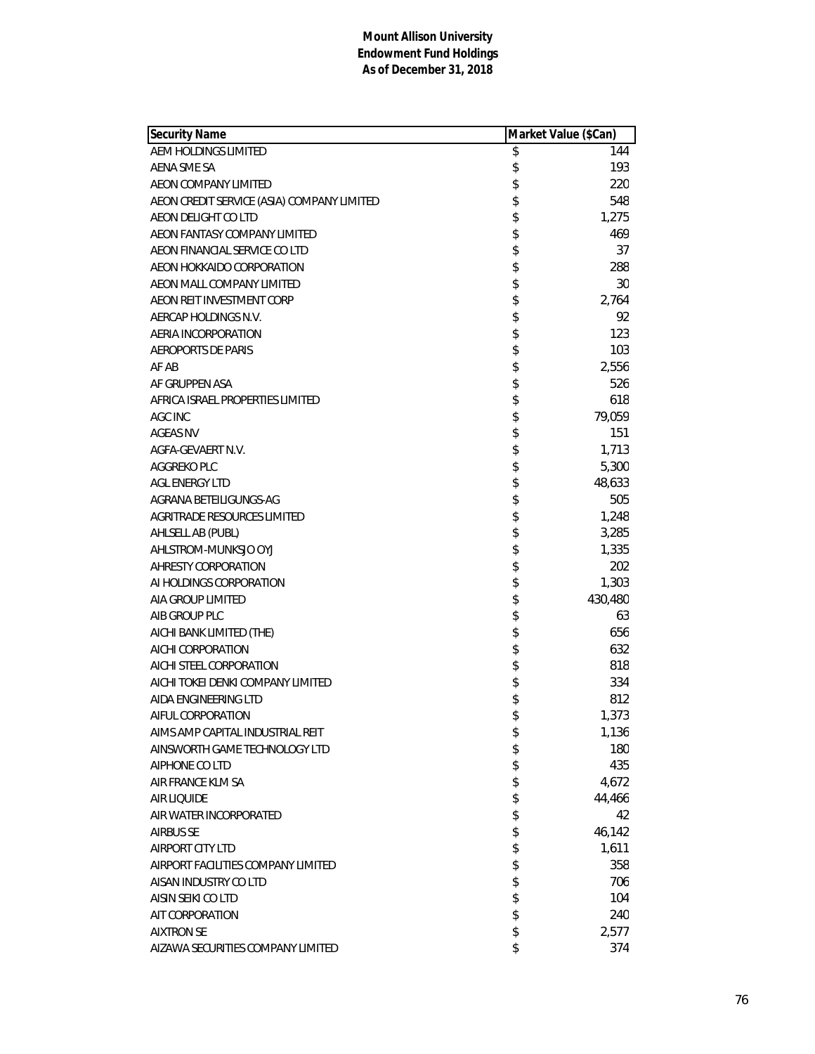**Mount Allison University**
**Endowment Fund Holdings**
**As of December 31, 2018**

| Security Name | Market Value ($Can) |
|---|---|
| AEM HOLDINGS LIMITED | $ 144 |
| AENA SME SA | $ 193 |
| AEON COMPANY LIMITED | $ 220 |
| AEON CREDIT SERVICE (ASIA) COMPANY LIMITED | $ 548 |
| AEON DELIGHT CO LTD | $ 1,275 |
| AEON FANTASY COMPANY LIMITED | $ 469 |
| AEON FINANCIAL SERVICE CO LTD | $ 37 |
| AEON HOKKAIDO CORPORATION | $ 288 |
| AEON MALL COMPANY LIMITED | $ 30 |
| AEON REIT INVESTMENT CORP | $ 2,764 |
| AERCAP HOLDINGS N.V. | $ 92 |
| AERIA INCORPORATION | $ 123 |
| AEROPORTS DE PARIS | $ 103 |
| AF AB | $ 2,556 |
| AF GRUPPEN ASA | $ 526 |
| AFRICA ISRAEL PROPERTIES LIMITED | $ 618 |
| AGC INC | $ 79,059 |
| AGEAS NV | $ 151 |
| AGFA-GEVAERT N.V. | $ 1,713 |
| AGGREKO PLC | $ 5,300 |
| AGL ENERGY LTD | $ 48,633 |
| AGRANA BETEILIGUNGS-AG | $ 505 |
| AGRITRADE RESOURCES LIMITED | $ 1,248 |
| AHLSELL AB (PUBL) | $ 3,285 |
| AHLSTROM-MUNKSJO OYJ | $ 1,335 |
| AHRESTY CORPORATION | $ 202 |
| AI HOLDINGS CORPORATION | $ 1,303 |
| AIA GROUP LIMITED | $ 430,480 |
| AIB GROUP PLC | $ 63 |
| AICHI BANK LIMITED (THE) | $ 656 |
| AICHI CORPORATION | $ 632 |
| AICHI STEEL CORPORATION | $ 818 |
| AICHI TOKEI DENKI COMPANY LIMITED | $ 334 |
| AIDA ENGINEERING LTD | $ 812 |
| AIFUL CORPORATION | $ 1,373 |
| AIMS AMP CAPITAL INDUSTRIAL REIT | $ 1,136 |
| AINSWORTH GAME TECHNOLOGY LTD | $ 180 |
| AIPHONE CO LTD | $ 435 |
| AIR FRANCE KLM SA | $ 4,672 |
| AIR LIQUIDE | $ 44,466 |
| AIR WATER INCORPORATED | $ 42 |
| AIRBUS SE | $ 46,142 |
| AIRPORT CITY LTD | $ 1,611 |
| AIRPORT FACILITIES COMPANY LIMITED | $ 358 |
| AISAN INDUSTRY CO LTD | $ 706 |
| AISIN SEIKI CO LTD | $ 104 |
| AIT CORPORATION | $ 240 |
| AIXTRON SE | $ 2,577 |
| AIZAWA SECURITIES COMPANY LIMITED | $ 374 |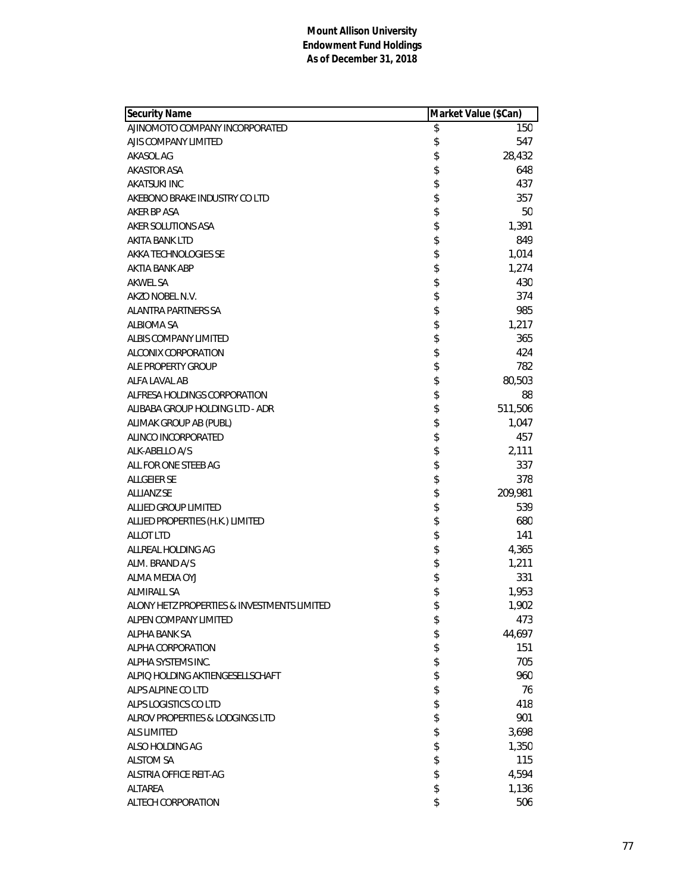**Mount Allison University**
**Endowment Fund Holdings**
**As of December 31, 2018**

| Security Name | Market Value ($Can) |
|---|---|
| AJINOMOTO COMPANY INCORPORATED | $ 150 |
| AJIS COMPANY LIMITED | $ 547 |
| AKASOL AG | $ 28,432 |
| AKASTOR ASA | $ 648 |
| AKATSUKI INC | $ 437 |
| AKEBONO BRAKE INDUSTRY CO LTD | $ 357 |
| AKER BP ASA | $ 50 |
| AKER SOLUTIONS ASA | $ 1,391 |
| AKITA BANK LTD | $ 849 |
| AKKA TECHNOLOGIES SE | $ 1,014 |
| AKTIA BANK ABP | $ 1,274 |
| AKWEL SA | $ 430 |
| AKZO NOBEL N.V. | $ 374 |
| ALANTRA PARTNERS SA | $ 985 |
| ALBIOMA SA | $ 1,217 |
| ALBIS COMPANY LIMITED | $ 365 |
| ALCONIX CORPORATION | $ 424 |
| ALE PROPERTY GROUP | $ 782 |
| ALFA LAVAL AB | $ 80,503 |
| ALFRESA HOLDINGS CORPORATION | $ 88 |
| ALIBABA GROUP HOLDING LTD - ADR | $ 511,506 |
| ALIMAK GROUP AB (PUBL) | $ 1,047 |
| ALINCO INCORPORATED | $ 457 |
| ALK-ABELLO A/S | $ 2,111 |
| ALL FOR ONE STEEB AG | $ 337 |
| ALLGEIER SE | $ 378 |
| ALLIANZ SE | $ 209,981 |
| ALLIED GROUP LIMITED | $ 539 |
| ALLIED PROPERTIES (H.K.) LIMITED | $ 680 |
| ALLOT LTD | $ 141 |
| ALLREAL HOLDING AG | $ 4,365 |
| ALM. BRAND A/S | $ 1,211 |
| ALMA MEDIA OYJ | $ 331 |
| ALMIRALL SA | $ 1,953 |
| ALONY HETZ PROPERTIES & INVESTMENTS LIMITED | $ 1,902 |
| ALPEN COMPANY LIMITED | $ 473 |
| ALPHA BANK SA | $ 44,697 |
| ALPHA CORPORATION | $ 151 |
| ALPHA SYSTEMS INC. | $ 705 |
| ALPIQ HOLDING AKTIENGESELLSCHAFT | $ 960 |
| ALPS ALPINE CO LTD | $ 76 |
| ALPS LOGISTICS CO LTD | $ 418 |
| ALROV PROPERTIES & LODGINGS LTD | $ 901 |
| ALS LIMITED | $ 3,698 |
| ALSO HOLDING AG | $ 1,350 |
| ALSTOM SA | $ 115 |
| ALSTRIA OFFICE REIT-AG | $ 4,594 |
| ALTAREA | $ 1,136 |
| ALTECH CORPORATION | $ 506 |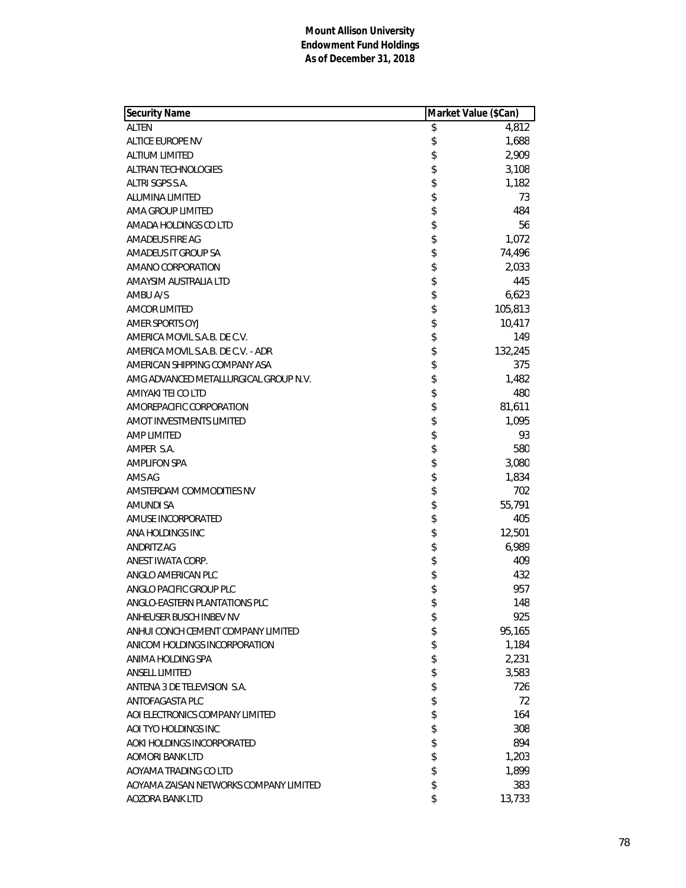**Mount Allison University**
**Endowment Fund Holdings**
**As of December 31, 2018**

| Security Name | Market Value ($Can) |
|---|---|
| ALTEN | $ 4,812 |
| ALTICE EUROPE NV | $ 1,688 |
| ALTIUM LIMITED | $ 2,909 |
| ALTRAN TECHNOLOGIES | $ 3,108 |
| ALTRI SGPS S.A. | $ 1,182 |
| ALUMINA LIMITED | $ 73 |
| AMA GROUP LIMITED | $ 484 |
| AMADA HOLDINGS CO LTD | $ 56 |
| AMADEUS FIRE AG | $ 1,072 |
| AMADEUS IT GROUP SA | $ 74,496 |
| AMANO CORPORATION | $ 2,033 |
| AMAYSIM AUSTRALIA LTD | $ 445 |
| AMBU A/S | $ 6,623 |
| AMCOR LIMITED | $ 105,813 |
| AMER SPORTS OYJ | $ 10,417 |
| AMERICA MOVIL S.A.B. DE C.V. | $ 149 |
| AMERICA MOVIL S.A.B. DE C.V. - ADR | $ 132,245 |
| AMERICAN SHIPPING COMPANY ASA | $ 375 |
| AMG ADVANCED METALLURGICAL GROUP N.V. | $ 1,482 |
| AMIYAKI TEI CO LTD | $ 480 |
| AMOREPACIFIC CORPORATION | $ 81,611 |
| AMOT INVESTMENTS LIMITED | $ 1,095 |
| AMP LIMITED | $ 93 |
| AMPER S.A. | $ 580 |
| AMPLIFON SPA | $ 3,080 |
| AMS AG | $ 1,834 |
| AMSTERDAM COMMODITIES NV | $ 702 |
| AMUNDI SA | $ 55,791 |
| AMUSE INCORPORATED | $ 405 |
| ANA HOLDINGS INC | $ 12,501 |
| ANDRITZ AG | $ 6,989 |
| ANEST IWATA CORP. | $ 409 |
| ANGLO AMERICAN PLC | $ 432 |
| ANGLO PACIFIC GROUP PLC | $ 957 |
| ANGLO-EASTERN PLANTATIONS PLC | $ 148 |
| ANHEUSER BUSCH INBEV NV | $ 925 |
| ANHUI CONCH CEMENT COMPANY LIMITED | $ 95,165 |
| ANICOM HOLDINGS INCORPORATION | $ 1,184 |
| ANIMA HOLDING SPA | $ 2,231 |
| ANSELL LIMITED | $ 3,583 |
| ANTENA 3 DE TELEVISION S.A. | $ 726 |
| ANTOFAGASTA PLC | $ 72 |
| AOI ELECTRONICS COMPANY LIMITED | $ 164 |
| AOI TYO HOLDINGS INC | $ 308 |
| AOKI HOLDINGS INCORPORATED | $ 894 |
| AOMORI BANK LTD | $ 1,203 |
| AOYAMA TRADING CO LTD | $ 1,899 |
| AOYAMA ZAISAN NETWORKS COMPANY LIMITED | $ 383 |
| AOZORA BANK LTD | $ 13,733 |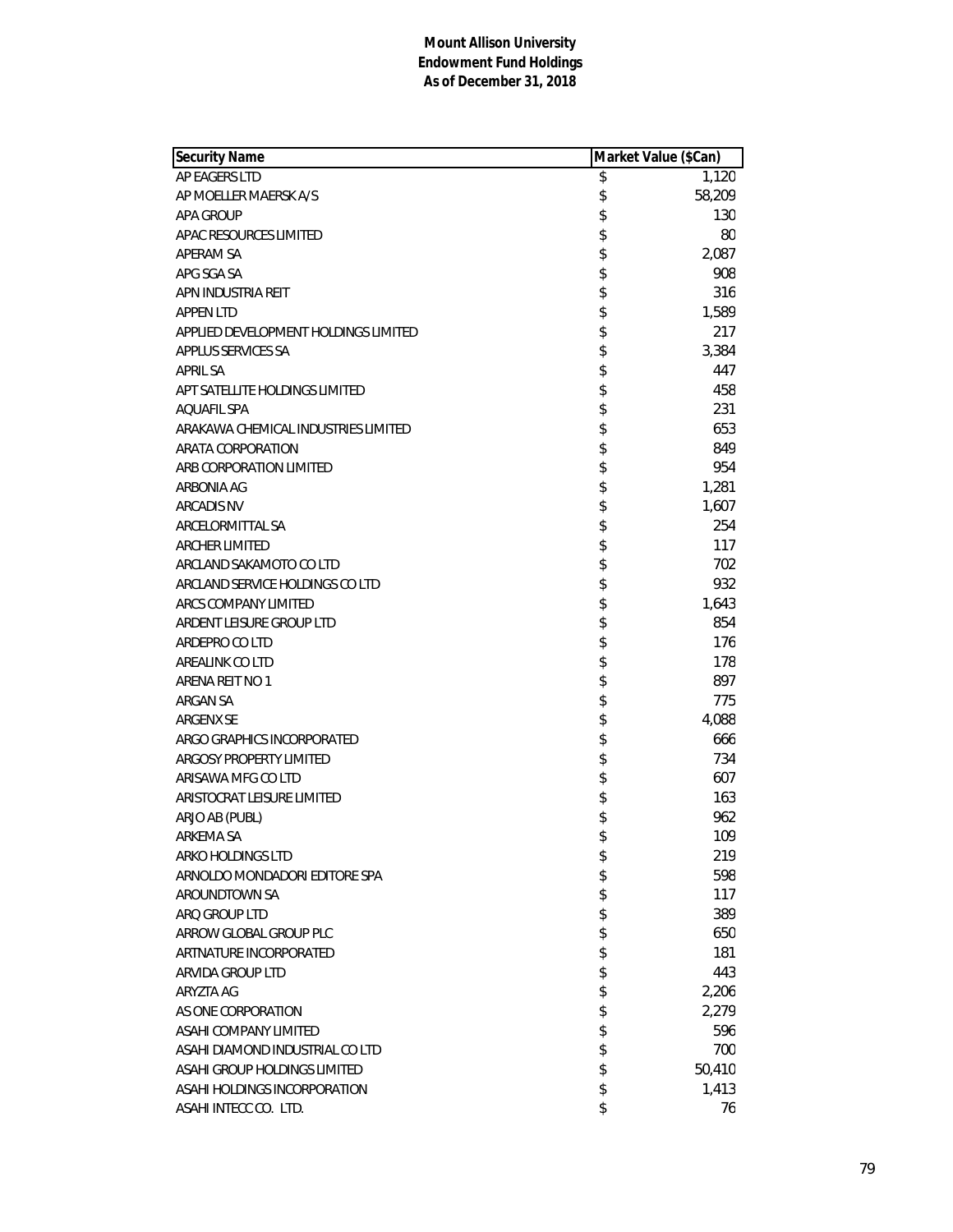**Mount Allison University**
**Endowment Fund Holdings**
**As of December 31, 2018**

| Security Name | Market Value ($Can) |
|---|---|
| AP EAGERS LTD | $ 1,120 |
| AP MOELLER MAERSK A/S | $ 58,209 |
| APA GROUP | $ 130 |
| APAC RESOURCES LIMITED | $ 80 |
| APERAM SA | $ 2,087 |
| APG SGA SA | $ 908 |
| APN INDUSTRIA REIT | $ 316 |
| APPEN LTD | $ 1,589 |
| APPLIED DEVELOPMENT HOLDINGS LIMITED | $ 217 |
| APPLUS SERVICES SA | $ 3,384 |
| APRIL SA | $ 447 |
| APT SATELLITE HOLDINGS LIMITED | $ 458 |
| AQUAFIL SPA | $ 231 |
| ARAKAWA CHEMICAL INDUSTRIES LIMITED | $ 653 |
| ARATA CORPORATION | $ 849 |
| ARB CORPORATION LIMITED | $ 954 |
| ARBONIA AG | $ 1,281 |
| ARCADIS NV | $ 1,607 |
| ARCELORMITTAL SA | $ 254 |
| ARCHER LIMITED | $ 117 |
| ARCLAND SAKAMOTO CO LTD | $ 702 |
| ARCLAND SERVICE HOLDINGS CO LTD | $ 932 |
| ARCS COMPANY LIMITED | $ 1,643 |
| ARDENT LEISURE GROUP LTD | $ 854 |
| ARDEPRO CO LTD | $ 176 |
| AREALINK CO LTD | $ 178 |
| ARENA REIT NO 1 | $ 897 |
| ARGAN SA | $ 775 |
| ARGENX SE | $ 4,088 |
| ARGO GRAPHICS INCORPORATED | $ 666 |
| ARGOSY PROPERTY LIMITED | $ 734 |
| ARISAWA MFG CO LTD | $ 607 |
| ARISTOCRAT LEISURE LIMITED | $ 163 |
| ARJO AB (PUBL) | $ 962 |
| ARKEMA SA | $ 109 |
| ARKO HOLDINGS LTD | $ 219 |
| ARNOLDO MONDADORI EDITORE SPA | $ 598 |
| AROUNDTOWN SA | $ 117 |
| ARQ GROUP LTD | $ 389 |
| ARROW GLOBAL GROUP PLC | $ 650 |
| ARTNATURE INCORPORATED | $ 181 |
| ARVIDA GROUP LTD | $ 443 |
| ARYZTA AG | $ 2,206 |
| AS ONE CORPORATION | $ 2,279 |
| ASAHI COMPANY LIMITED | $ 596 |
| ASAHI DIAMOND INDUSTRIAL CO LTD | $ 700 |
| ASAHI GROUP HOLDINGS LIMITED | $ 50,410 |
| ASAHI HOLDINGS INCORPORATION | $ 1,413 |
| ASAHI INTECC CO. LTD. | $ 76 |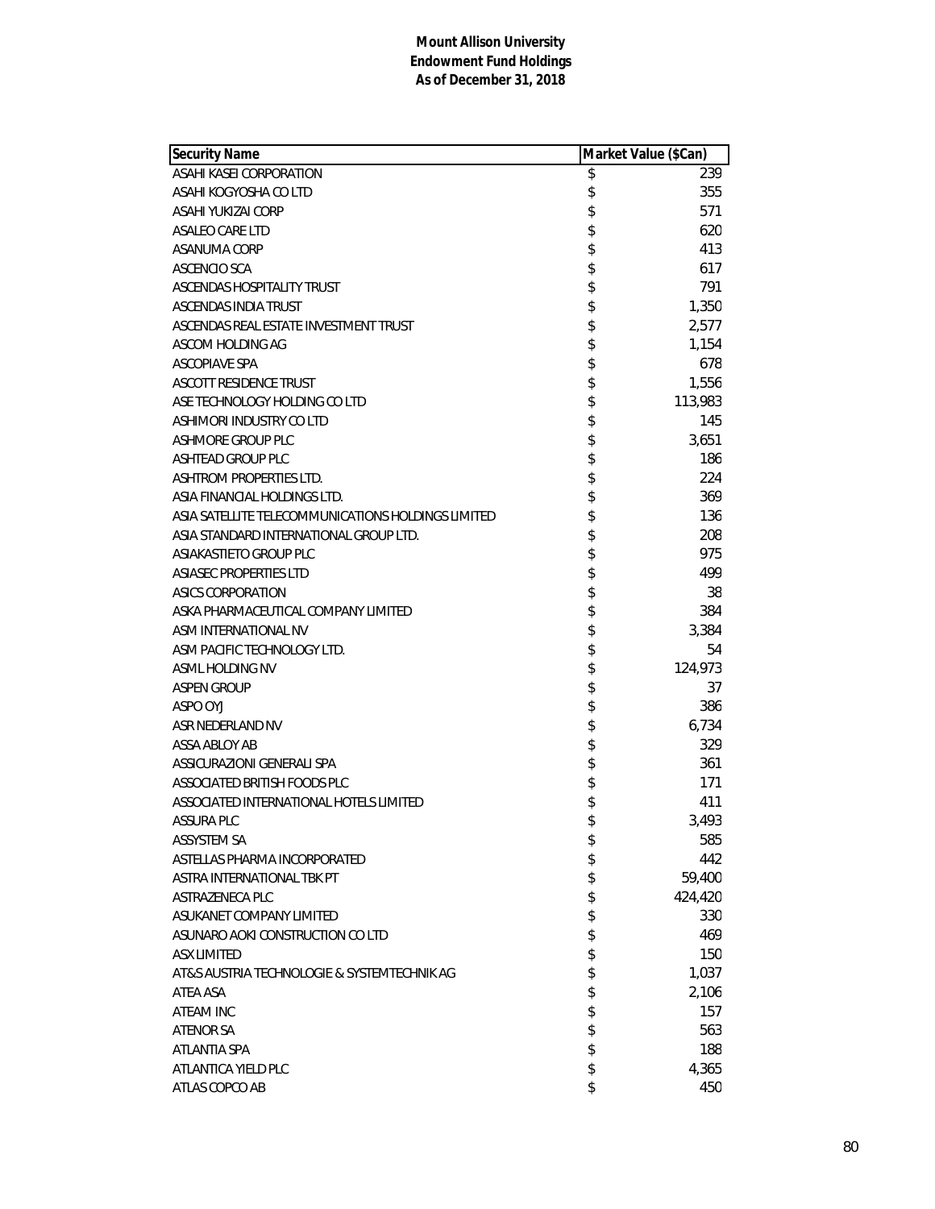**Mount Allison University**
**Endowment Fund Holdings**
**As of December 31, 2018**

| Security Name | Market Value ($Can) |
|---|---|
| ASAHI KASEI CORPORATION | $ 239 |
| ASAHI KOGYOSHA CO LTD | $ 355 |
| ASAHI YUKIZAI CORP | $ 571 |
| ASALEO CARE LTD | $ 620 |
| ASANUMA CORP | $ 413 |
| ASCENCIO SCA | $ 617 |
| ASCENDAS HOSPITALITY TRUST | $ 791 |
| ASCENDAS INDIA TRUST | $ 1,350 |
| ASCENDAS REAL ESTATE INVESTMENT TRUST | $ 2,577 |
| ASCOM HOLDING AG | $ 1,154 |
| ASCOPIAVE SPA | $ 678 |
| ASCOTT RESIDENCE TRUST | $ 1,556 |
| ASE TECHNOLOGY HOLDING CO LTD | $ 113,983 |
| ASHIMORI INDUSTRY CO LTD | $ 145 |
| ASHMORE GROUP PLC | $ 3,651 |
| ASHTEAD GROUP PLC | $ 186 |
| ASHTROM PROPERTIES LTD. | $ 224 |
| ASIA FINANCIAL HOLDINGS LTD. | $ 369 |
| ASIA SATELLITE TELECOMMUNICATIONS HOLDINGS LIMITED | $ 136 |
| ASIA STANDARD INTERNATIONAL GROUP LTD. | $ 208 |
| ASIAKASTIETO GROUP PLC | $ 975 |
| ASIASEC PROPERTIES LTD | $ 499 |
| ASICS CORPORATION | $ 38 |
| ASKA PHARMACEUTICAL COMPANY LIMITED | $ 384 |
| ASM INTERNATIONAL NV | $ 3,384 |
| ASM PACIFIC TECHNOLOGY LTD. | $ 54 |
| ASML HOLDING NV | $ 124,973 |
| ASPEN GROUP | $ 37 |
| ASPO OYJ | $ 386 |
| ASR NEDERLAND NV | $ 6,734 |
| ASSA ABLOY AB | $ 329 |
| ASSICURAZIONI GENERALI SPA | $ 361 |
| ASSOCIATED BRITISH FOODS PLC | $ 171 |
| ASSOCIATED INTERNATIONAL HOTELS LIMITED | $ 411 |
| ASSURA PLC | $ 3,493 |
| ASSYSTEM SA | $ 585 |
| ASTELLAS PHARMA INCORPORATED | $ 442 |
| ASTRA INTERNATIONAL TBK PT | $ 59,400 |
| ASTRAZENECA PLC | $ 424,420 |
| ASUKANET COMPANY LIMITED | $ 330 |
| ASUNARO AOKI CONSTRUCTION CO LTD | $ 469 |
| ASX LIMITED | $ 150 |
| AT&S AUSTRIA TECHNOLOGIE & SYSTEMTECHNIK AG | $ 1,037 |
| ATEA ASA | $ 2,106 |
| ATEAM INC | $ 157 |
| ATENOR SA | $ 563 |
| ATLANTIA SPA | $ 188 |
| ATLANTICA YIELD PLC | $ 4,365 |
| ATLAS COPCO AB | $ 450 |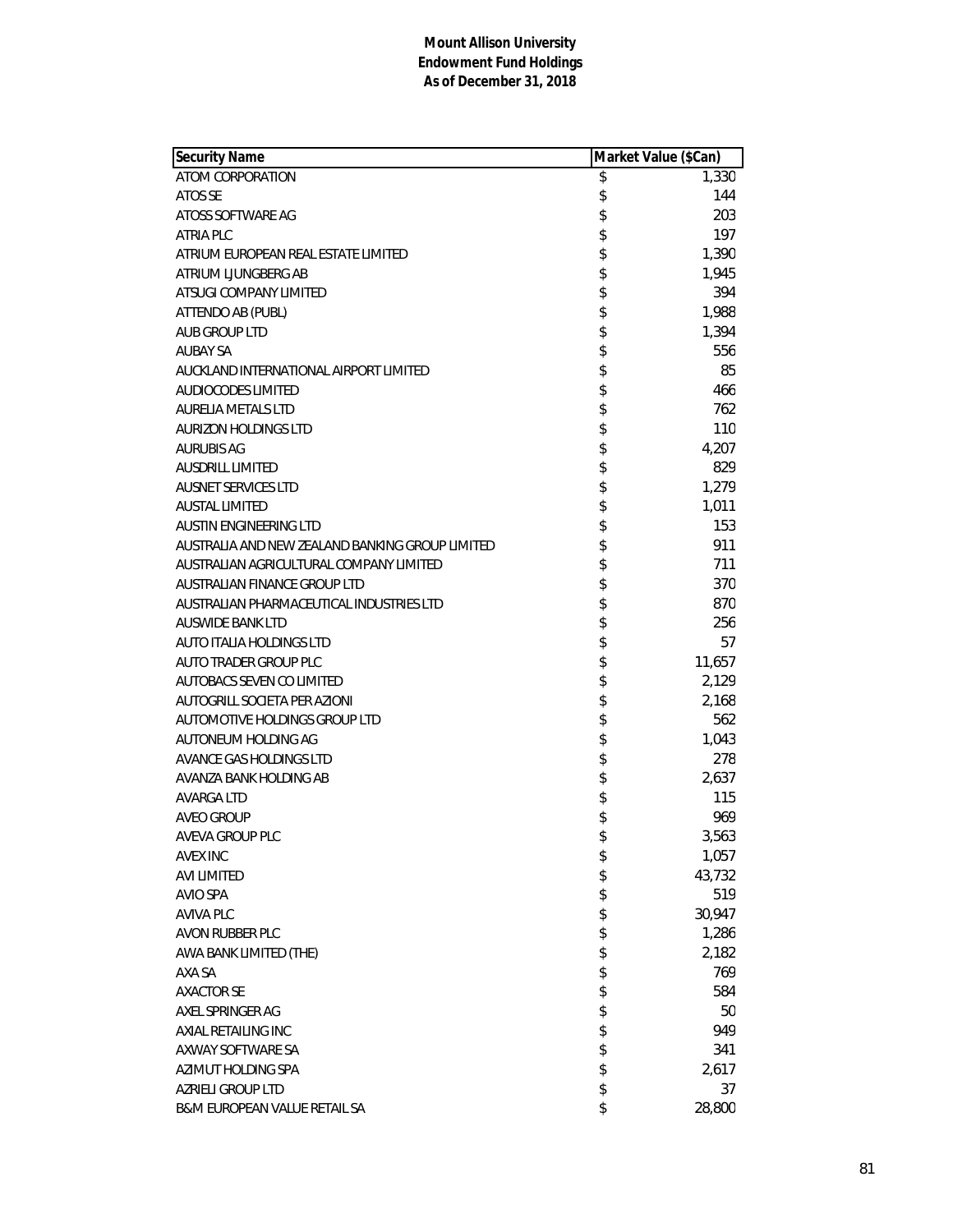**Mount Allison University**
**Endowment Fund Holdings**
**As of December 31, 2018**

| Security Name | Market Value ($Can) |
|---|---|
| ATOM CORPORATION | $ 1,330 |
| ATOS SE | $ 144 |
| ATOSS SOFTWARE AG | $ 203 |
| ATRIA PLC | $ 197 |
| ATRIUM EUROPEAN REAL ESTATE LIMITED | $ 1,390 |
| ATRIUM LJUNGBERG AB | $ 1,945 |
| ATSUGI COMPANY LIMITED | $ 394 |
| ATTENDO AB (PUBL) | $ 1,988 |
| AUB GROUP LTD | $ 1,394 |
| AUBAY SA | $ 556 |
| AUCKLAND INTERNATIONAL AIRPORT LIMITED | $ 85 |
| AUDIOCODES LIMITED | $ 466 |
| AURELIA METALS LTD | $ 762 |
| AURIZON HOLDINGS LTD | $ 110 |
| AURUBIS AG | $ 4,207 |
| AUSDRILL LIMITED | $ 829 |
| AUSNET SERVICES LTD | $ 1,279 |
| AUSTAL LIMITED | $ 1,011 |
| AUSTIN ENGINEERING LTD | $ 153 |
| AUSTRALIA AND NEW ZEALAND BANKING GROUP LIMITED | $ 911 |
| AUSTRALIAN AGRICULTURAL COMPANY LIMITED | $ 711 |
| AUSTRALIAN FINANCE GROUP LTD | $ 370 |
| AUSTRALIAN PHARMACEUTICAL INDUSTRIES LTD | $ 870 |
| AUSWIDE BANK LTD | $ 256 |
| AUTO ITALIA HOLDINGS LTD | $ 57 |
| AUTO TRADER GROUP PLC | $ 11,657 |
| AUTOBACS SEVEN CO LIMITED | $ 2,129 |
| AUTOGRILL SOCIETA PER AZIONI | $ 2,168 |
| AUTOMOTIVE HOLDINGS GROUP LTD | $ 562 |
| AUTONEUM HOLDING AG | $ 1,043 |
| AVANCE GAS HOLDINGS LTD | $ 278 |
| AVANZA BANK HOLDING AB | $ 2,637 |
| AVARGA LTD | $ 115 |
| AVEO GROUP | $ 969 |
| AVEVA GROUP PLC | $ 3,563 |
| AVEX INC | $ 1,057 |
| AVI LIMITED | $ 43,732 |
| AVIO SPA | $ 519 |
| AVIVA PLC | $ 30,947 |
| AVON RUBBER PLC | $ 1,286 |
| AWA BANK LIMITED (THE) | $ 2,182 |
| AXA SA | $ 769 |
| AXACTOR SE | $ 584 |
| AXEL SPRINGER AG | $ 50 |
| AXIAL RETAILING INC | $ 949 |
| AXWAY SOFTWARE SA | $ 341 |
| AZIMUT HOLDING SPA | $ 2,617 |
| AZRIELI GROUP LTD | $ 37 |
| B&M EUROPEAN VALUE RETAIL SA | $ 28,800 |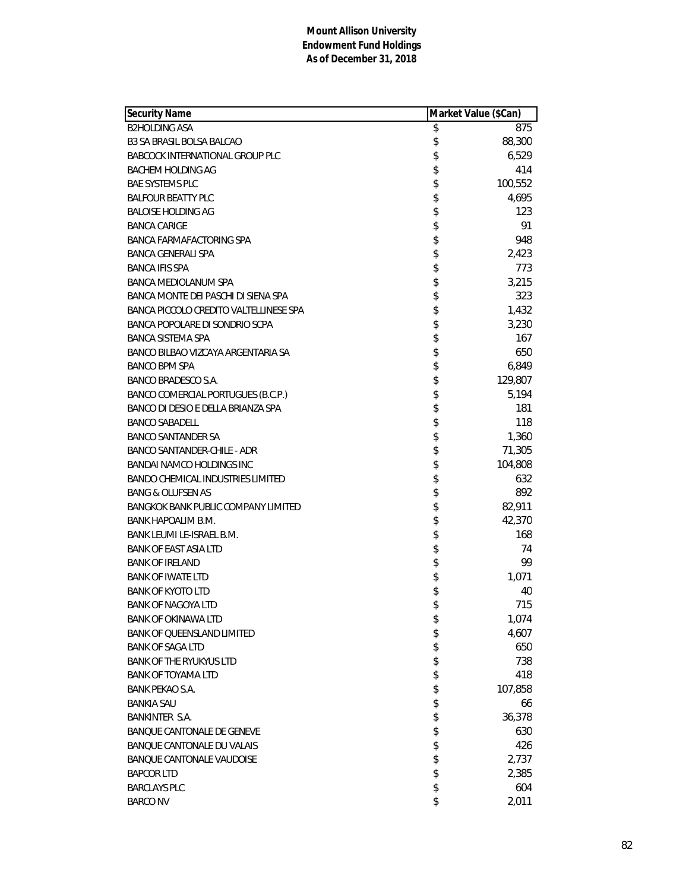**Mount Allison University**
**Endowment Fund Holdings**
**As of December 31, 2018**

| Security Name | Market Value ($Can) |
|---|---|
| B2HOLDING ASA | $ 875 |
| B3 SA BRASIL BOLSA BALCAO | $ 88,300 |
| BABCOCK INTERNATIONAL GROUP PLC | $ 6,529 |
| BACHEM HOLDING AG | $ 414 |
| BAE SYSTEMS PLC | $ 100,552 |
| BALFOUR BEATTY PLC | $ 4,695 |
| BALOISE HOLDING AG | $ 123 |
| BANCA CARIGE | $ 91 |
| BANCA FARMAFACTORING SPA | $ 948 |
| BANCA GENERALI SPA | $ 2,423 |
| BANCA IFIS SPA | $ 773 |
| BANCA MEDIOLANUM SPA | $ 3,215 |
| BANCA MONTE DEI PASCHI DI SIENA SPA | $ 323 |
| BANCA PICCOLO CREDITO VALTELLINESE SPA | $ 1,432 |
| BANCA POPOLARE DI SONDRIO SCPA | $ 3,230 |
| BANCA SISTEMA SPA | $ 167 |
| BANCO BILBAO VIZCAYA ARGENTARIA SA | $ 650 |
| BANCO BPM SPA | $ 6,849 |
| BANCO BRADESCO S.A. | $ 129,807 |
| BANCO COMERCIAL PORTUGUES (B.C.P.) | $ 5,194 |
| BANCO DI DESIO E DELLA BRIANZA SPA | $ 181 |
| BANCO SABADELL | $ 118 |
| BANCO SANTANDER SA | $ 1,360 |
| BANCO SANTANDER-CHILE - ADR | $ 71,305 |
| BANDAI NAMCO HOLDINGS INC | $ 104,808 |
| BANDO CHEMICAL INDUSTRIES LIMITED | $ 632 |
| BANG & OLUFSEN AS | $ 892 |
| BANGKOK BANK PUBLIC COMPANY LIMITED | $ 82,911 |
| BANK HAPOALIM B.M. | $ 42,370 |
| BANK LEUMI LE-ISRAEL B.M. | $ 168 |
| BANK OF EAST ASIA LTD | $ 74 |
| BANK OF IRELAND | $ 99 |
| BANK OF IWATE LTD | $ 1,071 |
| BANK OF KYOTO LTD | $ 40 |
| BANK OF NAGOYA LTD | $ 715 |
| BANK OF OKINAWA LTD | $ 1,074 |
| BANK OF QUEENSLAND LIMITED | $ 4,607 |
| BANK OF SAGA LTD | $ 650 |
| BANK OF THE RYUKYUS LTD | $ 738 |
| BANK OF TOYAMA LTD | $ 418 |
| BANK PEKAO S.A. | $ 107,858 |
| BANKIA SAU | $ 66 |
| BANKINTER S.A. | $ 36,378 |
| BANQUE CANTONALE DE GENEVE | $ 630 |
| BANQUE CANTONALE DU VALAIS | $ 426 |
| BANQUE CANTONALE VAUDOISE | $ 2,737 |
| BAPCOR LTD | $ 2,385 |
| BARCLAYS PLC | $ 604 |
| BARCO NV | $ 2,011 |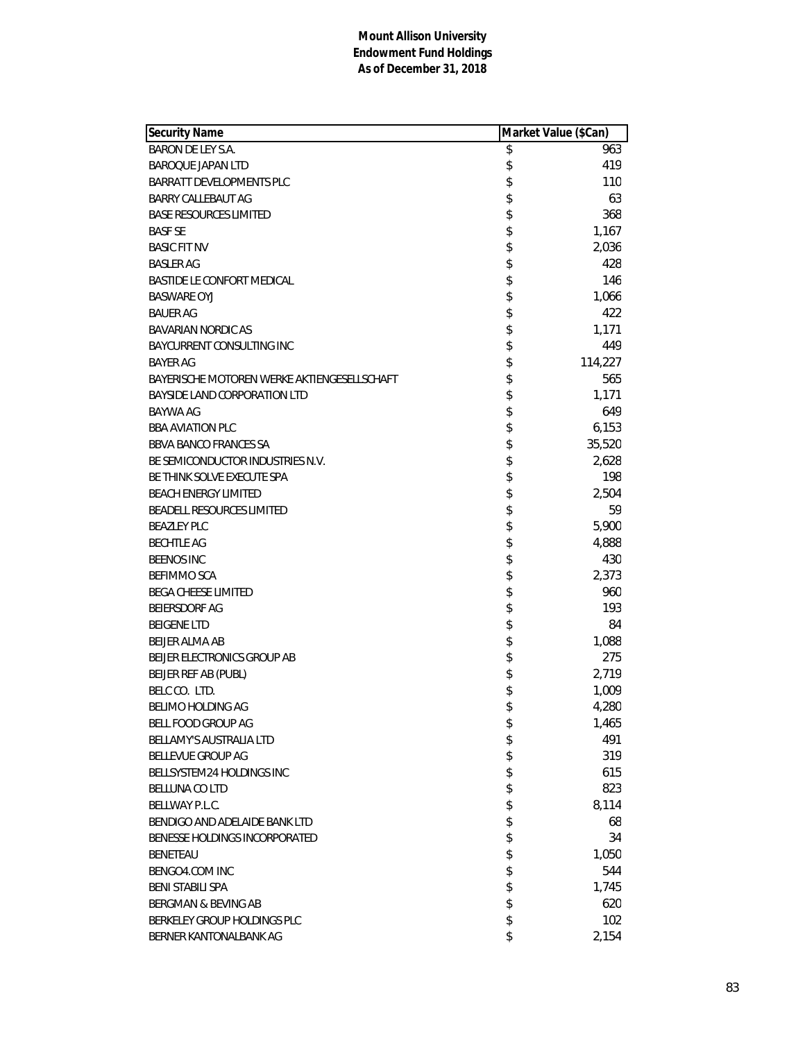**Mount Allison University**
**Endowment Fund Holdings**
**As of December 31, 2018**

| Security Name | Market Value ($Can) |
|---|---|
| BARON DE LEY S.A. | $ 963 |
| BAROQUE JAPAN LTD | $ 419 |
| BARRATT DEVELOPMENTS PLC | $ 110 |
| BARRY CALLEBAUT AG | $ 63 |
| BASE RESOURCES LIMITED | $ 368 |
| BASF SE | $ 1,167 |
| BASIC FIT NV | $ 2,036 |
| BASLER AG | $ 428 |
| BASTIDE LE CONFORT MEDICAL | $ 146 |
| BASWARE OYJ | $ 1,066 |
| BAUER AG | $ 422 |
| BAVARIAN NORDIC AS | $ 1,171 |
| BAYCURRENT CONSULTING INC | $ 449 |
| BAYER AG | $ 114,227 |
| BAYERISCHE MOTOREN WERKE AKTIENGESELLSCHAFT | $ 565 |
| BAYSIDE LAND CORPORATION LTD | $ 1,171 |
| BAYWA AG | $ 649 |
| BBA AVIATION PLC | $ 6,153 |
| BBVA BANCO FRANCES SA | $ 35,520 |
| BE SEMICONDUCTOR INDUSTRIES N.V. | $ 2,628 |
| BE THINK SOLVE EXECUTE SPA | $ 198 |
| BEACH ENERGY LIMITED | $ 2,504 |
| BEADELL RESOURCES LIMITED | $ 59 |
| BEAZLEY PLC | $ 5,900 |
| BECHTLE AG | $ 4,888 |
| BEENOS INC | $ 430 |
| BEFIMMO SCA | $ 2,373 |
| BEGA CHEESE LIMITED | $ 960 |
| BEIERSDORF AG | $ 193 |
| BEIGENE LTD | $ 84 |
| BEIJER ALMA AB | $ 1,088 |
| BEIJER ELECTRONICS GROUP AB | $ 275 |
| BEIJER REF AB (PUBL) | $ 2,719 |
| BELC CO. LTD. | $ 1,009 |
| BELIMO HOLDING AG | $ 4,280 |
| BELL FOOD GROUP AG | $ 1,465 |
| BELLAMY'S AUSTRALIA LTD | $ 491 |
| BELLEVUE GROUP AG | $ 319 |
| BELLSYSTEM24 HOLDINGS INC | $ 615 |
| BELLUNA CO LTD | $ 823 |
| BELLWAY P.L.C. | $ 8,114 |
| BENDIGO AND ADELAIDE BANK LTD | $ 68 |
| BENESSE HOLDINGS INCORPORATED | $ 34 |
| BENETEAU | $ 1,050 |
| BENGO4.COM INC | $ 544 |
| BENI STABILI SPA | $ 1,745 |
| BERGMAN & BEVING AB | $ 620 |
| BERKELEY GROUP HOLDINGS PLC | $ 102 |
| BERNER KANTONALBANK AG | $ 2,154 |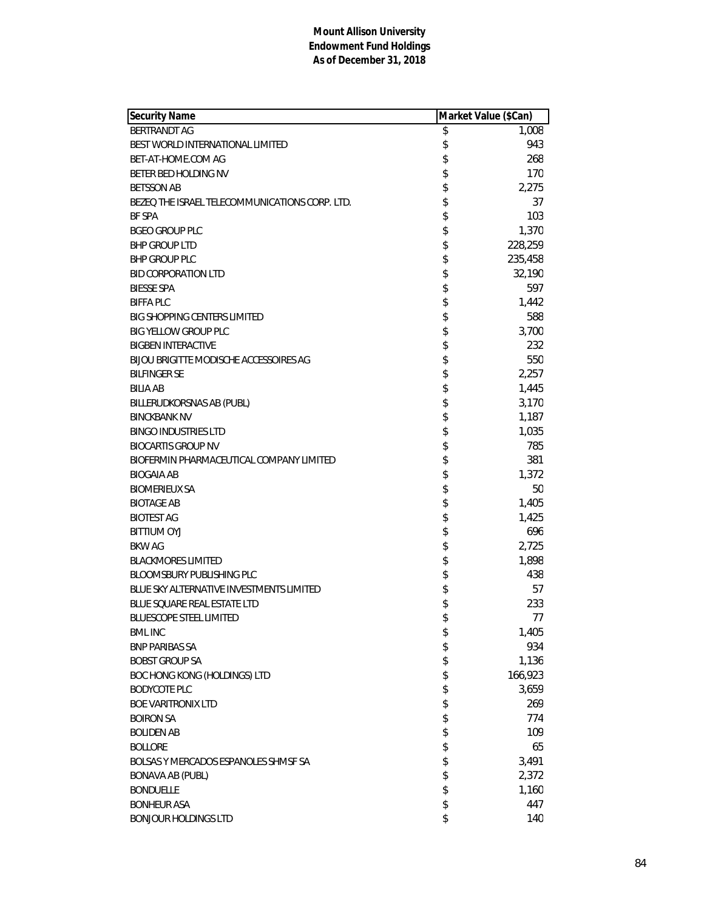**Mount Allison University**
**Endowment Fund Holdings**
**As of December 31, 2018**

| Security Name | Market Value ($Can) |
|---|---|
| BERTRANDT AG | $ 1,008 |
| BEST WORLD INTERNATIONAL LIMITED | $ 943 |
| BET-AT-HOME.COM AG | $ 268 |
| BETER BED HOLDING NV | $ 170 |
| BETSSON AB | $ 2,275 |
| BEZEQ THE ISRAEL TELECOMMUNICATIONS CORP. LTD. | $ 37 |
| BF SPA | $ 103 |
| BGEO GROUP PLC | $ 1,370 |
| BHP GROUP LTD | $ 228,259 |
| BHP GROUP PLC | $ 235,458 |
| BID CORPORATION LTD | $ 32,190 |
| BIESSE SPA | $ 597 |
| BIFFA PLC | $ 1,442 |
| BIG SHOPPING CENTERS LIMITED | $ 588 |
| BIG YELLOW GROUP PLC | $ 3,700 |
| BIGBEN INTERACTIVE | $ 232 |
| BIJOU BRIGITTE MODISCHE ACCESSOIRES AG | $ 550 |
| BILFINGER SE | $ 2,257 |
| BILIA AB | $ 1,445 |
| BILLERUDKORSNAS AB (PUBL) | $ 3,170 |
| BINCKBANK NV | $ 1,187 |
| BINGO INDUSTRIES LTD | $ 1,035 |
| BIOCARTIS GROUP NV | $ 785 |
| BIOFERMIN PHARMACEUTICAL COMPANY LIMITED | $ 381 |
| BIOGAIA AB | $ 1,372 |
| BIOMERIEUX SA | $ 50 |
| BIOTAGE AB | $ 1,405 |
| BIOTEST AG | $ 1,425 |
| BITTIUM OYJ | $ 696 |
| BKW AG | $ 2,725 |
| BLACKMORES LIMITED | $ 1,898 |
| BLOOMSBURY PUBLISHING PLC | $ 438 |
| BLUE SKY ALTERNATIVE INVESTMENTS LIMITED | $ 57 |
| BLUE SQUARE REAL ESTATE LTD | $ 233 |
| BLUESCOPE STEEL LIMITED | $ 77 |
| BML INC | $ 1,405 |
| BNP PARIBAS SA | $ 934 |
| BOBST GROUP SA | $ 1,136 |
| BOC HONG KONG (HOLDINGS) LTD | $ 166,923 |
| BODYCOTE PLC | $ 3,659 |
| BOE VARITRONIX LTD | $ 269 |
| BOIRON SA | $ 774 |
| BOLIDEN AB | $ 109 |
| BOLLORE | $ 65 |
| BOLSAS Y MERCADOS ESPANOLES SHMSF SA | $ 3,491 |
| BONAVA AB (PUBL) | $ 2,372 |
| BONDUELLE | $ 1,160 |
| BONHEUR ASA | $ 447 |
| BONJOUR HOLDINGS LTD | $ 140 |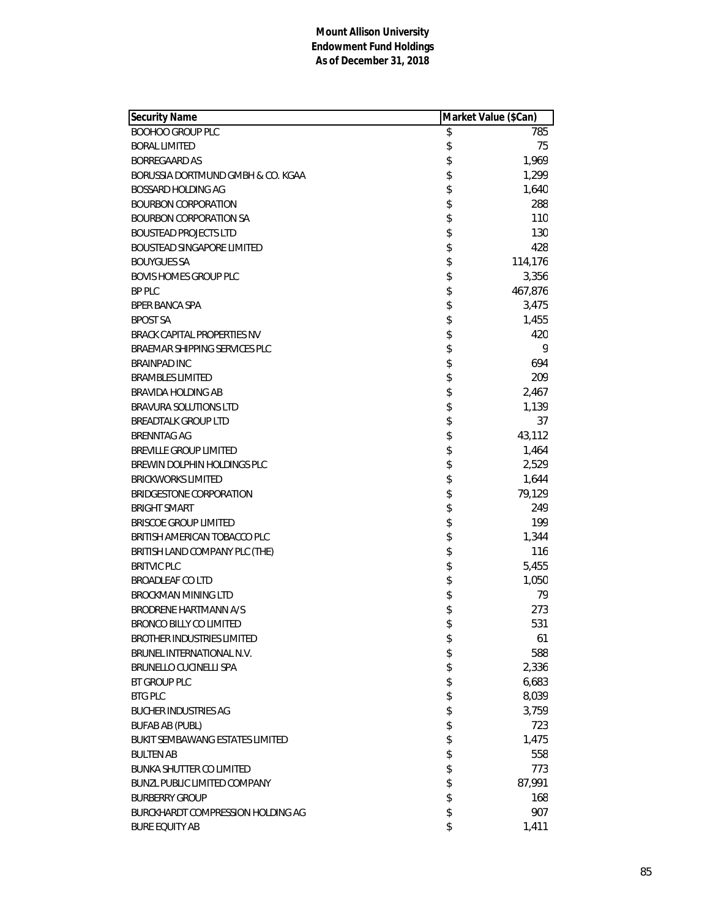**Mount Allison University**
**Endowment Fund Holdings**
**As of December 31, 2018**

| Security Name | Market Value ($Can) |
|---|---|
| BOOHOO GROUP PLC | $ 785 |
| BORAL LIMITED | $ 75 |
| BORREGAARD AS | $ 1,969 |
| BORUSSIA DORTMUND GMBH & CO. KGAA | $ 1,299 |
| BOSSARD HOLDING AG | $ 1,640 |
| BOURBON CORPORATION | $ 288 |
| BOURBON CORPORATION SA | $ 110 |
| BOUSTEAD PROJECTS LTD | $ 130 |
| BOUSTEAD SINGAPORE LIMITED | $ 428 |
| BOUYGUES SA | $ 114,176 |
| BOVIS HOMES GROUP PLC | $ 3,356 |
| BP PLC | $ 467,876 |
| BPER BANCA SPA | $ 3,475 |
| BPOST SA | $ 1,455 |
| BRACK CAPITAL PROPERTIES NV | $ 420 |
| BRAEMAR SHIPPING SERVICES PLC | $ 9 |
| BRAINPAD INC | $ 694 |
| BRAMBLES LIMITED | $ 209 |
| BRAVIDA HOLDING AB | $ 2,467 |
| BRAVURA SOLUTIONS LTD | $ 1,139 |
| BREADTALK GROUP LTD | $ 37 |
| BRENNTAG AG | $ 43,112 |
| BREVILLE GROUP LIMITED | $ 1,464 |
| BREWIN DOLPHIN HOLDINGS PLC | $ 2,529 |
| BRICKWORKS LIMITED | $ 1,644 |
| BRIDGESTONE CORPORATION | $ 79,129 |
| BRIGHT SMART | $ 249 |
| BRISCOE GROUP LIMITED | $ 199 |
| BRITISH AMERICAN TOBACCO PLC | $ 1,344 |
| BRITISH LAND COMPANY PLC (THE) | $ 116 |
| BRITVIC PLC | $ 5,455 |
| BROADLEAF CO LTD | $ 1,050 |
| BROCKMAN MINING LTD | $ 79 |
| BRODRENE HARTMANN A/S | $ 273 |
| BRONCO BILLY CO LIMITED | $ 531 |
| BROTHER INDUSTRIES LIMITED | $ 61 |
| BRUNEL INTERNATIONAL N.V. | $ 588 |
| BRUNELLO CUCINELLI SPA | $ 2,336 |
| BT GROUP PLC | $ 6,683 |
| BTG PLC | $ 8,039 |
| BUCHER INDUSTRIES AG | $ 3,759 |
| BUFAB AB (PUBL) | $ 723 |
| BUKIT SEMBAWANG ESTATES LIMITED | $ 1,475 |
| BULTEN AB | $ 558 |
| BUNKA SHUTTER CO LIMITED | $ 773 |
| BUNZL PUBLIC LIMITED COMPANY | $ 87,991 |
| BURBERRY GROUP | $ 168 |
| BURCKHARDT COMPRESSION HOLDING AG | $ 907 |
| BURE EQUITY AB | $ 1,411 |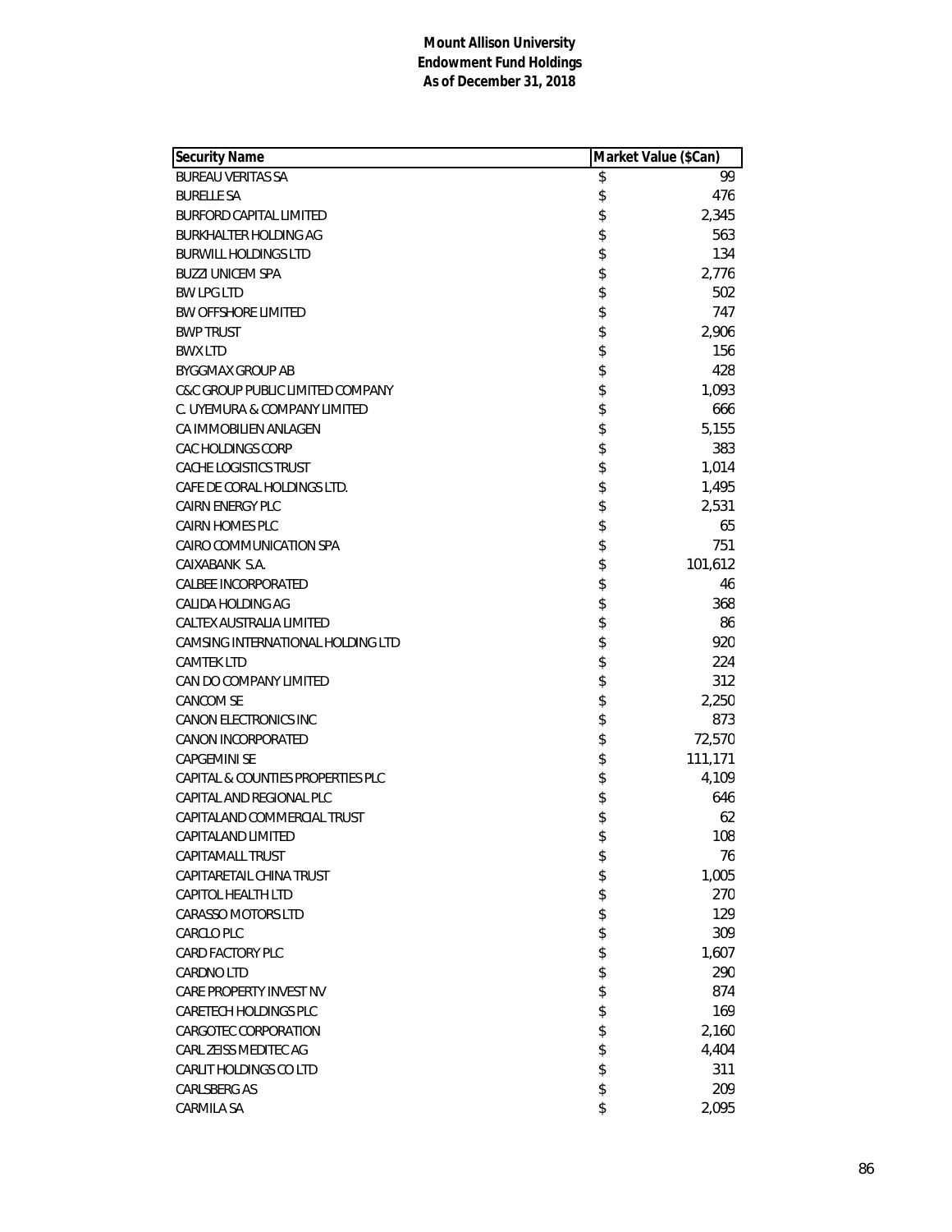**Mount Allison University**
**Endowment Fund Holdings**
**As of December 31, 2018**

| Security Name | Market Value ($Can) |
|---|---|
| BUREAU VERITAS SA | $ 99 |
| BURELLE SA | $ 476 |
| BURFORD CAPITAL LIMITED | $ 2,345 |
| BURKHALTER HOLDING AG | $ 563 |
| BURWILL HOLDINGS LTD | $ 134 |
| BUZZI UNICEM SPA | $ 2,776 |
| BW LPG LTD | $ 502 |
| BW OFFSHORE LIMITED | $ 747 |
| BWP TRUST | $ 2,906 |
| BWX LTD | $ 156 |
| BYGGMAX GROUP AB | $ 428 |
| C&C GROUP PUBLIC LIMITED COMPANY | $ 1,093 |
| C. UYEMURA & COMPANY LIMITED | $ 666 |
| CA IMMOBILIEN ANLAGEN | $ 5,155 |
| CAC HOLDINGS CORP | $ 383 |
| CACHE LOGISTICS TRUST | $ 1,014 |
| CAFE DE CORAL HOLDINGS LTD. | $ 1,495 |
| CAIRN ENERGY PLC | $ 2,531 |
| CAIRN HOMES PLC | $ 65 |
| CAIRO COMMUNICATION SPA | $ 751 |
| CAIXABANK S.A. | $ 101,612 |
| CALBEE INCORPORATED | $ 46 |
| CALIDA HOLDING AG | $ 368 |
| CALTEX AUSTRALIA LIMITED | $ 86 |
| CAMSING INTERNATIONAL HOLDING LTD | $ 920 |
| CAMTEK LTD | $ 224 |
| CAN DO COMPANY LIMITED | $ 312 |
| CANCOM SE | $ 2,250 |
| CANON ELECTRONICS INC | $ 873 |
| CANON INCORPORATED | $ 72,570 |
| CAPGEMINI SE | $ 111,171 |
| CAPITAL & COUNTIES PROPERTIES PLC | $ 4,109 |
| CAPITAL AND REGIONAL PLC | $ 646 |
| CAPITALAND COMMERCIAL TRUST | $ 62 |
| CAPITALAND LIMITED | $ 108 |
| CAPITAMALL TRUST | $ 76 |
| CAPITARETAIL CHINA TRUST | $ 1,005 |
| CAPITOL HEALTH LTD | $ 270 |
| CARASSO MOTORS LTD | $ 129 |
| CARCLO PLC | $ 309 |
| CARD FACTORY PLC | $ 1,607 |
| CARDNO LTD | $ 290 |
| CARE PROPERTY INVEST NV | $ 874 |
| CARETECH HOLDINGS PLC | $ 169 |
| CARGOTEC CORPORATION | $ 2,160 |
| CARL ZEISS MEDITEC AG | $ 4,404 |
| CARLIT HOLDINGS CO LTD | $ 311 |
| CARLSBERG AS | $ 209 |
| CARMILA SA | $ 2,095 |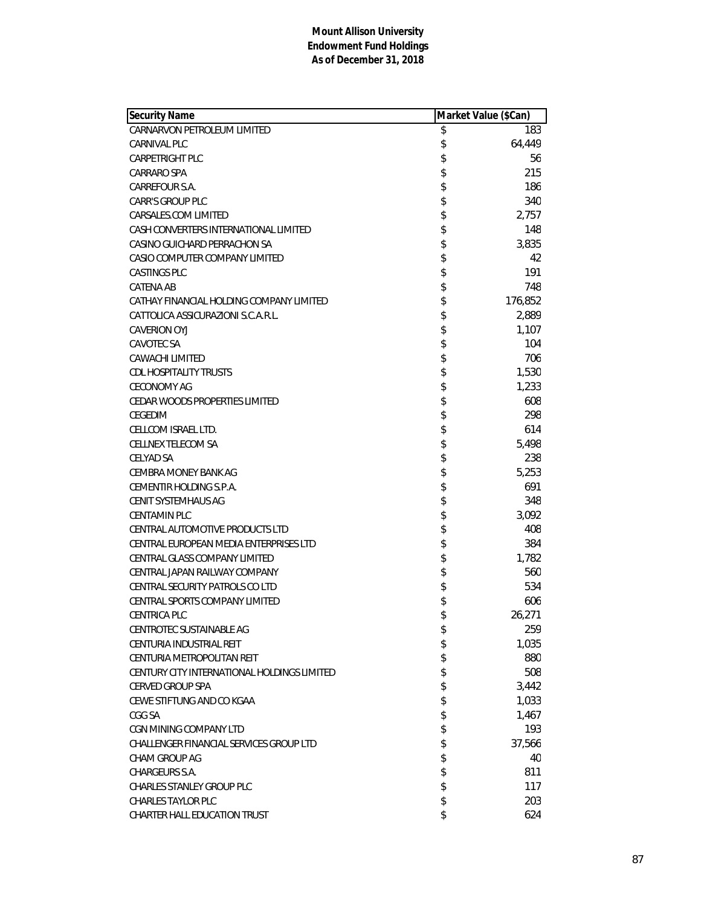**Mount Allison University**
**Endowment Fund Holdings**
**As of December 31, 2018**

| Security Name | Market Value ($Can) |
|---|---|
| CARNARVON PETROLEUM LIMITED | $ 183 |
| CARNIVAL PLC | $ 64,449 |
| CARPETRIGHT PLC | $ 56 |
| CARRARO SPA | $ 215 |
| CARREFOUR S.A. | $ 186 |
| CARR'S GROUP PLC | $ 340 |
| CARSALES.COM LIMITED | $ 2,757 |
| CASH CONVERTERS INTERNATIONAL LIMITED | $ 148 |
| CASINO GUICHARD PERRACHON SA | $ 3,835 |
| CASIO COMPUTER COMPANY LIMITED | $ 42 |
| CASTINGS PLC | $ 191 |
| CATENA AB | $ 748 |
| CATHAY FINANCIAL HOLDING COMPANY LIMITED | $ 176,852 |
| CATTOLICA ASSICURAZIONI S.C.A.R.L. | $ 2,889 |
| CAVERION OYJ | $ 1,107 |
| CAVOTEC SA | $ 104 |
| CAWACHI LIMITED | $ 706 |
| CDL HOSPITALITY TRUSTS | $ 1,530 |
| CECONOMY AG | $ 1,233 |
| CEDAR WOODS PROPERTIES LIMITED | $ 608 |
| CEGEDIM | $ 298 |
| CELLCOM ISRAEL LTD. | $ 614 |
| CELLNEX TELECOM SA | $ 5,498 |
| CELYAD SA | $ 238 |
| CEMBRA MONEY BANK AG | $ 5,253 |
| CEMENTIR HOLDING S.P.A. | $ 691 |
| CENIT SYSTEMHAUS AG | $ 348 |
| CENTAMIN PLC | $ 3,092 |
| CENTRAL AUTOMOTIVE PRODUCTS LTD | $ 408 |
| CENTRAL EUROPEAN MEDIA ENTERPRISES LTD | $ 384 |
| CENTRAL GLASS COMPANY LIMITED | $ 1,782 |
| CENTRAL JAPAN RAILWAY COMPANY | $ 560 |
| CENTRAL SECURITY PATROLS CO LTD | $ 534 |
| CENTRAL SPORTS COMPANY LIMITED | $ 606 |
| CENTRICA PLC | $ 26,271 |
| CENTROTEC SUSTAINABLE AG | $ 259 |
| CENTURIA INDUSTRIAL REIT | $ 1,035 |
| CENTURIA METROPOLITAN REIT | $ 880 |
| CENTURY CITY INTERNATIONAL HOLDINGS LIMITED | $ 508 |
| CERVED GROUP SPA | $ 3,442 |
| CEWE STIFTUNG AND CO KGAA | $ 1,033 |
| CGG SA | $ 1,467 |
| CGN MINING COMPANY LTD | $ 193 |
| CHALLENGER FINANCIAL SERVICES GROUP LTD | $ 37,566 |
| CHAM GROUP AG | $ 40 |
| CHARGEURS S.A. | $ 811 |
| CHARLES STANLEY GROUP PLC | $ 117 |
| CHARLES TAYLOR PLC | $ 203 |
| CHARTER HALL EDUCATION TRUST | $ 624 |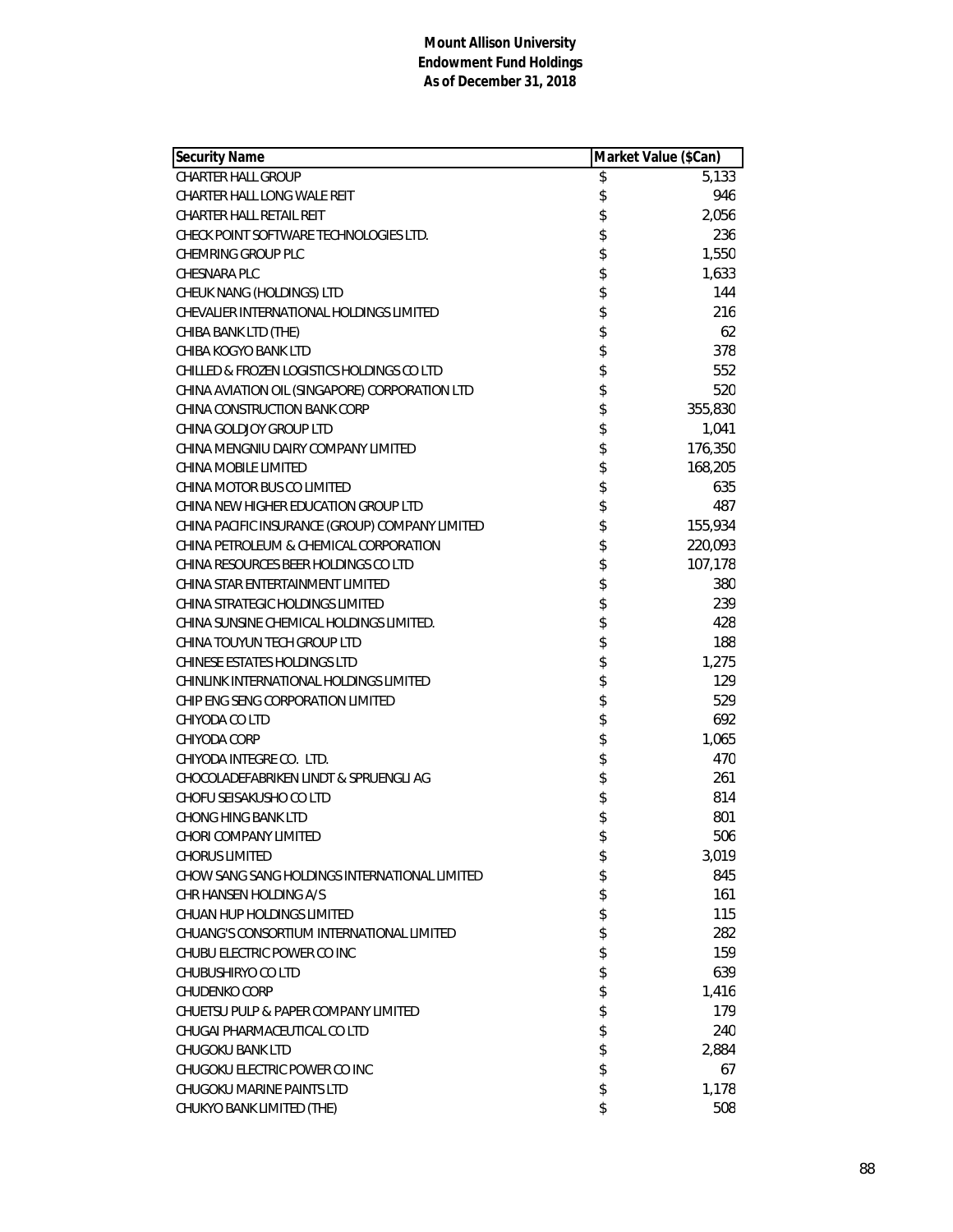**Mount Allison University**
**Endowment Fund Holdings**
**As of December 31, 2018**

| Security Name | Market Value ($Can) |
|---|---|
| CHARTER HALL GROUP | $ 5,133 |
| CHARTER HALL LONG WALE REIT | $ 946 |
| CHARTER HALL RETAIL REIT | $ 2,056 |
| CHECK POINT SOFTWARE TECHNOLOGIES LTD. | $ 236 |
| CHEMRING GROUP PLC | $ 1,550 |
| CHESNARA PLC | $ 1,633 |
| CHEUK NANG (HOLDINGS) LTD | $ 144 |
| CHEVALIER INTERNATIONAL HOLDINGS LIMITED | $ 216 |
| CHIBA BANK LTD (THE) | $ 62 |
| CHIBA KOGYO BANK LTD | $ 378 |
| CHILLED & FROZEN LOGISTICS HOLDINGS CO LTD | $ 552 |
| CHINA AVIATION OIL (SINGAPORE) CORPORATION LTD | $ 520 |
| CHINA CONSTRUCTION BANK CORP | $ 355,830 |
| CHINA GOLDJOY GROUP LTD | $ 1,041 |
| CHINA MENGNIU DAIRY COMPANY LIMITED | $ 176,350 |
| CHINA MOBILE LIMITED | $ 168,205 |
| CHINA MOTOR BUS CO LIMITED | $ 635 |
| CHINA NEW HIGHER EDUCATION GROUP LTD | $ 487 |
| CHINA PACIFIC INSURANCE (GROUP) COMPANY LIMITED | $ 155,934 |
| CHINA PETROLEUM & CHEMICAL CORPORATION | $ 220,093 |
| CHINA RESOURCES BEER HOLDINGS CO LTD | $ 107,178 |
| CHINA STAR ENTERTAINMENT LIMITED | $ 380 |
| CHINA STRATEGIC HOLDINGS LIMITED | $ 239 |
| CHINA SUNSINE CHEMICAL HOLDINGS LIMITED. | $ 428 |
| CHINA TOUYUN TECH GROUP LTD | $ 188 |
| CHINESE ESTATES HOLDINGS LTD | $ 1,275 |
| CHINLINK INTERNATIONAL HOLDINGS LIMITED | $ 129 |
| CHIP ENG SENG CORPORATION LIMITED | $ 529 |
| CHIYODA CO LTD | $ 692 |
| CHIYODA CORP | $ 1,065 |
| CHIYODA INTEGRE CO. LTD. | $ 470 |
| CHOCOLADEFABRIKEN LINDT & SPRUENGLI AG | $ 261 |
| CHOFU SEISAKUSHO CO LTD | $ 814 |
| CHONG HING BANK LTD | $ 801 |
| CHORI COMPANY LIMITED | $ 506 |
| CHORUS LIMITED | $ 3,019 |
| CHOW SANG SANG HOLDINGS INTERNATIONAL LIMITED | $ 845 |
| CHR HANSEN HOLDING A/S | $ 161 |
| CHUAN HUP HOLDINGS LIMITED | $ 115 |
| CHUANG'S CONSORTIUM INTERNATIONAL LIMITED | $ 282 |
| CHUBU ELECTRIC POWER CO INC | $ 159 |
| CHUBUSHIRYO CO LTD | $ 639 |
| CHUDENKO CORP | $ 1,416 |
| CHUETSU PULP & PAPER COMPANY LIMITED | $ 179 |
| CHUGAI PHARMACEUTICAL CO LTD | $ 240 |
| CHUGOKU BANK LTD | $ 2,884 |
| CHUGOKU ELECTRIC POWER CO INC | $ 67 |
| CHUGOKU MARINE PAINTS LTD | $ 1,178 |
| CHUKYO BANK LIMITED (THE) | $ 508 |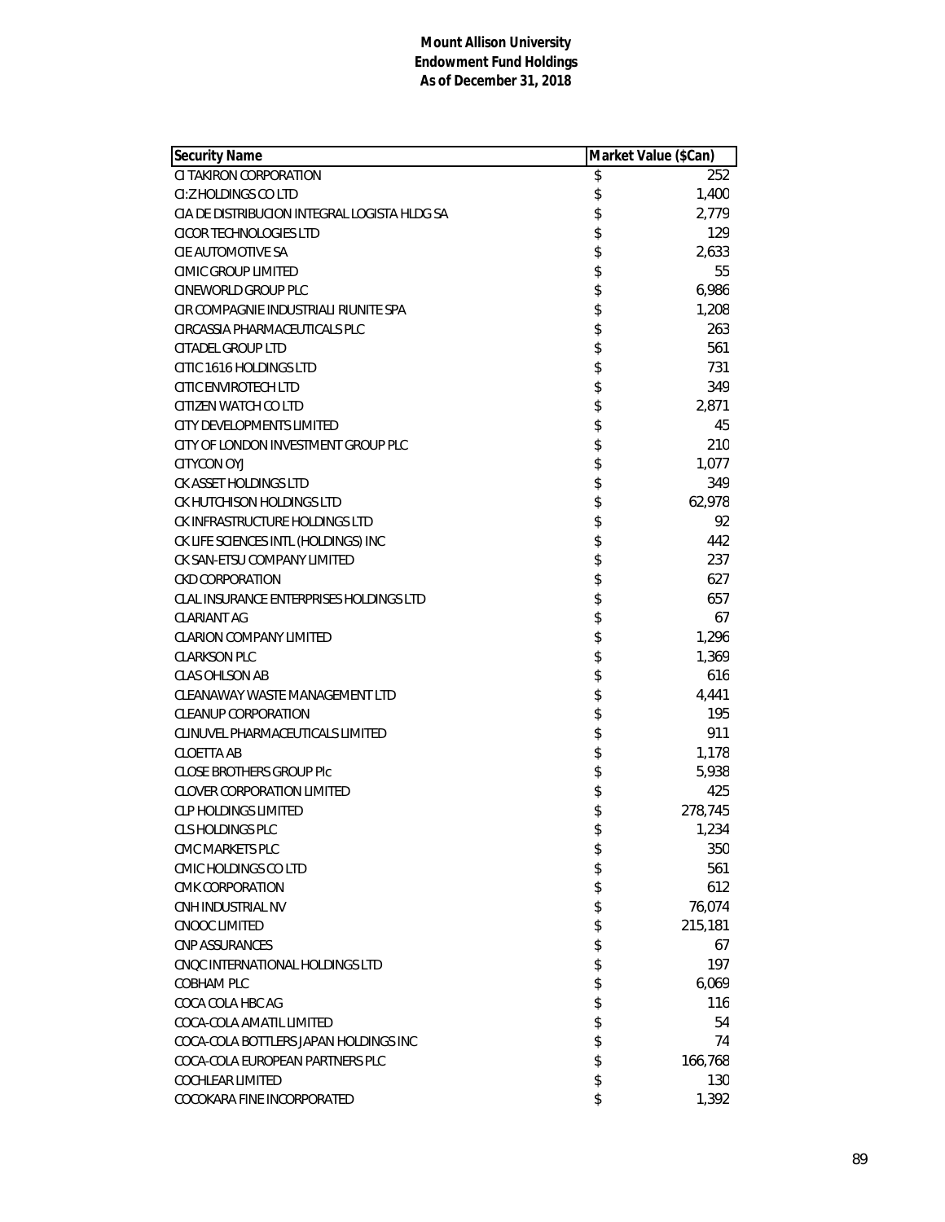**Mount Allison University**
**Endowment Fund Holdings**
**As of December 31, 2018**

| Security Name | Market Value ($Can) |
|---|---|
| CI TAKIRON CORPORATION | $ 252 |
| CI:Z HOLDINGS CO LTD | $ 1,400 |
| CIA DE DISTRIBUCION INTEGRAL LOGISTA HLDG SA | $ 2,779 |
| CICOR TECHNOLOGIES LTD | $ 129 |
| CIE AUTOMOTIVE SA | $ 2,633 |
| CIMIC GROUP LIMITED | $ 55 |
| CINEWORLD GROUP PLC | $ 6,986 |
| CIR COMPAGNIE INDUSTRIALI RIUNITE SPA | $ 1,208 |
| CIRCASSIA PHARMACEUTICALS PLC | $ 263 |
| CITADEL GROUP LTD | $ 561 |
| CITIC 1616 HOLDINGS LTD | $ 731 |
| CITIC ENVIROTECH LTD | $ 349 |
| CITIZEN WATCH CO LTD | $ 2,871 |
| CITY DEVELOPMENTS LIMITED | $ 45 |
| CITY OF LONDON INVESTMENT GROUP PLC | $ 210 |
| CITYCON OYJ | $ 1,077 |
| CK ASSET HOLDINGS LTD | $ 349 |
| CK HUTCHISON HOLDINGS LTD | $ 62,978 |
| CK INFRASTRUCTURE HOLDINGS LTD | $ 92 |
| CK LIFE SCIENCES INTL (HOLDINGS) INC | $ 442 |
| CK SAN-ETSU COMPANY LIMITED | $ 237 |
| CKD CORPORATION | $ 627 |
| CLAL INSURANCE ENTERPRISES HOLDINGS LTD | $ 657 |
| CLARIANT AG | $ 67 |
| CLARION COMPANY LIMITED | $ 1,296 |
| CLARKSON PLC | $ 1,369 |
| CLAS OHLSON AB | $ 616 |
| CLEANAWAY WASTE MANAGEMENT LTD | $ 4,441 |
| CLEANUP CORPORATION | $ 195 |
| CLINUVEL PHARMACEUTICALS LIMITED | $ 911 |
| CLOETTA AB | $ 1,178 |
| CLOSE BROTHERS GROUP Plc | $ 5,938 |
| CLOVER CORPORATION LIMITED | $ 425 |
| CLP HOLDINGS LIMITED | $ 278,745 |
| CLS HOLDINGS PLC | $ 1,234 |
| CMC MARKETS PLC | $ 350 |
| CMIC HOLDINGS CO LTD | $ 561 |
| CMK CORPORATION | $ 612 |
| CNH INDUSTRIAL NV | $ 76,074 |
| CNOOC LIMITED | $ 215,181 |
| CNP ASSURANCES | $ 67 |
| CNQC INTERNATIONAL HOLDINGS LTD | $ 197 |
| COBHAM PLC | $ 6,069 |
| COCA COLA HBC AG | $ 116 |
| COCA-COLA AMATIL LIMITED | $ 54 |
| COCA-COLA BOTTLERS JAPAN HOLDINGS INC | $ 74 |
| COCA-COLA EUROPEAN PARTNERS PLC | $ 166,768 |
| COCHLEAR LIMITED | $ 130 |
| COCOKARA FINE INCORPORATED | $ 1,392 |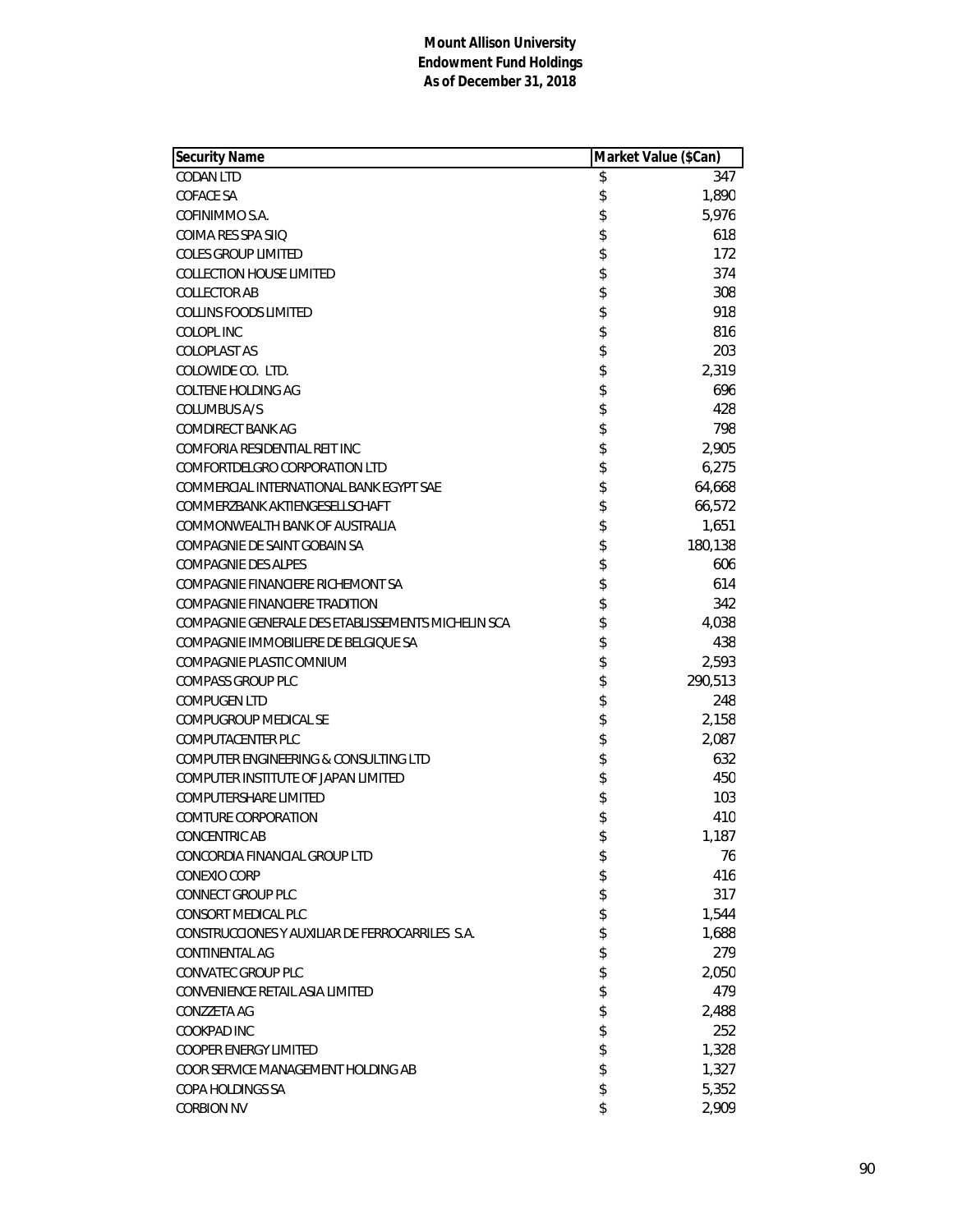**Mount Allison University**
**Endowment Fund Holdings**
**As of December 31, 2018**

| Security Name | Market Value ($Can) |
|---|---|
| CODAN LTD | $ 347 |
| COFACE SA | $ 1,890 |
| COFINIMMO S.A. | $ 5,976 |
| COIMA RES SPA SIIQ | $ 618 |
| COLES GROUP LIMITED | $ 172 |
| COLLECTION HOUSE LIMITED | $ 374 |
| COLLECTOR AB | $ 308 |
| COLLINS FOODS LIMITED | $ 918 |
| COLOPL INC | $ 816 |
| COLOPLAST AS | $ 203 |
| COLOWIDE CO. LTD. | $ 2,319 |
| COLTENE HOLDING AG | $ 696 |
| COLUMBUS A/S | $ 428 |
| COMDIRECT BANK AG | $ 798 |
| COMFORIA RESIDENTIAL REIT INC | $ 2,905 |
| COMFORTDELGRO CORPORATION LTD | $ 6,275 |
| COMMERCIAL INTERNATIONAL BANK EGYPT SAE | $ 64,668 |
| COMMERZBANK AKTIENGESELLSCHAFT | $ 66,572 |
| COMMONWEALTH BANK OF AUSTRALIA | $ 1,651 |
| COMPAGNIE DE SAINT GOBAIN SA | $ 180,138 |
| COMPAGNIE DES ALPES | $ 606 |
| COMPAGNIE FINANCIERE RICHEMONT SA | $ 614 |
| COMPAGNIE FINANCIERE TRADITION | $ 342 |
| COMPAGNIE GENERALE DES ETABLISSEMENTS MICHELIN SCA | $ 4,038 |
| COMPAGNIE IMMOBILIERE DE BELGIQUE SA | $ 438 |
| COMPAGNIE PLASTIC OMNIUM | $ 2,593 |
| COMPASS GROUP PLC | $ 290,513 |
| COMPUGEN LTD | $ 248 |
| COMPUGROUP MEDICAL SE | $ 2,158 |
| COMPUTACENTER PLC | $ 2,087 |
| COMPUTER ENGINEERING & CONSULTING LTD | $ 632 |
| COMPUTER INSTITUTE OF JAPAN LIMITED | $ 450 |
| COMPUTERSHARE LIMITED | $ 103 |
| COMTURE CORPORATION | $ 410 |
| CONCENTRIC AB | $ 1,187 |
| CONCORDIA FINANCIAL GROUP LTD | $ 76 |
| CONEXIO CORP | $ 416 |
| CONNECT GROUP PLC | $ 317 |
| CONSORT MEDICAL PLC | $ 1,544 |
| CONSTRUCCIONES Y AUXILIAR DE FERROCARRILES S.A. | $ 1,688 |
| CONTINENTAL AG | $ 279 |
| CONVATEC GROUP PLC | $ 2,050 |
| CONVENIENCE RETAIL ASIA LIMITED | $ 479 |
| CONZZETA AG | $ 2,488 |
| COOKPAD INC | $ 252 |
| COOPER ENERGY LIMITED | $ 1,328 |
| COOR SERVICE MANAGEMENT HOLDING AB | $ 1,327 |
| COPA HOLDINGS SA | $ 5,352 |
| CORBION NV | $ 2,909 |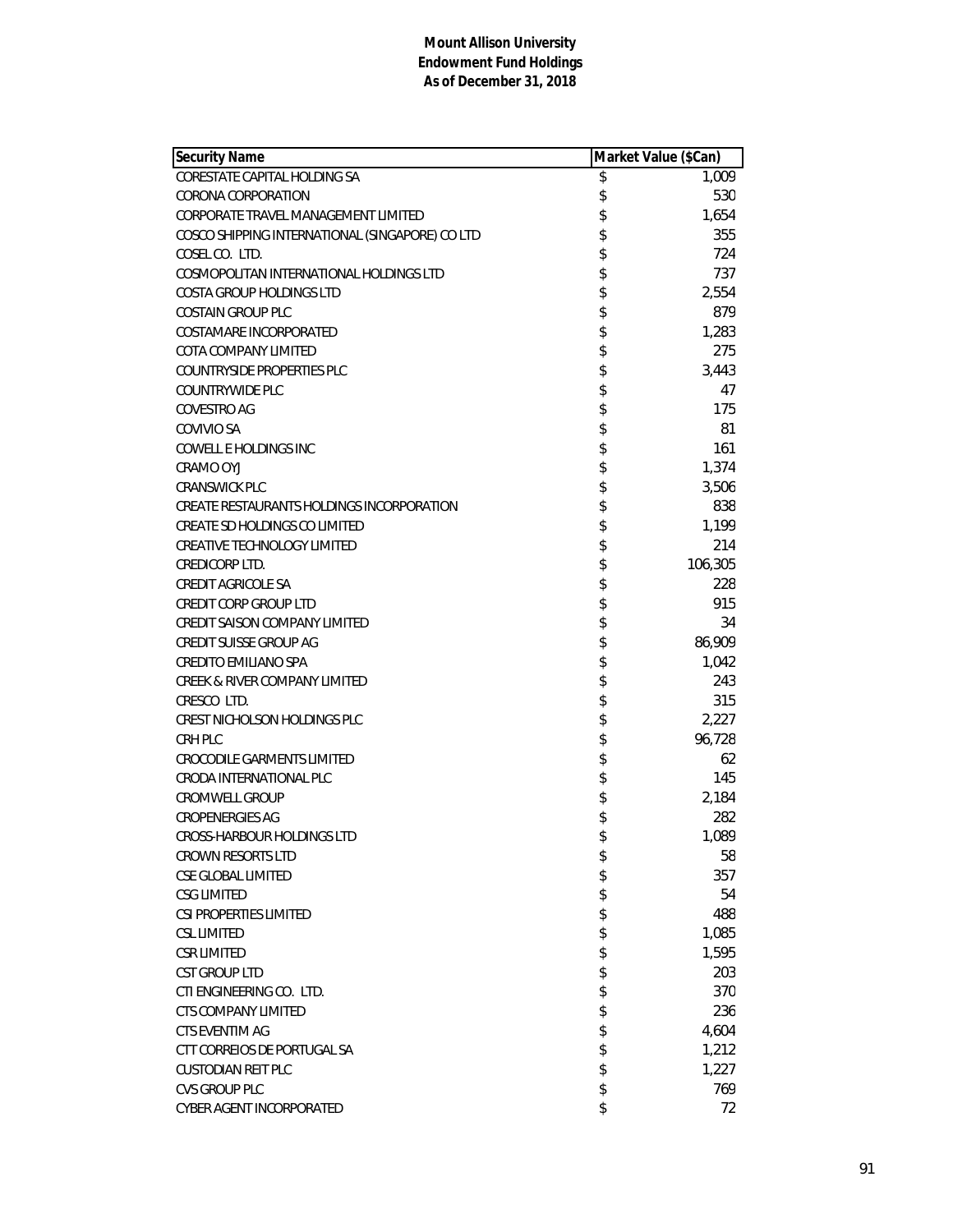**Mount Allison University**
**Endowment Fund Holdings**
**As of December 31, 2018**

| Security Name | Market Value ($Can) |
|---|---|
| CORESTATE CAPITAL HOLDING SA | $ 1,009 |
| CORONA CORPORATION | $ 530 |
| CORPORATE TRAVEL MANAGEMENT LIMITED | $ 1,654 |
| COSCO SHIPPING INTERNATIONAL (SINGAPORE) CO LTD | $ 355 |
| COSEL CO. LTD. | $ 724 |
| COSMOPOLITAN INTERNATIONAL HOLDINGS LTD | $ 737 |
| COSTA GROUP HOLDINGS LTD | $ 2,554 |
| COSTAIN GROUP PLC | $ 879 |
| COSTAMARE INCORPORATED | $ 1,283 |
| COTA COMPANY LIMITED | $ 275 |
| COUNTRYSIDE PROPERTIES PLC | $ 3,443 |
| COUNTRYWIDE PLC | $ 47 |
| COVESTRO AG | $ 175 |
| COVIVIO SA | $ 81 |
| COWELL E HOLDINGS INC | $ 161 |
| CRAMO OYJ | $ 1,374 |
| CRANSWICK PLC | $ 3,506 |
| CREATE RESTAURANTS HOLDINGS INCORPORATION | $ 838 |
| CREATE SD HOLDINGS CO LIMITED | $ 1,199 |
| CREATIVE TECHNOLOGY LIMITED | $ 214 |
| CREDICORP LTD. | $ 106,305 |
| CREDIT AGRICOLE SA | $ 228 |
| CREDIT CORP GROUP LTD | $ 915 |
| CREDIT SAISON COMPANY LIMITED | $ 34 |
| CREDIT SUISSE GROUP AG | $ 86,909 |
| CREDITO EMILIANO SPA | $ 1,042 |
| CREEK & RIVER COMPANY LIMITED | $ 243 |
| CRESCO LTD. | $ 315 |
| CREST NICHOLSON HOLDINGS PLC | $ 2,227 |
| CRH PLC | $ 96,728 |
| CROCODILE GARMENTS LIMITED | $ 62 |
| CRODA INTERNATIONAL PLC | $ 145 |
| CROMWELL GROUP | $ 2,184 |
| CROPENERGIES AG | $ 282 |
| CROSS-HARBOUR HOLDINGS LTD | $ 1,089 |
| CROWN RESORTS LTD | $ 58 |
| CSE GLOBAL LIMITED | $ 357 |
| CSG LIMITED | $ 54 |
| CSI PROPERTIES LIMITED | $ 488 |
| CSL LIMITED | $ 1,085 |
| CSR LIMITED | $ 1,595 |
| CST GROUP LTD | $ 203 |
| CTI ENGINEERING CO. LTD. | $ 370 |
| CTS COMPANY LIMITED | $ 236 |
| CTS EVENTIM AG | $ 4,604 |
| CTT CORREIOS DE PORTUGAL SA | $ 1,212 |
| CUSTODIAN REIT PLC | $ 1,227 |
| CVS GROUP PLC | $ 769 |
| CYBER AGENT INCORPORATED | $ 72 |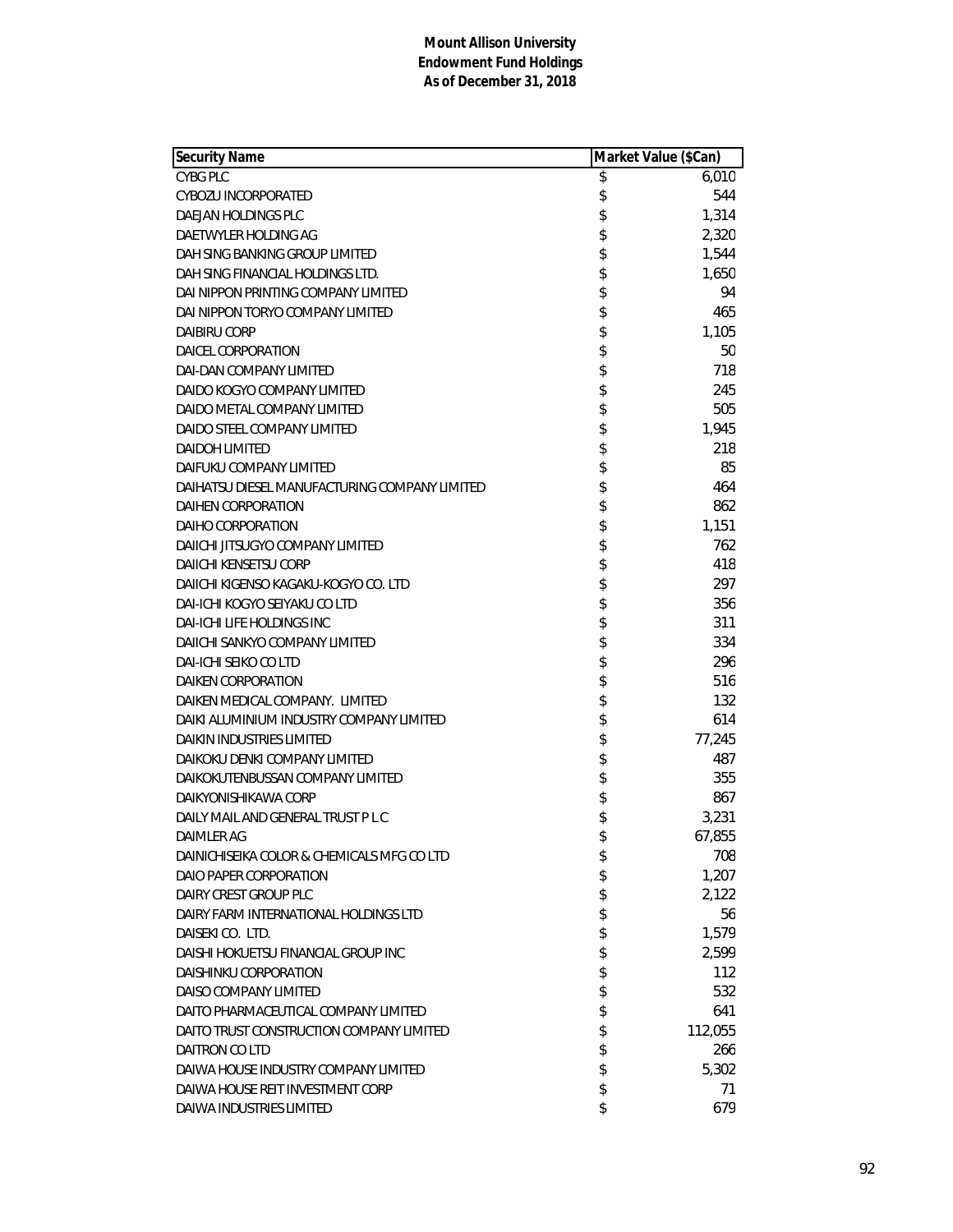**Mount Allison University**
**Endowment Fund Holdings**
**As of December 31, 2018**

| Security Name | Market Value ($Can) |
|---|---|
| CYBG PLC | $ 6,010 |
| CYBOZU INCORPORATED | $ 544 |
| DAEJAN HOLDINGS PLC | $ 1,314 |
| DAETWYLER HOLDING AG | $ 2,320 |
| DAH SING BANKING GROUP LIMITED | $ 1,544 |
| DAH SING FINANCIAL HOLDINGS LTD. | $ 1,650 |
| DAI NIPPON PRINTING COMPANY LIMITED | $ 94 |
| DAI NIPPON TORYO COMPANY LIMITED | $ 465 |
| DAIBIRU CORP | $ 1,105 |
| DAICEL CORPORATION | $ 50 |
| DAI-DAN COMPANY LIMITED | $ 718 |
| DAIDO KOGYO COMPANY LIMITED | $ 245 |
| DAIDO METAL COMPANY LIMITED | $ 505 |
| DAIDO STEEL COMPANY LIMITED | $ 1,945 |
| DAIDOH LIMITED | $ 218 |
| DAIFUKU COMPANY LIMITED | $ 85 |
| DAIHATSU DIESEL MANUFACTURING COMPANY LIMITED | $ 464 |
| DAIHEN CORPORATION | $ 862 |
| DAIHO CORPORATION | $ 1,151 |
| DAIICHI JITSUGYO COMPANY LIMITED | $ 762 |
| DAIICHI KENSETSU CORP | $ 418 |
| DAIICHI KIGENSO KAGAKU-KOGYO CO. LTD | $ 297 |
| DAI-ICHI KOGYO SEIYAKU CO LTD | $ 356 |
| DAI-ICHI LIFE HOLDINGS INC | $ 311 |
| DAIICHI SANKYO COMPANY LIMITED | $ 334 |
| DAI-ICHI SEIKO CO LTD | $ 296 |
| DAIKEN CORPORATION | $ 516 |
| DAIKEN MEDICAL COMPANY. LIMITED | $ 132 |
| DAIKI ALUMINIUM INDUSTRY COMPANY LIMITED | $ 614 |
| DAIKIN INDUSTRIES LIMITED | $ 77,245 |
| DAIKOKU DENKI COMPANY LIMITED | $ 487 |
| DAIKOKUTENBUSSAN COMPANY LIMITED | $ 355 |
| DAIKYONISHIKAWA CORP | $ 867 |
| DAILY MAIL AND GENERAL TRUST P L C | $ 3,231 |
| DAIMLER AG | $ 67,855 |
| DAINICHISEIKA COLOR & CHEMICALS MFG CO LTD | $ 708 |
| DAIO PAPER CORPORATION | $ 1,207 |
| DAIRY CREST GROUP PLC | $ 2,122 |
| DAIRY FARM INTERNATIONAL HOLDINGS LTD | $ 56 |
| DAISEKI CO. LTD. | $ 1,579 |
| DAISHI HOKUETSU FINANCIAL GROUP INC | $ 2,599 |
| DAISHINKU CORPORATION | $ 112 |
| DAISO COMPANY LIMITED | $ 532 |
| DAITO PHARMACEUTICAL COMPANY LIMITED | $ 641 |
| DAITO TRUST CONSTRUCTION COMPANY LIMITED | $ 112,055 |
| DAITRON CO LTD | $ 266 |
| DAIWA HOUSE INDUSTRY COMPANY LIMITED | $ 5,302 |
| DAIWA HOUSE REIT INVESTMENT CORP | $ 71 |
| DAIWA INDUSTRIES LIMITED | $ 679 |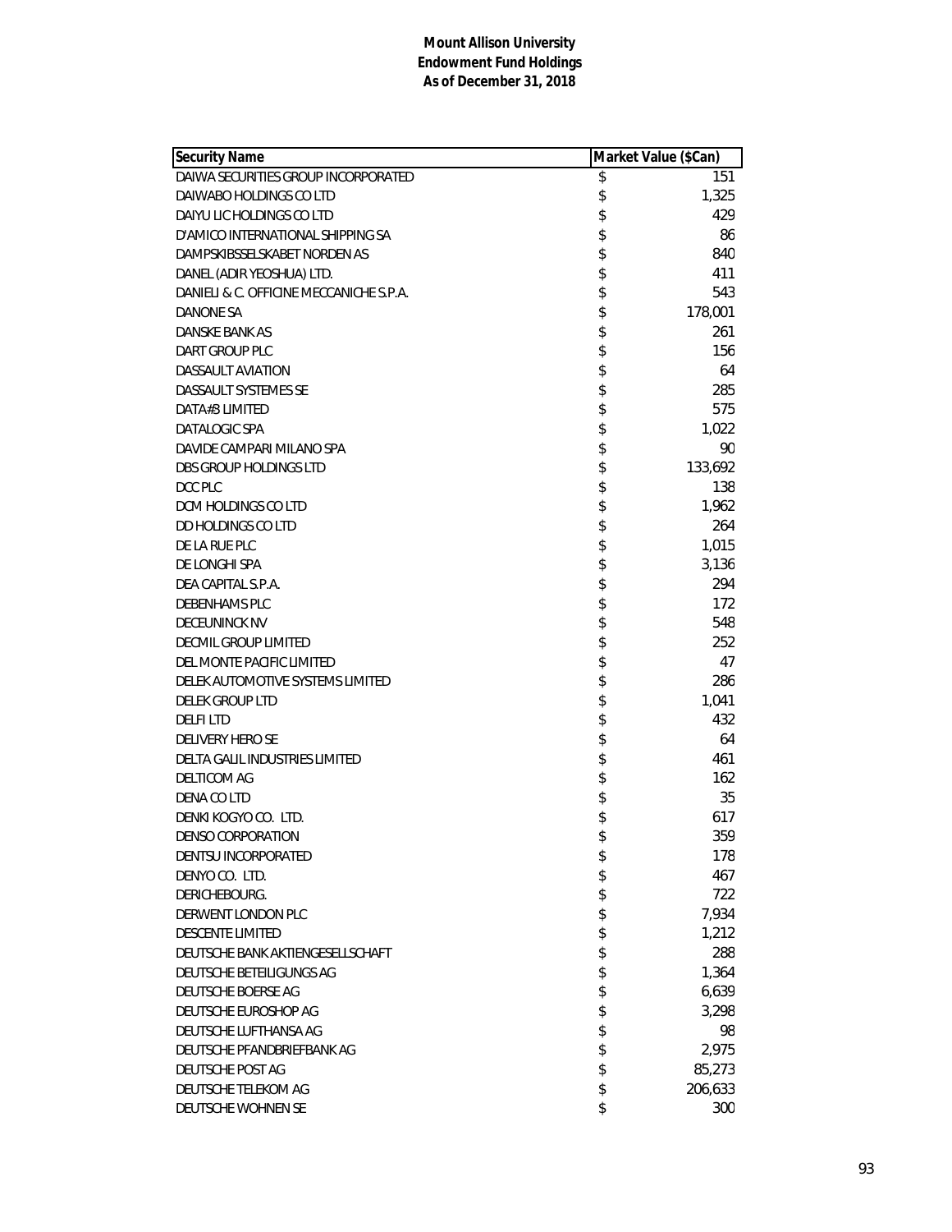**Mount Allison University**
**Endowment Fund Holdings**
**As of December 31, 2018**

| Security Name | Market Value ($Can) |
|---|---|
| DAIWA SECURITIES GROUP INCORPORATED | $ 151 |
| DAIWABO HOLDINGS CO LTD | $ 1,325 |
| DAIYU LIC HOLDINGS CO LTD | $ 429 |
| D'AMICO INTERNATIONAL SHIPPING SA | $ 86 |
| DAMPSKIBSSELSKABET NORDEN AS | $ 840 |
| DANEL (ADIR YEOSHUA) LTD. | $ 411 |
| DANIELI & C. OFFICINE MECCANICHE S.P.A. | $ 543 |
| DANONE SA | $ 178,001 |
| DANSKE BANK AS | $ 261 |
| DART GROUP PLC | $ 156 |
| DASSAULT AVIATION | $ 64 |
| DASSAULT SYSTEMES SE | $ 285 |
| DATA#3 LIMITED | $ 575 |
| DATALOGIC SPA | $ 1,022 |
| DAVIDE CAMPARI MILANO SPA | $ 90 |
| DBS GROUP HOLDINGS LTD | $ 133,692 |
| DCC PLC | $ 138 |
| DCM HOLDINGS CO LTD | $ 1,962 |
| DD HOLDINGS CO LTD | $ 264 |
| DE LA RUE PLC | $ 1,015 |
| DE LONGHI SPA | $ 3,136 |
| DEA CAPITAL S.P.A. | $ 294 |
| DEBENHAMS PLC | $ 172 |
| DECEUNINCK NV | $ 548 |
| DECMIL GROUP LIMITED | $ 252 |
| DEL MONTE PACIFIC LIMITED | $ 47 |
| DELEK AUTOMOTIVE SYSTEMS LIMITED | $ 286 |
| DELEK GROUP LTD | $ 1,041 |
| DELFI LTD | $ 432 |
| DELIVERY HERO SE | $ 64 |
| DELTA GALIL INDUSTRIES LIMITED | $ 461 |
| DELTICOM AG | $ 162 |
| DENA CO LTD | $ 35 |
| DENKI KOGYO CO. LTD. | $ 617 |
| DENSO CORPORATION | $ 359 |
| DENTSU INCORPORATED | $ 178 |
| DENYO CO. LTD. | $ 467 |
| DERICHEBOURG. | $ 722 |
| DERWENT LONDON PLC | $ 7,934 |
| DESCENTE LIMITED | $ 1,212 |
| DEUTSCHE BANK AKTIENGESELLSCHAFT | $ 288 |
| DEUTSCHE BETEILIGUNGS AG | $ 1,364 |
| DEUTSCHE BOERSE AG | $ 6,639 |
| DEUTSCHE EUROSHOP AG | $ 3,298 |
| DEUTSCHE LUFTHANSA AG | $ 98 |
| DEUTSCHE PFANDBRIEFBANK AG | $ 2,975 |
| DEUTSCHE POST AG | $ 85,273 |
| DEUTSCHE TELEKOM AG | $ 206,633 |
| DEUTSCHE WOHNEN SE | $ 300 |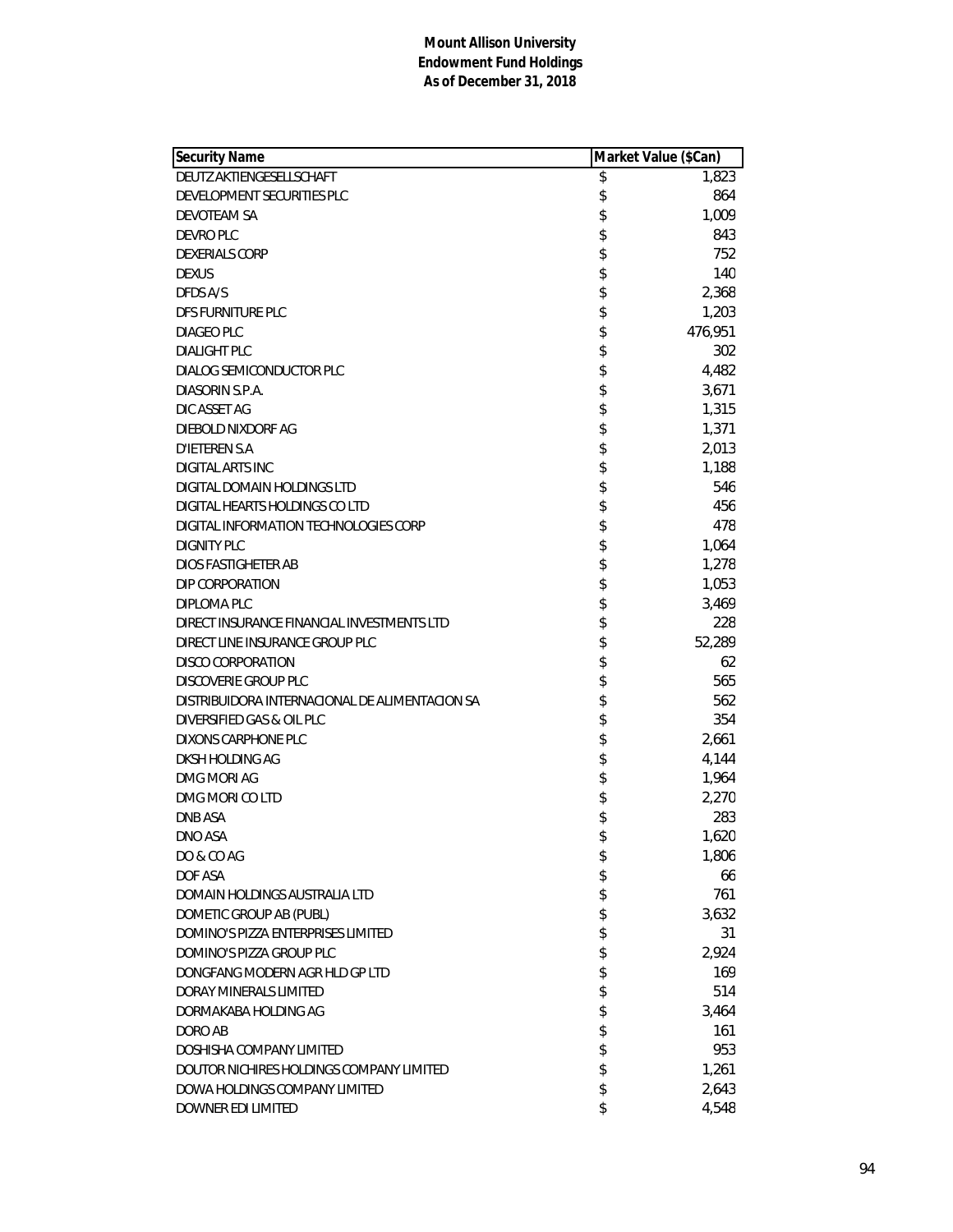**Mount Allison University**
**Endowment Fund Holdings**
**As of December 31, 2018**

| Security Name | Market Value ($Can) |
|---|---|
| DEUTZ AKTIENGESELLSCHAFT | $ 1,823 |
| DEVELOPMENT SECURITIES PLC | $ 864 |
| DEVOTEAM SA | $ 1,009 |
| DEVRO PLC | $ 843 |
| DEXERIALS CORP | $ 752 |
| DEXUS | $ 140 |
| DFDS A/S | $ 2,368 |
| DFS FURNITURE PLC | $ 1,203 |
| DIAGEO PLC | $ 476,951 |
| DIALIGHT PLC | $ 302 |
| DIALOG SEMICONDUCTOR PLC | $ 4,482 |
| DIASORIN S.P.A. | $ 3,671 |
| DIC ASSET AG | $ 1,315 |
| DIEBOLD NIXDORF AG | $ 1,371 |
| D'IETEREN S.A | $ 2,013 |
| DIGITAL ARTS INC | $ 1,188 |
| DIGITAL DOMAIN HOLDINGS LTD | $ 546 |
| DIGITAL HEARTS HOLDINGS CO LTD | $ 456 |
| DIGITAL INFORMATION TECHNOLOGIES CORP | $ 478 |
| DIGNITY PLC | $ 1,064 |
| DIOS FASTIGHETER AB | $ 1,278 |
| DIP CORPORATION | $ 1,053 |
| DIPLOMA PLC | $ 3,469 |
| DIRECT INSURANCE FINANCIAL INVESTMENTS LTD | $ 228 |
| DIRECT LINE INSURANCE GROUP PLC | $ 52,289 |
| DISCO CORPORATION | $ 62 |
| DISCOVERIE GROUP PLC | $ 565 |
| DISTRIBUIDORA INTERNACIONAL DE ALIMENTACION SA | $ 562 |
| DIVERSIFIED GAS & OIL PLC | $ 354 |
| DIXONS CARPHONE PLC | $ 2,661 |
| DKSH HOLDING AG | $ 4,144 |
| DMG MORI AG | $ 1,964 |
| DMG MORI CO LTD | $ 2,270 |
| DNB ASA | $ 283 |
| DNO ASA | $ 1,620 |
| DO & CO AG | $ 1,806 |
| DOF ASA | $ 66 |
| DOMAIN HOLDINGS AUSTRALIA LTD | $ 761 |
| DOMETIC GROUP AB (PUBL) | $ 3,632 |
| DOMINO'S PIZZA ENTERPRISES LIMITED | $ 31 |
| DOMINO'S PIZZA GROUP PLC | $ 2,924 |
| DONGFANG MODERN AGR HLD GP LTD | $ 169 |
| DORAY MINERALS LIMITED | $ 514 |
| DORMAKABA HOLDING AG | $ 3,464 |
| DORO AB | $ 161 |
| DOSHISHA COMPANY LIMITED | $ 953 |
| DOUTOR NICHIRES HOLDINGS COMPANY LIMITED | $ 1,261 |
| DOWA HOLDINGS COMPANY LIMITED | $ 2,643 |
| DOWNER EDI LIMITED | $ 4,548 |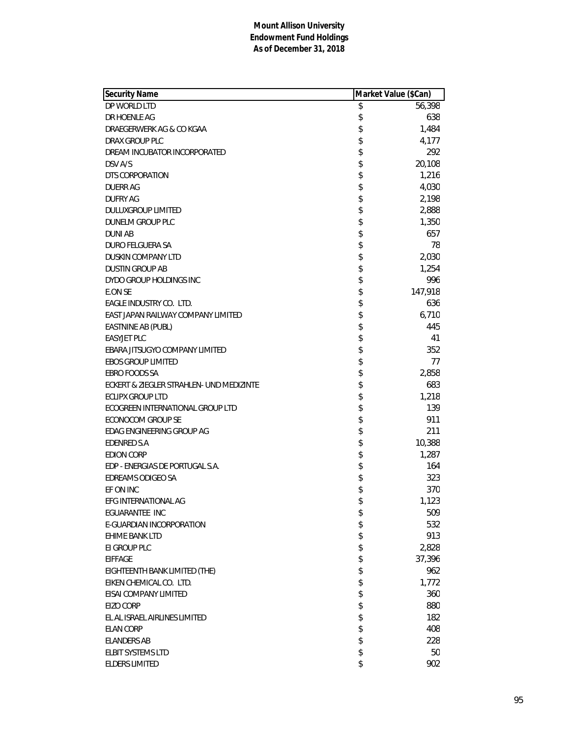**Mount Allison University**
**Endowment Fund Holdings**
**As of December 31, 2018**

| Security Name | Market Value ($Can) |
|---|---|
| DP WORLD LTD | $ 56,398 |
| DR HOENLE AG | $ 638 |
| DRAEGERWERK AG & CO KGAA | $ 1,484 |
| DRAX GROUP PLC | $ 4,177 |
| DREAM INCUBATOR INCORPORATED | $ 292 |
| DSV A/S | $ 20,108 |
| DTS CORPORATION | $ 1,216 |
| DUERR AG | $ 4,030 |
| DUFRY AG | $ 2,198 |
| DULUXGROUP LIMITED | $ 2,888 |
| DUNELM GROUP PLC | $ 1,350 |
| DUNI AB | $ 657 |
| DURO FELGUERA SA | $ 78 |
| DUSKIN COMPANY LTD | $ 2,030 |
| DUSTIN GROUP AB | $ 1,254 |
| DYDO GROUP HOLDINGS INC | $ 996 |
| E.ON SE | $ 147,918 |
| EAGLE INDUSTRY CO. LTD. | $ 636 |
| EAST JAPAN RAILWAY COMPANY LIMITED | $ 6,710 |
| EASTNINE AB (PUBL) | $ 445 |
| EASYJET PLC | $ 41 |
| EBARA JITSUGYO COMPANY LIMITED | $ 352 |
| EBOS GROUP LIMITED | $ 77 |
| EBRO FOODS SA | $ 2,858 |
| ECKERT & ZIEGLER STRAHLEN- UND MEDIZINTE | $ 683 |
| ECLIPX GROUP LTD | $ 1,218 |
| ECOGREEN INTERNATIONAL GROUP LTD | $ 139 |
| ECONOCOM GROUP SE | $ 911 |
| EDAG ENGINEERING GROUP AG | $ 211 |
| EDENRED S.A | $ 10,388 |
| EDION CORP | $ 1,287 |
| EDP - ENERGIAS DE PORTUGAL S.A. | $ 164 |
| EDREAMS ODIGEO SA | $ 323 |
| EF ON INC | $ 370 |
| EFG INTERNATIONAL AG | $ 1,123 |
| EGUARANTEE INC | $ 509 |
| E-GUARDIAN INCORPORATION | $ 532 |
| EHIME BANK LTD | $ 913 |
| EI GROUP PLC | $ 2,828 |
| EIFFAGE | $ 37,396 |
| EIGHTEENTH BANK LIMITED (THE) | $ 962 |
| EIKEN CHEMICAL CO. LTD. | $ 1,772 |
| EISAI COMPANY LIMITED | $ 360 |
| EIZO CORP | $ 880 |
| EL AL ISRAEL AIRLINES LIMITED | $ 182 |
| ELAN CORP | $ 408 |
| ELANDERS AB | $ 228 |
| ELBIT SYSTEMS LTD | $ 50 |
| ELDERS LIMITED | $ 902 |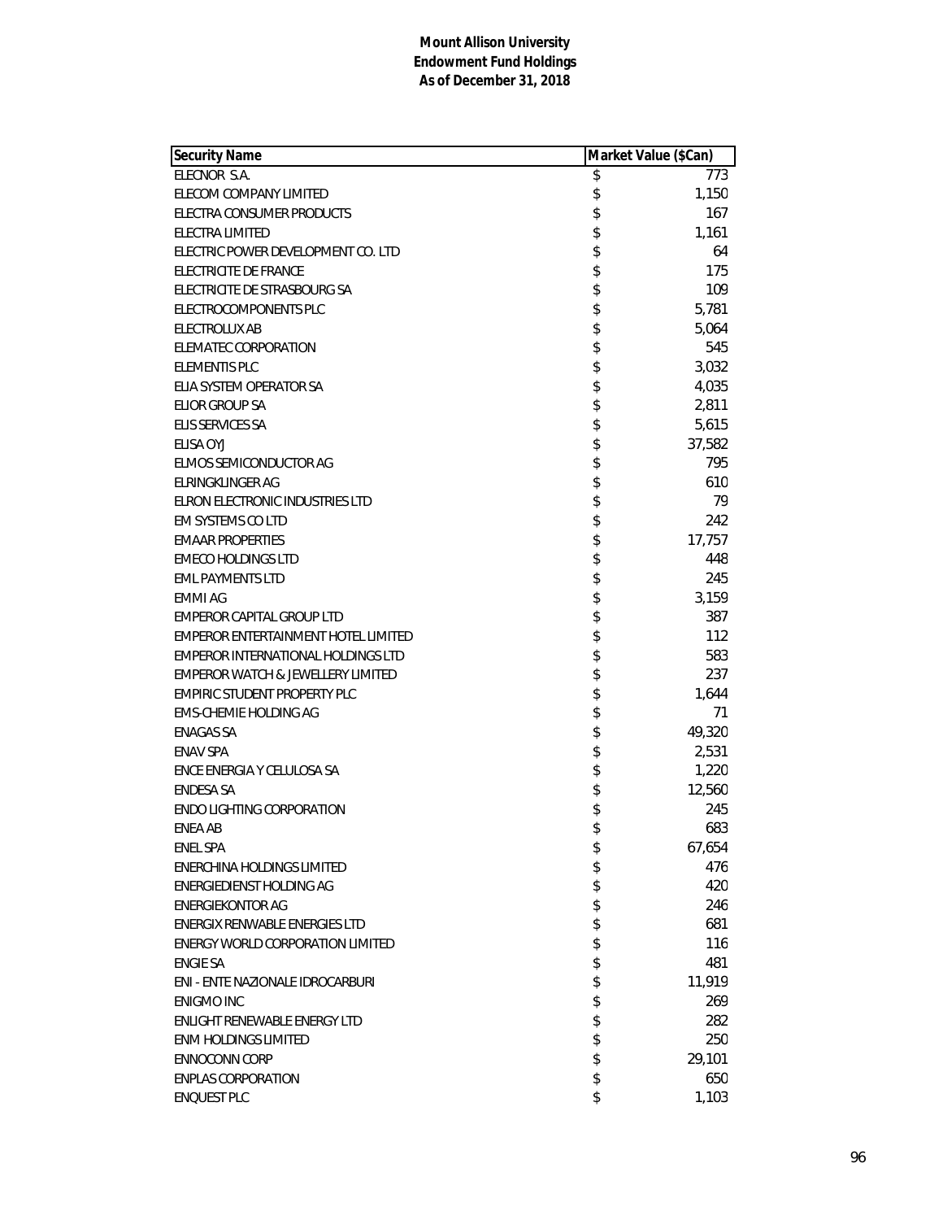**Mount Allison University**
**Endowment Fund Holdings**
**As of December 31, 2018**

| Security Name | Market Value ($Can) |
|---|---|
| ELECNOR S.A. | $ 773 |
| ELECOM COMPANY LIMITED | $ 1,150 |
| ELECTRA CONSUMER PRODUCTS | $ 167 |
| ELECTRA LIMITED | $ 1,161 |
| ELECTRIC POWER DEVELOPMENT CO. LTD | $ 64 |
| ELECTRICITE DE FRANCE | $ 175 |
| ELECTRICITE DE STRASBOURG SA | $ 109 |
| ELECTROCOMPONENTS PLC | $ 5,781 |
| ELECTROLUX AB | $ 5,064 |
| ELEMATEC CORPORATION | $ 545 |
| ELEMENTIS PLC | $ 3,032 |
| ELIA SYSTEM OPERATOR SA | $ 4,035 |
| ELIOR GROUP SA | $ 2,811 |
| ELIS SERVICES SA | $ 5,615 |
| ELISA OYJ | $ 37,582 |
| ELMOS SEMICONDUCTOR AG | $ 795 |
| ELRINGKLINGER AG | $ 610 |
| ELRON ELECTRONIC INDUSTRIES LTD | $ 79 |
| EM SYSTEMS CO LTD | $ 242 |
| EMAAR PROPERTIES | $ 17,757 |
| EMECO HOLDINGS LTD | $ 448 |
| EML PAYMENTS LTD | $ 245 |
| EMMI AG | $ 3,159 |
| EMPEROR CAPITAL GROUP LTD | $ 387 |
| EMPEROR ENTERTAINMENT HOTEL LIMITED | $ 112 |
| EMPEROR INTERNATIONAL HOLDINGS LTD | $ 583 |
| EMPEROR WATCH & JEWELLERY LIMITED | $ 237 |
| EMPIRIC STUDENT PROPERTY PLC | $ 1,644 |
| EMS-CHEMIE HOLDING AG | $ 71 |
| ENAGAS SA | $ 49,320 |
| ENAV SPA | $ 2,531 |
| ENCE ENERGIA Y CELULOSA SA | $ 1,220 |
| ENDESA SA | $ 12,560 |
| ENDO LIGHTING CORPORATION | $ 245 |
| ENEA AB | $ 683 |
| ENEL SPA | $ 67,654 |
| ENERCHINA HOLDINGS LIMITED | $ 476 |
| ENERGIEDIENST HOLDING AG | $ 420 |
| ENERGIEKONTOR AG | $ 246 |
| ENERGIX RENWABLE ENERGIES LTD | $ 681 |
| ENERGY WORLD CORPORATION LIMITED | $ 116 |
| ENGIE SA | $ 481 |
| ENI - ENTE NAZIONALE IDROCARBURI | $ 11,919 |
| ENIGMO INC | $ 269 |
| ENLIGHT RENEWABLE ENERGY LTD | $ 282 |
| ENM HOLDINGS LIMITED | $ 250 |
| ENNOCONN CORP | $ 29,101 |
| ENPLAS CORPORATION | $ 650 |
| ENQUEST PLC | $ 1,103 |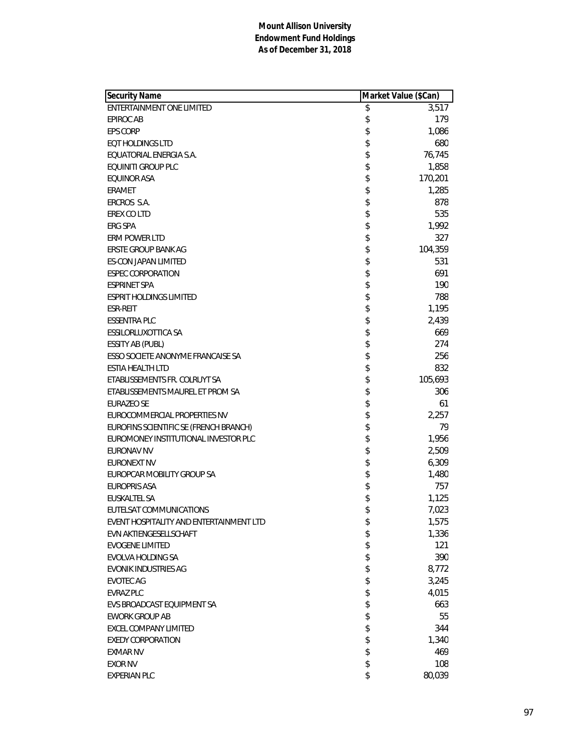**Mount Allison University**
**Endowment Fund Holdings**
**As of December 31, 2018**

| Security Name | Market Value ($Can) |
|---|---|
| ENTERTAINMENT ONE LIMITED | $ 3,517 |
| EPIROC AB | $ 179 |
| EPS CORP | $ 1,086 |
| EQT HOLDINGS LTD | $ 680 |
| EQUATORIAL ENERGIA S.A. | $ 76,745 |
| EQUINITI GROUP PLC | $ 1,858 |
| EQUINOR ASA | $ 170,201 |
| ERAMET | $ 1,285 |
| ERCROS S.A. | $ 878 |
| EREX CO LTD | $ 535 |
| ERG SPA | $ 1,992 |
| ERM POWER LTD | $ 327 |
| ERSTE GROUP BANK AG | $ 104,359 |
| ES-CON JAPAN LIMITED | $ 531 |
| ESPEC CORPORATION | $ 691 |
| ESPRINET SPA | $ 190 |
| ESPRIT HOLDINGS LIMITED | $ 788 |
| ESR-REIT | $ 1,195 |
| ESSENTRA PLC | $ 2,439 |
| ESSILORLUXOTTICA SA | $ 669 |
| ESSITY AB (PUBL) | $ 274 |
| ESSO SOCIETE ANONYME FRANCAISE SA | $ 256 |
| ESTIA HEALTH LTD | $ 832 |
| ETABLISSEMENTS FR. COLRUYT SA | $ 105,693 |
| ETABLISSEMENTS MAUREL ET PROM SA | $ 306 |
| EURAZEO SE | $ 61 |
| EUROCOMMERCIAL PROPERTIES NV | $ 2,257 |
| EUROFINS SCIENTIFIC SE (FRENCH BRANCH) | $ 79 |
| EUROMONEY INSTITUTIONAL INVESTOR PLC | $ 1,956 |
| EURONAV NV | $ 2,509 |
| EURONEXT NV | $ 6,309 |
| EUROPCAR MOBILITY GROUP SA | $ 1,480 |
| EUROPRIS ASA | $ 757 |
| EUSKALTEL SA | $ 1,125 |
| EUTELSAT COMMUNICATIONS | $ 7,023 |
| EVENT HOSPITALITY AND ENTERTAINMENT LTD | $ 1,575 |
| EVN AKTIENGESELLSCHAFT | $ 1,336 |
| EVOGENE LIMITED | $ 121 |
| EVOLVA HOLDING SA | $ 390 |
| EVONIK INDUSTRIES AG | $ 8,772 |
| EVOTEC AG | $ 3,245 |
| EVRAZ PLC | $ 4,015 |
| EVS BROADCAST EQUIPMENT SA | $ 663 |
| EWORK GROUP AB | $ 55 |
| EXCEL COMPANY LIMITED | $ 344 |
| EXEDY CORPORATION | $ 1,340 |
| EXMAR NV | $ 469 |
| EXOR NV | $ 108 |
| EXPERIAN PLC | $ 80,039 |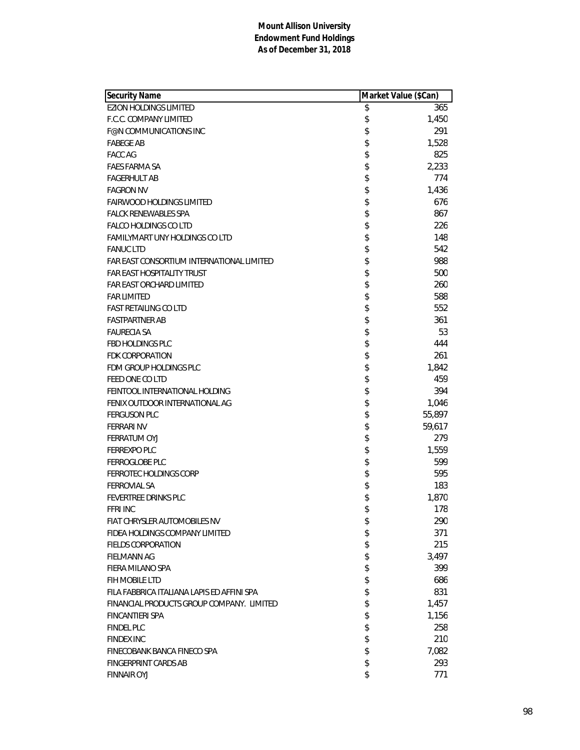**Mount Allison University**
**Endowment Fund Holdings**
**As of December 31, 2018**

| Security Name | Market Value ($Can) |
|---|---|
| EZION HOLDINGS LIMITED | $ 365 |
| F.C.C. COMPANY LIMITED | $ 1,450 |
| F@N COMMUNICATIONS INC | $ 291 |
| FABEGE AB | $ 1,528 |
| FACC AG | $ 825 |
| FAES FARMA SA | $ 2,233 |
| FAGERHULT AB | $ 774 |
| FAGRON NV | $ 1,436 |
| FAIRWOOD HOLDINGS LIMITED | $ 676 |
| FALCK RENEWABLES SPA | $ 867 |
| FALCO HOLDINGS CO LTD | $ 226 |
| FAMILYMART UNY HOLDINGS CO LTD | $ 148 |
| FANUC LTD | $ 542 |
| FAR EAST CONSORTIUM INTERNATIONAL LIMITED | $ 988 |
| FAR EAST HOSPITALITY TRUST | $ 500 |
| FAR EAST ORCHARD LIMITED | $ 260 |
| FAR LIMITED | $ 588 |
| FAST RETAILING CO LTD | $ 552 |
| FASTPARTNER AB | $ 361 |
| FAURECIA SA | $ 53 |
| FBD HOLDINGS PLC | $ 444 |
| FDK CORPORATION | $ 261 |
| FDM GROUP HOLDINGS PLC | $ 1,842 |
| FEED ONE CO LTD | $ 459 |
| FEINTOOL INTERNATIONAL HOLDING | $ 394 |
| FENIX OUTDOOR INTERNATIONAL AG | $ 1,046 |
| FERGUSON PLC | $ 55,897 |
| FERRARI NV | $ 59,617 |
| FERRATUM OYJ | $ 279 |
| FERREXPO PLC | $ 1,559 |
| FERROGLOBE PLC | $ 599 |
| FERROTEC HOLDINGS CORP | $ 595 |
| FERROVIAL SA | $ 183 |
| FEVERTREE DRINKS PLC | $ 1,870 |
| FFRI INC | $ 178 |
| FIAT CHRYSLER AUTOMOBILES NV | $ 290 |
| FIDEA HOLDINGS COMPANY LIMITED | $ 371 |
| FIELDS CORPORATION | $ 215 |
| FIELMANN AG | $ 3,497 |
| FIERA MILANO SPA | $ 399 |
| FIH MOBILE LTD | $ 686 |
| FILA FABBRICA ITALIANA LAPIS ED AFFINI SPA | $ 831 |
| FINANCIAL PRODUCTS GROUP COMPANY. LIMITED | $ 1,457 |
| FINCANTIERI SPA | $ 1,156 |
| FINDEL PLC | $ 258 |
| FINDEX INC | $ 210 |
| FINECOBANK BANCA FINECO SPA | $ 7,082 |
| FINGERPRINT CARDS AB | $ 293 |
| FINNAIR OYJ | $ 771 |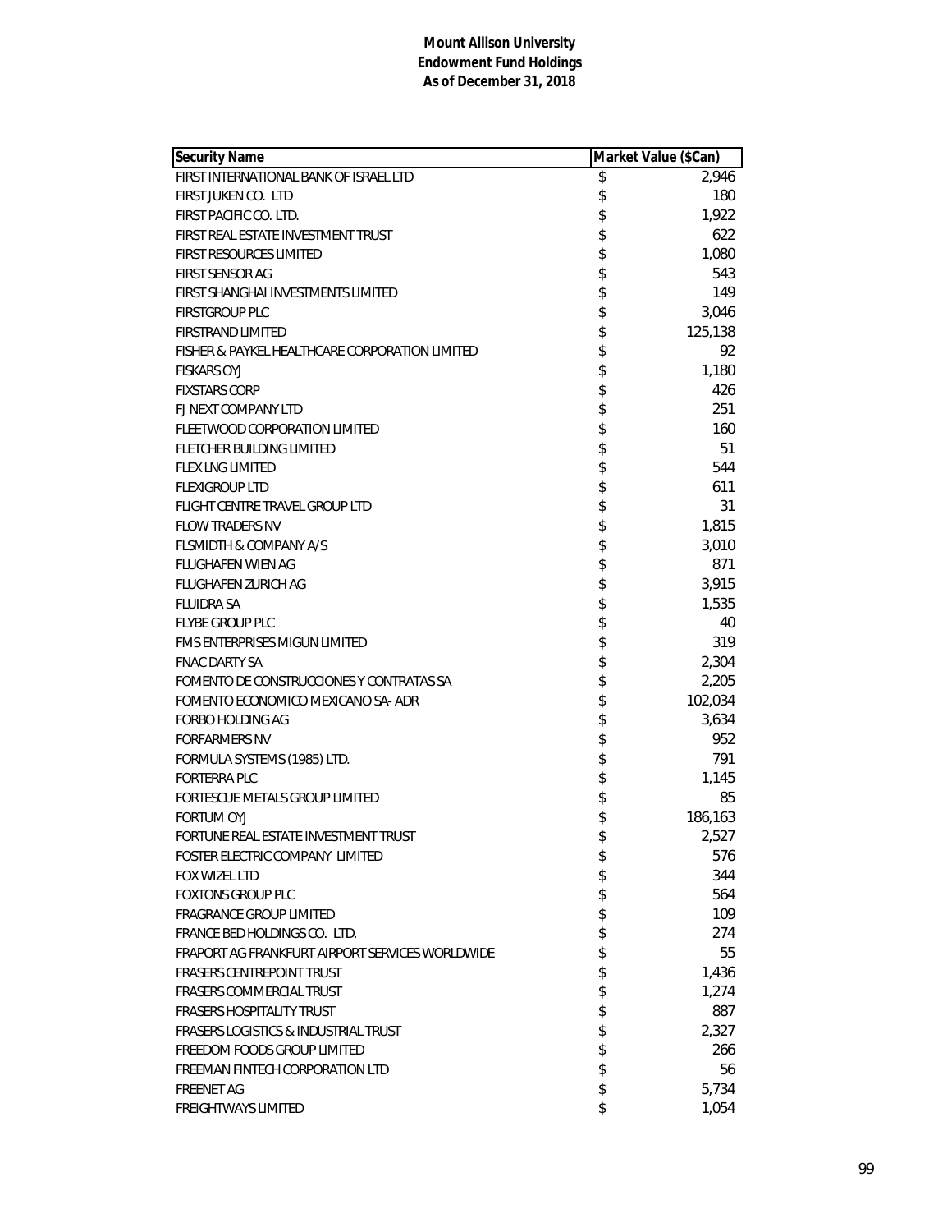**Mount Allison University**
**Endowment Fund Holdings**
**As of December 31, 2018**

| Security Name | Market Value ($Can) |
|---|---|
| FIRST INTERNATIONAL BANK OF ISRAEL LTD | $ 2,946 |
| FIRST JUKEN CO. LTD | $ 180 |
| FIRST PACIFIC CO. LTD. | $ 1,922 |
| FIRST REAL ESTATE INVESTMENT TRUST | $ 622 |
| FIRST RESOURCES LIMITED | $ 1,080 |
| FIRST SENSOR AG | $ 543 |
| FIRST SHANGHAI INVESTMENTS LIMITED | $ 149 |
| FIRSTGROUP PLC | $ 3,046 |
| FIRSTRAND LIMITED | $ 125,138 |
| FISHER & PAYKEL HEALTHCARE CORPORATION LIMITED | $ 92 |
| FISKARS OYJ | $ 1,180 |
| FIXSTARS CORP | $ 426 |
| FJ NEXT COMPANY LTD | $ 251 |
| FLEETWOOD CORPORATION LIMITED | $ 160 |
| FLETCHER BUILDING LIMITED | $ 51 |
| FLEX LNG LIMITED | $ 544 |
| FLEXIGROUP LTD | $ 611 |
| FLIGHT CENTRE TRAVEL GROUP LTD | $ 31 |
| FLOW TRADERS NV | $ 1,815 |
| FLSMIDTH & COMPANY A/S | $ 3,010 |
| FLUGHAFEN WIEN AG | $ 871 |
| FLUGHAFEN ZURICH AG | $ 3,915 |
| FLUIDRA SA | $ 1,535 |
| FLYBE GROUP PLC | $ 40 |
| FMS ENTERPRISES MIGUN LIMITED | $ 319 |
| FNAC DARTY SA | $ 2,304 |
| FOMENTO DE CONSTRUCCIONES Y CONTRATAS SA | $ 2,205 |
| FOMENTO ECONOMICO MEXICANO SA- ADR | $ 102,034 |
| FORBO HOLDING AG | $ 3,634 |
| FORFARMERS NV | $ 952 |
| FORMULA SYSTEMS (1985) LTD. | $ 791 |
| FORTERRA PLC | $ 1,145 |
| FORTESCUE METALS GROUP LIMITED | $ 85 |
| FORTUM OYJ | $ 186,163 |
| FORTUNE REAL ESTATE INVESTMENT TRUST | $ 2,527 |
| FOSTER ELECTRIC COMPANY LIMITED | $ 576 |
| FOX WIZEL LTD | $ 344 |
| FOXTONS GROUP PLC | $ 564 |
| FRAGRANCE GROUP LIMITED | $ 109 |
| FRANCE BED HOLDINGS CO. LTD. | $ 274 |
| FRAPORT AG FRANKFURT AIRPORT SERVICES WORLDWIDE | $ 55 |
| FRASERS CENTREPOINT TRUST | $ 1,436 |
| FRASERS COMMERCIAL TRUST | $ 1,274 |
| FRASERS HOSPITALITY TRUST | $ 887 |
| FRASERS LOGISTICS & INDUSTRIAL TRUST | $ 2,327 |
| FREEDOM FOODS GROUP LIMITED | $ 266 |
| FREEMAN FINTECH CORPORATION LTD | $ 56 |
| FREENET AG | $ 5,734 |
| FREIGHTWAYS LIMITED | $ 1,054 |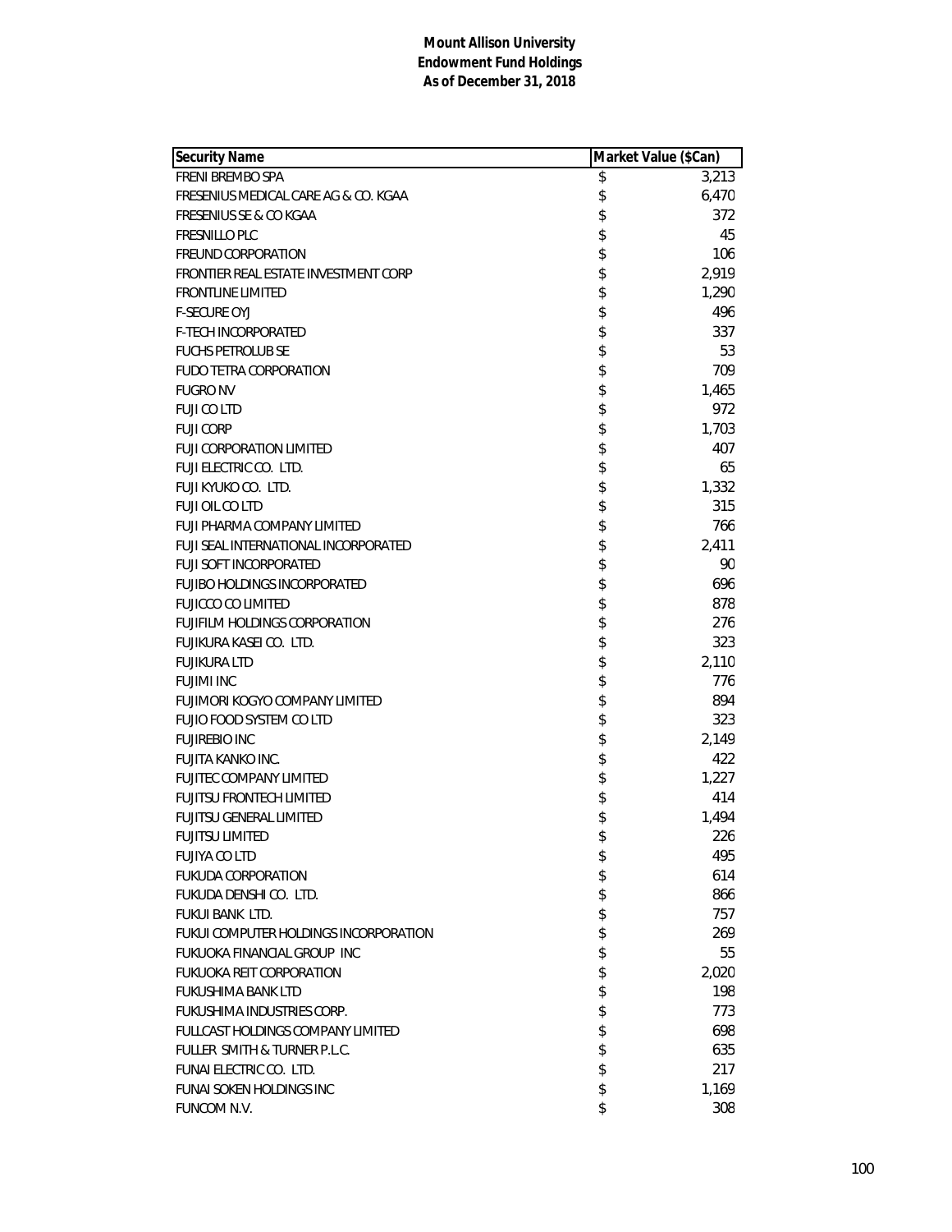**Mount Allison University**
**Endowment Fund Holdings**
**As of December 31, 2018**

| Security Name | Market Value ($Can) |
|---|---|
| FRENI BREMBO SPA | $ 3,213 |
| FRESENIUS MEDICAL CARE AG & CO. KGAA | $ 6,470 |
| FRESENIUS SE & CO KGAA | $ 372 |
| FRESNILLO PLC | $ 45 |
| FREUND CORPORATION | $ 106 |
| FRONTIER REAL ESTATE INVESTMENT CORP | $ 2,919 |
| FRONTLINE LIMITED | $ 1,290 |
| F-SECURE OYJ | $ 496 |
| F-TECH INCORPORATED | $ 337 |
| FUCHS PETROLUB SE | $ 53 |
| FUDO TETRA CORPORATION | $ 709 |
| FUGRO NV | $ 1,465 |
| FUJI CO LTD | $ 972 |
| FUJI CORP | $ 1,703 |
| FUJI CORPORATION LIMITED | $ 407 |
| FUJI ELECTRIC CO. LTD. | $ 65 |
| FUJI KYUKO CO. LTD. | $ 1,332 |
| FUJI OIL CO LTD | $ 315 |
| FUJI PHARMA COMPANY LIMITED | $ 766 |
| FUJI SEAL INTERNATIONAL INCORPORATED | $ 2,411 |
| FUJI SOFT INCORPORATED | $ 90 |
| FUJIBO HOLDINGS INCORPORATED | $ 696 |
| FUJICCO CO LIMITED | $ 878 |
| FUJIFILM HOLDINGS CORPORATION | $ 276 |
| FUJIKURA KASEI CO. LTD. | $ 323 |
| FUJIKURA LTD | $ 2,110 |
| FUJIMI INC | $ 776 |
| FUJIMORI KOGYO COMPANY LIMITED | $ 894 |
| FUJIO FOOD SYSTEM CO LTD | $ 323 |
| FUJIREBIO INC | $ 2,149 |
| FUJITA KANKO INC. | $ 422 |
| FUJITEC COMPANY LIMITED | $ 1,227 |
| FUJITSU FRONTECH LIMITED | $ 414 |
| FUJITSU GENERAL LIMITED | $ 1,494 |
| FUJITSU LIMITED | $ 226 |
| FUJIYA CO LTD | $ 495 |
| FUKUDA CORPORATION | $ 614 |
| FUKUDA DENSHI CO. LTD. | $ 866 |
| FUKUI BANK LTD. | $ 757 |
| FUKUI COMPUTER HOLDINGS INCORPORATION | $ 269 |
| FUKUOKA FINANCIAL GROUP INC | $ 55 |
| FUKUOKA REIT CORPORATION | $ 2,020 |
| FUKUSHIMA BANK LTD | $ 198 |
| FUKUSHIMA INDUSTRIES CORP. | $ 773 |
| FULLCAST HOLDINGS COMPANY LIMITED | $ 698 |
| FULLER SMITH & TURNER P.L.C. | $ 635 |
| FUNAI ELECTRIC CO. LTD. | $ 217 |
| FUNAI SOKEN HOLDINGS INC | $ 1,169 |
| FUNCOM N.V. | $ 308 |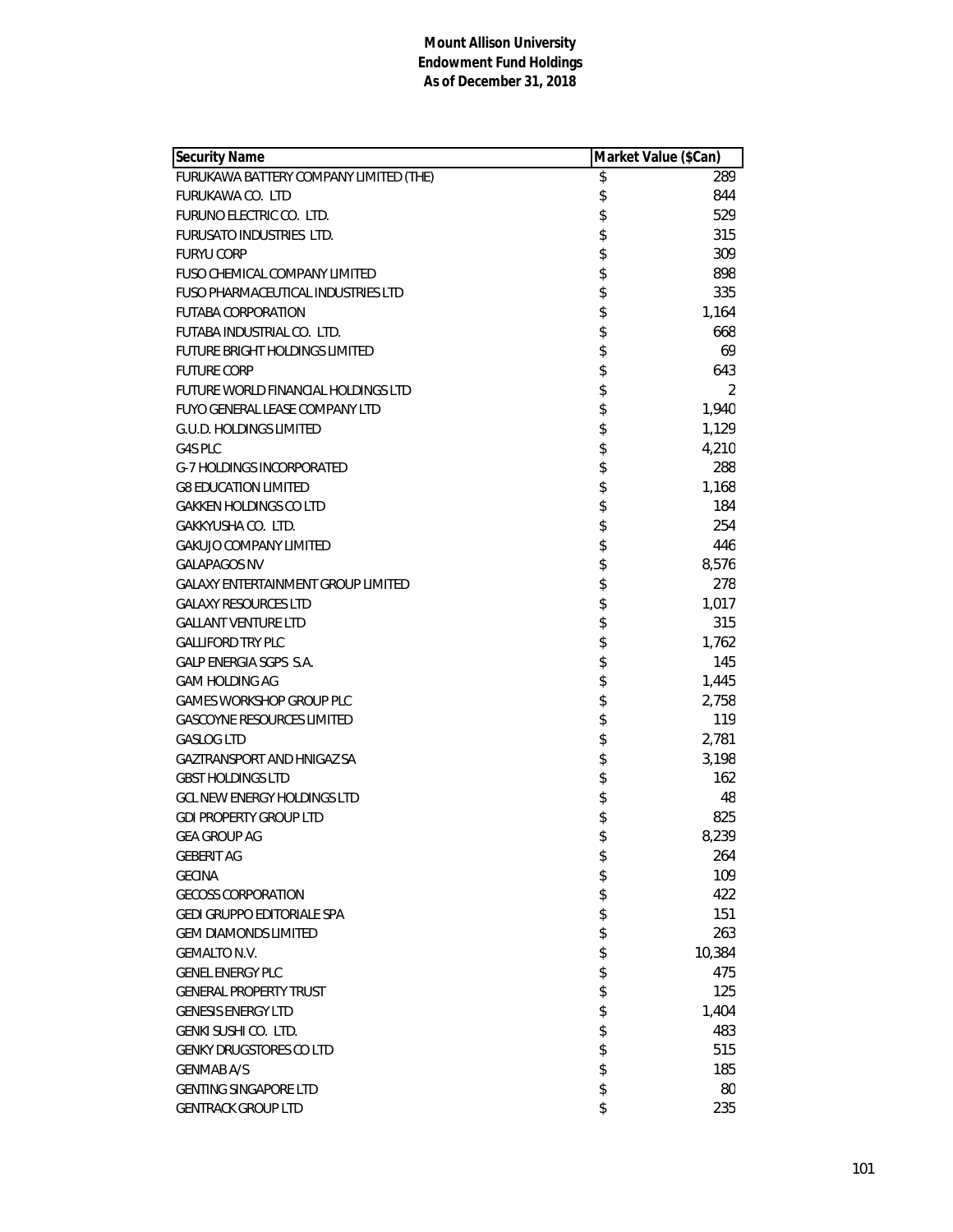**Mount Allison University**
**Endowment Fund Holdings**
**As of December 31, 2018**

| Security Name | Market Value ($Can) |
|---|---|
| FURUKAWA BATTERY COMPANY LIMITED (THE) | $ 289 |
| FURUKAWA CO. LTD | $ 844 |
| FURUNO ELECTRIC CO. LTD. | $ 529 |
| FURUSATO INDUSTRIES LTD. | $ 315 |
| FURYU CORP | $ 309 |
| FUSO CHEMICAL COMPANY LIMITED | $ 898 |
| FUSO PHARMACEUTICAL INDUSTRIES LTD | $ 335 |
| FUTABA CORPORATION | $ 1,164 |
| FUTABA INDUSTRIAL CO. LTD. | $ 668 |
| FUTURE BRIGHT HOLDINGS LIMITED | $ 69 |
| FUTURE CORP | $ 643 |
| FUTURE WORLD FINANCIAL HOLDINGS LTD | $ 2 |
| FUYO GENERAL LEASE COMPANY LTD | $ 1,940 |
| G.U.D. HOLDINGS LIMITED | $ 1,129 |
| G4S PLC | $ 4,210 |
| G-7 HOLDINGS INCORPORATED | $ 288 |
| G8 EDUCATION LIMITED | $ 1,168 |
| GAKKEN HOLDINGS CO LTD | $ 184 |
| GAKKYUSHA CO. LTD. | $ 254 |
| GAKUJO COMPANY LIMITED | $ 446 |
| GALAPAGOS NV | $ 8,576 |
| GALAXY ENTERTAINMENT GROUP LIMITED | $ 278 |
| GALAXY RESOURCES LTD | $ 1,017 |
| GALLANT VENTURE LTD | $ 315 |
| GALLIFORD TRY PLC | $ 1,762 |
| GALP ENERGIA SGPS S.A. | $ 145 |
| GAM HOLDING AG | $ 1,445 |
| GAMES WORKSHOP GROUP PLC | $ 2,758 |
| GASCOYNE RESOURCES LIMITED | $ 119 |
| GASLOG LTD | $ 2,781 |
| GAZTRANSPORT AND HNIGAZ SA | $ 3,198 |
| GBST HOLDINGS LTD | $ 162 |
| GCL NEW ENERGY HOLDINGS LTD | $ 48 |
| GDI PROPERTY GROUP LTD | $ 825 |
| GEA GROUP AG | $ 8,239 |
| GEBERIT AG | $ 264 |
| GECINA | $ 109 |
| GECOSS CORPORATION | $ 422 |
| GEDI GRUPPO EDITORIALE SPA | $ 151 |
| GEM DIAMONDS LIMITED | $ 263 |
| GEMALTO N.V. | $ 10,384 |
| GENEL ENERGY PLC | $ 475 |
| GENERAL PROPERTY TRUST | $ 125 |
| GENESIS ENERGY LTD | $ 1,404 |
| GENKI SUSHI CO. LTD. | $ 483 |
| GENKY DRUGSTORES CO LTD | $ 515 |
| GENMAB A/S | $ 185 |
| GENTING SINGAPORE LTD | $ 80 |
| GENTRACK GROUP LTD | $ 235 |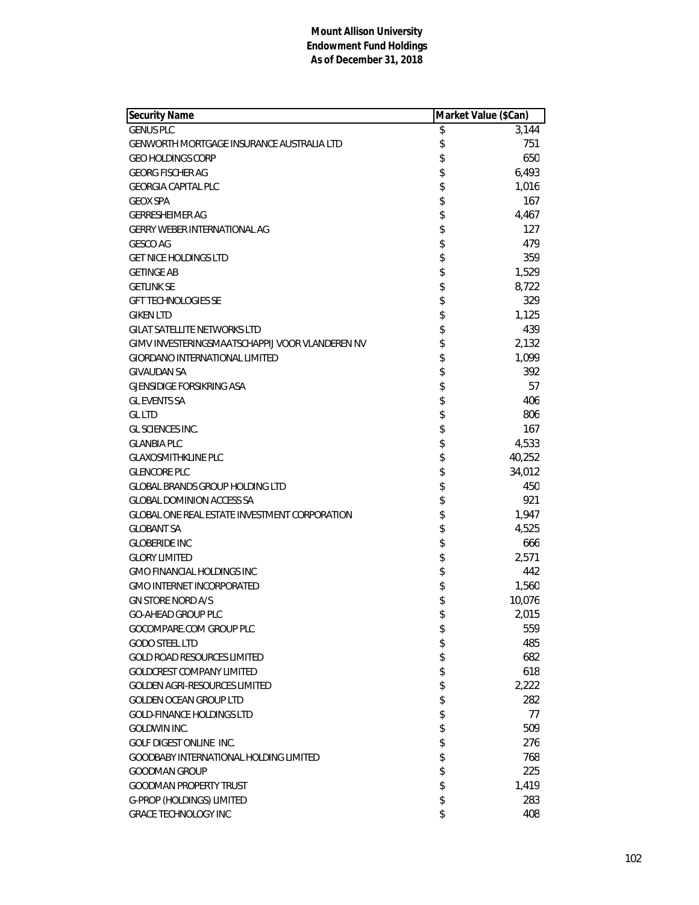**Mount Allison University**
**Endowment Fund Holdings**
**As of December 31, 2018**

| Security Name | Market Value ($Can) |
|---|---|
| GENUS PLC | $ 3,144 |
| GENWORTH MORTGAGE INSURANCE AUSTRALIA LTD | $ 751 |
| GEO HOLDINGS CORP | $ 650 |
| GEORG FISCHER AG | $ 6,493 |
| GEORGIA CAPITAL PLC | $ 1,016 |
| GEOX SPA | $ 167 |
| GERRESHEIMER AG | $ 4,467 |
| GERRY WEBER INTERNATIONAL AG | $ 127 |
| GESCO AG | $ 479 |
| GET NICE HOLDINGS LTD | $ 359 |
| GETINGE AB | $ 1,529 |
| GETLINK SE | $ 8,722 |
| GFT TECHNOLOGIES SE | $ 329 |
| GIKEN LTD | $ 1,125 |
| GILAT SATELLITE NETWORKS LTD | $ 439 |
| GIMV INVESTERINGSMAATSCHAPPIJ VOOR VLANDEREN NV | $ 2,132 |
| GIORDANO INTERNATIONAL LIMITED | $ 1,099 |
| GIVAUDAN SA | $ 392 |
| GJENSIDIGE FORSIKRING ASA | $ 57 |
| GL EVENTS SA | $ 406 |
| GL LTD | $ 806 |
| GL SCIENCES INC. | $ 167 |
| GLANBIA PLC | $ 4,533 |
| GLAXOSMITHKLINE PLC | $ 40,252 |
| GLENCORE PLC | $ 34,012 |
| GLOBAL BRANDS GROUP HOLDING LTD | $ 450 |
| GLOBAL DOMINION ACCESS SA | $ 921 |
| GLOBAL ONE REAL ESTATE INVESTMENT CORPORATION | $ 1,947 |
| GLOBANT SA | $ 4,525 |
| GLOBERIDE INC | $ 666 |
| GLORY LIMITED | $ 2,571 |
| GMO FINANCIAL HOLDINGS INC | $ 442 |
| GMO INTERNET INCORPORATED | $ 1,560 |
| GN STORE NORD A/S | $ 10,076 |
| GO-AHEAD GROUP PLC | $ 2,015 |
| GOCOMPARE.COM GROUP PLC | $ 559 |
| GODO STEEL LTD | $ 485 |
| GOLD ROAD RESOURCES LIMITED | $ 682 |
| GOLDCREST COMPANY LIMITED | $ 618 |
| GOLDEN AGRI-RESOURCES LIMITED | $ 2,222 |
| GOLDEN OCEAN GROUP LTD | $ 282 |
| GOLD-FINANCE HOLDINGS LTD | $ 77 |
| GOLDWIN INC. | $ 509 |
| GOLF DIGEST ONLINE INC. | $ 276 |
| GOODBABY INTERNATIONAL HOLDING LIMITED | $ 768 |
| GOODMAN GROUP | $ 225 |
| GOODMAN PROPERTY TRUST | $ 1,419 |
| G-PROP (HOLDINGS) LIMITED | $ 283 |
| GRACE TECHNOLOGY INC | $ 408 |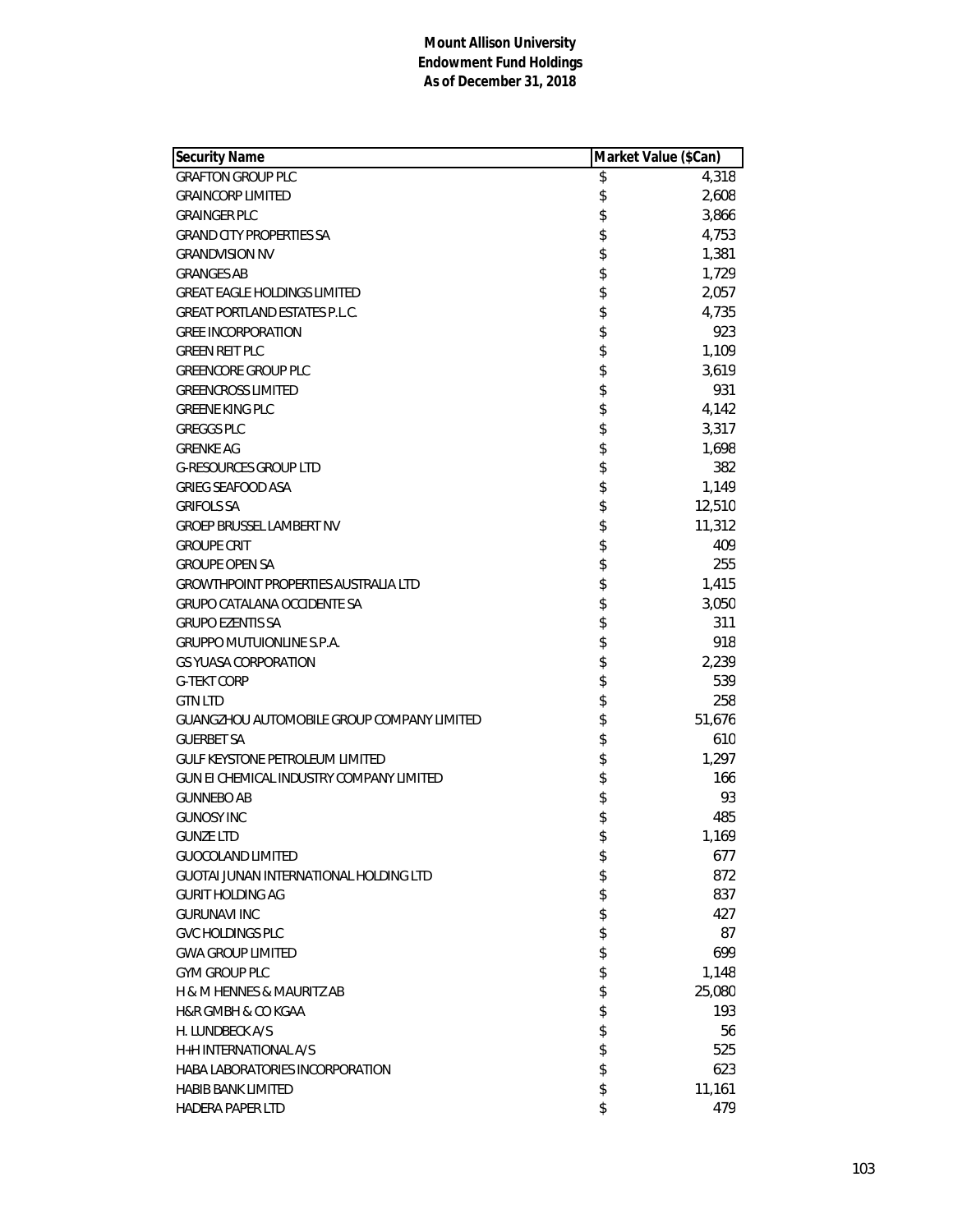**Mount Allison University**
**Endowment Fund Holdings**
**As of December 31, 2018**

| Security Name | Market Value ($Can) |
|---|---|
| GRAFTON GROUP PLC | $ 4,318 |
| GRAINCORP LIMITED | $ 2,608 |
| GRAINGER PLC | $ 3,866 |
| GRAND CITY PROPERTIES SA | $ 4,753 |
| GRANDVISION NV | $ 1,381 |
| GRANGES AB | $ 1,729 |
| GREAT EAGLE HOLDINGS LIMITED | $ 2,057 |
| GREAT PORTLAND ESTATES P.L.C. | $ 4,735 |
| GREE INCORPORATION | $ 923 |
| GREEN REIT PLC | $ 1,109 |
| GREENCORE GROUP PLC | $ 3,619 |
| GREENCROSS LIMITED | $ 931 |
| GREENE KING PLC | $ 4,142 |
| GREGGS PLC | $ 3,317 |
| GRENKE AG | $ 1,698 |
| G-RESOURCES GROUP LTD | $ 382 |
| GRIEG SEAFOOD ASA | $ 1,149 |
| GRIFOLS SA | $ 12,510 |
| GROEP BRUSSEL LAMBERT NV | $ 11,312 |
| GROUPE CRIT | $ 409 |
| GROUPE OPEN SA | $ 255 |
| GROWTHPOINT PROPERTIES AUSTRALIA LTD | $ 1,415 |
| GRUPO CATALANA OCCIDENTE SA | $ 3,050 |
| GRUPO EZENTIS SA | $ 311 |
| GRUPPO MUTUIONLINE S.P.A. | $ 918 |
| GS YUASA CORPORATION | $ 2,239 |
| G-TEKT CORP | $ 539 |
| GTN LTD | $ 258 |
| GUANGZHOU AUTOMOBILE GROUP COMPANY LIMITED | $ 51,676 |
| GUERBET SA | $ 610 |
| GULF KEYSTONE PETROLEUM LIMITED | $ 1,297 |
| GUN EI CHEMICAL INDUSTRY COMPANY LIMITED | $ 166 |
| GUNNEBO AB | $ 93 |
| GUNOSY INC | $ 485 |
| GUNZE LTD | $ 1,169 |
| GUOCOLAND LIMITED | $ 677 |
| GUOTAI JUNAN INTERNATIONAL HOLDING LTD | $ 872 |
| GURIT HOLDING AG | $ 837 |
| GURUNAVI INC | $ 427 |
| GVC HOLDINGS PLC | $ 87 |
| GWA GROUP LIMITED | $ 699 |
| GYM GROUP PLC | $ 1,148 |
| H & M HENNES & MAURITZ AB | $ 25,080 |
| H&R GMBH & CO KGAA | $ 193 |
| H. LUNDBECK A/S | $ 56 |
| H+H INTERNATIONAL A/S | $ 525 |
| HABA LABORATORIES INCORPORATION | $ 623 |
| HABIB BANK LIMITED | $ 11,161 |
| HADERA PAPER LTD | $ 479 |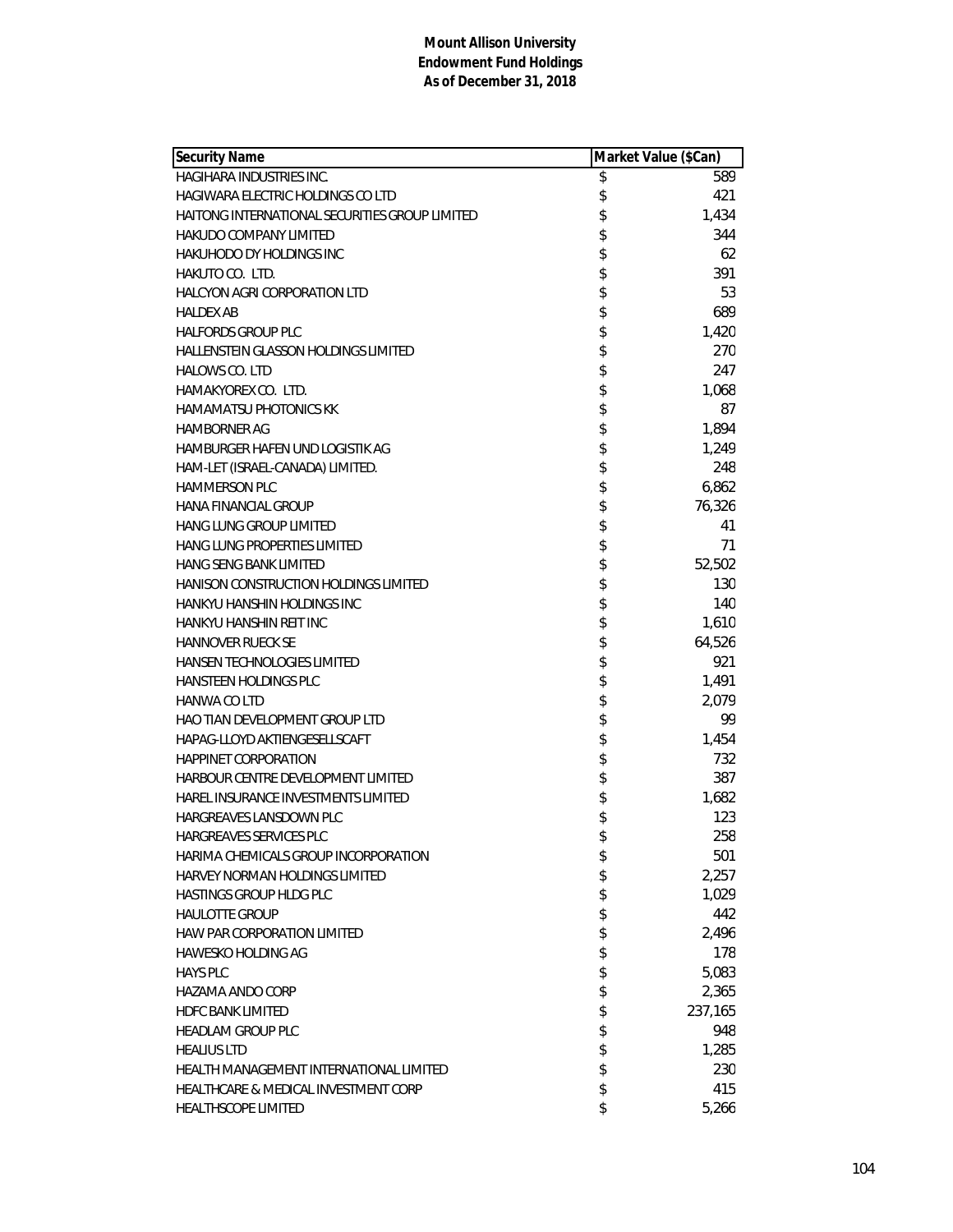**Mount Allison University**
**Endowment Fund Holdings**
**As of December 31, 2018**

| Security Name | Market Value ($Can) |
|---|---|
| HAGIHARA INDUSTRIES INC. | $ 589 |
| HAGIWARA ELECTRIC HOLDINGS CO LTD | $ 421 |
| HAITONG INTERNATIONAL SECURITIES GROUP LIMITED | $ 1,434 |
| HAKUDO COMPANY LIMITED | $ 344 |
| HAKUHODO DY HOLDINGS INC | $ 62 |
| HAKUTO CO. LTD. | $ 391 |
| HALCYON AGRI CORPORATION LTD | $ 53 |
| HALDEX AB | $ 689 |
| HALFORDS GROUP PLC | $ 1,420 |
| HALLENSTEIN GLASSON HOLDINGS LIMITED | $ 270 |
| HALOWS CO. LTD | $ 247 |
| HAMAKYOREX CO. LTD. | $ 1,068 |
| HAMAMATSU PHOTONICS KK | $ 87 |
| HAMBORNER AG | $ 1,894 |
| HAMBURGER HAFEN UND LOGISTIK AG | $ 1,249 |
| HAM-LET (ISRAEL-CANADA) LIMITED. | $ 248 |
| HAMMERSON PLC | $ 6,862 |
| HANA FINANCIAL GROUP | $ 76,326 |
| HANG LUNG GROUP LIMITED | $ 41 |
| HANG LUNG PROPERTIES LIMITED | $ 71 |
| HANG SENG BANK LIMITED | $ 52,502 |
| HANISON CONSTRUCTION HOLDINGS LIMITED | $ 130 |
| HANKYU HANSHIN HOLDINGS INC | $ 140 |
| HANKYU HANSHIN REIT INC | $ 1,610 |
| HANNOVER RUECK SE | $ 64,526 |
| HANSEN TECHNOLOGIES LIMITED | $ 921 |
| HANSTEEN HOLDINGS PLC | $ 1,491 |
| HANWA CO LTD | $ 2,079 |
| HAO TIAN DEVELOPMENT GROUP LTD | $ 99 |
| HAPAG-LLOYD AKTIENGESELLSCAFT | $ 1,454 |
| HAPPINET CORPORATION | $ 732 |
| HARBOUR CENTRE DEVELOPMENT LIMITED | $ 387 |
| HAREL INSURANCE INVESTMENTS LIMITED | $ 1,682 |
| HARGREAVES LANSDOWN PLC | $ 123 |
| HARGREAVES SERVICES PLC | $ 258 |
| HARIMA CHEMICALS GROUP INCORPORATION | $ 501 |
| HARVEY NORMAN HOLDINGS LIMITED | $ 2,257 |
| HASTINGS GROUP HLDG PLC | $ 1,029 |
| HAULOTTE GROUP | $ 442 |
| HAW PAR CORPORATION LIMITED | $ 2,496 |
| HAWESKO HOLDING AG | $ 178 |
| HAYS PLC | $ 5,083 |
| HAZAMA ANDO CORP | $ 2,365 |
| HDFC BANK LIMITED | $ 237,165 |
| HEADLAM GROUP PLC | $ 948 |
| HEALIUS LTD | $ 1,285 |
| HEALTH MANAGEMENT INTERNATIONAL LIMITED | $ 230 |
| HEALTHCARE & MEDICAL INVESTMENT CORP | $ 415 |
| HEALTHSCOPE LIMITED | $ 5,266 |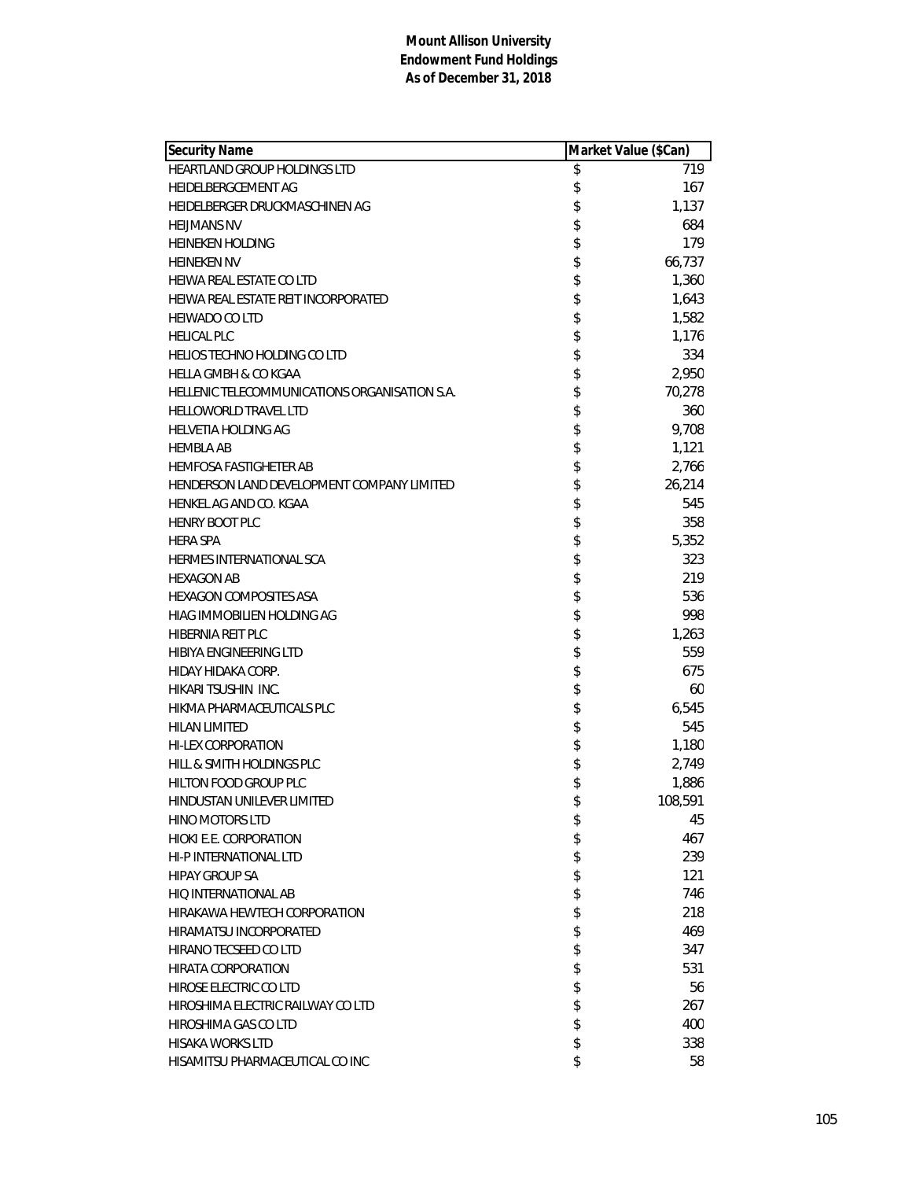**Mount Allison University**
**Endowment Fund Holdings**
**As of December 31, 2018**

| Security Name | Market Value ($Can) |
|---|---|
| HEARTLAND GROUP HOLDINGS LTD | $ 719 |
| HEIDELBERGCEMENT AG | $ 167 |
| HEIDELBERGER DRUCKMASCHINEN AG | $ 1,137 |
| HEIJMANS NV | $ 684 |
| HEINEKEN HOLDING | $ 179 |
| HEINEKEN NV | $ 66,737 |
| HEIWA REAL ESTATE CO LTD | $ 1,360 |
| HEIWA REAL ESTATE REIT INCORPORATED | $ 1,643 |
| HEIWADO CO LTD | $ 1,582 |
| HELICAL PLC | $ 1,176 |
| HELIOS TECHNO HOLDING CO LTD | $ 334 |
| HELLA GMBH & CO KGAA | $ 2,950 |
| HELLENIC TELECOMMUNICATIONS ORGANISATION S.A. | $ 70,278 |
| HELLOWORLD TRAVEL LTD | $ 360 |
| HELVETIA HOLDING AG | $ 9,708 |
| HEMBLA AB | $ 1,121 |
| HEMFOSA FASTIGHETER AB | $ 2,766 |
| HENDERSON LAND DEVELOPMENT COMPANY LIMITED | $ 26,214 |
| HENKEL AG AND CO. KGAA | $ 545 |
| HENRY BOOT PLC | $ 358 |
| HERA SPA | $ 5,352 |
| HERMES INTERNATIONAL SCA | $ 323 |
| HEXAGON AB | $ 219 |
| HEXAGON COMPOSITES ASA | $ 536 |
| HIAG IMMOBILIEN HOLDING AG | $ 998 |
| HIBERNIA REIT PLC | $ 1,263 |
| HIBIYA ENGINEERING LTD | $ 559 |
| HIDAY HIDAKA CORP. | $ 675 |
| HIKARI TSUSHIN INC. | $ 60 |
| HIKMA PHARMACEUTICALS PLC | $ 6,545 |
| HILAN LIMITED | $ 545 |
| HI-LEX CORPORATION | $ 1,180 |
| HILL & SMITH HOLDINGS PLC | $ 2,749 |
| HILTON FOOD GROUP PLC | $ 1,886 |
| HINDUSTAN UNILEVER LIMITED | $ 108,591 |
| HINO MOTORS LTD | $ 45 |
| HIOKI E.E. CORPORATION | $ 467 |
| HI-P INTERNATIONAL LTD | $ 239 |
| HIPAY GROUP SA | $ 121 |
| HIQ INTERNATIONAL AB | $ 746 |
| HIRAKAWA HEWTECH CORPORATION | $ 218 |
| HIRAMATSU INCORPORATED | $ 469 |
| HIRANO TECSEED CO LTD | $ 347 |
| HIRATA CORPORATION | $ 531 |
| HIROSE ELECTRIC CO LTD | $ 56 |
| HIROSHIMA ELECTRIC RAILWAY CO LTD | $ 267 |
| HIROSHIMA GAS CO LTD | $ 400 |
| HISAKA WORKS LTD | $ 338 |
| HISAMITSU PHARMACEUTICAL CO INC | $ 58 |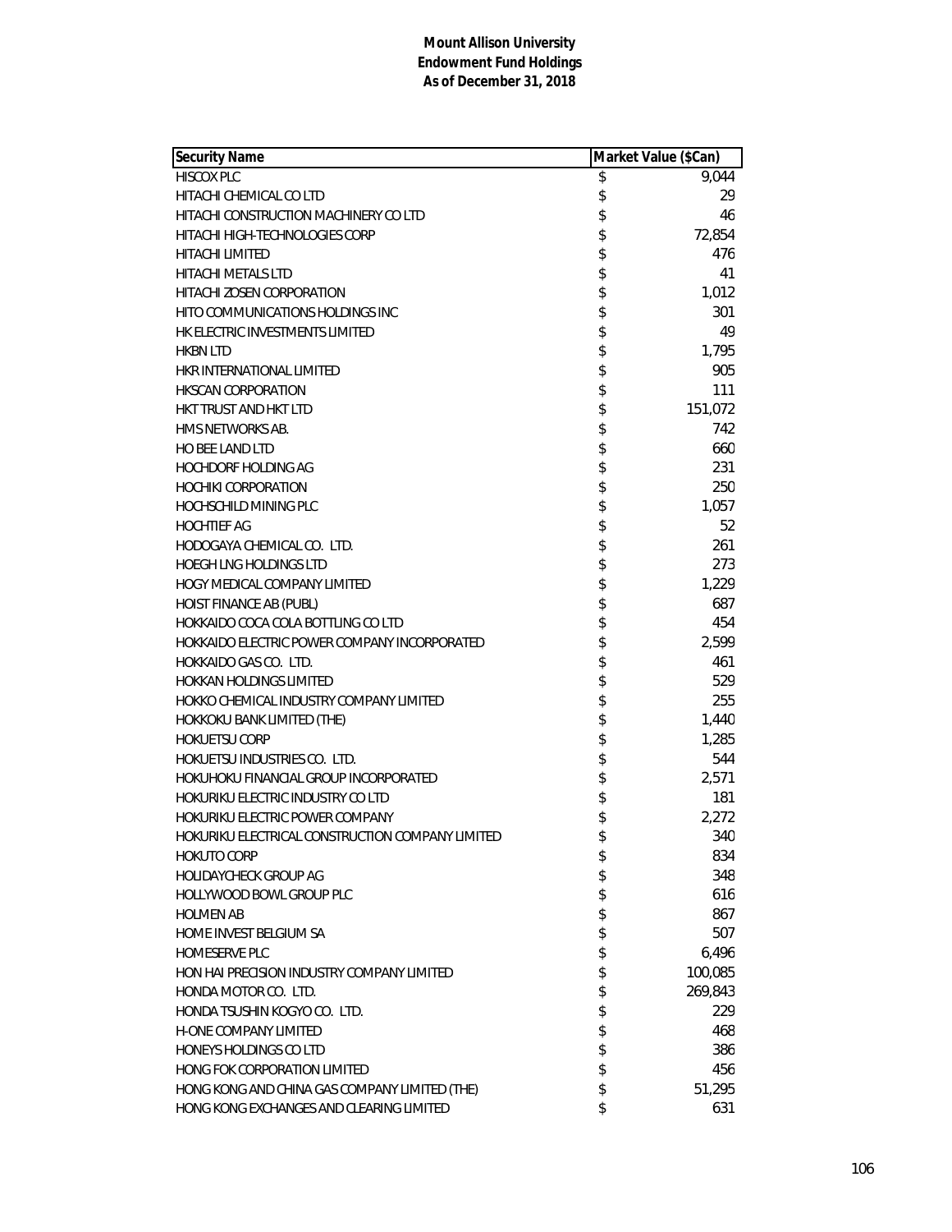**Mount Allison University**
**Endowment Fund Holdings**
**As of December 31, 2018**

| Security Name | Market Value ($Can) |
|---|---|
| HISCOX PLC | $ 9,044 |
| HITACHI CHEMICAL CO LTD | $ 29 |
| HITACHI CONSTRUCTION MACHINERY CO LTD | $ 46 |
| HITACHI HIGH-TECHNOLOGIES CORP | $ 72,854 |
| HITACHI LIMITED | $ 476 |
| HITACHI METALS LTD | $ 41 |
| HITACHI ZOSEN CORPORATION | $ 1,012 |
| HITO COMMUNICATIONS HOLDINGS INC | $ 301 |
| HK ELECTRIC INVESTMENTS LIMITED | $ 49 |
| HKBN LTD | $ 1,795 |
| HKR INTERNATIONAL LIMITED | $ 905 |
| HKSCAN CORPORATION | $ 111 |
| HKT TRUST AND HKT LTD | $ 151,072 |
| HMS NETWORKS AB. | $ 742 |
| HO BEE LAND LTD | $ 660 |
| HOCHDORF HOLDING AG | $ 231 |
| HOCHIKI CORPORATION | $ 250 |
| HOCHSCHILD MINING PLC | $ 1,057 |
| HOCHTIEF AG | $ 52 |
| HODOGAYA CHEMICAL CO. LTD. | $ 261 |
| HOEGH LNG HOLDINGS LTD | $ 273 |
| HOGY MEDICAL COMPANY LIMITED | $ 1,229 |
| HOIST FINANCE AB (PUBL) | $ 687 |
| HOKKAIDO COCA COLA BOTTLING CO LTD | $ 454 |
| HOKKAIDO ELECTRIC POWER COMPANY INCORPORATED | $ 2,599 |
| HOKKAIDO GAS CO. LTD. | $ 461 |
| HOKKAN HOLDINGS LIMITED | $ 529 |
| HOKKO CHEMICAL INDUSTRY COMPANY LIMITED | $ 255 |
| HOKKOKU BANK LIMITED (THE) | $ 1,440 |
| HOKUETSU CORP | $ 1,285 |
| HOKUETSU INDUSTRIES CO. LTD. | $ 544 |
| HOKUHOKU FINANCIAL GROUP INCORPORATED | $ 2,571 |
| HOKURIKU ELECTRIC INDUSTRY CO LTD | $ 181 |
| HOKURIKU ELECTRIC POWER COMPANY | $ 2,272 |
| HOKURIKU ELECTRICAL CONSTRUCTION COMPANY LIMITED | $ 340 |
| HOKUTO CORP | $ 834 |
| HOLIDAYCHECK GROUP AG | $ 348 |
| HOLLYWOOD BOWL GROUP PLC | $ 616 |
| HOLMEN AB | $ 867 |
| HOME INVEST BELGIUM SA | $ 507 |
| HOMESERVE PLC | $ 6,496 |
| HON HAI PRECISION INDUSTRY COMPANY LIMITED | $ 100,085 |
| HONDA MOTOR CO. LTD. | $ 269,843 |
| HONDA TSUSHIN KOGYO CO. LTD. | $ 229 |
| H-ONE COMPANY LIMITED | $ 468 |
| HONEYS HOLDINGS CO LTD | $ 386 |
| HONG FOK CORPORATION LIMITED | $ 456 |
| HONG KONG AND CHINA GAS COMPANY LIMITED (THE) | $ 51,295 |
| HONG KONG EXCHANGES AND CLEARING LIMITED | $ 631 |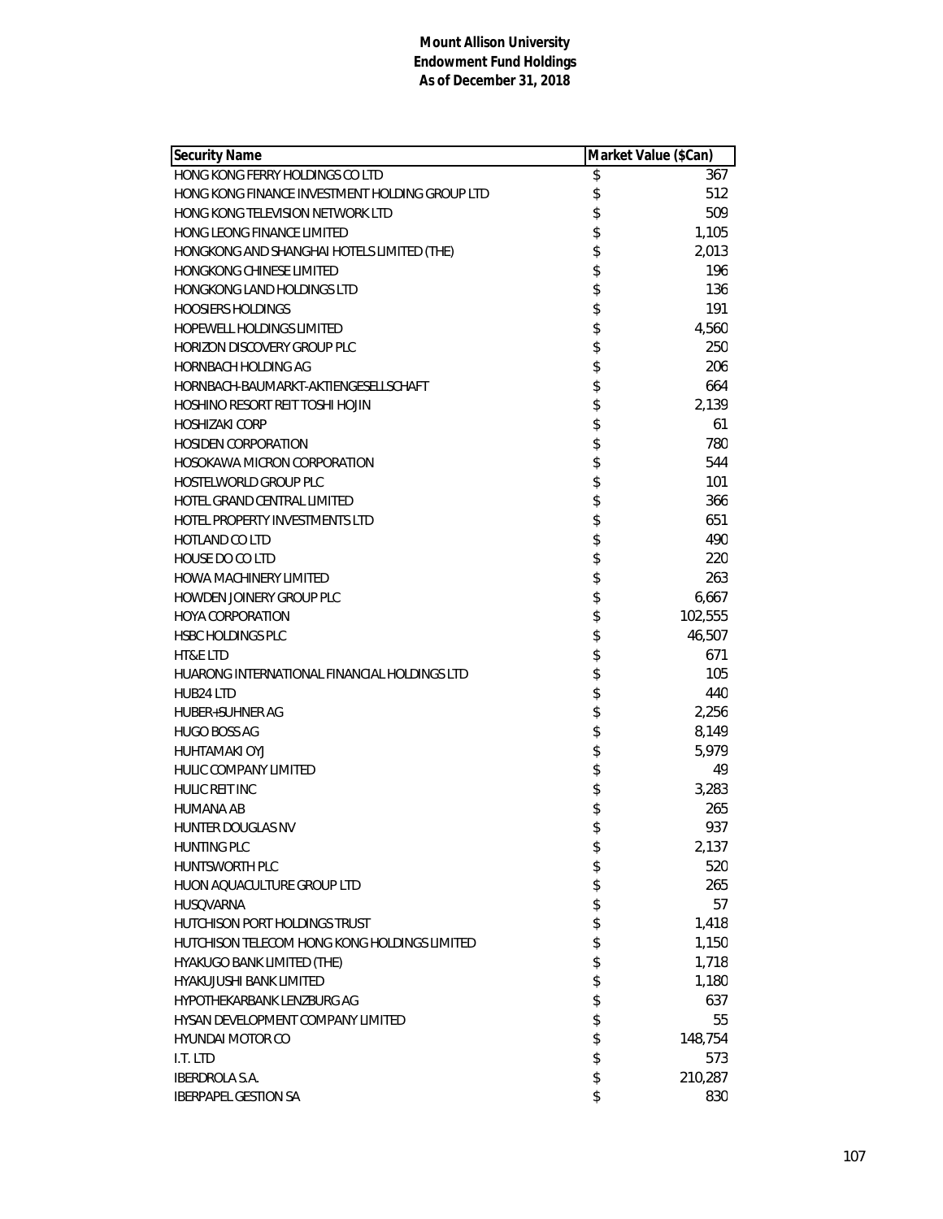**Mount Allison University**
**Endowment Fund Holdings**
**As of December 31, 2018**

| Security Name | Market Value ($Can) |
|---|---|
| HONG KONG FERRY HOLDINGS CO LTD | $ 367 |
| HONG KONG FINANCE INVESTMENT HOLDING GROUP LTD | $ 512 |
| HONG KONG TELEVISION NETWORK LTD | $ 509 |
| HONG LEONG FINANCE LIMITED | $ 1,105 |
| HONGKONG AND SHANGHAI HOTELS LIMITED (THE) | $ 2,013 |
| HONGKONG CHINESE LIMITED | $ 196 |
| HONGKONG LAND HOLDINGS LTD | $ 136 |
| HOOSIERS HOLDINGS | $ 191 |
| HOPEWELL HOLDINGS LIMITED | $ 4,560 |
| HORIZON DISCOVERY GROUP PLC | $ 250 |
| HORNBACH HOLDING AG | $ 206 |
| HORNBACH-BAUMARKT-AKTIENGESELLSCHAFT | $ 664 |
| HOSHINO RESORT REIT TOSHI HOJIN | $ 2,139 |
| HOSHIZAKI CORP | $ 61 |
| HOSIDEN CORPORATION | $ 780 |
| HOSOKAWA MICRON CORPORATION | $ 544 |
| HOSTELWORLD GROUP PLC | $ 101 |
| HOTEL GRAND CENTRAL LIMITED | $ 366 |
| HOTEL PROPERTY INVESTMENTS LTD | $ 651 |
| HOTLAND CO LTD | $ 490 |
| HOUSE DO CO LTD | $ 220 |
| HOWA MACHINERY LIMITED | $ 263 |
| HOWDEN JOINERY GROUP PLC | $ 6,667 |
| HOYA CORPORATION | $ 102,555 |
| HSBC HOLDINGS PLC | $ 46,507 |
| HT&E LTD | $ 671 |
| HUARONG INTERNATIONAL FINANCIAL HOLDINGS LTD | $ 105 |
| HUB24 LTD | $ 440 |
| HUBER+SUHNER AG | $ 2,256 |
| HUGO BOSS AG | $ 8,149 |
| HUHTAMAKI OYJ | $ 5,979 |
| HULIC COMPANY LIMITED | $ 49 |
| HULIC REIT INC | $ 3,283 |
| HUMANA AB | $ 265 |
| HUNTER DOUGLAS NV | $ 937 |
| HUNTING PLC | $ 2,137 |
| HUNTSWORTH PLC | $ 520 |
| HUON AQUACULTURE GROUP LTD | $ 265 |
| HUSQVARNA | $ 57 |
| HUTCHISON PORT HOLDINGS TRUST | $ 1,418 |
| HUTCHISON TELECOM HONG KONG HOLDINGS LIMITED | $ 1,150 |
| HYAKUGO BANK LIMITED (THE) | $ 1,718 |
| HYAKUJUSHI BANK LIMITED | $ 1,180 |
| HYPOTHEKARBANK LENZBURG AG | $ 637 |
| HYSAN DEVELOPMENT COMPANY LIMITED | $ 55 |
| HYUNDAI MOTOR CO | $ 148,754 |
| I.T. LTD | $ 573 |
| IBERDROLA S.A. | $ 210,287 |
| IBERPAPEL GESTION SA | $ 830 |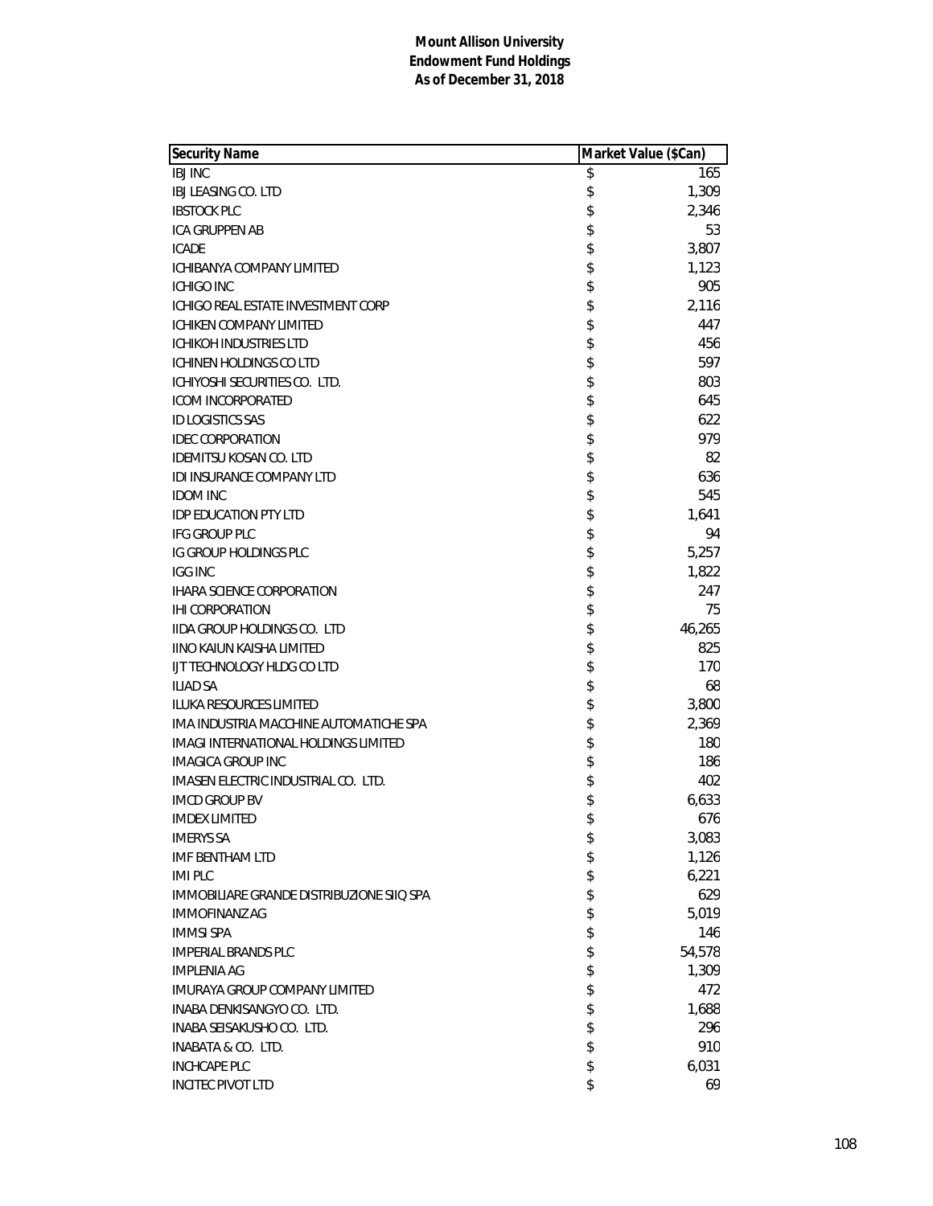**Mount Allison University**
**Endowment Fund Holdings**
**As of December 31, 2018**

| Security Name | Market Value ($Can) |
|---|---|
| IBJ INC | $ 165 |
| IBJ LEASING CO. LTD | $ 1,309 |
| IBSTOCK PLC | $ 2,346 |
| ICA GRUPPEN AB | $ 53 |
| ICADE | $ 3,807 |
| ICHIBANYA COMPANY LIMITED | $ 1,123 |
| ICHIGO INC | $ 905 |
| ICHIGO REAL ESTATE INVESTMENT CORP | $ 2,116 |
| ICHIKEN COMPANY LIMITED | $ 447 |
| ICHIKOH INDUSTRIES LTD | $ 456 |
| ICHINEN HOLDINGS CO LTD | $ 597 |
| ICHIYOSHI SECURITIES CO. LTD. | $ 803 |
| ICOM INCORPORATED | $ 645 |
| ID LOGISTICS SAS | $ 622 |
| IDEC CORPORATION | $ 979 |
| IDEMITSU KOSAN CO. LTD | $ 82 |
| IDI INSURANCE COMPANY LTD | $ 636 |
| IDOM INC | $ 545 |
| IDP EDUCATION PTY LTD | $ 1,641 |
| IFG GROUP PLC | $ 94 |
| IG GROUP HOLDINGS PLC | $ 5,257 |
| IGG INC | $ 1,822 |
| IHARA SCIENCE CORPORATION | $ 247 |
| IHI CORPORATION | $ 75 |
| IIDA GROUP HOLDINGS CO. LTD | $ 46,265 |
| IINO KAIUN KAISHA LIMITED | $ 825 |
| IJT TECHNOLOGY HLDG CO LTD | $ 170 |
| ILIAD SA | $ 68 |
| ILUKA RESOURCES LIMITED | $ 3,800 |
| IMA INDUSTRIA MACCHINE AUTOMATICHE SPA | $ 2,369 |
| IMAGI INTERNATIONAL HOLDINGS LIMITED | $ 180 |
| IMAGICA GROUP INC | $ 186 |
| IMASEN ELECTRIC INDUSTRIAL CO. LTD. | $ 402 |
| IMCD GROUP BV | $ 6,633 |
| IMDEX LIMITED | $ 676 |
| IMERYS SA | $ 3,083 |
| IMF BENTHAM LTD | $ 1,126 |
| IMI PLC | $ 6,221 |
| IMMOBILIARE GRANDE DISTRIBUZIONE SIIQ SPA | $ 629 |
| IMMOFINANZ AG | $ 5,019 |
| IMMSI SPA | $ 146 |
| IMPERIAL BRANDS PLC | $ 54,578 |
| IMPLENIA AG | $ 1,309 |
| IMURAYA GROUP COMPANY LIMITED | $ 472 |
| INABA DENKISANGYO CO. LTD. | $ 1,688 |
| INABA SEISAKUSHO CO. LTD. | $ 296 |
| INABATA & CO. LTD. | $ 910 |
| INCHCAPE PLC | $ 6,031 |
| INCITEC PIVOT LTD | $ 69 |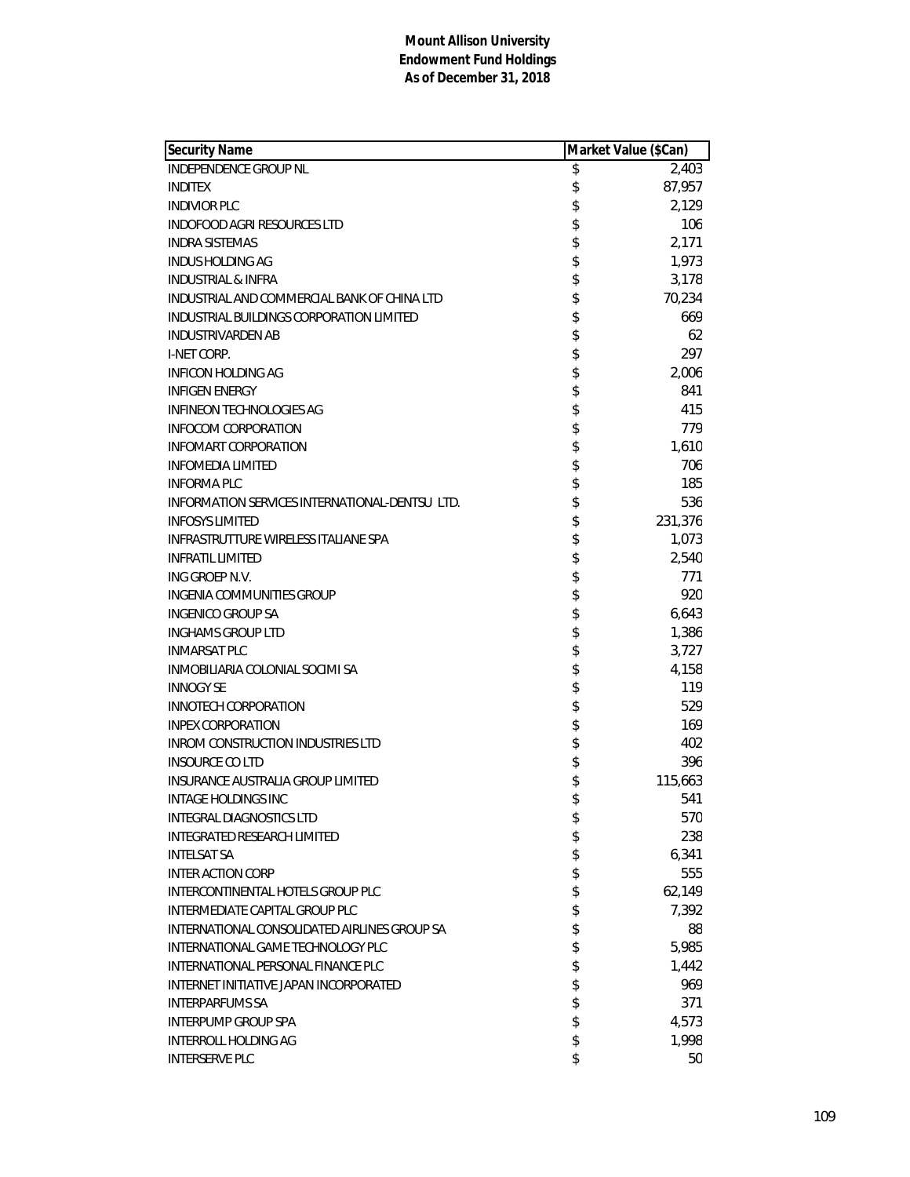**Mount Allison University**
**Endowment Fund Holdings**
**As of December 31, 2018**

| Security Name | Market Value ($Can) |
|---|---|
| INDEPENDENCE GROUP NL | $ 2,403 |
| INDITEX | $ 87,957 |
| INDIVIOR PLC | $ 2,129 |
| INDOFOOD AGRI RESOURCES LTD | $ 106 |
| INDRA SISTEMAS | $ 2,171 |
| INDUS HOLDING AG | $ 1,973 |
| INDUSTRIAL & INFRA | $ 3,178 |
| INDUSTRIAL AND COMMERCIAL BANK OF CHINA LTD | $ 70,234 |
| INDUSTRIAL BUILDINGS CORPORATION LIMITED | $ 669 |
| INDUSTRIVARDEN AB | $ 62 |
| I-NET CORP. | $ 297 |
| INFICON HOLDING AG | $ 2,006 |
| INFIGEN ENERGY | $ 841 |
| INFINEON TECHNOLOGIES AG | $ 415 |
| INFOCOM CORPORATION | $ 779 |
| INFOMART CORPORATION | $ 1,610 |
| INFOMEDIA LIMITED | $ 706 |
| INFORMA PLC | $ 185 |
| INFORMATION SERVICES INTERNATIONAL-DENTSU LTD. | $ 536 |
| INFOSYS LIMITED | $ 231,376 |
| INFRASTRUTTURE WIRELESS ITALIANE SPA | $ 1,073 |
| INFRATIL LIMITED | $ 2,540 |
| ING GROEP N.V. | $ 771 |
| INGENIA COMMUNITIES GROUP | $ 920 |
| INGENICO GROUP SA | $ 6,643 |
| INGHAMS GROUP LTD | $ 1,386 |
| INMARSAT PLC | $ 3,727 |
| INMOBILIARIA COLONIAL SOCIMI SA | $ 4,158 |
| INNOGY SE | $ 119 |
| INNOTECH CORPORATION | $ 529 |
| INPEX CORPORATION | $ 169 |
| INROM CONSTRUCTION INDUSTRIES LTD | $ 402 |
| INSOURCE CO LTD | $ 396 |
| INSURANCE AUSTRALIA GROUP LIMITED | $ 115,663 |
| INTAGE HOLDINGS INC | $ 541 |
| INTEGRAL DIAGNOSTICS LTD | $ 570 |
| INTEGRATED RESEARCH LIMITED | $ 238 |
| INTELSAT SA | $ 6,341 |
| INTER ACTION CORP | $ 555 |
| INTERCONTINENTAL HOTELS GROUP PLC | $ 62,149 |
| INTERMEDIATE CAPITAL GROUP PLC | $ 7,392 |
| INTERNATIONAL CONSOLIDATED AIRLINES GROUP SA | $ 88 |
| INTERNATIONAL GAME TECHNOLOGY PLC | $ 5,985 |
| INTERNATIONAL PERSONAL FINANCE PLC | $ 1,442 |
| INTERNET INITIATIVE JAPAN INCORPORATED | $ 969 |
| INTERPARFUMS SA | $ 371 |
| INTERPUMP GROUP SPA | $ 4,573 |
| INTERROLL HOLDING AG | $ 1,998 |
| INTERSERVE PLC | $ 50 |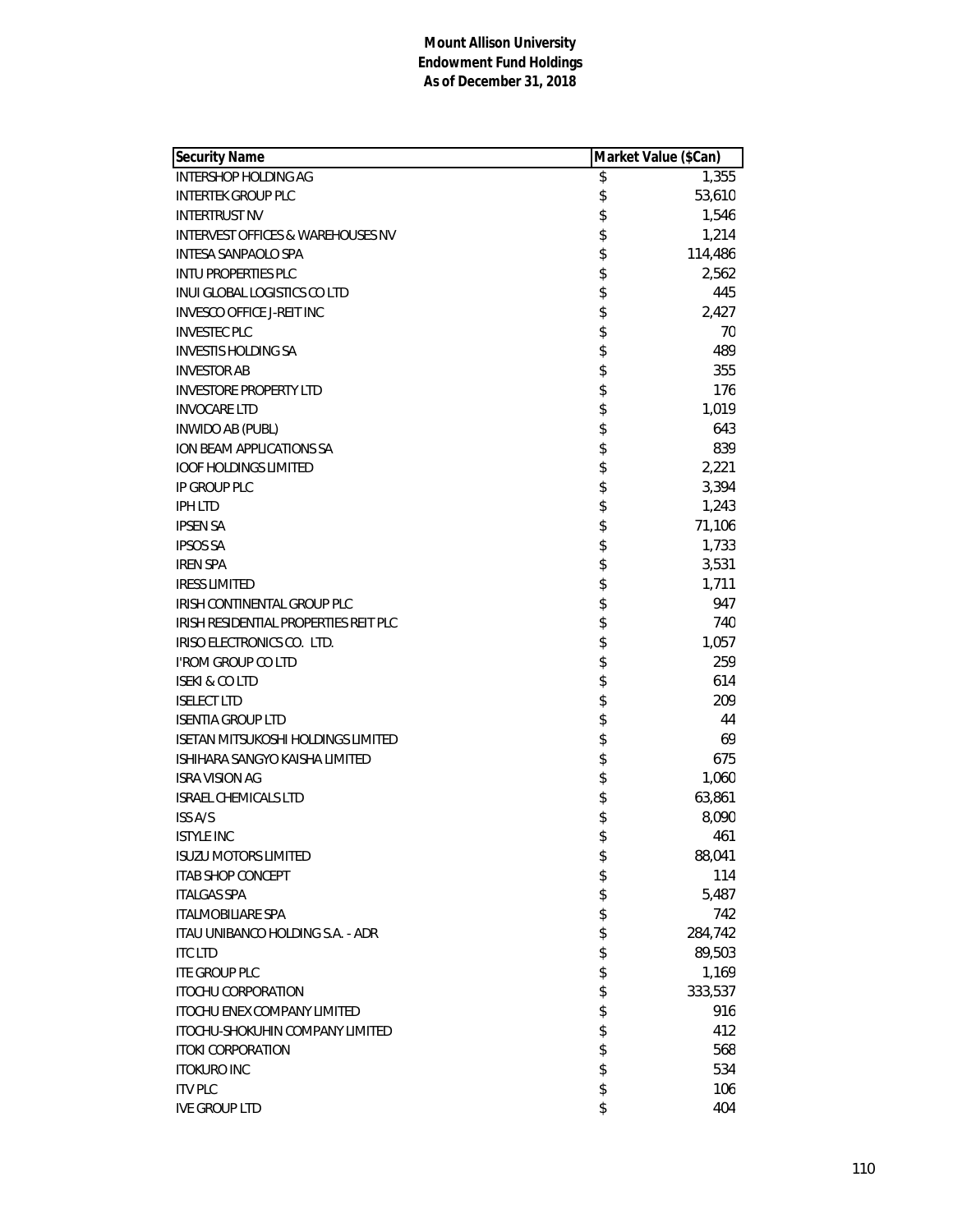**Mount Allison University**
**Endowment Fund Holdings**
**As of December 31, 2018**

| Security Name | Market Value ($Can) |
|---|---|
| INTERSHOP HOLDING AG | $ 1,355 |
| INTERTEK GROUP PLC | $ 53,610 |
| INTERTRUST NV | $ 1,546 |
| INTERVEST OFFICES & WAREHOUSES NV | $ 1,214 |
| INTESA SANPAOLO SPA | $ 114,486 |
| INTU PROPERTIES PLC | $ 2,562 |
| INUI GLOBAL LOGISTICS CO LTD | $ 445 |
| INVESCO OFFICE J-REIT INC | $ 2,427 |
| INVESTEC PLC | $ 70 |
| INVESTIS HOLDING SA | $ 489 |
| INVESTOR AB | $ 355 |
| INVESTORE PROPERTY LTD | $ 176 |
| INVOCARE LTD | $ 1,019 |
| INWIDO AB (PUBL) | $ 643 |
| ION BEAM APPLICATIONS SA | $ 839 |
| IOOF HOLDINGS LIMITED | $ 2,221 |
| IP GROUP PLC | $ 3,394 |
| IPH LTD | $ 1,243 |
| IPSEN SA | $ 71,106 |
| IPSOS SA | $ 1,733 |
| IREN SPA | $ 3,531 |
| IRESS LIMITED | $ 1,711 |
| IRISH CONTINENTAL GROUP PLC | $ 947 |
| IRISH RESIDENTIAL PROPERTIES REIT PLC | $ 740 |
| IRISO ELECTRONICS CO. LTD. | $ 1,057 |
| I'ROM GROUP CO LTD | $ 259 |
| ISEKI & CO LTD | $ 614 |
| ISELECT LTD | $ 209 |
| ISENTIA GROUP LTD | $ 44 |
| ISETAN MITSUKOSHI HOLDINGS LIMITED | $ 69 |
| ISHIHARA SANGYO KAISHA LIMITED | $ 675 |
| ISRA VISION AG | $ 1,060 |
| ISRAEL CHEMICALS LTD | $ 63,861 |
| ISS A/S | $ 8,090 |
| ISTYLE INC | $ 461 |
| ISUZU MOTORS LIMITED | $ 88,041 |
| ITAB SHOP CONCEPT | $ 114 |
| ITALGAS SPA | $ 5,487 |
| ITALMOBILIARE SPA | $ 742 |
| ITAU UNIBANCO HOLDING S.A. - ADR | $ 284,742 |
| ITC LTD | $ 89,503 |
| ITE GROUP PLC | $ 1,169 |
| ITOCHU CORPORATION | $ 333,537 |
| ITOCHU ENEX COMPANY LIMITED | $ 916 |
| ITOCHU-SHOKUHIN COMPANY LIMITED | $ 412 |
| ITOKI CORPORATION | $ 568 |
| ITOKURO INC | $ 534 |
| ITV PLC | $ 106 |
| IVE GROUP LTD | $ 404 |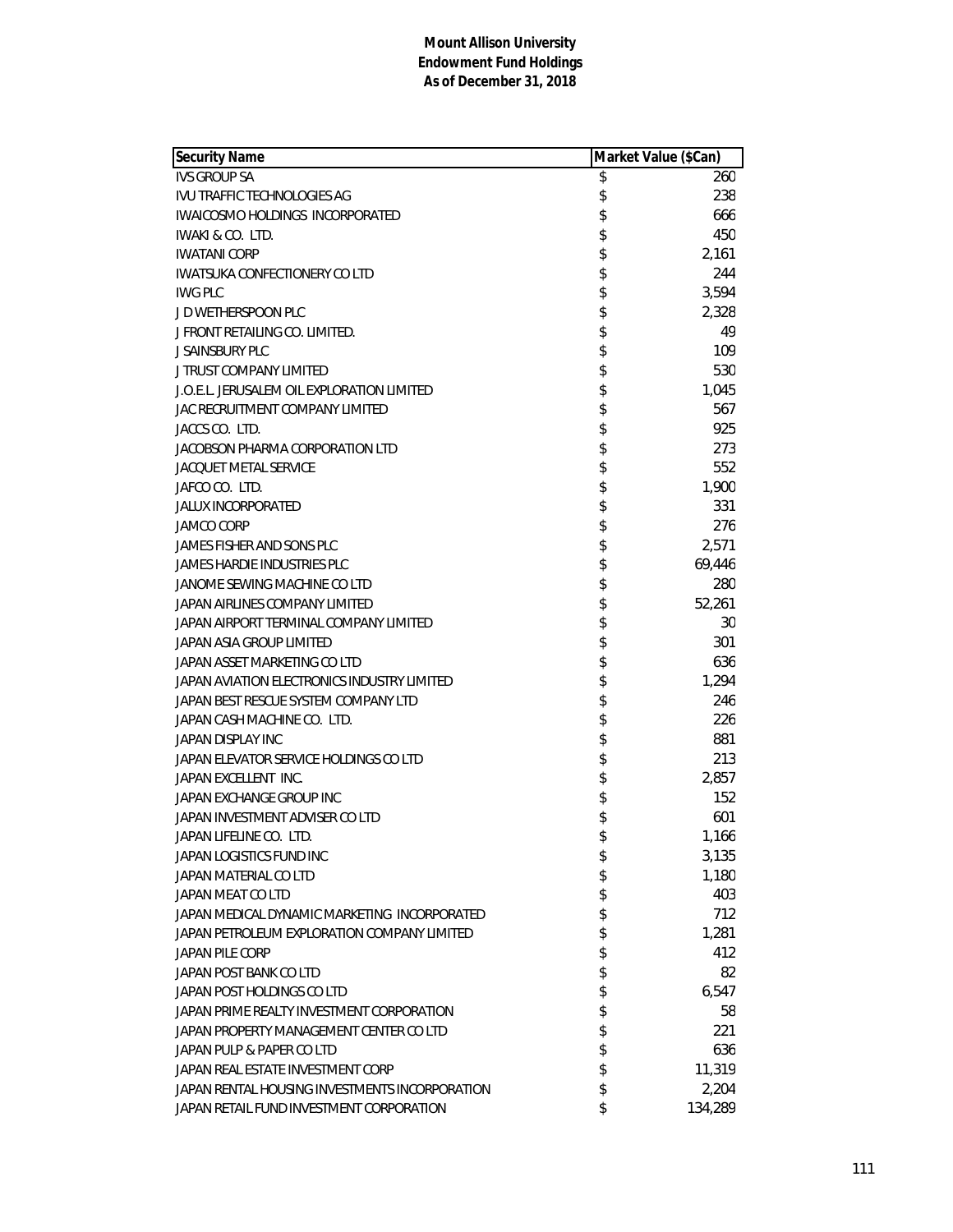**Mount Allison University**
**Endowment Fund Holdings**
**As of December 31, 2018**

| Security Name | Market Value ($Can) |
|---|---|
| IVS GROUP SA | $ 260 |
| IVU TRAFFIC TECHNOLOGIES AG | $ 238 |
| IWAICOSMO HOLDINGS INCORPORATED | $ 666 |
| IWAKI & CO. LTD. | $ 450 |
| IWATANI CORP | $ 2,161 |
| IWATSUKA CONFECTIONERY CO LTD | $ 244 |
| IWG PLC | $ 3,594 |
| J D WETHERSPOON PLC | $ 2,328 |
| J FRONT RETAILING CO. LIMITED. | $ 49 |
| J SAINSBURY PLC | $ 109 |
| J TRUST COMPANY LIMITED | $ 530 |
| J.O.E.L. JERUSALEM OIL EXPLORATION LIMITED | $ 1,045 |
| JAC RECRUITMENT COMPANY LIMITED | $ 567 |
| JACCS CO. LTD. | $ 925 |
| JACOBSON PHARMA CORPORATION LTD | $ 273 |
| JACQUET METAL SERVICE | $ 552 |
| JAFCO CO. LTD. | $ 1,900 |
| JALUX INCORPORATED | $ 331 |
| JAMCO CORP | $ 276 |
| JAMES FISHER AND SONS PLC | $ 2,571 |
| JAMES HARDIE INDUSTRIES PLC | $ 69,446 |
| JANOME SEWING MACHINE CO LTD | $ 280 |
| JAPAN AIRLINES COMPANY LIMITED | $ 52,261 |
| JAPAN AIRPORT TERMINAL COMPANY LIMITED | $ 30 |
| JAPAN ASIA GROUP LIMITED | $ 301 |
| JAPAN ASSET MARKETING CO LTD | $ 636 |
| JAPAN AVIATION ELECTRONICS INDUSTRY LIMITED | $ 1,294 |
| JAPAN BEST RESCUE SYSTEM COMPANY LTD | $ 246 |
| JAPAN CASH MACHINE CO. LTD. | $ 226 |
| JAPAN DISPLAY INC | $ 881 |
| JAPAN ELEVATOR SERVICE HOLDINGS CO LTD | $ 213 |
| JAPAN EXCELLENT INC. | $ 2,857 |
| JAPAN EXCHANGE GROUP INC | $ 152 |
| JAPAN INVESTMENT ADVISER CO LTD | $ 601 |
| JAPAN LIFELINE CO. LTD. | $ 1,166 |
| JAPAN LOGISTICS FUND INC | $ 3,135 |
| JAPAN MATERIAL CO LTD | $ 1,180 |
| JAPAN MEAT CO LTD | $ 403 |
| JAPAN MEDICAL DYNAMIC MARKETING INCORPORATED | $ 712 |
| JAPAN PETROLEUM EXPLORATION COMPANY LIMITED | $ 1,281 |
| JAPAN PILE CORP | $ 412 |
| JAPAN POST BANK CO LTD | $ 82 |
| JAPAN POST HOLDINGS CO LTD | $ 6,547 |
| JAPAN PRIME REALTY INVESTMENT CORPORATION | $ 58 |
| JAPAN PROPERTY MANAGEMENT CENTER CO LTD | $ 221 |
| JAPAN PULP & PAPER CO LTD | $ 636 |
| JAPAN REAL ESTATE INVESTMENT CORP | $ 11,319 |
| JAPAN RENTAL HOUSING INVESTMENTS INCORPORATION | $ 2,204 |
| JAPAN RETAIL FUND INVESTMENT CORPORATION | $ 134,289 |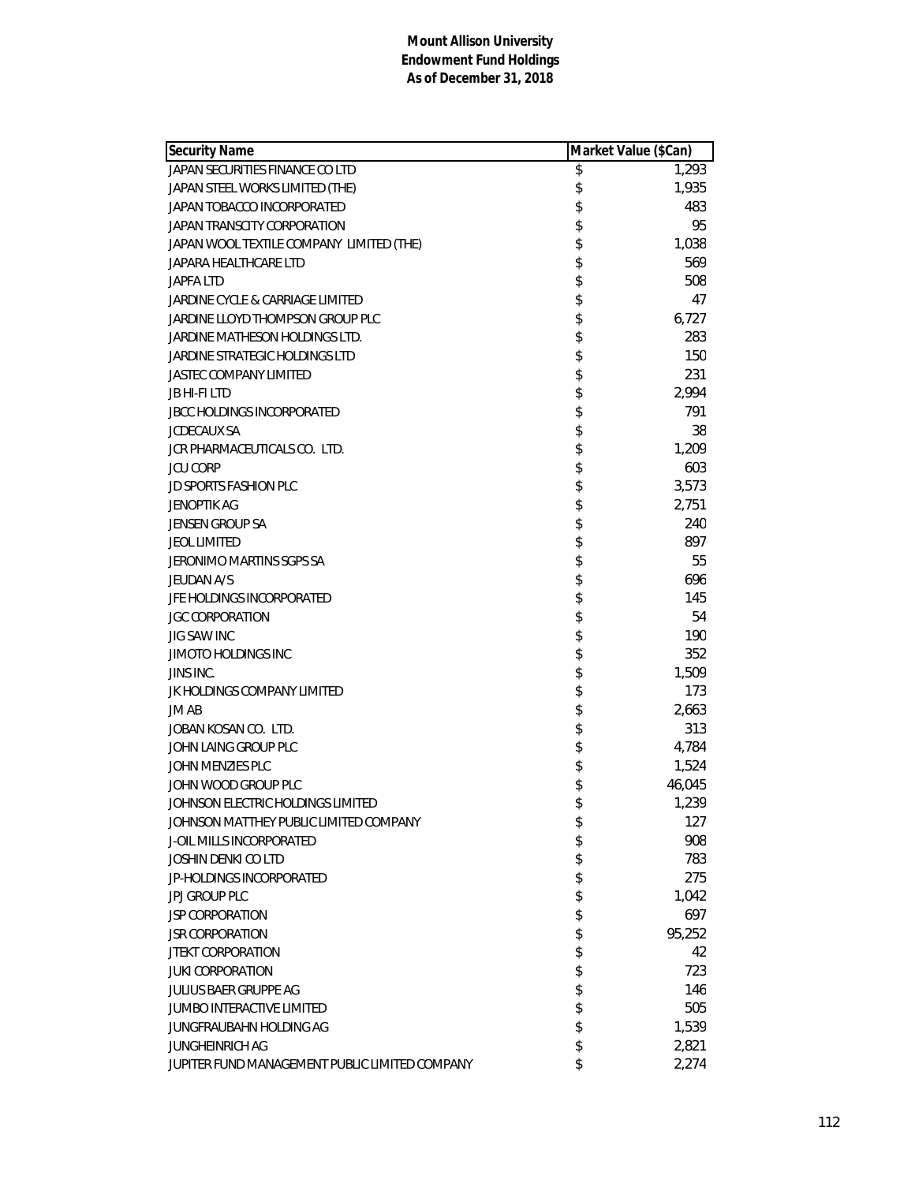**Mount Allison University**
**Endowment Fund Holdings**
**As of December 31, 2018**

| Security Name | Market Value ($Can) |
|---|---|
| JAPAN SECURITIES FINANCE CO LTD | $ 1,293 |
| JAPAN STEEL WORKS LIMITED (THE) | $ 1,935 |
| JAPAN TOBACCO INCORPORATED | $ 483 |
| JAPAN TRANSCITY CORPORATION | $ 95 |
| JAPAN WOOL TEXTILE COMPANY LIMITED (THE) | $ 1,038 |
| JAPARA HEALTHCARE LTD | $ 569 |
| JAPFA LTD | $ 508 |
| JARDINE CYCLE & CARRIAGE LIMITED | $ 47 |
| JARDINE LLOYD THOMPSON GROUP PLC | $ 6,727 |
| JARDINE MATHESON HOLDINGS LTD. | $ 283 |
| JARDINE STRATEGIC HOLDINGS LTD | $ 150 |
| JASTEC COMPANY LIMITED | $ 231 |
| JB HI-FI LTD | $ 2,994 |
| JBCC HOLDINGS INCORPORATED | $ 791 |
| JCDECAUX SA | $ 38 |
| JCR PHARMACEUTICALS CO. LTD. | $ 1,209 |
| JCU CORP | $ 603 |
| JD SPORTS FASHION PLC | $ 3,573 |
| JENOPTIK AG | $ 2,751 |
| JENSEN GROUP SA | $ 240 |
| JEOL LIMITED | $ 897 |
| JERONIMO MARTINS SGPS SA | $ 55 |
| JEUDAN A/S | $ 696 |
| JFE HOLDINGS INCORPORATED | $ 145 |
| JGC CORPORATION | $ 54 |
| JIG SAW INC | $ 190 |
| JIMOTO HOLDINGS INC | $ 352 |
| JINS INC. | $ 1,509 |
| JK HOLDINGS COMPANY LIMITED | $ 173 |
| JM AB | $ 2,663 |
| JOBAN KOSAN CO. LTD. | $ 313 |
| JOHN LAING GROUP PLC | $ 4,784 |
| JOHN MENZIES PLC | $ 1,524 |
| JOHN WOOD GROUP PLC | $ 46,045 |
| JOHNSON ELECTRIC HOLDINGS LIMITED | $ 1,239 |
| JOHNSON MATTHEY PUBLIC LIMITED COMPANY | $ 127 |
| J-OIL MILLS INCORPORATED | $ 908 |
| JOSHIN DENKI CO LTD | $ 783 |
| JP-HOLDINGS INCORPORATED | $ 275 |
| JPJ GROUP PLC | $ 1,042 |
| JSP CORPORATION | $ 697 |
| JSR CORPORATION | $ 95,252 |
| JTEKT CORPORATION | $ 42 |
| JUKI CORPORATION | $ 723 |
| JULIUS BAER GRUPPE AG | $ 146 |
| JUMBO INTERACTIVE LIMITED | $ 505 |
| JUNGFRAUBAHN HOLDING AG | $ 1,539 |
| JUNGHEINRICH AG | $ 2,821 |
| JUPITER FUND MANAGEMENT PUBLIC LIMITED COMPANY | $ 2,274 |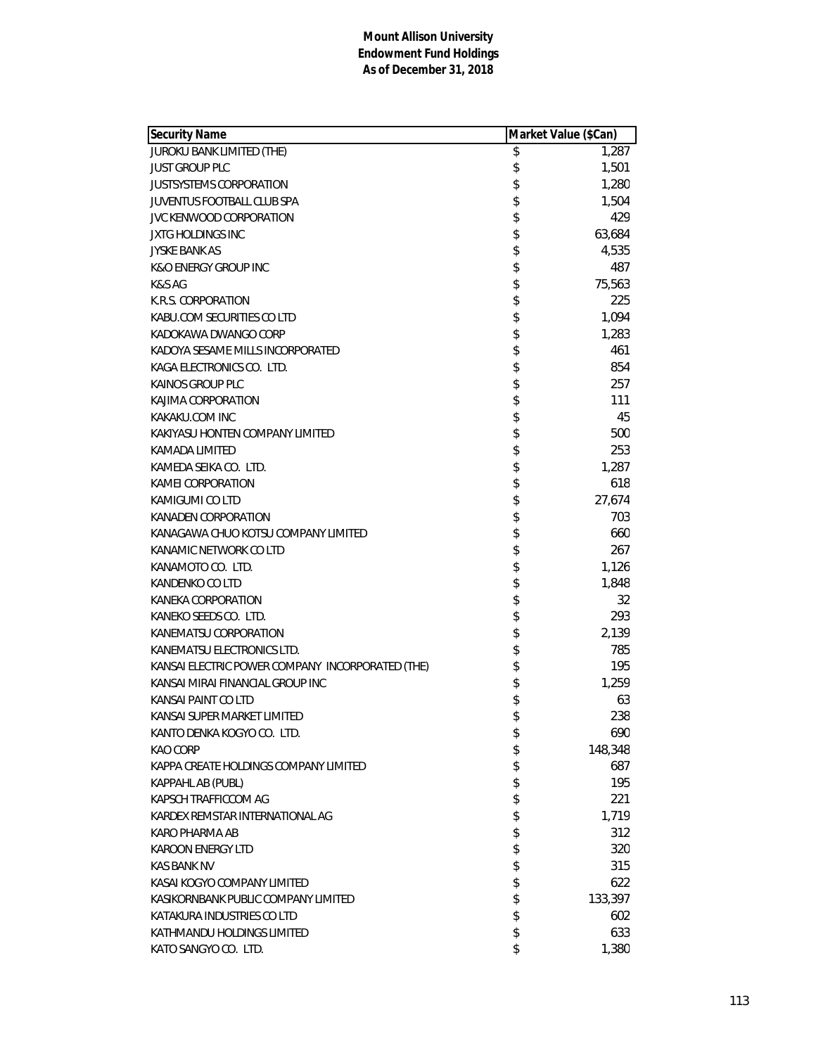**Mount Allison University**
**Endowment Fund Holdings**
**As of December 31, 2018**

| Security Name | Market Value ($Can) |
|---|---|
| JUROKU BANK LIMITED (THE) | $ 1,287 |
| JUST GROUP PLC | $ 1,501 |
| JUSTSYSTEMS CORPORATION | $ 1,280 |
| JUVENTUS FOOTBALL CLUB SPA | $ 1,504 |
| JVC KENWOOD CORPORATION | $ 429 |
| JXTG HOLDINGS INC | $ 63,684 |
| JYSKE BANK AS | $ 4,535 |
| K&O ENERGY GROUP INC | $ 487 |
| K&S AG | $ 75,563 |
| K.R.S. CORPORATION | $ 225 |
| KABU.COM SECURITIES CO LTD | $ 1,094 |
| KADOKAWA DWANGO CORP | $ 1,283 |
| KADOYA SESAME MILLS INCORPORATED | $ 461 |
| KAGA ELECTRONICS CO. LTD. | $ 854 |
| KAINOS GROUP PLC | $ 257 |
| KAJIMA CORPORATION | $ 111 |
| KAKAKU.COM INC | $ 45 |
| KAKIYASU HONTEN COMPANY LIMITED | $ 500 |
| KAMADA LIMITED | $ 253 |
| KAMEDA SEIKA CO. LTD. | $ 1,287 |
| KAMEI CORPORATION | $ 618 |
| KAMIGUMI CO LTD | $ 27,674 |
| KANADEN CORPORATION | $ 703 |
| KANAGAWA CHUO KOTSU COMPANY LIMITED | $ 660 |
| KANAMIC NETWORK CO LTD | $ 267 |
| KANAMOTO CO. LTD. | $ 1,126 |
| KANDENKO CO LTD | $ 1,848 |
| KANEKA CORPORATION | $ 32 |
| KANEKO SEEDS CO. LTD. | $ 293 |
| KANEMATSU CORPORATION | $ 2,139 |
| KANEMATSU ELECTRONICS LTD. | $ 785 |
| KANSAI ELECTRIC POWER COMPANY INCORPORATED (THE) | $ 195 |
| KANSAI MIRAI FINANCIAL GROUP INC | $ 1,259 |
| KANSAI PAINT CO LTD | $ 63 |
| KANSAI SUPER MARKET LIMITED | $ 238 |
| KANTO DENKA KOGYO CO. LTD. | $ 690 |
| KAO CORP | $ 148,348 |
| KAPPA CREATE HOLDINGS COMPANY LIMITED | $ 687 |
| KAPPAHL AB (PUBL) | $ 195 |
| KAPSCH TRAFFICCOM AG | $ 221 |
| KARDEX REMSTAR INTERNATIONAL AG | $ 1,719 |
| KARO PHARMA AB | $ 312 |
| KAROON ENERGY LTD | $ 320 |
| KAS BANK NV | $ 315 |
| KASAI KOGYO COMPANY LIMITED | $ 622 |
| KASIKORNBANK PUBLIC COMPANY LIMITED | $ 133,397 |
| KATAKURA INDUSTRIES CO LTD | $ 602 |
| KATHMANDU HOLDINGS LIMITED | $ 633 |
| KATO SANGYO CO. LTD. | $ 1,380 |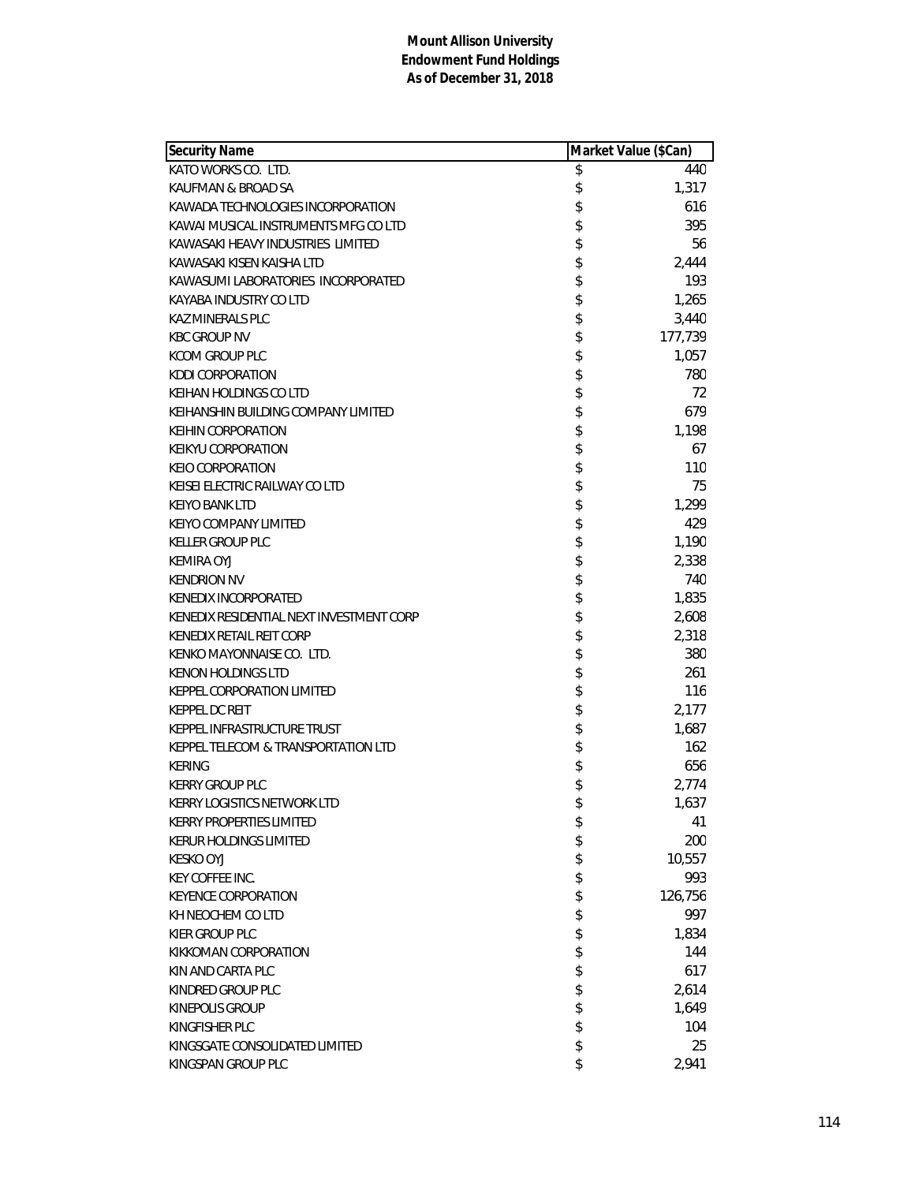**Mount Allison University**
**Endowment Fund Holdings**
**As of December 31, 2018**

| Security Name | Market Value ($Can) |
|---|---|
| KATO WORKS CO. LTD. | $ 440 |
| KAUFMAN & BROAD SA | $ 1,317 |
| KAWADA TECHNOLOGIES INCORPORATION | $ 616 |
| KAWAI MUSICAL INSTRUMENTS MFG CO LTD | $ 395 |
| KAWASAKI HEAVY INDUSTRIES LIMITED | $ 56 |
| KAWASAKI KISEN KAISHA LTD | $ 2,444 |
| KAWASUMI LABORATORIES INCORPORATED | $ 193 |
| KAYABA INDUSTRY CO LTD | $ 1,265 |
| KAZ MINERALS PLC | $ 3,440 |
| KBC GROUP NV | $ 177,739 |
| KCOM GROUP PLC | $ 1,057 |
| KDDI CORPORATION | $ 780 |
| KEIHAN HOLDINGS CO LTD | $ 72 |
| KEIHANSHIN BUILDING COMPANY LIMITED | $ 679 |
| KEIHIN CORPORATION | $ 1,198 |
| KEIKYU CORPORATION | $ 67 |
| KEIO CORPORATION | $ 110 |
| KEISEI ELECTRIC RAILWAY CO LTD | $ 75 |
| KEIYO BANK LTD | $ 1,299 |
| KEIYO COMPANY LIMITED | $ 429 |
| KELLER GROUP PLC | $ 1,190 |
| KEMIRA OYJ | $ 2,338 |
| KENDRION NV | $ 740 |
| KENEDIX INCORPORATED | $ 1,835 |
| KENEDIX RESIDENTIAL NEXT INVESTMENT CORP | $ 2,608 |
| KENEDIX RETAIL REIT CORP | $ 2,318 |
| KENKO MAYONNAISE CO. LTD. | $ 380 |
| KENON HOLDINGS LTD | $ 261 |
| KEPPEL CORPORATION LIMITED | $ 116 |
| KEPPEL DC REIT | $ 2,177 |
| KEPPEL INFRASTRUCTURE TRUST | $ 1,687 |
| KEPPEL TELECOM & TRANSPORTATION LTD | $ 162 |
| KERING | $ 656 |
| KERRY GROUP PLC | $ 2,774 |
| KERRY LOGISTICS NETWORK LTD | $ 1,637 |
| KERRY PROPERTIES LIMITED | $ 41 |
| KERUR HOLDINGS LIMITED | $ 200 |
| KESKO OYJ | $ 10,557 |
| KEY COFFEE INC. | $ 993 |
| KEYENCE CORPORATION | $ 126,756 |
| KH NEOCHEM CO LTD | $ 997 |
| KIER GROUP PLC | $ 1,834 |
| KIKKOMAN CORPORATION | $ 144 |
| KIN AND CARTA PLC | $ 617 |
| KINDRED GROUP PLC | $ 2,614 |
| KINEPOLIS GROUP | $ 1,649 |
| KINGFISHER PLC | $ 104 |
| KINGSGATE CONSOLIDATED LIMITED | $ 25 |
| KINGSPAN GROUP PLC | $ 2,941 |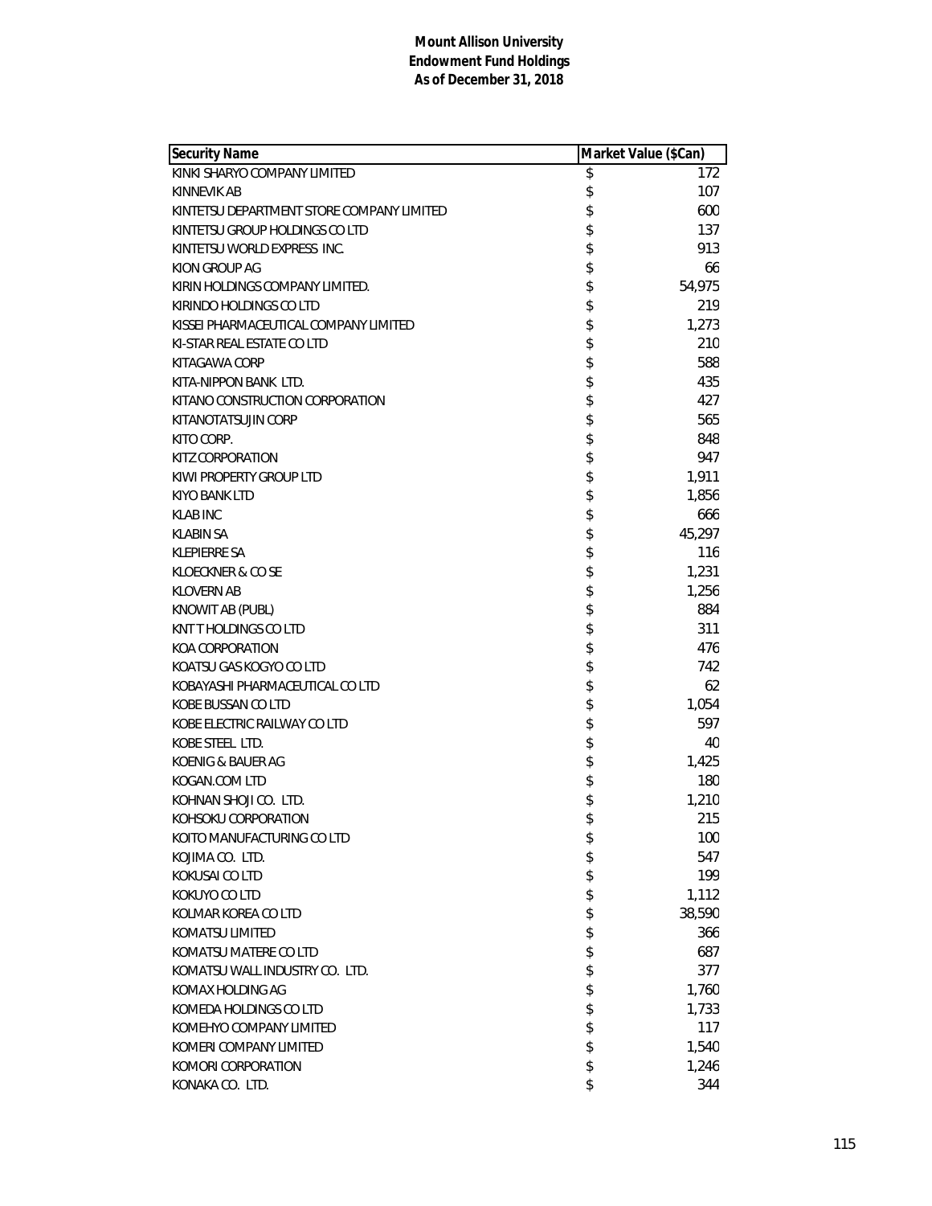**Mount Allison University**
**Endowment Fund Holdings**
**As of December 31, 2018**

| Security Name | Market Value ($Can) |
|---|---|
| KINKI SHARYO COMPANY LIMITED | $ 172 |
| KINNEVIK AB | $ 107 |
| KINTETSU DEPARTMENT STORE COMPANY LIMITED | $ 600 |
| KINTETSU GROUP HOLDINGS CO LTD | $ 137 |
| KINTETSU WORLD EXPRESS INC. | $ 913 |
| KION GROUP AG | $ 66 |
| KIRIN HOLDINGS COMPANY LIMITED. | $ 54,975 |
| KIRINDO HOLDINGS CO LTD | $ 219 |
| KISSEI PHARMACEUTICAL COMPANY LIMITED | $ 1,273 |
| KI-STAR REAL ESTATE CO LTD | $ 210 |
| KITAGAWA CORP | $ 588 |
| KITA-NIPPON BANK LTD. | $ 435 |
| KITANO CONSTRUCTION CORPORATION | $ 427 |
| KITANOTATSUJIN CORP | $ 565 |
| KITO CORP. | $ 848 |
| KITZ CORPORATION | $ 947 |
| KIWI PROPERTY GROUP LTD | $ 1,911 |
| KIYO BANK LTD | $ 1,856 |
| KLAB INC | $ 666 |
| KLABIN SA | $ 45,297 |
| KLEPIERRE SA | $ 116 |
| KLOECKNER & CO SE | $ 1,231 |
| KLOVERN AB | $ 1,256 |
| KNOWIT AB (PUBL) | $ 884 |
| KNT T HOLDINGS CO LTD | $ 311 |
| KOA CORPORATION | $ 476 |
| KOATSU GAS KOGYO CO LTD | $ 742 |
| KOBAYASHI PHARMACEUTICAL CO LTD | $ 62 |
| KOBE BUSSAN CO LTD | $ 1,054 |
| KOBE ELECTRIC RAILWAY CO LTD | $ 597 |
| KOBE STEEL LTD. | $ 40 |
| KOENIG & BAUER AG | $ 1,425 |
| KOGAN.COM LTD | $ 180 |
| KOHNAN SHOJI CO. LTD. | $ 1,210 |
| KOHSOKU CORPORATION | $ 215 |
| KOITO MANUFACTURING CO LTD | $ 100 |
| KOJIMA CO. LTD. | $ 547 |
| KOKUSAI CO LTD | $ 199 |
| KOKUYO CO LTD | $ 1,112 |
| KOLMAR KOREA CO LTD | $ 38,590 |
| KOMATSU LIMITED | $ 366 |
| KOMATSU MATERE CO LTD | $ 687 |
| KOMATSU WALL INDUSTRY CO. LTD. | $ 377 |
| KOMAX HOLDING AG | $ 1,760 |
| KOMEDA HOLDINGS CO LTD | $ 1,733 |
| KOMEHYO COMPANY LIMITED | $ 117 |
| KOMERI COMPANY LIMITED | $ 1,540 |
| KOMORI CORPORATION | $ 1,246 |
| KONAKA CO. LTD. | $ 344 |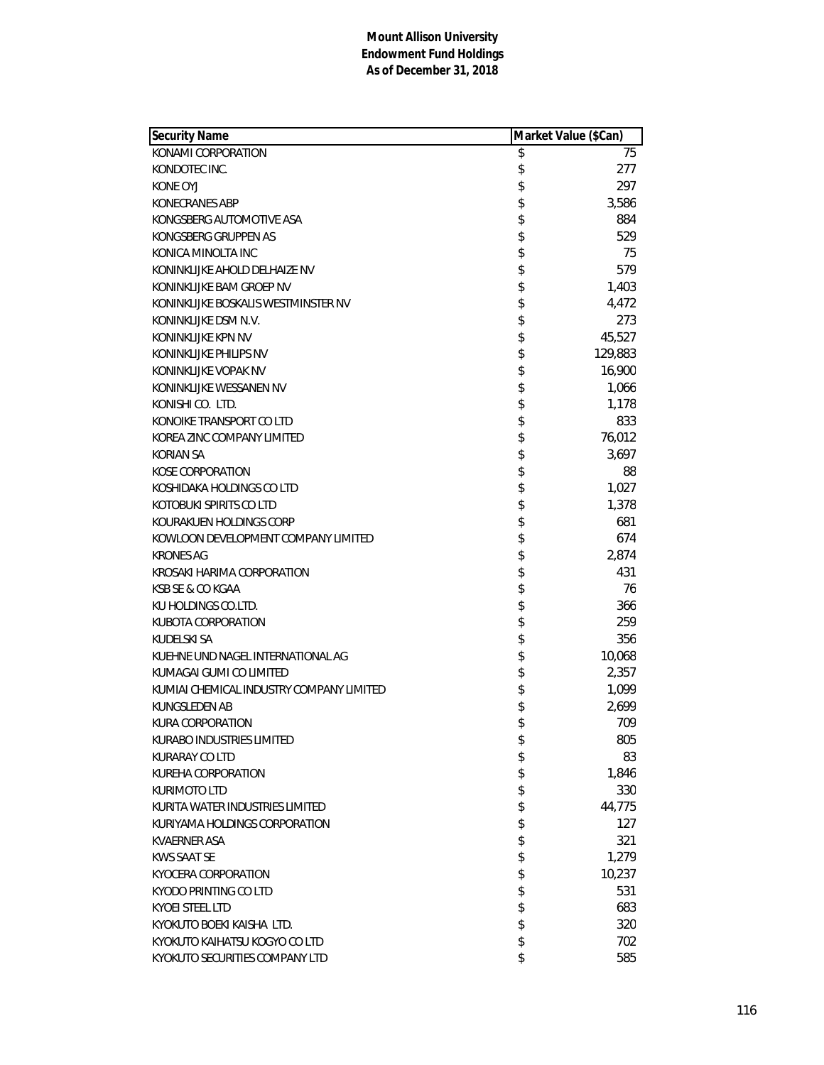**Mount Allison University**
**Endowment Fund Holdings**
**As of December 31, 2018**

| Security Name | Market Value ($Can) |
|---|---|
| KONAMI CORPORATION | $ 75 |
| KONDOTEC INC. | $ 277 |
| KONE OYJ | $ 297 |
| KONECRANES ABP | $ 3,586 |
| KONGSBERG AUTOMOTIVE ASA | $ 884 |
| KONGSBERG GRUPPEN AS | $ 529 |
| KONICA MINOLTA INC | $ 75 |
| KONINKLIJKE AHOLD DELHAIZE NV | $ 579 |
| KONINKLIJKE BAM GROEP NV | $ 1,403 |
| KONINKLIJKE BOSKALIS WESTMINSTER NV | $ 4,472 |
| KONINKLIJKE DSM N.V. | $ 273 |
| KONINKLIJKE KPN NV | $ 45,527 |
| KONINKLIJKE PHILIPS NV | $ 129,883 |
| KONINKLIJKE VOPAK NV | $ 16,900 |
| KONINKLIJKE WESSANEN NV | $ 1,066 |
| KONISHI CO. LTD. | $ 1,178 |
| KONOIKE TRANSPORT CO LTD | $ 833 |
| KOREA ZINC COMPANY LIMITED | $ 76,012 |
| KORIAN SA | $ 3,697 |
| KOSE CORPORATION | $ 88 |
| KOSHIDAKA HOLDINGS CO LTD | $ 1,027 |
| KOTOBUKI SPIRITS CO LTD | $ 1,378 |
| KOURAKUEN HOLDINGS CORP | $ 681 |
| KOWLOON DEVELOPMENT COMPANY LIMITED | $ 674 |
| KRONES AG | $ 2,874 |
| KROSAKI HARIMA CORPORATION | $ 431 |
| KSB SE & CO KGAA | $ 76 |
| KU HOLDINGS CO.LTD. | $ 366 |
| KUBOTA CORPORATION | $ 259 |
| KUDELSKI SA | $ 356 |
| KUEHNE UND NAGEL INTERNATIONAL AG | $ 10,068 |
| KUMAGAI GUMI CO LIMITED | $ 2,357 |
| KUMIAI CHEMICAL INDUSTRY COMPANY LIMITED | $ 1,099 |
| KUNGSLEDEN AB | $ 2,699 |
| KURA CORPORATION | $ 709 |
| KURABO INDUSTRIES LIMITED | $ 805 |
| KURARAY CO LTD | $ 83 |
| KUREHA CORPORATION | $ 1,846 |
| KURIMOTO LTD | $ 330 |
| KURITA WATER INDUSTRIES LIMITED | $ 44,775 |
| KURIYAMA HOLDINGS CORPORATION | $ 127 |
| KVAERNER ASA | $ 321 |
| KWS SAAT SE | $ 1,279 |
| KYOCERA CORPORATION | $ 10,237 |
| KYODO PRINTING CO LTD | $ 531 |
| KYOEI STEEL LTD | $ 683 |
| KYOKUTO BOEKI KAISHA LTD. | $ 320 |
| KYOKUTO KAIHATSU KOGYO CO LTD | $ 702 |
| KYOKUTO SECURITIES COMPANY LTD | $ 585 |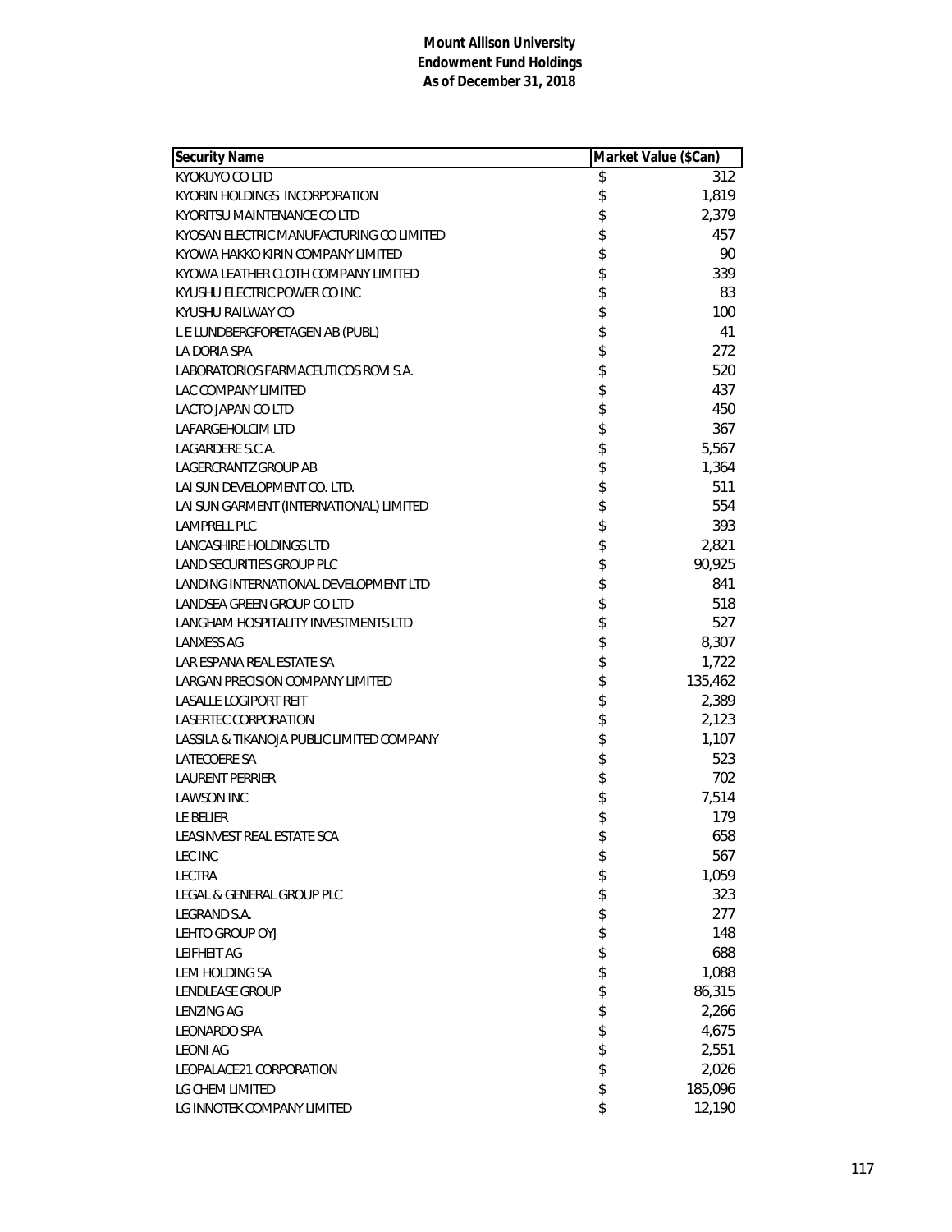**Mount Allison University**
**Endowment Fund Holdings**
**As of December 31, 2018**

| Security Name | Market Value ($Can) |
|---|---|
| KYOKUYO CO LTD | $ 312 |
| KYORIN HOLDINGS INCORPORATION | $ 1,819 |
| KYORITSU MAINTENANCE CO LTD | $ 2,379 |
| KYOSAN ELECTRIC MANUFACTURING CO LIMITED | $ 457 |
| KYOWA HAKKO KIRIN COMPANY LIMITED | $ 90 |
| KYOWA LEATHER CLOTH COMPANY LIMITED | $ 339 |
| KYUSHU ELECTRIC POWER CO INC | $ 83 |
| KYUSHU RAILWAY CO | $ 100 |
| L E LUNDBERGFORETAGEN AB (PUBL) | $ 41 |
| LA DORIA SPA | $ 272 |
| LABORATORIOS FARMACEUTICOS ROVI S.A. | $ 520 |
| LAC COMPANY LIMITED | $ 437 |
| LACTO JAPAN CO LTD | $ 450 |
| LAFARGEHOLCIM LTD | $ 367 |
| LAGARDERE S.C.A. | $ 5,567 |
| LAGERCRANTZ GROUP AB | $ 1,364 |
| LAI SUN DEVELOPMENT CO. LTD. | $ 511 |
| LAI SUN GARMENT (INTERNATIONAL) LIMITED | $ 554 |
| LAMPRELL PLC | $ 393 |
| LANCASHIRE HOLDINGS LTD | $ 2,821 |
| LAND SECURITIES GROUP PLC | $ 90,925 |
| LANDING INTERNATIONAL DEVELOPMENT LTD | $ 841 |
| LANDSEA GREEN GROUP CO LTD | $ 518 |
| LANGHAM HOSPITALITY INVESTMENTS LTD | $ 527 |
| LANXESS AG | $ 8,307 |
| LAR ESPANA REAL ESTATE SA | $ 1,722 |
| LARGAN PRECISION COMPANY LIMITED | $ 135,462 |
| LASALLE LOGIPORT REIT | $ 2,389 |
| LASERTEC CORPORATION | $ 2,123 |
| LASSILA & TIKANOJA PUBLIC LIMITED COMPANY | $ 1,107 |
| LATECOERE SA | $ 523 |
| LAURENT PERRIER | $ 702 |
| LAWSON INC | $ 7,514 |
| LE BELIER | $ 179 |
| LEASINVEST REAL ESTATE SCA | $ 658 |
| LEC INC | $ 567 |
| LECTRA | $ 1,059 |
| LEGAL & GENERAL GROUP PLC | $ 323 |
| LEGRAND S.A. | $ 277 |
| LEHTO GROUP OYJ | $ 148 |
| LEIFHEIT AG | $ 688 |
| LEM HOLDING SA | $ 1,088 |
| LENDLEASE GROUP | $ 86,315 |
| LENZING AG | $ 2,266 |
| LEONARDO SPA | $ 4,675 |
| LEONI AG | $ 2,551 |
| LEOPALACE21 CORPORATION | $ 2,026 |
| LG CHEM LIMITED | $ 185,096 |
| LG INNOTEK COMPANY LIMITED | $ 12,190 |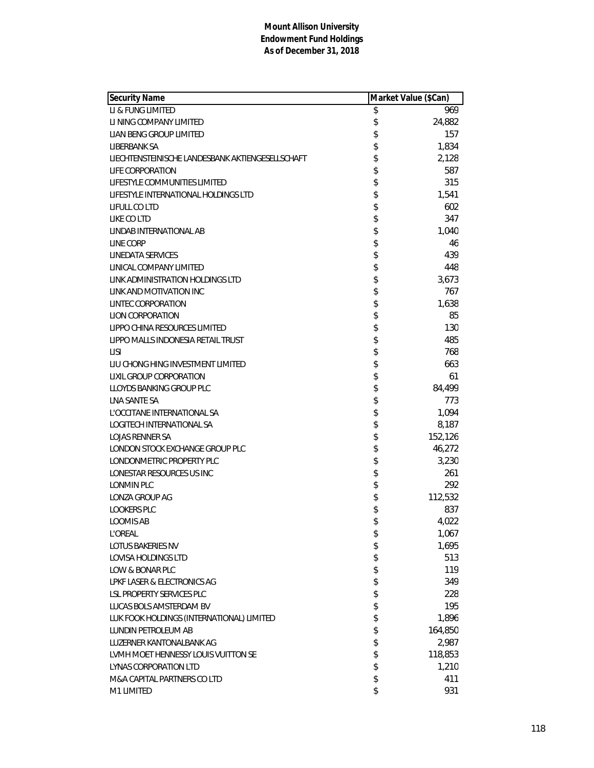**Mount Allison University**
**Endowment Fund Holdings**
**As of December 31, 2018**

| Security Name | Market Value ($Can) |
|---|---|
| LI & FUNG LIMITED | $ 969 |
| LI NING COMPANY LIMITED | $ 24,882 |
| LIAN BENG GROUP LIMITED | $ 157 |
| LIBERBANK SA | $ 1,834 |
| LIECHTENSTEINISCHE LANDESBANK AKTIENGESELLSCHAFT | $ 2,128 |
| LIFE CORPORATION | $ 587 |
| LIFESTYLE COMMUNITIES LIMITED | $ 315 |
| LIFESTYLE INTERNATIONAL HOLDINGS LTD | $ 1,541 |
| LIFULL CO LTD | $ 602 |
| LIKE CO LTD | $ 347 |
| LINDAB INTERNATIONAL AB | $ 1,040 |
| LINE CORP | $ 46 |
| LINEDATA SERVICES | $ 439 |
| LINICAL COMPANY LIMITED | $ 448 |
| LINK ADMINISTRATION HOLDINGS LTD | $ 3,673 |
| LINK AND MOTIVATION INC | $ 767 |
| LINTEC CORPORATION | $ 1,638 |
| LION CORPORATION | $ 85 |
| LIPPO CHINA RESOURCES LIMITED | $ 130 |
| LIPPO MALLS INDONESIA RETAIL TRUST | $ 485 |
| LISI | $ 768 |
| LIU CHONG HING INVESTMENT LIMITED | $ 663 |
| LIXIL GROUP CORPORATION | $ 61 |
| LLOYDS BANKING GROUP PLC | $ 84,499 |
| LNA SANTE SA | $ 773 |
| L'OCCITANE INTERNATIONAL SA | $ 1,094 |
| LOGITECH INTERNATIONAL SA | $ 8,187 |
| LOJAS RENNER SA | $ 152,126 |
| LONDON STOCK EXCHANGE GROUP PLC | $ 46,272 |
| LONDONMETRIC PROPERTY PLC | $ 3,230 |
| LONESTAR RESOURCES US INC | $ 261 |
| LONMIN PLC | $ 292 |
| LONZA GROUP AG | $ 112,532 |
| LOOKERS PLC | $ 837 |
| LOOMIS AB | $ 4,022 |
| L'OREAL | $ 1,067 |
| LOTUS BAKERIES NV | $ 1,695 |
| LOVISA HOLDINGS LTD | $ 513 |
| LOW & BONAR PLC | $ 119 |
| LPKF LASER & ELECTRONICS AG | $ 349 |
| LSL PROPERTY SERVICES PLC | $ 228 |
| LUCAS BOLS AMSTERDAM BV | $ 195 |
| LUK FOOK HOLDINGS (INTERNATIONAL) LIMITED | $ 1,896 |
| LUNDIN PETROLEUM AB | $ 164,850 |
| LUZERNER KANTONALBANK AG | $ 2,987 |
| LVMH MOET HENNESSY LOUIS VUITTON SE | $ 118,853 |
| LYNAS CORPORATION LTD | $ 1,210 |
| M&A CAPITAL PARTNERS CO LTD | $ 411 |
| M1 LIMITED | $ 931 |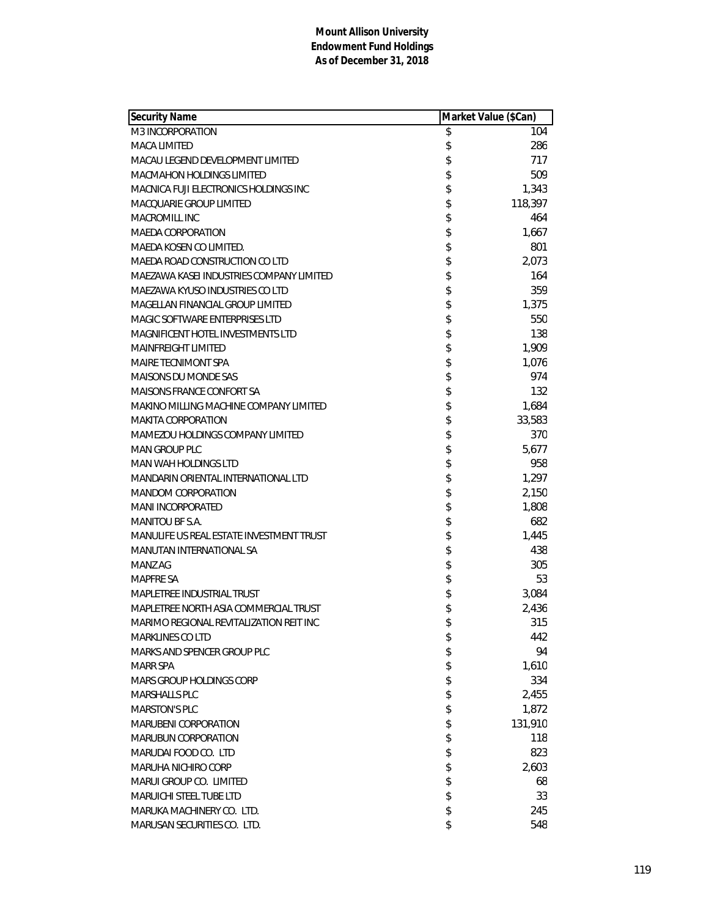**Mount Allison University**
**Endowment Fund Holdings**
**As of December 31, 2018**

| Security Name | Market Value ($Can) |
|---|---|
| M3 INCORPORATION | $ 104 |
| MACA LIMITED | $ 286 |
| MACAU LEGEND DEVELOPMENT LIMITED | $ 717 |
| MACMAHON HOLDINGS LIMITED | $ 509 |
| MACNICA FUJI ELECTRONICS HOLDINGS INC | $ 1,343 |
| MACQUARIE GROUP LIMITED | $ 118,397 |
| MACROMILL INC | $ 464 |
| MAEDA CORPORATION | $ 1,667 |
| MAEDA KOSEN CO LIMITED. | $ 801 |
| MAEDA ROAD CONSTRUCTION CO LTD | $ 2,073 |
| MAEZAWA KASEI INDUSTRIES COMPANY LIMITED | $ 164 |
| MAEZAWA KYUSO INDUSTRIES CO LTD | $ 359 |
| MAGELLAN FINANCIAL GROUP LIMITED | $ 1,375 |
| MAGIC SOFTWARE ENTERPRISES LTD | $ 550 |
| MAGNIFICENT HOTEL INVESTMENTS LTD | $ 138 |
| MAINFREIGHT LIMITED | $ 1,909 |
| MAIRE TECNIMONT SPA | $ 1,076 |
| MAISONS DU MONDE SAS | $ 974 |
| MAISONS FRANCE CONFORT SA | $ 132 |
| MAKINO MILLING MACHINE COMPANY LIMITED | $ 1,684 |
| MAKITA CORPORATION | $ 33,583 |
| MAMEZOU HOLDINGS COMPANY LIMITED | $ 370 |
| MAN GROUP PLC | $ 5,677 |
| MAN WAH HOLDINGS LTD | $ 958 |
| MANDARIN ORIENTAL INTERNATIONAL LTD | $ 1,297 |
| MANDOM CORPORATION | $ 2,150 |
| MANI INCORPORATED | $ 1,808 |
| MANITOU BF S.A. | $ 682 |
| MANULIFE US REAL ESTATE INVESTMENT TRUST | $ 1,445 |
| MANUTAN INTERNATIONAL SA | $ 438 |
| MANZ AG | $ 305 |
| MAPFRE SA | $ 53 |
| MAPLETREE INDUSTRIAL TRUST | $ 3,084 |
| MAPLETREE NORTH ASIA COMMERCIAL TRUST | $ 2,436 |
| MARIMO REGIONAL REVITALIZATION REIT INC | $ 315 |
| MARKLINES CO LTD | $ 442 |
| MARKS AND SPENCER GROUP PLC | $ 94 |
| MARR SPA | $ 1,610 |
| MARS GROUP HOLDINGS CORP | $ 334 |
| MARSHALLS PLC | $ 2,455 |
| MARSTON'S PLC | $ 1,872 |
| MARUBENI CORPORATION | $ 131,910 |
| MARUBUN CORPORATION | $ 118 |
| MARUDAI FOOD CO. LTD | $ 823 |
| MARUHA NICHIRO CORP | $ 2,603 |
| MARUI GROUP CO. LIMITED | $ 68 |
| MARUICHI STEEL TUBE LTD | $ 33 |
| MARUKA MACHINERY CO. LTD. | $ 245 |
| MARUSAN SECURITIES CO. LTD. | $ 548 |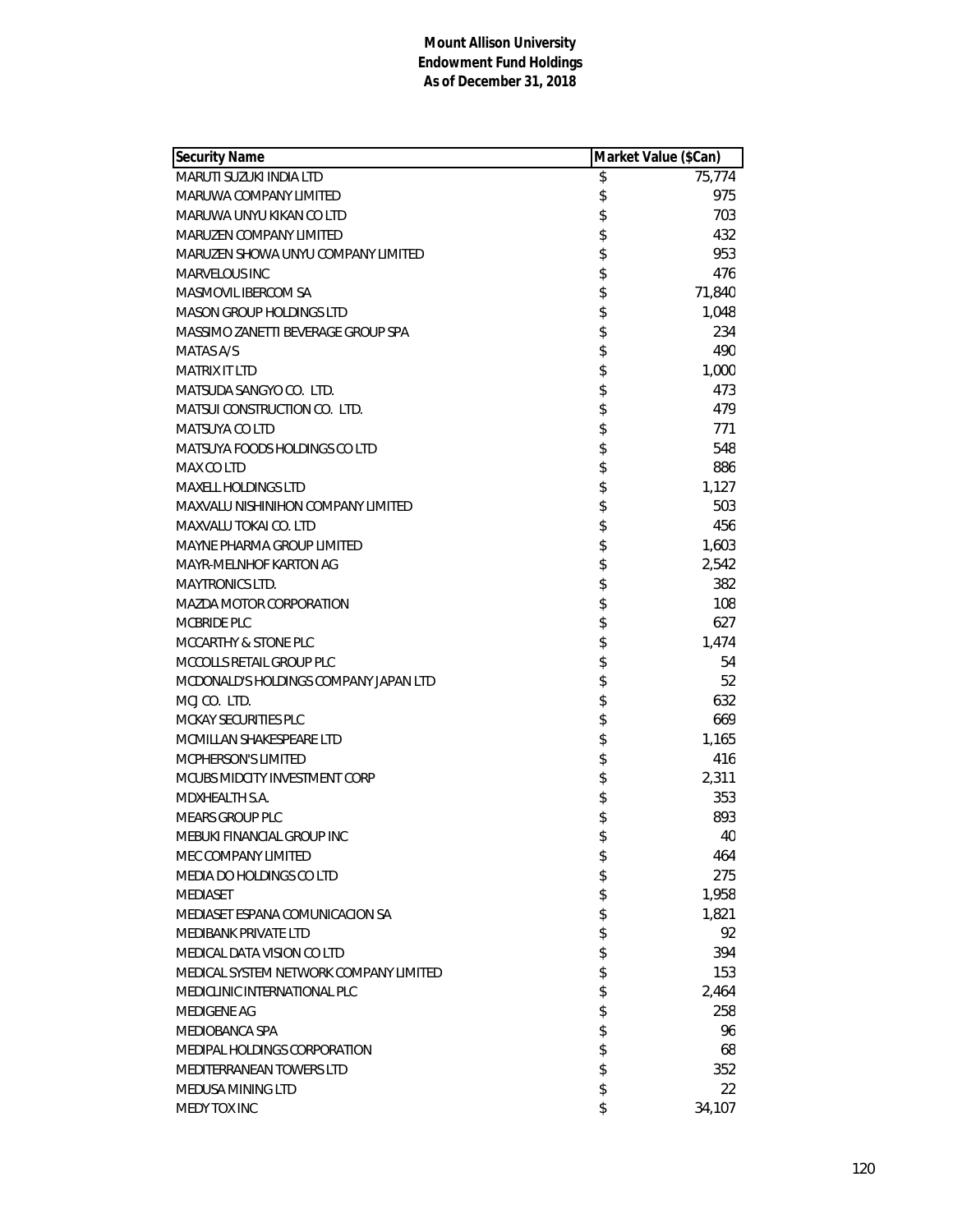**Mount Allison University**
**Endowment Fund Holdings**
**As of December 31, 2018**

| Security Name | Market Value ($Can) |
|---|---|
| MARUTI SUZUKI INDIA LTD | $ 75,774 |
| MARUWA COMPANY LIMITED | $ 975 |
| MARUWA UNYU KIKAN CO LTD | $ 703 |
| MARUZEN COMPANY LIMITED | $ 432 |
| MARUZEN SHOWA UNYU COMPANY LIMITED | $ 953 |
| MARVELOUS INC | $ 476 |
| MASMOVIL IBERCOM SA | $ 71,840 |
| MASON GROUP HOLDINGS LTD | $ 1,048 |
| MASSIMO ZANETTI BEVERAGE GROUP SPA | $ 234 |
| MATAS A/S | $ 490 |
| MATRIX IT LTD | $ 1,000 |
| MATSUDA SANGYO CO. LTD. | $ 473 |
| MATSUI CONSTRUCTION CO. LTD. | $ 479 |
| MATSUYA CO LTD | $ 771 |
| MATSUYA FOODS HOLDINGS CO LTD | $ 548 |
| MAX CO LTD | $ 886 |
| MAXELL HOLDINGS LTD | $ 1,127 |
| MAXVALU NISHINIHON COMPANY LIMITED | $ 503 |
| MAXVALU TOKAI CO. LTD | $ 456 |
| MAYNE PHARMA GROUP LIMITED | $ 1,603 |
| MAYR-MELNHOF KARTON AG | $ 2,542 |
| MAYTRONICS LTD. | $ 382 |
| MAZDA MOTOR CORPORATION | $ 108 |
| MCBRIDE PLC | $ 627 |
| MCCARTHY & STONE PLC | $ 1,474 |
| MCCOLLS RETAIL GROUP PLC | $ 54 |
| MCDONALD'S HOLDINGS COMPANY JAPAN LTD | $ 52 |
| MCJ CO. LTD. | $ 632 |
| MCKAY SECURITIES PLC | $ 669 |
| MCMILLAN SHAKESPEARE LTD | $ 1,165 |
| MCPHERSON'S LIMITED | $ 416 |
| MCUBS MIDCITY INVESTMENT CORP | $ 2,311 |
| MDXHEALTH S.A. | $ 353 |
| MEARS GROUP PLC | $ 893 |
| MEBUKI FINANCIAL GROUP INC | $ 40 |
| MEC COMPANY LIMITED | $ 464 |
| MEDIA DO HOLDINGS CO LTD | $ 275 |
| MEDIASET | $ 1,958 |
| MEDIASET ESPANA COMUNICACION SA | $ 1,821 |
| MEDIBANK PRIVATE LTD | $ 92 |
| MEDICAL DATA VISION CO LTD | $ 394 |
| MEDICAL SYSTEM NETWORK COMPANY LIMITED | $ 153 |
| MEDICLINIC INTERNATIONAL PLC | $ 2,464 |
| MEDIGENE AG | $ 258 |
| MEDIOBANCA SPA | $ 96 |
| MEDIPAL HOLDINGS CORPORATION | $ 68 |
| MEDITERRANEAN TOWERS LTD | $ 352 |
| MEDUSA MINING LTD | $ 22 |
| MEDY TOX INC | $ 34,107 |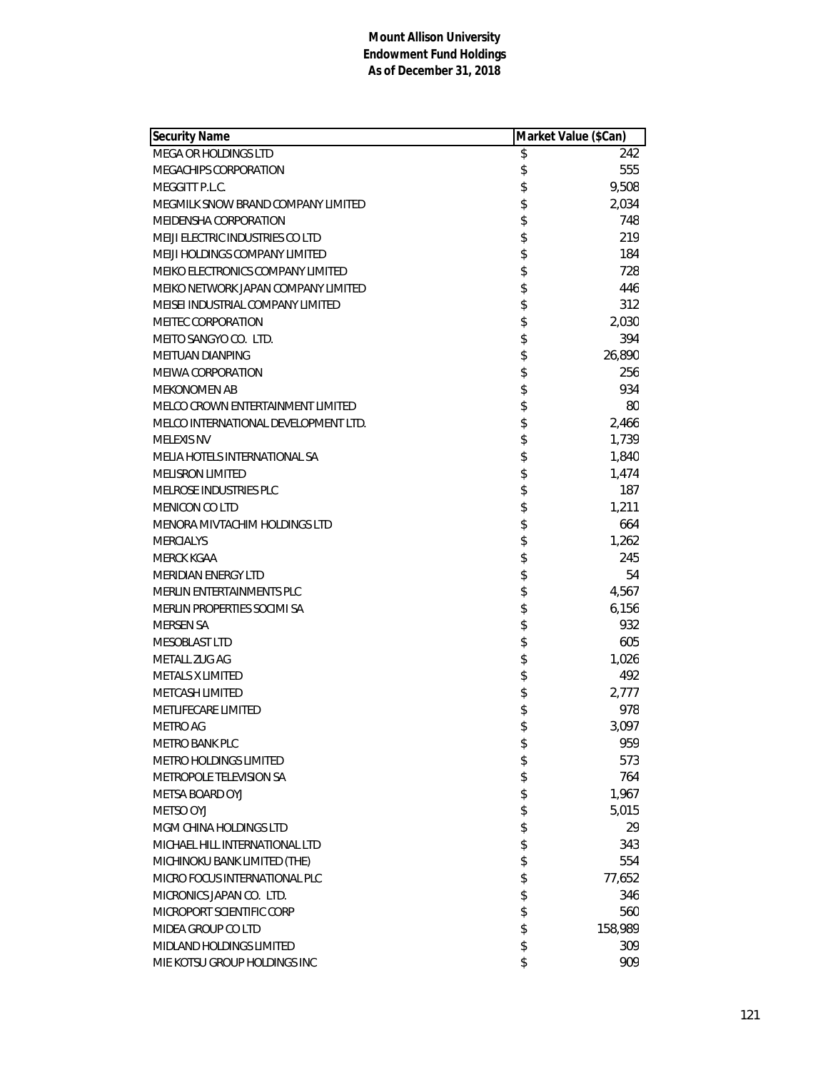**Mount Allison University**
**Endowment Fund Holdings**
**As of December 31, 2018**

| Security Name | Market Value ($Can) |
|---|---|
| MEGA OR HOLDINGS LTD | $ 242 |
| MEGACHIPS CORPORATION | $ 555 |
| MEGGITT P.L.C. | $ 9,508 |
| MEGMILK SNOW BRAND COMPANY LIMITED | $ 2,034 |
| MEIDENSHA CORPORATION | $ 748 |
| MEIJI ELECTRIC INDUSTRIES CO LTD | $ 219 |
| MEIJI HOLDINGS COMPANY LIMITED | $ 184 |
| MEIKO ELECTRONICS COMPANY LIMITED | $ 728 |
| MEIKO NETWORK JAPAN COMPANY LIMITED | $ 446 |
| MEISEI INDUSTRIAL COMPANY LIMITED | $ 312 |
| MEITEC CORPORATION | $ 2,030 |
| MEITO SANGYO CO. LTD. | $ 394 |
| MEITUAN DIANPING | $ 26,890 |
| MEIWA CORPORATION | $ 256 |
| MEKONOMEN AB | $ 934 |
| MELCO CROWN ENTERTAINMENT LIMITED | $ 80 |
| MELCO INTERNATIONAL DEVELOPMENT LTD. | $ 2,466 |
| MELEXIS NV | $ 1,739 |
| MELIA HOTELS INTERNATIONAL SA | $ 1,840 |
| MELISRON LIMITED | $ 1,474 |
| MELROSE INDUSTRIES PLC | $ 187 |
| MENICON CO LTD | $ 1,211 |
| MENORA MIVTACHIM HOLDINGS LTD | $ 664 |
| MERCIALYS | $ 1,262 |
| MERCK KGAA | $ 245 |
| MERIDIAN ENERGY LTD | $ 54 |
| MERLIN ENTERTAINMENTS PLC | $ 4,567 |
| MERLIN PROPERTIES SOCIMI SA | $ 6,156 |
| MERSEN SA | $ 932 |
| MESOBLAST LTD | $ 605 |
| METALL ZUG AG | $ 1,026 |
| METALS X LIMITED | $ 492 |
| METCASH LIMITED | $ 2,777 |
| METLIFECARE LIMITED | $ 978 |
| METRO AG | $ 3,097 |
| METRO BANK PLC | $ 959 |
| METRO HOLDINGS LIMITED | $ 573 |
| METROPOLE TELEVISION SA | $ 764 |
| METSA BOARD OYJ | $ 1,967 |
| METSO OYJ | $ 5,015 |
| MGM CHINA HOLDINGS LTD | $ 29 |
| MICHAEL HILL INTERNATIONAL LTD | $ 343 |
| MICHINOKU BANK LIMITED (THE) | $ 554 |
| MICRO FOCUS INTERNATIONAL PLC | $ 77,652 |
| MICRONICS JAPAN CO. LTD. | $ 346 |
| MICROPORT SCIENTIFIC CORP | $ 560 |
| MIDEA GROUP CO LTD | $ 158,989 |
| MIDLAND HOLDINGS LIMITED | $ 309 |
| MIE KOTSU GROUP HOLDINGS INC | $ 909 |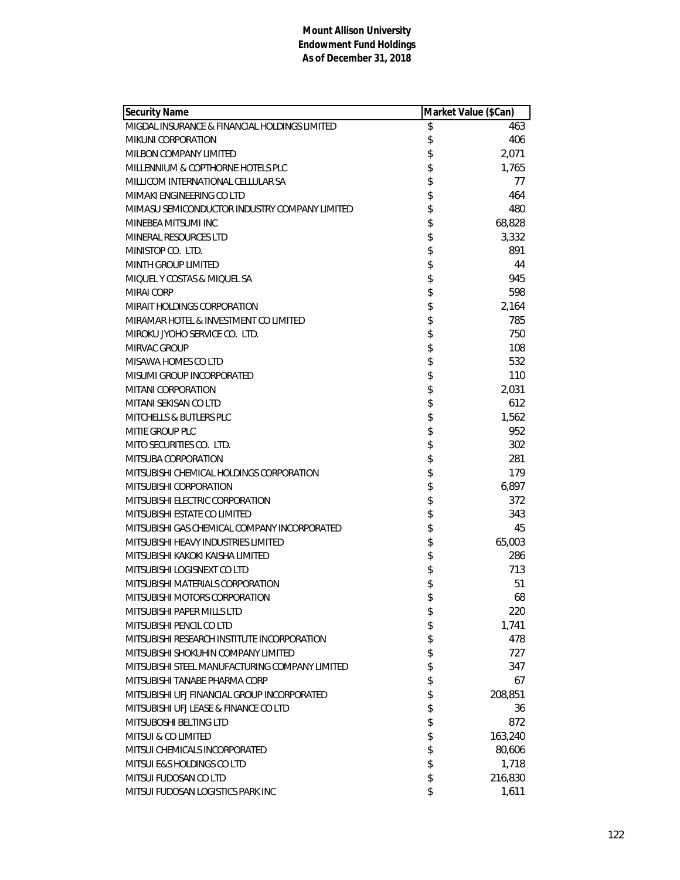**Mount Allison University**
**Endowment Fund Holdings**
**As of December 31, 2018**

| Security Name | Market Value ($Can) |
|---|---|
| MIGDAL INSURANCE & FINANCIAL HOLDINGS LIMITED | $ 463 |
| MIKUNI CORPORATION | $ 406 |
| MILBON COMPANY LIMITED | $ 2,071 |
| MILLENNIUM & COPTHORNE HOTELS PLC | $ 1,765 |
| MILLICOM INTERNATIONAL CELLULAR SA | $ 77 |
| MIMAKI ENGINEERING CO LTD | $ 464 |
| MIMASU SEMICONDUCTOR INDUSTRY COMPANY LIMITED | $ 480 |
| MINEBEA MITSUMI INC | $ 68,828 |
| MINERAL RESOURCES LTD | $ 3,332 |
| MINISTOP CO. LTD. | $ 891 |
| MINTH GROUP LIMITED | $ 44 |
| MIQUEL Y COSTAS & MIQUEL SA | $ 945 |
| MIRAI CORP | $ 598 |
| MIRAIT HOLDINGS CORPORATION | $ 2,164 |
| MIRAMAR HOTEL & INVESTMENT CO LIMITED | $ 785 |
| MIROKU JYOHO SERVICE CO. LTD. | $ 750 |
| MIRVAC GROUP | $ 108 |
| MISAWA HOMES CO LTD | $ 532 |
| MISUMI GROUP INCORPORATED | $ 110 |
| MITANI CORPORATION | $ 2,031 |
| MITANI SEKISAN CO LTD | $ 612 |
| MITCHELLS & BUTLERS PLC | $ 1,562 |
| MITIE GROUP PLC | $ 952 |
| MITO SECURITIES CO. LTD. | $ 302 |
| MITSUBA CORPORATION | $ 281 |
| MITSUBISHI CHEMICAL HOLDINGS CORPORATION | $ 179 |
| MITSUBISHI CORPORATION | $ 6,897 |
| MITSUBISHI ELECTRIC CORPORATION | $ 372 |
| MITSUBISHI ESTATE CO LIMITED | $ 343 |
| MITSUBISHI GAS CHEMICAL COMPANY INCORPORATED | $ 45 |
| MITSUBISHI HEAVY INDUSTRIES LIMITED | $ 65,003 |
| MITSUBISHI KAKOKI KAISHA LIMITED | $ 286 |
| MITSUBISHI LOGISNEXT CO LTD | $ 713 |
| MITSUBISHI MATERIALS CORPORATION | $ 51 |
| MITSUBISHI MOTORS CORPORATION | $ 68 |
| MITSUBISHI PAPER MILLS LTD | $ 220 |
| MITSUBISHI PENCIL CO LTD | $ 1,741 |
| MITSUBISHI RESEARCH INSTITUTE INCORPORATION | $ 478 |
| MITSUBISHI SHOKUHIN COMPANY LIMITED | $ 727 |
| MITSUBISHI STEEL MANUFACTURING COMPANY LIMITED | $ 347 |
| MITSUBISHI TANABE PHARMA CORP | $ 67 |
| MITSUBISHI UFJ FINANCIAL GROUP INCORPORATED | $ 208,851 |
| MITSUBISHI UFJ LEASE & FINANCE CO LTD | $ 36 |
| MITSUBOSHI BELTING LTD | $ 872 |
| MITSUI & CO LIMITED | $ 163,240 |
| MITSUI CHEMICALS INCORPORATED | $ 80,606 |
| MITSUI E&S HOLDINGS CO LTD | $ 1,718 |
| MITSUI FUDOSAN CO LTD | $ 216,830 |
| MITSUI FUDOSAN LOGISTICS PARK INC | $ 1,611 |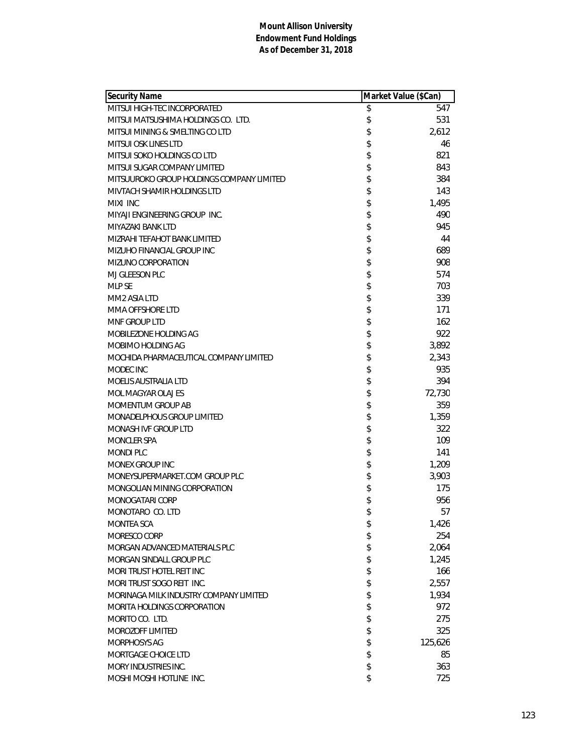**Mount Allison University**
**Endowment Fund Holdings**
**As of December 31, 2018**

| Security Name | Market Value ($Can) |
|---|---|
| MITSUI HIGH-TEC INCORPORATED | $ 547 |
| MITSUI MATSUSHIMA HOLDINGS CO. LTD. | $ 531 |
| MITSUI MINING & SMELTING CO LTD | $ 2,612 |
| MITSUI OSK LINES LTD | $ 46 |
| MITSUI SOKO HOLDINGS CO LTD | $ 821 |
| MITSUI SUGAR COMPANY LIMITED | $ 843 |
| MITSUUROKO GROUP HOLDINGS COMPANY LIMITED | $ 384 |
| MIVTACH SHAMIR HOLDINGS LTD | $ 143 |
| MIXI INC | $ 1,495 |
| MIYAJI ENGINEERING GROUP INC. | $ 490 |
| MIYAZAKI BANK LTD | $ 945 |
| MIZRAHI TEFAHOT BANK LIMITED | $ 44 |
| MIZUHO FINANCIAL GROUP INC | $ 689 |
| MIZUNO CORPORATION | $ 908 |
| MJ GLEESON PLC | $ 574 |
| MLP SE | $ 703 |
| MM2 ASIA LTD | $ 339 |
| MMA OFFSHORE LTD | $ 171 |
| MNF GROUP LTD | $ 162 |
| MOBILEZONE HOLDING AG | $ 922 |
| MOBIMO HOLDING AG | $ 3,892 |
| MOCHIDA PHARMACEUTICAL COMPANY LIMITED | $ 2,343 |
| MODEC INC | $ 935 |
| MOELIS AUSTRALIA LTD | $ 394 |
| MOL MAGYAR OLAJ ES | $ 72,730 |
| MOMENTUM GROUP AB | $ 359 |
| MONADELPHOUS GROUP LIMITED | $ 1,359 |
| MONASH IVF GROUP LTD | $ 322 |
| MONCLER SPA | $ 109 |
| MONDI PLC | $ 141 |
| MONEX GROUP INC | $ 1,209 |
| MONEYSUPERMARKET.COM GROUP PLC | $ 3,903 |
| MONGOLIAN MINING CORPORATION | $ 175 |
| MONOGATARI CORP | $ 956 |
| MONOTARO CO. LTD | $ 57 |
| MONTEA SCA | $ 1,426 |
| MORESCO CORP | $ 254 |
| MORGAN ADVANCED MATERIALS PLC | $ 2,064 |
| MORGAN SINDALL GROUP PLC | $ 1,245 |
| MORI TRUST HOTEL REIT INC | $ 166 |
| MORI TRUST SOGO REIT INC. | $ 2,557 |
| MORINAGA MILK INDUSTRY COMPANY LIMITED | $ 1,934 |
| MORITA HOLDINGS CORPORATION | $ 972 |
| MORITO CO. LTD. | $ 275 |
| MOROZOFF LIMITED | $ 325 |
| MORPHOSYS AG | $ 125,626 |
| MORTGAGE CHOICE LTD | $ 85 |
| MORY INDUSTRIES INC. | $ 363 |
| MOSHI MOSHI HOTLINE INC. | $ 725 |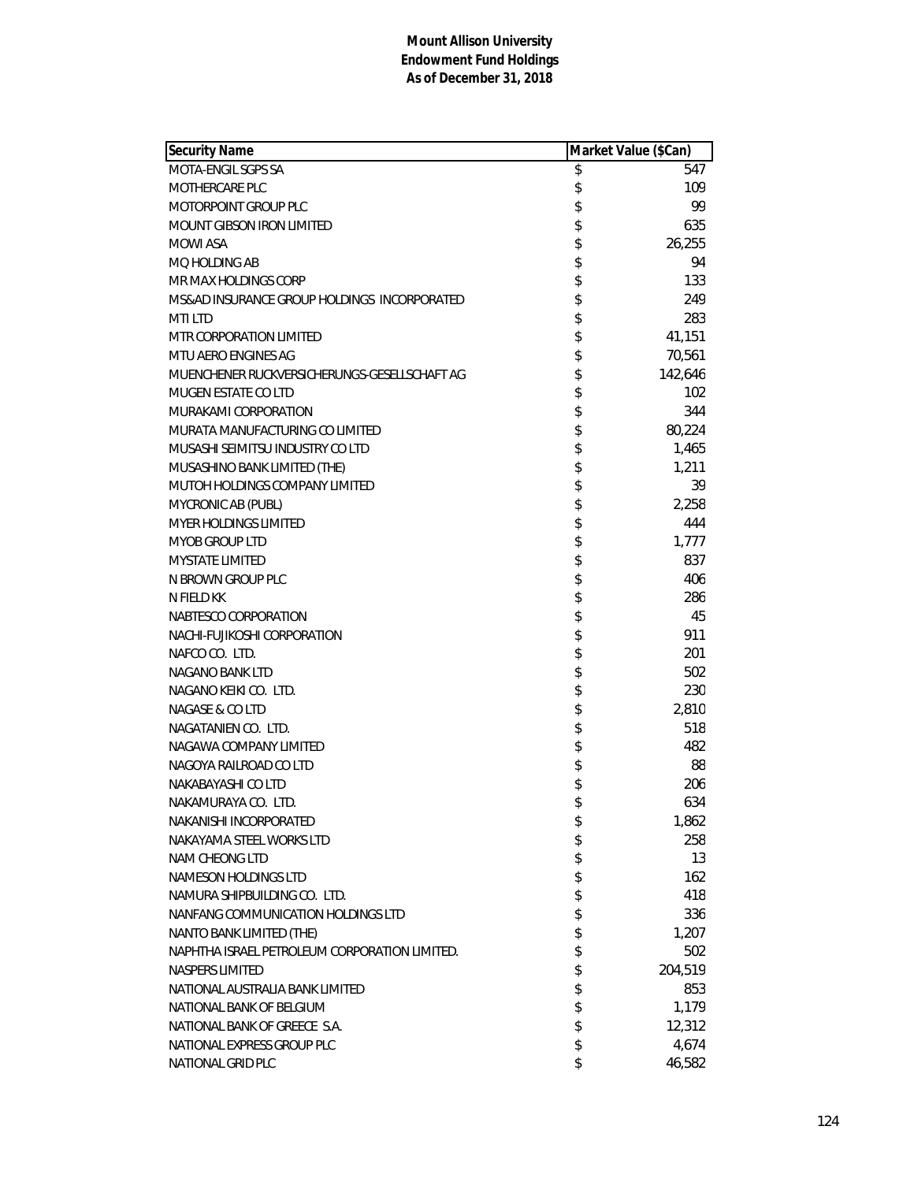**Mount Allison University**
**Endowment Fund Holdings**
**As of December 31, 2018**

| Security Name | Market Value ($Can) |
|---|---|
| MOTA-ENGIL SGPS SA | $ 547 |
| MOTHERCARE PLC | $ 109 |
| MOTORPOINT GROUP PLC | $ 99 |
| MOUNT GIBSON IRON LIMITED | $ 635 |
| MOWI ASA | $ 26,255 |
| MQ HOLDING AB | $ 94 |
| MR MAX HOLDINGS CORP | $ 133 |
| MS&AD INSURANCE GROUP HOLDINGS INCORPORATED | $ 249 |
| MTI LTD | $ 283 |
| MTR CORPORATION LIMITED | $ 41,151 |
| MTU AERO ENGINES AG | $ 70,561 |
| MUENCHENER RUCKVERSICHERUNGS-GESELLSCHAFT AG | $ 142,646 |
| MUGEN ESTATE CO LTD | $ 102 |
| MURAKAMI CORPORATION | $ 344 |
| MURATA MANUFACTURING CO LIMITED | $ 80,224 |
| MUSASHI SEIMITSU INDUSTRY CO LTD | $ 1,465 |
| MUSASHINO BANK LIMITED (THE) | $ 1,211 |
| MUTOH HOLDINGS COMPANY LIMITED | $ 39 |
| MYCRONIC AB (PUBL) | $ 2,258 |
| MYER HOLDINGS LIMITED | $ 444 |
| MYOB GROUP LTD | $ 1,777 |
| MYSTATE LIMITED | $ 837 |
| N BROWN GROUP PLC | $ 406 |
| N FIELD KK | $ 286 |
| NABTESCO CORPORATION | $ 45 |
| NACHI-FUJIKOSHI CORPORATION | $ 911 |
| NAFCO CO. LTD. | $ 201 |
| NAGANO BANK LTD | $ 502 |
| NAGANO KEIKI CO. LTD. | $ 230 |
| NAGASE & CO LTD | $ 2,810 |
| NAGATANIEN CO. LTD. | $ 518 |
| NAGAWA COMPANY LIMITED | $ 482 |
| NAGOYA RAILROAD CO LTD | $ 88 |
| NAKABAYASHI CO LTD | $ 206 |
| NAKAMURAYA CO. LTD. | $ 634 |
| NAKANISHI INCORPORATED | $ 1,862 |
| NAKAYAMA STEEL WORKS LTD | $ 258 |
| NAM CHEONG LTD | $ 13 |
| NAMESON HOLDINGS LTD | $ 162 |
| NAMURA SHIPBUILDING CO. LTD. | $ 418 |
| NANFANG COMMUNICATION HOLDINGS LTD | $ 336 |
| NANTO BANK LIMITED (THE) | $ 1,207 |
| NAPHTHA ISRAEL PETROLEUM CORPORATION LIMITED. | $ 502 |
| NASPERS LIMITED | $ 204,519 |
| NATIONAL AUSTRALIA BANK LIMITED | $ 853 |
| NATIONAL BANK OF BELGIUM | $ 1,179 |
| NATIONAL BANK OF GREECE S.A. | $ 12,312 |
| NATIONAL EXPRESS GROUP PLC | $ 4,674 |
| NATIONAL GRID PLC | $ 46,582 |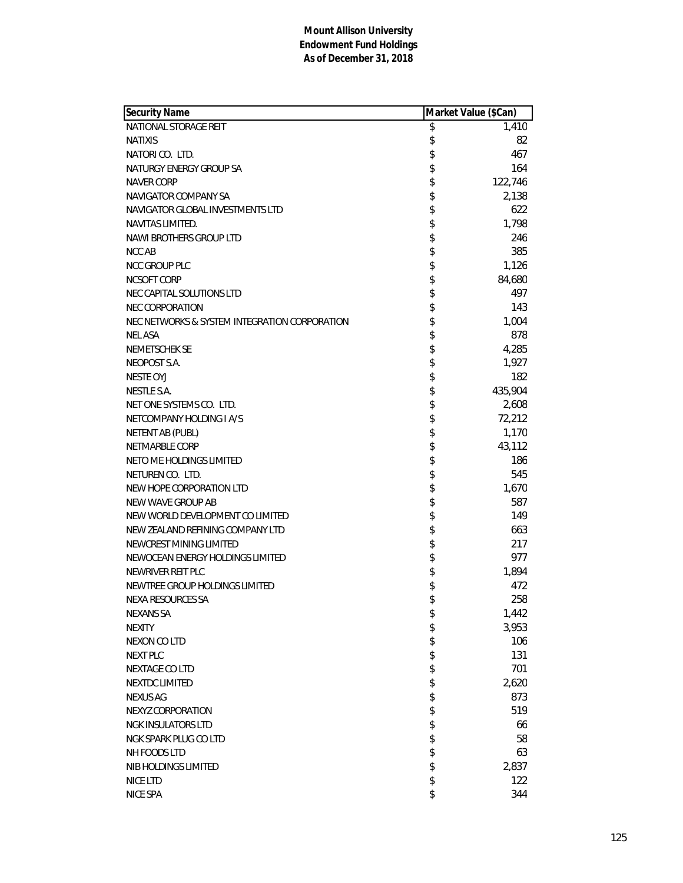**Mount Allison University**
**Endowment Fund Holdings**
**As of December 31, 2018**

| Security Name | Market Value ($Can) |
| --- | --- |
| NATIONAL STORAGE REIT | $ 1,410 |
| NATIXIS | $ 82 |
| NATORI CO. LTD. | $ 467 |
| NATURGY ENERGY GROUP SA | $ 164 |
| NAVER CORP | $ 122,746 |
| NAVIGATOR COMPANY SA | $ 2,138 |
| NAVIGATOR GLOBAL INVESTMENTS LTD | $ 622 |
| NAVITAS LIMITED. | $ 1,798 |
| NAWI BROTHERS GROUP LTD | $ 246 |
| NCC AB | $ 385 |
| NCC GROUP PLC | $ 1,126 |
| NCSOFT CORP | $ 84,680 |
| NEC CAPITAL SOLUTIONS LTD | $ 497 |
| NEC CORPORATION | $ 143 |
| NEC NETWORKS & SYSTEM INTEGRATION CORPORATION | $ 1,004 |
| NEL ASA | $ 878 |
| NEMETSCHEK SE | $ 4,285 |
| NEOPOST S.A. | $ 1,927 |
| NESTE OYJ | $ 182 |
| NESTLE S.A. | $ 435,904 |
| NET ONE SYSTEMS CO. LTD. | $ 2,608 |
| NETCOMPANY HOLDING I A/S | $ 72,212 |
| NETENT AB (PUBL) | $ 1,170 |
| NETMARBLE CORP | $ 43,112 |
| NETO ME HOLDINGS LIMITED | $ 186 |
| NETUREN CO. LTD. | $ 545 |
| NEW HOPE CORPORATION LTD | $ 1,670 |
| NEW WAVE GROUP AB | $ 587 |
| NEW WORLD DEVELOPMENT CO LIMITED | $ 149 |
| NEW ZEALAND REFINING COMPANY LTD | $ 663 |
| NEWCREST MINING LIMITED | $ 217 |
| NEWOCEAN ENERGY HOLDINGS LIMITED | $ 977 |
| NEWRIVER REIT PLC | $ 1,894 |
| NEWTREE GROUP HOLDINGS LIMITED | $ 472 |
| NEXA RESOURCES SA | $ 258 |
| NEXANS SA | $ 1,442 |
| NEXITY | $ 3,953 |
| NEXON CO LTD | $ 106 |
| NEXT PLC | $ 131 |
| NEXTAGE CO LTD | $ 701 |
| NEXTDC LIMITED | $ 2,620 |
| NEXUS AG | $ 873 |
| NEXYZ CORPORATION | $ 519 |
| NGK INSULATORS LTD | $ 66 |
| NGK SPARK PLUG CO LTD | $ 58 |
| NH FOODS LTD | $ 63 |
| NIB HOLDINGS LIMITED | $ 2,837 |
| NICE LTD | $ 122 |
| NICE SPA | $ 344 |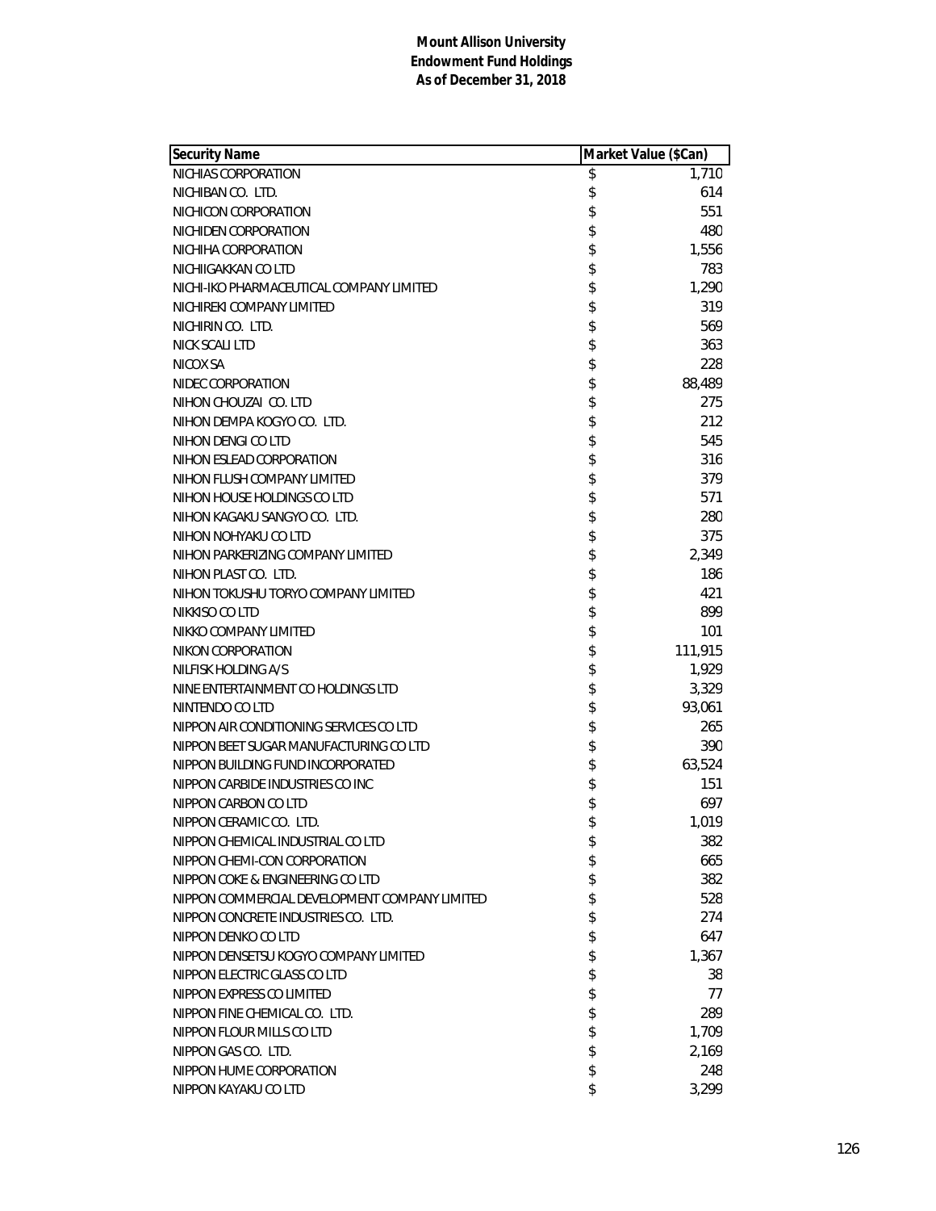**Mount Allison University**
**Endowment Fund Holdings**
**As of December 31, 2018**

| Security Name | Market Value ($Can) |
|---|---|
| NICHIAS CORPORATION | $ 1,710 |
| NICHIBAN CO. LTD. | $ 614 |
| NICHICON CORPORATION | $ 551 |
| NICHIDEN CORPORATION | $ 480 |
| NICHIHA CORPORATION | $ 1,556 |
| NICHIIGAKKAN CO LTD | $ 783 |
| NICHI-IKO PHARMACEUTICAL COMPANY LIMITED | $ 1,290 |
| NICHIREKI COMPANY LIMITED | $ 319 |
| NICHIRIN CO. LTD. | $ 569 |
| NICK SCALI LTD | $ 363 |
| NICOX SA | $ 228 |
| NIDEC CORPORATION | $ 88,489 |
| NIHON CHOUZAI CO. LTD | $ 275 |
| NIHON DEMPA KOGYO CO. LTD. | $ 212 |
| NIHON DENGI CO LTD | $ 545 |
| NIHON ESLEAD CORPORATION | $ 316 |
| NIHON FLUSH COMPANY LIMITED | $ 379 |
| NIHON HOUSE HOLDINGS CO LTD | $ 571 |
| NIHON KAGAKU SANGYO CO. LTD. | $ 280 |
| NIHON NOHYAKU CO LTD | $ 375 |
| NIHON PARKERIZING COMPANY LIMITED | $ 2,349 |
| NIHON PLAST CO. LTD. | $ 186 |
| NIHON TOKUSHU TORYO COMPANY LIMITED | $ 421 |
| NIKKISO CO LTD | $ 899 |
| NIKKO COMPANY LIMITED | $ 101 |
| NIKON CORPORATION | $ 111,915 |
| NILFISK HOLDING A/S | $ 1,929 |
| NINE ENTERTAINMENT CO HOLDINGS LTD | $ 3,329 |
| NINTENDO CO LTD | $ 93,061 |
| NIPPON AIR CONDITIONING SERVICES CO LTD | $ 265 |
| NIPPON BEET SUGAR MANUFACTURING CO LTD | $ 390 |
| NIPPON BUILDING FUND INCORPORATED | $ 63,524 |
| NIPPON CARBIDE INDUSTRIES CO INC | $ 151 |
| NIPPON CARBON CO LTD | $ 697 |
| NIPPON CERAMIC CO. LTD. | $ 1,019 |
| NIPPON CHEMICAL INDUSTRIAL CO LTD | $ 382 |
| NIPPON CHEMI-CON CORPORATION | $ 665 |
| NIPPON COKE & ENGINEERING CO LTD | $ 382 |
| NIPPON COMMERCIAL DEVELOPMENT COMPANY LIMITED | $ 528 |
| NIPPON CONCRETE INDUSTRIES CO. LTD. | $ 274 |
| NIPPON DENKO CO LTD | $ 647 |
| NIPPON DENSETSU KOGYO COMPANY LIMITED | $ 1,367 |
| NIPPON ELECTRIC GLASS CO LTD | $ 38 |
| NIPPON EXPRESS CO LIMITED | $ 77 |
| NIPPON FINE CHEMICAL CO. LTD. | $ 289 |
| NIPPON FLOUR MILLS CO LTD | $ 1,709 |
| NIPPON GAS CO. LTD. | $ 2,169 |
| NIPPON HUME CORPORATION | $ 248 |
| NIPPON KAYAKU CO LTD | $ 3,299 |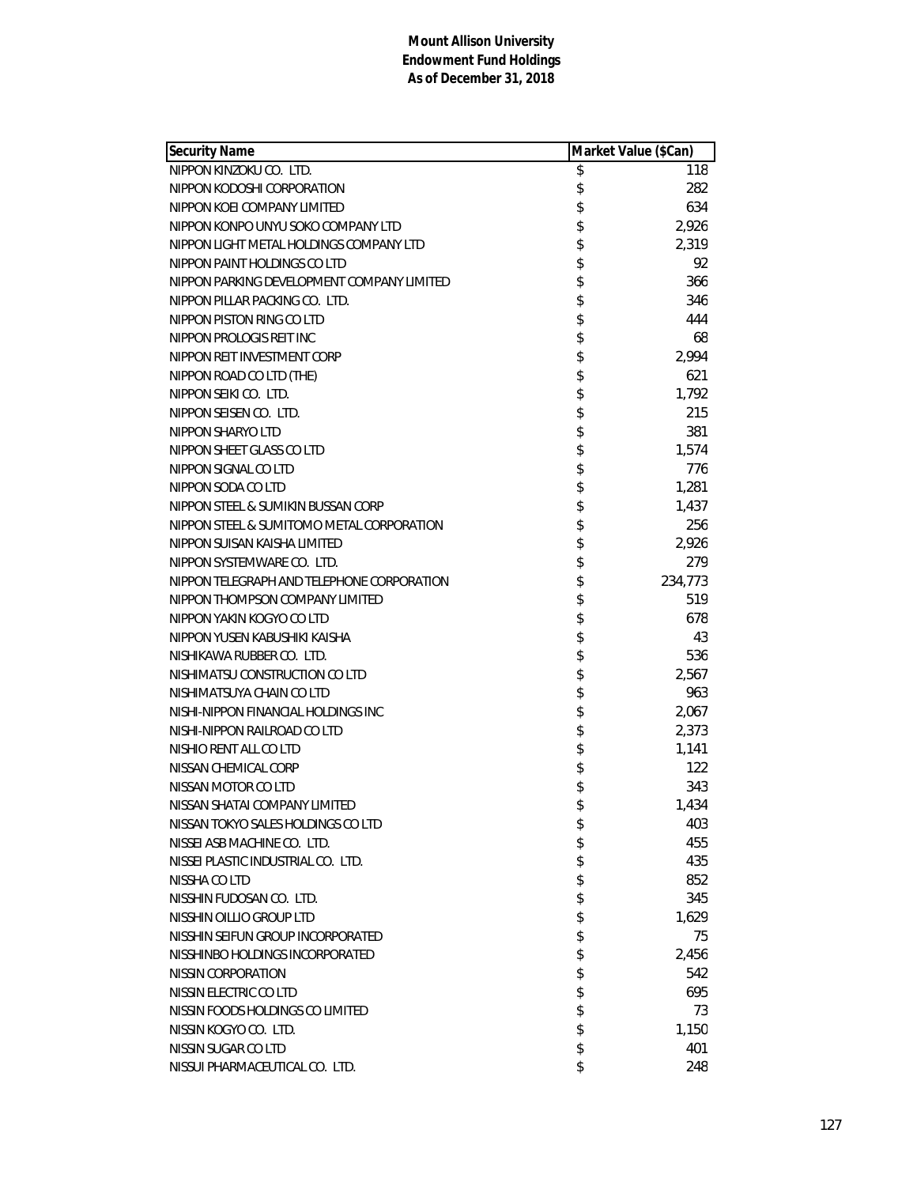**Mount Allison University**
**Endowment Fund Holdings**
**As of December 31, 2018**

| Security Name | Market Value ($Can) |
|---|---|
| NIPPON KINZOKU CO. LTD. | $ 118 |
| NIPPON KODOSHI CORPORATION | $ 282 |
| NIPPON KOEI COMPANY LIMITED | $ 634 |
| NIPPON KONPO UNYU SOKO COMPANY LTD | $ 2,926 |
| NIPPON LIGHT METAL HOLDINGS COMPANY LTD | $ 2,319 |
| NIPPON PAINT HOLDINGS CO LTD | $ 92 |
| NIPPON PARKING DEVELOPMENT COMPANY LIMITED | $ 366 |
| NIPPON PILLAR PACKING CO. LTD. | $ 346 |
| NIPPON PISTON RING CO LTD | $ 444 |
| NIPPON PROLOGIS REIT INC | $ 68 |
| NIPPON REIT INVESTMENT CORP | $ 2,994 |
| NIPPON ROAD CO LTD (THE) | $ 621 |
| NIPPON SEIKI CO. LTD. | $ 1,792 |
| NIPPON SEISEN CO. LTD. | $ 215 |
| NIPPON SHARYO LTD | $ 381 |
| NIPPON SHEET GLASS CO LTD | $ 1,574 |
| NIPPON SIGNAL CO LTD | $ 776 |
| NIPPON SODA CO LTD | $ 1,281 |
| NIPPON STEEL & SUMIKIN BUSSAN CORP | $ 1,437 |
| NIPPON STEEL & SUMITOMO METAL CORPORATION | $ 256 |
| NIPPON SUISAN KAISHA LIMITED | $ 2,926 |
| NIPPON SYSTEMWARE CO. LTD. | $ 279 |
| NIPPON TELEGRAPH AND TELEPHONE CORPORATION | $ 234,773 |
| NIPPON THOMPSON COMPANY LIMITED | $ 519 |
| NIPPON YAKIN KOGYO CO LTD | $ 678 |
| NIPPON YUSEN KABUSHIKI KAISHA | $ 43 |
| NISHIKAWA RUBBER CO. LTD. | $ 536 |
| NISHIMATSU CONSTRUCTION CO LTD | $ 2,567 |
| NISHIMATSUYA CHAIN CO LTD | $ 963 |
| NISHI-NIPPON FINANCIAL HOLDINGS INC | $ 2,067 |
| NISHI-NIPPON RAILROAD CO LTD | $ 2,373 |
| NISHIO RENT ALL CO LTD | $ 1,141 |
| NISSAN CHEMICAL CORP | $ 122 |
| NISSAN MOTOR CO LTD | $ 343 |
| NISSAN SHATAI COMPANY LIMITED | $ 1,434 |
| NISSAN TOKYO SALES HOLDINGS CO LTD | $ 403 |
| NISSEI ASB MACHINE CO. LTD. | $ 455 |
| NISSEI PLASTIC INDUSTRIAL CO. LTD. | $ 435 |
| NISSHA CO LTD | $ 852 |
| NISSHIN FUDOSAN CO. LTD. | $ 345 |
| NISSHIN OILLIO GROUP LTD | $ 1,629 |
| NISSHIN SEIFUN GROUP INCORPORATED | $ 75 |
| NISSHINBO HOLDINGS INCORPORATED | $ 2,456 |
| NISSIN CORPORATION | $ 542 |
| NISSIN ELECTRIC CO LTD | $ 695 |
| NISSIN FOODS HOLDINGS CO LIMITED | $ 73 |
| NISSIN KOGYO CO. LTD. | $ 1,150 |
| NISSIN SUGAR CO LTD | $ 401 |
| NISSUI PHARMACEUTICAL CO. LTD. | $ 248 |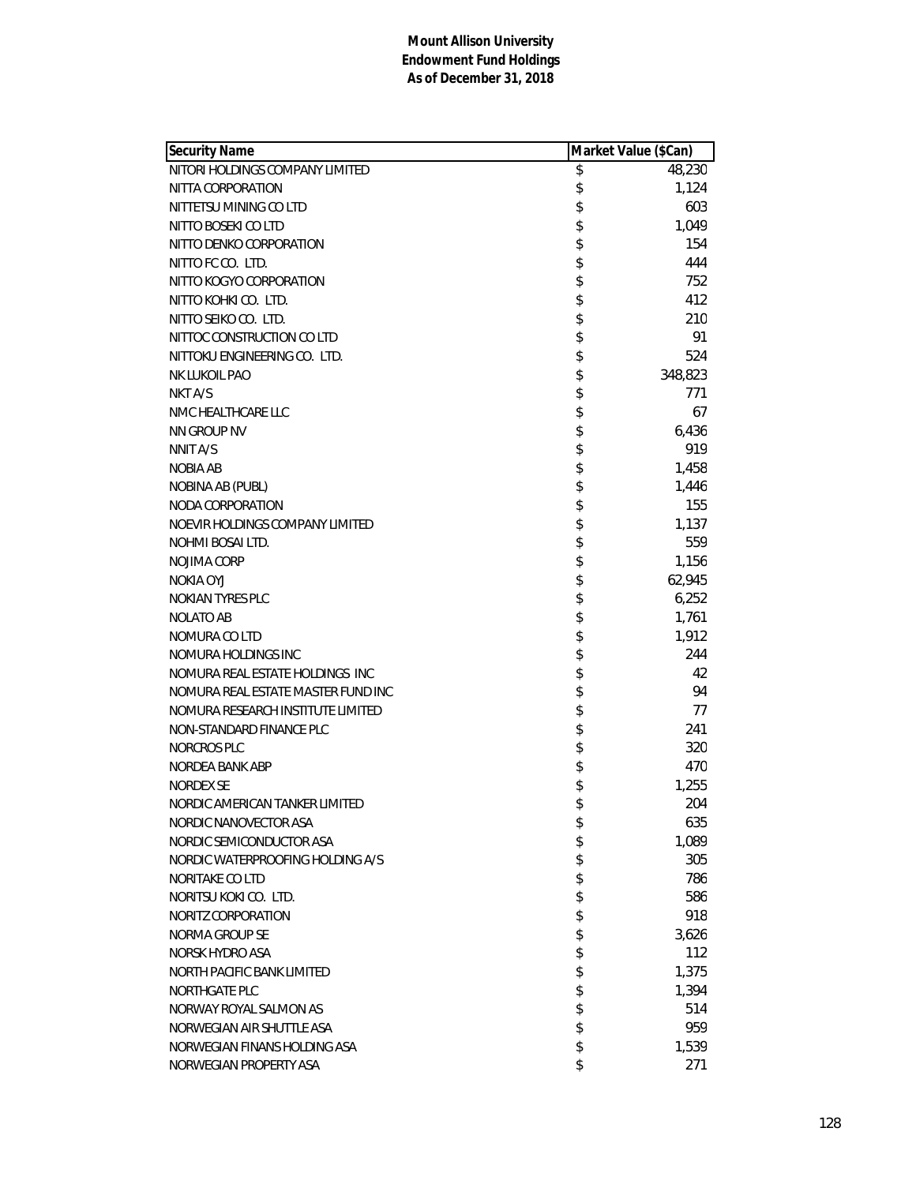**Mount Allison University**
**Endowment Fund Holdings**
**As of December 31, 2018**

| Security Name | Market Value ($Can) |
|---|---|
| NITORI HOLDINGS COMPANY LIMITED | $ 48,230 |
| NITTA CORPORATION | $ 1,124 |
| NITTETSU MINING CO LTD | $ 603 |
| NITTO BOSEKI CO LTD | $ 1,049 |
| NITTO DENKO CORPORATION | $ 154 |
| NITTO FC CO. LTD. | $ 444 |
| NITTO KOGYO CORPORATION | $ 752 |
| NITTO KOHKI CO. LTD. | $ 412 |
| NITTO SEIKO CO. LTD. | $ 210 |
| NITTOC CONSTRUCTION CO LTD | $ 91 |
| NITTOKU ENGINEERING CO. LTD. | $ 524 |
| NK LUKOIL PAO | $ 348,823 |
| NKT A/S | $ 771 |
| NMC HEALTHCARE LLC | $ 67 |
| NN GROUP NV | $ 6,436 |
| NNIT A/S | $ 919 |
| NOBIA AB | $ 1,458 |
| NOBINA AB (PUBL) | $ 1,446 |
| NODA CORPORATION | $ 155 |
| NOEVIR HOLDINGS COMPANY LIMITED | $ 1,137 |
| NOHMI BOSAI LTD. | $ 559 |
| NOJIMA CORP | $ 1,156 |
| NOKIA OYJ | $ 62,945 |
| NOKIAN TYRES PLC | $ 6,252 |
| NOLATO AB | $ 1,761 |
| NOMURA CO LTD | $ 1,912 |
| NOMURA HOLDINGS INC | $ 244 |
| NOMURA REAL ESTATE HOLDINGS INC | $ 42 |
| NOMURA REAL ESTATE MASTER FUND INC | $ 94 |
| NOMURA RESEARCH INSTITUTE LIMITED | $ 77 |
| NON-STANDARD FINANCE PLC | $ 241 |
| NORCROS PLC | $ 320 |
| NORDEA BANK ABP | $ 470 |
| NORDEX SE | $ 1,255 |
| NORDIC AMERICAN TANKER LIMITED | $ 204 |
| NORDIC NANOVECTOR ASA | $ 635 |
| NORDIC SEMICONDUCTOR ASA | $ 1,089 |
| NORDIC WATERPROOFING HOLDING A/S | $ 305 |
| NORITAKE CO LTD | $ 786 |
| NORITSU KOKI CO. LTD. | $ 586 |
| NORITZ CORPORATION | $ 918 |
| NORMA GROUP SE | $ 3,626 |
| NORSK HYDRO ASA | $ 112 |
| NORTH PACIFIC BANK LIMITED | $ 1,375 |
| NORTHGATE PLC | $ 1,394 |
| NORWAY ROYAL SALMON AS | $ 514 |
| NORWEGIAN AIR SHUTTLE ASA | $ 959 |
| NORWEGIAN FINANS HOLDING ASA | $ 1,539 |
| NORWEGIAN PROPERTY ASA | $ 271 |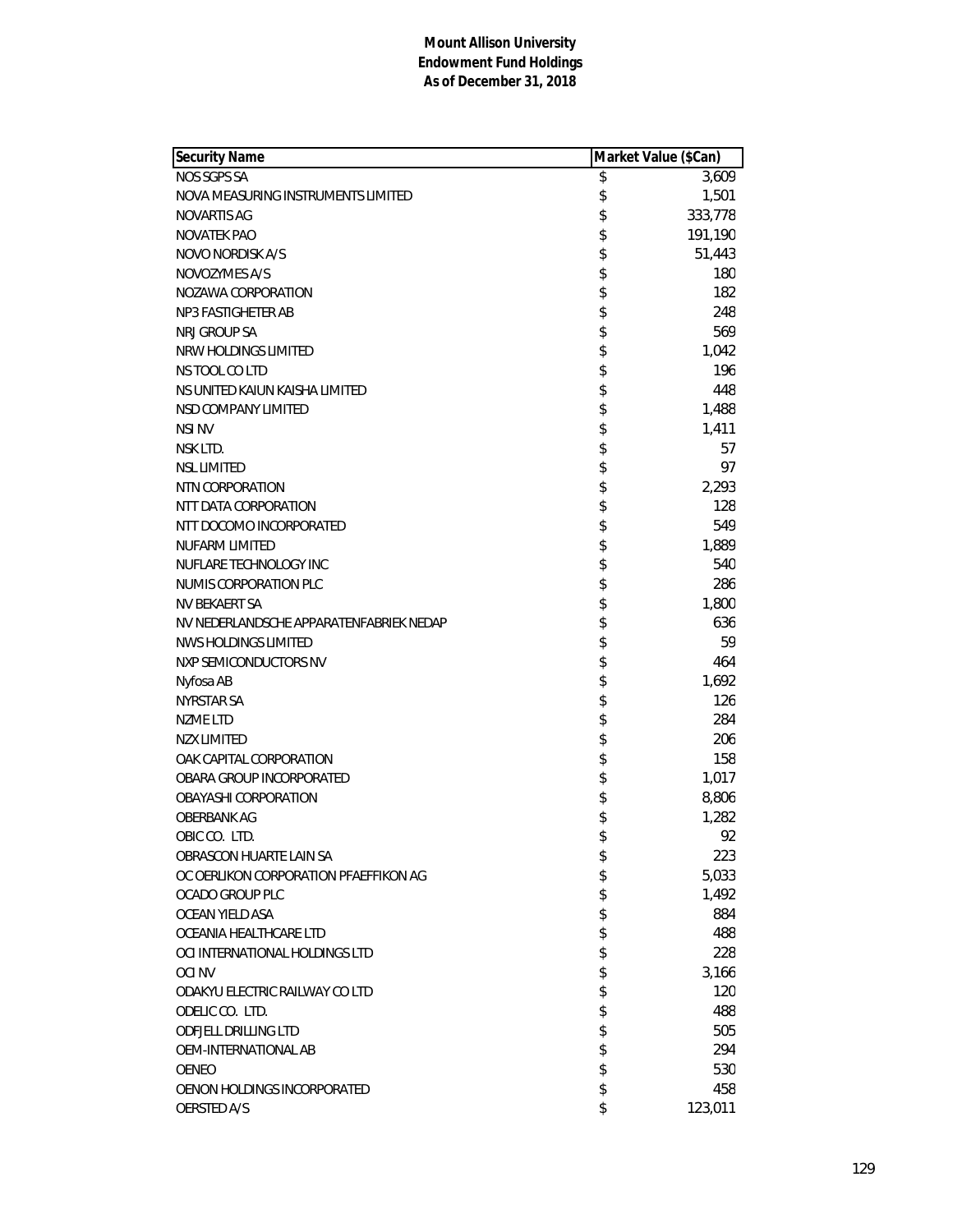**Mount Allison University**
**Endowment Fund Holdings**
**As of December 31, 2018**

| Security Name | Market Value ($Can) |
|---|---|
| NOS SGPS SA | $ 3,609 |
| NOVA MEASURING INSTRUMENTS LIMITED | $ 1,501 |
| NOVARTIS AG | $ 333,778 |
| NOVATEK PAO | $ 191,190 |
| NOVO NORDISK A/S | $ 51,443 |
| NOVOZYMES A/S | $ 180 |
| NOZAWA CORPORATION | $ 182 |
| NP3 FASTIGHETER AB | $ 248 |
| NRJ GROUP SA | $ 569 |
| NRW HOLDINGS LIMITED | $ 1,042 |
| NS TOOL CO LTD | $ 196 |
| NS UNITED KAIUN KAISHA LIMITED | $ 448 |
| NSD COMPANY LIMITED | $ 1,488 |
| NSI NV | $ 1,411 |
| NSK LTD. | $ 57 |
| NSL LIMITED | $ 97 |
| NTN CORPORATION | $ 2,293 |
| NTT DATA CORPORATION | $ 128 |
| NTT DOCOMO INCORPORATED | $ 549 |
| NUFARM LIMITED | $ 1,889 |
| NUFLARE TECHNOLOGY INC | $ 540 |
| NUMIS CORPORATION PLC | $ 286 |
| NV BEKAERT SA | $ 1,800 |
| NV NEDERLANDSCHE APPARATENFABRIEK NEDAP | $ 636 |
| NWS HOLDINGS LIMITED | $ 59 |
| NXP SEMICONDUCTORS NV | $ 464 |
| Nyfosa AB | $ 1,692 |
| NYRSTAR SA | $ 126 |
| NZME LTD | $ 284 |
| NZX LIMITED | $ 206 |
| OAK CAPITAL CORPORATION | $ 158 |
| OBARA GROUP INCORPORATED | $ 1,017 |
| OBAYASHI CORPORATION | $ 8,806 |
| OBERBANK AG | $ 1,282 |
| OBIC CO. LTD. | $ 92 |
| OBRASCON HUARTE LAIN SA | $ 223 |
| OC OERLIKON CORPORATION PFAEFFIKON AG | $ 5,033 |
| OCADO GROUP PLC | $ 1,492 |
| OCEAN YIELD ASA | $ 884 |
| OCEANIA HEALTHCARE LTD | $ 488 |
| OCI INTERNATIONAL HOLDINGS LTD | $ 228 |
| OCI NV | $ 3,166 |
| ODAKYU ELECTRIC RAILWAY CO LTD | $ 120 |
| ODELIC CO. LTD. | $ 488 |
| ODFJELL DRILLING LTD | $ 505 |
| OEM-INTERNATIONAL AB | $ 294 |
| OENEO | $ 530 |
| OENON HOLDINGS INCORPORATED | $ 458 |
| OERSTED A/S | $ 123,011 |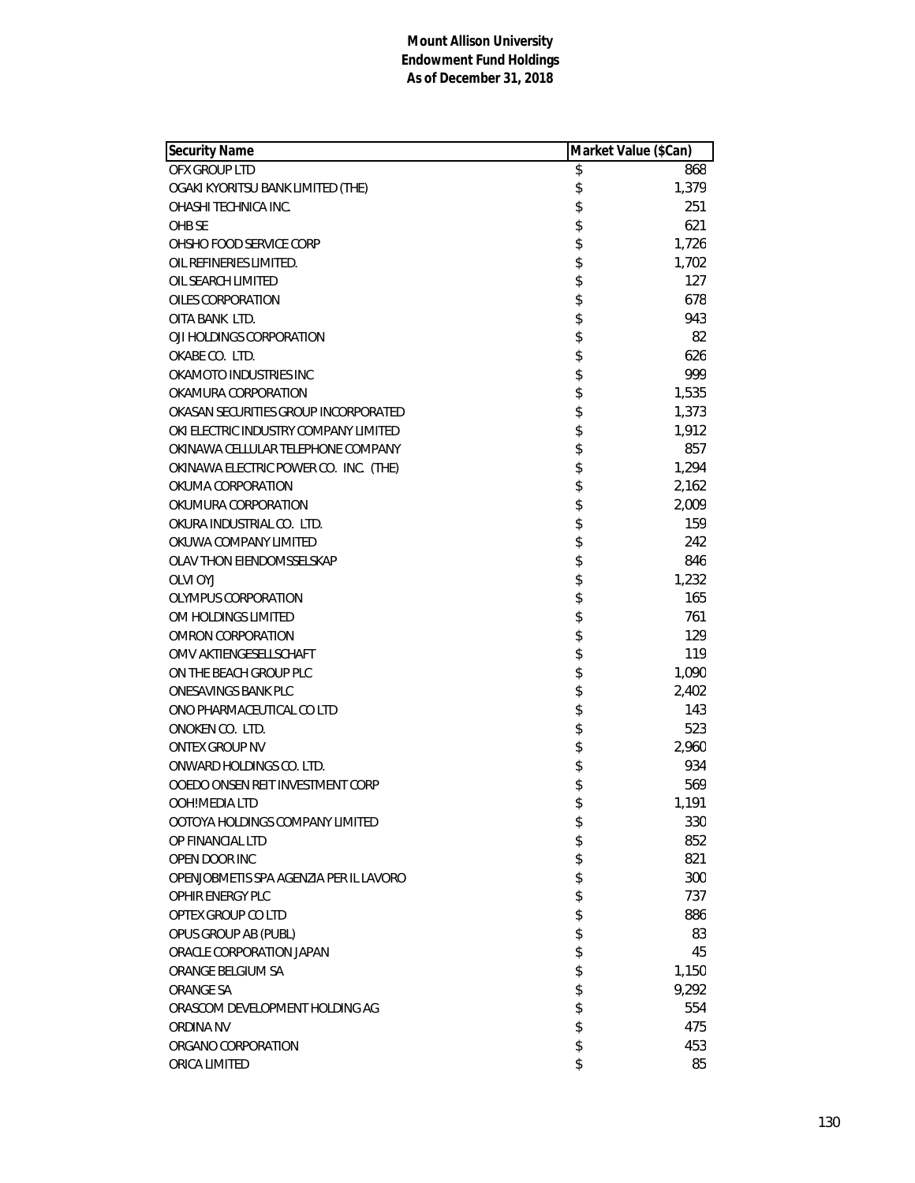**Mount Allison University**
**Endowment Fund Holdings**
**As of December 31, 2018**

| Security Name | Market Value ($Can) |
|---|---|
| OFX GROUP LTD | $ 868 |
| OGAKI KYORITSU BANK LIMITED (THE) | $ 1,379 |
| OHASHI TECHNICA INC. | $ 251 |
| OHB SE | $ 621 |
| OHSHO FOOD SERVICE CORP | $ 1,726 |
| OIL REFINERIES LIMITED. | $ 1,702 |
| OIL SEARCH LIMITED | $ 127 |
| OILES CORPORATION | $ 678 |
| OITA BANK LTD. | $ 943 |
| OJI HOLDINGS CORPORATION | $ 82 |
| OKABE CO. LTD. | $ 626 |
| OKAMOTO INDUSTRIES INC | $ 999 |
| OKAMURA CORPORATION | $ 1,535 |
| OKASAN SECURITIES GROUP INCORPORATED | $ 1,373 |
| OKI ELECTRIC INDUSTRY COMPANY LIMITED | $ 1,912 |
| OKINAWA CELLULAR TELEPHONE COMPANY | $ 857 |
| OKINAWA ELECTRIC POWER CO. INC. (THE) | $ 1,294 |
| OKUMA CORPORATION | $ 2,162 |
| OKUMURA CORPORATION | $ 2,009 |
| OKURA INDUSTRIAL CO. LTD. | $ 159 |
| OKUWA COMPANY LIMITED | $ 242 |
| OLAV THON EIENDOMSSELSKAP | $ 846 |
| OLVI OYJ | $ 1,232 |
| OLYMPUS CORPORATION | $ 165 |
| OM HOLDINGS LIMITED | $ 761 |
| OMRON CORPORATION | $ 129 |
| OMV AKTIENGESELLSCHAFT | $ 119 |
| ON THE BEACH GROUP PLC | $ 1,090 |
| ONESAVINGS BANK PLC | $ 2,402 |
| ONO PHARMACEUTICAL CO LTD | $ 143 |
| ONOKEN CO. LTD. | $ 523 |
| ONTEX GROUP NV | $ 2,960 |
| ONWARD HOLDINGS CO. LTD. | $ 934 |
| OOEDO ONSEN REIT INVESTMENT CORP | $ 569 |
| OOH!MEDIA LTD | $ 1,191 |
| OOTOYA HOLDINGS COMPANY LIMITED | $ 330 |
| OP FINANCIAL LTD | $ 852 |
| OPEN DOOR INC | $ 821 |
| OPENJOBMETIS SPA AGENZIA PER IL LAVORO | $ 300 |
| OPHIR ENERGY PLC | $ 737 |
| OPTEX GROUP CO LTD | $ 886 |
| OPUS GROUP AB (PUBL) | $ 83 |
| ORACLE CORPORATION JAPAN | $ 45 |
| ORANGE BELGIUM SA | $ 1,150 |
| ORANGE SA | $ 9,292 |
| ORASCOM DEVELOPMENT HOLDING AG | $ 554 |
| ORDINA NV | $ 475 |
| ORGANO CORPORATION | $ 453 |
| ORICA LIMITED | $ 85 |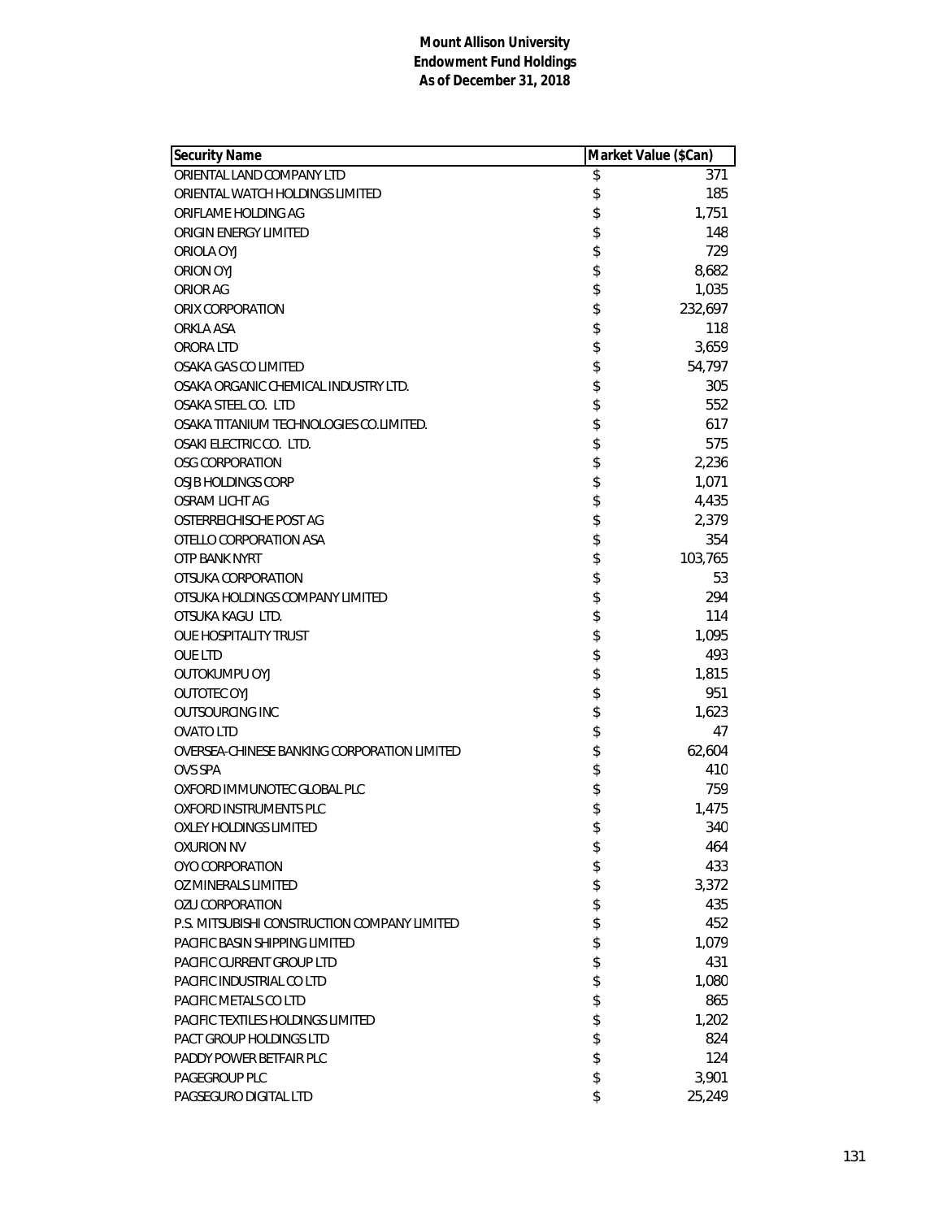**Mount Allison University**
**Endowment Fund Holdings**
**As of December 31, 2018**

| Security Name | Market Value ($Can) |
|---|---|
| ORIENTAL LAND COMPANY LTD | $ 371 |
| ORIENTAL WATCH HOLDINGS LIMITED | $ 185 |
| ORIFLAME HOLDING AG | $ 1,751 |
| ORIGIN ENERGY LIMITED | $ 148 |
| ORIOLA OYJ | $ 729 |
| ORION OYJ | $ 8,682 |
| ORIOR AG | $ 1,035 |
| ORIX CORPORATION | $ 232,697 |
| ORKLA ASA | $ 118 |
| ORORA LTD | $ 3,659 |
| OSAKA GAS CO LIMITED | $ 54,797 |
| OSAKA ORGANIC CHEMICAL INDUSTRY LTD. | $ 305 |
| OSAKA STEEL CO. LTD | $ 552 |
| OSAKA TITANIUM TECHNOLOGIES CO.LIMITED. | $ 617 |
| OSAKI ELECTRIC CO. LTD. | $ 575 |
| OSG CORPORATION | $ 2,236 |
| OSJB HOLDINGS CORP | $ 1,071 |
| OSRAM LICHT AG | $ 4,435 |
| OSTERREICHISCHE POST AG | $ 2,379 |
| OTELLO CORPORATION ASA | $ 354 |
| OTP BANK NYRT | $ 103,765 |
| OTSUKA CORPORATION | $ 53 |
| OTSUKA HOLDINGS COMPANY LIMITED | $ 294 |
| OTSUKA KAGU LTD. | $ 114 |
| OUE HOSPITALITY TRUST | $ 1,095 |
| OUE LTD | $ 493 |
| OUTOKUMPU OYJ | $ 1,815 |
| OUTOTEC OYJ | $ 951 |
| OUTSOURCING INC | $ 1,623 |
| OVATO LTD | $ 47 |
| OVERSEA-CHINESE BANKING CORPORATION LIMITED | $ 62,604 |
| OVS SPA | $ 410 |
| OXFORD IMMUNOTEC GLOBAL PLC | $ 759 |
| OXFORD INSTRUMENTS PLC | $ 1,475 |
| OXLEY HOLDINGS LIMITED | $ 340 |
| OXURION NV | $ 464 |
| OYO CORPORATION | $ 433 |
| OZ MINERALS LIMITED | $ 3,372 |
| OZU CORPORATION | $ 435 |
| P.S. MITSUBISHI CONSTRUCTION COMPANY LIMITED | $ 452 |
| PACIFIC BASIN SHIPPING LIMITED | $ 1,079 |
| PACIFIC CURRENT GROUP LTD | $ 431 |
| PACIFIC INDUSTRIAL CO LTD | $ 1,080 |
| PACIFIC METALS CO LTD | $ 865 |
| PACIFIC TEXTILES HOLDINGS LIMITED | $ 1,202 |
| PACT GROUP HOLDINGS LTD | $ 824 |
| PADDY POWER BETFAIR PLC | $ 124 |
| PAGEGROUP PLC | $ 3,901 |
| PAGSEGURO DIGITAL LTD | $ 25,249 |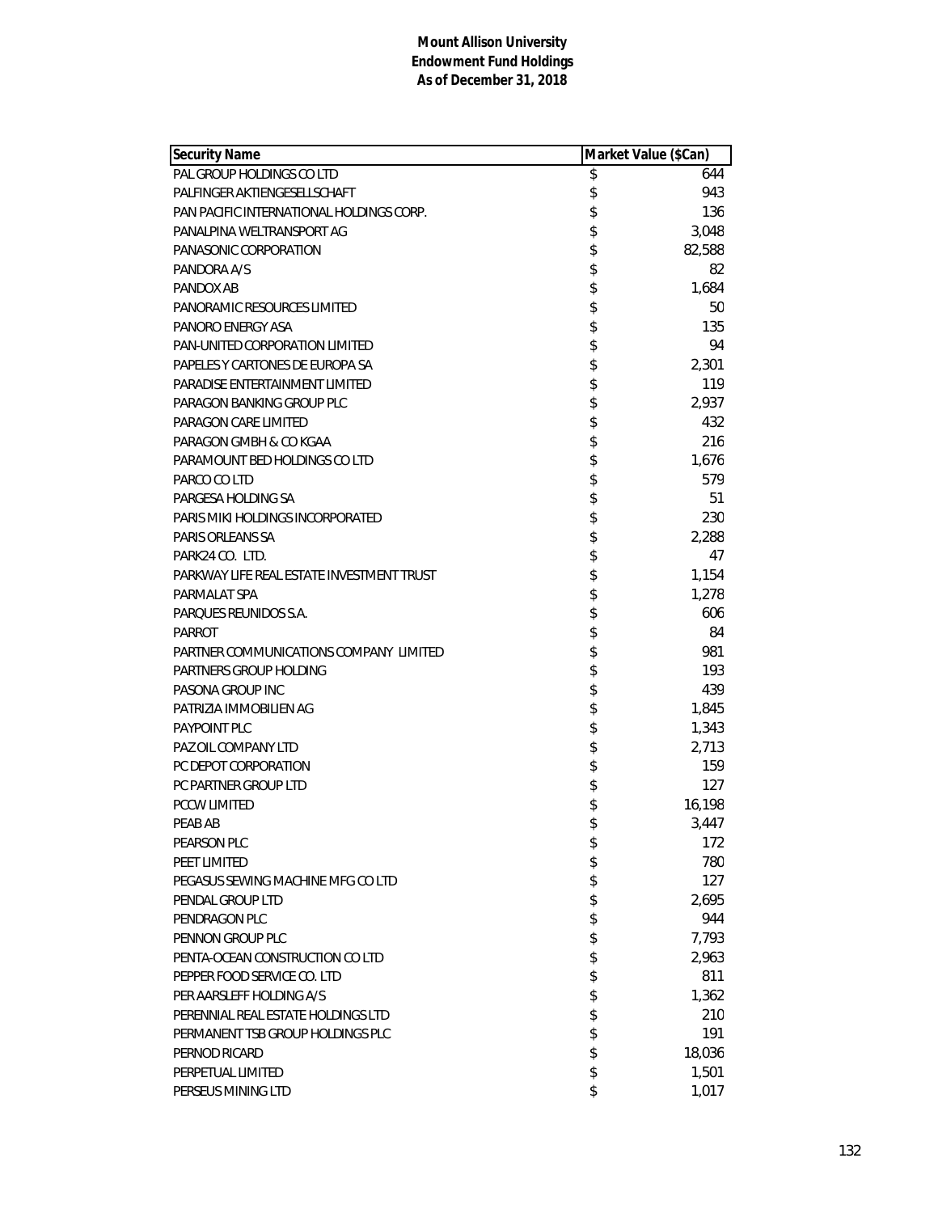**Mount Allison University**
**Endowment Fund Holdings**
**As of December 31, 2018**

| Security Name | Market Value ($Can) |
|---|---|
| PAL GROUP HOLDINGS CO LTD | $ 644 |
| PALFINGER AKTIENGESELLSCHAFT | $ 943 |
| PAN PACIFIC INTERNATIONAL HOLDINGS CORP. | $ 136 |
| PANALPINA WELTRANSPORT AG | $ 3,048 |
| PANASONIC CORPORATION | $ 82,588 |
| PANDORA A/S | $ 82 |
| PANDOX AB | $ 1,684 |
| PANORAMIC RESOURCES LIMITED | $ 50 |
| PANORO ENERGY ASA | $ 135 |
| PAN-UNITED CORPORATION LIMITED | $ 94 |
| PAPELES Y CARTONES DE EUROPA SA | $ 2,301 |
| PARADISE ENTERTAINMENT LIMITED | $ 119 |
| PARAGON BANKING GROUP PLC | $ 2,937 |
| PARAGON CARE LIMITED | $ 432 |
| PARAGON GMBH & CO KGAA | $ 216 |
| PARAMOUNT BED HOLDINGS CO LTD | $ 1,676 |
| PARCO CO LTD | $ 579 |
| PARGESA HOLDING SA | $ 51 |
| PARIS MIKI HOLDINGS INCORPORATED | $ 230 |
| PARIS ORLEANS SA | $ 2,288 |
| PARK24 CO. LTD. | $ 47 |
| PARKWAY LIFE REAL ESTATE INVESTMENT TRUST | $ 1,154 |
| PARMALAT SPA | $ 1,278 |
| PARQUES REUNIDOS S.A. | $ 606 |
| PARROT | $ 84 |
| PARTNER COMMUNICATIONS COMPANY LIMITED | $ 981 |
| PARTNERS GROUP HOLDING | $ 193 |
| PASONA GROUP INC | $ 439 |
| PATRIZIA IMMOBILIEN AG | $ 1,845 |
| PAYPOINT PLC | $ 1,343 |
| PAZ OIL COMPANY LTD | $ 2,713 |
| PC DEPOT CORPORATION | $ 159 |
| PC PARTNER GROUP LTD | $ 127 |
| PCCW LIMITED | $ 16,198 |
| PEAB AB | $ 3,447 |
| PEARSON PLC | $ 172 |
| PEET LIMITED | $ 780 |
| PEGASUS SEWING MACHINE MFG CO LTD | $ 127 |
| PENDAL GROUP LTD | $ 2,695 |
| PENDRAGON PLC | $ 944 |
| PENNON GROUP PLC | $ 7,793 |
| PENTA-OCEAN CONSTRUCTION CO LTD | $ 2,963 |
| PEPPER FOOD SERVICE CO. LTD | $ 811 |
| PER AARSLEFF HOLDING A/S | $ 1,362 |
| PERENNIAL REAL ESTATE HOLDINGS LTD | $ 210 |
| PERMANENT TSB GROUP HOLDINGS PLC | $ 191 |
| PERNOD RICARD | $ 18,036 |
| PERPETUAL LIMITED | $ 1,501 |
| PERSEUS MINING LTD | $ 1,017 |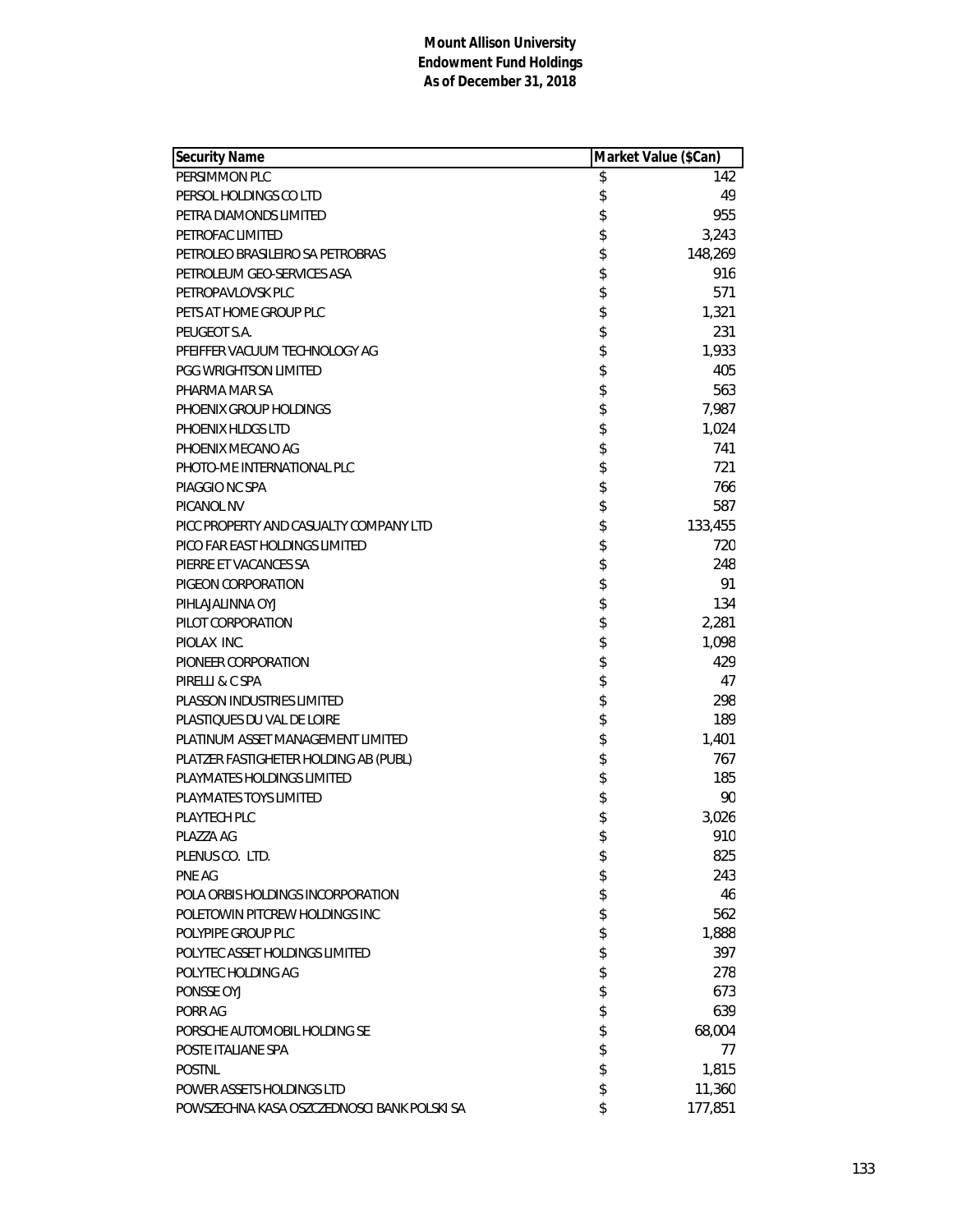**Mount Allison University**
**Endowment Fund Holdings**
**As of December 31, 2018**

| Security Name | Market Value ($Can) |
|---|---|
| PERSIMMON PLC | $ 142 |
| PERSOL HOLDINGS CO LTD | $ 49 |
| PETRA DIAMONDS LIMITED | $ 955 |
| PETROFAC LIMITED | $ 3,243 |
| PETROLEO BRASILEIRO SA PETROBRAS | $ 148,269 |
| PETROLEUM GEO-SERVICES ASA | $ 916 |
| PETROPAVLOVSK PLC | $ 571 |
| PETS AT HOME GROUP PLC | $ 1,321 |
| PEUGEOT S.A. | $ 231 |
| PFEIFFER VACUUM TECHNOLOGY AG | $ 1,933 |
| PGG WRIGHTSON LIMITED | $ 405 |
| PHARMA MAR SA | $ 563 |
| PHOENIX GROUP HOLDINGS | $ 7,987 |
| PHOENIX HLDGS LTD | $ 1,024 |
| PHOENIX MECANO AG | $ 741 |
| PHOTO-ME INTERNATIONAL PLC | $ 721 |
| PIAGGIO NC SPA | $ 766 |
| PICANOL NV | $ 587 |
| PICC PROPERTY AND CASUALTY COMPANY LTD | $ 133,455 |
| PICO FAR EAST HOLDINGS LIMITED | $ 720 |
| PIERRE ET VACANCES SA | $ 248 |
| PIGEON CORPORATION | $ 91 |
| PIHLAJALINNA OYJ | $ 134 |
| PILOT CORPORATION | $ 2,281 |
| PIOLAX INC. | $ 1,098 |
| PIONEER CORPORATION | $ 429 |
| PIRELLI & C SPA | $ 47 |
| PLASSON INDUSTRIES LIMITED | $ 298 |
| PLASTIQUES DU VAL DE LOIRE | $ 189 |
| PLATINUM ASSET MANAGEMENT LIMITED | $ 1,401 |
| PLATZER FASTIGHETER HOLDING AB (PUBL) | $ 767 |
| PLAYMATES HOLDINGS LIMITED | $ 185 |
| PLAYMATES TOYS LIMITED | $ 90 |
| PLAYTECH PLC | $ 3,026 |
| PLAZZA AG | $ 910 |
| PLENUS CO. LTD. | $ 825 |
| PNE AG | $ 243 |
| POLA ORBIS HOLDINGS INCORPORATION | $ 46 |
| POLETOWIN PITCREW HOLDINGS INC | $ 562 |
| POLYPIPE GROUP PLC | $ 1,888 |
| POLYTEC ASSET HOLDINGS LIMITED | $ 397 |
| POLYTEC HOLDING AG | $ 278 |
| PONSSE OYJ | $ 673 |
| PORR AG | $ 639 |
| PORSCHE AUTOMOBIL HOLDING SE | $ 68,004 |
| POSTE ITALIANE SPA | $ 77 |
| POSTNL | $ 1,815 |
| POWER ASSETS HOLDINGS LTD | $ 11,360 |
| POWSZECHNA KASA OSZCZEDNOSCI BANK POLSKI SA | $ 177,851 |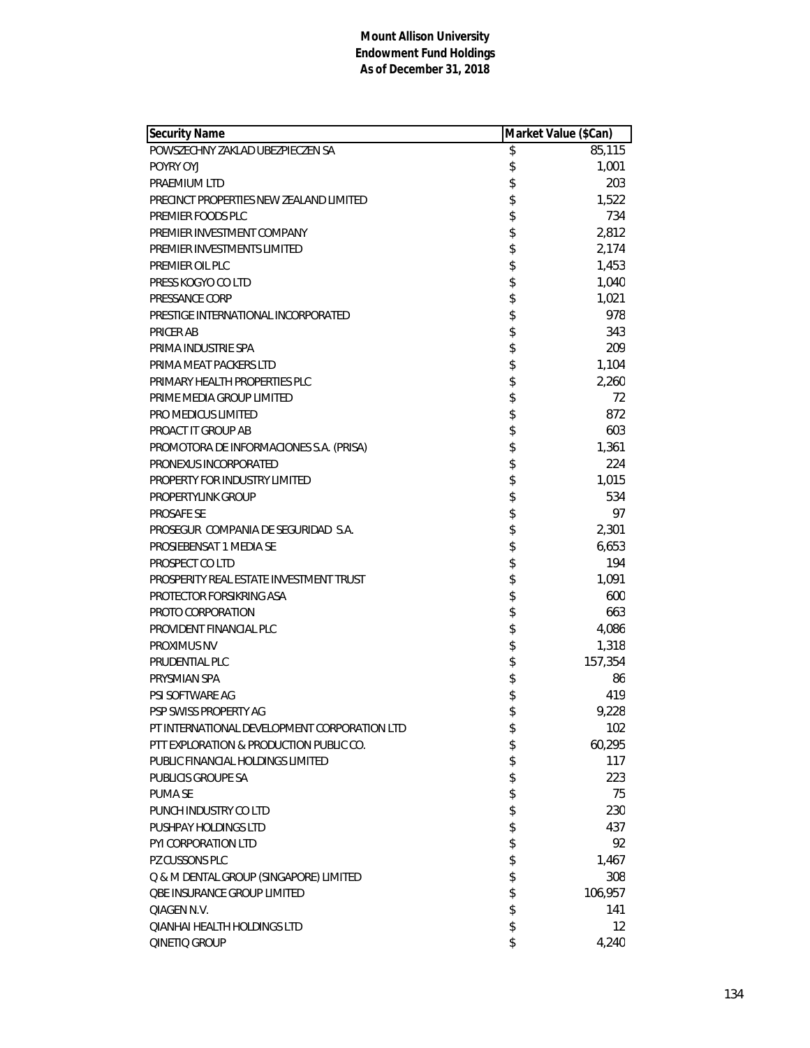**Mount Allison University**
**Endowment Fund Holdings**
**As of December 31, 2018**

| Security Name | Market Value ($Can) |
|---|---|
| POWSZECHNY ZAKLAD UBEZPIECZEN SA | $ 85,115 |
| POYRY OYJ | $ 1,001 |
| PRAEMIUM LTD | $ 203 |
| PRECINCT PROPERTIES NEW ZEALAND LIMITED | $ 1,522 |
| PREMIER FOODS PLC | $ 734 |
| PREMIER INVESTMENT COMPANY | $ 2,812 |
| PREMIER INVESTMENTS LIMITED | $ 2,174 |
| PREMIER OIL PLC | $ 1,453 |
| PRESS KOGYO CO LTD | $ 1,040 |
| PRESSANCE CORP | $ 1,021 |
| PRESTIGE INTERNATIONAL INCORPORATED | $ 978 |
| PRICER AB | $ 343 |
| PRIMA INDUSTRIE SPA | $ 209 |
| PRIMA MEAT PACKERS LTD | $ 1,104 |
| PRIMARY HEALTH PROPERTIES PLC | $ 2,260 |
| PRIME MEDIA GROUP LIMITED | $ 72 |
| PRO MEDICUS LIMITED | $ 872 |
| PROACT IT GROUP AB | $ 603 |
| PROMOTORA DE INFORMACIONES S.A. (PRISA) | $ 1,361 |
| PRONEXUS INCORPORATED | $ 224 |
| PROPERTY FOR INDUSTRY LIMITED | $ 1,015 |
| PROPERTYLINK GROUP | $ 534 |
| PROSAFE SE | $ 97 |
| PROSEGUR COMPANIA DE SEGURIDAD S.A. | $ 2,301 |
| PROSIEBENSAT 1 MEDIA SE | $ 6,653 |
| PROSPECT CO LTD | $ 194 |
| PROSPERITY REAL ESTATE INVESTMENT TRUST | $ 1,091 |
| PROTECTOR FORSIKRING ASA | $ 600 |
| PROTO CORPORATION | $ 663 |
| PROVIDENT FINANCIAL PLC | $ 4,086 |
| PROXIMUS NV | $ 1,318 |
| PRUDENTIAL PLC | $ 157,354 |
| PRYSMIAN SPA | $ 86 |
| PSI SOFTWARE AG | $ 419 |
| PSP SWISS PROPERTY AG | $ 9,228 |
| PT INTERNATIONAL DEVELOPMENT CORPORATION LTD | $ 102 |
| PTT EXPLORATION & PRODUCTION PUBLIC CO. | $ 60,295 |
| PUBLIC FINANCIAL HOLDINGS LIMITED | $ 117 |
| PUBLICIS GROUPE SA | $ 223 |
| PUMA SE | $ 75 |
| PUNCH INDUSTRY CO LTD | $ 230 |
| PUSHPAY HOLDINGS LTD | $ 437 |
| PYI CORPORATION LTD | $ 92 |
| PZ CUSSONS PLC | $ 1,467 |
| Q & M DENTAL GROUP (SINGAPORE) LIMITED | $ 308 |
| QBE INSURANCE GROUP LIMITED | $ 106,957 |
| QIAGEN N.V. | $ 141 |
| QIANHAI HEALTH HOLDINGS LTD | $ 12 |
| QINETIQ GROUP | $ 4,240 |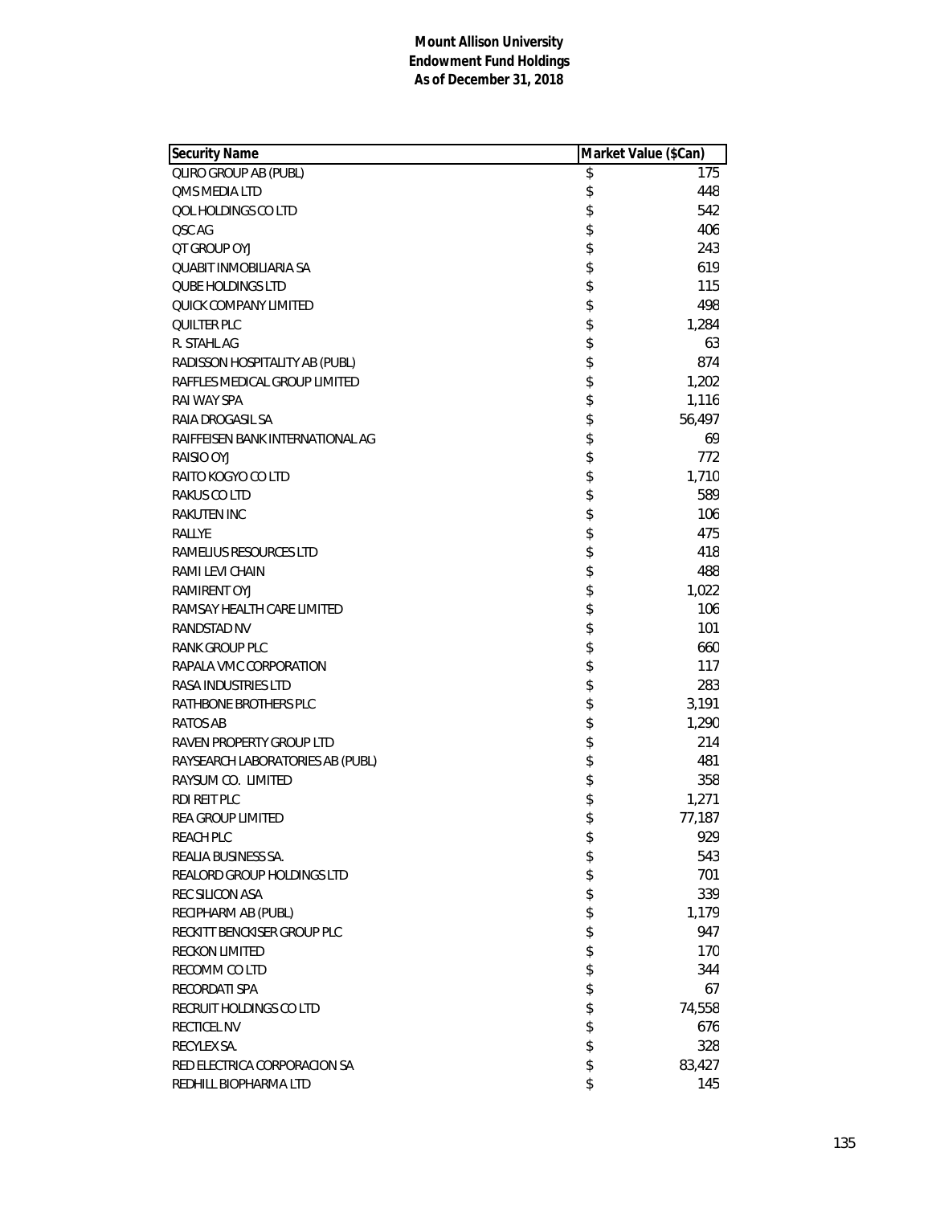**Mount Allison University**
**Endowment Fund Holdings**
**As of December 31, 2018**

| Security Name | Market Value ($Can) |
|---|---|
| QLIRO GROUP AB (PUBL) | $ 175 |
| QMS MEDIA LTD | $ 448 |
| QOL HOLDINGS CO LTD | $ 542 |
| QSC AG | $ 406 |
| QT GROUP OYJ | $ 243 |
| QUABIT INMOBILIARIA SA | $ 619 |
| QUBE HOLDINGS LTD | $ 115 |
| QUICK COMPANY LIMITED | $ 498 |
| QUILTER PLC | $ 1,284 |
| R. STAHL AG | $ 63 |
| RADISSON HOSPITALITY AB (PUBL) | $ 874 |
| RAFFLES MEDICAL GROUP LIMITED | $ 1,202 |
| RAI WAY SPA | $ 1,116 |
| RAIA DROGASIL SA | $ 56,497 |
| RAIFFEISEN BANK INTERNATIONAL AG | $ 69 |
| RAISIO OYJ | $ 772 |
| RAITO KOGYO CO LTD | $ 1,710 |
| RAKUS CO LTD | $ 589 |
| RAKUTEN INC | $ 106 |
| RALLYE | $ 475 |
| RAMELIUS RESOURCES LTD | $ 418 |
| RAMI LEVI CHAIN | $ 488 |
| RAMIRENT OYJ | $ 1,022 |
| RAMSAY HEALTH CARE LIMITED | $ 106 |
| RANDSTAD NV | $ 101 |
| RANK GROUP PLC | $ 660 |
| RAPALA VMC CORPORATION | $ 117 |
| RASA INDUSTRIES LTD | $ 283 |
| RATHBONE BROTHERS PLC | $ 3,191 |
| RATOS AB | $ 1,290 |
| RAVEN PROPERTY GROUP LTD | $ 214 |
| RAYSEARCH LABORATORIES AB (PUBL) | $ 481 |
| RAYSUM CO. LIMITED | $ 358 |
| RDI REIT PLC | $ 1,271 |
| REA GROUP LIMITED | $ 77,187 |
| REACH PLC | $ 929 |
| REALIA BUSINESS SA. | $ 543 |
| REALORD GROUP HOLDINGS LTD | $ 701 |
| REC SILICON ASA | $ 339 |
| RECIPHARM AB (PUBL) | $ 1,179 |
| RECKITT BENCKISER GROUP PLC | $ 947 |
| RECKON LIMITED | $ 170 |
| RECOMM CO LTD | $ 344 |
| RECORDATI SPA | $ 67 |
| RECRUIT HOLDINGS CO LTD | $ 74,558 |
| RECTICEL NV | $ 676 |
| RECYLEX SA. | $ 328 |
| RED ELECTRICA CORPORACION SA | $ 83,427 |
| REDHILL BIOPHARMA LTD | $ 145 |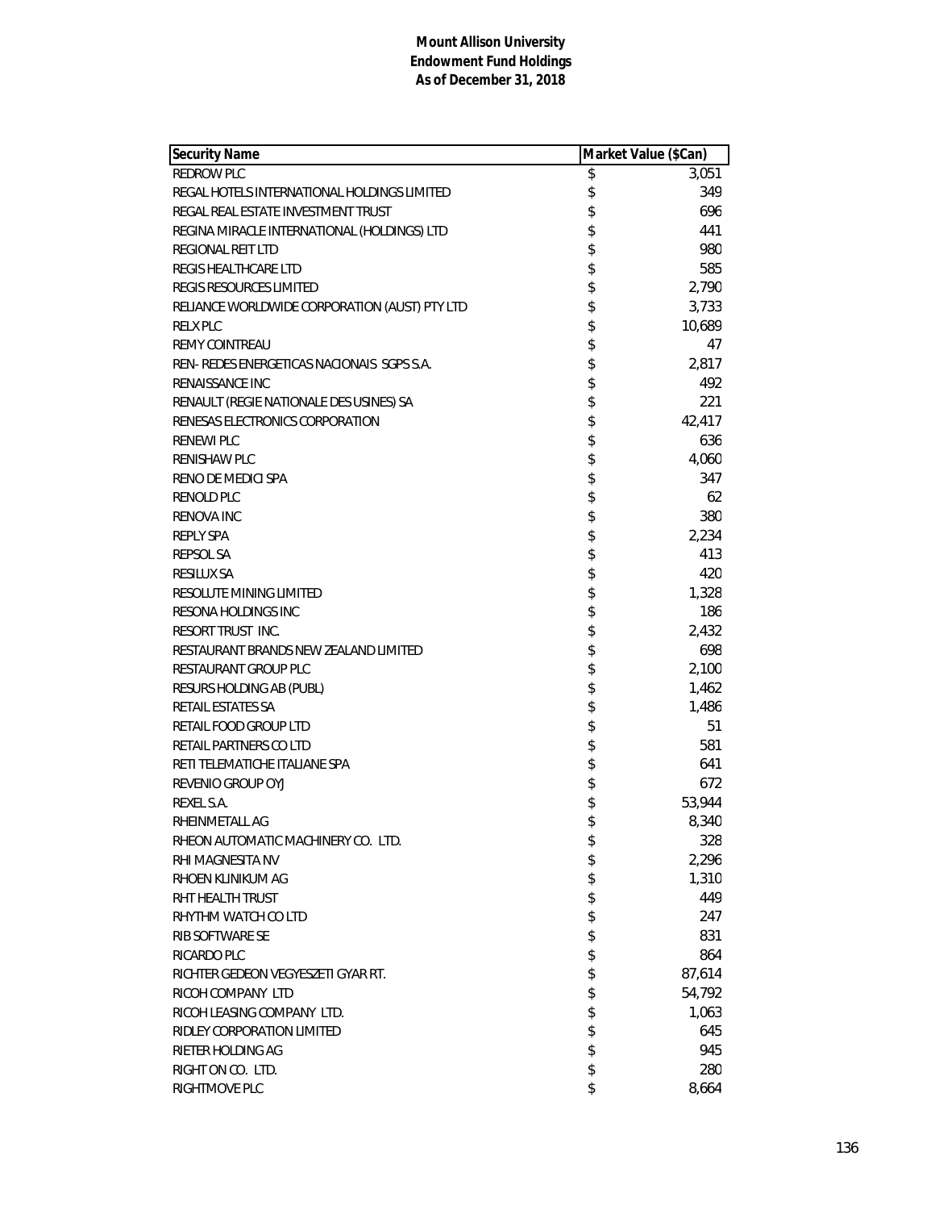**Mount Allison University**
**Endowment Fund Holdings**
**As of December 31, 2018**

| Security Name | Market Value ($Can) |
|---|---|
| REDROW PLC | $ 3,051 |
| REGAL HOTELS INTERNATIONAL HOLDINGS LIMITED | $ 349 |
| REGAL REAL ESTATE INVESTMENT TRUST | $ 696 |
| REGINA MIRACLE INTERNATIONAL (HOLDINGS) LTD | $ 441 |
| REGIONAL REIT LTD | $ 980 |
| REGIS HEALTHCARE LTD | $ 585 |
| REGIS RESOURCES LIMITED | $ 2,790 |
| RELIANCE WORLDWIDE CORPORATION (AUST) PTY LTD | $ 3,733 |
| RELX PLC | $ 10,689 |
| REMY COINTREAU | $ 47 |
| REN- REDES ENERGETICAS NACIONAIS SGPS S.A. | $ 2,817 |
| RENAISSANCE INC | $ 492 |
| RENAULT (REGIE NATIONALE DES USINES) SA | $ 221 |
| RENESAS ELECTRONICS CORPORATION | $ 42,417 |
| RENEWI PLC | $ 636 |
| RENISHAW PLC | $ 4,060 |
| RENO DE MEDICI SPA | $ 347 |
| RENOLD PLC | $ 62 |
| RENOVA INC | $ 380 |
| REPLY SPA | $ 2,234 |
| REPSOL SA | $ 413 |
| RESILUX SA | $ 420 |
| RESOLUTE MINING LIMITED | $ 1,328 |
| RESONA HOLDINGS INC | $ 186 |
| RESORT TRUST INC. | $ 2,432 |
| RESTAURANT BRANDS NEW ZEALAND LIMITED | $ 698 |
| RESTAURANT GROUP PLC | $ 2,100 |
| RESURS HOLDING AB (PUBL) | $ 1,462 |
| RETAIL ESTATES SA | $ 1,486 |
| RETAIL FOOD GROUP LTD | $ 51 |
| RETAIL PARTNERS CO LTD | $ 581 |
| RETI TELEMATICHE ITALIANE SPA | $ 641 |
| REVENIO GROUP OYJ | $ 672 |
| REXEL S.A. | $ 53,944 |
| RHEINMETALL AG | $ 8,340 |
| RHEON AUTOMATIC MACHINERY CO. LTD. | $ 328 |
| RHI MAGNESITA NV | $ 2,296 |
| RHOEN KLINIKUM AG | $ 1,310 |
| RHT HEALTH TRUST | $ 449 |
| RHYTHM WATCH CO LTD | $ 247 |
| RIB SOFTWARE SE | $ 831 |
| RICARDO PLC | $ 864 |
| RICHTER GEDEON VEGYESZETI GYAR RT. | $ 87,614 |
| RICOH COMPANY LTD | $ 54,792 |
| RICOH LEASING COMPANY LTD. | $ 1,063 |
| RIDLEY CORPORATION LIMITED | $ 645 |
| RIETER HOLDING AG | $ 945 |
| RIGHT ON CO. LTD. | $ 280 |
| RIGHTMOVE PLC | $ 8,664 |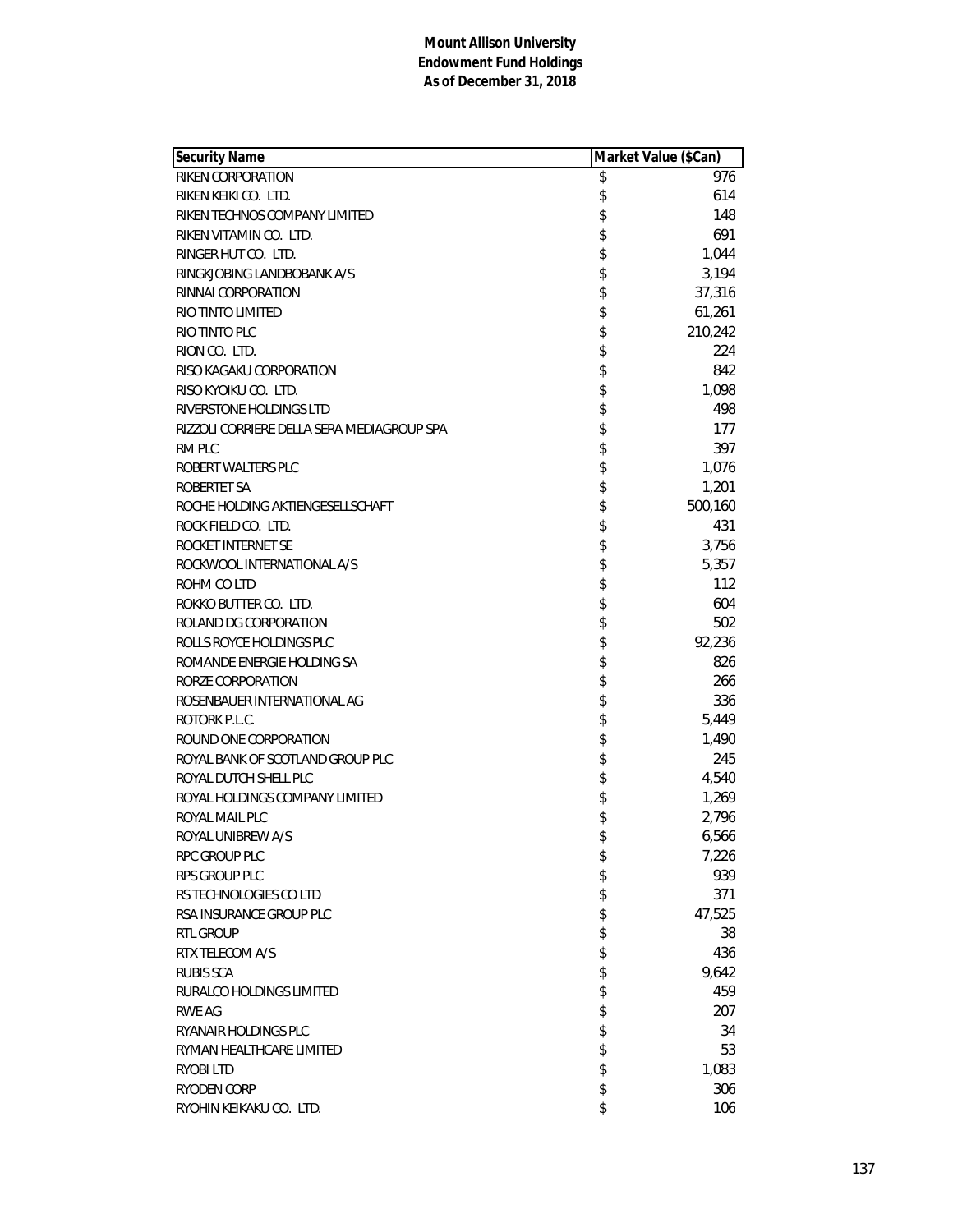**Mount Allison University**
**Endowment Fund Holdings**
**As of December 31, 2018**

| Security Name | Market Value ($Can) |
|---|---|
| RIKEN CORPORATION | $ 976 |
| RIKEN KEIKI CO. LTD. | $ 614 |
| RIKEN TECHNOS COMPANY LIMITED | $ 148 |
| RIKEN VITAMIN CO. LTD. | $ 691 |
| RINGER HUT CO. LTD. | $ 1,044 |
| RINGKJOBING LANDBOBANK A/S | $ 3,194 |
| RINNAI CORPORATION | $ 37,316 |
| RIO TINTO LIMITED | $ 61,261 |
| RIO TINTO PLC | $ 210,242 |
| RION CO. LTD. | $ 224 |
| RISO KAGAKU CORPORATION | $ 842 |
| RISO KYOIKU CO. LTD. | $ 1,098 |
| RIVERSTONE HOLDINGS LTD | $ 498 |
| RIZZOLI CORRIERE DELLA SERA MEDIAGROUP SPA | $ 177 |
| RM PLC | $ 397 |
| ROBERT WALTERS PLC | $ 1,076 |
| ROBERTET SA | $ 1,201 |
| ROCHE HOLDING AKTIENGESELLSCHAFT | $ 500,160 |
| ROCK FIELD CO. LTD. | $ 431 |
| ROCKET INTERNET SE | $ 3,756 |
| ROCKWOOL INTERNATIONAL A/S | $ 5,357 |
| ROHM CO LTD | $ 112 |
| ROKKO BUTTER CO. LTD. | $ 604 |
| ROLAND DG CORPORATION | $ 502 |
| ROLLS ROYCE HOLDINGS PLC | $ 92,236 |
| ROMANDE ENERGIE HOLDING SA | $ 826 |
| RORZE CORPORATION | $ 266 |
| ROSENBAUER INTERNATIONAL AG | $ 336 |
| ROTORK P.L.C. | $ 5,449 |
| ROUND ONE CORPORATION | $ 1,490 |
| ROYAL BANK OF SCOTLAND GROUP PLC | $ 245 |
| ROYAL DUTCH SHELL PLC | $ 4,540 |
| ROYAL HOLDINGS COMPANY LIMITED | $ 1,269 |
| ROYAL MAIL PLC | $ 2,796 |
| ROYAL UNIBREW A/S | $ 6,566 |
| RPC GROUP PLC | $ 7,226 |
| RPS GROUP PLC | $ 939 |
| RS TECHNOLOGIES CO LTD | $ 371 |
| RSA INSURANCE GROUP PLC | $ 47,525 |
| RTL GROUP | $ 38 |
| RTX TELECOM A/S | $ 436 |
| RUBIS SCA | $ 9,642 |
| RURALCO HOLDINGS LIMITED | $ 459 |
| RWE AG | $ 207 |
| RYANAIR HOLDINGS PLC | $ 34 |
| RYMAN HEALTHCARE LIMITED | $ 53 |
| RYOBI LTD | $ 1,083 |
| RYODEN CORP | $ 306 |
| RYOHIN KEIKAKU CO. LTD. | $ 106 |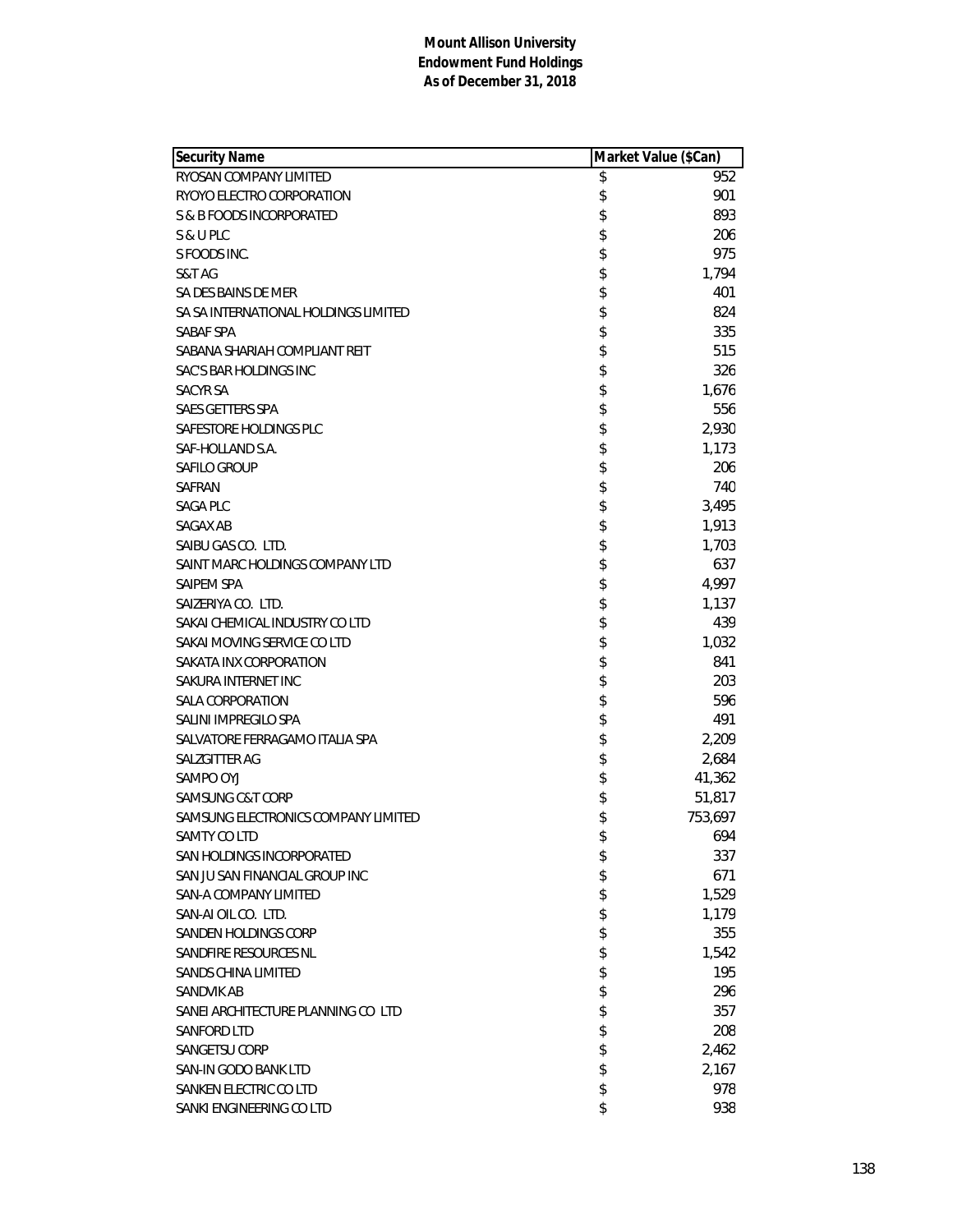**Mount Allison University**
**Endowment Fund Holdings**
**As of December 31, 2018**

| Security Name | Market Value ($Can) |
|---|---|
| RYOSAN COMPANY LIMITED | $ 952 |
| RYOYO ELECTRO CORPORATION | $ 901 |
| S & B FOODS INCORPORATED | $ 893 |
| S & U PLC | $ 206 |
| S FOODS INC. | $ 975 |
| S&T AG | $ 1,794 |
| SA DES BAINS DE MER | $ 401 |
| SA SA INTERNATIONAL HOLDINGS LIMITED | $ 824 |
| SABAF SPA | $ 335 |
| SABANA SHARIAH COMPLIANT REIT | $ 515 |
| SAC'S BAR HOLDINGS INC | $ 326 |
| SACYR SA | $ 1,676 |
| SAES GETTERS SPA | $ 556 |
| SAFESTORE HOLDINGS PLC | $ 2,930 |
| SAF-HOLLAND S.A. | $ 1,173 |
| SAFILO GROUP | $ 206 |
| SAFRAN | $ 740 |
| SAGA PLC | $ 3,495 |
| SAGAX AB | $ 1,913 |
| SAIBU GAS CO. LTD. | $ 1,703 |
| SAINT MARC HOLDINGS COMPANY LTD | $ 637 |
| SAIPEM SPA | $ 4,997 |
| SAIZERIYA CO. LTD. | $ 1,137 |
| SAKAI CHEMICAL INDUSTRY CO LTD | $ 439 |
| SAKAI MOVING SERVICE CO LTD | $ 1,032 |
| SAKATA INX CORPORATION | $ 841 |
| SAKURA INTERNET INC | $ 203 |
| SALA CORPORATION | $ 596 |
| SALINI IMPREGILO SPA | $ 491 |
| SALVATORE FERRAGAMO ITALIA SPA | $ 2,209 |
| SALZGITTER AG | $ 2,684 |
| SAMPO OYJ | $ 41,362 |
| SAMSUNG C&T CORP | $ 51,817 |
| SAMSUNG ELECTRONICS COMPANY LIMITED | $ 753,697 |
| SAMTY CO LTD | $ 694 |
| SAN HOLDINGS INCORPORATED | $ 337 |
| SAN JU SAN FINANCIAL GROUP INC | $ 671 |
| SAN-A COMPANY LIMITED | $ 1,529 |
| SAN-AI OIL CO. LTD. | $ 1,179 |
| SANDEN HOLDINGS CORP | $ 355 |
| SANDFIRE RESOURCES NL | $ 1,542 |
| SANDS CHINA LIMITED | $ 195 |
| SANDVIK AB | $ 296 |
| SANEI ARCHITECTURE PLANNING CO LTD | $ 357 |
| SANFORD LTD | $ 208 |
| SANGETSU CORP | $ 2,462 |
| SAN-IN GODO BANK LTD | $ 2,167 |
| SANKEN ELECTRIC CO LTD | $ 978 |
| SANKI ENGINEERING CO LTD | $ 938 |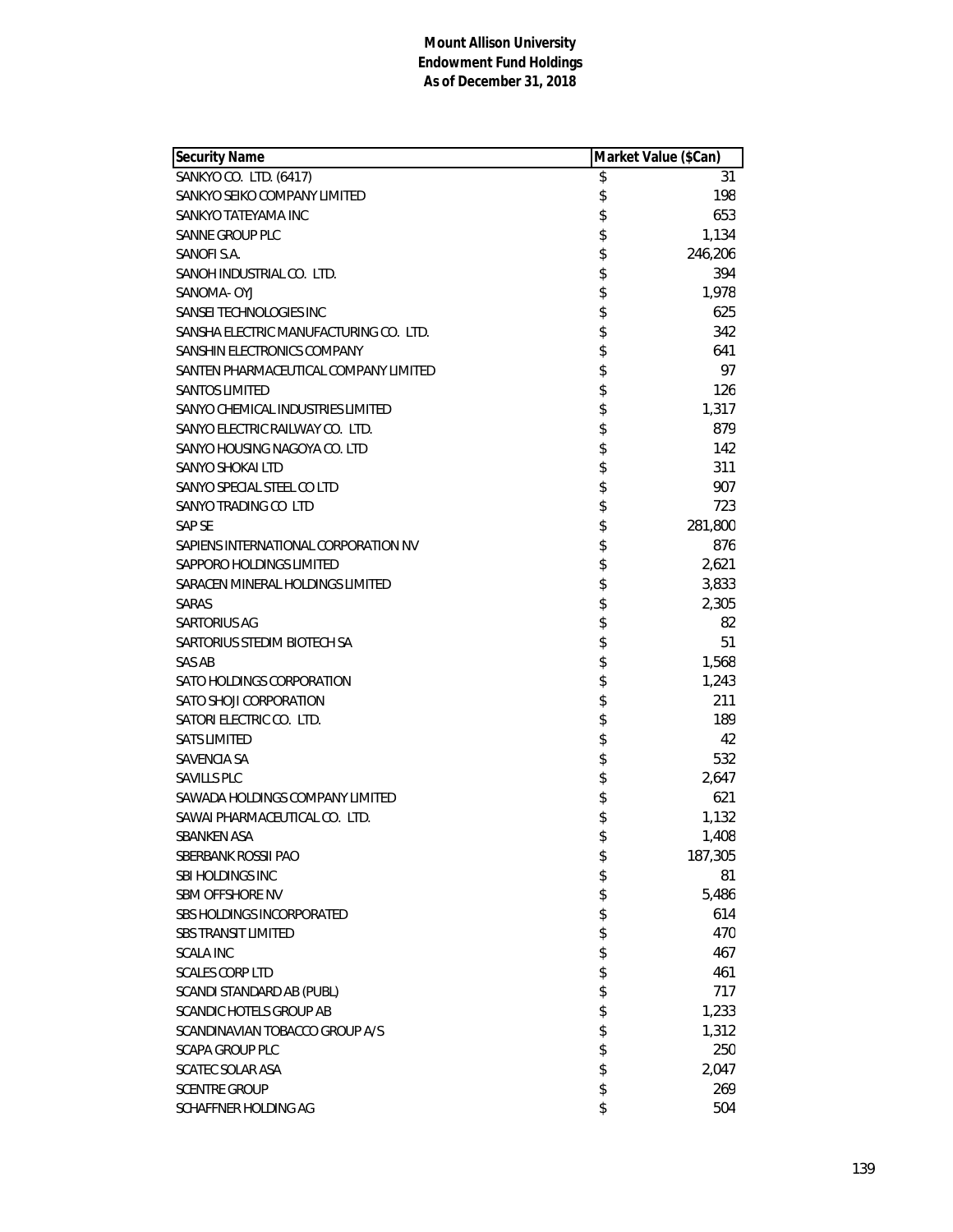**Mount Allison University**
**Endowment Fund Holdings**
**As of December 31, 2018**

| Security Name | Market Value ($Can) |
|---|---|
| SANKYO CO. LTD. (6417) | $ 31 |
| SANKYO SEIKO COMPANY LIMITED | $ 198 |
| SANKYO TATEYAMA INC | $ 653 |
| SANNE GROUP PLC | $ 1,134 |
| SANOFI S.A. | $ 246,206 |
| SANOH INDUSTRIAL CO. LTD. | $ 394 |
| SANOMA- OYJ | $ 1,978 |
| SANSEI TECHNOLOGIES INC | $ 625 |
| SANSHA ELECTRIC MANUFACTURING CO. LTD. | $ 342 |
| SANSHIN ELECTRONICS COMPANY | $ 641 |
| SANTEN PHARMACEUTICAL COMPANY LIMITED | $ 97 |
| SANTOS LIMITED | $ 126 |
| SANYO CHEMICAL INDUSTRIES LIMITED | $ 1,317 |
| SANYO ELECTRIC RAILWAY CO. LTD. | $ 879 |
| SANYO HOUSING NAGOYA CO. LTD | $ 142 |
| SANYO SHOKAI LTD | $ 311 |
| SANYO SPECIAL STEEL CO LTD | $ 907 |
| SANYO TRADING CO LTD | $ 723 |
| SAP SE | $ 281,800 |
| SAPIENS INTERNATIONAL CORPORATION NV | $ 876 |
| SAPPORO HOLDINGS LIMITED | $ 2,621 |
| SARACEN MINERAL HOLDINGS LIMITED | $ 3,833 |
| SARAS | $ 2,305 |
| SARTORIUS AG | $ 82 |
| SARTORIUS STEDIM BIOTECH SA | $ 51 |
| SAS AB | $ 1,568 |
| SATO HOLDINGS CORPORATION | $ 1,243 |
| SATO SHOJI CORPORATION | $ 211 |
| SATORI ELECTRIC CO. LTD. | $ 189 |
| SATS LIMITED | $ 42 |
| SAVENCIA SA | $ 532 |
| SAVILLS PLC | $ 2,647 |
| SAWADA HOLDINGS COMPANY LIMITED | $ 621 |
| SAWAI PHARMACEUTICAL CO. LTD. | $ 1,132 |
| SBANKEN ASA | $ 1,408 |
| SBERBANK ROSSII PAO | $ 187,305 |
| SBI HOLDINGS INC | $ 81 |
| SBM OFFSHORE NV | $ 5,486 |
| SBS HOLDINGS INCORPORATED | $ 614 |
| SBS TRANSIT LIMITED | $ 470 |
| SCALA INC | $ 467 |
| SCALES CORP LTD | $ 461 |
| SCANDI STANDARD AB (PUBL) | $ 717 |
| SCANDIC HOTELS GROUP AB | $ 1,233 |
| SCANDINAVIAN TOBACCO GROUP A/S | $ 1,312 |
| SCAPA GROUP PLC | $ 250 |
| SCATEC SOLAR ASA | $ 2,047 |
| SCENTRE GROUP | $ 269 |
| SCHAFFNER HOLDING AG | $ 504 |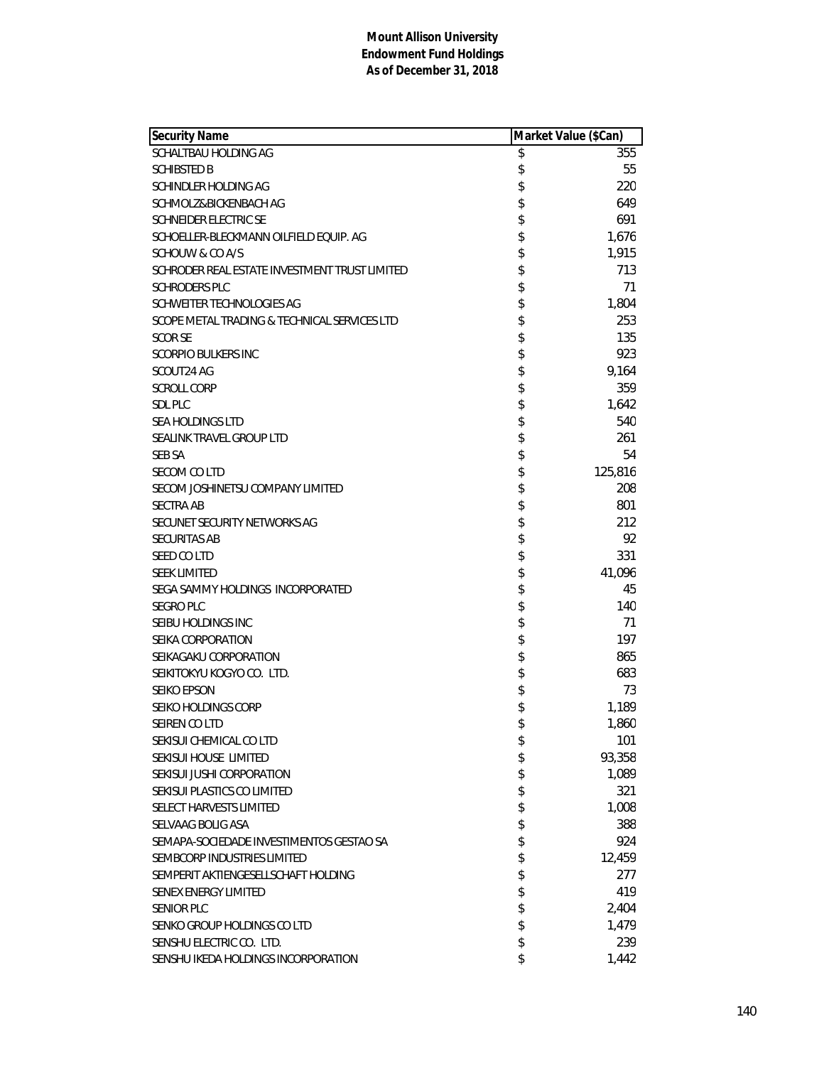**Mount Allison University**
**Endowment Fund Holdings**
**As of December 31, 2018**

| Security Name | Market Value ($Can) |
|---|---|
| SCHALTBAU HOLDING AG | $ 355 |
| SCHIBSTED B | $ 55 |
| SCHINDLER HOLDING AG | $ 220 |
| SCHMOLZ&BICKENBACH AG | $ 649 |
| SCHNEIDER ELECTRIC SE | $ 691 |
| SCHOELLER-BLECKMANN OILFIELD EQUIP. AG | $ 1,676 |
| SCHOUW & CO A/S | $ 1,915 |
| SCHRODER REAL ESTATE INVESTMENT TRUST LIMITED | $ 713 |
| SCHRODERS PLC | $ 71 |
| SCHWEITER TECHNOLOGIES AG | $ 1,804 |
| SCOPE METAL TRADING & TECHNICAL SERVICES LTD | $ 253 |
| SCOR SE | $ 135 |
| SCORPIO BULKERS INC | $ 923 |
| SCOUT24 AG | $ 9,164 |
| SCROLL CORP | $ 359 |
| SDL PLC | $ 1,642 |
| SEA HOLDINGS LTD | $ 540 |
| SEALINK TRAVEL GROUP LTD | $ 261 |
| SEB SA | $ 54 |
| SECOM CO LTD | $ 125,816 |
| SECOM JOSHINETSU COMPANY LIMITED | $ 208 |
| SECTRA AB | $ 801 |
| SECUNET SECURITY NETWORKS AG | $ 212 |
| SECURITAS AB | $ 92 |
| SEED CO LTD | $ 331 |
| SEEK LIMITED | $ 41,096 |
| SEGA SAMMY HOLDINGS INCORPORATED | $ 45 |
| SEGRO PLC | $ 140 |
| SEIBU HOLDINGS INC | $ 71 |
| SEIKA CORPORATION | $ 197 |
| SEIKAGAKU CORPORATION | $ 865 |
| SEIKITOKYU KOGYO CO. LTD. | $ 683 |
| SEIKO EPSON | $ 73 |
| SEIKO HOLDINGS CORP | $ 1,189 |
| SEIREN CO LTD | $ 1,860 |
| SEKISUI CHEMICAL CO LTD | $ 101 |
| SEKISUI HOUSE LIMITED | $ 93,358 |
| SEKISUI JUSHI CORPORATION | $ 1,089 |
| SEKISUI PLASTICS CO LIMITED | $ 321 |
| SELECT HARVESTS LIMITED | $ 1,008 |
| SELVAAG BOLIG ASA | $ 388 |
| SEMAPA-SOCIEDADE INVESTIMENTOS GESTAO SA | $ 924 |
| SEMBCORP INDUSTRIES LIMITED | $ 12,459 |
| SEMPERIT AKTIENGESELLSCHAFT HOLDING | $ 277 |
| SENEX ENERGY LIMITED | $ 419 |
| SENIOR PLC | $ 2,404 |
| SENKO GROUP HOLDINGS CO LTD | $ 1,479 |
| SENSHU ELECTRIC CO. LTD. | $ 239 |
| SENSHU IKEDA HOLDINGS INCORPORATION | $ 1,442 |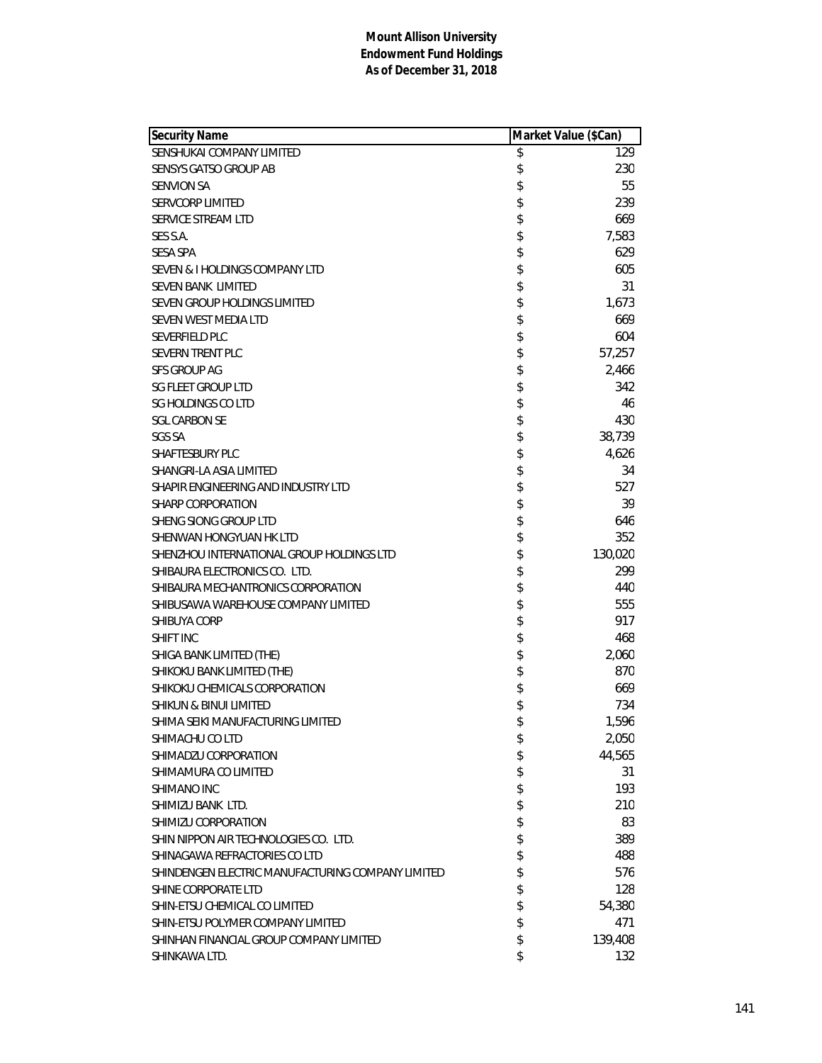**Mount Allison University**
**Endowment Fund Holdings**
**As of December 31, 2018**

| Security Name | Market Value ($Can) |
|---|---|
| SENSHUKAI COMPANY LIMITED | $ 129 |
| SENSYS GATSO GROUP AB | $ 230 |
| SENVION SA | $ 55 |
| SERVCORP LIMITED | $ 239 |
| SERVICE STREAM LTD | $ 669 |
| SES S.A. | $ 7,583 |
| SESA SPA | $ 629 |
| SEVEN & I HOLDINGS COMPANY LTD | $ 605 |
| SEVEN BANK LIMITED | $ 31 |
| SEVEN GROUP HOLDINGS LIMITED | $ 1,673 |
| SEVEN WEST MEDIA LTD | $ 669 |
| SEVERFIELD PLC | $ 604 |
| SEVERN TRENT PLC | $ 57,257 |
| SFS GROUP AG | $ 2,466 |
| SG FLEET GROUP LTD | $ 342 |
| SG HOLDINGS CO LTD | $ 46 |
| SGL CARBON SE | $ 430 |
| SGS SA | $ 38,739 |
| SHAFTESBURY PLC | $ 4,626 |
| SHANGRI-LA ASIA LIMITED | $ 34 |
| SHAPIR ENGINEERING AND INDUSTRY LTD | $ 527 |
| SHARP CORPORATION | $ 39 |
| SHENG SIONG GROUP LTD | $ 646 |
| SHENWAN HONGYUAN HK LTD | $ 352 |
| SHENZHOU INTERNATIONAL GROUP HOLDINGS LTD | $ 130,020 |
| SHIBAURA ELECTRONICS CO. LTD. | $ 299 |
| SHIBAURA MECHANTRONICS CORPORATION | $ 440 |
| SHIBUSAWA WAREHOUSE COMPANY LIMITED | $ 555 |
| SHIBUYA CORP | $ 917 |
| SHIFT INC | $ 468 |
| SHIGA BANK LIMITED (THE) | $ 2,060 |
| SHIKOKU BANK LIMITED (THE) | $ 870 |
| SHIKOKU CHEMICALS CORPORATION | $ 669 |
| SHIKUN & BINUI LIMITED | $ 734 |
| SHIMA SEIKI MANUFACTURING LIMITED | $ 1,596 |
| SHIMACHU CO LTD | $ 2,050 |
| SHIMADZU CORPORATION | $ 44,565 |
| SHIMAMURA CO LIMITED | $ 31 |
| SHIMANO INC | $ 193 |
| SHIMIZU BANK LTD. | $ 210 |
| SHIMIZU CORPORATION | $ 83 |
| SHIN NIPPON AIR TECHNOLOGIES CO. LTD. | $ 389 |
| SHINAGAWA REFRACTORIES CO LTD | $ 488 |
| SHINDENGEN ELECTRIC MANUFACTURING COMPANY LIMITED | $ 576 |
| SHINE CORPORATE LTD | $ 128 |
| SHIN-ETSU CHEMICAL CO LIMITED | $ 54,380 |
| SHIN-ETSU POLYMER COMPANY LIMITED | $ 471 |
| SHINHAN FINANCIAL GROUP COMPANY LIMITED | $ 139,408 |
| SHINKAWA LTD. | $ 132 |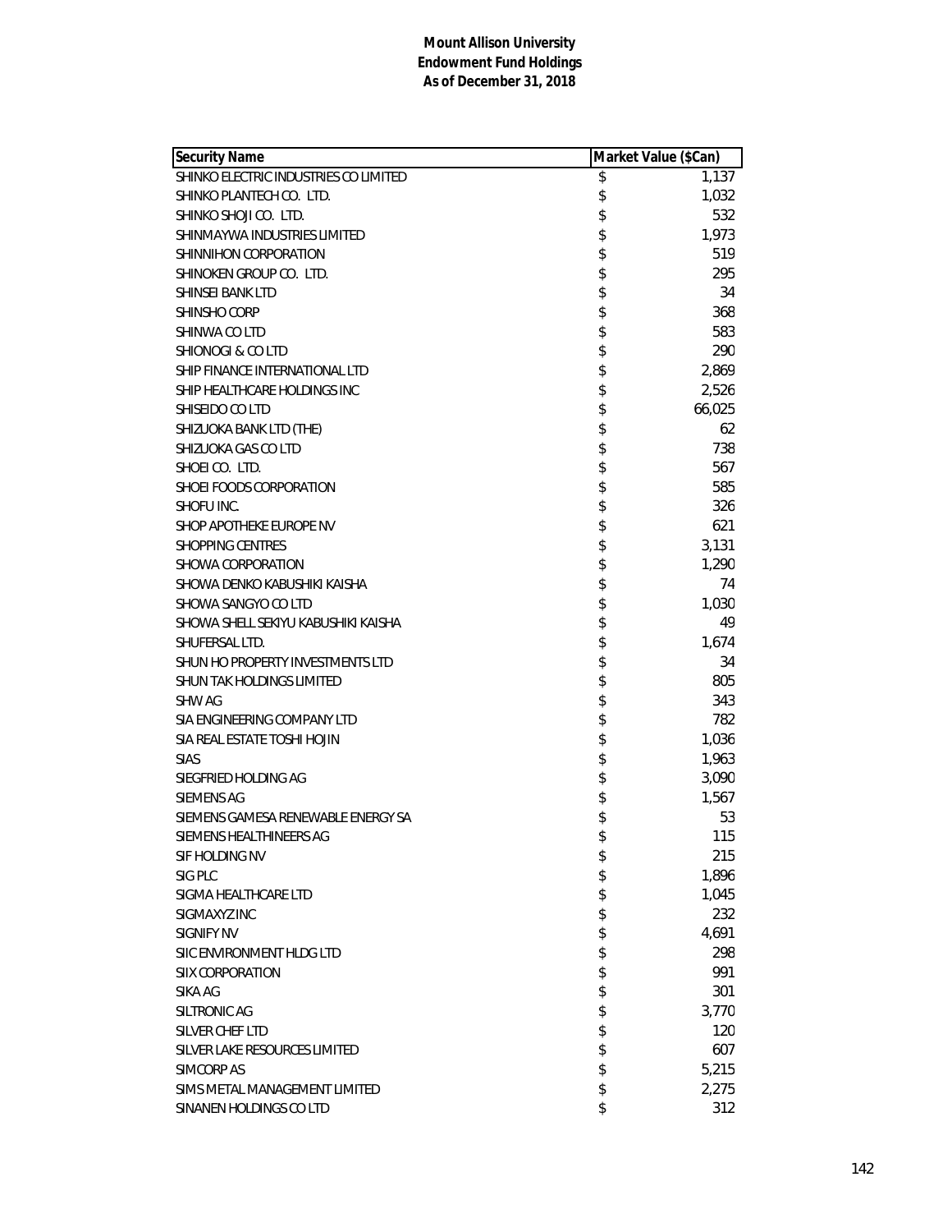**Mount Allison University**
**Endowment Fund Holdings**
**As of December 31, 2018**

| Security Name | Market Value ($Can) |
|---|---|
| SHINKO ELECTRIC INDUSTRIES CO LIMITED | $ 1,137 |
| SHINKO PLANTECH CO. LTD. | $ 1,032 |
| SHINKO SHOJI CO. LTD. | $ 532 |
| SHINMAYWA INDUSTRIES LIMITED | $ 1,973 |
| SHINNIHON CORPORATION | $ 519 |
| SHINOKEN GROUP CO. LTD. | $ 295 |
| SHINSEI BANK LTD | $ 34 |
| SHINSHO CORP | $ 368 |
| SHINWA CO LTD | $ 583 |
| SHIONOGI & CO LTD | $ 290 |
| SHIP FINANCE INTERNATIONAL LTD | $ 2,869 |
| SHIP HEALTHCARE HOLDINGS INC | $ 2,526 |
| SHISEIDO CO LTD | $ 66,025 |
| SHIZUOKA BANK LTD (THE) | $ 62 |
| SHIZUOKA GAS CO LTD | $ 738 |
| SHOEI CO. LTD. | $ 567 |
| SHOEI FOODS CORPORATION | $ 585 |
| SHOFU INC. | $ 326 |
| SHOP APOTHEKE EUROPE NV | $ 621 |
| SHOPPING CENTRES | $ 3,131 |
| SHOWA CORPORATION | $ 1,290 |
| SHOWA DENKO KABUSHIKI KAISHA | $ 74 |
| SHOWA SANGYO CO LTD | $ 1,030 |
| SHOWA SHELL SEKIYU KABUSHIKI KAISHA | $ 49 |
| SHUFERSAL LTD. | $ 1,674 |
| SHUN HO PROPERTY INVESTMENTS LTD | $ 34 |
| SHUN TAK HOLDINGS LIMITED | $ 805 |
| SHW AG | $ 343 |
| SIA ENGINEERING COMPANY LTD | $ 782 |
| SIA REAL ESTATE TOSHI HOJIN | $ 1,036 |
| SIAS | $ 1,963 |
| SIEGFRIED HOLDING AG | $ 3,090 |
| SIEMENS AG | $ 1,567 |
| SIEMENS GAMESA RENEWABLE ENERGY SA | $ 53 |
| SIEMENS HEALTHINEERS AG | $ 115 |
| SIF HOLDING NV | $ 215 |
| SIG PLC | $ 1,896 |
| SIGMA HEALTHCARE LTD | $ 1,045 |
| SIGMAXYZ INC | $ 232 |
| SIGNIFY NV | $ 4,691 |
| SIIC ENVIRONMENT HLDG LTD | $ 298 |
| SIIX CORPORATION | $ 991 |
| SIKA AG | $ 301 |
| SILTRONIC AG | $ 3,770 |
| SILVER CHEF LTD | $ 120 |
| SILVER LAKE RESOURCES LIMITED | $ 607 |
| SIMCORP AS | $ 5,215 |
| SIMS METAL MANAGEMENT LIMITED | $ 2,275 |
| SINANEN HOLDINGS CO LTD | $ 312 |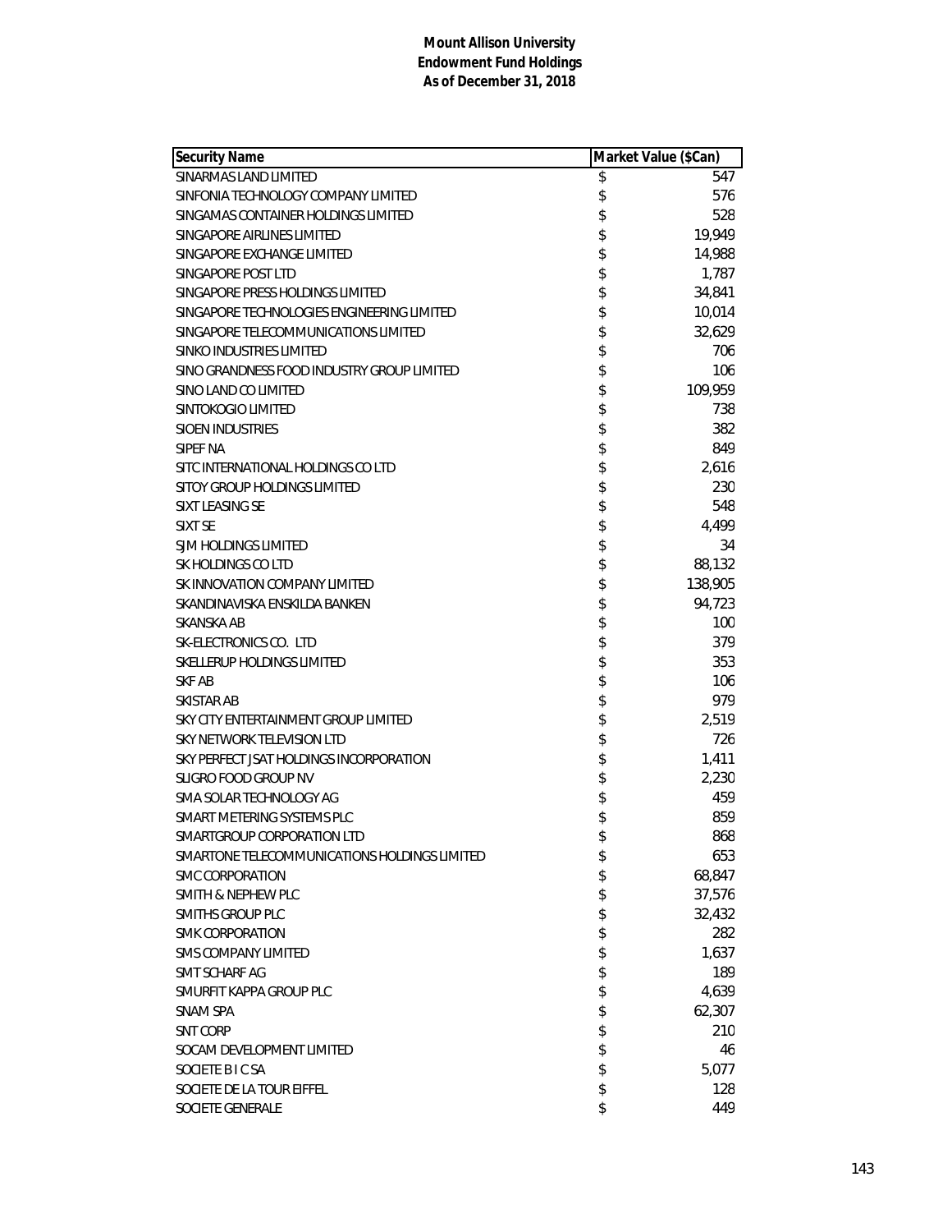**Mount Allison University**
**Endowment Fund Holdings**
**As of December 31, 2018**

| Security Name | Market Value ($Can) |
|---|---|
| SINARMAS LAND LIMITED | $ 547 |
| SINFONIA TECHNOLOGY COMPANY LIMITED | $ 576 |
| SINGAMAS CONTAINER HOLDINGS LIMITED | $ 528 |
| SINGAPORE AIRLINES LIMITED | $ 19,949 |
| SINGAPORE EXCHANGE LIMITED | $ 14,988 |
| SINGAPORE POST LTD | $ 1,787 |
| SINGAPORE PRESS HOLDINGS LIMITED | $ 34,841 |
| SINGAPORE TECHNOLOGIES ENGINEERING LIMITED | $ 10,014 |
| SINGAPORE TELECOMMUNICATIONS LIMITED | $ 32,629 |
| SINKO INDUSTRIES LIMITED | $ 706 |
| SINO GRANDNESS FOOD INDUSTRY GROUP LIMITED | $ 106 |
| SINO LAND CO LIMITED | $ 109,959 |
| SINTOKOGIO LIMITED | $ 738 |
| SIOEN INDUSTRIES | $ 382 |
| SIPEF NA | $ 849 |
| SITC INTERNATIONAL HOLDINGS CO LTD | $ 2,616 |
| SITOY GROUP HOLDINGS LIMITED | $ 230 |
| SIXT LEASING SE | $ 548 |
| SIXT SE | $ 4,499 |
| SJM HOLDINGS LIMITED | $ 34 |
| SK HOLDINGS CO LTD | $ 88,132 |
| SK INNOVATION COMPANY LIMITED | $ 138,905 |
| SKANDINAVISKA ENSKILDA BANKEN | $ 94,723 |
| SKANSKA AB | $ 100 |
| SK-ELECTRONICS CO. LTD | $ 379 |
| SKELLERUP HOLDINGS LIMITED | $ 353 |
| SKF AB | $ 106 |
| SKISTAR AB | $ 979 |
| SKY CITY ENTERTAINMENT GROUP LIMITED | $ 2,519 |
| SKY NETWORK TELEVISION LTD | $ 726 |
| SKY PERFECT JSAT HOLDINGS INCORPORATION | $ 1,411 |
| SLIGRO FOOD GROUP NV | $ 2,230 |
| SMA SOLAR TECHNOLOGY AG | $ 459 |
| SMART METERING SYSTEMS PLC | $ 859 |
| SMARTGROUP CORPORATION LTD | $ 868 |
| SMARTONE TELECOMMUNICATIONS HOLDINGS LIMITED | $ 653 |
| SMC CORPORATION | $ 68,847 |
| SMITH & NEPHEW PLC | $ 37,576 |
| SMITHS GROUP PLC | $ 32,432 |
| SMK CORPORATION | $ 282 |
| SMS COMPANY LIMITED | $ 1,637 |
| SMT SCHARF AG | $ 189 |
| SMURFIT KAPPA GROUP PLC | $ 4,639 |
| SNAM SPA | $ 62,307 |
| SNT CORP | $ 210 |
| SOCAM DEVELOPMENT LIMITED | $ 46 |
| SOCIETE B I C SA | $ 5,077 |
| SOCIETE DE LA TOUR EIFFEL | $ 128 |
| SOCIETE GENERALE | $ 449 |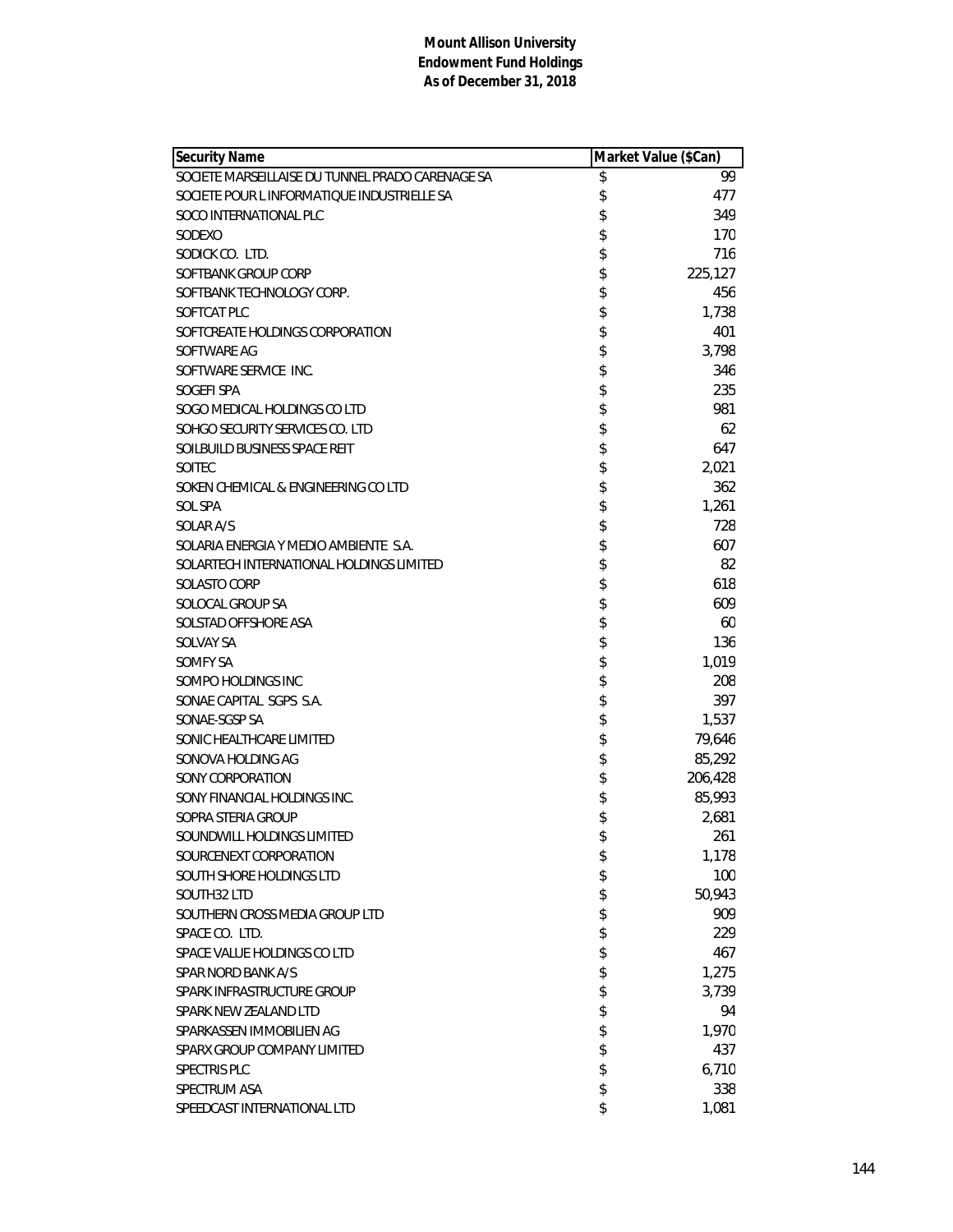**Mount Allison University**
**Endowment Fund Holdings**
**As of December 31, 2018**

| Security Name | Market Value ($Can) |
|---|---|
| SOCIETE MARSEILLAISE DU TUNNEL PRADO CARENAGE SA | $ 99 |
| SOCIETE POUR L INFORMATIQUE INDUSTRIELLE SA | $ 477 |
| SOCO INTERNATIONAL PLC | $ 349 |
| SODEXO | $ 170 |
| SODICK CO. LTD. | $ 716 |
| SOFTBANK GROUP CORP | $ 225,127 |
| SOFTBANK TECHNOLOGY CORP. | $ 456 |
| SOFTCAT PLC | $ 1,738 |
| SOFTCREATE HOLDINGS CORPORATION | $ 401 |
| SOFTWARE AG | $ 3,798 |
| SOFTWARE SERVICE INC. | $ 346 |
| SOGEFI SPA | $ 235 |
| SOGO MEDICAL HOLDINGS CO LTD | $ 981 |
| SOHGO SECURITY SERVICES CO. LTD | $ 62 |
| SOILBUILD BUSINESS SPACE REIT | $ 647 |
| SOITEC | $ 2,021 |
| SOKEN CHEMICAL & ENGINEERING CO LTD | $ 362 |
| SOL SPA | $ 1,261 |
| SOLAR A/S | $ 728 |
| SOLARIA ENERGIA Y MEDIO AMBIENTE S.A. | $ 607 |
| SOLARTECH INTERNATIONAL HOLDINGS LIMITED | $ 82 |
| SOLASTO CORP | $ 618 |
| SOLOCAL GROUP SA | $ 609 |
| SOLSTAD OFFSHORE ASA | $ 60 |
| SOLVAY SA | $ 136 |
| SOMFY SA | $ 1,019 |
| SOMPO HOLDINGS INC | $ 208 |
| SONAE CAPITAL SGPS S.A. | $ 397 |
| SONAE-SGSP SA | $ 1,537 |
| SONIC HEALTHCARE LIMITED | $ 79,646 |
| SONOVA HOLDING AG | $ 85,292 |
| SONY CORPORATION | $ 206,428 |
| SONY FINANCIAL HOLDINGS INC. | $ 85,993 |
| SOPRA STERIA GROUP | $ 2,681 |
| SOUNDWILL HOLDINGS LIMITED | $ 261 |
| SOURCENEXT CORPORATION | $ 1,178 |
| SOUTH SHORE HOLDINGS LTD | $ 100 |
| SOUTH32 LTD | $ 50,943 |
| SOUTHERN CROSS MEDIA GROUP LTD | $ 909 |
| SPACE CO. LTD. | $ 229 |
| SPACE VALUE HOLDINGS CO LTD | $ 467 |
| SPAR NORD BANK A/S | $ 1,275 |
| SPARK INFRASTRUCTURE GROUP | $ 3,739 |
| SPARK NEW ZEALAND LTD | $ 94 |
| SPARKASSEN IMMOBILIEN AG | $ 1,970 |
| SPARX GROUP COMPANY LIMITED | $ 437 |
| SPECTRIS PLC | $ 6,710 |
| SPECTRUM ASA | $ 338 |
| SPEEDCAST INTERNATIONAL LTD | $ 1,081 |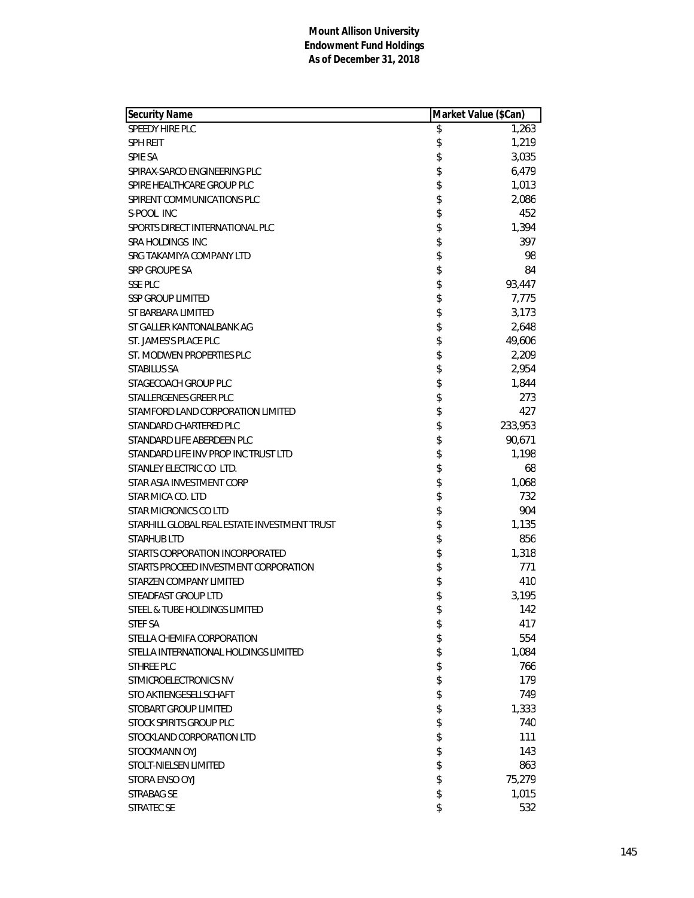**Mount Allison University**
**Endowment Fund Holdings**
**As of December 31, 2018**

| Security Name | Market Value ($Can) |
|---|---|
| SPEEDY HIRE PLC | $ 1,263 |
| SPH REIT | $ 1,219 |
| SPIE SA | $ 3,035 |
| SPIRAX-SARCO ENGINEERING PLC | $ 6,479 |
| SPIRE HEALTHCARE GROUP PLC | $ 1,013 |
| SPIRENT COMMUNICATIONS PLC | $ 2,086 |
| S-POOL INC | $ 452 |
| SPORTS DIRECT INTERNATIONAL PLC | $ 1,394 |
| SRA HOLDINGS INC | $ 397 |
| SRG TAKAMIYA COMPANY LTD | $ 98 |
| SRP GROUPE SA | $ 84 |
| SSE PLC | $ 93,447 |
| SSP GROUP LIMITED | $ 7,775 |
| ST BARBARA LIMITED | $ 3,173 |
| ST GALLER KANTONALBANK AG | $ 2,648 |
| ST. JAMES'S PLACE PLC | $ 49,606 |
| ST. MODWEN PROPERTIES PLC | $ 2,209 |
| STABILUS SA | $ 2,954 |
| STAGECOACH GROUP PLC | $ 1,844 |
| STALLERGENES GREER PLC | $ 273 |
| STAMFORD LAND CORPORATION LIMITED | $ 427 |
| STANDARD CHARTERED PLC | $ 233,953 |
| STANDARD LIFE ABERDEEN PLC | $ 90,671 |
| STANDARD LIFE INV PROP INC TRUST LTD | $ 1,198 |
| STANLEY ELECTRIC CO LTD. | $ 68 |
| STAR ASIA INVESTMENT CORP | $ 1,068 |
| STAR MICA CO. LTD | $ 732 |
| STAR MICRONICS CO LTD | $ 904 |
| STARHILL GLOBAL REAL ESTATE INVESTMENT TRUST | $ 1,135 |
| STARHUB LTD | $ 856 |
| STARTS CORPORATION INCORPORATED | $ 1,318 |
| STARTS PROCEED INVESTMENT CORPORATION | $ 771 |
| STARZEN COMPANY LIMITED | $ 410 |
| STEADFAST GROUP LTD | $ 3,195 |
| STEEL & TUBE HOLDINGS LIMITED | $ 142 |
| STEF SA | $ 417 |
| STELLA CHEMIFA CORPORATION | $ 554 |
| STELLA INTERNATIONAL HOLDINGS LIMITED | $ 1,084 |
| STHREE PLC | $ 766 |
| STMICROELECTRONICS NV | $ 179 |
| STO AKTIENGESELLSCHAFT | $ 749 |
| STOBART GROUP LIMITED | $ 1,333 |
| STOCK SPIRITS GROUP PLC | $ 740 |
| STOCKLAND CORPORATION LTD | $ 111 |
| STOCKMANN OYJ | $ 143 |
| STOLT-NIELSEN LIMITED | $ 863 |
| STORA ENSO OYJ | $ 75,279 |
| STRABAG SE | $ 1,015 |
| STRATEC SE | $ 532 |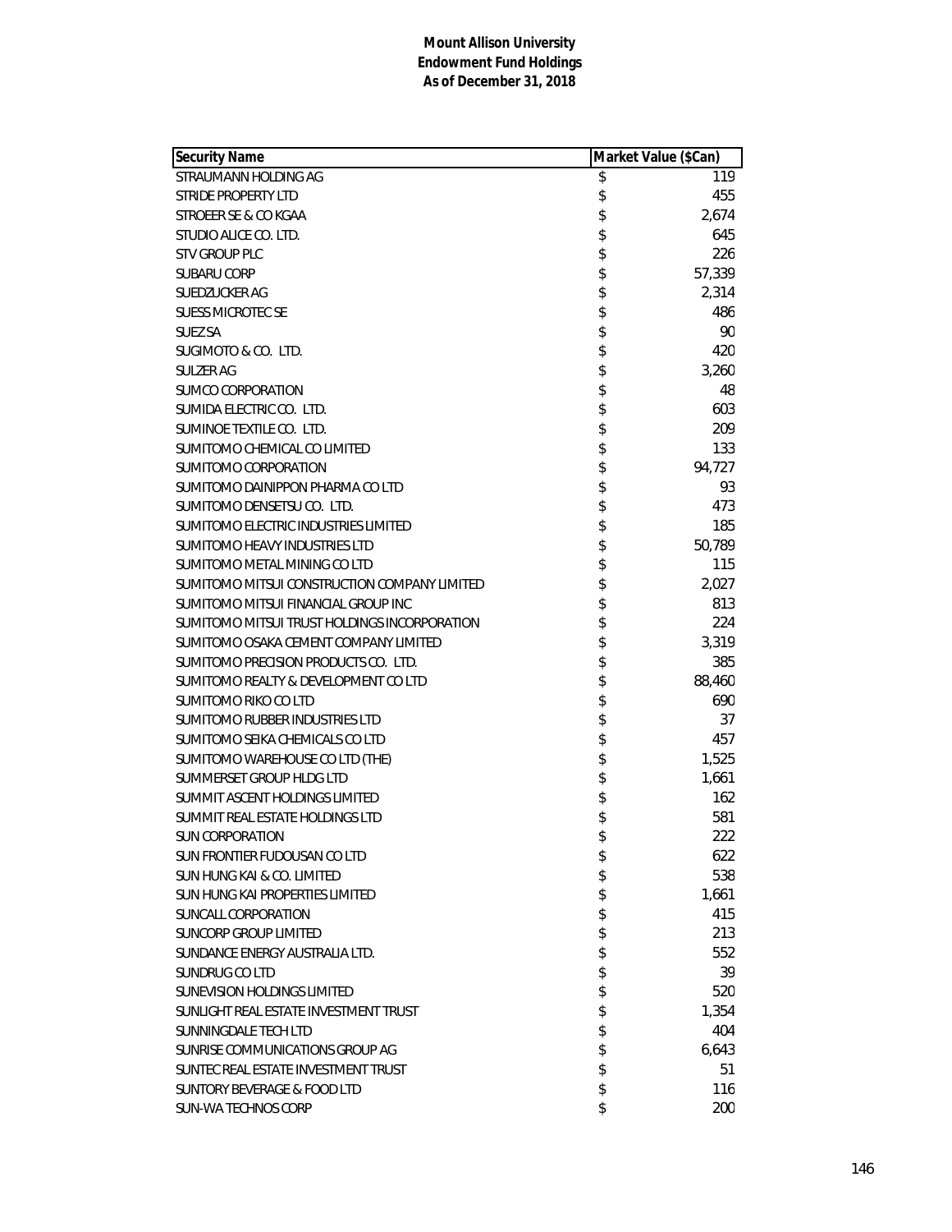**Mount Allison University**
**Endowment Fund Holdings**
**As of December 31, 2018**

| Security Name | Market Value ($Can) |
|---|---|
| STRAUMANN HOLDING AG | $ 119 |
| STRIDE PROPERTY LTD | $ 455 |
| STROEER SE & CO KGAA | $ 2,674 |
| STUDIO ALICE CO. LTD. | $ 645 |
| STV GROUP PLC | $ 226 |
| SUBARU CORP | $ 57,339 |
| SUEDZUCKER AG | $ 2,314 |
| SUESS MICROTEC SE | $ 486 |
| SUEZ SA | $ 90 |
| SUGIMOTO & CO. LTD. | $ 420 |
| SULZER AG | $ 3,260 |
| SUMCO CORPORATION | $ 48 |
| SUMIDA ELECTRIC CO. LTD. | $ 603 |
| SUMINOE TEXTILE CO. LTD. | $ 209 |
| SUMITOMO CHEMICAL CO LIMITED | $ 133 |
| SUMITOMO CORPORATION | $ 94,727 |
| SUMITOMO DAINIPPON PHARMA CO LTD | $ 93 |
| SUMITOMO DENSETSU CO. LTD. | $ 473 |
| SUMITOMO ELECTRIC INDUSTRIES LIMITED | $ 185 |
| SUMITOMO HEAVY INDUSTRIES LTD | $ 50,789 |
| SUMITOMO METAL MINING CO LTD | $ 115 |
| SUMITOMO MITSUI CONSTRUCTION COMPANY LIMITED | $ 2,027 |
| SUMITOMO MITSUI FINANCIAL GROUP INC | $ 813 |
| SUMITOMO MITSUI TRUST HOLDINGS INCORPORATION | $ 224 |
| SUMITOMO OSAKA CEMENT COMPANY LIMITED | $ 3,319 |
| SUMITOMO PRECISION PRODUCTS CO. LTD. | $ 385 |
| SUMITOMO REALTY & DEVELOPMENT CO LTD | $ 88,460 |
| SUMITOMO RIKO CO LTD | $ 690 |
| SUMITOMO RUBBER INDUSTRIES LTD | $ 37 |
| SUMITOMO SEIKA CHEMICALS CO LTD | $ 457 |
| SUMITOMO WAREHOUSE CO LTD (THE) | $ 1,525 |
| SUMMERSET GROUP HLDG LTD | $ 1,661 |
| SUMMIT ASCENT HOLDINGS LIMITED | $ 162 |
| SUMMIT REAL ESTATE HOLDINGS LTD | $ 581 |
| SUN CORPORATION | $ 222 |
| SUN FRONTIER FUDOUSAN CO LTD | $ 622 |
| SUN HUNG KAI & CO. LIMITED | $ 538 |
| SUN HUNG KAI PROPERTIES LIMITED | $ 1,661 |
| SUNCALL CORPORATION | $ 415 |
| SUNCORP GROUP LIMITED | $ 213 |
| SUNDANCE ENERGY AUSTRALIA LTD. | $ 552 |
| SUNDRUG CO LTD | $ 39 |
| SUNEVISION HOLDINGS LIMITED | $ 520 |
| SUNLIGHT REAL ESTATE INVESTMENT TRUST | $ 1,354 |
| SUNNINGDALE TECH LTD | $ 404 |
| SUNRISE COMMUNICATIONS GROUP AG | $ 6,643 |
| SUNTEC REAL ESTATE INVESTMENT TRUST | $ 51 |
| SUNTORY BEVERAGE & FOOD LTD | $ 116 |
| SUN-WA TECHNOS CORP | $ 200 |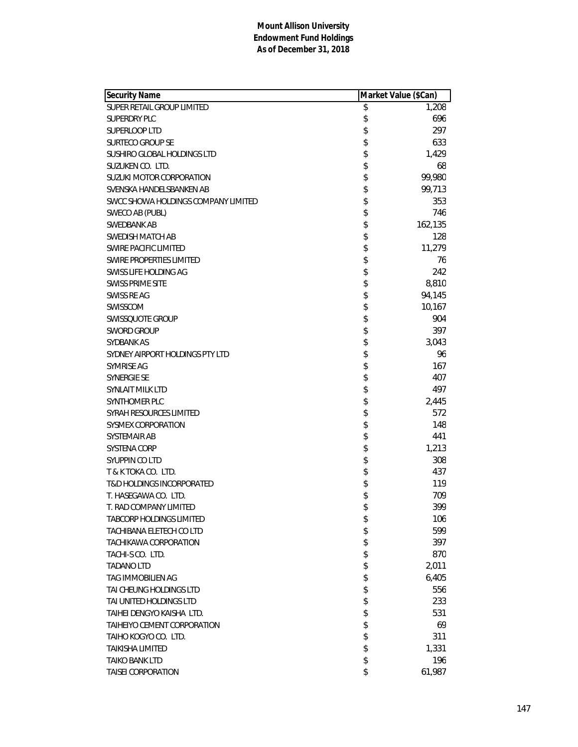**Mount Allison University**
**Endowment Fund Holdings**
**As of December 31, 2018**

| Security Name | Market Value ($Can) |
|---|---|
| SUPER RETAIL GROUP LIMITED | $ 1,208 |
| SUPERDRY PLC | $ 696 |
| SUPERLOOP LTD | $ 297 |
| SURTECO GROUP SE | $ 633 |
| SUSHIRO GLOBAL HOLDINGS LTD | $ 1,429 |
| SUZUKEN CO. LTD. | $ 68 |
| SUZUKI MOTOR CORPORATION | $ 99,980 |
| SVENSKA HANDELSBANKEN AB | $ 99,713 |
| SWCC SHOWA HOLDINGS COMPANY LIMITED | $ 353 |
| SWECO AB (PUBL) | $ 746 |
| SWEDBANK AB | $ 162,135 |
| SWEDISH MATCH AB | $ 128 |
| SWIRE PACIFIC LIMITED | $ 11,279 |
| SWIRE PROPERTIES LIMITED | $ 76 |
| SWISS LIFE HOLDING AG | $ 242 |
| SWISS PRIME SITE | $ 8,810 |
| SWISS RE AG | $ 94,145 |
| SWISSCOM | $ 10,167 |
| SWISSQUOTE GROUP | $ 904 |
| SWORD GROUP | $ 397 |
| SYDBANK AS | $ 3,043 |
| SYDNEY AIRPORT HOLDINGS PTY LTD | $ 96 |
| SYMRISE AG | $ 167 |
| SYNERGIE SE | $ 407 |
| SYNLAIT MILK LTD | $ 497 |
| SYNTHOMER PLC | $ 2,445 |
| SYRAH RESOURCES LIMITED | $ 572 |
| SYSMEX CORPORATION | $ 148 |
| SYSTEMAIR AB | $ 441 |
| SYSTENA CORP | $ 1,213 |
| SYUPPIN CO LTD | $ 308 |
| T & K TOKA CO. LTD. | $ 437 |
| T&D HOLDINGS INCORPORATED | $ 119 |
| T. HASEGAWA CO. LTD. | $ 709 |
| T. RAD COMPANY LIMITED | $ 399 |
| TABCORP HOLDINGS LIMITED | $ 106 |
| TACHIBANA ELETECH CO LTD | $ 599 |
| TACHIKAWA CORPORATION | $ 397 |
| TACHI-S CO. LTD. | $ 870 |
| TADANO LTD | $ 2,011 |
| TAG IMMOBILIEN AG | $ 6,405 |
| TAI CHEUNG HOLDINGS LTD | $ 556 |
| TAI UNITED HOLDINGS LTD | $ 233 |
| TAIHEI DENGYO KAISHA LTD. | $ 531 |
| TAIHEIYO CEMENT CORPORATION | $ 69 |
| TAIHO KOGYO CO. LTD. | $ 311 |
| TAIKISHA LIMITED | $ 1,331 |
| TAIKO BANK LTD | $ 196 |
| TAISEI CORPORATION | $ 61,987 |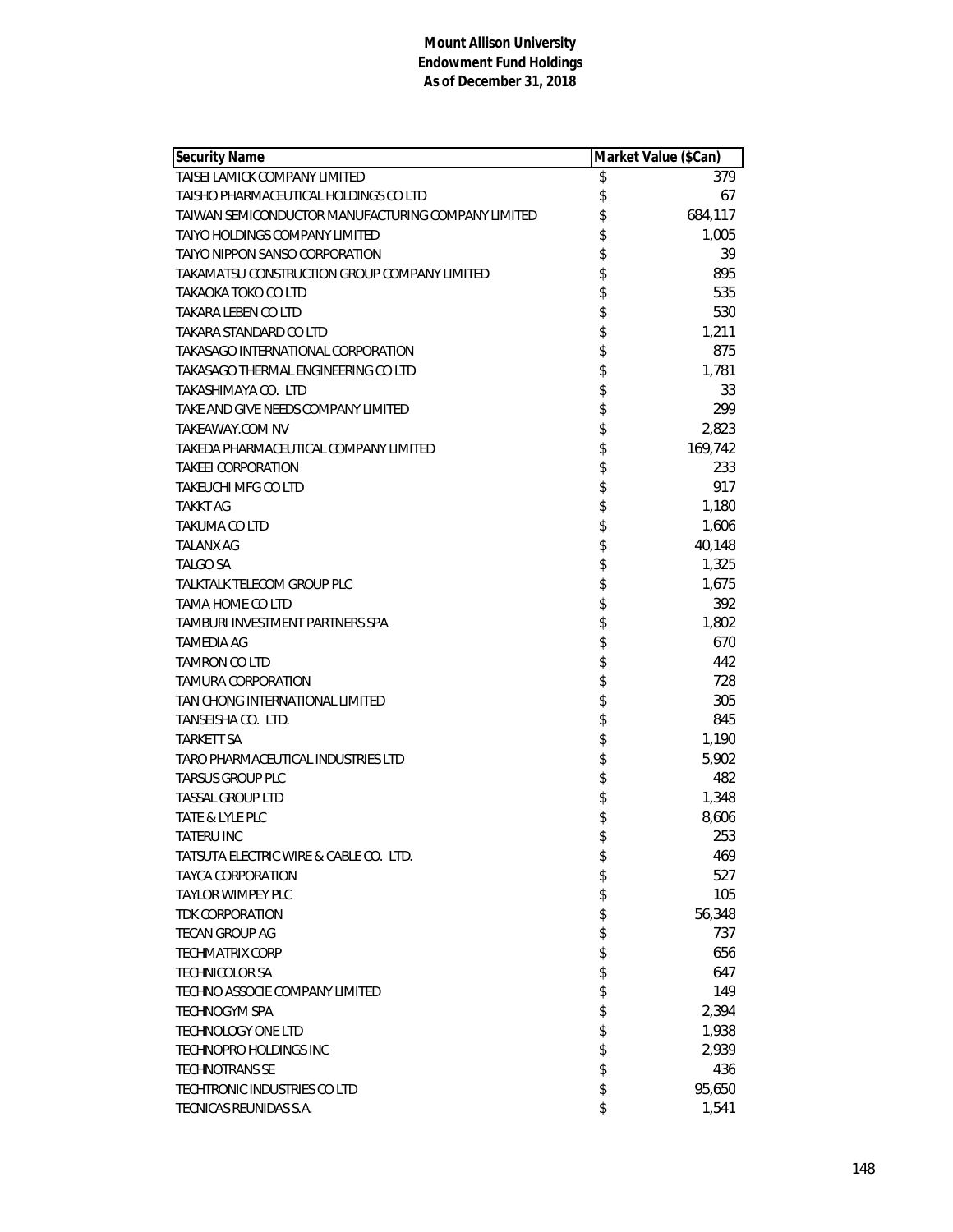**Mount Allison University**
**Endowment Fund Holdings**
**As of December 31, 2018**

| Security Name | Market Value ($Can) |
|---|---|
| TAISEI LAMICK COMPANY LIMITED | $ 379 |
| TAISHO PHARMACEUTICAL HOLDINGS CO LTD | $ 67 |
| TAIWAN SEMICONDUCTOR MANUFACTURING COMPANY LIMITED | $ 684,117 |
| TAIYO HOLDINGS COMPANY LIMITED | $ 1,005 |
| TAIYO NIPPON SANSO CORPORATION | $ 39 |
| TAKAMATSU CONSTRUCTION GROUP COMPANY LIMITED | $ 895 |
| TAKAOKA TOKO CO LTD | $ 535 |
| TAKARA LEBEN CO LTD | $ 530 |
| TAKARA STANDARD CO LTD | $ 1,211 |
| TAKASAGO INTERNATIONAL CORPORATION | $ 875 |
| TAKASAGO THERMAL ENGINEERING CO LTD | $ 1,781 |
| TAKASHIMAYA CO. LTD | $ 33 |
| TAKE AND GIVE NEEDS COMPANY LIMITED | $ 299 |
| TAKEAWAY.COM NV | $ 2,823 |
| TAKEDA PHARMACEUTICAL COMPANY LIMITED | $ 169,742 |
| TAKEEI CORPORATION | $ 233 |
| TAKEUCHI MFG CO LTD | $ 917 |
| TAKKT AG | $ 1,180 |
| TAKUMA CO LTD | $ 1,606 |
| TALANX AG | $ 40,148 |
| TALGO SA | $ 1,325 |
| TALKTALK TELECOM GROUP PLC | $ 1,675 |
| TAMA HOME CO LTD | $ 392 |
| TAMBURI INVESTMENT PARTNERS SPA | $ 1,802 |
| TAMEDIA AG | $ 670 |
| TAMRON CO LTD | $ 442 |
| TAMURA CORPORATION | $ 728 |
| TAN CHONG INTERNATIONAL LIMITED | $ 305 |
| TANSEISHA CO. LTD. | $ 845 |
| TARKETT SA | $ 1,190 |
| TARO PHARMACEUTICAL INDUSTRIES LTD | $ 5,902 |
| TARSUS GROUP PLC | $ 482 |
| TASSAL GROUP LTD | $ 1,348 |
| TATE & LYLE PLC | $ 8,606 |
| TATERU INC | $ 253 |
| TATSUTA ELECTRIC WIRE & CABLE CO. LTD. | $ 469 |
| TAYCA CORPORATION | $ 527 |
| TAYLOR WIMPEY PLC | $ 105 |
| TDK CORPORATION | $ 56,348 |
| TECAN GROUP AG | $ 737 |
| TECHMATRIX CORP | $ 656 |
| TECHNICOLOR SA | $ 647 |
| TECHNO ASSOCIE COMPANY LIMITED | $ 149 |
| TECHNOGYM SPA | $ 2,394 |
| TECHNOLOGY ONE LTD | $ 1,938 |
| TECHNOPRO HOLDINGS INC | $ 2,939 |
| TECHNOTRANS SE | $ 436 |
| TECHTRONIC INDUSTRIES CO LTD | $ 95,650 |
| TECNICAS REUNIDAS S.A. | $ 1,541 |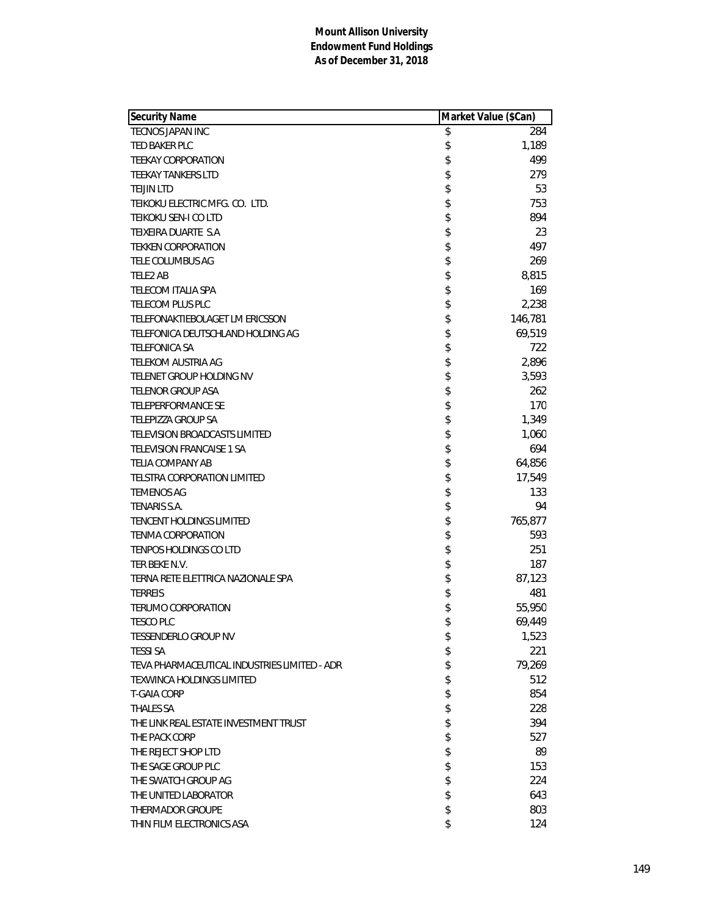**Mount Allison University**
**Endowment Fund Holdings**
**As of December 31, 2018**

| Security Name | Market Value ($Can) |
|---|---|
| TECNOS JAPAN INC | $ 284 |
| TED BAKER PLC | $ 1,189 |
| TEEKAY CORPORATION | $ 499 |
| TEEKAY TANKERS LTD | $ 279 |
| TEIJIN LTD | $ 53 |
| TEIKOKU ELECTRIC MFG. CO. LTD. | $ 753 |
| TEIKOKU SEN-I CO LTD | $ 894 |
| TEIXEIRA DUARTE S.A | $ 23 |
| TEKKEN CORPORATION | $ 497 |
| TELE COLUMBUS AG | $ 269 |
| TELE2 AB | $ 8,815 |
| TELECOM ITALIA SPA | $ 169 |
| TELECOM PLUS PLC | $ 2,238 |
| TELEFONAKTIEBOLAGET LM ERICSSON | $ 146,781 |
| TELEFONICA DEUTSCHLAND HOLDING AG | $ 69,519 |
| TELEFONICA SA | $ 722 |
| TELEKOM AUSTRIA AG | $ 2,896 |
| TELENET GROUP HOLDING NV | $ 3,593 |
| TELENOR GROUP ASA | $ 262 |
| TELEPERFORMANCE SE | $ 170 |
| TELEPIZZA GROUP SA | $ 1,349 |
| TELEVISION BROADCASTS LIMITED | $ 1,060 |
| TELEVISION FRANCAISE 1 SA | $ 694 |
| TELIA COMPANY AB | $ 64,856 |
| TELSTRA CORPORATION LIMITED | $ 17,549 |
| TEMENOS AG | $ 133 |
| TENARIS S.A. | $ 94 |
| TENCENT HOLDINGS LIMITED | $ 765,877 |
| TENMA CORPORATION | $ 593 |
| TENPOS HOLDINGS CO LTD | $ 251 |
| TER BEKE N.V. | $ 187 |
| TERNA RETE ELETTRICA NAZIONALE SPA | $ 87,123 |
| TERREIS | $ 481 |
| TERUMO CORPORATION | $ 55,950 |
| TESCO PLC | $ 69,449 |
| TESSENDERLO GROUP NV | $ 1,523 |
| TESSI SA | $ 221 |
| TEVA PHARMACEUTICAL INDUSTRIES LIMITED - ADR | $ 79,269 |
| TEXWINCA HOLDINGS LIMITED | $ 512 |
| T-GAIA CORP | $ 854 |
| THALES SA | $ 228 |
| THE LINK REAL ESTATE INVESTMENT TRUST | $ 394 |
| THE PACK CORP | $ 527 |
| THE REJECT SHOP LTD | $ 89 |
| THE SAGE GROUP PLC | $ 153 |
| THE SWATCH GROUP AG | $ 224 |
| THE UNITED LABORATOR | $ 643 |
| THERMADOR GROUPE | $ 803 |
| THIN FILM ELECTRONICS ASA | $ 124 |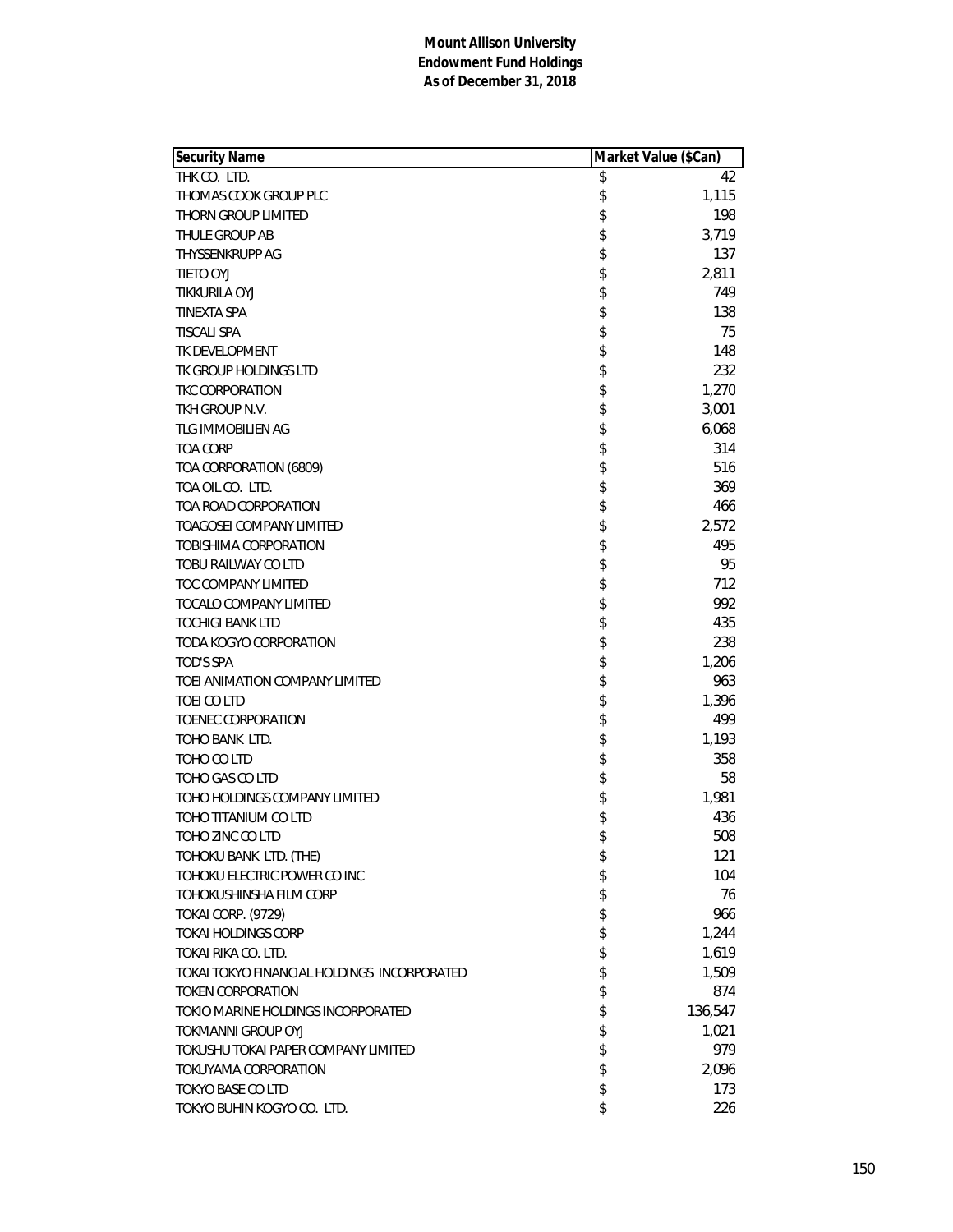**Mount Allison University**
**Endowment Fund Holdings**
**As of December 31, 2018**

| Security Name | Market Value ($Can) |
|---|---|
| THK CO. LTD. | $ 42 |
| THOMAS COOK GROUP PLC | $ 1,115 |
| THORN GROUP LIMITED | $ 198 |
| THULE GROUP AB | $ 3,719 |
| THYSSENKRUPP AG | $ 137 |
| TIETO OYJ | $ 2,811 |
| TIKKURILA OYJ | $ 749 |
| TINEXTA SPA | $ 138 |
| TISCALI SPA | $ 75 |
| TK DEVELOPMENT | $ 148 |
| TK GROUP HOLDINGS LTD | $ 232 |
| TKC CORPORATION | $ 1,270 |
| TKH GROUP N.V. | $ 3,001 |
| TLG IMMOBILIEN AG | $ 6,068 |
| TOA CORP | $ 314 |
| TOA CORPORATION (6809) | $ 516 |
| TOA OIL CO. LTD. | $ 369 |
| TOA ROAD CORPORATION | $ 466 |
| TOAGOSEI COMPANY LIMITED | $ 2,572 |
| TOBISHIMA CORPORATION | $ 495 |
| TOBU RAILWAY CO LTD | $ 95 |
| TOC COMPANY LIMITED | $ 712 |
| TOCALO COMPANY LIMITED | $ 992 |
| TOCHIGI BANK LTD | $ 435 |
| TODA KOGYO CORPORATION | $ 238 |
| TOD'S SPA | $ 1,206 |
| TOEI ANIMATION COMPANY LIMITED | $ 963 |
| TOEI CO LTD | $ 1,396 |
| TOENEC CORPORATION | $ 499 |
| TOHO BANK LTD. | $ 1,193 |
| TOHO CO LTD | $ 358 |
| TOHO GAS CO LTD | $ 58 |
| TOHO HOLDINGS COMPANY LIMITED | $ 1,981 |
| TOHO TITANIUM CO LTD | $ 436 |
| TOHO ZINC CO LTD | $ 508 |
| TOHOKU BANK LTD. (THE) | $ 121 |
| TOHOKU ELECTRIC POWER CO INC | $ 104 |
| TOHOKUSHINSHA FILM CORP | $ 76 |
| TOKAI CORP. (9729) | $ 966 |
| TOKAI HOLDINGS CORP | $ 1,244 |
| TOKAI RIKA CO. LTD. | $ 1,619 |
| TOKAI TOKYO FINANCIAL HOLDINGS INCORPORATED | $ 1,509 |
| TOKEN CORPORATION | $ 874 |
| TOKIO MARINE HOLDINGS INCORPORATED | $ 136,547 |
| TOKMANNI GROUP OYJ | $ 1,021 |
| TOKUSHU TOKAI PAPER COMPANY LIMITED | $ 979 |
| TOKUYAMA CORPORATION | $ 2,096 |
| TOKYO BASE CO LTD | $ 173 |
| TOKYO BUHIN KOGYO CO. LTD. | $ 226 |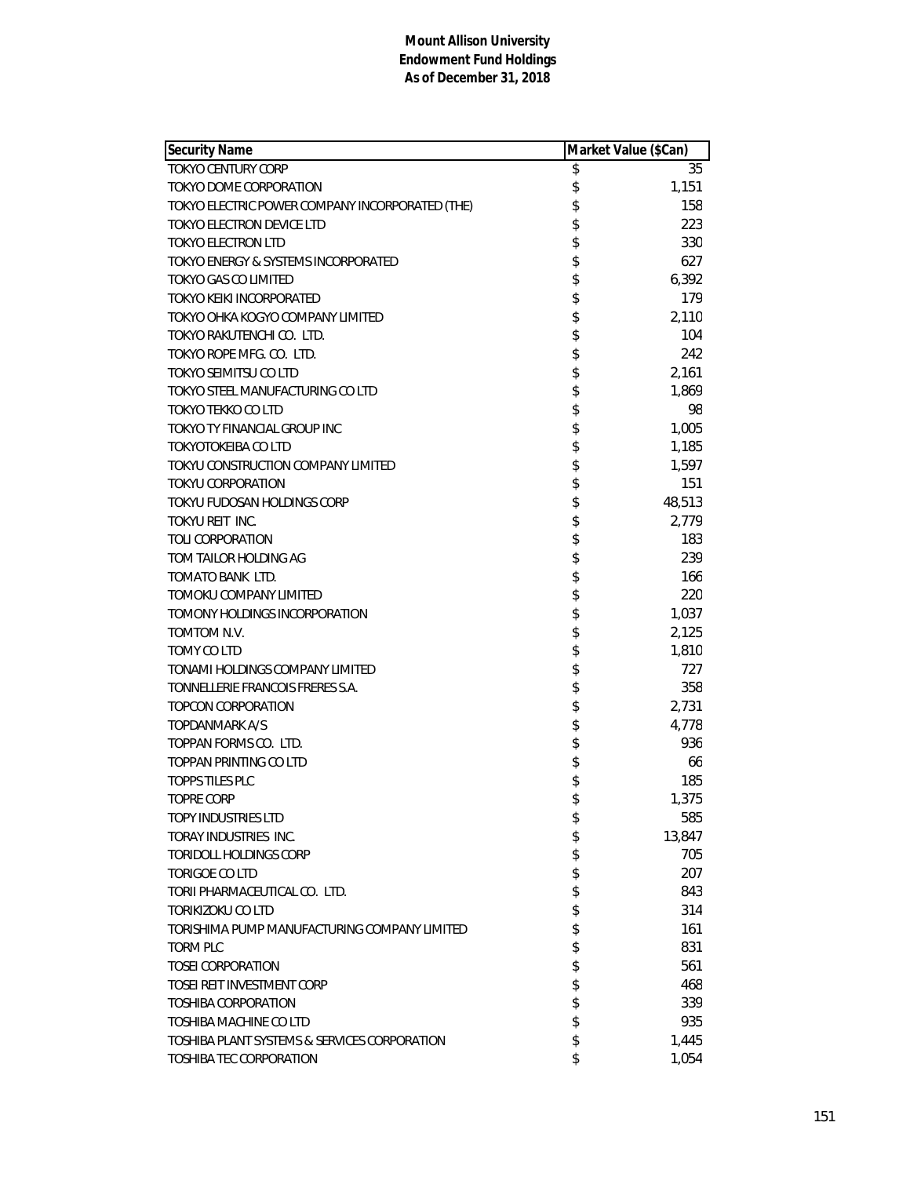**Mount Allison University**
**Endowment Fund Holdings**
**As of December 31, 2018**

| Security Name | Market Value ($Can) |
|---|---|
| TOKYO CENTURY CORP | $ 35 |
| TOKYO DOME CORPORATION | $ 1,151 |
| TOKYO ELECTRIC POWER COMPANY INCORPORATED (THE) | $ 158 |
| TOKYO ELECTRON DEVICE LTD | $ 223 |
| TOKYO ELECTRON LTD | $ 330 |
| TOKYO ENERGY & SYSTEMS INCORPORATED | $ 627 |
| TOKYO GAS CO LIMITED | $ 6,392 |
| TOKYO KEIKI INCORPORATED | $ 179 |
| TOKYO OHKA KOGYO COMPANY LIMITED | $ 2,110 |
| TOKYO RAKUTENCHI CO. LTD. | $ 104 |
| TOKYO ROPE MFG. CO. LTD. | $ 242 |
| TOKYO SEIMITSU CO LTD | $ 2,161 |
| TOKYO STEEL MANUFACTURING CO LTD | $ 1,869 |
| TOKYO TEKKO CO LTD | $ 98 |
| TOKYO TY FINANCIAL GROUP INC | $ 1,005 |
| TOKYOTOKEIBA CO LTD | $ 1,185 |
| TOKYU CONSTRUCTION COMPANY LIMITED | $ 1,597 |
| TOKYU CORPORATION | $ 151 |
| TOKYU FUDOSAN HOLDINGS CORP | $ 48,513 |
| TOKYU REIT INC. | $ 2,779 |
| TOLI CORPORATION | $ 183 |
| TOM TAILOR HOLDING AG | $ 239 |
| TOMATO BANK LTD. | $ 166 |
| TOMOKU COMPANY LIMITED | $ 220 |
| TOMONY HOLDINGS INCORPORATION | $ 1,037 |
| TOMTOM N.V. | $ 2,125 |
| TOMY CO LTD | $ 1,810 |
| TONAMI HOLDINGS COMPANY LIMITED | $ 727 |
| TONNELLERIE FRANCOIS FRERES S.A. | $ 358 |
| TOPCON CORPORATION | $ 2,731 |
| TOPDANMARK A/S | $ 4,778 |
| TOPPAN FORMS CO. LTD. | $ 936 |
| TOPPAN PRINTING CO LTD | $ 66 |
| TOPPS TILES PLC | $ 185 |
| TOPRE CORP | $ 1,375 |
| TOPY INDUSTRIES LTD | $ 585 |
| TORAY INDUSTRIES INC. | $ 13,847 |
| TORIDOLL HOLDINGS CORP | $ 705 |
| TORIGOE CO LTD | $ 207 |
| TORII PHARMACEUTICAL CO. LTD. | $ 843 |
| TORIKIZOKU CO LTD | $ 314 |
| TORISHIMA PUMP MANUFACTURING COMPANY LIMITED | $ 161 |
| TORM PLC | $ 831 |
| TOSEI CORPORATION | $ 561 |
| TOSEI REIT INVESTMENT CORP | $ 468 |
| TOSHIBA CORPORATION | $ 339 |
| TOSHIBA MACHINE CO LTD | $ 935 |
| TOSHIBA PLANT SYSTEMS & SERVICES CORPORATION | $ 1,445 |
| TOSHIBA TEC CORPORATION | $ 1,054 |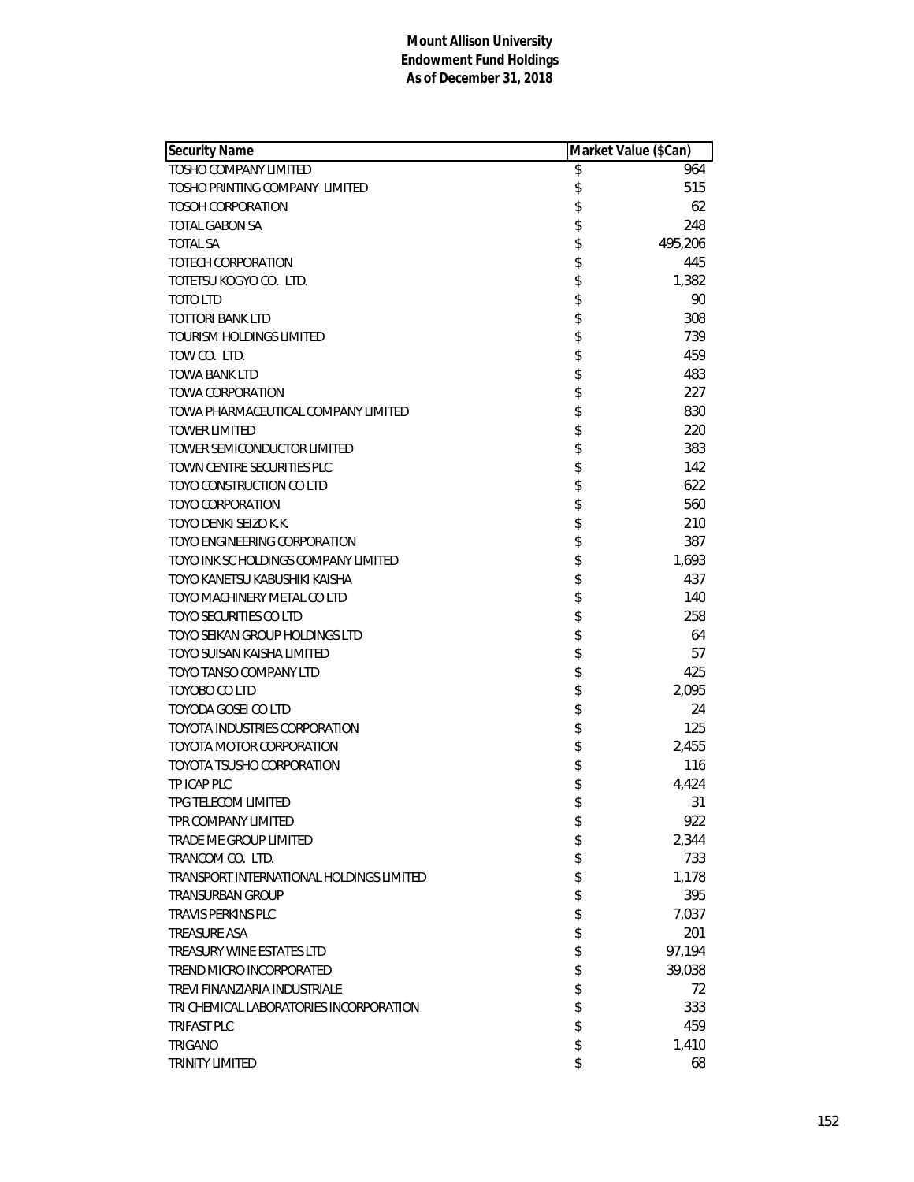**Mount Allison University**
**Endowment Fund Holdings**
**As of December 31, 2018**

| Security Name | Market Value ($Can) |
|---|---|
| TOSHO COMPANY LIMITED | $ 964 |
| TOSHO PRINTING COMPANY LIMITED | $ 515 |
| TOSOH CORPORATION | $ 62 |
| TOTAL GABON SA | $ 248 |
| TOTAL SA | $ 495,206 |
| TOTECH CORPORATION | $ 445 |
| TOTETSU KOGYO CO. LTD. | $ 1,382 |
| TOTO LTD | $ 90 |
| TOTTORI BANK LTD | $ 308 |
| TOURISM HOLDINGS LIMITED | $ 739 |
| TOW CO. LTD. | $ 459 |
| TOWA BANK LTD | $ 483 |
| TOWA CORPORATION | $ 227 |
| TOWA PHARMACEUTICAL COMPANY LIMITED | $ 830 |
| TOWER LIMITED | $ 220 |
| TOWER SEMICONDUCTOR LIMITED | $ 383 |
| TOWN CENTRE SECURITIES PLC | $ 142 |
| TOYO CONSTRUCTION CO LTD | $ 622 |
| TOYO CORPORATION | $ 560 |
| TOYO DENKI SEIZO K.K. | $ 210 |
| TOYO ENGINEERING CORPORATION | $ 387 |
| TOYO INK SC HOLDINGS COMPANY LIMITED | $ 1,693 |
| TOYO KANETSU KABUSHIKI KAISHA | $ 437 |
| TOYO MACHINERY METAL CO LTD | $ 140 |
| TOYO SECURITIES CO LTD | $ 258 |
| TOYO SEIKAN GROUP HOLDINGS LTD | $ 64 |
| TOYO SUISAN KAISHA LIMITED | $ 57 |
| TOYO TANSO COMPANY LTD | $ 425 |
| TOYOBO CO LTD | $ 2,095 |
| TOYODA GOSEI CO LTD | $ 24 |
| TOYOTA INDUSTRIES CORPORATION | $ 125 |
| TOYOTA MOTOR CORPORATION | $ 2,455 |
| TOYOTA TSUSHO CORPORATION | $ 116 |
| TP ICAP PLC | $ 4,424 |
| TPG TELECOM LIMITED | $ 31 |
| TPR COMPANY LIMITED | $ 922 |
| TRADE ME GROUP LIMITED | $ 2,344 |
| TRANCOM CO. LTD. | $ 733 |
| TRANSPORT INTERNATIONAL HOLDINGS LIMITED | $ 1,178 |
| TRANSURBAN GROUP | $ 395 |
| TRAVIS PERKINS PLC | $ 7,037 |
| TREASURE ASA | $ 201 |
| TREASURY WINE ESTATES LTD | $ 97,194 |
| TREND MICRO INCORPORATED | $ 39,038 |
| TREVI FINANZIARIA INDUSTRIALE | $ 72 |
| TRI CHEMICAL LABORATORIES INCORPORATION | $ 333 |
| TRIFAST PLC | $ 459 |
| TRIGANO | $ 1,410 |
| TRINITY LIMITED | $ 68 |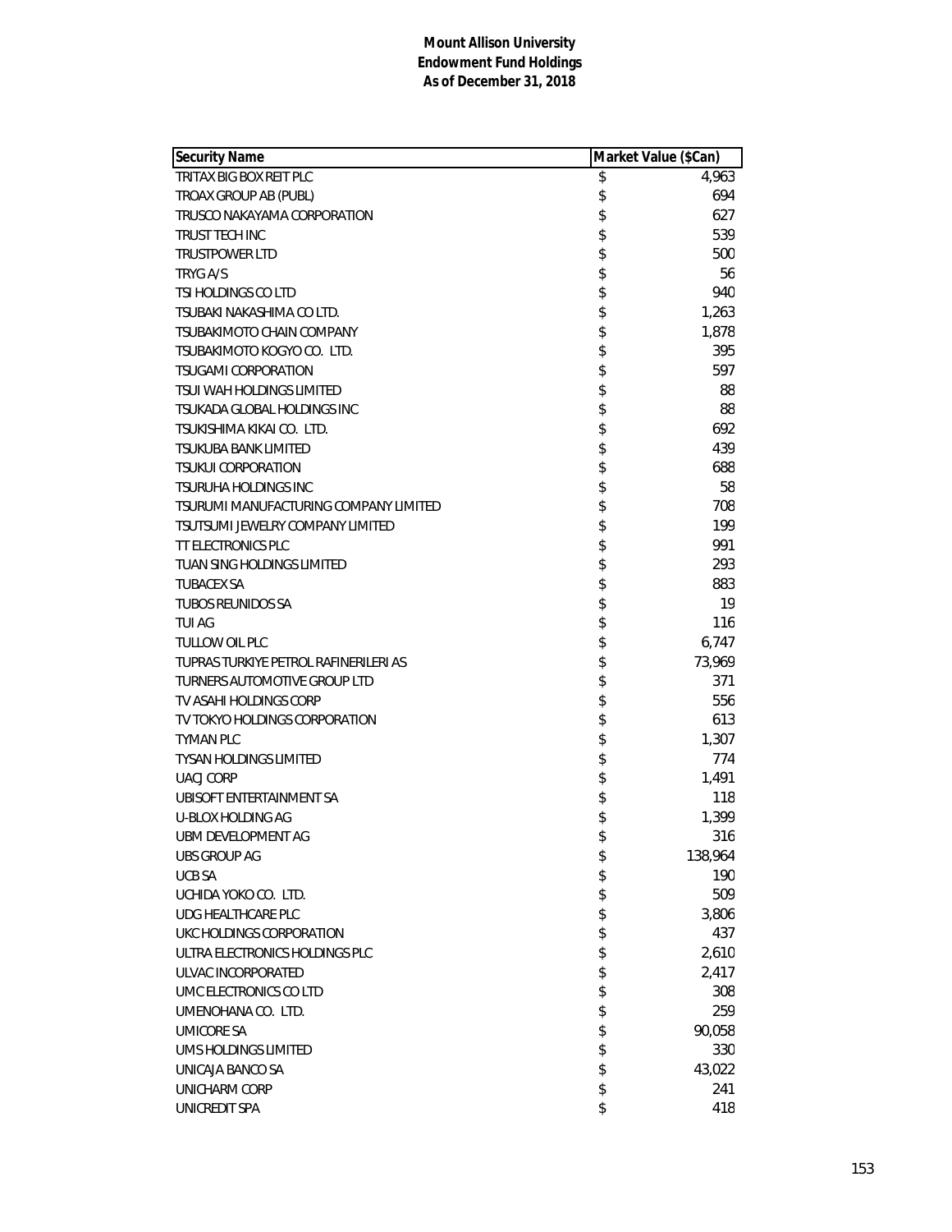**Mount Allison University**
**Endowment Fund Holdings**
**As of December 31, 2018**

| Security Name | Market Value ($Can) |
|---|---|
| TRITAX BIG BOX REIT PLC | $ 4,963 |
| TROAX GROUP AB (PUBL) | $ 694 |
| TRUSCO NAKAYAMA CORPORATION | $ 627 |
| TRUST TECH INC | $ 539 |
| TRUSTPOWER LTD | $ 500 |
| TRYG A/S | $ 56 |
| TSI HOLDINGS CO LTD | $ 940 |
| TSUBAKI NAKASHIMA CO LTD. | $ 1,263 |
| TSUBAKIMOTO CHAIN COMPANY | $ 1,878 |
| TSUBAKIMOTO KOGYO CO. LTD. | $ 395 |
| TSUGAMI CORPORATION | $ 597 |
| TSUI WAH HOLDINGS LIMITED | $ 88 |
| TSUKADA GLOBAL HOLDINGS INC | $ 88 |
| TSUKISHIMA KIKAI CO. LTD. | $ 692 |
| TSUKUBA BANK LIMITED | $ 439 |
| TSUKUI CORPORATION | $ 688 |
| TSURUHA HOLDINGS INC | $ 58 |
| TSURUMI MANUFACTURING COMPANY LIMITED | $ 708 |
| TSUTSUMI JEWELRY COMPANY LIMITED | $ 199 |
| TT ELECTRONICS PLC | $ 991 |
| TUAN SING HOLDINGS LIMITED | $ 293 |
| TUBACEX SA | $ 883 |
| TUBOS REUNIDOS SA | $ 19 |
| TUI AG | $ 116 |
| TULLOW OIL PLC | $ 6,747 |
| TUPRAS TURKIYE PETROL RAFINERILERI AS | $ 73,969 |
| TURNERS AUTOMOTIVE GROUP LTD | $ 371 |
| TV ASAHI HOLDINGS CORP | $ 556 |
| TV TOKYO HOLDINGS CORPORATION | $ 613 |
| TYMAN PLC | $ 1,307 |
| TYSAN HOLDINGS LIMITED | $ 774 |
| UACJ CORP | $ 1,491 |
| UBISOFT ENTERTAINMENT SA | $ 118 |
| U-BLOX HOLDING AG | $ 1,399 |
| UBM DEVELOPMENT AG | $ 316 |
| UBS GROUP AG | $ 138,964 |
| UCB SA | $ 190 |
| UCHIDA YOKO CO. LTD. | $ 509 |
| UDG HEALTHCARE PLC | $ 3,806 |
| UKC HOLDINGS CORPORATION | $ 437 |
| ULTRA ELECTRONICS HOLDINGS PLC | $ 2,610 |
| ULVAC INCORPORATED | $ 2,417 |
| UMC ELECTRONICS CO LTD | $ 308 |
| UMENOHANA CO. LTD. | $ 259 |
| UMICORE SA | $ 90,058 |
| UMS HOLDINGS LIMITED | $ 330 |
| UNICAJA BANCO SA | $ 43,022 |
| UNICHARM CORP | $ 241 |
| UNICREDIT SPA | $ 418 |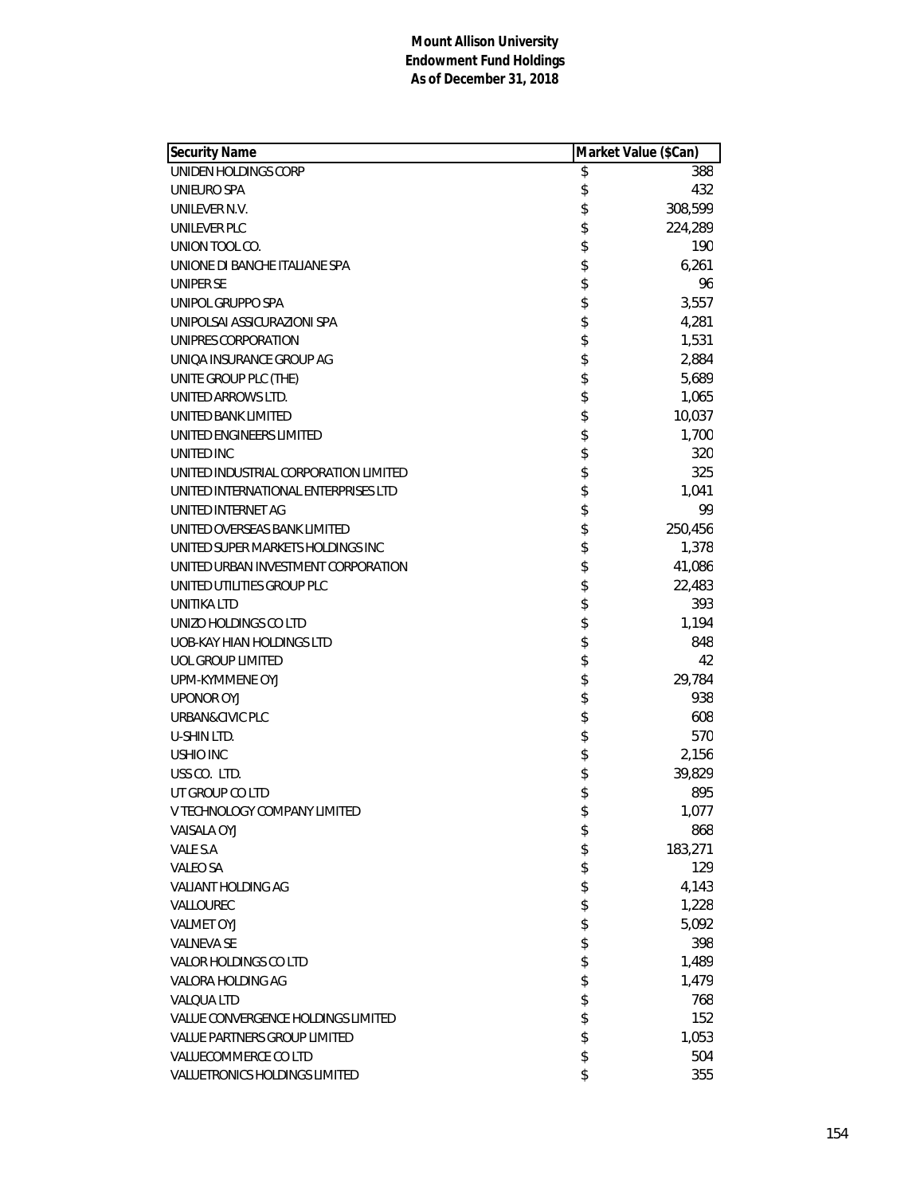**Mount Allison University**
**Endowment Fund Holdings**
**As of December 31, 2018**

| Security Name | Market Value ($Can) |
|---|---|
| UNIDEN HOLDINGS CORP | $ 388 |
| UNIEURO SPA | $ 432 |
| UNILEVER N.V. | $ 308,599 |
| UNILEVER PLC | $ 224,289 |
| UNION TOOL CO. | $ 190 |
| UNIONE DI BANCHE ITALIANE SPA | $ 6,261 |
| UNIPER SE | $ 96 |
| UNIPOL GRUPPO SPA | $ 3,557 |
| UNIPOLSAI ASSICURAZIONI SPA | $ 4,281 |
| UNIPRES CORPORATION | $ 1,531 |
| UNIQA INSURANCE GROUP AG | $ 2,884 |
| UNITE GROUP PLC (THE) | $ 5,689 |
| UNITED ARROWS LTD. | $ 1,065 |
| UNITED BANK LIMITED | $ 10,037 |
| UNITED ENGINEERS LIMITED | $ 1,700 |
| UNITED INC | $ 320 |
| UNITED INDUSTRIAL CORPORATION LIMITED | $ 325 |
| UNITED INTERNATIONAL ENTERPRISES LTD | $ 1,041 |
| UNITED INTERNET AG | $ 99 |
| UNITED OVERSEAS BANK LIMITED | $ 250,456 |
| UNITED SUPER MARKETS HOLDINGS INC | $ 1,378 |
| UNITED URBAN INVESTMENT CORPORATION | $ 41,086 |
| UNITED UTILITIES GROUP PLC | $ 22,483 |
| UNITIKA LTD | $ 393 |
| UNIZO HOLDINGS CO LTD | $ 1,194 |
| UOB-KAY HIAN HOLDINGS LTD | $ 848 |
| UOL GROUP LIMITED | $ 42 |
| UPM-KYMMENE OYJ | $ 29,784 |
| UPONOR OYJ | $ 938 |
| URBAN&CIVIC PLC | $ 608 |
| U-SHIN LTD. | $ 570 |
| USHIO INC | $ 2,156 |
| USS CO. LTD. | $ 39,829 |
| UT GROUP CO LTD | $ 895 |
| V TECHNOLOGY COMPANY LIMITED | $ 1,077 |
| VAISALA OYJ | $ 868 |
| VALE S.A | $ 183,271 |
| VALEO SA | $ 129 |
| VALIANT HOLDING AG | $ 4,143 |
| VALLOUREC | $ 1,228 |
| VALMET OYJ | $ 5,092 |
| VALNEVA SE | $ 398 |
| VALOR HOLDINGS CO LTD | $ 1,489 |
| VALORA HOLDING AG | $ 1,479 |
| VALQUA LTD | $ 768 |
| VALUE CONVERGENCE HOLDINGS LIMITED | $ 152 |
| VALUE PARTNERS GROUP LIMITED | $ 1,053 |
| VALUECOMMERCE CO LTD | $ 504 |
| VALUETRONICS HOLDINGS LIMITED | $ 355 |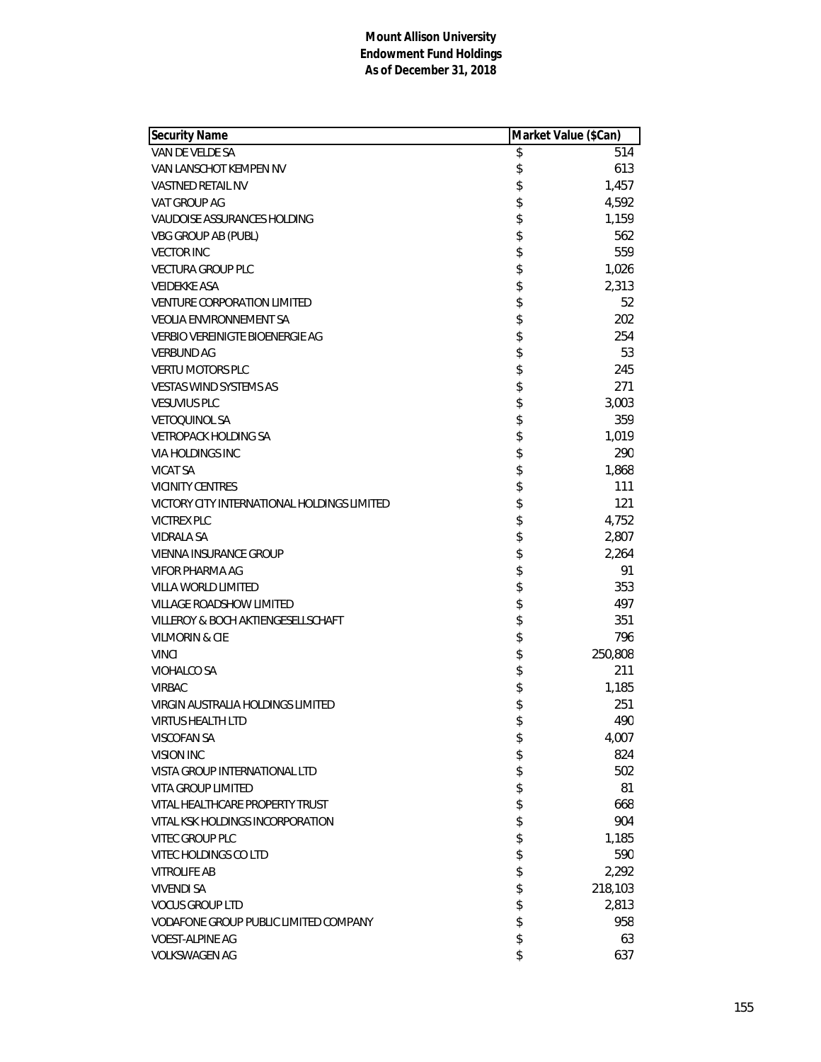**Mount Allison University**
**Endowment Fund Holdings**
**As of December 31, 2018**

| Security Name | Market Value ($Can) |
|---|---|
| VAN DE VELDE SA | $ 514 |
| VAN LANSCHOT KEMPEN NV | $ 613 |
| VASTNED RETAIL NV | $ 1,457 |
| VAT GROUP AG | $ 4,592 |
| VAUDOISE ASSURANCES HOLDING | $ 1,159 |
| VBG GROUP AB (PUBL) | $ 562 |
| VECTOR INC | $ 559 |
| VECTURA GROUP PLC | $ 1,026 |
| VEIDEKKE ASA | $ 2,313 |
| VENTURE CORPORATION LIMITED | $ 52 |
| VEOLIA ENVIRONNEMENT SA | $ 202 |
| VERBIO VEREINIGTE BIOENERGIE AG | $ 254 |
| VERBUND AG | $ 53 |
| VERTU MOTORS PLC | $ 245 |
| VESTAS WIND SYSTEMS AS | $ 271 |
| VESUVIUS PLC | $ 3,003 |
| VETOQUINOL SA | $ 359 |
| VETROPACK HOLDING SA | $ 1,019 |
| VIA HOLDINGS INC | $ 290 |
| VICAT SA | $ 1,868 |
| VICINITY CENTRES | $ 111 |
| VICTORY CITY INTERNATIONAL HOLDINGS LIMITED | $ 121 |
| VICTREX PLC | $ 4,752 |
| VIDRALA SA | $ 2,807 |
| VIENNA INSURANCE GROUP | $ 2,264 |
| VIFOR PHARMA AG | $ 91 |
| VILLA WORLD LIMITED | $ 353 |
| VILLAGE ROADSHOW LIMITED | $ 497 |
| VILLEROY & BOCH AKTIENGESELLSCHAFT | $ 351 |
| VILMORIN & CIE | $ 796 |
| VINCI | $ 250,808 |
| VIOHALCO SA | $ 211 |
| VIRBAC | $ 1,185 |
| VIRGIN AUSTRALIA HOLDINGS LIMITED | $ 251 |
| VIRTUS HEALTH LTD | $ 490 |
| VISCOFAN SA | $ 4,007 |
| VISION INC | $ 824 |
| VISTA GROUP INTERNATIONAL LTD | $ 502 |
| VITA GROUP LIMITED | $ 81 |
| VITAL HEALTHCARE PROPERTY TRUST | $ 668 |
| VITAL KSK HOLDINGS INCORPORATION | $ 904 |
| VITEC GROUP PLC | $ 1,185 |
| VITEC HOLDINGS CO LTD | $ 590 |
| VITROLIFE AB | $ 2,292 |
| VIVENDI SA | $ 218,103 |
| VOCUS GROUP LTD | $ 2,813 |
| VODAFONE GROUP PUBLIC LIMITED COMPANY | $ 958 |
| VOEST-ALPINE AG | $ 63 |
| VOLKSWAGEN AG | $ 637 |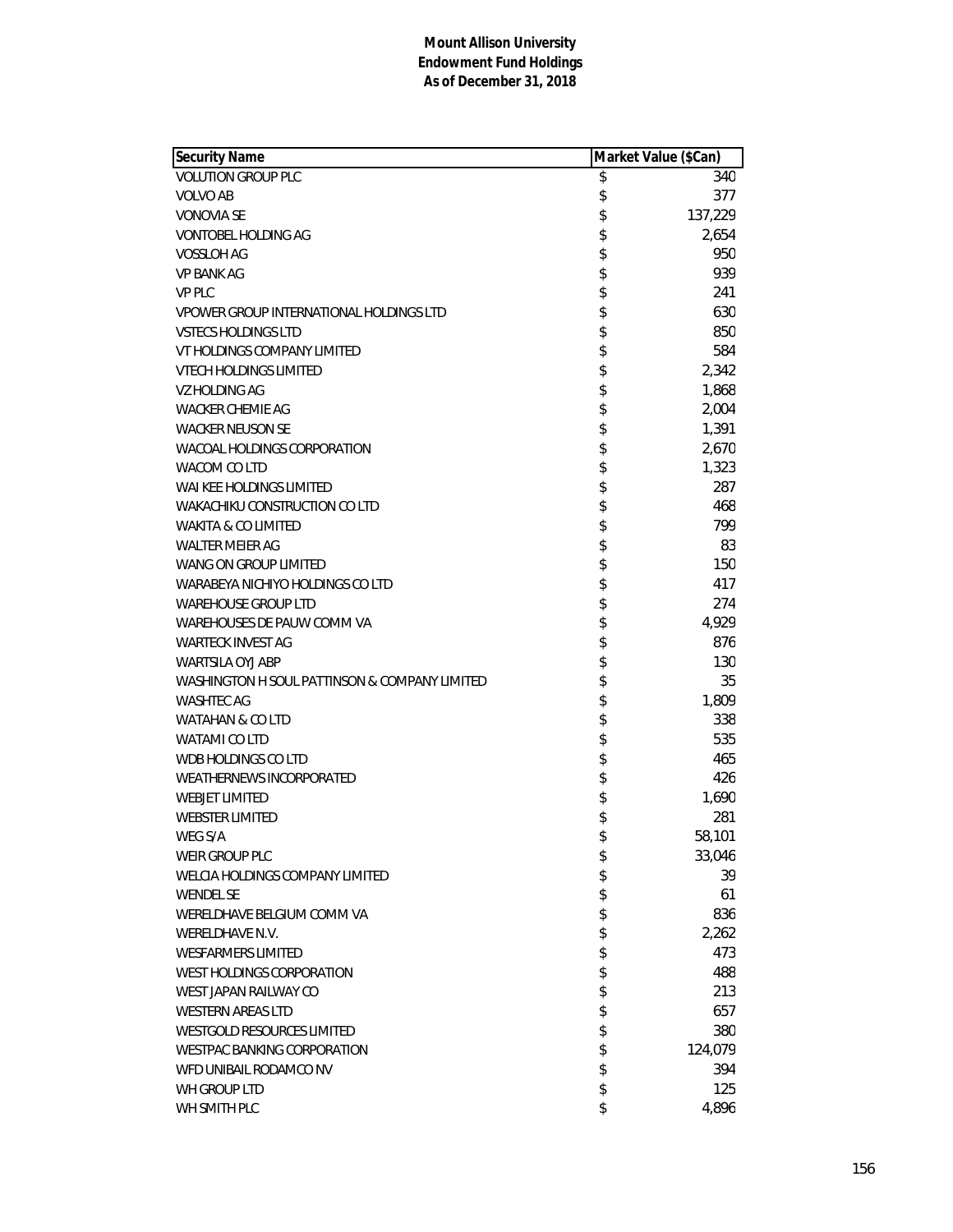**Mount Allison University**
**Endowment Fund Holdings**
**As of December 31, 2018**

| Security Name | Market Value ($Can) |
|---|---|
| VOLUTION GROUP PLC | $ 340 |
| VOLVO AB | $ 377 |
| VONOVIA SE | $ 137,229 |
| VONTOBEL HOLDING AG | $ 2,654 |
| VOSSLOH AG | $ 950 |
| VP BANK AG | $ 939 |
| VP PLC | $ 241 |
| VPOWER GROUP INTERNATIONAL HOLDINGS LTD | $ 630 |
| VSTECS HOLDINGS LTD | $ 850 |
| VT HOLDINGS COMPANY LIMITED | $ 584 |
| VTECH HOLDINGS LIMITED | $ 2,342 |
| VZ HOLDING AG | $ 1,868 |
| WACKER CHEMIE AG | $ 2,004 |
| WACKER NEUSON SE | $ 1,391 |
| WACOAL HOLDINGS CORPORATION | $ 2,670 |
| WACOM CO LTD | $ 1,323 |
| WAI KEE HOLDINGS LIMITED | $ 287 |
| WAKACHIKU CONSTRUCTION CO LTD | $ 468 |
| WAKITA & CO LIMITED | $ 799 |
| WALTER MEIER AG | $ 83 |
| WANG ON GROUP LIMITED | $ 150 |
| WARABEYA NICHIYO HOLDINGS CO LTD | $ 417 |
| WAREHOUSE GROUP LTD | $ 274 |
| WAREHOUSES DE PAUW COMM VA | $ 4,929 |
| WARTECK INVEST AG | $ 876 |
| WARTSILA OYJ ABP | $ 130 |
| WASHINGTON H SOUL PATTINSON & COMPANY LIMITED | $ 35 |
| WASHTEC AG | $ 1,809 |
| WATAHAN & CO LTD | $ 338 |
| WATAMI CO LTD | $ 535 |
| WDB HOLDINGS CO LTD | $ 465 |
| WEATHERNEWS INCORPORATED | $ 426 |
| WEBJET LIMITED | $ 1,690 |
| WEBSTER LIMITED | $ 281 |
| WEG S/A | $ 58,101 |
| WEIR GROUP PLC | $ 33,046 |
| WELCIA HOLDINGS COMPANY LIMITED | $ 39 |
| WENDEL SE | $ 61 |
| WERELDHAVE BELGIUM COMM VA | $ 836 |
| WERELDHAVE N.V. | $ 2,262 |
| WESFARMERS LIMITED | $ 473 |
| WEST HOLDINGS CORPORATION | $ 488 |
| WEST JAPAN RAILWAY CO | $ 213 |
| WESTERN AREAS LTD | $ 657 |
| WESTGOLD RESOURCES LIMITED | $ 380 |
| WESTPAC BANKING CORPORATION | $ 124,079 |
| WFD UNIBAIL RODAMCO NV | $ 394 |
| WH GROUP LTD | $ 125 |
| WH SMITH PLC | $ 4,896 |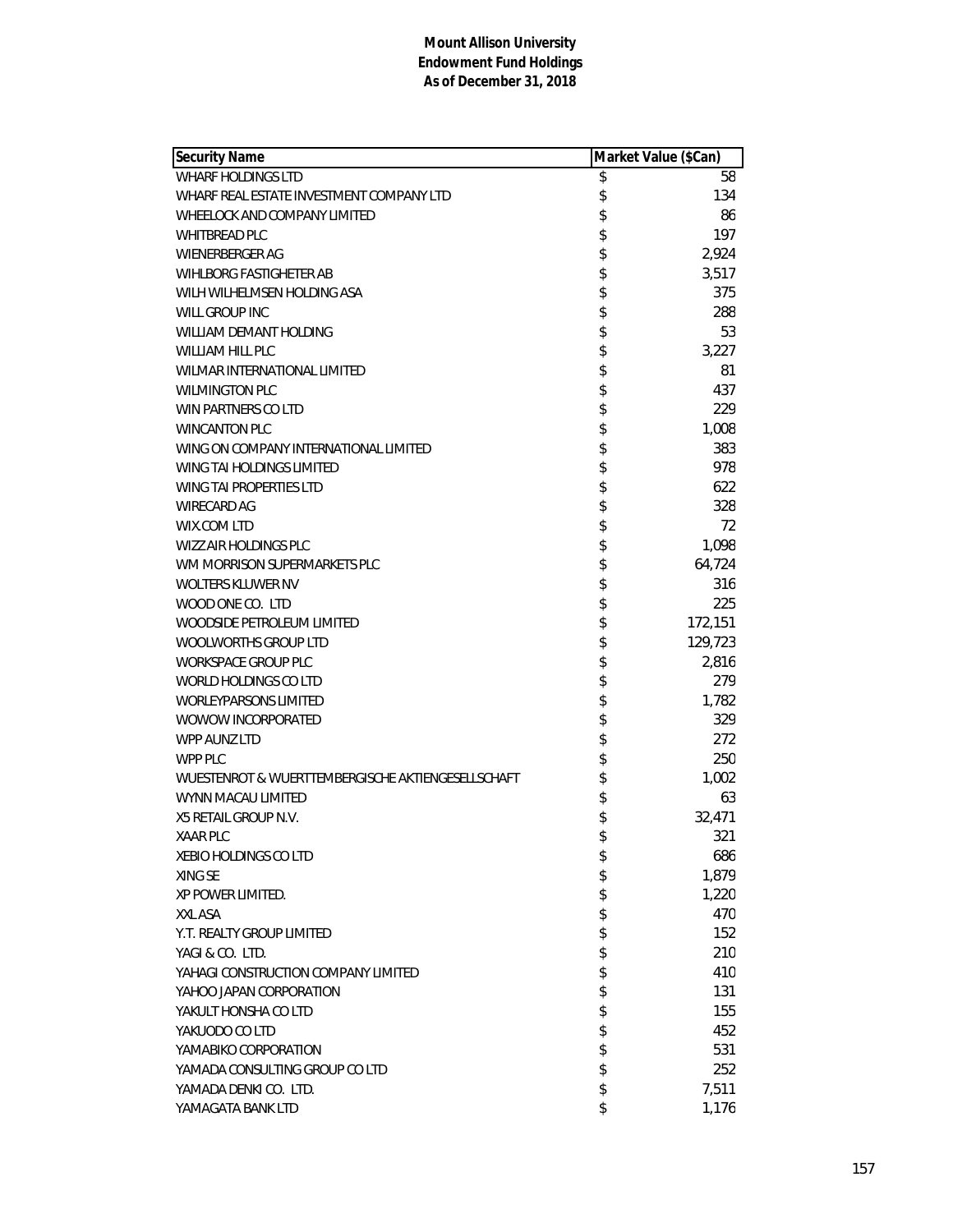**Mount Allison University**
**Endowment Fund Holdings**
**As of December 31, 2018**

| Security Name | Market Value ($Can) |
|---|---|
| WHARF HOLDINGS LTD | $ 58 |
| WHARF REAL ESTATE INVESTMENT COMPANY LTD | $ 134 |
| WHEELOCK AND COMPANY LIMITED | $ 86 |
| WHITBREAD PLC | $ 197 |
| WIENERBERGER AG | $ 2,924 |
| WIHLBORG FASTIGHETER AB | $ 3,517 |
| WILH WILHELMSEN HOLDING ASA | $ 375 |
| WILL GROUP INC | $ 288 |
| WILLIAM DEMANT HOLDING | $ 53 |
| WILLIAM HILL PLC | $ 3,227 |
| WILMAR INTERNATIONAL LIMITED | $ 81 |
| WILMINGTON PLC | $ 437 |
| WIN PARTNERS CO LTD | $ 229 |
| WINCANTON PLC | $ 1,008 |
| WING ON COMPANY INTERNATIONAL LIMITED | $ 383 |
| WING TAI HOLDINGS LIMITED | $ 978 |
| WING TAI PROPERTIES LTD | $ 622 |
| WIRECARD AG | $ 328 |
| WIX.COM LTD | $ 72 |
| WIZZ AIR HOLDINGS PLC | $ 1,098 |
| WM MORRISON SUPERMARKETS PLC | $ 64,724 |
| WOLTERS KLUWER NV | $ 316 |
| WOOD ONE CO. LTD | $ 225 |
| WOODSIDE PETROLEUM LIMITED | $ 172,151 |
| WOOLWORTHS GROUP LTD | $ 129,723 |
| WORKSPACE GROUP PLC | $ 2,816 |
| WORLD HOLDINGS CO LTD | $ 279 |
| WORLEYPARSONS LIMITED | $ 1,782 |
| WOWOW INCORPORATED | $ 329 |
| WPP AUNZ LTD | $ 272 |
| WPP PLC | $ 250 |
| WUESTENROT & WUERTTEMBERGISCHE AKTIENGESELLSCHAFT | $ 1,002 |
| WYNN MACAU LIMITED | $ 63 |
| X5 RETAIL GROUP N.V. | $ 32,471 |
| XAAR PLC | $ 321 |
| XEBIO HOLDINGS CO LTD | $ 686 |
| XING SE | $ 1,879 |
| XP POWER LIMITED. | $ 1,220 |
| XXL ASA | $ 470 |
| Y.T. REALTY GROUP LIMITED | $ 152 |
| YAGI & CO. LTD. | $ 210 |
| YAHAGI CONSTRUCTION COMPANY LIMITED | $ 410 |
| YAHOO JAPAN CORPORATION | $ 131 |
| YAKULT HONSHA CO LTD | $ 155 |
| YAKUODO CO LTD | $ 452 |
| YAMABIKO CORPORATION | $ 531 |
| YAMADA CONSULTING GROUP CO LTD | $ 252 |
| YAMADA DENKI CO. LTD. | $ 7,511 |
| YAMAGATA BANK LTD | $ 1,176 |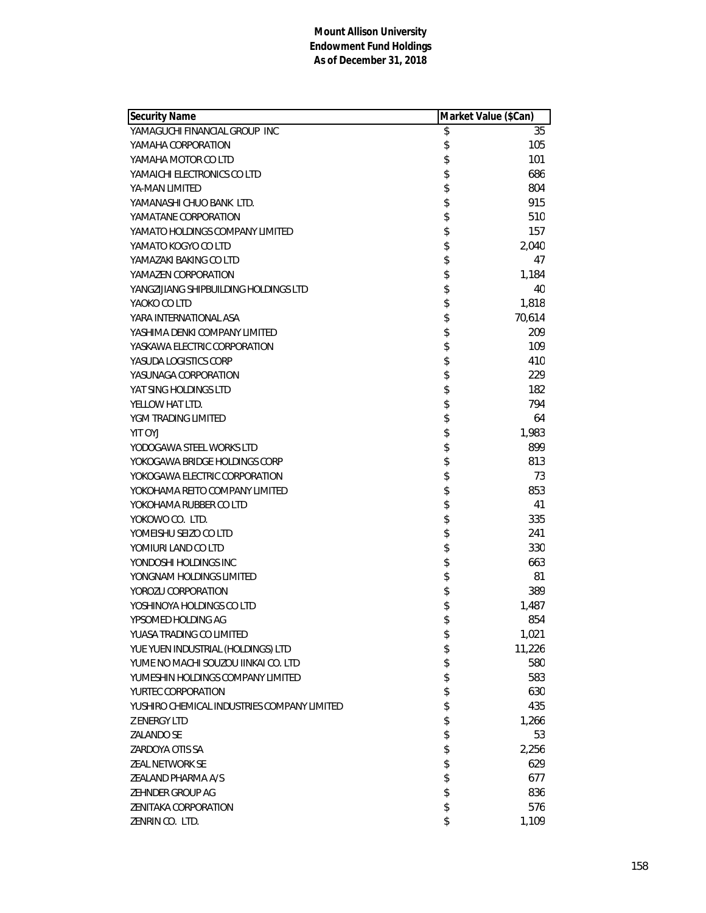**Mount Allison University**
**Endowment Fund Holdings**
**As of December 31, 2018**

| Security Name | Market Value ($Can) |
|---|---|
| YAMAGUCHI FINANCIAL GROUP INC | $ 35 |
| YAMAHA CORPORATION | $ 105 |
| YAMAHA MOTOR CO LTD | $ 101 |
| YAMAICHI ELECTRONICS CO LTD | $ 686 |
| YA-MAN LIMITED | $ 804 |
| YAMANASHI CHUO BANK LTD. | $ 915 |
| YAMATANE CORPORATION | $ 510 |
| YAMATO HOLDINGS COMPANY LIMITED | $ 157 |
| YAMATO KOGYO CO LTD | $ 2,040 |
| YAMAZAKI BAKING CO LTD | $ 47 |
| YAMAZEN CORPORATION | $ 1,184 |
| YANGZIJIANG SHIPBUILDING HOLDINGS LTD | $ 40 |
| YAOKO CO LTD | $ 1,818 |
| YARA INTERNATIONAL ASA | $ 70,614 |
| YASHIMA DENKI COMPANY LIMITED | $ 209 |
| YASKAWA ELECTRIC CORPORATION | $ 109 |
| YASUDA LOGISTICS CORP | $ 410 |
| YASUNAGA CORPORATION | $ 229 |
| YAT SING HOLDINGS LTD | $ 182 |
| YELLOW HAT LTD. | $ 794 |
| YGM TRADING LIMITED | $ 64 |
| YIT OYJ | $ 1,983 |
| YODOGAWA STEEL WORKS LTD | $ 899 |
| YOKOGAWA BRIDGE HOLDINGS CORP | $ 813 |
| YOKOGAWA ELECTRIC CORPORATION | $ 73 |
| YOKOHAMA REITO COMPANY LIMITED | $ 853 |
| YOKOHAMA RUBBER CO LTD | $ 41 |
| YOKOWO CO. LTD. | $ 335 |
| YOMEISHU SEIZO CO LTD | $ 241 |
| YOMIURI LAND CO LTD | $ 330 |
| YONDOSHI HOLDINGS INC | $ 663 |
| YONGNAM HOLDINGS LIMITED | $ 81 |
| YOROZU CORPORATION | $ 389 |
| YOSHINOYA HOLDINGS CO LTD | $ 1,487 |
| YPSOMED HOLDING AG | $ 854 |
| YUASA TRADING CO LIMITED | $ 1,021 |
| YUE YUEN INDUSTRIAL (HOLDINGS) LTD | $ 11,226 |
| YUME NO MACHI SOUZOU IINKAI CO. LTD | $ 580 |
| YUMESHIN HOLDINGS COMPANY LIMITED | $ 583 |
| YURTEC CORPORATION | $ 630 |
| YUSHIRO CHEMICAL INDUSTRIES COMPANY LIMITED | $ 435 |
| Z ENERGY LTD | $ 1,266 |
| ZALANDO SE | $ 53 |
| ZARDOYA OTIS SA | $ 2,256 |
| ZEAL NETWORK SE | $ 629 |
| ZEALAND PHARMA A/S | $ 677 |
| ZEHNDER GROUP AG | $ 836 |
| ZENITAKA CORPORATION | $ 576 |
| ZENRIN CO. LTD. | $ 1,109 |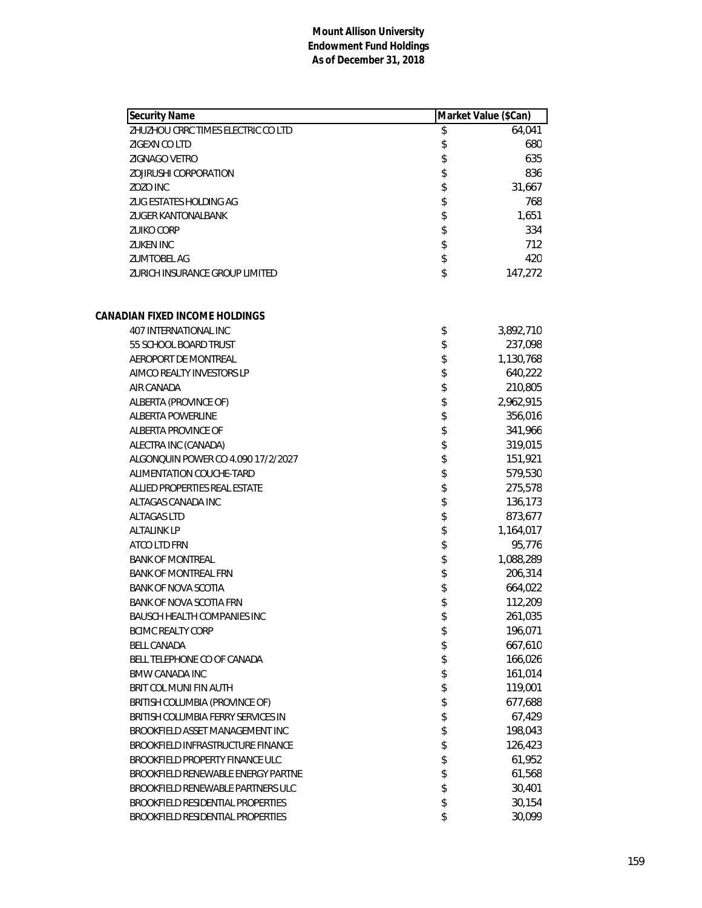**Mount Allison University**
**Endowment Fund Holdings**
**As of December 31, 2018**

| Security Name | Market Value ($Can) |
|---|---|
| ZHUZHOU CRRC TIMES ELECTRIC CO LTD | $ 64,041 |
| ZIGEXN CO LTD | $ 680 |
| ZIGNAGO VETRO | $ 635 |
| ZOJIRUSHI CORPORATION | $ 836 |
| ZOZO INC | $ 31,667 |
| ZUG ESTATES HOLDING AG | $ 768 |
| ZUGER KANTONALBANK | $ 1,651 |
| ZUIKO CORP | $ 334 |
| ZUKEN INC | $ 712 |
| ZUMTOBEL AG | $ 420 |
| ZURICH INSURANCE GROUP LIMITED | $ 147,272 |
| | |
| **CANADIAN FIXED INCOME HOLDINGS** | |
| 407 INTERNATIONAL INC | $ 3,892,710 |
| 55 SCHOOL BOARD TRUST | $ 237,098 |
| AEROPORT DE MONTREAL | $ 1,130,768 |
| AIMCO REALTY INVESTORS LP | $ 640,222 |
| AIR CANADA | $ 210,805 |
| ALBERTA (PROVINCE OF) | $ 2,962,915 |
| ALBERTA POWERLINE | $ 356,016 |
| ALBERTA PROVINCE OF | $ 341,966 |
| ALECTRA INC (CANADA) | $ 319,015 |
| ALGONQUIN POWER CO 4.090 17/2/2027 | $ 151,921 |
| ALIMENTATION COUCHE-TARD | $ 579,530 |
| ALLIED PROPERTIES REAL ESTATE | $ 275,578 |
| ALTAGAS CANADA INC | $ 136,173 |
| ALTAGAS LTD | $ 873,677 |
| ALTALINK LP | $ 1,164,017 |
| ATCO LTD FRN | $ 95,776 |
| BANK OF MONTREAL | $ 1,088,289 |
| BANK OF MONTREAL FRN | $ 206,314 |
| BANK OF NOVA SCOTIA | $ 664,022 |
| BANK OF NOVA SCOTIA FRN | $ 112,209 |
| BAUSCH HEALTH COMPANIES INC | $ 261,035 |
| BCIMC REALTY CORP | $ 196,071 |
| BELL CANADA | $ 667,610 |
| BELL TELEPHONE CO OF CANADA | $ 166,026 |
| BMW CANADA INC | $ 161,014 |
| BRIT COL MUNI FIN AUTH | $ 119,001 |
| BRITISH COLUMBIA (PROVINCE OF) | $ 677,688 |
| BRITISH COLUMBIA FERRY SERVICES IN | $ 67,429 |
| BROOKFIELD ASSET MANAGEMENT INC | $ 198,043 |
| BROOKFIELD INFRASTRUCTURE FINANCE | $ 126,423 |
| BROOKFIELD PROPERTY FINANCE ULC | $ 61,952 |
| BROOKFIELD RENEWABLE ENERGY PARTNE | $ 61,568 |
| BROOKFIELD RENEWABLE PARTNERS ULC | $ 30,401 |
| BROOKFIELD RESIDENTIAL PROPERTIES | $ 30,154 |
| BROOKFIELD RESIDENTIAL PROPERTIES | $ 30,099 |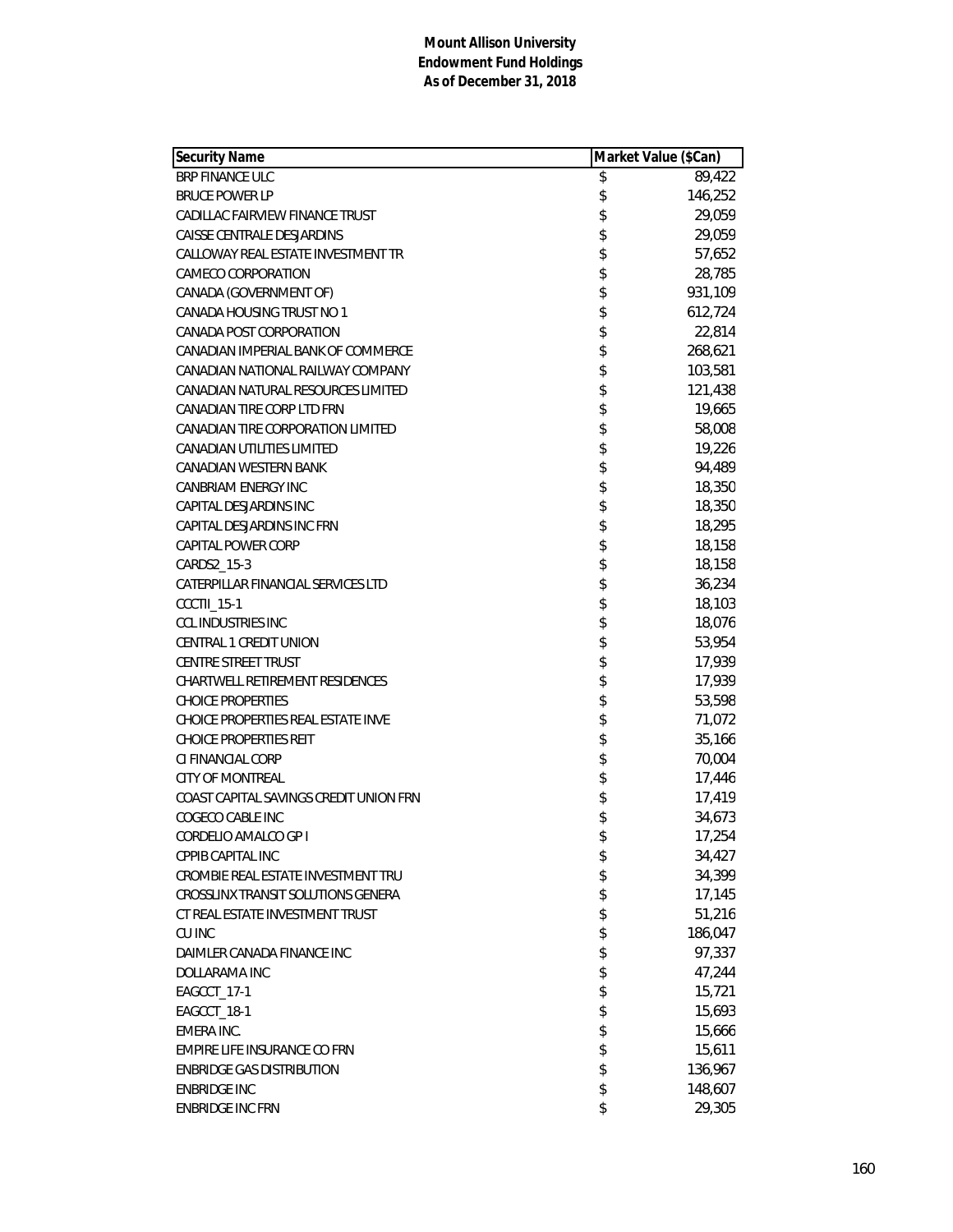**Mount Allison University**
**Endowment Fund Holdings**
**As of December 31, 2018**

| Security Name | Market Value ($Can) |
|---|---|
| BRP FINANCE ULC | $ 89,422 |
| BRUCE POWER LP | $ 146,252 |
| CADILLAC FAIRVIEW FINANCE TRUST | $ 29,059 |
| CAISSE CENTRALE DESJARDINS | $ 29,059 |
| CALLOWAY REAL ESTATE INVESTMENT TR | $ 57,652 |
| CAMECO CORPORATION | $ 28,785 |
| CANADA (GOVERNMENT OF) | $ 931,109 |
| CANADA HOUSING TRUST NO 1 | $ 612,724 |
| CANADA POST CORPORATION | $ 22,814 |
| CANADIAN IMPERIAL BANK OF COMMERCE | $ 268,621 |
| CANADIAN NATIONAL RAILWAY COMPANY | $ 103,581 |
| CANADIAN NATURAL RESOURCES LIMITED | $ 121,438 |
| CANADIAN TIRE CORP LTD FRN | $ 19,665 |
| CANADIAN TIRE CORPORATION LIMITED | $ 58,008 |
| CANADIAN UTILITIES LIMITED | $ 19,226 |
| CANADIAN WESTERN BANK | $ 94,489 |
| CANBRIAM ENERGY INC | $ 18,350 |
| CAPITAL DESJARDINS INC | $ 18,350 |
| CAPITAL DESJARDINS INC FRN | $ 18,295 |
| CAPITAL POWER CORP | $ 18,158 |
| CARDS2_15-3 | $ 18,158 |
| CATERPILLAR FINANCIAL SERVICES LTD | $ 36,234 |
| CCCTII_15-1 | $ 18,103 |
| CCL INDUSTRIES INC | $ 18,076 |
| CENTRAL 1 CREDIT UNION | $ 53,954 |
| CENTRE STREET TRUST | $ 17,939 |
| CHARTWELL RETIREMENT RESIDENCES | $ 17,939 |
| CHOICE PROPERTIES | $ 53,598 |
| CHOICE PROPERTIES REAL ESTATE INVE | $ 71,072 |
| CHOICE PROPERTIES REIT | $ 35,166 |
| CI FINANCIAL CORP | $ 70,004 |
| CITY OF MONTREAL | $ 17,446 |
| COAST CAPITAL SAVINGS CREDIT UNION FRN | $ 17,419 |
| COGECO CABLE INC | $ 34,673 |
| CORDELIO AMALCO GP I | $ 17,254 |
| CPPIB CAPITAL INC | $ 34,427 |
| CROMBIE REAL ESTATE INVESTMENT TRU | $ 34,399 |
| CROSSLINX TRANSIT SOLUTIONS GENERA | $ 17,145 |
| CT REAL ESTATE INVESTMENT TRUST | $ 51,216 |
| CU INC | $ 186,047 |
| DAIMLER CANADA FINANCE INC | $ 97,337 |
| DOLLARAMA INC | $ 47,244 |
| EAGCCT_17-1 | $ 15,721 |
| EAGCCT_18-1 | $ 15,693 |
| EMERA INC. | $ 15,666 |
| EMPIRE LIFE INSURANCE CO FRN | $ 15,611 |
| ENBRIDGE GAS DISTRIBUTION | $ 136,967 |
| ENBRIDGE INC | $ 148,607 |
| ENBRIDGE INC FRN | $ 29,305 |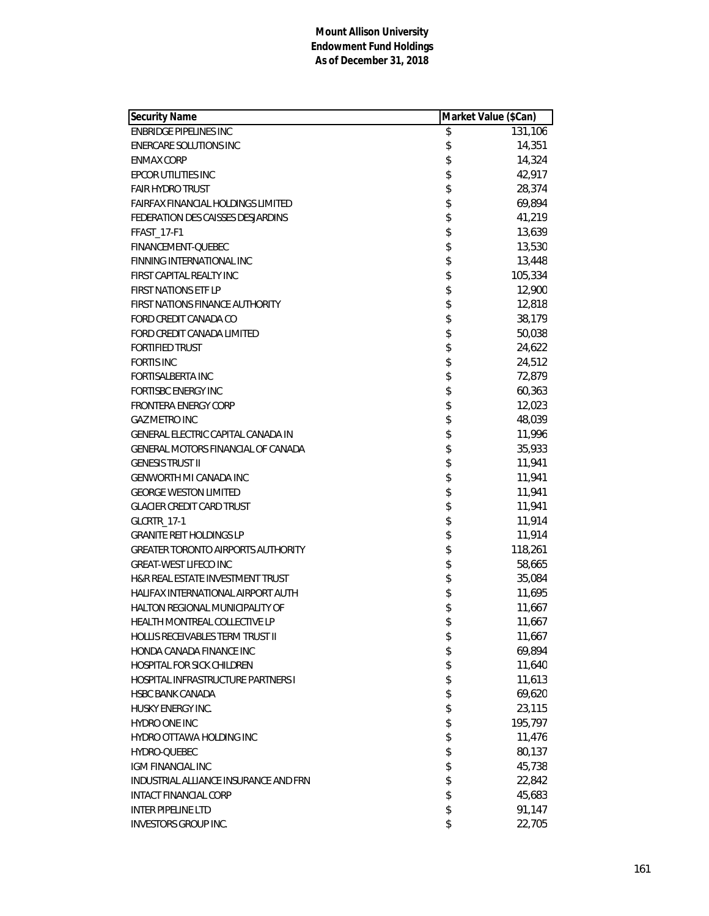**Mount Allison University**
**Endowment Fund Holdings**
**As of December 31, 2018**

| Security Name | Market Value ($Can) |
|---|---|
| ENBRIDGE PIPELINES INC | $ 131,106 |
| ENERCARE SOLUTIONS INC | $ 14,351 |
| ENMAX CORP | $ 14,324 |
| EPCOR UTILITIES INC | $ 42,917 |
| FAIR HYDRO TRUST | $ 28,374 |
| FAIRFAX FINANCIAL HOLDINGS LIMITED | $ 69,894 |
| FEDERATION DES CAISSES DESJARDINS | $ 41,219 |
| FFAST_17-F1 | $ 13,639 |
| FINANCEMENT-QUEBEC | $ 13,530 |
| FINNING INTERNATIONAL INC | $ 13,448 |
| FIRST CAPITAL REALTY INC | $ 105,334 |
| FIRST NATIONS ETF LP | $ 12,900 |
| FIRST NATIONS FINANCE AUTHORITY | $ 12,818 |
| FORD CREDIT CANADA CO | $ 38,179 |
| FORD CREDIT CANADA LIMITED | $ 50,038 |
| FORTIFIED TRUST | $ 24,622 |
| FORTIS INC | $ 24,512 |
| FORTISALBERTA INC | $ 72,879 |
| FORTISBC ENERGY INC | $ 60,363 |
| FRONTERA ENERGY CORP | $ 12,023 |
| GAZ METRO INC | $ 48,039 |
| GENERAL ELECTRIC CAPITAL CANADA IN | $ 11,996 |
| GENERAL MOTORS FINANCIAL OF CANADA | $ 35,933 |
| GENESIS TRUST II | $ 11,941 |
| GENWORTH MI CANADA INC | $ 11,941 |
| GEORGE WESTON LIMITED | $ 11,941 |
| GLACIER CREDIT CARD TRUST | $ 11,941 |
| GLCRTR_17-1 | $ 11,914 |
| GRANITE REIT HOLDINGS LP | $ 11,914 |
| GREATER TORONTO AIRPORTS AUTHORITY | $ 118,261 |
| GREAT-WEST LIFECO INC | $ 58,665 |
| H&R REAL ESTATE INVESTMENT TRUST | $ 35,084 |
| HALIFAX INTERNATIONAL AIRPORT AUTH | $ 11,695 |
| HALTON REGIONAL MUNICIPALITY OF | $ 11,667 |
| HEALTH MONTREAL COLLECTIVE LP | $ 11,667 |
| HOLLIS RECEIVABLES TERM TRUST II | $ 11,667 |
| HONDA CANADA FINANCE INC | $ 69,894 |
| HOSPITAL FOR SICK CHILDREN | $ 11,640 |
| HOSPITAL INFRASTRUCTURE PARTNERS I | $ 11,613 |
| HSBC BANK CANADA | $ 69,620 |
| HUSKY ENERGY INC. | $ 23,115 |
| HYDRO ONE INC | $ 195,797 |
| HYDRO OTTAWA HOLDING INC | $ 11,476 |
| HYDRO-QUEBEC | $ 80,137 |
| IGM FINANCIAL INC | $ 45,738 |
| INDUSTRIAL ALLIANCE INSURANCE AND FRN | $ 22,842 |
| INTACT FINANCIAL CORP | $ 45,683 |
| INTER PIPELINE LTD | $ 91,147 |
| INVESTORS GROUP INC. | $ 22,705 |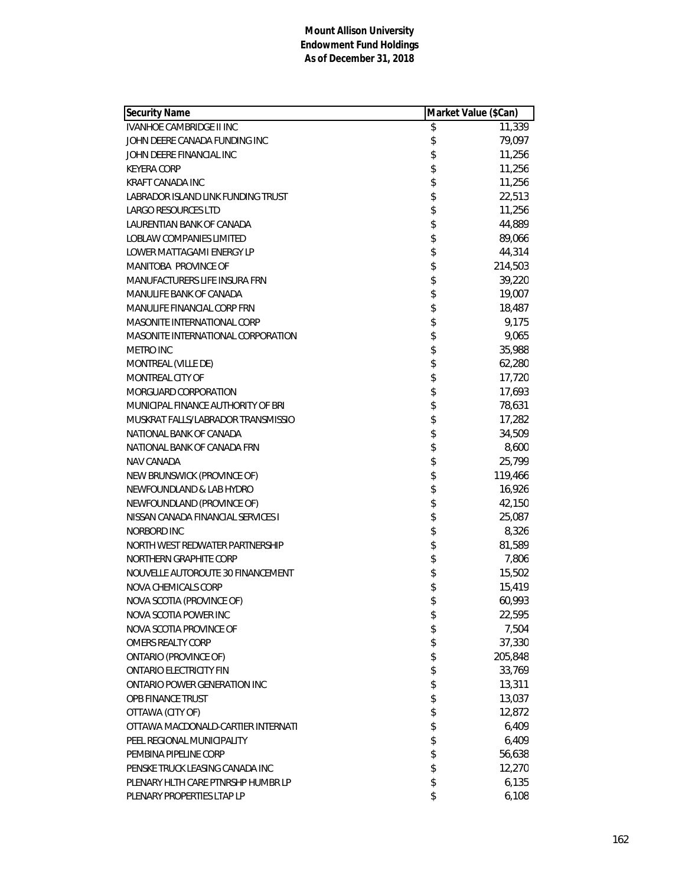**Mount Allison University**
**Endowment Fund Holdings**
**As of December 31, 2018**

| Security Name | Market Value ($Can) |
|---|---|
| IVANHOE CAMBRIDGE II INC | $ 11,339 |
| JOHN DEERE CANADA FUNDING INC | $ 79,097 |
| JOHN DEERE FINANCIAL INC | $ 11,256 |
| KEYERA CORP | $ 11,256 |
| KRAFT CANADA INC | $ 11,256 |
| LABRADOR ISLAND LINK FUNDING TRUST | $ 22,513 |
| LARGO RESOURCES LTD | $ 11,256 |
| LAURENTIAN BANK OF CANADA | $ 44,889 |
| LOBLAW COMPANIES LIMITED | $ 89,066 |
| LOWER MATTAGAMI ENERGY LP | $ 44,314 |
| MANITOBA PROVINCE OF | $ 214,503 |
| MANUFACTURERS LIFE INSURA FRN | $ 39,220 |
| MANULIFE BANK OF CANADA | $ 19,007 |
| MANULIFE FINANCIAL CORP FRN | $ 18,487 |
| MASONITE INTERNATIONAL CORP | $ 9,175 |
| MASONITE INTERNATIONAL CORPORATION | $ 9,065 |
| METRO INC | $ 35,988 |
| MONTREAL (VILLE DE) | $ 62,280 |
| MONTREAL CITY OF | $ 17,720 |
| MORGUARD CORPORATION | $ 17,693 |
| MUNICIPAL FINANCE AUTHORITY OF BRI | $ 78,631 |
| MUSKRAT FALLS/LABRADOR TRANSMISSIO | $ 17,282 |
| NATIONAL BANK OF CANADA | $ 34,509 |
| NATIONAL BANK OF CANADA FRN | $ 8,600 |
| NAV CANADA | $ 25,799 |
| NEW BRUNSWICK (PROVINCE OF) | $ 119,466 |
| NEWFOUNDLAND & LAB HYDRO | $ 16,926 |
| NEWFOUNDLAND (PROVINCE OF) | $ 42,150 |
| NISSAN CANADA FINANCIAL SERVICES I | $ 25,087 |
| NORBORD INC | $ 8,326 |
| NORTH WEST REDWATER PARTNERSHIP | $ 81,589 |
| NORTHERN GRAPHITE CORP | $ 7,806 |
| NOUVELLE AUTOROUTE 30 FINANCEMENT | $ 15,502 |
| NOVA CHEMICALS CORP | $ 15,419 |
| NOVA SCOTIA (PROVINCE OF) | $ 60,993 |
| NOVA SCOTIA POWER INC | $ 22,595 |
| NOVA SCOTIA PROVINCE OF | $ 7,504 |
| OMERS REALTY CORP | $ 37,330 |
| ONTARIO (PROVINCE OF) | $ 205,848 |
| ONTARIO ELECTRICITY FIN | $ 33,769 |
| ONTARIO POWER GENERATION INC | $ 13,311 |
| OPB FINANCE TRUST | $ 13,037 |
| OTTAWA (CITY OF) | $ 12,872 |
| OTTAWA MACDONALD-CARTIER INTERNATI | $ 6,409 |
| PEEL REGIONAL MUNICIPALITY | $ 6,409 |
| PEMBINA PIPELINE CORP | $ 56,638 |
| PENSKE TRUCK LEASING CANADA INC | $ 12,270 |
| PLENARY HLTH CARE PTNRSHP HUMBR LP | $ 6,135 |
| PLENARY PROPERTIES LTAP LP | $ 6,108 |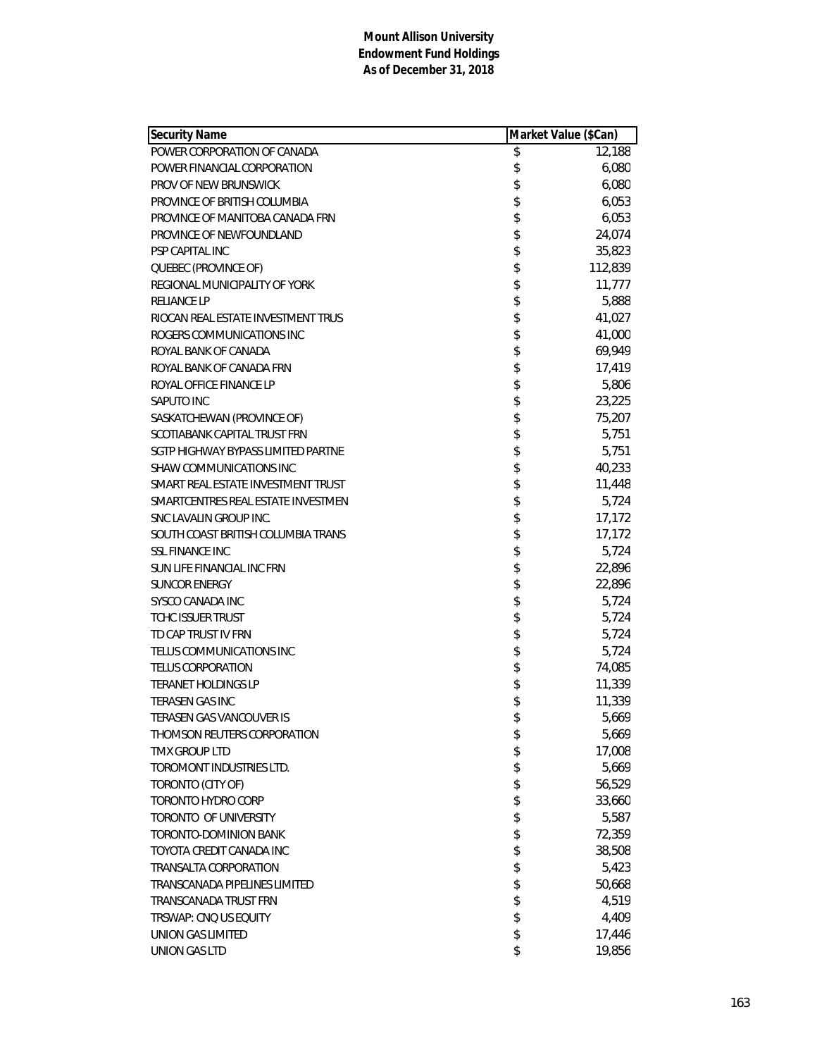**Mount Allison University**
**Endowment Fund Holdings**
**As of December 31, 2018**

| Security Name | Market Value ($Can) |
|---|---|
| POWER CORPORATION OF CANADA | $ 12,188 |
| POWER FINANCIAL CORPORATION | $ 6,080 |
| PROV OF NEW BRUNSWICK | $ 6,080 |
| PROVINCE OF BRITISH COLUMBIA | $ 6,053 |
| PROVINCE OF MANITOBA CANADA FRN | $ 6,053 |
| PROVINCE OF NEWFOUNDLAND | $ 24,074 |
| PSP CAPITAL INC | $ 35,823 |
| QUEBEC (PROVINCE OF) | $ 112,839 |
| REGIONAL MUNICIPALITY OF YORK | $ 11,777 |
| RELIANCE LP | $ 5,888 |
| RIOCAN REAL ESTATE INVESTMENT TRUS | $ 41,027 |
| ROGERS COMMUNICATIONS INC | $ 41,000 |
| ROYAL BANK OF CANADA | $ 69,949 |
| ROYAL BANK OF CANADA FRN | $ 17,419 |
| ROYAL OFFICE FINANCE LP | $ 5,806 |
| SAPUTO INC | $ 23,225 |
| SASKATCHEWAN (PROVINCE OF) | $ 75,207 |
| SCOTIABANK CAPITAL TRUST FRN | $ 5,751 |
| SGTP HIGHWAY BYPASS LIMITED PARTNE | $ 5,751 |
| SHAW COMMUNICATIONS INC | $ 40,233 |
| SMART REAL ESTATE INVESTMENT TRUST | $ 11,448 |
| SMARTCENTRES REAL ESTATE INVESTMEN | $ 5,724 |
| SNC LAVALIN GROUP INC. | $ 17,172 |
| SOUTH COAST BRITISH COLUMBIA TRANS | $ 17,172 |
| SSL FINANCE INC | $ 5,724 |
| SUN LIFE FINANCIAL INC FRN | $ 22,896 |
| SUNCOR ENERGY | $ 22,896 |
| SYSCO CANADA INC | $ 5,724 |
| TCHC ISSUER TRUST | $ 5,724 |
| TD CAP TRUST IV FRN | $ 5,724 |
| TELUS COMMUNICATIONS INC | $ 5,724 |
| TELUS CORPORATION | $ 74,085 |
| TERANET HOLDINGS LP | $ 11,339 |
| TERASEN GAS INC | $ 11,339 |
| TERASEN GAS VANCOUVER IS | $ 5,669 |
| THOMSON REUTERS CORPORATION | $ 5,669 |
| TMX GROUP LTD | $ 17,008 |
| TOROMONT INDUSTRIES LTD. | $ 5,669 |
| TORONTO (CITY OF) | $ 56,529 |
| TORONTO HYDRO CORP | $ 33,660 |
| TORONTO OF UNIVERSITY | $ 5,587 |
| TORONTO-DOMINION BANK | $ 72,359 |
| TOYOTA CREDIT CANADA INC | $ 38,508 |
| TRANSALTA CORPORATION | $ 5,423 |
| TRANSCANADA PIPELINES LIMITED | $ 50,668 |
| TRANSCANADA TRUST FRN | $ 4,519 |
| TRSWAP: CNQ US EQUITY | $ 4,409 |
| UNION GAS LIMITED | $ 17,446 |
| UNION GAS LTD | $ 19,856 |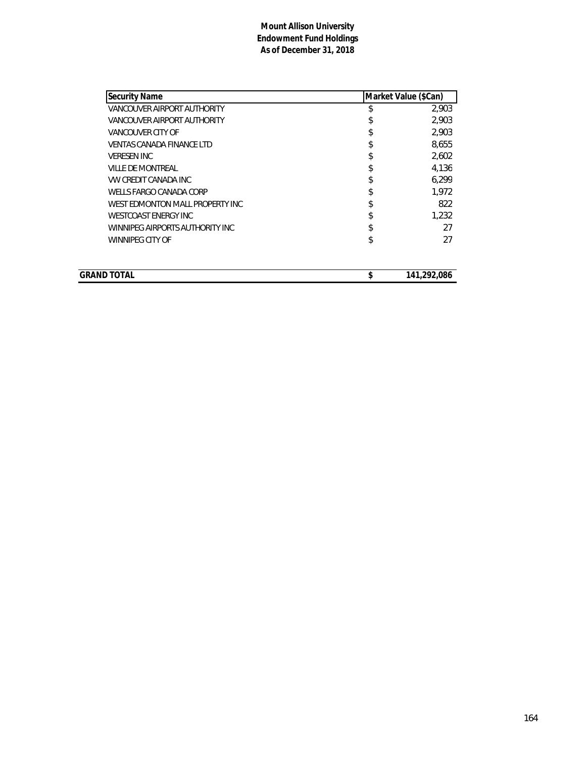**Mount Allison University**
**Endowment Fund Holdings**
**As of December 31, 2018**

| Security Name | Market Value ($Can) |
|---|---|
| VANCOUVER AIRPORT AUTHORITY | $ 2,903 |
| VANCOUVER AIRPORT AUTHORITY | $ 2,903 |
| VANCOUVER CITY OF | $ 2,903 |
| VENTAS CANADA FINANCE LTD | $ 8,655 |
| VERESEN INC | $ 2,602 |
| VILLE DE MONTREAL | $ 4,136 |
| VW CREDIT CANADA INC | $ 6,299 |
| WELLS FARGO CANADA CORP | $ 1,972 |
| WEST EDMONTON MALL PROPERTY INC | $ 822 |
| WESTCOAST ENERGY INC | $ 1,232 |
| WINNIPEG AIRPORTS AUTHORITY INC | $ 27 |
| WINNIPEG CITY OF | $ 27 |
| **GRAND TOTAL** | **$ 141,292,086** |